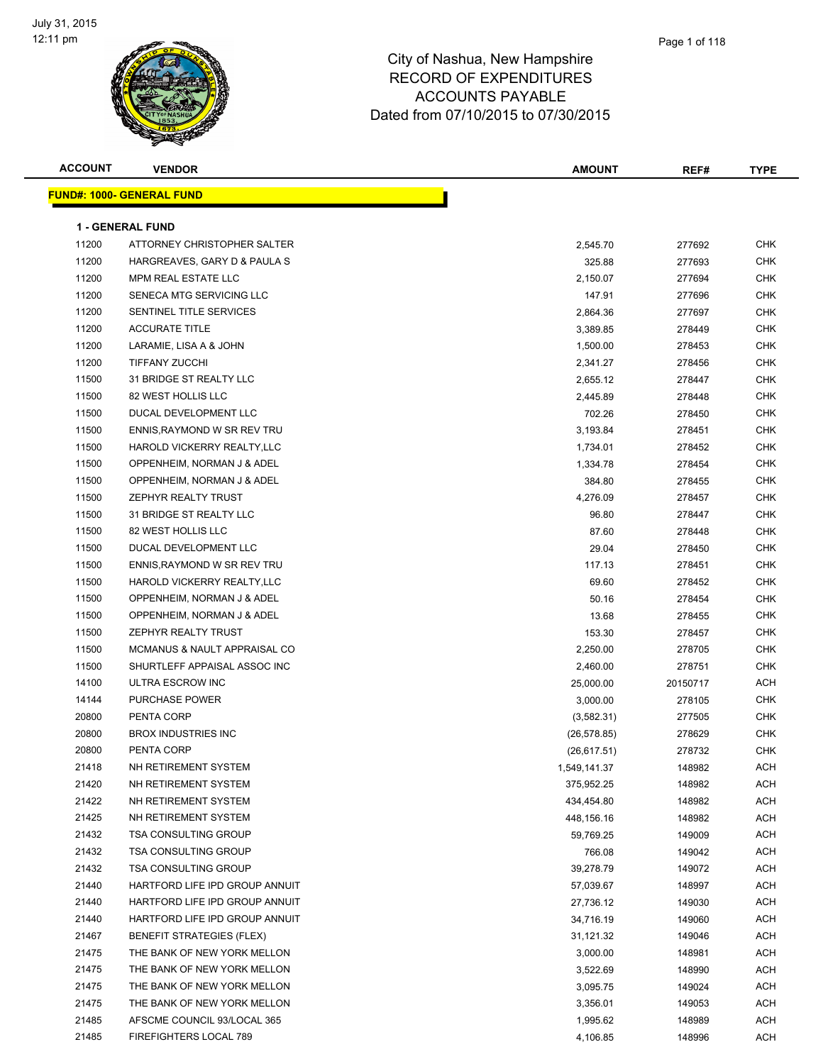July 31, 2015
12:11 pm

# City of Nashua, New Hampshire
## RECORD OF EXPENDITURES
## ACCOUNTS PAYABLE
## Dated from 07/10/2015 to 07/30/2015

| ACCOUNT | VENDOR | AMOUNT | REF# | TYPE |
|---|---|---|---|---|

**FUND#: 1000- GENERAL FUND**

**1 - GENERAL FUND**

| ACCOUNT | VENDOR | AMOUNT | REF# | TYPE |
|---|---|---|---|---|
| 11200 | ATTORNEY CHRISTOPHER SALTER | 2,545.70 | 277692 | CHK |
| 11200 | HARGREAVES, GARY D & PAULA S | 325.88 | 277693 | CHK |
| 11200 | MPM REAL ESTATE LLC | 2,150.07 | 277694 | CHK |
| 11200 | SENECA MTG SERVICING LLC | 147.91 | 277696 | CHK |
| 11200 | SENTINEL TITLE SERVICES | 2,864.36 | 277697 | CHK |
| 11200 | ACCURATE TITLE | 3,389.85 | 278449 | CHK |
| 11200 | LARAMIE, LISA A & JOHN | 1,500.00 | 278453 | CHK |
| 11200 | TIFFANY ZUCCHI | 2,341.27 | 278456 | CHK |
| 11500 | 31 BRIDGE ST REALTY LLC | 2,655.12 | 278447 | CHK |
| 11500 | 82 WEST HOLLIS LLC | 2,445.89 | 278448 | CHK |
| 11500 | DUCAL DEVELOPMENT LLC | 702.26 | 278450 | CHK |
| 11500 | ENNIS,RAYMOND W SR REV TRU | 3,193.84 | 278451 | CHK |
| 11500 | HAROLD VICKERRY REALTY,LLC | 1,734.01 | 278452 | CHK |
| 11500 | OPPENHEIM, NORMAN J & ADEL | 1,334.78 | 278454 | CHK |
| 11500 | OPPENHEIM, NORMAN J & ADEL | 384.80 | 278455 | CHK |
| 11500 | ZEPHYR REALTY TRUST | 4,276.09 | 278457 | CHK |
| 11500 | 31 BRIDGE ST REALTY LLC | 96.80 | 278447 | CHK |
| 11500 | 82 WEST HOLLIS LLC | 87.60 | 278448 | CHK |
| 11500 | DUCAL DEVELOPMENT LLC | 29.04 | 278450 | CHK |
| 11500 | ENNIS,RAYMOND W SR REV TRU | 117.13 | 278451 | CHK |
| 11500 | HAROLD VICKERRY REALTY,LLC | 69.60 | 278452 | CHK |
| 11500 | OPPENHEIM, NORMAN J & ADEL | 50.16 | 278454 | CHK |
| 11500 | OPPENHEIM, NORMAN J & ADEL | 13.68 | 278455 | CHK |
| 11500 | ZEPHYR REALTY TRUST | 153.30 | 278457 | CHK |
| 11500 | MCMANUS & NAULT APPRAISAL CO | 2,250.00 | 278705 | CHK |
| 11500 | SHURTLEFF APPAISAL ASSOC INC | 2,460.00 | 278751 | CHK |
| 14100 | ULTRA ESCROW INC | 25,000.00 | 20150717 | ACH |
| 14144 | PURCHASE POWER | 3,000.00 | 278105 | CHK |
| 20800 | PENTA CORP | (3,582.31) | 277505 | CHK |
| 20800 | BROX INDUSTRIES INC | (26,578.85) | 278629 | CHK |
| 20800 | PENTA CORP | (26,617.51) | 278732 | CHK |
| 21418 | NH RETIREMENT SYSTEM | 1,549,141.37 | 148982 | ACH |
| 21420 | NH RETIREMENT SYSTEM | 375,952.25 | 148982 | ACH |
| 21422 | NH RETIREMENT SYSTEM | 434,454.80 | 148982 | ACH |
| 21425 | NH RETIREMENT SYSTEM | 448,156.16 | 148982 | ACH |
| 21432 | TSA CONSULTING GROUP | 59,769.25 | 149009 | ACH |
| 21432 | TSA CONSULTING GROUP | 766.08 | 149042 | ACH |
| 21432 | TSA CONSULTING GROUP | 39,278.79 | 149072 | ACH |
| 21440 | HARTFORD LIFE IPD GROUP ANNUIT | 57,039.67 | 148997 | ACH |
| 21440 | HARTFORD LIFE IPD GROUP ANNUIT | 27,736.12 | 149030 | ACH |
| 21440 | HARTFORD LIFE IPD GROUP ANNUIT | 34,716.19 | 149060 | ACH |
| 21467 | BENEFIT STRATEGIES (FLEX) | 31,121.32 | 149046 | ACH |
| 21475 | THE BANK OF NEW YORK MELLON | 3,000.00 | 148981 | ACH |
| 21475 | THE BANK OF NEW YORK MELLON | 3,522.69 | 148990 | ACH |
| 21475 | THE BANK OF NEW YORK MELLON | 3,095.75 | 149024 | ACH |
| 21475 | THE BANK OF NEW YORK MELLON | 3,356.01 | 149053 | ACH |
| 21485 | AFSCME COUNCIL 93/LOCAL 365 | 1,995.62 | 148989 | ACH |
| 21485 | FIREFIGHTERS LOCAL 789 | 4,106.85 | 148996 | ACH |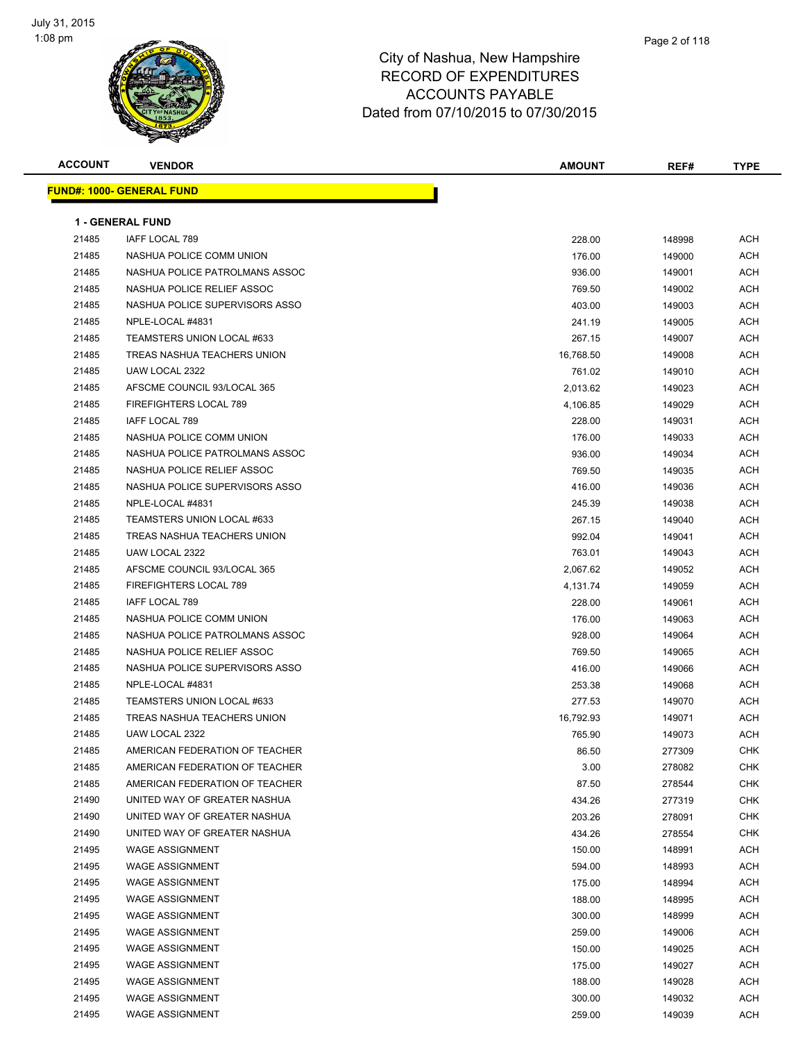# City of Nashua, New Hampshire
## RECORD OF EXPENDITURES
## ACCOUNTS PAYABLE
## Dated from 07/10/2015 to 07/30/2015

| ACCOUNT | VENDOR | AMOUNT | REF# | TYPE |
|---|---|---|---|---|

**FUND#: 1000- GENERAL FUND**

**1 - GENERAL FUND**

| ACCOUNT | VENDOR | AMOUNT | REF# | TYPE |
|---|---|---|---|---|
| 21485 | IAFF LOCAL 789 | 228.00 | 148998 | ACH |
| 21485 | NASHUA POLICE COMM UNION | 176.00 | 149000 | ACH |
| 21485 | NASHUA POLICE PATROLMANS ASSOC | 936.00 | 149001 | ACH |
| 21485 | NASHUA POLICE RELIEF ASSOC | 769.50 | 149002 | ACH |
| 21485 | NASHUA POLICE SUPERVISORS ASSO | 403.00 | 149003 | ACH |
| 21485 | NPLE-LOCAL #4831 | 241.19 | 149005 | ACH |
| 21485 | TEAMSTERS UNION LOCAL #633 | 267.15 | 149007 | ACH |
| 21485 | TREAS NASHUA TEACHERS UNION | 16,768.50 | 149008 | ACH |
| 21485 | UAW LOCAL 2322 | 761.02 | 149010 | ACH |
| 21485 | AFSCME COUNCIL 93/LOCAL 365 | 2,013.62 | 149023 | ACH |
| 21485 | FIREFIGHTERS LOCAL 789 | 4,106.85 | 149029 | ACH |
| 21485 | IAFF LOCAL 789 | 228.00 | 149031 | ACH |
| 21485 | NASHUA POLICE COMM UNION | 176.00 | 149033 | ACH |
| 21485 | NASHUA POLICE PATROLMANS ASSOC | 936.00 | 149034 | ACH |
| 21485 | NASHUA POLICE RELIEF ASSOC | 769.50 | 149035 | ACH |
| 21485 | NASHUA POLICE SUPERVISORS ASSO | 416.00 | 149036 | ACH |
| 21485 | NPLE-LOCAL #4831 | 245.39 | 149038 | ACH |
| 21485 | TEAMSTERS UNION LOCAL #633 | 267.15 | 149040 | ACH |
| 21485 | TREAS NASHUA TEACHERS UNION | 992.04 | 149041 | ACH |
| 21485 | UAW LOCAL 2322 | 763.01 | 149043 | ACH |
| 21485 | AFSCME COUNCIL 93/LOCAL 365 | 2,067.62 | 149052 | ACH |
| 21485 | FIREFIGHTERS LOCAL 789 | 4,131.74 | 149059 | ACH |
| 21485 | IAFF LOCAL 789 | 228.00 | 149061 | ACH |
| 21485 | NASHUA POLICE COMM UNION | 176.00 | 149063 | ACH |
| 21485 | NASHUA POLICE PATROLMANS ASSOC | 928.00 | 149064 | ACH |
| 21485 | NASHUA POLICE RELIEF ASSOC | 769.50 | 149065 | ACH |
| 21485 | NASHUA POLICE SUPERVISORS ASSO | 416.00 | 149066 | ACH |
| 21485 | NPLE-LOCAL #4831 | 253.38 | 149068 | ACH |
| 21485 | TEAMSTERS UNION LOCAL #633 | 277.53 | 149070 | ACH |
| 21485 | TREAS NASHUA TEACHERS UNION | 16,792.93 | 149071 | ACH |
| 21485 | UAW LOCAL 2322 | 765.90 | 149073 | ACH |
| 21485 | AMERICAN FEDERATION OF TEACHER | 86.50 | 277309 | CHK |
| 21485 | AMERICAN FEDERATION OF TEACHER | 3.00 | 278082 | CHK |
| 21485 | AMERICAN FEDERATION OF TEACHER | 87.50 | 278544 | CHK |
| 21490 | UNITED WAY OF GREATER NASHUA | 434.26 | 277319 | CHK |
| 21490 | UNITED WAY OF GREATER NASHUA | 203.26 | 278091 | CHK |
| 21490 | UNITED WAY OF GREATER NASHUA | 434.26 | 278554 | CHK |
| 21495 | WAGE ASSIGNMENT | 150.00 | 148991 | ACH |
| 21495 | WAGE ASSIGNMENT | 594.00 | 148993 | ACH |
| 21495 | WAGE ASSIGNMENT | 175.00 | 148994 | ACH |
| 21495 | WAGE ASSIGNMENT | 188.00 | 148995 | ACH |
| 21495 | WAGE ASSIGNMENT | 300.00 | 148999 | ACH |
| 21495 | WAGE ASSIGNMENT | 259.00 | 149006 | ACH |
| 21495 | WAGE ASSIGNMENT | 150.00 | 149025 | ACH |
| 21495 | WAGE ASSIGNMENT | 175.00 | 149027 | ACH |
| 21495 | WAGE ASSIGNMENT | 188.00 | 149028 | ACH |
| 21495 | WAGE ASSIGNMENT | 300.00 | 149032 | ACH |
| 21495 | WAGE ASSIGNMENT | 259.00 | 149039 | ACH |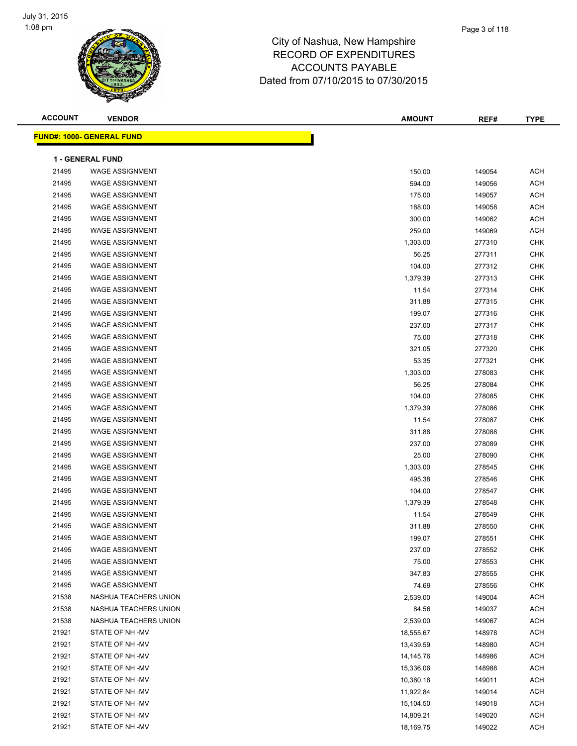City of Nashua, New Hampshire
RECORD OF EXPENDITURES
ACCOUNTS PAYABLE
Dated from 07/10/2015 to 07/30/2015

**FUND#: 1000- GENERAL FUND**

**1 - GENERAL FUND**

| ACCOUNT | VENDOR | AMOUNT | REF# | TYPE |
|---|---|---|---|---|
| 21495 | WAGE ASSIGNMENT | 150.00 | 149054 | ACH |
| 21495 | WAGE ASSIGNMENT | 594.00 | 149056 | ACH |
| 21495 | WAGE ASSIGNMENT | 175.00 | 149057 | ACH |
| 21495 | WAGE ASSIGNMENT | 188.00 | 149058 | ACH |
| 21495 | WAGE ASSIGNMENT | 300.00 | 149062 | ACH |
| 21495 | WAGE ASSIGNMENT | 259.00 | 149069 | ACH |
| 21495 | WAGE ASSIGNMENT | 1,303.00 | 277310 | CHK |
| 21495 | WAGE ASSIGNMENT | 56.25 | 277311 | CHK |
| 21495 | WAGE ASSIGNMENT | 104.00 | 277312 | CHK |
| 21495 | WAGE ASSIGNMENT | 1,379.39 | 277313 | CHK |
| 21495 | WAGE ASSIGNMENT | 11.54 | 277314 | CHK |
| 21495 | WAGE ASSIGNMENT | 311.88 | 277315 | CHK |
| 21495 | WAGE ASSIGNMENT | 199.07 | 277316 | CHK |
| 21495 | WAGE ASSIGNMENT | 237.00 | 277317 | CHK |
| 21495 | WAGE ASSIGNMENT | 75.00 | 277318 | CHK |
| 21495 | WAGE ASSIGNMENT | 321.05 | 277320 | CHK |
| 21495 | WAGE ASSIGNMENT | 53.35 | 277321 | CHK |
| 21495 | WAGE ASSIGNMENT | 1,303.00 | 278083 | CHK |
| 21495 | WAGE ASSIGNMENT | 56.25 | 278084 | CHK |
| 21495 | WAGE ASSIGNMENT | 104.00 | 278085 | CHK |
| 21495 | WAGE ASSIGNMENT | 1,379.39 | 278086 | CHK |
| 21495 | WAGE ASSIGNMENT | 11.54 | 278087 | CHK |
| 21495 | WAGE ASSIGNMENT | 311.88 | 278088 | CHK |
| 21495 | WAGE ASSIGNMENT | 237.00 | 278089 | CHK |
| 21495 | WAGE ASSIGNMENT | 25.00 | 278090 | CHK |
| 21495 | WAGE ASSIGNMENT | 1,303.00 | 278545 | CHK |
| 21495 | WAGE ASSIGNMENT | 495.38 | 278546 | CHK |
| 21495 | WAGE ASSIGNMENT | 104.00 | 278547 | CHK |
| 21495 | WAGE ASSIGNMENT | 1,379.39 | 278548 | CHK |
| 21495 | WAGE ASSIGNMENT | 11.54 | 278549 | CHK |
| 21495 | WAGE ASSIGNMENT | 311.88 | 278550 | CHK |
| 21495 | WAGE ASSIGNMENT | 199.07 | 278551 | CHK |
| 21495 | WAGE ASSIGNMENT | 237.00 | 278552 | CHK |
| 21495 | WAGE ASSIGNMENT | 75.00 | 278553 | CHK |
| 21495 | WAGE ASSIGNMENT | 347.83 | 278555 | CHK |
| 21495 | WAGE ASSIGNMENT | 74.69 | 278556 | CHK |
| 21538 | NASHUA TEACHERS UNION | 2,539.00 | 149004 | ACH |
| 21538 | NASHUA TEACHERS UNION | 84.56 | 149037 | ACH |
| 21538 | NASHUA TEACHERS UNION | 2,539.00 | 149067 | ACH |
| 21921 | STATE OF NH -MV | 18,555.67 | 148978 | ACH |
| 21921 | STATE OF NH -MV | 13,439.59 | 148980 | ACH |
| 21921 | STATE OF NH -MV | 14,145.76 | 148986 | ACH |
| 21921 | STATE OF NH -MV | 15,336.06 | 148988 | ACH |
| 21921 | STATE OF NH -MV | 10,380.18 | 149011 | ACH |
| 21921 | STATE OF NH -MV | 11,922.84 | 149014 | ACH |
| 21921 | STATE OF NH -MV | 15,104.50 | 149018 | ACH |
| 21921 | STATE OF NH -MV | 14,809.21 | 149020 | ACH |
| 21921 | STATE OF NH -MV | 18,169.75 | 149022 | ACH |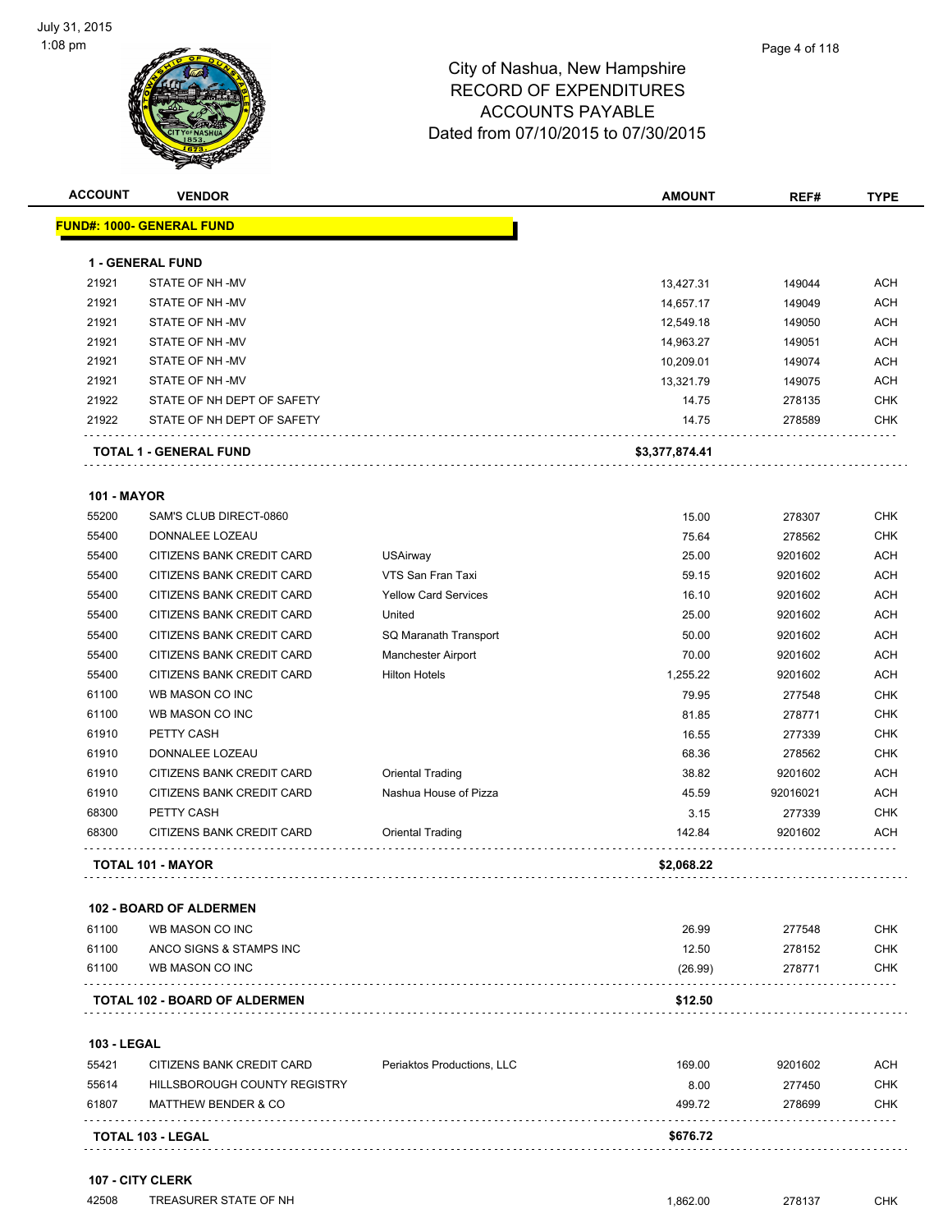City of Nashua, New Hampshire
RECORD OF EXPENDITURES
ACCOUNTS PAYABLE
Dated from 07/10/2015 to 07/30/2015

| ACCOUNT | VENDOR | | AMOUNT | REF# | TYPE |
|---|---|---|---|---|---|
| **FUND#: 1000- GENERAL FUND** | | | | | |
| **1 - GENERAL FUND** | | | | | |
| 21921 | STATE OF NH -MV | | 13,427.31 | 149044 | ACH |
| 21921 | STATE OF NH -MV | | 14,657.17 | 149049 | ACH |
| 21921 | STATE OF NH -MV | | 12,549.18 | 149050 | ACH |
| 21921 | STATE OF NH -MV | | 14,963.27 | 149051 | ACH |
| 21921 | STATE OF NH -MV | | 10,209.01 | 149074 | ACH |
| 21921 | STATE OF NH -MV | | 13,321.79 | 149075 | ACH |
| 21922 | STATE OF NH DEPT OF SAFETY | | 14.75 | 278135 | CHK |
| 21922 | STATE OF NH DEPT OF SAFETY | | 14.75 | 278589 | CHK |
| **TOTAL 1 - GENERAL FUND** | | | **$3,377,874.41** | | |
| **101 - MAYOR** | | | | | |
| 55200 | SAM'S CLUB DIRECT-0860 | | 15.00 | 278307 | CHK |
| 55400 | DONNALEE LOZEAU | | 75.64 | 278562 | CHK |
| 55400 | CITIZENS BANK CREDIT CARD | USAirway | 25.00 | 9201602 | ACH |
| 55400 | CITIZENS BANK CREDIT CARD | VTS San Fran Taxi | 59.15 | 9201602 | ACH |
| 55400 | CITIZENS BANK CREDIT CARD | Yellow Card Services | 16.10 | 9201602 | ACH |
| 55400 | CITIZENS BANK CREDIT CARD | United | 25.00 | 9201602 | ACH |
| 55400 | CITIZENS BANK CREDIT CARD | SQ Maranath Transport | 50.00 | 9201602 | ACH |
| 55400 | CITIZENS BANK CREDIT CARD | Manchester Airport | 70.00 | 9201602 | ACH |
| 55400 | CITIZENS BANK CREDIT CARD | Hilton Hotels | 1,255.22 | 9201602 | ACH |
| 61100 | WB MASON CO INC | | 79.95 | 277548 | CHK |
| 61100 | WB MASON CO INC | | 81.85 | 278771 | CHK |
| 61910 | PETTY CASH | | 16.55 | 277339 | CHK |
| 61910 | DONNALEE LOZEAU | | 68.36 | 278562 | CHK |
| 61910 | CITIZENS BANK CREDIT CARD | Oriental Trading | 38.82 | 9201602 | ACH |
| 61910 | CITIZENS BANK CREDIT CARD | Nashua House of Pizza | 45.59 | 92016021 | ACH |
| 68300 | PETTY CASH | | 3.15 | 277339 | CHK |
| 68300 | CITIZENS BANK CREDIT CARD | Oriental Trading | 142.84 | 9201602 | ACH |
| **TOTAL 101 - MAYOR** | | | **$2,068.22** | | |
| **102 - BOARD OF ALDERMEN** | | | | | |
| 61100 | WB MASON CO INC | | 26.99 | 277548 | CHK |
| 61100 | ANCO SIGNS & STAMPS INC | | 12.50 | 278152 | CHK |
| 61100 | WB MASON CO INC | | (26.99) | 278771 | CHK |
| **TOTAL 102 - BOARD OF ALDERMEN** | | | **$12.50** | | |
| **103 - LEGAL** | | | | | |
| 55421 | CITIZENS BANK CREDIT CARD | Periaktos Productions, LLC | 169.00 | 9201602 | ACH |
| 55614 | HILLSBOROUGH COUNTY REGISTRY | | 8.00 | 277450 | CHK |
| 61807 | MATTHEW BENDER & CO | | 499.72 | 278699 | CHK |
| **TOTAL 103 - LEGAL** | | | **$676.72** | | |
| **107 - CITY CLERK** | | | | | |
| 42508 | TREASURER STATE OF NH | | 1,862.00 | 278137 | CHK |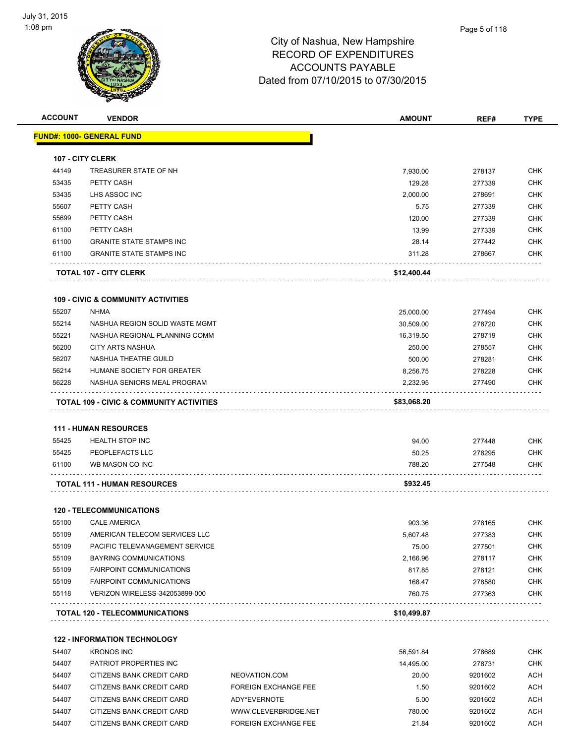# City of Nashua, New Hampshire
## RECORD OF EXPENDITURES
## ACCOUNTS PAYABLE
## Dated from 07/10/2015 to 07/30/2015

| ACCOUNT | VENDOR | | AMOUNT | REF# | TYPE |
|---|---|---|---|---|---|
| **FUND#: 1000- GENERAL FUND** | | | | | |
| **107 - CITY CLERK** | | | | | |
| 44149 | TREASURER STATE OF NH | | 7,930.00 | 278137 | CHK |
| 53435 | PETTY CASH | | 129.28 | 277339 | CHK |
| 53435 | LHS ASSOC INC | | 2,000.00 | 278691 | CHK |
| 55607 | PETTY CASH | | 5.75 | 277339 | CHK |
| 55699 | PETTY CASH | | 120.00 | 277339 | CHK |
| 61100 | PETTY CASH | | 13.99 | 277339 | CHK |
| 61100 | GRANITE STATE STAMPS INC | | 28.14 | 277442 | CHK |
| 61100 | GRANITE STATE STAMPS INC | | 311.28 | 278667 | CHK |
| **TOTAL 107 - CITY CLERK** | | | **$12,400.44** | | |
| **109 - CIVIC & COMMUNITY ACTIVITIES** | | | | | |
| 55207 | NHMA | | 25,000.00 | 277494 | CHK |
| 55214 | NASHUA REGION SOLID WASTE MGMT | | 30,509.00 | 278720 | CHK |
| 55221 | NASHUA REGIONAL PLANNING COMM | | 16,319.50 | 278719 | CHK |
| 56200 | CITY ARTS NASHUA | | 250.00 | 278557 | CHK |
| 56207 | NASHUA THEATRE GUILD | | 500.00 | 278281 | CHK |
| 56214 | HUMANE SOCIETY FOR GREATER | | 8,256.75 | 278228 | CHK |
| 56228 | NASHUA SENIORS MEAL PROGRAM | | 2,232.95 | 277490 | CHK |
| **TOTAL 109 - CIVIC & COMMUNITY ACTIVITIES** | | | **$83,068.20** | | |
| **111 - HUMAN RESOURCES** | | | | | |
| 55425 | HEALTH STOP INC | | 94.00 | 277448 | CHK |
| 55425 | PEOPLEFACTS LLC | | 50.25 | 278295 | CHK |
| 61100 | WB MASON CO INC | | 788.20 | 277548 | CHK |
| **TOTAL 111 - HUMAN RESOURCES** | | | **$932.45** | | |
| **120 - TELECOMMUNICATIONS** | | | | | |
| 55100 | CALE AMERICA | | 903.36 | 278165 | CHK |
| 55109 | AMERICAN TELECOM SERVICES LLC | | 5,607.48 | 277383 | CHK |
| 55109 | PACIFIC TELEMANAGEMENT SERVICE | | 75.00 | 277501 | CHK |
| 55109 | BAYRING COMMUNICATIONS | | 2,166.96 | 278117 | CHK |
| 55109 | FAIRPOINT COMMUNICATIONS | | 817.85 | 278121 | CHK |
| 55109 | FAIRPOINT COMMUNICATIONS | | 168.47 | 278580 | CHK |
| 55118 | VERIZON WIRELESS-342053899-000 | | 760.75 | 277363 | CHK |
| **TOTAL 120 - TELECOMMUNICATIONS** | | | **$10,499.87** | | |
| **122 - INFORMATION TECHNOLOGY** | | | | | |
| 54407 | KRONOS INC | | 56,591.84 | 278689 | CHK |
| 54407 | PATRIOT PROPERTIES INC | | 14,495.00 | 278731 | CHK |
| 54407 | CITIZENS BANK CREDIT CARD | NEOVATION.COM | 20.00 | 9201602 | ACH |
| 54407 | CITIZENS BANK CREDIT CARD | FOREIGN EXCHANGE FEE | 1.50 | 9201602 | ACH |
| 54407 | CITIZENS BANK CREDIT CARD | ADY*EVERNOTE | 5.00 | 9201602 | ACH |
| 54407 | CITIZENS BANK CREDIT CARD | WWW.CLEVERBRIDGE.NET | 780.00 | 9201602 | ACH |
| 54407 | CITIZENS BANK CREDIT CARD | FOREIGN EXCHANGE FEE | 21.84 | 9201602 | ACH |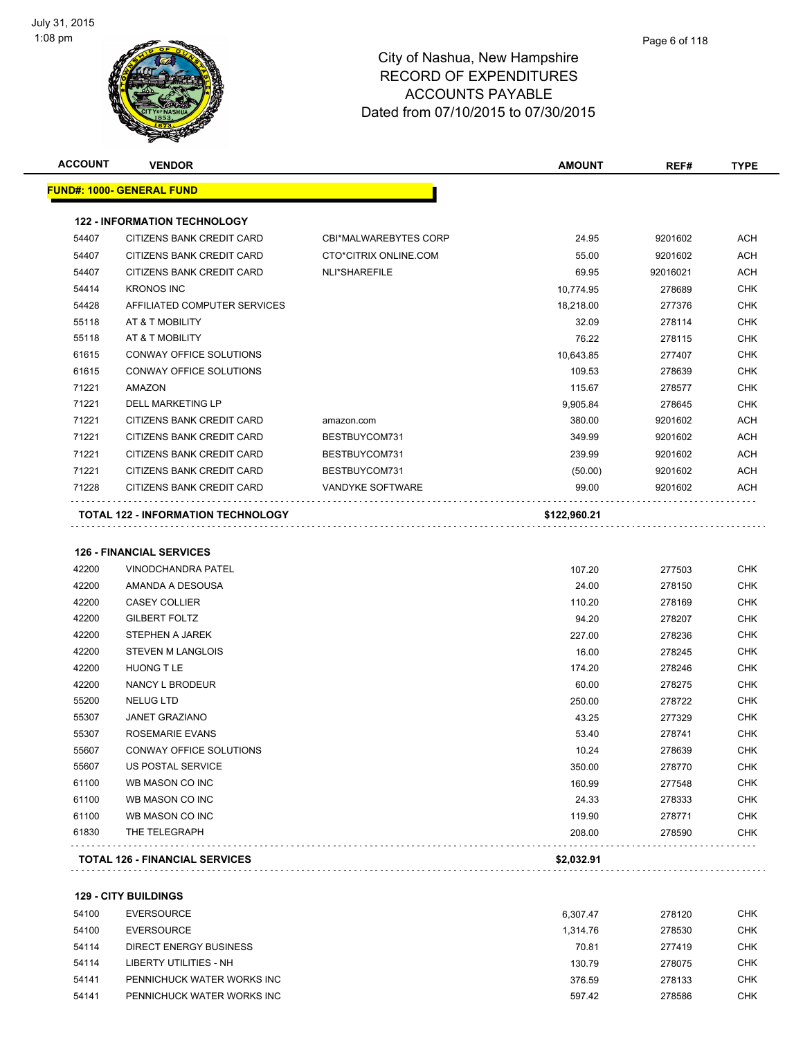# City of Nashua, New Hampshire
## RECORD OF EXPENDITURES
## ACCOUNTS PAYABLE
## Dated from 07/10/2015 to 07/30/2015

| ACCOUNT | VENDOR | | AMOUNT | REF# | TYPE |
|---|---|---|---|---|---|
| **FUND#: 1000- GENERAL FUND** | | | | | |
| **122 - INFORMATION TECHNOLOGY** | | | | | |
| 54407 | CITIZENS BANK CREDIT CARD | CBI*MALWAREBYTES CORP | 24.95 | 9201602 | ACH |
| 54407 | CITIZENS BANK CREDIT CARD | CTO*CITRIX ONLINE.COM | 55.00 | 9201602 | ACH |
| 54407 | CITIZENS BANK CREDIT CARD | NLI*SHAREFILE | 69.95 | 92016021 | ACH |
| 54414 | KRONOS INC | | 10,774.95 | 278689 | CHK |
| 54428 | AFFILIATED COMPUTER SERVICES | | 18,218.00 | 277376 | CHK |
| 55118 | AT & T MOBILITY | | 32.09 | 278114 | CHK |
| 55118 | AT & T MOBILITY | | 76.22 | 278115 | CHK |
| 61615 | CONWAY OFFICE SOLUTIONS | | 10,643.85 | 277407 | CHK |
| 61615 | CONWAY OFFICE SOLUTIONS | | 109.53 | 278639 | CHK |
| 71221 | AMAZON | | 115.67 | 278577 | CHK |
| 71221 | DELL MARKETING LP | | 9,905.84 | 278645 | CHK |
| 71221 | CITIZENS BANK CREDIT CARD | amazon.com | 380.00 | 9201602 | ACH |
| 71221 | CITIZENS BANK CREDIT CARD | BESTBUYCOM731 | 349.99 | 9201602 | ACH |
| 71221 | CITIZENS BANK CREDIT CARD | BESTBUYCOM731 | 239.99 | 9201602 | ACH |
| 71221 | CITIZENS BANK CREDIT CARD | BESTBUYCOM731 | (50.00) | 9201602 | ACH |
| 71228 | CITIZENS BANK CREDIT CARD | VANDYKE SOFTWARE | 99.00 | 9201602 | ACH |
| **TOTAL 122 - INFORMATION TECHNOLOGY** | | | **$122,960.21** | | |
| **126 - FINANCIAL SERVICES** | | | | | |
| 42200 | VINODCHANDRA PATEL | | 107.20 | 277503 | CHK |
| 42200 | AMANDA A DESOUSA | | 24.00 | 278150 | CHK |
| 42200 | CASEY COLLIER | | 110.20 | 278169 | CHK |
| 42200 | GILBERT FOLTZ | | 94.20 | 278207 | CHK |
| 42200 | STEPHEN A JAREK | | 227.00 | 278236 | CHK |
| 42200 | STEVEN M LANGLOIS | | 16.00 | 278245 | CHK |
| 42200 | HUONG T LE | | 174.20 | 278246 | CHK |
| 42200 | NANCY L BRODEUR | | 60.00 | 278275 | CHK |
| 55200 | NELUG LTD | | 250.00 | 278722 | CHK |
| 55307 | JANET GRAZIANO | | 43.25 | 277329 | CHK |
| 55307 | ROSEMARIE EVANS | | 53.40 | 278741 | CHK |
| 55607 | CONWAY OFFICE SOLUTIONS | | 10.24 | 278639 | CHK |
| 55607 | US POSTAL SERVICE | | 350.00 | 278770 | CHK |
| 61100 | WB MASON CO INC | | 160.99 | 277548 | CHK |
| 61100 | WB MASON CO INC | | 24.33 | 278333 | CHK |
| 61100 | WB MASON CO INC | | 119.90 | 278771 | CHK |
| 61830 | THE TELEGRAPH | | 208.00 | 278590 | CHK |
| **TOTAL 126 - FINANCIAL SERVICES** | | | **$2,032.91** | | |
| **129 - CITY BUILDINGS** | | | | | |
| 54100 | EVERSOURCE | | 6,307.47 | 278120 | CHK |
| 54100 | EVERSOURCE | | 1,314.76 | 278530 | CHK |
| 54114 | DIRECT ENERGY BUSINESS | | 70.81 | 277419 | CHK |
| 54114 | LIBERTY UTILITIES - NH | | 130.79 | 278075 | CHK |
| 54141 | PENNICHUCK WATER WORKS INC | | 376.59 | 278133 | CHK |
| 54141 | PENNICHUCK WATER WORKS INC | | 597.42 | 278586 | CHK |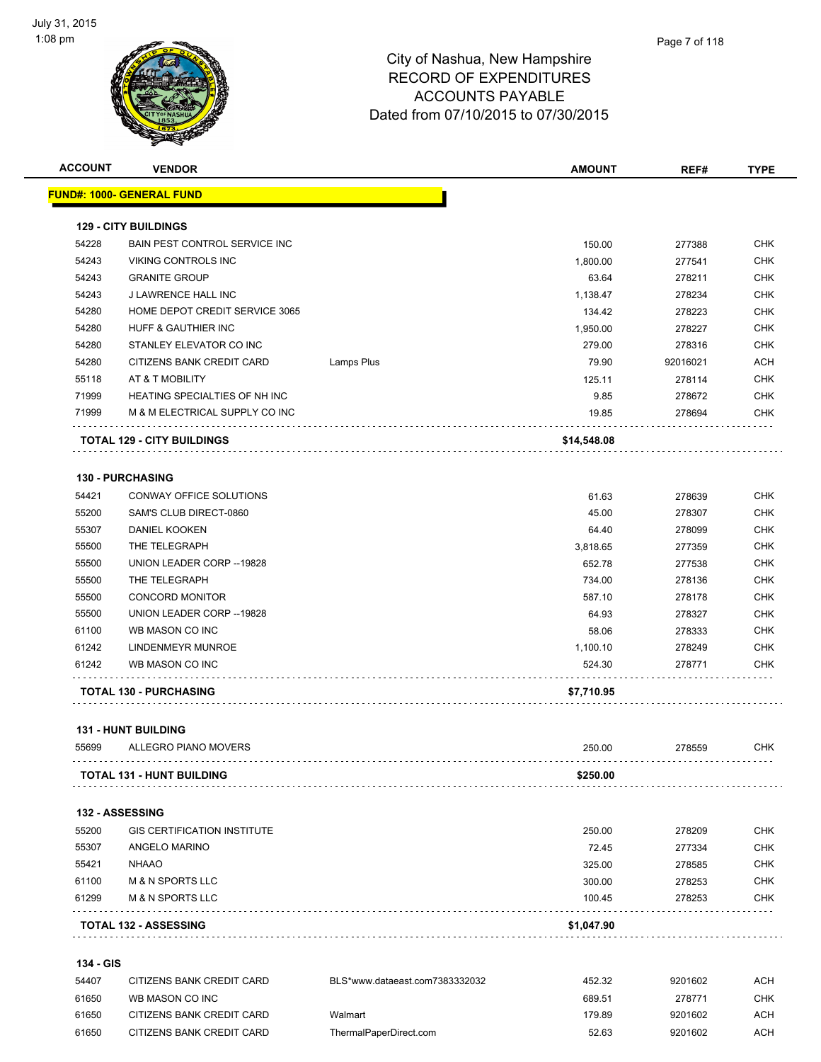City of Nashua, New Hampshire
RECORD OF EXPENDITURES
ACCOUNTS PAYABLE
Dated from 07/10/2015 to 07/30/2015

July 31, 2015
1:08 pm

| ACCOUNT | VENDOR | | AMOUNT | REF# | TYPE |
|---|---|---|---|---|---|
| **FUND#: 1000- GENERAL FUND** | | | | | |
| **129 - CITY BUILDINGS** | | | | | |
| 54228 | BAIN PEST CONTROL SERVICE INC | | 150.00 | 277388 | CHK |
| 54243 | VIKING CONTROLS INC | | 1,800.00 | 277541 | CHK |
| 54243 | GRANITE GROUP | | 63.64 | 278211 | CHK |
| 54243 | J LAWRENCE HALL INC | | 1,138.47 | 278234 | CHK |
| 54280 | HOME DEPOT CREDIT SERVICE 3065 | | 134.42 | 278223 | CHK |
| 54280 | HUFF & GAUTHIER INC | | 1,950.00 | 278227 | CHK |
| 54280 | STANLEY ELEVATOR CO INC | | 279.00 | 278316 | CHK |
| 54280 | CITIZENS BANK CREDIT CARD | Lamps Plus | 79.90 | 92016021 | ACH |
| 55118 | AT & T MOBILITY | | 125.11 | 278114 | CHK |
| 71999 | HEATING SPECIALTIES OF NH INC | | 9.85 | 278672 | CHK |
| 71999 | M & M ELECTRICAL SUPPLY CO INC | | 19.85 | 278694 | CHK |
| **TOTAL 129 - CITY BUILDINGS** | | | **$14,548.08** | | |
| **130 - PURCHASING** | | | | | |
| 54421 | CONWAY OFFICE SOLUTIONS | | 61.63 | 278639 | CHK |
| 55200 | SAM'S CLUB DIRECT-0860 | | 45.00 | 278307 | CHK |
| 55307 | DANIEL KOOKEN | | 64.40 | 278099 | CHK |
| 55500 | THE TELEGRAPH | | 3,818.65 | 277359 | CHK |
| 55500 | UNION LEADER CORP --19828 | | 652.78 | 277538 | CHK |
| 55500 | THE TELEGRAPH | | 734.00 | 278136 | CHK |
| 55500 | CONCORD MONITOR | | 587.10 | 278178 | CHK |
| 55500 | UNION LEADER CORP --19828 | | 64.93 | 278327 | CHK |
| 61100 | WB MASON CO INC | | 58.06 | 278333 | CHK |
| 61242 | LINDENMEYR MUNROE | | 1,100.10 | 278249 | CHK |
| 61242 | WB MASON CO INC | | 524.30 | 278771 | CHK |
| **TOTAL 130 - PURCHASING** | | | **$7,710.95** | | |
| **131 - HUNT BUILDING** | | | | | |
| 55699 | ALLEGRO PIANO MOVERS | | 250.00 | 278559 | CHK |
| **TOTAL 131 - HUNT BUILDING** | | | **$250.00** | | |
| **132 - ASSESSING** | | | | | |
| 55200 | GIS CERTIFICATION INSTITUTE | | 250.00 | 278209 | CHK |
| 55307 | ANGELO MARINO | | 72.45 | 277334 | CHK |
| 55421 | NHAAO | | 325.00 | 278585 | CHK |
| 61100 | M & N SPORTS LLC | | 300.00 | 278253 | CHK |
| 61299 | M & N SPORTS LLC | | 100.45 | 278253 | CHK |
| **TOTAL 132 - ASSESSING** | | | **$1,047.90** | | |
| **134 - GIS** | | | | | |
| 54407 | CITIZENS BANK CREDIT CARD | BLS*www.dataeast.com7383332032 | 452.32 | 9201602 | ACH |
| 61650 | WB MASON CO INC | | 689.51 | 278771 | CHK |
| 61650 | CITIZENS BANK CREDIT CARD | Walmart | 179.89 | 9201602 | ACH |
| 61650 | CITIZENS BANK CREDIT CARD | ThermalPaperDirect.com | 52.63 | 9201602 | ACH |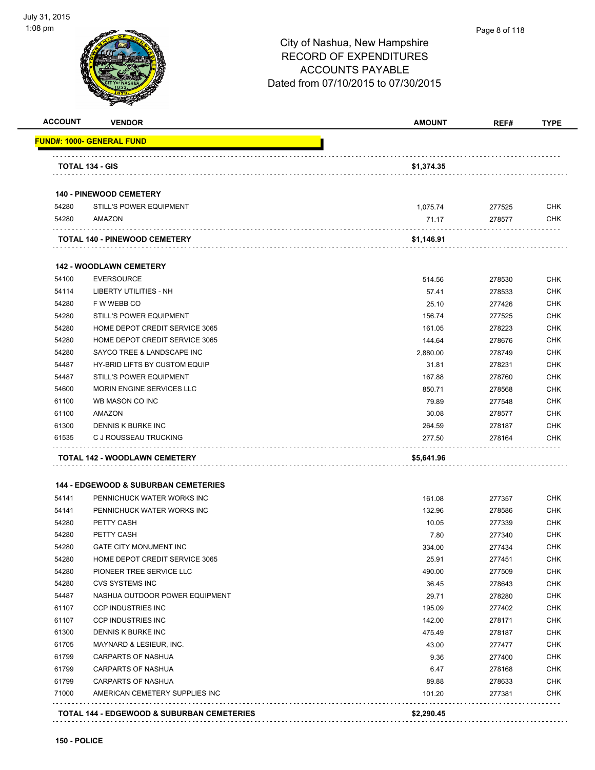City of Nashua, New Hampshire
RECORD OF EXPENDITURES
ACCOUNTS PAYABLE
Dated from 07/10/2015 to 07/30/2015

| ACCOUNT | VENDOR | AMOUNT | REF# | TYPE |
|---|---|---|---|---|
| **FUND#: 1000- GENERAL FUND** | | | | |
| **TOTAL 134 - GIS** | | **$1,374.35** | | |
| **140 - PINEWOOD CEMETERY** | | | | |
| 54280 | STILL'S POWER EQUIPMENT | 1,075.74 | 277525 | CHK |
| 54280 | AMAZON | 71.17 | 278577 | CHK |
| **TOTAL 140 - PINEWOOD CEMETERY** | | **$1,146.91** | | |
| **142 - WOODLAWN CEMETERY** | | | | |
| 54100 | EVERSOURCE | 514.56 | 278530 | CHK |
| 54114 | LIBERTY UTILITIES - NH | 57.41 | 278533 | CHK |
| 54280 | F W WEBB CO | 25.10 | 277426 | CHK |
| 54280 | STILL'S POWER EQUIPMENT | 156.74 | 277525 | CHK |
| 54280 | HOME DEPOT CREDIT SERVICE 3065 | 161.05 | 278223 | CHK |
| 54280 | HOME DEPOT CREDIT SERVICE 3065 | 144.64 | 278676 | CHK |
| 54280 | SAYCO TREE & LANDSCAPE INC | 2,880.00 | 278749 | CHK |
| 54487 | HY-BRID LIFTS BY CUSTOM EQUIP | 31.81 | 278231 | CHK |
| 54487 | STILL'S POWER EQUIPMENT | 167.88 | 278760 | CHK |
| 54600 | MORIN ENGINE SERVICES LLC | 850.71 | 278568 | CHK |
| 61100 | WB MASON CO INC | 79.89 | 277548 | CHK |
| 61100 | AMAZON | 30.08 | 278577 | CHK |
| 61300 | DENNIS K BURKE INC | 264.59 | 278187 | CHK |
| 61535 | C J ROUSSEAU TRUCKING | 277.50 | 278164 | CHK |
| **TOTAL 142 - WOODLAWN CEMETERY** | | **$5,641.96** | | |
| **144 - EDGEWOOD & SUBURBAN CEMETERIES** | | | | |
| 54141 | PENNICHUCK WATER WORKS INC | 161.08 | 277357 | CHK |
| 54141 | PENNICHUCK WATER WORKS INC | 132.96 | 278586 | CHK |
| 54280 | PETTY CASH | 10.05 | 277339 | CHK |
| 54280 | PETTY CASH | 7.80 | 277340 | CHK |
| 54280 | GATE CITY MONUMENT INC | 334.00 | 277434 | CHK |
| 54280 | HOME DEPOT CREDIT SERVICE 3065 | 25.91 | 277451 | CHK |
| 54280 | PIONEER TREE SERVICE LLC | 490.00 | 277509 | CHK |
| 54280 | CVS SYSTEMS INC | 36.45 | 278643 | CHK |
| 54487 | NASHUA OUTDOOR POWER EQUIPMENT | 29.71 | 278280 | CHK |
| 61107 | CCP INDUSTRIES INC | 195.09 | 277402 | CHK |
| 61107 | CCP INDUSTRIES INC | 142.00 | 278171 | CHK |
| 61300 | DENNIS K BURKE INC | 475.49 | 278187 | CHK |
| 61705 | MAYNARD & LESIEUR, INC. | 43.00 | 277477 | CHK |
| 61799 | CARPARTS OF NASHUA | 9.36 | 277400 | CHK |
| 61799 | CARPARTS OF NASHUA | 6.47 | 278168 | CHK |
| 61799 | CARPARTS OF NASHUA | 89.88 | 278633 | CHK |
| 71000 | AMERICAN CEMETERY SUPPLIES INC | 101.20 | 277381 | CHK |
| **TOTAL 144 - EDGEWOOD & SUBURBAN CEMETERIES** | | **$2,290.45** | | |

**150 - POLICE**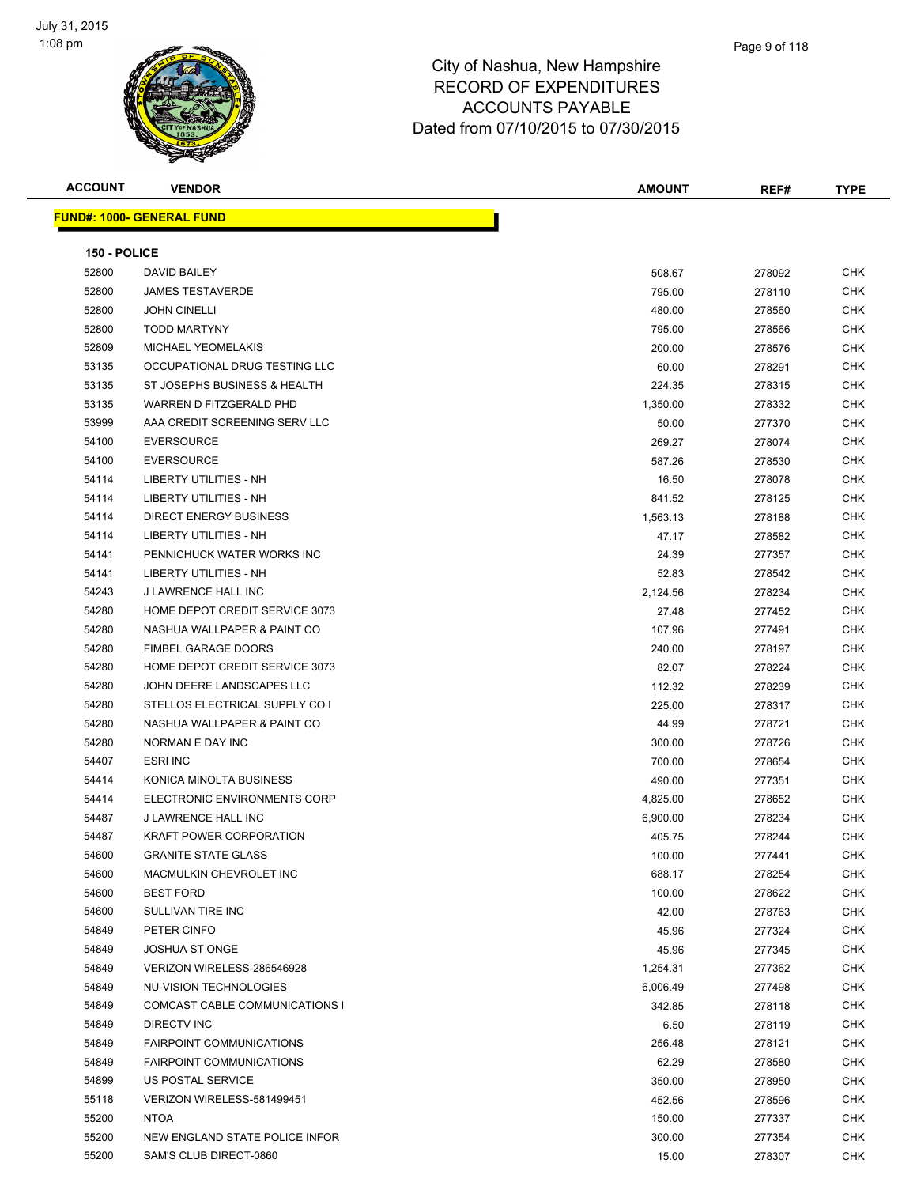# City of Nashua, New Hampshire
## RECORD OF EXPENDITURES
## ACCOUNTS PAYABLE
### Dated from 07/10/2015 to 07/30/2015

**FUND#: 1000- GENERAL FUND**

**150 - POLICE**

| ACCOUNT | VENDOR | AMOUNT | REF# | TYPE |
|---|---|---|---|---|
| 52800 | DAVID BAILEY | 508.67 | 278092 | CHK |
| 52800 | JAMES TESTAVERDE | 795.00 | 278110 | CHK |
| 52800 | JOHN CINELLI | 480.00 | 278560 | CHK |
| 52800 | TODD MARTYNY | 795.00 | 278566 | CHK |
| 52809 | MICHAEL YEOMELAKIS | 200.00 | 278576 | CHK |
| 53135 | OCCUPATIONAL DRUG TESTING LLC | 60.00 | 278291 | CHK |
| 53135 | ST JOSEPHS BUSINESS & HEALTH | 224.35 | 278315 | CHK |
| 53135 | WARREN D FITZGERALD PHD | 1,350.00 | 278332 | CHK |
| 53999 | AAA CREDIT SCREENING SERV LLC | 50.00 | 277370 | CHK |
| 54100 | EVERSOURCE | 269.27 | 278074 | CHK |
| 54100 | EVERSOURCE | 587.26 | 278530 | CHK |
| 54114 | LIBERTY UTILITIES - NH | 16.50 | 278078 | CHK |
| 54114 | LIBERTY UTILITIES - NH | 841.52 | 278125 | CHK |
| 54114 | DIRECT ENERGY BUSINESS | 1,563.13 | 278188 | CHK |
| 54114 | LIBERTY UTILITIES - NH | 47.17 | 278582 | CHK |
| 54141 | PENNICHUCK WATER WORKS INC | 24.39 | 277357 | CHK |
| 54141 | LIBERTY UTILITIES - NH | 52.83 | 278542 | CHK |
| 54243 | J LAWRENCE HALL INC | 2,124.56 | 278234 | CHK |
| 54280 | HOME DEPOT CREDIT SERVICE 3073 | 27.48 | 277452 | CHK |
| 54280 | NASHUA WALLPAPER & PAINT CO | 107.96 | 277491 | CHK |
| 54280 | FIMBEL GARAGE DOORS | 240.00 | 278197 | CHK |
| 54280 | HOME DEPOT CREDIT SERVICE 3073 | 82.07 | 278224 | CHK |
| 54280 | JOHN DEERE LANDSCAPES LLC | 112.32 | 278239 | CHK |
| 54280 | STELLOS ELECTRICAL SUPPLY CO I | 225.00 | 278317 | CHK |
| 54280 | NASHUA WALLPAPER & PAINT CO | 44.99 | 278721 | CHK |
| 54280 | NORMAN E DAY INC | 300.00 | 278726 | CHK |
| 54407 | ESRI INC | 700.00 | 278654 | CHK |
| 54414 | KONICA MINOLTA BUSINESS | 490.00 | 277351 | CHK |
| 54414 | ELECTRONIC ENVIRONMENTS CORP | 4,825.00 | 278652 | CHK |
| 54487 | J LAWRENCE HALL INC | 6,900.00 | 278234 | CHK |
| 54487 | KRAFT POWER CORPORATION | 405.75 | 278244 | CHK |
| 54600 | GRANITE STATE GLASS | 100.00 | 277441 | CHK |
| 54600 | MACMULKIN CHEVROLET INC | 688.17 | 278254 | CHK |
| 54600 | BEST FORD | 100.00 | 278622 | CHK |
| 54600 | SULLIVAN TIRE INC | 42.00 | 278763 | CHK |
| 54849 | PETER CINFO | 45.96 | 277324 | CHK |
| 54849 | JOSHUA ST ONGE | 45.96 | 277345 | CHK |
| 54849 | VERIZON WIRELESS-286546928 | 1,254.31 | 277362 | CHK |
| 54849 | NU-VISION TECHNOLOGIES | 6,006.49 | 277498 | CHK |
| 54849 | COMCAST CABLE COMMUNICATIONS I | 342.85 | 278118 | CHK |
| 54849 | DIRECTV INC | 6.50 | 278119 | CHK |
| 54849 | FAIRPOINT COMMUNICATIONS | 256.48 | 278121 | CHK |
| 54849 | FAIRPOINT COMMUNICATIONS | 62.29 | 278580 | CHK |
| 54899 | US POSTAL SERVICE | 350.00 | 278950 | CHK |
| 55118 | VERIZON WIRELESS-581499451 | 452.56 | 278596 | CHK |
| 55200 | NTOA | 150.00 | 277337 | CHK |
| 55200 | NEW ENGLAND STATE POLICE INFOR | 300.00 | 277354 | CHK |
| 55200 | SAM'S CLUB DIRECT-0860 | 15.00 | 278307 | CHK |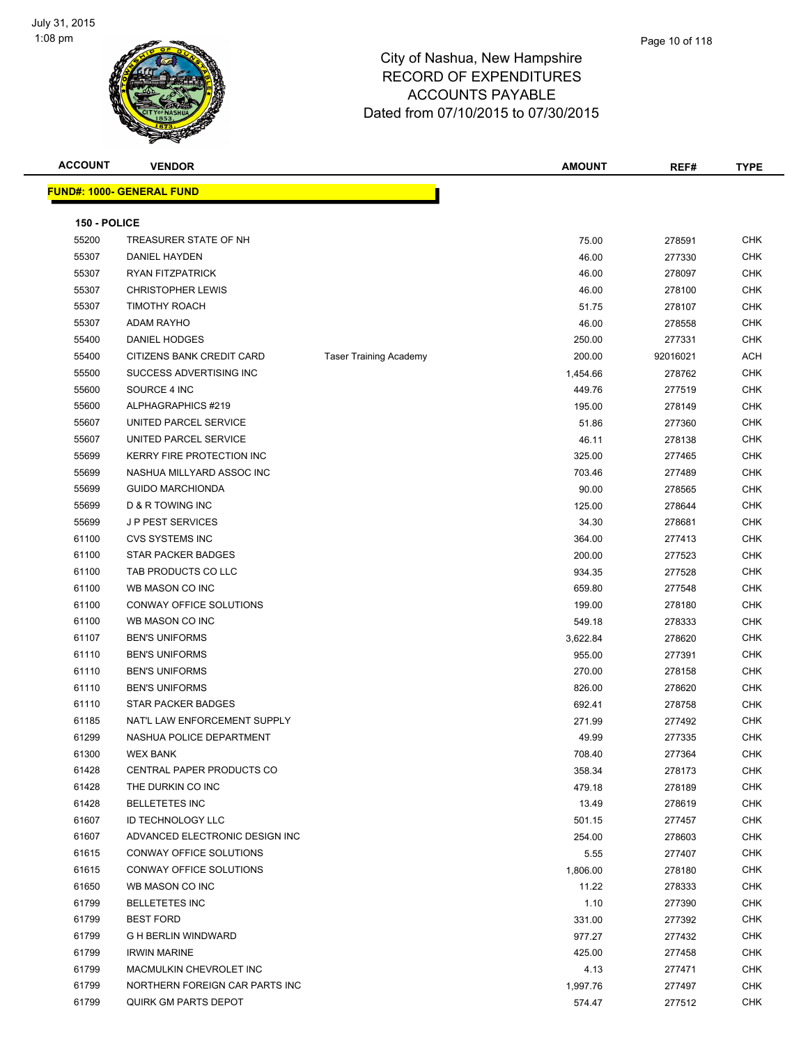# City of Nashua, New Hampshire
## RECORD OF EXPENDITURES
## ACCOUNTS PAYABLE
## Dated from 07/10/2015 to 07/30/2015

| ACCOUNT | VENDOR | | AMOUNT | REF# | TYPE |
|---|---|---|---|---|---|
| **FUND#: 1000- GENERAL FUND** | | | | | |
| **150 - POLICE** | | | | | |
| 55200 | TREASURER STATE OF NH | | 75.00 | 278591 | CHK |
| 55307 | DANIEL HAYDEN | | 46.00 | 277330 | CHK |
| 55307 | RYAN FITZPATRICK | | 46.00 | 278097 | CHK |
| 55307 | CHRISTOPHER LEWIS | | 46.00 | 278100 | CHK |
| 55307 | TIMOTHY ROACH | | 51.75 | 278107 | CHK |
| 55307 | ADAM RAYHO | | 46.00 | 278558 | CHK |
| 55400 | DANIEL HODGES | | 250.00 | 277331 | CHK |
| 55400 | CITIZENS BANK CREDIT CARD | Taser Training Academy | 200.00 | 92016021 | ACH |
| 55500 | SUCCESS ADVERTISING INC | | 1,454.66 | 278762 | CHK |
| 55600 | SOURCE 4 INC | | 449.76 | 277519 | CHK |
| 55600 | ALPHAGRAPHICS #219 | | 195.00 | 278149 | CHK |
| 55607 | UNITED PARCEL SERVICE | | 51.86 | 277360 | CHK |
| 55607 | UNITED PARCEL SERVICE | | 46.11 | 278138 | CHK |
| 55699 | KERRY FIRE PROTECTION INC | | 325.00 | 277465 | CHK |
| 55699 | NASHUA MILLYARD ASSOC INC | | 703.46 | 277489 | CHK |
| 55699 | GUIDO MARCHIONDA | | 90.00 | 278565 | CHK |
| 55699 | D & R TOWING INC | | 125.00 | 278644 | CHK |
| 55699 | J P PEST SERVICES | | 34.30 | 278681 | CHK |
| 61100 | CVS SYSTEMS INC | | 364.00 | 277413 | CHK |
| 61100 | STAR PACKER BADGES | | 200.00 | 277523 | CHK |
| 61100 | TAB PRODUCTS CO LLC | | 934.35 | 277528 | CHK |
| 61100 | WB MASON CO INC | | 659.80 | 277548 | CHK |
| 61100 | CONWAY OFFICE SOLUTIONS | | 199.00 | 278180 | CHK |
| 61100 | WB MASON CO INC | | 549.18 | 278333 | CHK |
| 61107 | BEN'S UNIFORMS | | 3,622.84 | 278620 | CHK |
| 61110 | BEN'S UNIFORMS | | 955.00 | 277391 | CHK |
| 61110 | BEN'S UNIFORMS | | 270.00 | 278158 | CHK |
| 61110 | BEN'S UNIFORMS | | 826.00 | 278620 | CHK |
| 61110 | STAR PACKER BADGES | | 692.41 | 278758 | CHK |
| 61185 | NAT'L LAW ENFORCEMENT SUPPLY | | 271.99 | 277492 | CHK |
| 61299 | NASHUA POLICE DEPARTMENT | | 49.99 | 277335 | CHK |
| 61300 | WEX BANK | | 708.40 | 277364 | CHK |
| 61428 | CENTRAL PAPER PRODUCTS CO | | 358.34 | 278173 | CHK |
| 61428 | THE DURKIN CO INC | | 479.18 | 278189 | CHK |
| 61428 | BELLETETES INC | | 13.49 | 278619 | CHK |
| 61607 | ID TECHNOLOGY LLC | | 501.15 | 277457 | CHK |
| 61607 | ADVANCED ELECTRONIC DESIGN INC | | 254.00 | 278603 | CHK |
| 61615 | CONWAY OFFICE SOLUTIONS | | 5.55 | 277407 | CHK |
| 61615 | CONWAY OFFICE SOLUTIONS | | 1,806.00 | 278180 | CHK |
| 61650 | WB MASON CO INC | | 11.22 | 278333 | CHK |
| 61799 | BELLETETES INC | | 1.10 | 277390 | CHK |
| 61799 | BEST FORD | | 331.00 | 277392 | CHK |
| 61799 | G H BERLIN WINDWARD | | 977.27 | 277432 | CHK |
| 61799 | IRWIN MARINE | | 425.00 | 277458 | CHK |
| 61799 | MACMULKIN CHEVROLET INC | | 4.13 | 277471 | CHK |
| 61799 | NORTHERN FOREIGN CAR PARTS INC | | 1,997.76 | 277497 | CHK |
| 61799 | QUIRK GM PARTS DEPOT | | 574.47 | 277512 | CHK |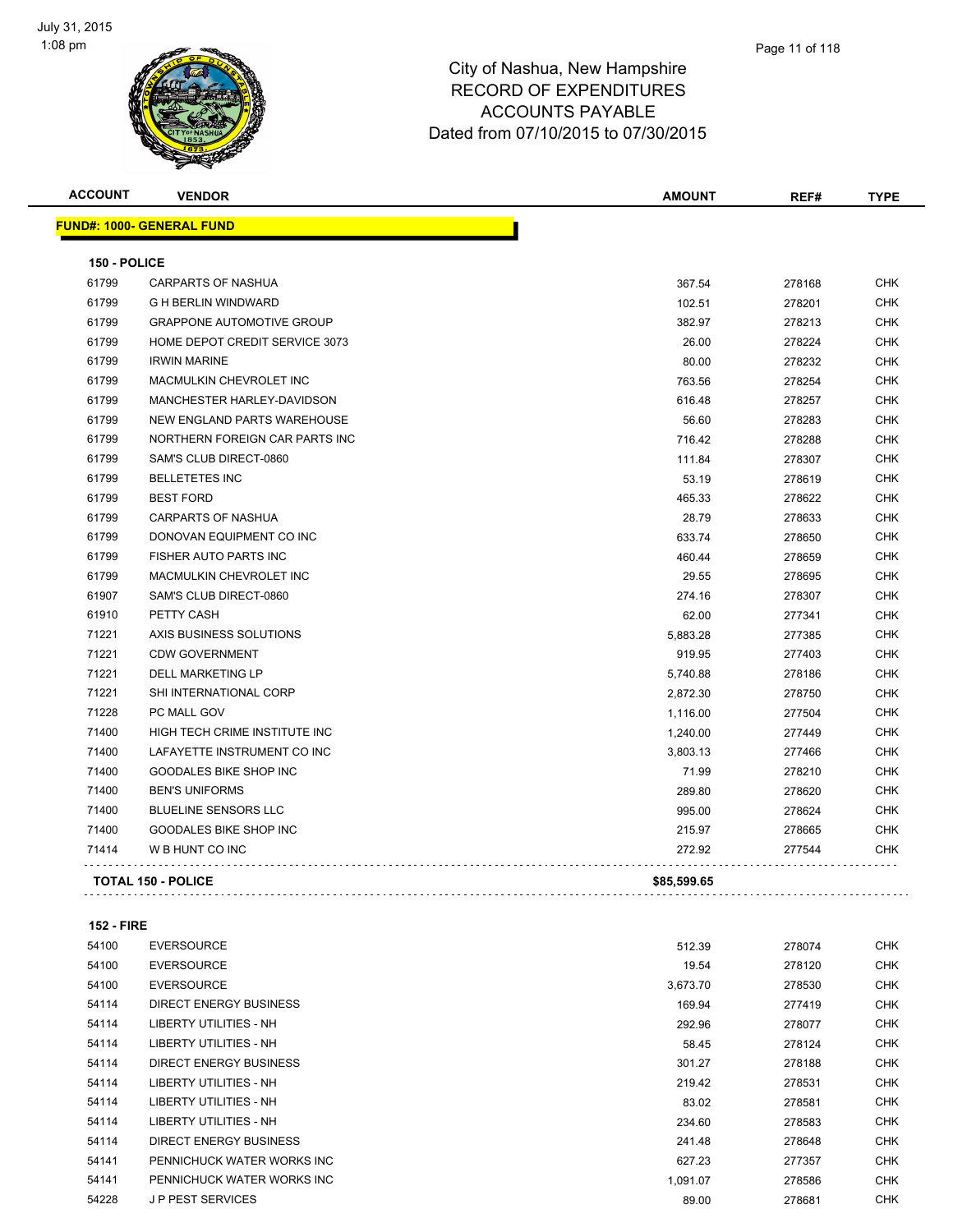# City of Nashua, New Hampshire
## RECORD OF EXPENDITURES
## ACCOUNTS PAYABLE
### Dated from 07/10/2015 to 07/30/2015

July 31, 2015
1:08 pm

| ACCOUNT | VENDOR | AMOUNT | REF# | TYPE |
|---|---|---|---|---|
| **FUND#: 1000- GENERAL FUND** | | | | |
| **150 - POLICE** | | | | |
| 61799 | CARPARTS OF NASHUA | 367.54 | 278168 | CHK |
| 61799 | G H BERLIN WINDWARD | 102.51 | 278201 | CHK |
| 61799 | GRAPPONE AUTOMOTIVE GROUP | 382.97 | 278213 | CHK |
| 61799 | HOME DEPOT CREDIT SERVICE 3073 | 26.00 | 278224 | CHK |
| 61799 | IRWIN MARINE | 80.00 | 278232 | CHK |
| 61799 | MACMULKIN CHEVROLET INC | 763.56 | 278254 | CHK |
| 61799 | MANCHESTER HARLEY-DAVIDSON | 616.48 | 278257 | CHK |
| 61799 | NEW ENGLAND PARTS WAREHOUSE | 56.60 | 278283 | CHK |
| 61799 | NORTHERN FOREIGN CAR PARTS INC | 716.42 | 278288 | CHK |
| 61799 | SAM'S CLUB DIRECT-0860 | 111.84 | 278307 | CHK |
| 61799 | BELLETETES INC | 53.19 | 278619 | CHK |
| 61799 | BEST FORD | 465.33 | 278622 | CHK |
| 61799 | CARPARTS OF NASHUA | 28.79 | 278633 | CHK |
| 61799 | DONOVAN EQUIPMENT CO INC | 633.74 | 278650 | CHK |
| 61799 | FISHER AUTO PARTS INC | 460.44 | 278659 | CHK |
| 61799 | MACMULKIN CHEVROLET INC | 29.55 | 278695 | CHK |
| 61907 | SAM'S CLUB DIRECT-0860 | 274.16 | 278307 | CHK |
| 61910 | PETTY CASH | 62.00 | 277341 | CHK |
| 71221 | AXIS BUSINESS SOLUTIONS | 5,883.28 | 277385 | CHK |
| 71221 | CDW GOVERNMENT | 919.95 | 277403 | CHK |
| 71221 | DELL MARKETING LP | 5,740.88 | 278186 | CHK |
| 71221 | SHI INTERNATIONAL CORP | 2,872.30 | 278750 | CHK |
| 71228 | PC MALL GOV | 1,116.00 | 277504 | CHK |
| 71400 | HIGH TECH CRIME INSTITUTE INC | 1,240.00 | 277449 | CHK |
| 71400 | LAFAYETTE INSTRUMENT CO INC | 3,803.13 | 277466 | CHK |
| 71400 | GOODALES BIKE SHOP INC | 71.99 | 278210 | CHK |
| 71400 | BEN'S UNIFORMS | 289.80 | 278620 | CHK |
| 71400 | BLUELINE SENSORS LLC | 995.00 | 278624 | CHK |
| 71400 | GOODALES BIKE SHOP INC | 215.97 | 278665 | CHK |
| 71414 | W B HUNT CO INC | 272.92 | 277544 | CHK |
| **TOTAL 150 - POLICE** | | **$85,599.65** | | |
| **152 - FIRE** | | | | |
| 54100 | EVERSOURCE | 512.39 | 278074 | CHK |
| 54100 | EVERSOURCE | 19.54 | 278120 | CHK |
| 54100 | EVERSOURCE | 3,673.70 | 278530 | CHK |
| 54114 | DIRECT ENERGY BUSINESS | 169.94 | 277419 | CHK |
| 54114 | LIBERTY UTILITIES - NH | 292.96 | 278077 | CHK |
| 54114 | LIBERTY UTILITIES - NH | 58.45 | 278124 | CHK |
| 54114 | DIRECT ENERGY BUSINESS | 301.27 | 278188 | CHK |
| 54114 | LIBERTY UTILITIES - NH | 219.42 | 278531 | CHK |
| 54114 | LIBERTY UTILITIES - NH | 83.02 | 278581 | CHK |
| 54114 | LIBERTY UTILITIES - NH | 234.60 | 278583 | CHK |
| 54114 | DIRECT ENERGY BUSINESS | 241.48 | 278648 | CHK |
| 54141 | PENNICHUCK WATER WORKS INC | 627.23 | 277357 | CHK |
| 54141 | PENNICHUCK WATER WORKS INC | 1,091.07 | 278586 | CHK |
| 54228 | J P PEST SERVICES | 89.00 | 278681 | CHK |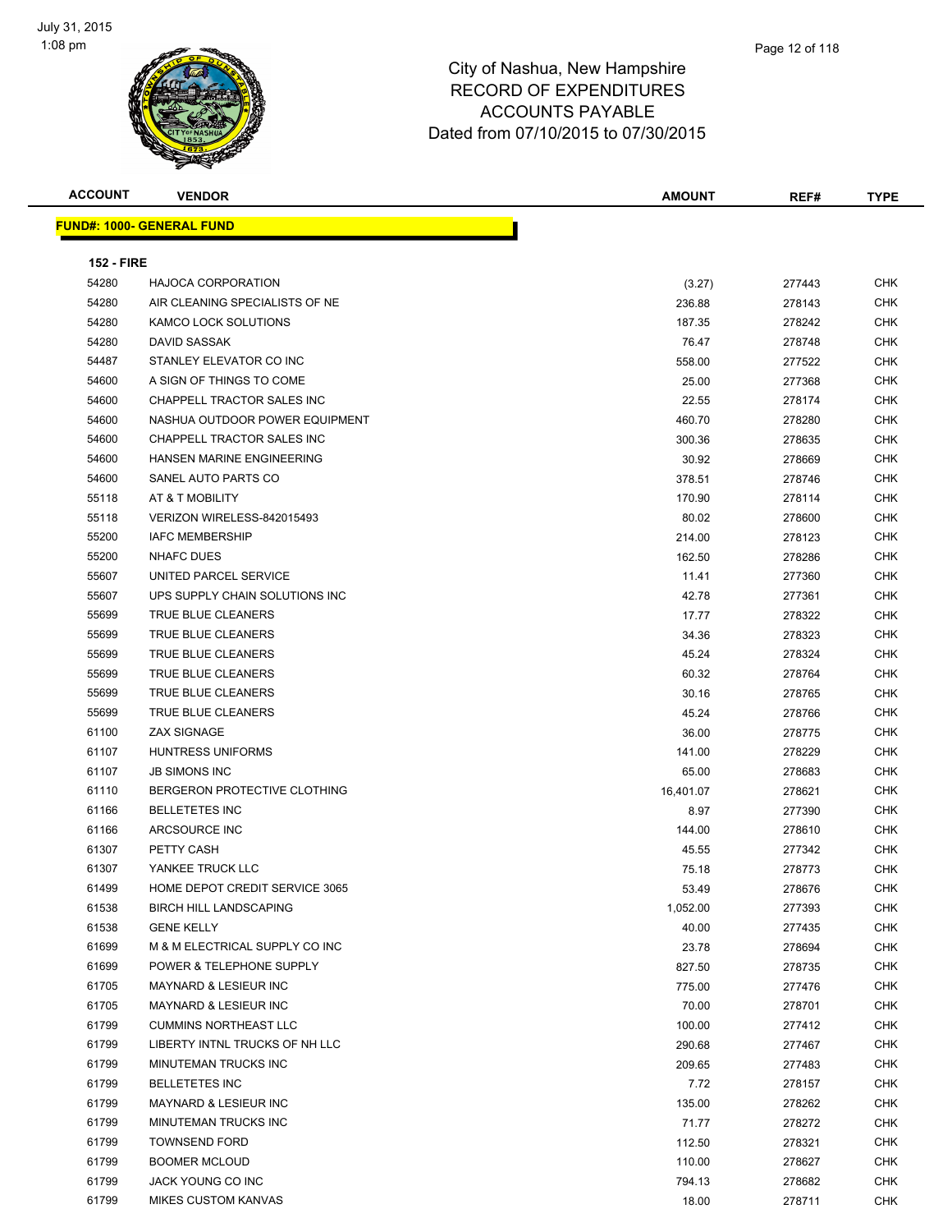# City of Nashua, New Hampshire
## RECORD OF EXPENDITURES
## ACCOUNTS PAYABLE
## Dated from 07/10/2015 to 07/30/2015

July 31, 2015
1:08 pm

| ACCOUNT | VENDOR | AMOUNT | REF# | TYPE |
|---|---|---|---|---|

**FUND#: 1000- GENERAL FUND**

**152 - FIRE**

| ACCOUNT | VENDOR | AMOUNT | REF# | TYPE |
|---|---|---|---|---|
| 54280 | HAJOCA CORPORATION | (3.27) | 277443 | CHK |
| 54280 | AIR CLEANING SPECIALISTS OF NE | 236.88 | 278143 | CHK |
| 54280 | KAMCO LOCK SOLUTIONS | 187.35 | 278242 | CHK |
| 54280 | DAVID SASSAK | 76.47 | 278748 | CHK |
| 54487 | STANLEY ELEVATOR CO INC | 558.00 | 277522 | CHK |
| 54600 | A SIGN OF THINGS TO COME | 25.00 | 277368 | CHK |
| 54600 | CHAPPELL TRACTOR SALES INC | 22.55 | 278174 | CHK |
| 54600 | NASHUA OUTDOOR POWER EQUIPMENT | 460.70 | 278280 | CHK |
| 54600 | CHAPPELL TRACTOR SALES INC | 300.36 | 278635 | CHK |
| 54600 | HANSEN MARINE ENGINEERING | 30.92 | 278669 | CHK |
| 54600 | SANEL AUTO PARTS CO | 378.51 | 278746 | CHK |
| 55118 | AT & T MOBILITY | 170.90 | 278114 | CHK |
| 55118 | VERIZON WIRELESS-842015493 | 80.02 | 278600 | CHK |
| 55200 | IAFC MEMBERSHIP | 214.00 | 278123 | CHK |
| 55200 | NHAFC DUES | 162.50 | 278286 | CHK |
| 55607 | UNITED PARCEL SERVICE | 11.41 | 277360 | CHK |
| 55607 | UPS SUPPLY CHAIN SOLUTIONS INC | 42.78 | 277361 | CHK |
| 55699 | TRUE BLUE CLEANERS | 17.77 | 278322 | CHK |
| 55699 | TRUE BLUE CLEANERS | 34.36 | 278323 | CHK |
| 55699 | TRUE BLUE CLEANERS | 45.24 | 278324 | CHK |
| 55699 | TRUE BLUE CLEANERS | 60.32 | 278764 | CHK |
| 55699 | TRUE BLUE CLEANERS | 30.16 | 278765 | CHK |
| 55699 | TRUE BLUE CLEANERS | 45.24 | 278766 | CHK |
| 61100 | ZAX SIGNAGE | 36.00 | 278775 | CHK |
| 61107 | HUNTRESS UNIFORMS | 141.00 | 278229 | CHK |
| 61107 | JB SIMONS INC | 65.00 | 278683 | CHK |
| 61110 | BERGERON PROTECTIVE CLOTHING | 16,401.07 | 278621 | CHK |
| 61166 | BELLETETES INC | 8.97 | 277390 | CHK |
| 61166 | ARCSOURCE INC | 144.00 | 278610 | CHK |
| 61307 | PETTY CASH | 45.55 | 277342 | CHK |
| 61307 | YANKEE TRUCK LLC | 75.18 | 278773 | CHK |
| 61499 | HOME DEPOT CREDIT SERVICE 3065 | 53.49 | 278676 | CHK |
| 61538 | BIRCH HILL LANDSCAPING | 1,052.00 | 277393 | CHK |
| 61538 | GENE KELLY | 40.00 | 277435 | CHK |
| 61699 | M & M ELECTRICAL SUPPLY CO INC | 23.78 | 278694 | CHK |
| 61699 | POWER & TELEPHONE SUPPLY | 827.50 | 278735 | CHK |
| 61705 | MAYNARD & LESIEUR INC | 775.00 | 277476 | CHK |
| 61705 | MAYNARD & LESIEUR INC | 70.00 | 278701 | CHK |
| 61799 | CUMMINS NORTHEAST LLC | 100.00 | 277412 | CHK |
| 61799 | LIBERTY INTNL TRUCKS OF NH LLC | 290.68 | 277467 | CHK |
| 61799 | MINUTEMAN TRUCKS INC | 209.65 | 277483 | CHK |
| 61799 | BELLETETES INC | 7.72 | 278157 | CHK |
| 61799 | MAYNARD & LESIEUR INC | 135.00 | 278262 | CHK |
| 61799 | MINUTEMAN TRUCKS INC | 71.77 | 278272 | CHK |
| 61799 | TOWNSEND FORD | 112.50 | 278321 | CHK |
| 61799 | BOOMER MCLOUD | 110.00 | 278627 | CHK |
| 61799 | JACK YOUNG CO INC | 794.13 | 278682 | CHK |
| 61799 | MIKES CUSTOM KANVAS | 18.00 | 278711 | CHK |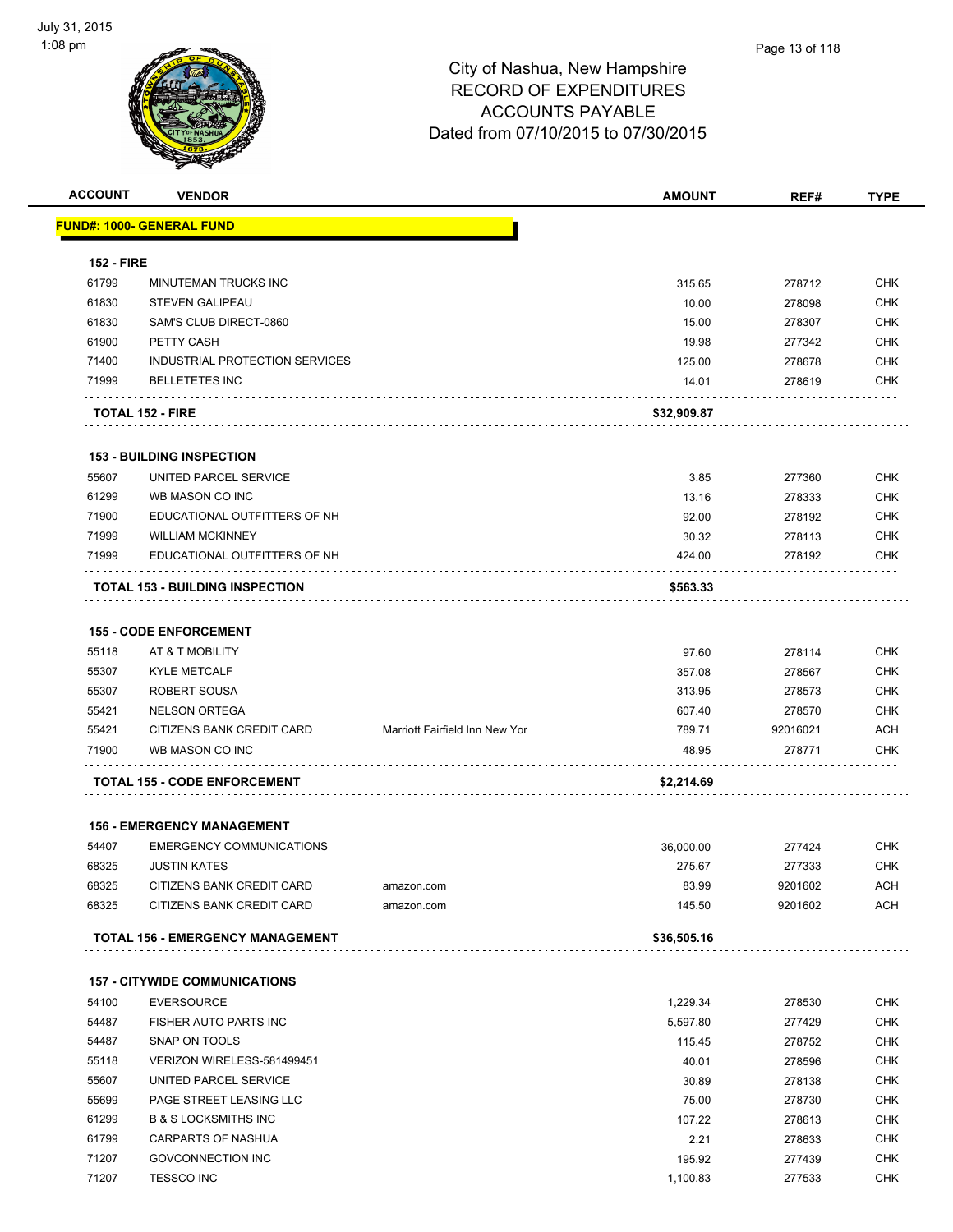# City of Nashua, New Hampshire
# RECORD OF EXPENDITURES
# ACCOUNTS PAYABLE
# Dated from 07/10/2015 to 07/30/2015

| ACCOUNT | VENDOR | | AMOUNT | REF# | TYPE |
|---|---|---|---|---|---|
| **FUND#: 1000- GENERAL FUND** | | | | | |
| **152 - FIRE** | | | | | |
| 61799 | MINUTEMAN TRUCKS INC | | 315.65 | 278712 | CHK |
| 61830 | STEVEN GALIPEAU | | 10.00 | 278098 | CHK |
| 61830 | SAM'S CLUB DIRECT-0860 | | 15.00 | 278307 | CHK |
| 61900 | PETTY CASH | | 19.98 | 277342 | CHK |
| 71400 | INDUSTRIAL PROTECTION SERVICES | | 125.00 | 278678 | CHK |
| 71999 | BELLETETES INC | | 14.01 | 278619 | CHK |
| **TOTAL 152 - FIRE** | | | **$32,909.87** | | |
| **153 - BUILDING INSPECTION** | | | | | |
| 55607 | UNITED PARCEL SERVICE | | 3.85 | 277360 | CHK |
| 61299 | WB MASON CO INC | | 13.16 | 278333 | CHK |
| 71900 | EDUCATIONAL OUTFITTERS OF NH | | 92.00 | 278192 | CHK |
| 71999 | WILLIAM MCKINNEY | | 30.32 | 278113 | CHK |
| 71999 | EDUCATIONAL OUTFITTERS OF NH | | 424.00 | 278192 | CHK |
| **TOTAL 153 - BUILDING INSPECTION** | | | **$563.33** | | |
| **155 - CODE ENFORCEMENT** | | | | | |
| 55118 | AT & T MOBILITY | | 97.60 | 278114 | CHK |
| 55307 | KYLE METCALF | | 357.08 | 278567 | CHK |
| 55307 | ROBERT SOUSA | | 313.95 | 278573 | CHK |
| 55421 | NELSON ORTEGA | | 607.40 | 278570 | CHK |
| 55421 | CITIZENS BANK CREDIT CARD | Marriott Fairfield Inn New Yor | 789.71 | 92016021 | ACH |
| 71900 | WB MASON CO INC | | 48.95 | 278771 | CHK |
| **TOTAL 155 - CODE ENFORCEMENT** | | | **$2,214.69** | | |
| **156 - EMERGENCY MANAGEMENT** | | | | | |
| 54407 | EMERGENCY COMMUNICATIONS | | 36,000.00 | 277424 | CHK |
| 68325 | JUSTIN KATES | | 275.67 | 277333 | CHK |
| 68325 | CITIZENS BANK CREDIT CARD | amazon.com | 83.99 | 9201602 | ACH |
| 68325 | CITIZENS BANK CREDIT CARD | amazon.com | 145.50 | 9201602 | ACH |
| **TOTAL 156 - EMERGENCY MANAGEMENT** | | | **$36,505.16** | | |
| **157 - CITYWIDE COMMUNICATIONS** | | | | | |
| 54100 | EVERSOURCE | | 1,229.34 | 278530 | CHK |
| 54487 | FISHER AUTO PARTS INC | | 5,597.80 | 277429 | CHK |
| 54487 | SNAP ON TOOLS | | 115.45 | 278752 | CHK |
| 55118 | VERIZON WIRELESS-581499451 | | 40.01 | 278596 | CHK |
| 55607 | UNITED PARCEL SERVICE | | 30.89 | 278138 | CHK |
| 55699 | PAGE STREET LEASING LLC | | 75.00 | 278730 | CHK |
| 61299 | B & S LOCKSMITHS INC | | 107.22 | 278613 | CHK |
| 61799 | CARPARTS OF NASHUA | | 2.21 | 278633 | CHK |
| 71207 | GOVCONNECTION INC | | 195.92 | 277439 | CHK |
| 71207 | TESSCO INC | | 1,100.83 | 277533 | CHK |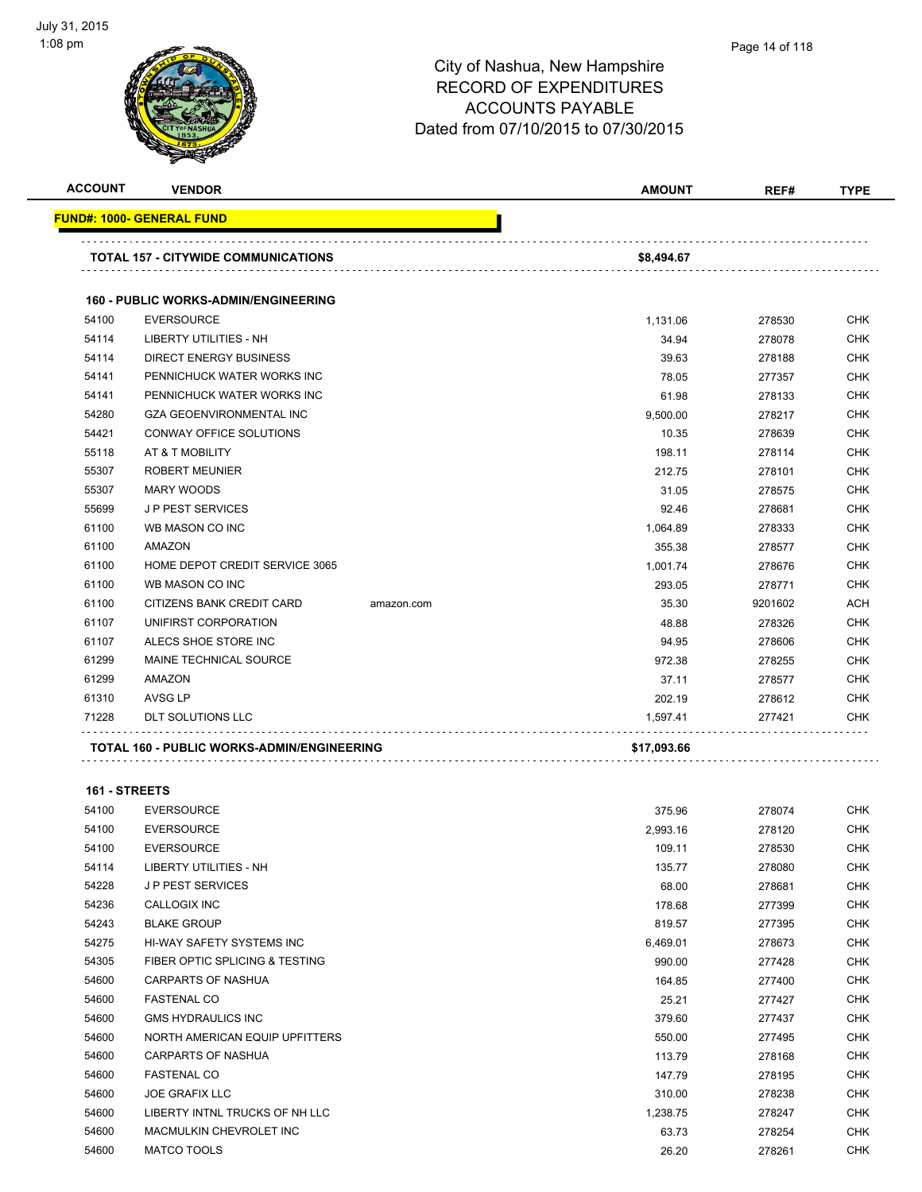City of Nashua, New Hampshire
RECORD OF EXPENDITURES
ACCOUNTS PAYABLE
Dated from 07/10/2015 to 07/30/2015

| ACCOUNT | VENDOR | | AMOUNT | REF# | TYPE |
|---|---|---|---|---|---|
| **FUND#: 1000- GENERAL FUND** | | | | | |
| **TOTAL 157 - CITYWIDE COMMUNICATIONS** | | | **$8,494.67** | | |
| **160 - PUBLIC WORKS-ADMIN/ENGINEERING** | | | | | |
| 54100 | EVERSOURCE | | 1,131.06 | 278530 | CHK |
| 54114 | LIBERTY UTILITIES - NH | | 34.94 | 278078 | CHK |
| 54114 | DIRECT ENERGY BUSINESS | | 39.63 | 278188 | CHK |
| 54141 | PENNICHUCK WATER WORKS INC | | 78.05 | 277357 | CHK |
| 54141 | PENNICHUCK WATER WORKS INC | | 61.98 | 278133 | CHK |
| 54280 | GZA GEOENVIRONMENTAL INC | | 9,500.00 | 278217 | CHK |
| 54421 | CONWAY OFFICE SOLUTIONS | | 10.35 | 278639 | CHK |
| 55118 | AT & T MOBILITY | | 198.11 | 278114 | CHK |
| 55307 | ROBERT MEUNIER | | 212.75 | 278101 | CHK |
| 55307 | MARY WOODS | | 31.05 | 278575 | CHK |
| 55699 | J P PEST SERVICES | | 92.46 | 278681 | CHK |
| 61100 | WB MASON CO INC | | 1,064.89 | 278333 | CHK |
| 61100 | AMAZON | | 355.38 | 278577 | CHK |
| 61100 | HOME DEPOT CREDIT SERVICE 3065 | | 1,001.74 | 278676 | CHK |
| 61100 | WB MASON CO INC | | 293.05 | 278771 | CHK |
| 61100 | CITIZENS BANK CREDIT CARD | amazon.com | 35.30 | 9201602 | ACH |
| 61107 | UNIFIRST CORPORATION | | 48.88 | 278326 | CHK |
| 61107 | ALECS SHOE STORE INC | | 94.95 | 278606 | CHK |
| 61299 | MAINE TECHNICAL SOURCE | | 972.38 | 278255 | CHK |
| 61299 | AMAZON | | 37.11 | 278577 | CHK |
| 61310 | AVSG LP | | 202.19 | 278612 | CHK |
| 71228 | DLT SOLUTIONS LLC | | 1,597.41 | 277421 | CHK |
| **TOTAL 160 - PUBLIC WORKS-ADMIN/ENGINEERING** | | | **$17,093.66** | | |
| **161 - STREETS** | | | | | |
| 54100 | EVERSOURCE | | 375.96 | 278074 | CHK |
| 54100 | EVERSOURCE | | 2,993.16 | 278120 | CHK |
| 54100 | EVERSOURCE | | 109.11 | 278530 | CHK |
| 54114 | LIBERTY UTILITIES - NH | | 135.77 | 278080 | CHK |
| 54228 | J P PEST SERVICES | | 68.00 | 278681 | CHK |
| 54236 | CALLOGIX INC | | 178.68 | 277399 | CHK |
| 54243 | BLAKE GROUP | | 819.57 | 277395 | CHK |
| 54275 | HI-WAY SAFETY SYSTEMS INC | | 6,469.01 | 278673 | CHK |
| 54305 | FIBER OPTIC SPLICING & TESTING | | 990.00 | 277428 | CHK |
| 54600 | CARPARTS OF NASHUA | | 164.85 | 277400 | CHK |
| 54600 | FASTENAL CO | | 25.21 | 277427 | CHK |
| 54600 | GMS HYDRAULICS INC | | 379.60 | 277437 | CHK |
| 54600 | NORTH AMERICAN EQUIP UPFITTERS | | 550.00 | 277495 | CHK |
| 54600 | CARPARTS OF NASHUA | | 113.79 | 278168 | CHK |
| 54600 | FASTENAL CO | | 147.79 | 278195 | CHK |
| 54600 | JOE GRAFIX LLC | | 310.00 | 278238 | CHK |
| 54600 | LIBERTY INTNL TRUCKS OF NH LLC | | 1,238.75 | 278247 | CHK |
| 54600 | MACMULKIN CHEVROLET INC | | 63.73 | 278254 | CHK |
| 54600 | MATCO TOOLS | | 26.20 | 278261 | CHK |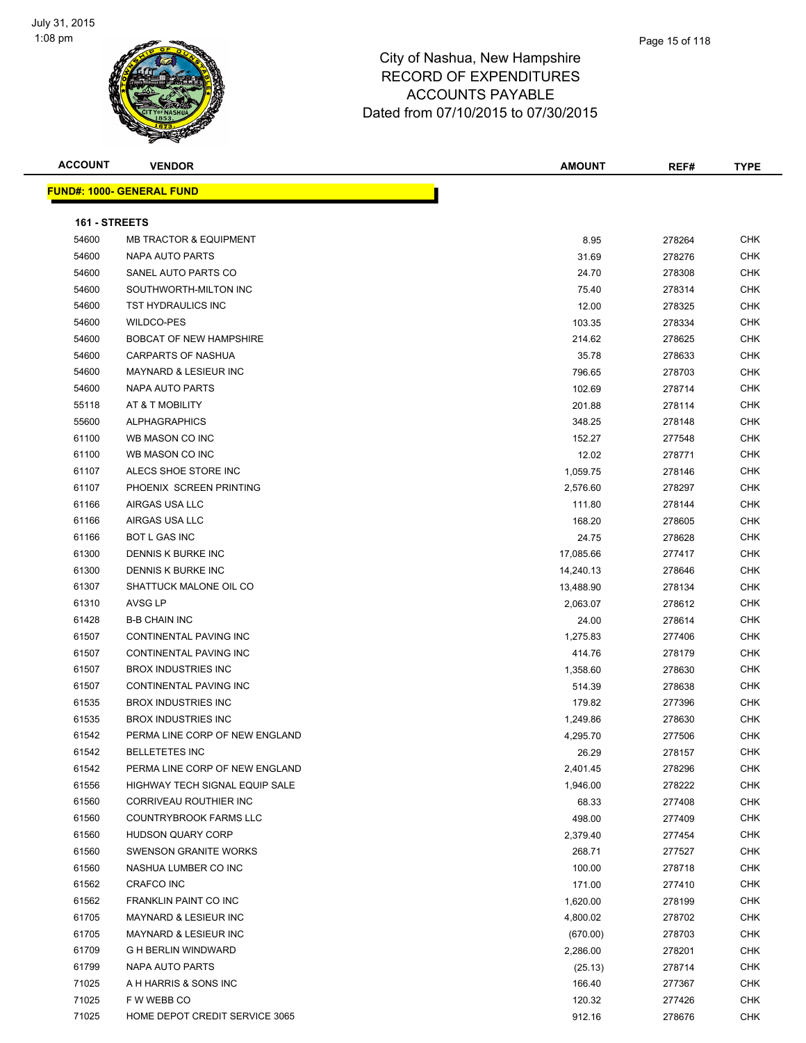July 31, 2015
1:08 pm

# City of Nashua, New Hampshire
## RECORD OF EXPENDITURES
## ACCOUNTS PAYABLE
## Dated from 07/10/2015 to 07/30/2015

**FUND#: 1000- GENERAL FUND**

**161 - STREETS**

| ACCOUNT | VENDOR | AMOUNT | REF# | TYPE |
|---|---|---|---|---|
| 54600 | MB TRACTOR & EQUIPMENT | 8.95 | 278264 | CHK |
| 54600 | NAPA AUTO PARTS | 31.69 | 278276 | CHK |
| 54600 | SANEL AUTO PARTS CO | 24.70 | 278308 | CHK |
| 54600 | SOUTHWORTH-MILTON INC | 75.40 | 278314 | CHK |
| 54600 | TST HYDRAULICS INC | 12.00 | 278325 | CHK |
| 54600 | WILDCO-PES | 103.35 | 278334 | CHK |
| 54600 | BOBCAT OF NEW HAMPSHIRE | 214.62 | 278625 | CHK |
| 54600 | CARPARTS OF NASHUA | 35.78 | 278633 | CHK |
| 54600 | MAYNARD & LESIEUR INC | 796.65 | 278703 | CHK |
| 54600 | NAPA AUTO PARTS | 102.69 | 278714 | CHK |
| 55118 | AT & T MOBILITY | 201.88 | 278114 | CHK |
| 55600 | ALPHAGRAPHICS | 348.25 | 278148 | CHK |
| 61100 | WB MASON CO INC | 152.27 | 277548 | CHK |
| 61100 | WB MASON CO INC | 12.02 | 278771 | CHK |
| 61107 | ALECS SHOE STORE INC | 1,059.75 | 278146 | CHK |
| 61107 | PHOENIX SCREEN PRINTING | 2,576.60 | 278297 | CHK |
| 61166 | AIRGAS USA LLC | 111.80 | 278144 | CHK |
| 61166 | AIRGAS USA LLC | 168.20 | 278605 | CHK |
| 61166 | BOT L GAS INC | 24.75 | 278628 | CHK |
| 61300 | DENNIS K BURKE INC | 17,085.66 | 277417 | CHK |
| 61300 | DENNIS K BURKE INC | 14,240.13 | 278646 | CHK |
| 61307 | SHATTUCK MALONE OIL CO | 13,488.90 | 278134 | CHK |
| 61310 | AVSG LP | 2,063.07 | 278612 | CHK |
| 61428 | B-B CHAIN INC | 24.00 | 278614 | CHK |
| 61507 | CONTINENTAL PAVING INC | 1,275.83 | 277406 | CHK |
| 61507 | CONTINENTAL PAVING INC | 414.76 | 278179 | CHK |
| 61507 | BROX INDUSTRIES INC | 1,358.60 | 278630 | CHK |
| 61507 | CONTINENTAL PAVING INC | 514.39 | 278638 | CHK |
| 61535 | BROX INDUSTRIES INC | 179.82 | 277396 | CHK |
| 61535 | BROX INDUSTRIES INC | 1,249.86 | 278630 | CHK |
| 61542 | PERMA LINE CORP OF NEW ENGLAND | 4,295.70 | 277506 | CHK |
| 61542 | BELLETETES INC | 26.29 | 278157 | CHK |
| 61542 | PERMA LINE CORP OF NEW ENGLAND | 2,401.45 | 278296 | CHK |
| 61556 | HIGHWAY TECH SIGNAL EQUIP SALE | 1,946.00 | 278222 | CHK |
| 61560 | CORRIVEAU ROUTHIER INC | 68.33 | 277408 | CHK |
| 61560 | COUNTRYBROOK FARMS LLC | 498.00 | 277409 | CHK |
| 61560 | HUDSON QUARY CORP | 2,379.40 | 277454 | CHK |
| 61560 | SWENSON GRANITE WORKS | 268.71 | 277527 | CHK |
| 61560 | NASHUA LUMBER CO INC | 100.00 | 278718 | CHK |
| 61562 | CRAFCO INC | 171.00 | 277410 | CHK |
| 61562 | FRANKLIN PAINT CO INC | 1,620.00 | 278199 | CHK |
| 61705 | MAYNARD & LESIEUR INC | 4,800.02 | 278702 | CHK |
| 61705 | MAYNARD & LESIEUR INC | (670.00) | 278703 | CHK |
| 61709 | G H BERLIN WINDWARD | 2,286.00 | 278201 | CHK |
| 61799 | NAPA AUTO PARTS | (25.13) | 278714 | CHK |
| 71025 | A H HARRIS & SONS INC | 166.40 | 277367 | CHK |
| 71025 | F W WEBB CO | 120.32 | 277426 | CHK |
| 71025 | HOME DEPOT CREDIT SERVICE 3065 | 912.16 | 278676 | CHK |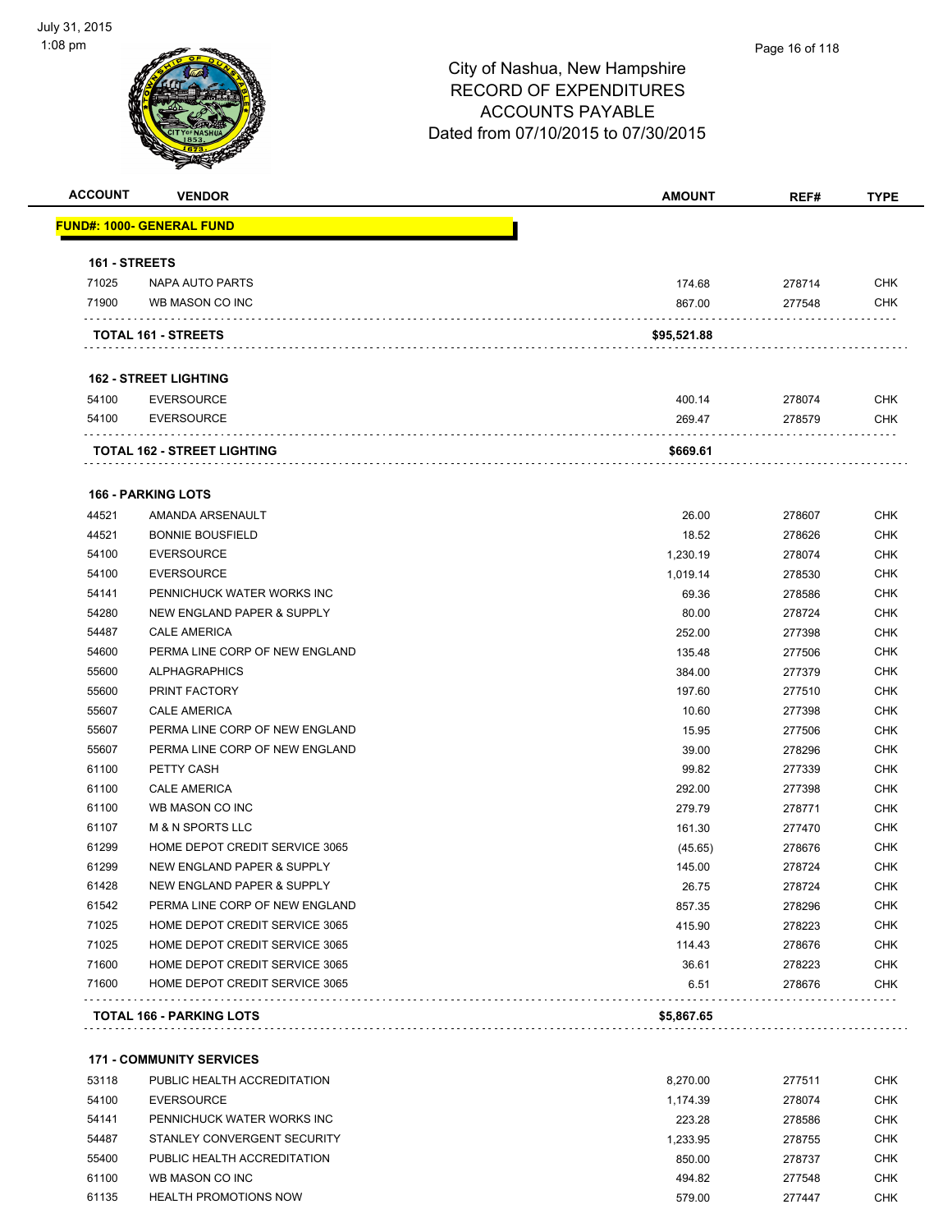City of Nashua, New Hampshire
RECORD OF EXPENDITURES
ACCOUNTS PAYABLE
Dated from 07/10/2015 to 07/30/2015

| ACCOUNT | VENDOR | AMOUNT | REF# | TYPE |
|---|---|---|---|---|
| **FUND#: 1000- GENERAL FUND** | | | | |
| **161 - STREETS** | | | | |
| 71025 | NAPA AUTO PARTS | 174.68 | 278714 | CHK |
| 71900 | WB MASON CO INC | 867.00 | 277548 | CHK |
| **TOTAL 161 - STREETS** | | **$95,521.88** | | |
| **162 - STREET LIGHTING** | | | | |
| 54100 | EVERSOURCE | 400.14 | 278074 | CHK |
| 54100 | EVERSOURCE | 269.47 | 278579 | CHK |
| **TOTAL 162 - STREET LIGHTING** | | **$669.61** | | |
| **166 - PARKING LOTS** | | | | |
| 44521 | AMANDA ARSENAULT | 26.00 | 278607 | CHK |
| 44521 | BONNIE BOUSFIELD | 18.52 | 278626 | CHK |
| 54100 | EVERSOURCE | 1,230.19 | 278074 | CHK |
| 54100 | EVERSOURCE | 1,019.14 | 278530 | CHK |
| 54141 | PENNICHUCK WATER WORKS INC | 69.36 | 278586 | CHK |
| 54280 | NEW ENGLAND PAPER & SUPPLY | 80.00 | 278724 | CHK |
| 54487 | CALE AMERICA | 252.00 | 277398 | CHK |
| 54600 | PERMA LINE CORP OF NEW ENGLAND | 135.48 | 277506 | CHK |
| 55600 | ALPHAGRAPHICS | 384.00 | 277379 | CHK |
| 55600 | PRINT FACTORY | 197.60 | 277510 | CHK |
| 55607 | CALE AMERICA | 10.60 | 277398 | CHK |
| 55607 | PERMA LINE CORP OF NEW ENGLAND | 15.95 | 277506 | CHK |
| 55607 | PERMA LINE CORP OF NEW ENGLAND | 39.00 | 278296 | CHK |
| 61100 | PETTY CASH | 99.82 | 277339 | CHK |
| 61100 | CALE AMERICA | 292.00 | 277398 | CHK |
| 61100 | WB MASON CO INC | 279.79 | 278771 | CHK |
| 61107 | M & N SPORTS LLC | 161.30 | 277470 | CHK |
| 61299 | HOME DEPOT CREDIT SERVICE 3065 | (45.65) | 278676 | CHK |
| 61299 | NEW ENGLAND PAPER & SUPPLY | 145.00 | 278724 | CHK |
| 61428 | NEW ENGLAND PAPER & SUPPLY | 26.75 | 278724 | CHK |
| 61542 | PERMA LINE CORP OF NEW ENGLAND | 857.35 | 278296 | CHK |
| 71025 | HOME DEPOT CREDIT SERVICE 3065 | 415.90 | 278223 | CHK |
| 71025 | HOME DEPOT CREDIT SERVICE 3065 | 114.43 | 278676 | CHK |
| 71600 | HOME DEPOT CREDIT SERVICE 3065 | 36.61 | 278223 | CHK |
| 71600 | HOME DEPOT CREDIT SERVICE 3065 | 6.51 | 278676 | CHK |
| **TOTAL 166 - PARKING LOTS** | | **$5,867.65** | | |
| **171 - COMMUNITY SERVICES** | | | | |
| 53118 | PUBLIC HEALTH ACCREDITATION | 8,270.00 | 277511 | CHK |
| 54100 | EVERSOURCE | 1,174.39 | 278074 | CHK |
| 54141 | PENNICHUCK WATER WORKS INC | 223.28 | 278586 | CHK |
| 54487 | STANLEY CONVERGENT SECURITY | 1,233.95 | 278755 | CHK |
| 55400 | PUBLIC HEALTH ACCREDITATION | 850.00 | 278737 | CHK |
| 61100 | WB MASON CO INC | 494.82 | 277548 | CHK |
| 61135 | HEALTH PROMOTIONS NOW | 579.00 | 277447 | CHK |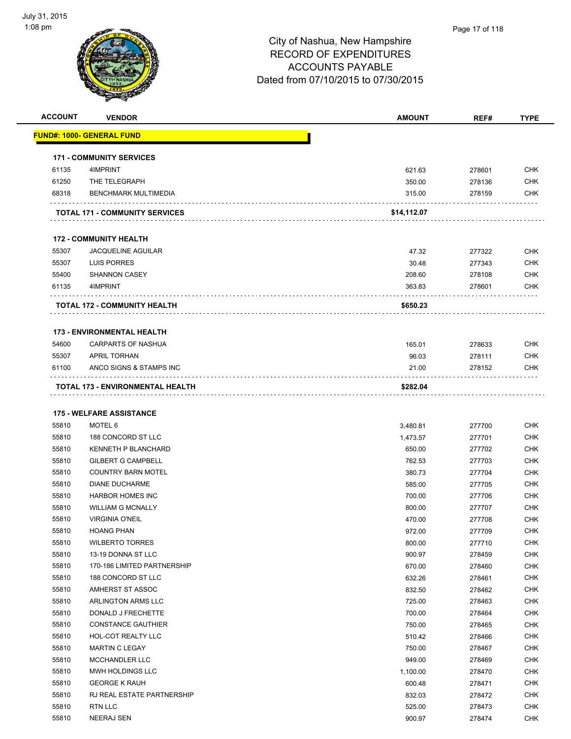City of Nashua, New Hampshire
RECORD OF EXPENDITURES
ACCOUNTS PAYABLE
Dated from 07/10/2015 to 07/30/2015

| ACCOUNT | VENDOR | AMOUNT | REF# | TYPE |
|---|---|---|---|---|
| **FUND#: 1000- GENERAL FUND** | | | | |
| **171 - COMMUNITY SERVICES** | | | | |
| 61135 | 4IMPRINT | 621.63 | 278601 | CHK |
| 61250 | THE TELEGRAPH | 350.00 | 278136 | CHK |
| 68318 | BENCHMARK MULTIMEDIA | 315.00 | 278159 | CHK |
| | **TOTAL 171 - COMMUNITY SERVICES** | **$14,112.07** | | |
| **172 - COMMUNITY HEALTH** | | | | |
| 55307 | JACQUELINE AGUILAR | 47.32 | 277322 | CHK |
| 55307 | LUIS PORRES | 30.48 | 277343 | CHK |
| 55400 | SHANNON CASEY | 208.60 | 278108 | CHK |
| 61135 | 4IMPRINT | 363.83 | 278601 | CHK |
| | **TOTAL 172 - COMMUNITY HEALTH** | **$650.23** | | |
| **173 - ENVIRONMENTAL HEALTH** | | | | |
| 54600 | CARPARTS OF NASHUA | 165.01 | 278633 | CHK |
| 55307 | APRIL TORHAN | 96.03 | 278111 | CHK |
| 61100 | ANCO SIGNS & STAMPS INC | 21.00 | 278152 | CHK |
| | **TOTAL 173 - ENVIRONMENTAL HEALTH** | **$282.04** | | |
| **175 - WELFARE ASSISTANCE** | | | | |
| 55810 | MOTEL 6 | 3,480.81 | 277700 | CHK |
| 55810 | 188 CONCORD ST LLC | 1,473.57 | 277701 | CHK |
| 55810 | KENNETH P BLANCHARD | 650.00 | 277702 | CHK |
| 55810 | GILBERT G CAMPBELL | 762.53 | 277703 | CHK |
| 55810 | COUNTRY BARN MOTEL | 380.73 | 277704 | CHK |
| 55810 | DIANE DUCHARME | 585.00 | 277705 | CHK |
| 55810 | HARBOR HOMES INC | 700.00 | 277706 | CHK |
| 55810 | WILLIAM G MCNALLY | 800.00 | 277707 | CHK |
| 55810 | VIRGINIA O'NEIL | 470.00 | 277708 | CHK |
| 55810 | HOANG PHAN | 972.00 | 277709 | CHK |
| 55810 | WILBERTO TORRES | 800.00 | 277710 | CHK |
| 55810 | 13-19 DONNA ST LLC | 900.97 | 278459 | CHK |
| 55810 | 170-186 LIMITED PARTNERSHIP | 670.00 | 278460 | CHK |
| 55810 | 188 CONCORD ST LLC | 632.26 | 278461 | CHK |
| 55810 | AMHERST ST ASSOC | 832.50 | 278462 | CHK |
| 55810 | ARLINGTON ARMS LLC | 725.00 | 278463 | CHK |
| 55810 | DONALD J FRECHETTE | 700.00 | 278464 | CHK |
| 55810 | CONSTANCE GAUTHIER | 750.00 | 278465 | CHK |
| 55810 | HOL-COT REALTY LLC | 510.42 | 278466 | CHK |
| 55810 | MARTIN C LEGAY | 750.00 | 278467 | CHK |
| 55810 | MCCHANDLER LLC | 949.00 | 278469 | CHK |
| 55810 | MWH HOLDINGS LLC | 1,100.00 | 278470 | CHK |
| 55810 | GEORGE K RAUH | 600.48 | 278471 | CHK |
| 55810 | RJ REAL ESTATE PARTNERSHIP | 832.03 | 278472 | CHK |
| 55810 | RTN LLC | 525.00 | 278473 | CHK |
| 55810 | NEERAJ SEN | 900.97 | 278474 | CHK |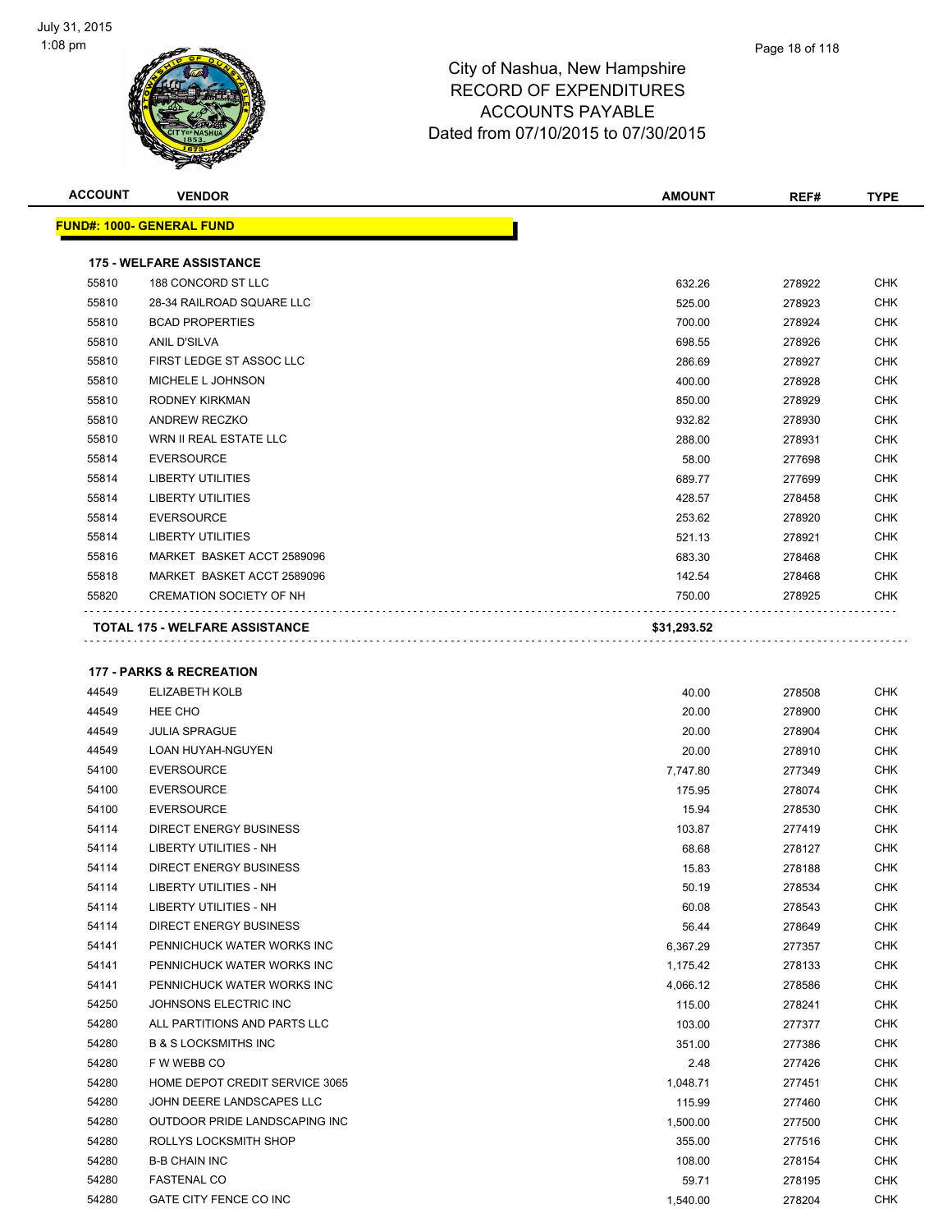July 31, 2015
1:08 pm

# City of Nashua, New Hampshire
## RECORD OF EXPENDITURES
## ACCOUNTS PAYABLE
Dated from 07/10/2015 to 07/30/2015

| ACCOUNT | VENDOR | AMOUNT | REF# | TYPE |
|---|---|---|---|---|
| **FUND#: 1000- GENERAL FUND** | | | | |
| **175 - WELFARE ASSISTANCE** | | | | |
| 55810 | 188 CONCORD ST LLC | 632.26 | 278922 | CHK |
| 55810 | 28-34 RAILROAD SQUARE LLC | 525.00 | 278923 | CHK |
| 55810 | BCAD PROPERTIES | 700.00 | 278924 | CHK |
| 55810 | ANIL D'SILVA | 698.55 | 278926 | CHK |
| 55810 | FIRST LEDGE ST ASSOC LLC | 286.69 | 278927 | CHK |
| 55810 | MICHELE L JOHNSON | 400.00 | 278928 | CHK |
| 55810 | RODNEY KIRKMAN | 850.00 | 278929 | CHK |
| 55810 | ANDREW RECZKO | 932.82 | 278930 | CHK |
| 55810 | WRN II REAL ESTATE LLC | 288.00 | 278931 | CHK |
| 55814 | EVERSOURCE | 58.00 | 277698 | CHK |
| 55814 | LIBERTY UTILITIES | 689.77 | 277699 | CHK |
| 55814 | LIBERTY UTILITIES | 428.57 | 278458 | CHK |
| 55814 | EVERSOURCE | 253.62 | 278920 | CHK |
| 55814 | LIBERTY UTILITIES | 521.13 | 278921 | CHK |
| 55816 | MARKET BASKET ACCT 2589096 | 683.30 | 278468 | CHK |
| 55818 | MARKET BASKET ACCT 2589096 | 142.54 | 278468 | CHK |
| 55820 | CREMATION SOCIETY OF NH | 750.00 | 278925 | CHK |
| **TOTAL 175 - WELFARE ASSISTANCE** | | **$31,293.52** | | |
| **177 - PARKS & RECREATION** | | | | |
| 44549 | ELIZABETH KOLB | 40.00 | 278508 | CHK |
| 44549 | HEE CHO | 20.00 | 278900 | CHK |
| 44549 | JULIA SPRAGUE | 20.00 | 278904 | CHK |
| 44549 | LOAN HUYAH-NGUYEN | 20.00 | 278910 | CHK |
| 54100 | EVERSOURCE | 7,747.80 | 277349 | CHK |
| 54100 | EVERSOURCE | 175.95 | 278074 | CHK |
| 54100 | EVERSOURCE | 15.94 | 278530 | CHK |
| 54114 | DIRECT ENERGY BUSINESS | 103.87 | 277419 | CHK |
| 54114 | LIBERTY UTILITIES - NH | 68.68 | 278127 | CHK |
| 54114 | DIRECT ENERGY BUSINESS | 15.83 | 278188 | CHK |
| 54114 | LIBERTY UTILITIES - NH | 50.19 | 278534 | CHK |
| 54114 | LIBERTY UTILITIES - NH | 60.08 | 278543 | CHK |
| 54114 | DIRECT ENERGY BUSINESS | 56.44 | 278649 | CHK |
| 54141 | PENNICHUCK WATER WORKS INC | 6,367.29 | 277357 | CHK |
| 54141 | PENNICHUCK WATER WORKS INC | 1,175.42 | 278133 | CHK |
| 54141 | PENNICHUCK WATER WORKS INC | 4,066.12 | 278586 | CHK |
| 54250 | JOHNSONS ELECTRIC INC | 115.00 | 278241 | CHK |
| 54280 | ALL PARTITIONS AND PARTS LLC | 103.00 | 277377 | CHK |
| 54280 | B & S LOCKSMITHS INC | 351.00 | 277386 | CHK |
| 54280 | F W WEBB CO | 2.48 | 277426 | CHK |
| 54280 | HOME DEPOT CREDIT SERVICE 3065 | 1,048.71 | 277451 | CHK |
| 54280 | JOHN DEERE LANDSCAPES LLC | 115.99 | 277460 | CHK |
| 54280 | OUTDOOR PRIDE LANDSCAPING INC | 1,500.00 | 277500 | CHK |
| 54280 | ROLLYS LOCKSMITH SHOP | 355.00 | 277516 | CHK |
| 54280 | B-B CHAIN INC | 108.00 | 278154 | CHK |
| 54280 | FASTENAL CO | 59.71 | 278195 | CHK |
| 54280 | GATE CITY FENCE CO INC | 1,540.00 | 278204 | CHK |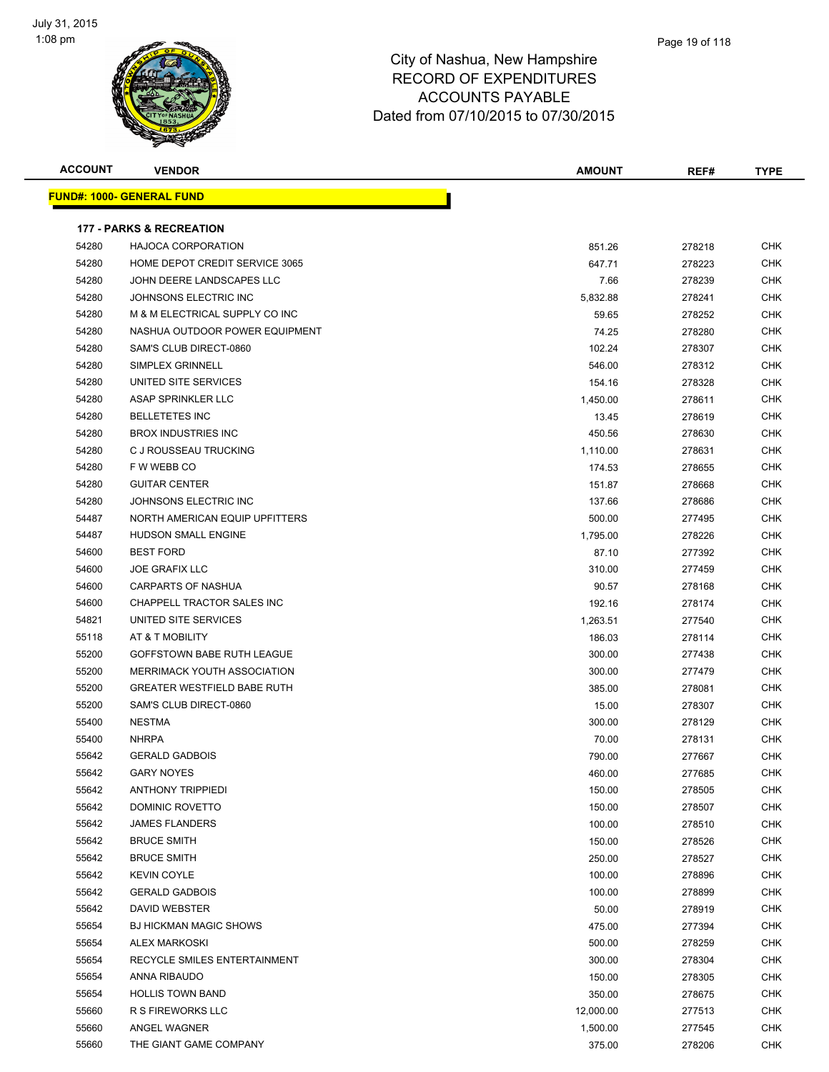City of Nashua, New Hampshire
RECORD OF EXPENDITURES
ACCOUNTS PAYABLE
Dated from 07/10/2015 to 07/30/2015

| ACCOUNT | VENDOR | AMOUNT | REF# | TYPE |
|---|---|---|---|---|

**FUND#: 1000- GENERAL FUND**

**177 - PARKS & RECREATION**

| ACCOUNT | VENDOR | AMOUNT | REF# | TYPE |
|---|---|---|---|---|
| 54280 | HAJOCA CORPORATION | 851.26 | 278218 | CHK |
| 54280 | HOME DEPOT CREDIT SERVICE 3065 | 647.71 | 278223 | CHK |
| 54280 | JOHN DEERE LANDSCAPES LLC | 7.66 | 278239 | CHK |
| 54280 | JOHNSONS ELECTRIC INC | 5,832.88 | 278241 | CHK |
| 54280 | M & M ELECTRICAL SUPPLY CO INC | 59.65 | 278252 | CHK |
| 54280 | NASHUA OUTDOOR POWER EQUIPMENT | 74.25 | 278280 | CHK |
| 54280 | SAM'S CLUB DIRECT-0860 | 102.24 | 278307 | CHK |
| 54280 | SIMPLEX GRINNELL | 546.00 | 278312 | CHK |
| 54280 | UNITED SITE SERVICES | 154.16 | 278328 | CHK |
| 54280 | ASAP SPRINKLER LLC | 1,450.00 | 278611 | CHK |
| 54280 | BELLETETES INC | 13.45 | 278619 | CHK |
| 54280 | BROX INDUSTRIES INC | 450.56 | 278630 | CHK |
| 54280 | C J ROUSSEAU TRUCKING | 1,110.00 | 278631 | CHK |
| 54280 | F W WEBB CO | 174.53 | 278655 | CHK |
| 54280 | GUITAR CENTER | 151.87 | 278668 | CHK |
| 54280 | JOHNSONS ELECTRIC INC | 137.66 | 278686 | CHK |
| 54487 | NORTH AMERICAN EQUIP UPFITTERS | 500.00 | 277495 | CHK |
| 54487 | HUDSON SMALL ENGINE | 1,795.00 | 278226 | CHK |
| 54600 | BEST FORD | 87.10 | 277392 | CHK |
| 54600 | JOE GRAFIX LLC | 310.00 | 277459 | CHK |
| 54600 | CARPARTS OF NASHUA | 90.57 | 278168 | CHK |
| 54600 | CHAPPELL TRACTOR SALES INC | 192.16 | 278174 | CHK |
| 54821 | UNITED SITE SERVICES | 1,263.51 | 277540 | CHK |
| 55118 | AT & T MOBILITY | 186.03 | 278114 | CHK |
| 55200 | GOFFSTOWN BABE RUTH LEAGUE | 300.00 | 277438 | CHK |
| 55200 | MERRIMACK YOUTH ASSOCIATION | 300.00 | 277479 | CHK |
| 55200 | GREATER WESTFIELD BABE RUTH | 385.00 | 278081 | CHK |
| 55200 | SAM'S CLUB DIRECT-0860 | 15.00 | 278307 | CHK |
| 55400 | NESTMA | 300.00 | 278129 | CHK |
| 55400 | NHRPA | 70.00 | 278131 | CHK |
| 55642 | GERALD GADBOIS | 790.00 | 277667 | CHK |
| 55642 | GARY NOYES | 460.00 | 277685 | CHK |
| 55642 | ANTHONY TRIPPIEDI | 150.00 | 278505 | CHK |
| 55642 | DOMINIC ROVETTO | 150.00 | 278507 | CHK |
| 55642 | JAMES FLANDERS | 100.00 | 278510 | CHK |
| 55642 | BRUCE SMITH | 150.00 | 278526 | CHK |
| 55642 | BRUCE SMITH | 250.00 | 278527 | CHK |
| 55642 | KEVIN COYLE | 100.00 | 278896 | CHK |
| 55642 | GERALD GADBOIS | 100.00 | 278899 | CHK |
| 55642 | DAVID WEBSTER | 50.00 | 278919 | CHK |
| 55654 | BJ HICKMAN MAGIC SHOWS | 475.00 | 277394 | CHK |
| 55654 | ALEX MARKOSKI | 500.00 | 278259 | CHK |
| 55654 | RECYCLE SMILES ENTERTAINMENT | 300.00 | 278304 | CHK |
| 55654 | ANNA RIBAUDO | 150.00 | 278305 | CHK |
| 55654 | HOLLIS TOWN BAND | 350.00 | 278675 | CHK |
| 55660 | R S FIREWORKS LLC | 12,000.00 | 277513 | CHK |
| 55660 | ANGEL WAGNER | 1,500.00 | 277545 | CHK |
| 55660 | THE GIANT GAME COMPANY | 375.00 | 278206 | CHK |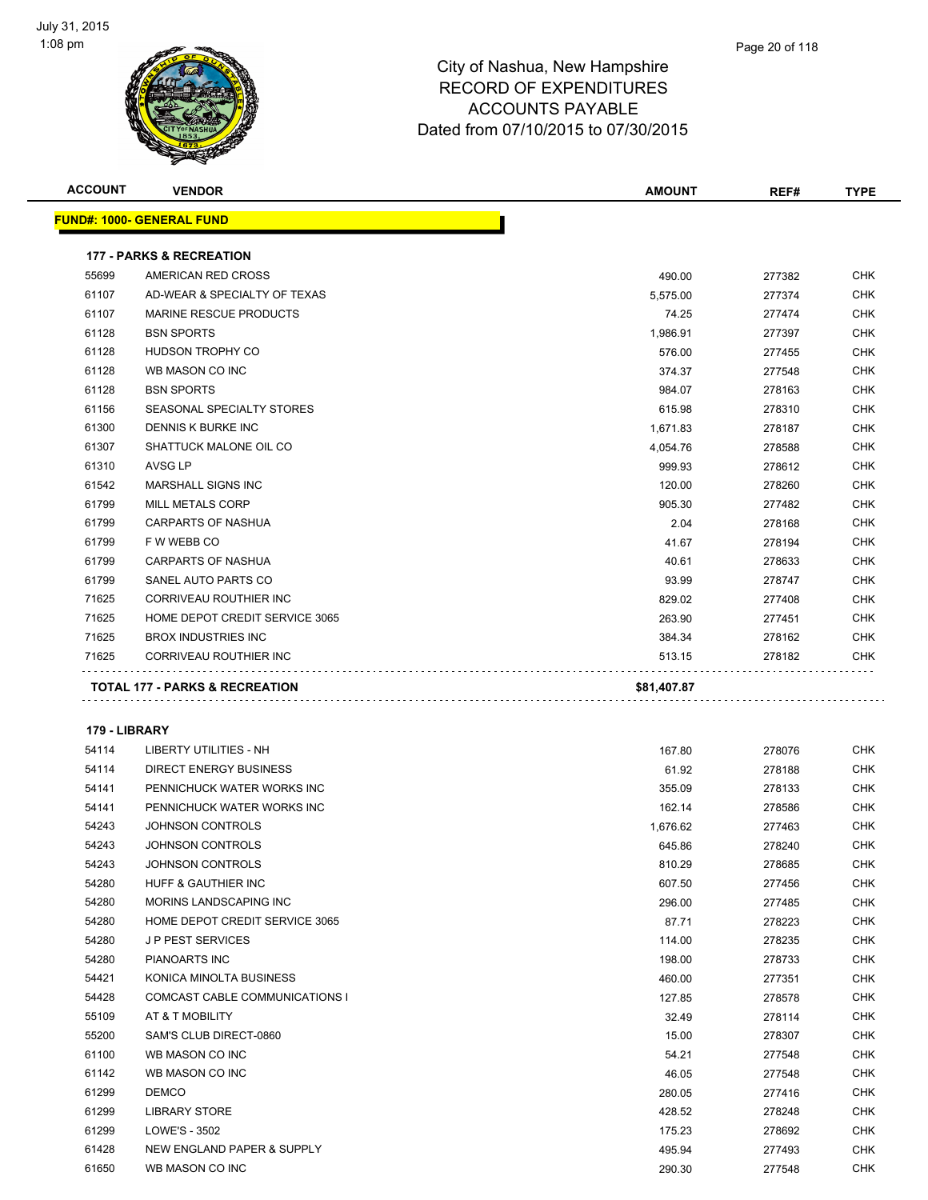# City of Nashua, New Hampshire
## RECORD OF EXPENDITURES
## ACCOUNTS PAYABLE
## Dated from 07/10/2015 to 07/30/2015

July 31, 2015
1:08 pm

| ACCOUNT | VENDOR | AMOUNT | REF# | TYPE |
|---|---|---|---|---|
| **FUND#: 1000- GENERAL FUND** | | | | |
| **177 - PARKS & RECREATION** | | | | |
| 55699 | AMERICAN RED CROSS | 490.00 | 277382 | CHK |
| 61107 | AD-WEAR & SPECIALTY OF TEXAS | 5,575.00 | 277374 | CHK |
| 61107 | MARINE RESCUE PRODUCTS | 74.25 | 277474 | CHK |
| 61128 | BSN SPORTS | 1,986.91 | 277397 | CHK |
| 61128 | HUDSON TROPHY CO | 576.00 | 277455 | CHK |
| 61128 | WB MASON CO INC | 374.37 | 277548 | CHK |
| 61128 | BSN SPORTS | 984.07 | 278163 | CHK |
| 61156 | SEASONAL SPECIALTY STORES | 615.98 | 278310 | CHK |
| 61300 | DENNIS K BURKE INC | 1,671.83 | 278187 | CHK |
| 61307 | SHATTUCK MALONE OIL CO | 4,054.76 | 278588 | CHK |
| 61310 | AVSG LP | 999.93 | 278612 | CHK |
| 61542 | MARSHALL SIGNS INC | 120.00 | 278260 | CHK |
| 61799 | MILL METALS CORP | 905.30 | 277482 | CHK |
| 61799 | CARPARTS OF NASHUA | 2.04 | 278168 | CHK |
| 61799 | F W WEBB CO | 41.67 | 278194 | CHK |
| 61799 | CARPARTS OF NASHUA | 40.61 | 278633 | CHK |
| 61799 | SANEL AUTO PARTS CO | 93.99 | 278747 | CHK |
| 71625 | CORRIVEAU ROUTHIER INC | 829.02 | 277408 | CHK |
| 71625 | HOME DEPOT CREDIT SERVICE 3065 | 263.90 | 277451 | CHK |
| 71625 | BROX INDUSTRIES INC | 384.34 | 278162 | CHK |
| 71625 | CORRIVEAU ROUTHIER INC | 513.15 | 278182 | CHK |
| **TOTAL 177 - PARKS & RECREATION** | | **$81,407.87** | | |
| **179 - LIBRARY** | | | | |
| 54114 | LIBERTY UTILITIES - NH | 167.80 | 278076 | CHK |
| 54114 | DIRECT ENERGY BUSINESS | 61.92 | 278188 | CHK |
| 54141 | PENNICHUCK WATER WORKS INC | 355.09 | 278133 | CHK |
| 54141 | PENNICHUCK WATER WORKS INC | 162.14 | 278586 | CHK |
| 54243 | JOHNSON CONTROLS | 1,676.62 | 277463 | CHK |
| 54243 | JOHNSON CONTROLS | 645.86 | 278240 | CHK |
| 54243 | JOHNSON CONTROLS | 810.29 | 278685 | CHK |
| 54280 | HUFF & GAUTHIER INC | 607.50 | 277456 | CHK |
| 54280 | MORINS LANDSCAPING INC | 296.00 | 277485 | CHK |
| 54280 | HOME DEPOT CREDIT SERVICE 3065 | 87.71 | 278223 | CHK |
| 54280 | J P PEST SERVICES | 114.00 | 278235 | CHK |
| 54280 | PIANOARTS INC | 198.00 | 278733 | CHK |
| 54421 | KONICA MINOLTA BUSINESS | 460.00 | 277351 | CHK |
| 54428 | COMCAST CABLE COMMUNICATIONS I | 127.85 | 278578 | CHK |
| 55109 | AT & T MOBILITY | 32.49 | 278114 | CHK |
| 55200 | SAM'S CLUB DIRECT-0860 | 15.00 | 278307 | CHK |
| 61100 | WB MASON CO INC | 54.21 | 277548 | CHK |
| 61142 | WB MASON CO INC | 46.05 | 277548 | CHK |
| 61299 | DEMCO | 280.05 | 277416 | CHK |
| 61299 | LIBRARY STORE | 428.52 | 278248 | CHK |
| 61299 | LOWE'S - 3502 | 175.23 | 278692 | CHK |
| 61428 | NEW ENGLAND PAPER & SUPPLY | 495.94 | 277493 | CHK |
| 61650 | WB MASON CO INC | 290.30 | 277548 | CHK |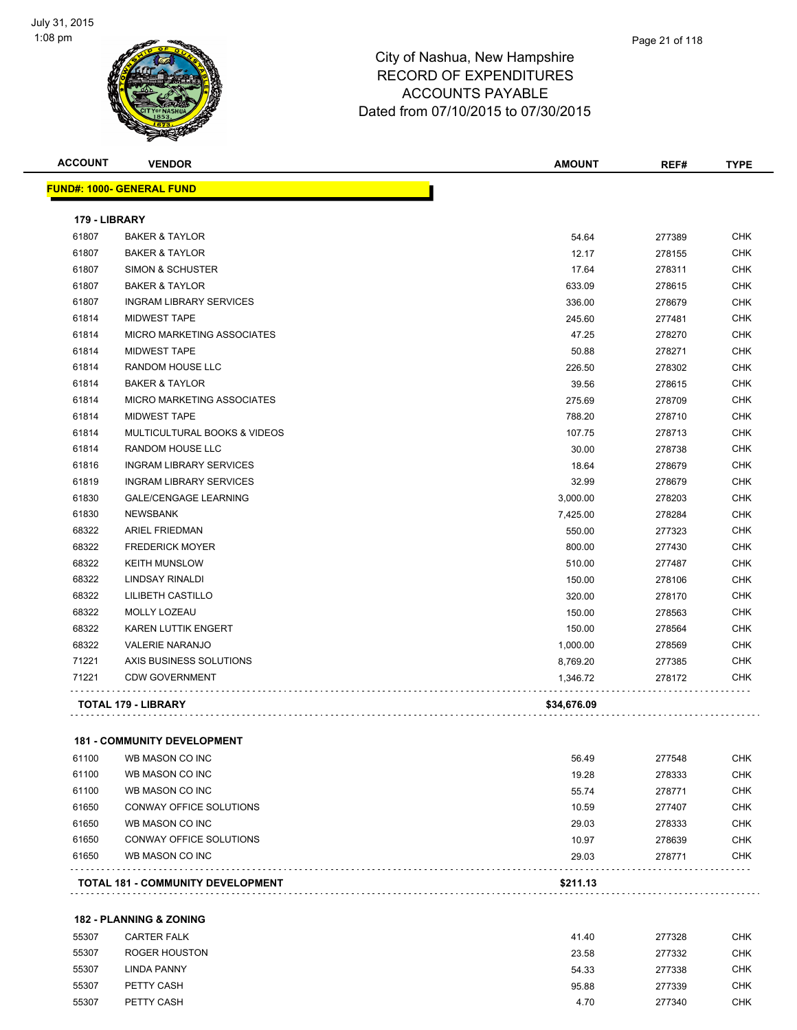# City of Nashua, New Hampshire
## RECORD OF EXPENDITURES
## ACCOUNTS PAYABLE
## Dated from 07/10/2015 to 07/30/2015

| ACCOUNT | VENDOR | AMOUNT | REF# | TYPE |
|---|---|---|---|---|
| **FUND#: 1000- GENERAL FUND** | | | | |
| **179 - LIBRARY** | | | | |
| 61807 | BAKER & TAYLOR | 54.64 | 277389 | CHK |
| 61807 | BAKER & TAYLOR | 12.17 | 278155 | CHK |
| 61807 | SIMON & SCHUSTER | 17.64 | 278311 | CHK |
| 61807 | BAKER & TAYLOR | 633.09 | 278615 | CHK |
| 61807 | INGRAM LIBRARY SERVICES | 336.00 | 278679 | CHK |
| 61814 | MIDWEST TAPE | 245.60 | 277481 | CHK |
| 61814 | MICRO MARKETING ASSOCIATES | 47.25 | 278270 | CHK |
| 61814 | MIDWEST TAPE | 50.88 | 278271 | CHK |
| 61814 | RANDOM HOUSE LLC | 226.50 | 278302 | CHK |
| 61814 | BAKER & TAYLOR | 39.56 | 278615 | CHK |
| 61814 | MICRO MARKETING ASSOCIATES | 275.69 | 278709 | CHK |
| 61814 | MIDWEST TAPE | 788.20 | 278710 | CHK |
| 61814 | MULTICULTURAL BOOKS & VIDEOS | 107.75 | 278713 | CHK |
| 61814 | RANDOM HOUSE LLC | 30.00 | 278738 | CHK |
| 61816 | INGRAM LIBRARY SERVICES | 18.64 | 278679 | CHK |
| 61819 | INGRAM LIBRARY SERVICES | 32.99 | 278679 | CHK |
| 61830 | GALE/CENGAGE LEARNING | 3,000.00 | 278203 | CHK |
| 61830 | NEWSBANK | 7,425.00 | 278284 | CHK |
| 68322 | ARIEL FRIEDMAN | 550.00 | 277323 | CHK |
| 68322 | FREDERICK MOYER | 800.00 | 277430 | CHK |
| 68322 | KEITH MUNSLOW | 510.00 | 277487 | CHK |
| 68322 | LINDSAY RINALDI | 150.00 | 278106 | CHK |
| 68322 | LILIBETH CASTILLO | 320.00 | 278170 | CHK |
| 68322 | MOLLY LOZEAU | 150.00 | 278563 | CHK |
| 68322 | KAREN LUTTIK ENGERT | 150.00 | 278564 | CHK |
| 68322 | VALERIE NARANJO | 1,000.00 | 278569 | CHK |
| 71221 | AXIS BUSINESS SOLUTIONS | 8,769.20 | 277385 | CHK |
| 71221 | CDW GOVERNMENT | 1,346.72 | 278172 | CHK |
| **TOTAL 179 - LIBRARY** | | **$34,676.09** | | |
| **181 - COMMUNITY DEVELOPMENT** | | | | |
| 61100 | WB MASON CO INC | 56.49 | 277548 | CHK |
| 61100 | WB MASON CO INC | 19.28 | 278333 | CHK |
| 61100 | WB MASON CO INC | 55.74 | 278771 | CHK |
| 61650 | CONWAY OFFICE SOLUTIONS | 10.59 | 277407 | CHK |
| 61650 | WB MASON CO INC | 29.03 | 278333 | CHK |
| 61650 | CONWAY OFFICE SOLUTIONS | 10.97 | 278639 | CHK |
| 61650 | WB MASON CO INC | 29.03 | 278771 | CHK |
| **TOTAL 181 - COMMUNITY DEVELOPMENT** | | **$211.13** | | |
| **182 - PLANNING & ZONING** | | | | |
| 55307 | CARTER FALK | 41.40 | 277328 | CHK |
| 55307 | ROGER HOUSTON | 23.58 | 277332 | CHK |
| 55307 | LINDA PANNY | 54.33 | 277338 | CHK |
| 55307 | PETTY CASH | 95.88 | 277339 | CHK |
| 55307 | PETTY CASH | 4.70 | 277340 | CHK |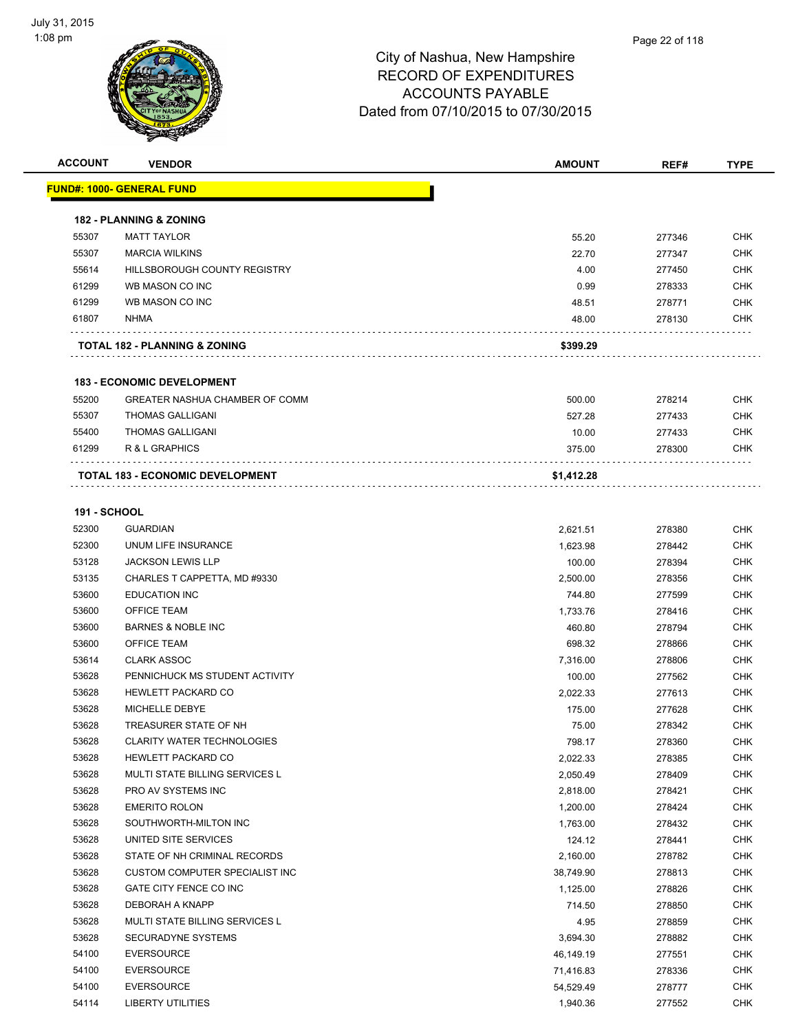# City of Nashua, New Hampshire
## RECORD OF EXPENDITURES
## ACCOUNTS PAYABLE
## Dated from 07/10/2015 to 07/30/2015

| ACCOUNT | VENDOR | AMOUNT | REF# | TYPE |
|---|---|---|---|---|
| **FUND#: 1000- GENERAL FUND** | | | | |
| **182 - PLANNING & ZONING** | | | | |
| 55307 | MATT TAYLOR | 55.20 | 277346 | CHK |
| 55307 | MARCIA WILKINS | 22.70 | 277347 | CHK |
| 55614 | HILLSBOROUGH COUNTY REGISTRY | 4.00 | 277450 | CHK |
| 61299 | WB MASON CO INC | 0.99 | 278333 | CHK |
| 61299 | WB MASON CO INC | 48.51 | 278771 | CHK |
| 61807 | NHMA | 48.00 | 278130 | CHK |
| | **TOTAL 182 - PLANNING & ZONING** | **$399.29** | | |
| **183 - ECONOMIC DEVELOPMENT** | | | | |
| 55200 | GREATER NASHUA CHAMBER OF COMM | 500.00 | 278214 | CHK |
| 55307 | THOMAS GALLIGANI | 527.28 | 277433 | CHK |
| 55400 | THOMAS GALLIGANI | 10.00 | 277433 | CHK |
| 61299 | R & L GRAPHICS | 375.00 | 278300 | CHK |
| | **TOTAL 183 - ECONOMIC DEVELOPMENT** | **$1,412.28** | | |
| **191 - SCHOOL** | | | | |
| 52300 | GUARDIAN | 2,621.51 | 278380 | CHK |
| 52300 | UNUM LIFE INSURANCE | 1,623.98 | 278442 | CHK |
| 53128 | JACKSON LEWIS LLP | 100.00 | 278394 | CHK |
| 53135 | CHARLES T CAPPETTA, MD #9330 | 2,500.00 | 278356 | CHK |
| 53600 | EDUCATION INC | 744.80 | 277599 | CHK |
| 53600 | OFFICE TEAM | 1,733.76 | 278416 | CHK |
| 53600 | BARNES & NOBLE INC | 460.80 | 278794 | CHK |
| 53600 | OFFICE TEAM | 698.32 | 278866 | CHK |
| 53614 | CLARK ASSOC | 7,316.00 | 278806 | CHK |
| 53628 | PENNICHUCK MS STUDENT ACTIVITY | 100.00 | 277562 | CHK |
| 53628 | HEWLETT PACKARD CO | 2,022.33 | 277613 | CHK |
| 53628 | MICHELLE DEBYE | 175.00 | 277628 | CHK |
| 53628 | TREASURER STATE OF NH | 75.00 | 278342 | CHK |
| 53628 | CLARITY WATER TECHNOLOGIES | 798.17 | 278360 | CHK |
| 53628 | HEWLETT PACKARD CO | 2,022.33 | 278385 | CHK |
| 53628 | MULTI STATE BILLING SERVICES L | 2,050.49 | 278409 | CHK |
| 53628 | PRO AV SYSTEMS INC | 2,818.00 | 278421 | CHK |
| 53628 | EMERITO ROLON | 1,200.00 | 278424 | CHK |
| 53628 | SOUTHWORTH-MILTON INC | 1,763.00 | 278432 | CHK |
| 53628 | UNITED SITE SERVICES | 124.12 | 278441 | CHK |
| 53628 | STATE OF NH CRIMINAL RECORDS | 2,160.00 | 278782 | CHK |
| 53628 | CUSTOM COMPUTER SPECIALIST INC | 38,749.90 | 278813 | CHK |
| 53628 | GATE CITY FENCE CO INC | 1,125.00 | 278826 | CHK |
| 53628 | DEBORAH A KNAPP | 714.50 | 278850 | CHK |
| 53628 | MULTI STATE BILLING SERVICES L | 4.95 | 278859 | CHK |
| 53628 | SECURADYNE SYSTEMS | 3,694.30 | 278882 | CHK |
| 54100 | EVERSOURCE | 46,149.19 | 277551 | CHK |
| 54100 | EVERSOURCE | 71,416.83 | 278336 | CHK |
| 54100 | EVERSOURCE | 54,529.49 | 278777 | CHK |
| 54114 | LIBERTY UTILITIES | 1,940.36 | 277552 | CHK |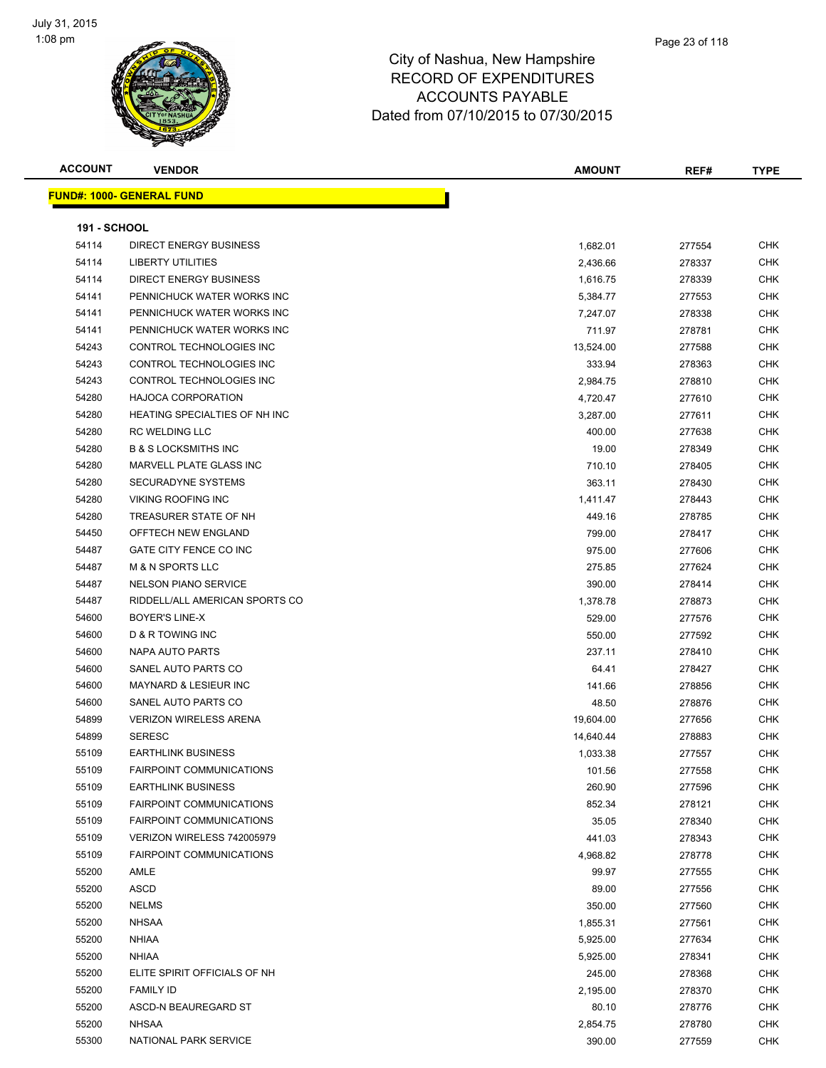# City of Nashua, New Hampshire
## RECORD OF EXPENDITURES
## ACCOUNTS PAYABLE
## Dated from 07/10/2015 to 07/30/2015

| ACCOUNT | VENDOR | AMOUNT | REF# | TYPE |
|---|---|---|---|---|

**FUND#: 1000- GENERAL FUND**

**191 - SCHOOL**

| ACCOUNT | VENDOR | AMOUNT | REF# | TYPE |
|---|---|---|---|---|
| 54114 | DIRECT ENERGY BUSINESS | 1,682.01 | 277554 | CHK |
| 54114 | LIBERTY UTILITIES | 2,436.66 | 278337 | CHK |
| 54114 | DIRECT ENERGY BUSINESS | 1,616.75 | 278339 | CHK |
| 54141 | PENNICHUCK WATER WORKS INC | 5,384.77 | 277553 | CHK |
| 54141 | PENNICHUCK WATER WORKS INC | 7,247.07 | 278338 | CHK |
| 54141 | PENNICHUCK WATER WORKS INC | 711.97 | 278781 | CHK |
| 54243 | CONTROL TECHNOLOGIES INC | 13,524.00 | 277588 | CHK |
| 54243 | CONTROL TECHNOLOGIES INC | 333.94 | 278363 | CHK |
| 54243 | CONTROL TECHNOLOGIES INC | 2,984.75 | 278810 | CHK |
| 54280 | HAJOCA CORPORATION | 4,720.47 | 277610 | CHK |
| 54280 | HEATING SPECIALTIES OF NH INC | 3,287.00 | 277611 | CHK |
| 54280 | RC WELDING LLC | 400.00 | 277638 | CHK |
| 54280 | B & S LOCKSMITHS INC | 19.00 | 278349 | CHK |
| 54280 | MARVELL PLATE GLASS INC | 710.10 | 278405 | CHK |
| 54280 | SECURADYNE SYSTEMS | 363.11 | 278430 | CHK |
| 54280 | VIKING ROOFING INC | 1,411.47 | 278443 | CHK |
| 54280 | TREASURER STATE OF NH | 449.16 | 278785 | CHK |
| 54450 | OFFTECH NEW ENGLAND | 799.00 | 278417 | CHK |
| 54487 | GATE CITY FENCE CO INC | 975.00 | 277606 | CHK |
| 54487 | M & N SPORTS LLC | 275.85 | 277624 | CHK |
| 54487 | NELSON PIANO SERVICE | 390.00 | 278414 | CHK |
| 54487 | RIDDELL/ALL AMERICAN SPORTS CO | 1,378.78 | 278873 | CHK |
| 54600 | BOYER'S LINE-X | 529.00 | 277576 | CHK |
| 54600 | D & R TOWING INC | 550.00 | 277592 | CHK |
| 54600 | NAPA AUTO PARTS | 237.11 | 278410 | CHK |
| 54600 | SANEL AUTO PARTS CO | 64.41 | 278427 | CHK |
| 54600 | MAYNARD & LESIEUR INC | 141.66 | 278856 | CHK |
| 54600 | SANEL AUTO PARTS CO | 48.50 | 278876 | CHK |
| 54899 | VERIZON WIRELESS ARENA | 19,604.00 | 277656 | CHK |
| 54899 | SERESC | 14,640.44 | 278883 | CHK |
| 55109 | EARTHLINK BUSINESS | 1,033.38 | 277557 | CHK |
| 55109 | FAIRPOINT COMMUNICATIONS | 101.56 | 277558 | CHK |
| 55109 | EARTHLINK BUSINESS | 260.90 | 277596 | CHK |
| 55109 | FAIRPOINT COMMUNICATIONS | 852.34 | 278121 | CHK |
| 55109 | FAIRPOINT COMMUNICATIONS | 35.05 | 278340 | CHK |
| 55109 | VERIZON WIRELESS 742005979 | 441.03 | 278343 | CHK |
| 55109 | FAIRPOINT COMMUNICATIONS | 4,968.82 | 278778 | CHK |
| 55200 | AMLE | 99.97 | 277555 | CHK |
| 55200 | ASCD | 89.00 | 277556 | CHK |
| 55200 | NELMS | 350.00 | 277560 | CHK |
| 55200 | NHSAA | 1,855.31 | 277561 | CHK |
| 55200 | NHIAA | 5,925.00 | 277634 | CHK |
| 55200 | NHIAA | 5,925.00 | 278341 | CHK |
| 55200 | ELITE SPIRIT OFFICIALS OF NH | 245.00 | 278368 | CHK |
| 55200 | FAMILY ID | 2,195.00 | 278370 | CHK |
| 55200 | ASCD-N BEAUREGARD ST | 80.10 | 278776 | CHK |
| 55200 | NHSAA | 2,854.75 | 278780 | CHK |
| 55300 | NATIONAL PARK SERVICE | 390.00 | 277559 | CHK |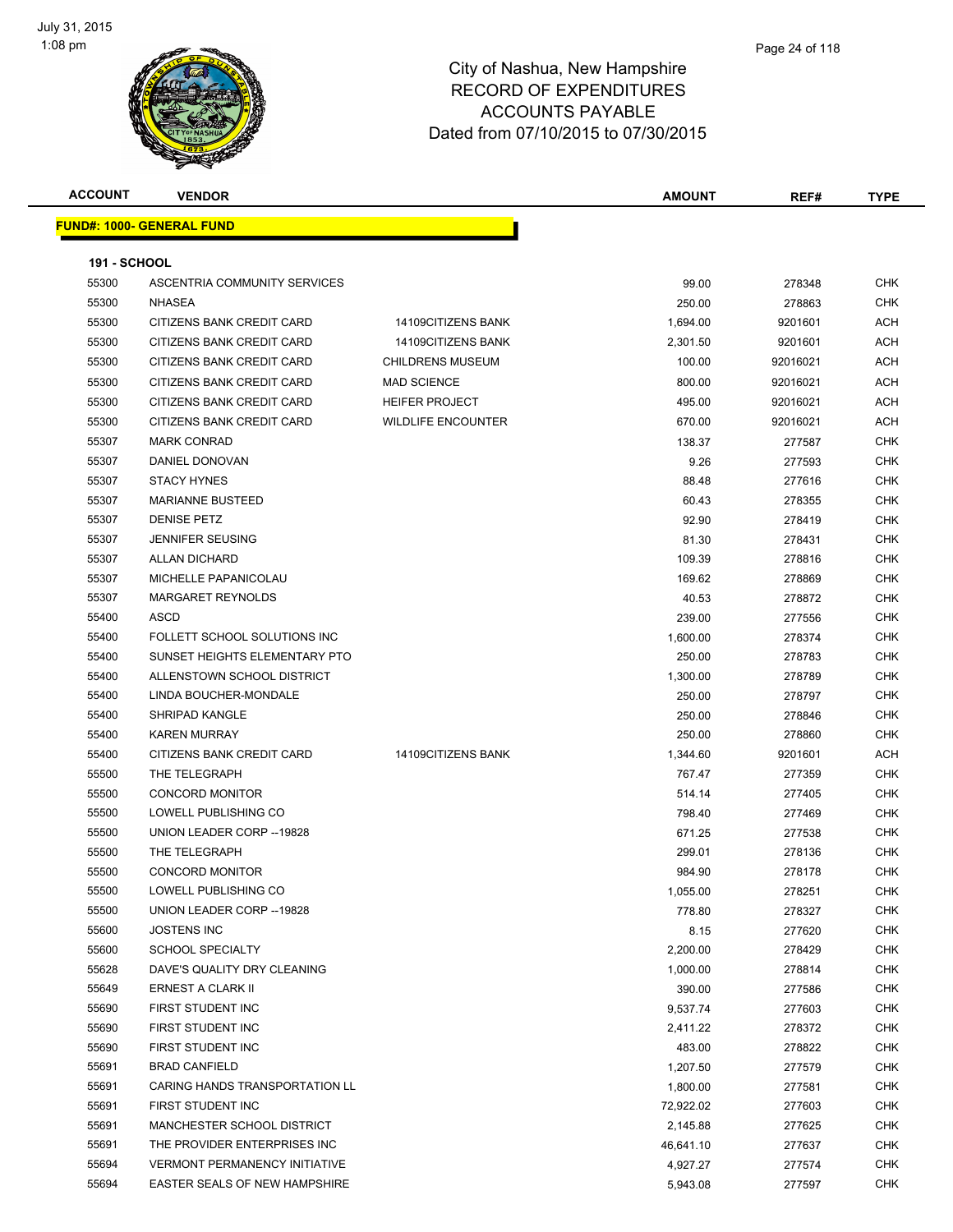July 31, 2015
1:08 pm

# City of Nashua, New Hampshire
## RECORD OF EXPENDITURES
## ACCOUNTS PAYABLE
## Dated from 07/10/2015 to 07/30/2015

| ACCOUNT | VENDOR | | AMOUNT | REF# | TYPE |
|---|---|---|---|---|---|
| **FUND#: 1000- GENERAL FUND** | | | | | |
| **191 - SCHOOL** | | | | | |
| 55300 | ASCENTRIA COMMUNITY SERVICES | | 99.00 | 278348 | CHK |
| 55300 | NHASEA | | 250.00 | 278863 | CHK |
| 55300 | CITIZENS BANK CREDIT CARD | 14109CITIZENS BANK | 1,694.00 | 9201601 | ACH |
| 55300 | CITIZENS BANK CREDIT CARD | 14109CITIZENS BANK | 2,301.50 | 9201601 | ACH |
| 55300 | CITIZENS BANK CREDIT CARD | CHILDRENS MUSEUM | 100.00 | 92016021 | ACH |
| 55300 | CITIZENS BANK CREDIT CARD | MAD SCIENCE | 800.00 | 92016021 | ACH |
| 55300 | CITIZENS BANK CREDIT CARD | HEIFER PROJECT | 495.00 | 92016021 | ACH |
| 55300 | CITIZENS BANK CREDIT CARD | WILDLIFE ENCOUNTER | 670.00 | 92016021 | ACH |
| 55307 | MARK CONRAD | | 138.37 | 277587 | CHK |
| 55307 | DANIEL DONOVAN | | 9.26 | 277593 | CHK |
| 55307 | STACY HYNES | | 88.48 | 277616 | CHK |
| 55307 | MARIANNE BUSTEED | | 60.43 | 278355 | CHK |
| 55307 | DENISE PETZ | | 92.90 | 278419 | CHK |
| 55307 | JENNIFER SEUSING | | 81.30 | 278431 | CHK |
| 55307 | ALLAN DICHARD | | 109.39 | 278816 | CHK |
| 55307 | MICHELLE PAPANICOLAU | | 169.62 | 278869 | CHK |
| 55307 | MARGARET REYNOLDS | | 40.53 | 278872 | CHK |
| 55400 | ASCD | | 239.00 | 277556 | CHK |
| 55400 | FOLLETT SCHOOL SOLUTIONS INC | | 1,600.00 | 278374 | CHK |
| 55400 | SUNSET HEIGHTS ELEMENTARY PTO | | 250.00 | 278783 | CHK |
| 55400 | ALLENSTOWN SCHOOL DISTRICT | | 1,300.00 | 278789 | CHK |
| 55400 | LINDA BOUCHER-MONDALE | | 250.00 | 278797 | CHK |
| 55400 | SHRIPAD KANGLE | | 250.00 | 278846 | CHK |
| 55400 | KAREN MURRAY | | 250.00 | 278860 | CHK |
| 55400 | CITIZENS BANK CREDIT CARD | 14109CITIZENS BANK | 1,344.60 | 9201601 | ACH |
| 55500 | THE TELEGRAPH | | 767.47 | 277359 | CHK |
| 55500 | CONCORD MONITOR | | 514.14 | 277405 | CHK |
| 55500 | LOWELL PUBLISHING CO | | 798.40 | 277469 | CHK |
| 55500 | UNION LEADER CORP --19828 | | 671.25 | 277538 | CHK |
| 55500 | THE TELEGRAPH | | 299.01 | 278136 | CHK |
| 55500 | CONCORD MONITOR | | 984.90 | 278178 | CHK |
| 55500 | LOWELL PUBLISHING CO | | 1,055.00 | 278251 | CHK |
| 55500 | UNION LEADER CORP --19828 | | 778.80 | 278327 | CHK |
| 55600 | JOSTENS INC | | 8.15 | 277620 | CHK |
| 55600 | SCHOOL SPECIALTY | | 2,200.00 | 278429 | CHK |
| 55628 | DAVE'S QUALITY DRY CLEANING | | 1,000.00 | 278814 | CHK |
| 55649 | ERNEST A CLARK II | | 390.00 | 277586 | CHK |
| 55690 | FIRST STUDENT INC | | 9,537.74 | 277603 | CHK |
| 55690 | FIRST STUDENT INC | | 2,411.22 | 278372 | CHK |
| 55690 | FIRST STUDENT INC | | 483.00 | 278822 | CHK |
| 55691 | BRAD CANFIELD | | 1,207.50 | 277579 | CHK |
| 55691 | CARING HANDS TRANSPORTATION LL | | 1,800.00 | 277581 | CHK |
| 55691 | FIRST STUDENT INC | | 72,922.02 | 277603 | CHK |
| 55691 | MANCHESTER SCHOOL DISTRICT | | 2,145.88 | 277625 | CHK |
| 55691 | THE PROVIDER ENTERPRISES INC | | 46,641.10 | 277637 | CHK |
| 55694 | VERMONT PERMANENCY INITIATIVE | | 4,927.27 | 277574 | CHK |
| 55694 | EASTER SEALS OF NEW HAMPSHIRE | | 5,943.08 | 277597 | CHK |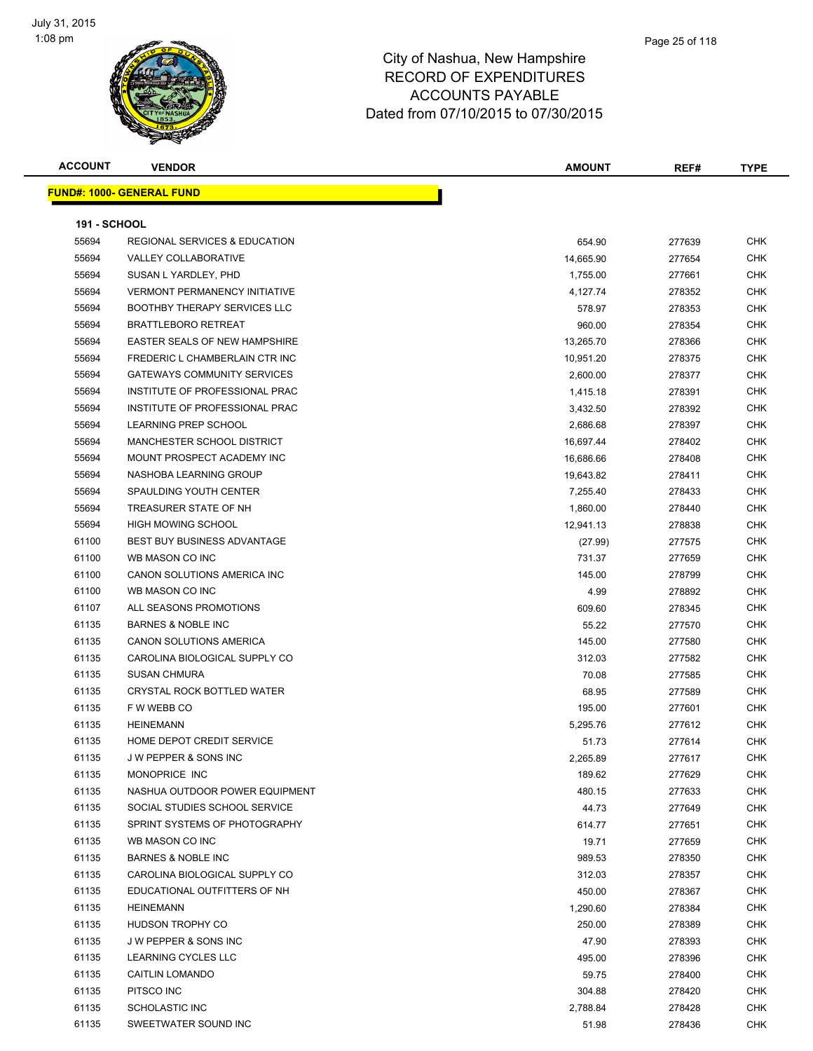# City of Nashua, New Hampshire
## RECORD OF EXPENDITURES
## ACCOUNTS PAYABLE
## Dated from 07/10/2015 to 07/30/2015

**FUND#: 1000- GENERAL FUND**

**191 - SCHOOL**

| ACCOUNT | VENDOR | AMOUNT | REF# | TYPE |
|---|---|---|---|---|
| 55694 | REGIONAL SERVICES & EDUCATION | 654.90 | 277639 | CHK |
| 55694 | VALLEY COLLABORATIVE | 14,665.90 | 277654 | CHK |
| 55694 | SUSAN L YARDLEY, PHD | 1,755.00 | 277661 | CHK |
| 55694 | VERMONT PERMANENCY INITIATIVE | 4,127.74 | 278352 | CHK |
| 55694 | BOOTHBY THERAPY SERVICES LLC | 578.97 | 278353 | CHK |
| 55694 | BRATTLEBORO RETREAT | 960.00 | 278354 | CHK |
| 55694 | EASTER SEALS OF NEW HAMPSHIRE | 13,265.70 | 278366 | CHK |
| 55694 | FREDERIC L CHAMBERLAIN CTR INC | 10,951.20 | 278375 | CHK |
| 55694 | GATEWAYS COMMUNITY SERVICES | 2,600.00 | 278377 | CHK |
| 55694 | INSTITUTE OF PROFESSIONAL PRAC | 1,415.18 | 278391 | CHK |
| 55694 | INSTITUTE OF PROFESSIONAL PRAC | 3,432.50 | 278392 | CHK |
| 55694 | LEARNING PREP SCHOOL | 2,686.68 | 278397 | CHK |
| 55694 | MANCHESTER SCHOOL DISTRICT | 16,697.44 | 278402 | CHK |
| 55694 | MOUNT PROSPECT ACADEMY INC | 16,686.66 | 278408 | CHK |
| 55694 | NASHOBA LEARNING GROUP | 19,643.82 | 278411 | CHK |
| 55694 | SPAULDING YOUTH CENTER | 7,255.40 | 278433 | CHK |
| 55694 | TREASURER STATE OF NH | 1,860.00 | 278440 | CHK |
| 55694 | HIGH MOWING SCHOOL | 12,941.13 | 278838 | CHK |
| 61100 | BEST BUY BUSINESS ADVANTAGE | (27.99) | 277575 | CHK |
| 61100 | WB MASON CO INC | 731.37 | 277659 | CHK |
| 61100 | CANON SOLUTIONS AMERICA INC | 145.00 | 278799 | CHK |
| 61100 | WB MASON CO INC | 4.99 | 278892 | CHK |
| 61107 | ALL SEASONS PROMOTIONS | 609.60 | 278345 | CHK |
| 61135 | BARNES & NOBLE INC | 55.22 | 277570 | CHK |
| 61135 | CANON SOLUTIONS AMERICA | 145.00 | 277580 | CHK |
| 61135 | CAROLINA BIOLOGICAL SUPPLY CO | 312.03 | 277582 | CHK |
| 61135 | SUSAN CHMURA | 70.08 | 277585 | CHK |
| 61135 | CRYSTAL ROCK BOTTLED WATER | 68.95 | 277589 | CHK |
| 61135 | F W WEBB CO | 195.00 | 277601 | CHK |
| 61135 | HEINEMANN | 5,295.76 | 277612 | CHK |
| 61135 | HOME DEPOT CREDIT SERVICE | 51.73 | 277614 | CHK |
| 61135 | J W PEPPER & SONS INC | 2,265.89 | 277617 | CHK |
| 61135 | MONOPRICE INC | 189.62 | 277629 | CHK |
| 61135 | NASHUA OUTDOOR POWER EQUIPMENT | 480.15 | 277633 | CHK |
| 61135 | SOCIAL STUDIES SCHOOL SERVICE | 44.73 | 277649 | CHK |
| 61135 | SPRINT SYSTEMS OF PHOTOGRAPHY | 614.77 | 277651 | CHK |
| 61135 | WB MASON CO INC | 19.71 | 277659 | CHK |
| 61135 | BARNES & NOBLE INC | 989.53 | 278350 | CHK |
| 61135 | CAROLINA BIOLOGICAL SUPPLY CO | 312.03 | 278357 | CHK |
| 61135 | EDUCATIONAL OUTFITTERS OF NH | 450.00 | 278367 | CHK |
| 61135 | HEINEMANN | 1,290.60 | 278384 | CHK |
| 61135 | HUDSON TROPHY CO | 250.00 | 278389 | CHK |
| 61135 | J W PEPPER & SONS INC | 47.90 | 278393 | CHK |
| 61135 | LEARNING CYCLES LLC | 495.00 | 278396 | CHK |
| 61135 | CAITLIN LOMANDO | 59.75 | 278400 | CHK |
| 61135 | PITSCO INC | 304.88 | 278420 | CHK |
| 61135 | SCHOLASTIC INC | 2,788.84 | 278428 | CHK |
| 61135 | SWEETWATER SOUND INC | 51.98 | 278436 | CHK |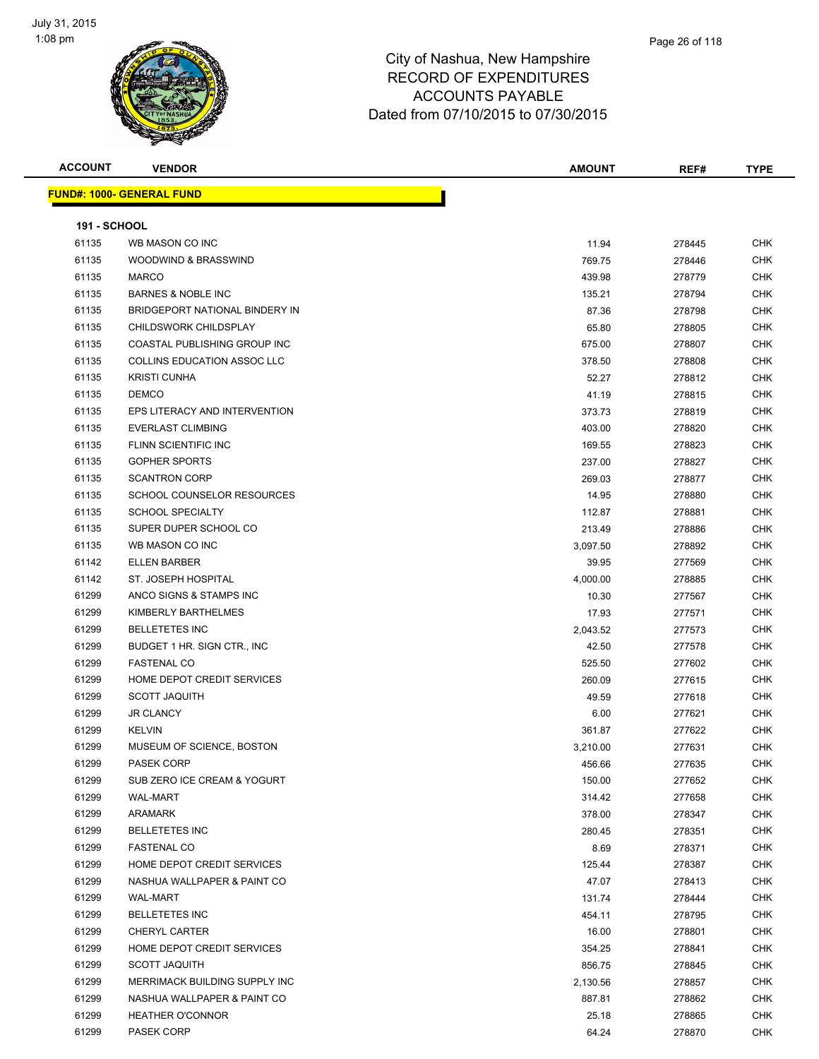# City of Nashua, New Hampshire
## RECORD OF EXPENDITURES
## ACCOUNTS PAYABLE
## Dated from 07/10/2015 to 07/30/2015

| ACCOUNT | VENDOR | AMOUNT | REF# | TYPE |
|---|---|---|---|---|
| **FUND#: 1000- GENERAL FUND** | | | | |
| **191 - SCHOOL** | | | | |
| 61135 | WB MASON CO INC | 11.94 | 278445 | CHK |
| 61135 | WOODWIND & BRASSWIND | 769.75 | 278446 | CHK |
| 61135 | MARCO | 439.98 | 278779 | CHK |
| 61135 | BARNES & NOBLE INC | 135.21 | 278794 | CHK |
| 61135 | BRIDGEPORT NATIONAL BINDERY IN | 87.36 | 278798 | CHK |
| 61135 | CHILDSWORK CHILDSPLAY | 65.80 | 278805 | CHK |
| 61135 | COASTAL PUBLISHING GROUP INC | 675.00 | 278807 | CHK |
| 61135 | COLLINS EDUCATION ASSOC LLC | 378.50 | 278808 | CHK |
| 61135 | KRISTI CUNHA | 52.27 | 278812 | CHK |
| 61135 | DEMCO | 41.19 | 278815 | CHK |
| 61135 | EPS LITERACY AND INTERVENTION | 373.73 | 278819 | CHK |
| 61135 | EVERLAST CLIMBING | 403.00 | 278820 | CHK |
| 61135 | FLINN SCIENTIFIC INC | 169.55 | 278823 | CHK |
| 61135 | GOPHER SPORTS | 237.00 | 278827 | CHK |
| 61135 | SCANTRON CORP | 269.03 | 278877 | CHK |
| 61135 | SCHOOL COUNSELOR RESOURCES | 14.95 | 278880 | CHK |
| 61135 | SCHOOL SPECIALTY | 112.87 | 278881 | CHK |
| 61135 | SUPER DUPER SCHOOL CO | 213.49 | 278886 | CHK |
| 61135 | WB MASON CO INC | 3,097.50 | 278892 | CHK |
| 61142 | ELLEN BARBER | 39.95 | 277569 | CHK |
| 61142 | ST. JOSEPH HOSPITAL | 4,000.00 | 278885 | CHK |
| 61299 | ANCO SIGNS & STAMPS INC | 10.30 | 277567 | CHK |
| 61299 | KIMBERLY BARTHELMES | 17.93 | 277571 | CHK |
| 61299 | BELLETETES INC | 2,043.52 | 277573 | CHK |
| 61299 | BUDGET 1 HR. SIGN CTR., INC | 42.50 | 277578 | CHK |
| 61299 | FASTENAL CO | 525.50 | 277602 | CHK |
| 61299 | HOME DEPOT CREDIT SERVICES | 260.09 | 277615 | CHK |
| 61299 | SCOTT JAQUITH | 49.59 | 277618 | CHK |
| 61299 | JR CLANCY | 6.00 | 277621 | CHK |
| 61299 | KELVIN | 361.87 | 277622 | CHK |
| 61299 | MUSEUM OF SCIENCE, BOSTON | 3,210.00 | 277631 | CHK |
| 61299 | PASEK CORP | 456.66 | 277635 | CHK |
| 61299 | SUB ZERO ICE CREAM & YOGURT | 150.00 | 277652 | CHK |
| 61299 | WAL-MART | 314.42 | 277658 | CHK |
| 61299 | ARAMARK | 378.00 | 278347 | CHK |
| 61299 | BELLETETES INC | 280.45 | 278351 | CHK |
| 61299 | FASTENAL CO | 8.69 | 278371 | CHK |
| 61299 | HOME DEPOT CREDIT SERVICES | 125.44 | 278387 | CHK |
| 61299 | NASHUA WALLPAPER & PAINT CO | 47.07 | 278413 | CHK |
| 61299 | WAL-MART | 131.74 | 278444 | CHK |
| 61299 | BELLETETES INC | 454.11 | 278795 | CHK |
| 61299 | CHERYL CARTER | 16.00 | 278801 | CHK |
| 61299 | HOME DEPOT CREDIT SERVICES | 354.25 | 278841 | CHK |
| 61299 | SCOTT JAQUITH | 856.75 | 278845 | CHK |
| 61299 | MERRIMACK BUILDING SUPPLY INC | 2,130.56 | 278857 | CHK |
| 61299 | NASHUA WALLPAPER & PAINT CO | 887.81 | 278862 | CHK |
| 61299 | HEATHER O'CONNOR | 25.18 | 278865 | CHK |
| 61299 | PASEK CORP | 64.24 | 278870 | CHK |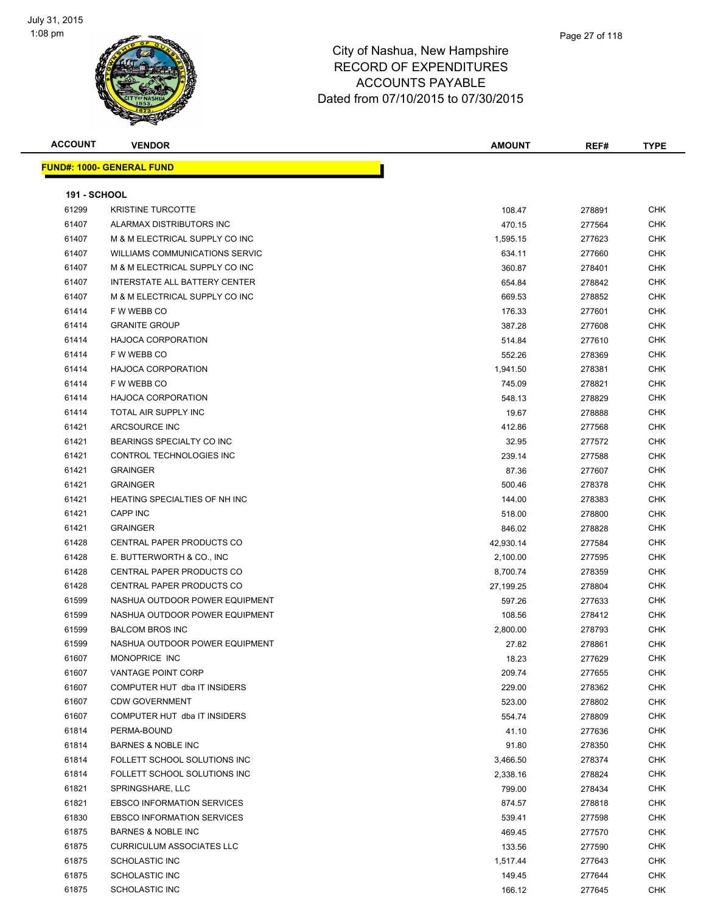# City of Nashua, New Hampshire
## RECORD OF EXPENDITURES
## ACCOUNTS PAYABLE
## Dated from 07/10/2015 to 07/30/2015

July 31, 2015
1:08 pm

**FUND#: 1000- GENERAL FUND**

**191 - SCHOOL**

| ACCOUNT | VENDOR | AMOUNT | REF# | TYPE |
|---|---|---|---|---|
| 61299 | KRISTINE TURCOTTE | 108.47 | 278891 | CHK |
| 61407 | ALARMAX DISTRIBUTORS INC | 470.15 | 277564 | CHK |
| 61407 | M & M ELECTRICAL SUPPLY CO INC | 1,595.15 | 277623 | CHK |
| 61407 | WILLIAMS COMMUNICATIONS SERVIC | 634.11 | 277660 | CHK |
| 61407 | M & M ELECTRICAL SUPPLY CO INC | 360.87 | 278401 | CHK |
| 61407 | INTERSTATE ALL BATTERY CENTER | 654.84 | 278842 | CHK |
| 61407 | M & M ELECTRICAL SUPPLY CO INC | 669.53 | 278852 | CHK |
| 61414 | F W WEBB CO | 176.33 | 277601 | CHK |
| 61414 | GRANITE GROUP | 387.28 | 277608 | CHK |
| 61414 | HAJOCA CORPORATION | 514.84 | 277610 | CHK |
| 61414 | F W WEBB CO | 552.26 | 278369 | CHK |
| 61414 | HAJOCA CORPORATION | 1,941.50 | 278381 | CHK |
| 61414 | F W WEBB CO | 745.09 | 278821 | CHK |
| 61414 | HAJOCA CORPORATION | 548.13 | 278829 | CHK |
| 61414 | TOTAL AIR SUPPLY INC | 19.67 | 278888 | CHK |
| 61421 | ARCSOURCE INC | 412.86 | 277568 | CHK |
| 61421 | BEARINGS SPECIALTY CO INC | 32.95 | 277572 | CHK |
| 61421 | CONTROL TECHNOLOGIES INC | 239.14 | 277588 | CHK |
| 61421 | GRAINGER | 87.36 | 277607 | CHK |
| 61421 | GRAINGER | 500.46 | 278378 | CHK |
| 61421 | HEATING SPECIALTIES OF NH INC | 144.00 | 278383 | CHK |
| 61421 | CAPP INC | 518.00 | 278800 | CHK |
| 61421 | GRAINGER | 846.02 | 278828 | CHK |
| 61428 | CENTRAL PAPER PRODUCTS CO | 42,930.14 | 277584 | CHK |
| 61428 | E. BUTTERWORTH & CO., INC | 2,100.00 | 277595 | CHK |
| 61428 | CENTRAL PAPER PRODUCTS CO | 8,700.74 | 278359 | CHK |
| 61428 | CENTRAL PAPER PRODUCTS CO | 27,199.25 | 278804 | CHK |
| 61599 | NASHUA OUTDOOR POWER EQUIPMENT | 597.26 | 277633 | CHK |
| 61599 | NASHUA OUTDOOR POWER EQUIPMENT | 108.56 | 278412 | CHK |
| 61599 | BALCOM BROS INC | 2,800.00 | 278793 | CHK |
| 61599 | NASHUA OUTDOOR POWER EQUIPMENT | 27.82 | 278861 | CHK |
| 61607 | MONOPRICE INC | 18.23 | 277629 | CHK |
| 61607 | VANTAGE POINT CORP | 209.74 | 277655 | CHK |
| 61607 | COMPUTER HUT dba IT INSIDERS | 229.00 | 278362 | CHK |
| 61607 | CDW GOVERNMENT | 523.00 | 278802 | CHK |
| 61607 | COMPUTER HUT dba IT INSIDERS | 554.74 | 278809 | CHK |
| 61814 | PERMA-BOUND | 41.10 | 277636 | CHK |
| 61814 | BARNES & NOBLE INC | 91.80 | 278350 | CHK |
| 61814 | FOLLETT SCHOOL SOLUTIONS INC | 3,466.50 | 278374 | CHK |
| 61814 | FOLLETT SCHOOL SOLUTIONS INC | 2,338.16 | 278824 | CHK |
| 61821 | SPRINGSHARE, LLC | 799.00 | 278434 | CHK |
| 61821 | EBSCO INFORMATION SERVICES | 874.57 | 278818 | CHK |
| 61830 | EBSCO INFORMATION SERVICES | 539.41 | 277598 | CHK |
| 61875 | BARNES & NOBLE INC | 469.45 | 277570 | CHK |
| 61875 | CURRICULUM ASSOCIATES LLC | 133.56 | 277590 | CHK |
| 61875 | SCHOLASTIC INC | 1,517.44 | 277643 | CHK |
| 61875 | SCHOLASTIC INC | 149.45 | 277644 | CHK |
| 61875 | SCHOLASTIC INC | 166.12 | 277645 | CHK |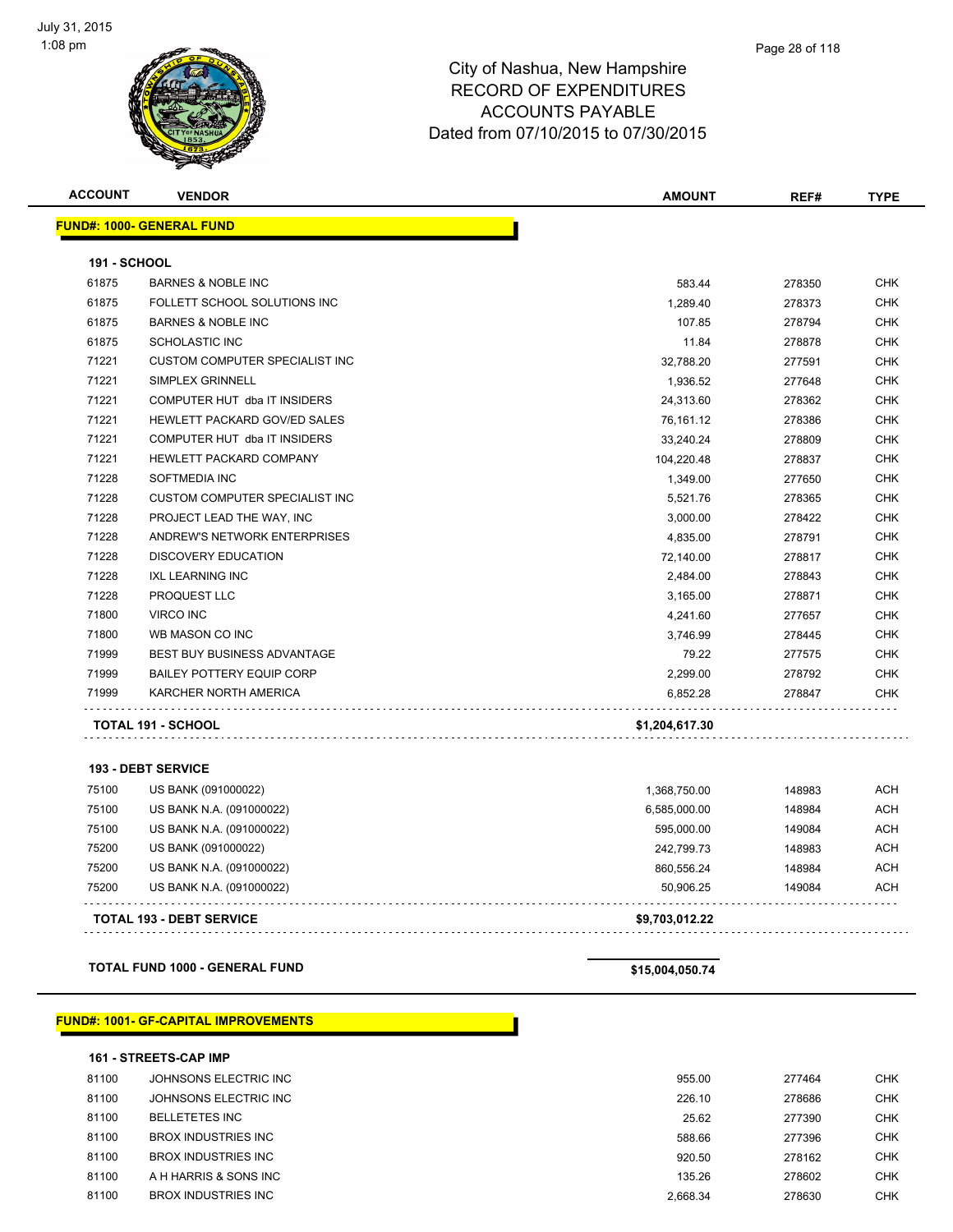# City of Nashua, New Hampshire
## RECORD OF EXPENDITURES
## ACCOUNTS PAYABLE
### Dated from 07/10/2015 to 07/30/2015

| ACCOUNT | VENDOR | AMOUNT | REF# | TYPE |
|---|---|---|---|---|
| **FUND#: 1000- GENERAL FUND** | | | | |
| **191 - SCHOOL** | | | | |
| 61875 | BARNES & NOBLE INC | 583.44 | 278350 | CHK |
| 61875 | FOLLETT SCHOOL SOLUTIONS INC | 1,289.40 | 278373 | CHK |
| 61875 | BARNES & NOBLE INC | 107.85 | 278794 | CHK |
| 61875 | SCHOLASTIC INC | 11.84 | 278878 | CHK |
| 71221 | CUSTOM COMPUTER SPECIALIST INC | 32,788.20 | 277591 | CHK |
| 71221 | SIMPLEX GRINNELL | 1,936.52 | 277648 | CHK |
| 71221 | COMPUTER HUT dba IT INSIDERS | 24,313.60 | 278362 | CHK |
| 71221 | HEWLETT PACKARD GOV/ED SALES | 76,161.12 | 278386 | CHK |
| 71221 | COMPUTER HUT dba IT INSIDERS | 33,240.24 | 278809 | CHK |
| 71221 | HEWLETT PACKARD COMPANY | 104,220.48 | 278837 | CHK |
| 71228 | SOFTMEDIA INC | 1,349.00 | 277650 | CHK |
| 71228 | CUSTOM COMPUTER SPECIALIST INC | 5,521.76 | 278365 | CHK |
| 71228 | PROJECT LEAD THE WAY, INC | 3,000.00 | 278422 | CHK |
| 71228 | ANDREW'S NETWORK ENTERPRISES | 4,835.00 | 278791 | CHK |
| 71228 | DISCOVERY EDUCATION | 72,140.00 | 278817 | CHK |
| 71228 | IXL LEARNING INC | 2,484.00 | 278843 | CHK |
| 71228 | PROQUEST LLC | 3,165.00 | 278871 | CHK |
| 71800 | VIRCO INC | 4,241.60 | 277657 | CHK |
| 71800 | WB MASON CO INC | 3,746.99 | 278445 | CHK |
| 71999 | BEST BUY BUSINESS ADVANTAGE | 79.22 | 277575 | CHK |
| 71999 | BAILEY POTTERY EQUIP CORP | 2,299.00 | 278792 | CHK |
| 71999 | KARCHER NORTH AMERICA | 6,852.28 | 278847 | CHK |
| **TOTAL 191 - SCHOOL** | | **$1,204,617.30** | | |
| **193 - DEBT SERVICE** | | | | |
| 75100 | US BANK (091000022) | 1,368,750.00 | 148983 | ACH |
| 75100 | US BANK N.A. (091000022) | 6,585,000.00 | 148984 | ACH |
| 75100 | US BANK N.A. (091000022) | 595,000.00 | 149084 | ACH |
| 75200 | US BANK (091000022) | 242,799.73 | 148983 | ACH |
| 75200 | US BANK N.A. (091000022) | 860,556.24 | 148984 | ACH |
| 75200 | US BANK N.A. (091000022) | 50,906.25 | 149084 | ACH |
| **TOTAL 193 - DEBT SERVICE** | | **$9,703,012.22** | | |
| **TOTAL FUND 1000 - GENERAL FUND** | | **$15,004,050.74** | | |
| **FUND#: 1001- GF-CAPITAL IMPROVEMENTS** | | | | |
| **161 - STREETS-CAP IMP** | | | | |
| 81100 | JOHNSONS ELECTRIC INC | 955.00 | 277464 | CHK |
| 81100 | JOHNSONS ELECTRIC INC | 226.10 | 278686 | CHK |
| 81100 | BELLETETES INC | 25.62 | 277390 | CHK |
| 81100 | BROX INDUSTRIES INC | 588.66 | 277396 | CHK |
| 81100 | BROX INDUSTRIES INC | 920.50 | 278162 | CHK |
| 81100 | A H HARRIS & SONS INC | 135.26 | 278602 | CHK |
| 81100 | BROX INDUSTRIES INC | 2,668.34 | 278630 | CHK |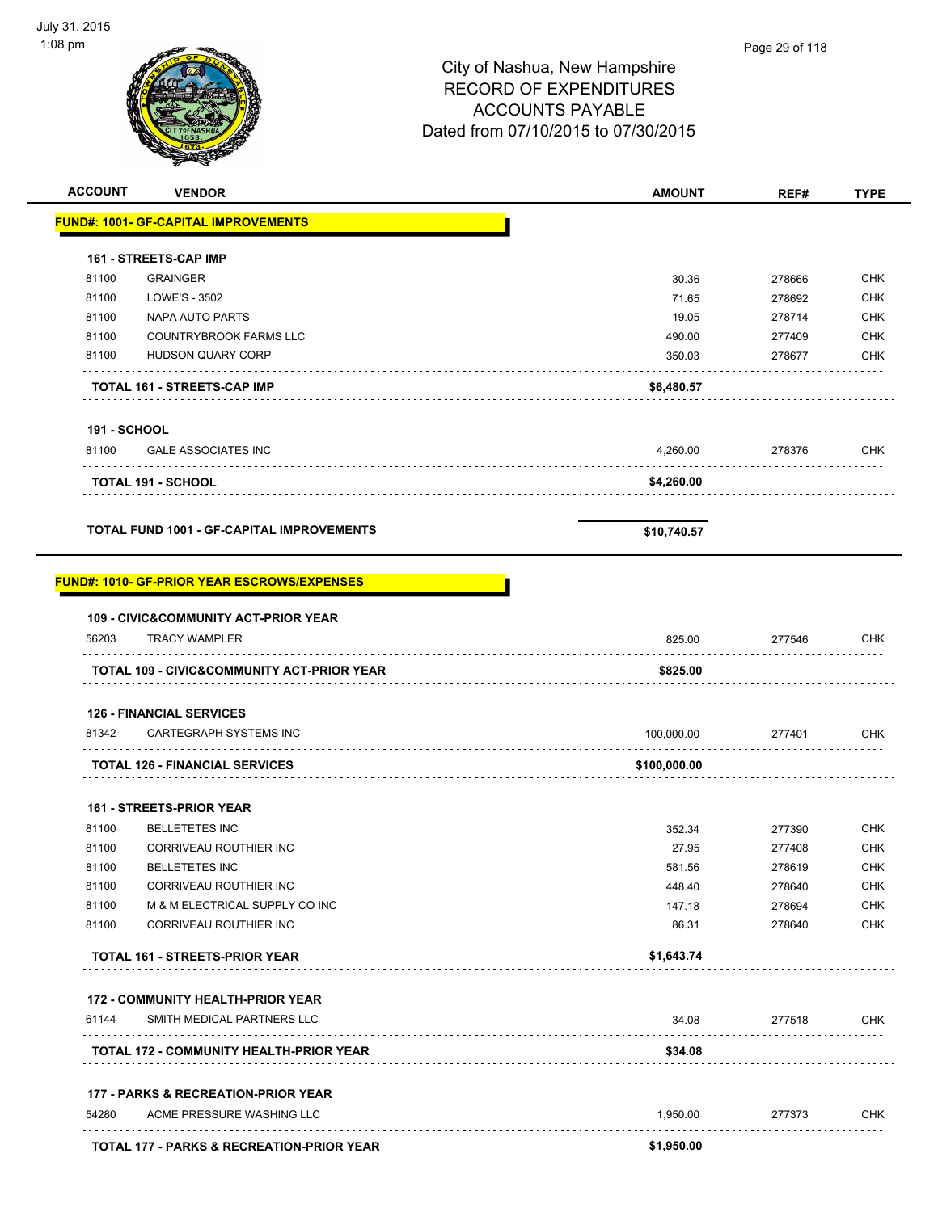City of Nashua, New Hampshire
RECORD OF EXPENDITURES
ACCOUNTS PAYABLE
Dated from 07/10/2015 to 07/30/2015

| ACCOUNT | VENDOR | AMOUNT | REF# | TYPE |
|---|---|---|---|---|
| **FUND#: 1001- GF-CAPITAL IMPROVEMENTS** | | | | |
| **161 - STREETS-CAP IMP** | | | | |
| 81100 | GRAINGER | 30.36 | 278666 | CHK |
| 81100 | LOWE'S - 3502 | 71.65 | 278692 | CHK |
| 81100 | NAPA AUTO PARTS | 19.05 | 278714 | CHK |
| 81100 | COUNTRYBROOK FARMS LLC | 490.00 | 277409 | CHK |
| 81100 | HUDSON QUARY CORP | 350.03 | 278677 | CHK |
| | **TOTAL 161 - STREETS-CAP IMP** | **$6,480.57** | | |
| **191 - SCHOOL** | | | | |
| 81100 | GALE ASSOCIATES INC | 4,260.00 | 278376 | CHK |
| | **TOTAL 191 - SCHOOL** | **$4,260.00** | | |
| | **TOTAL FUND 1001 - GF-CAPITAL IMPROVEMENTS** | **$10,740.57** | | |
| **FUND#: 1010- GF-PRIOR YEAR ESCROWS/EXPENSES** | | | | |
| **109 - CIVIC&COMMUNITY ACT-PRIOR YEAR** | | | | |
| 56203 | TRACY WAMPLER | 825.00 | 277546 | CHK |
| | **TOTAL 109 - CIVIC&COMMUNITY ACT-PRIOR YEAR** | **$825.00** | | |
| **126 - FINANCIAL SERVICES** | | | | |
| 81342 | CARTEGRAPH SYSTEMS INC | 100,000.00 | 277401 | CHK |
| | **TOTAL 126 - FINANCIAL SERVICES** | **$100,000.00** | | |
| **161 - STREETS-PRIOR YEAR** | | | | |
| 81100 | BELLETETES INC | 352.34 | 277390 | CHK |
| 81100 | CORRIVEAU ROUTHIER INC | 27.95 | 277408 | CHK |
| 81100 | BELLETETES INC | 581.56 | 278619 | CHK |
| 81100 | CORRIVEAU ROUTHIER INC | 448.40 | 278640 | CHK |
| 81100 | M & M ELECTRICAL SUPPLY CO INC | 147.18 | 278694 | CHK |
| 81100 | CORRIVEAU ROUTHIER INC | 86.31 | 278640 | CHK |
| | **TOTAL 161 - STREETS-PRIOR YEAR** | **$1,643.74** | | |
| **172 - COMMUNITY HEALTH-PRIOR YEAR** | | | | |
| 61144 | SMITH MEDICAL PARTNERS LLC | 34.08 | 277518 | CHK |
| | **TOTAL 172 - COMMUNITY HEALTH-PRIOR YEAR** | **$34.08** | | |
| **177 - PARKS & RECREATION-PRIOR YEAR** | | | | |
| 54280 | ACME PRESSURE WASHING LLC | 1,950.00 | 277373 | CHK |
| | **TOTAL 177 - PARKS & RECREATION-PRIOR YEAR** | **$1,950.00** | | |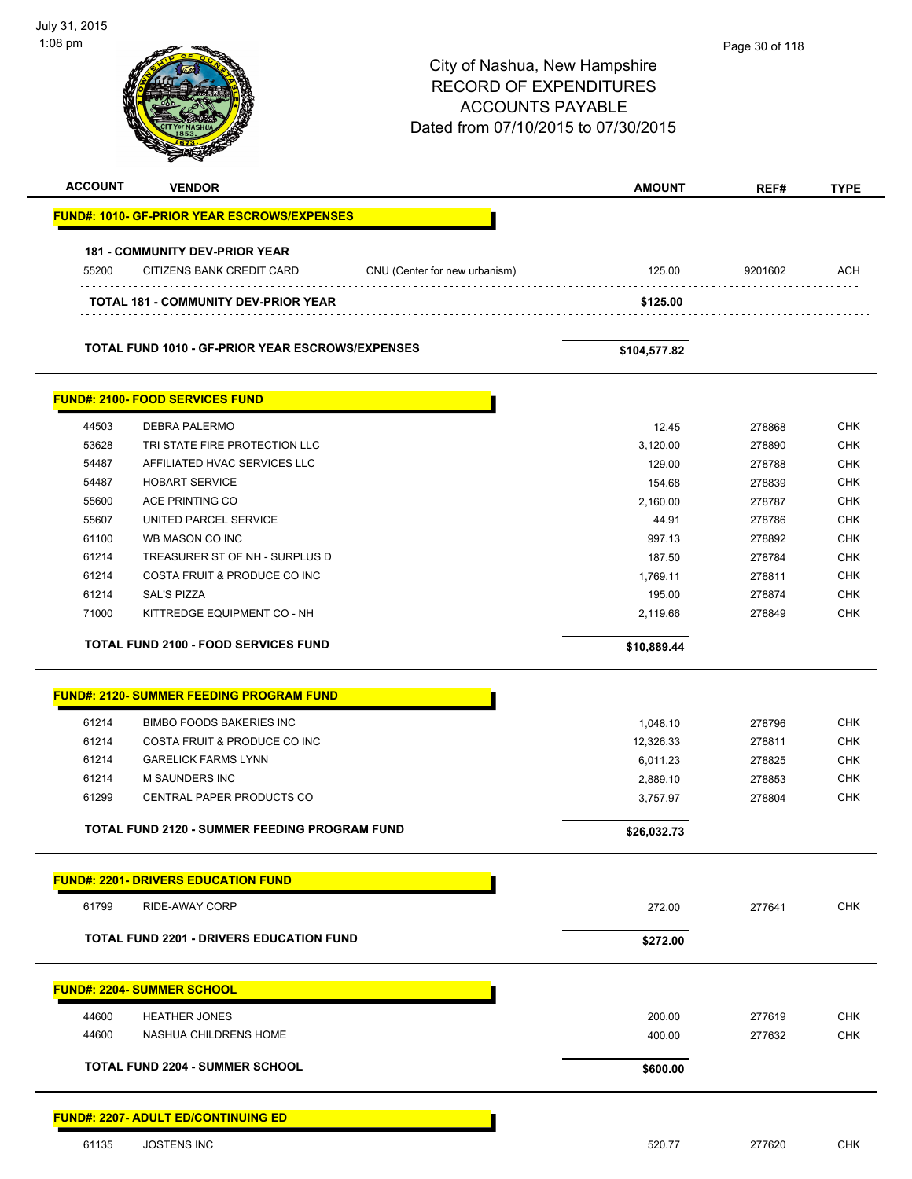City of Nashua, New Hampshire
RECORD OF EXPENDITURES
ACCOUNTS PAYABLE
Dated from 07/10/2015 to 07/30/2015

| ACCOUNT | VENDOR | | AMOUNT | REF# | TYPE |
|---|---|---|---|---|---|
| **FUND#: 1010- GF-PRIOR YEAR ESCROWS/EXPENSES** | | | | | |
| **181 - COMMUNITY DEV-PRIOR YEAR** | | | | | |
| 55200 | CITIZENS BANK CREDIT CARD | CNU (Center for new urbanism) | 125.00 | 9201602 | ACH |
| **TOTAL 181 - COMMUNITY DEV-PRIOR YEAR** | | | **$125.00** | | |
| **TOTAL FUND 1010 - GF-PRIOR YEAR ESCROWS/EXPENSES** | | | **$104,577.82** | | |
| **FUND#: 2100- FOOD SERVICES FUND** | | | | | |
| 44503 | DEBRA PALERMO | | 12.45 | 278868 | CHK |
| 53628 | TRI STATE FIRE PROTECTION LLC | | 3,120.00 | 278890 | CHK |
| 54487 | AFFILIATED HVAC SERVICES LLC | | 129.00 | 278788 | CHK |
| 54487 | HOBART SERVICE | | 154.68 | 278839 | CHK |
| 55600 | ACE PRINTING CO | | 2,160.00 | 278787 | CHK |
| 55607 | UNITED PARCEL SERVICE | | 44.91 | 278786 | CHK |
| 61100 | WB MASON CO INC | | 997.13 | 278892 | CHK |
| 61214 | TREASURER ST OF NH - SURPLUS D | | 187.50 | 278784 | CHK |
| 61214 | COSTA FRUIT & PRODUCE CO INC | | 1,769.11 | 278811 | CHK |
| 61214 | SAL'S PIZZA | | 195.00 | 278874 | CHK |
| 71000 | KITTREDGE EQUIPMENT CO - NH | | 2,119.66 | 278849 | CHK |
| **TOTAL FUND 2100 - FOOD SERVICES FUND** | | | **$10,889.44** | | |
| **FUND#: 2120- SUMMER FEEDING PROGRAM FUND** | | | | | |
| 61214 | BIMBO FOODS BAKERIES INC | | 1,048.10 | 278796 | CHK |
| 61214 | COSTA FRUIT & PRODUCE CO INC | | 12,326.33 | 278811 | CHK |
| 61214 | GARELICK FARMS LYNN | | 6,011.23 | 278825 | CHK |
| 61214 | M SAUNDERS INC | | 2,889.10 | 278853 | CHK |
| 61299 | CENTRAL PAPER PRODUCTS CO | | 3,757.97 | 278804 | CHK |
| **TOTAL FUND 2120 - SUMMER FEEDING PROGRAM FUND** | | | **$26,032.73** | | |
| **FUND#: 2201- DRIVERS EDUCATION FUND** | | | | | |
| 61799 | RIDE-AWAY CORP | | 272.00 | 277641 | CHK |
| **TOTAL FUND 2201 - DRIVERS EDUCATION FUND** | | | **$272.00** | | |
| **FUND#: 2204- SUMMER SCHOOL** | | | | | |
| 44600 | HEATHER JONES | | 200.00 | 277619 | CHK |
| 44600 | NASHUA CHILDRENS HOME | | 400.00 | 277632 | CHK |
| **TOTAL FUND 2204 - SUMMER SCHOOL** | | | **$600.00** | | |
| **FUND#: 2207- ADULT ED/CONTINUING ED** | | | | | |
| 61135 | JOSTENS INC | | 520.77 | 277620 | CHK |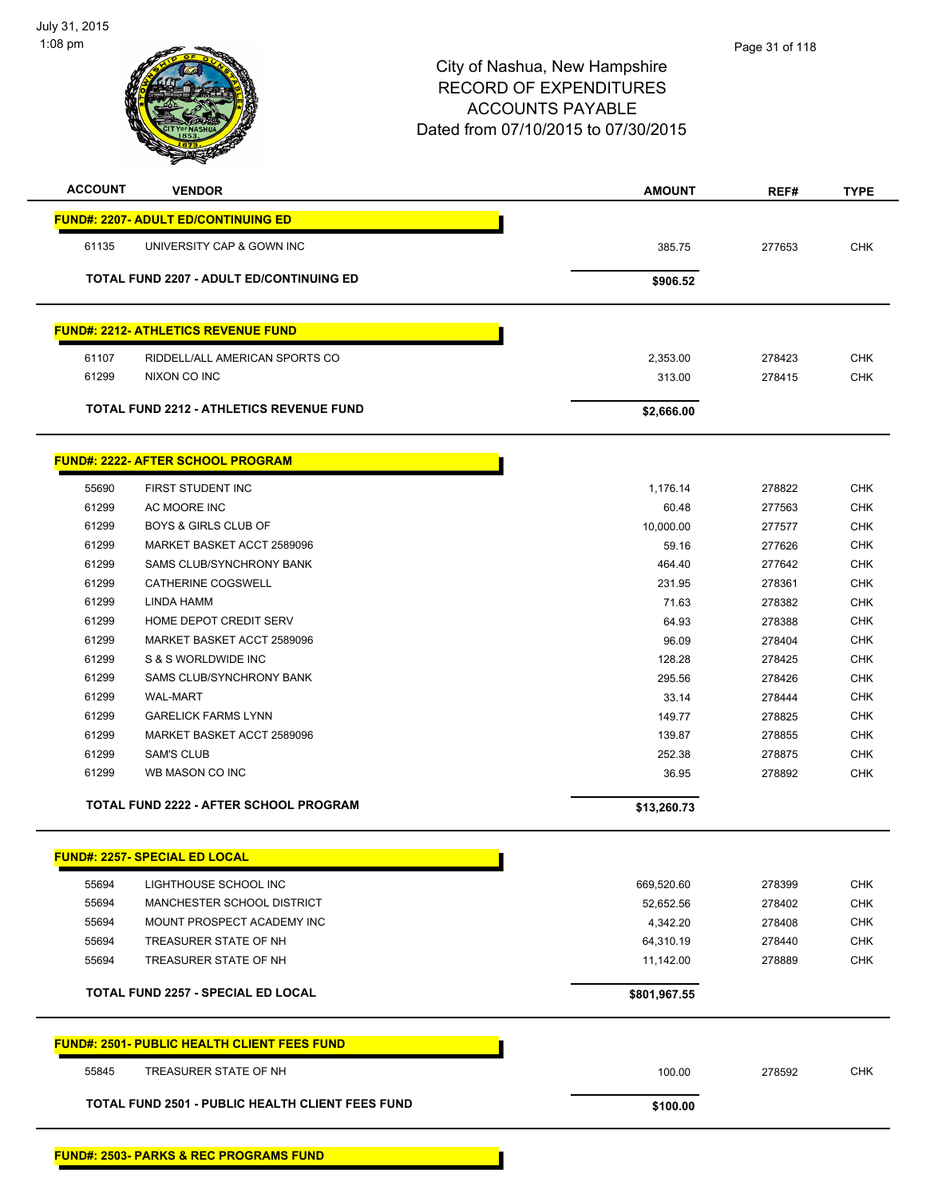July 31, 2015
1:08 pm

# City of Nashua, New Hampshire
# RECORD OF EXPENDITURES
# ACCOUNTS PAYABLE
# Dated from 07/10/2015 to 07/30/2015

| ACCOUNT | VENDOR | AMOUNT | REF# | TYPE |
|---|---|---|---|---|
| **FUND#: 2207- ADULT ED/CONTINUING ED** | | | | |
| 61135 | UNIVERSITY CAP & GOWN INC | 385.75 | 277653 | CHK |
| | **TOTAL FUND 2207 - ADULT ED/CONTINUING ED** | **$906.52** | | |
| **FUND#: 2212- ATHLETICS REVENUE FUND** | | | | |
| 61107 | RIDDELL/ALL AMERICAN SPORTS CO | 2,353.00 | 278423 | CHK |
| 61299 | NIXON CO INC | 313.00 | 278415 | CHK |
| | **TOTAL FUND 2212 - ATHLETICS REVENUE FUND** | **$2,666.00** | | |
| **FUND#: 2222- AFTER SCHOOL PROGRAM** | | | | |
| 55690 | FIRST STUDENT INC | 1,176.14 | 278822 | CHK |
| 61299 | AC MOORE INC | 60.48 | 277563 | CHK |
| 61299 | BOYS & GIRLS CLUB OF | 10,000.00 | 277577 | CHK |
| 61299 | MARKET BASKET ACCT 2589096 | 59.16 | 277626 | CHK |
| 61299 | SAMS CLUB/SYNCHRONY BANK | 464.40 | 277642 | CHK |
| 61299 | CATHERINE COGSWELL | 231.95 | 278361 | CHK |
| 61299 | LINDA HAMM | 71.63 | 278382 | CHK |
| 61299 | HOME DEPOT CREDIT SERV | 64.93 | 278388 | CHK |
| 61299 | MARKET BASKET ACCT 2589096 | 96.09 | 278404 | CHK |
| 61299 | S & S WORLDWIDE INC | 128.28 | 278425 | CHK |
| 61299 | SAMS CLUB/SYNCHRONY BANK | 295.56 | 278426 | CHK |
| 61299 | WAL-MART | 33.14 | 278444 | CHK |
| 61299 | GARELICK FARMS LYNN | 149.77 | 278825 | CHK |
| 61299 | MARKET BASKET ACCT 2589096 | 139.87 | 278855 | CHK |
| 61299 | SAM'S CLUB | 252.38 | 278875 | CHK |
| 61299 | WB MASON CO INC | 36.95 | 278892 | CHK |
| | **TOTAL FUND 2222 - AFTER SCHOOL PROGRAM** | **$13,260.73** | | |
| **FUND#: 2257- SPECIAL ED LOCAL** | | | | |
| 55694 | LIGHTHOUSE SCHOOL INC | 669,520.60 | 278399 | CHK |
| 55694 | MANCHESTER SCHOOL DISTRICT | 52,652.56 | 278402 | CHK |
| 55694 | MOUNT PROSPECT ACADEMY INC | 4,342.20 | 278408 | CHK |
| 55694 | TREASURER STATE OF NH | 64,310.19 | 278440 | CHK |
| 55694 | TREASURER STATE OF NH | 11,142.00 | 278889 | CHK |
| | **TOTAL FUND 2257 - SPECIAL ED LOCAL** | **$801,967.55** | | |
| **FUND#: 2501- PUBLIC HEALTH CLIENT FEES FUND** | | | | |
| 55845 | TREASURER STATE OF NH | 100.00 | 278592 | CHK |
| | **TOTAL FUND 2501 - PUBLIC HEALTH CLIENT FEES FUND** | **$100.00** | | |
| **FUND#: 2503- PARKS & REC PROGRAMS FUND** | | | | |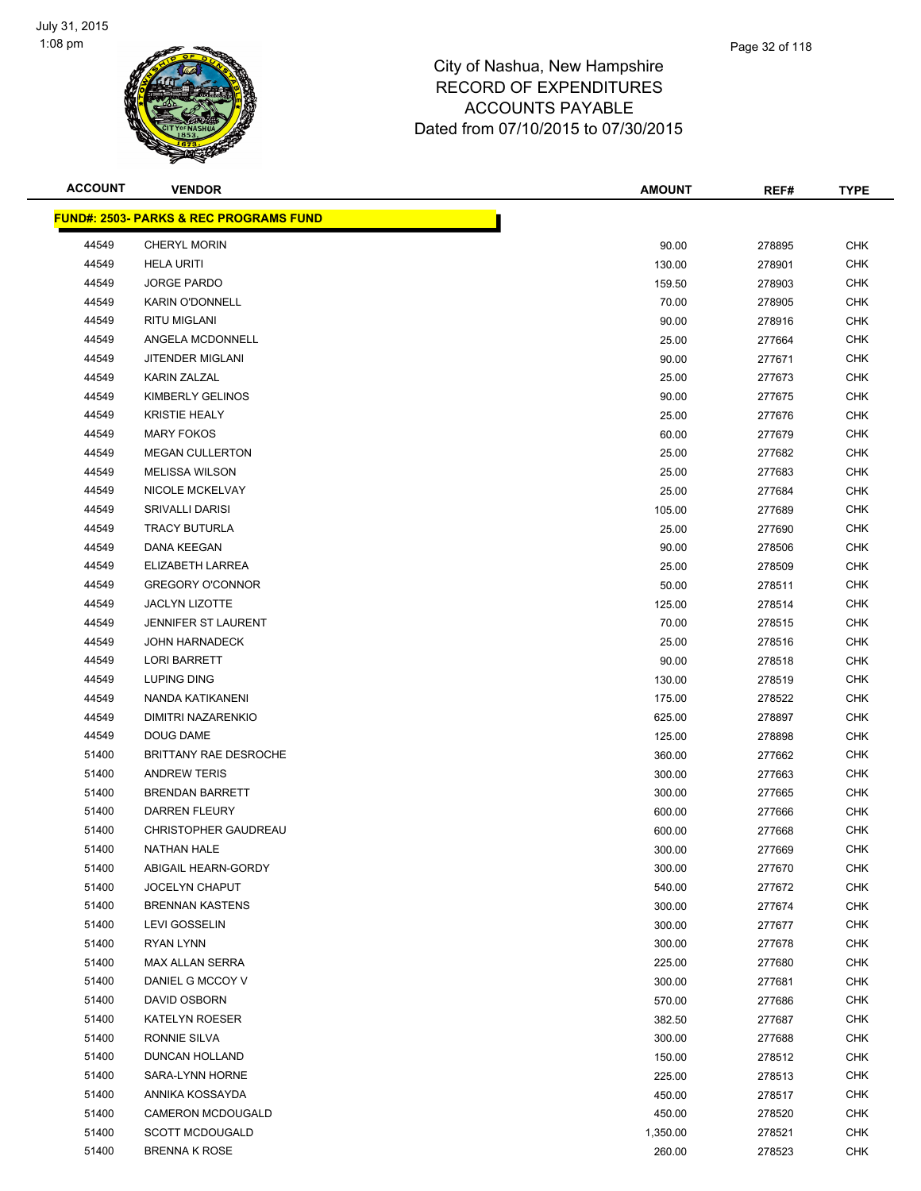# City of Nashua, New Hampshire
# RECORD OF EXPENDITURES
# ACCOUNTS PAYABLE
# Dated from 07/10/2015 to 07/30/2015

| ACCOUNT | VENDOR | AMOUNT | REF# | TYPE |
|---|---|---|---|---|
| **FUND#: 2503- PARKS & REC PROGRAMS FUND** | | | | |
| 44549 | CHERYL MORIN | 90.00 | 278895 | CHK |
| 44549 | HELA URITI | 130.00 | 278901 | CHK |
| 44549 | JORGE PARDO | 159.50 | 278903 | CHK |
| 44549 | KARIN O'DONNELL | 70.00 | 278905 | CHK |
| 44549 | RITU MIGLANI | 90.00 | 278916 | CHK |
| 44549 | ANGELA MCDONNELL | 25.00 | 277664 | CHK |
| 44549 | JITENDER MIGLANI | 90.00 | 277671 | CHK |
| 44549 | KARIN ZALZAL | 25.00 | 277673 | CHK |
| 44549 | KIMBERLY GELINOS | 90.00 | 277675 | CHK |
| 44549 | KRISTIE HEALY | 25.00 | 277676 | CHK |
| 44549 | MARY FOKOS | 60.00 | 277679 | CHK |
| 44549 | MEGAN CULLERTON | 25.00 | 277682 | CHK |
| 44549 | MELISSA WILSON | 25.00 | 277683 | CHK |
| 44549 | NICOLE MCKELVAY | 25.00 | 277684 | CHK |
| 44549 | SRIVALLI DARISI | 105.00 | 277689 | CHK |
| 44549 | TRACY BUTURLA | 25.00 | 277690 | CHK |
| 44549 | DANA KEEGAN | 90.00 | 278506 | CHK |
| 44549 | ELIZABETH LARREA | 25.00 | 278509 | CHK |
| 44549 | GREGORY O'CONNOR | 50.00 | 278511 | CHK |
| 44549 | JACLYN LIZOTTE | 125.00 | 278514 | CHK |
| 44549 | JENNIFER ST LAURENT | 70.00 | 278515 | CHK |
| 44549 | JOHN HARNADECK | 25.00 | 278516 | CHK |
| 44549 | LORI BARRETT | 90.00 | 278518 | CHK |
| 44549 | LUPING DING | 130.00 | 278519 | CHK |
| 44549 | NANDA KATIKANENI | 175.00 | 278522 | CHK |
| 44549 | DIMITRI NAZARENKIO | 625.00 | 278897 | CHK |
| 44549 | DOUG DAME | 125.00 | 278898 | CHK |
| 51400 | BRITTANY RAE DESROCHE | 360.00 | 277662 | CHK |
| 51400 | ANDREW TERIS | 300.00 | 277663 | CHK |
| 51400 | BRENDAN BARRETT | 300.00 | 277665 | CHK |
| 51400 | DARREN FLEURY | 600.00 | 277666 | CHK |
| 51400 | CHRISTOPHER GAUDREAU | 600.00 | 277668 | CHK |
| 51400 | NATHAN HALE | 300.00 | 277669 | CHK |
| 51400 | ABIGAIL HEARN-GORDY | 300.00 | 277670 | CHK |
| 51400 | JOCELYN CHAPUT | 540.00 | 277672 | CHK |
| 51400 | BRENNAN KASTENS | 300.00 | 277674 | CHK |
| 51400 | LEVI GOSSELIN | 300.00 | 277677 | CHK |
| 51400 | RYAN LYNN | 300.00 | 277678 | CHK |
| 51400 | MAX ALLAN SERRA | 225.00 | 277680 | CHK |
| 51400 | DANIEL G MCCOY V | 300.00 | 277681 | CHK |
| 51400 | DAVID OSBORN | 570.00 | 277686 | CHK |
| 51400 | KATELYN ROESER | 382.50 | 277687 | CHK |
| 51400 | RONNIE SILVA | 300.00 | 277688 | CHK |
| 51400 | DUNCAN HOLLAND | 150.00 | 278512 | CHK |
| 51400 | SARA-LYNN HORNE | 225.00 | 278513 | CHK |
| 51400 | ANNIKA KOSSAYDA | 450.00 | 278517 | CHK |
| 51400 | CAMERON MCDOUGALD | 450.00 | 278520 | CHK |
| 51400 | SCOTT MCDOUGALD | 1,350.00 | 278521 | CHK |
| 51400 | BRENNA K ROSE | 260.00 | 278523 | CHK |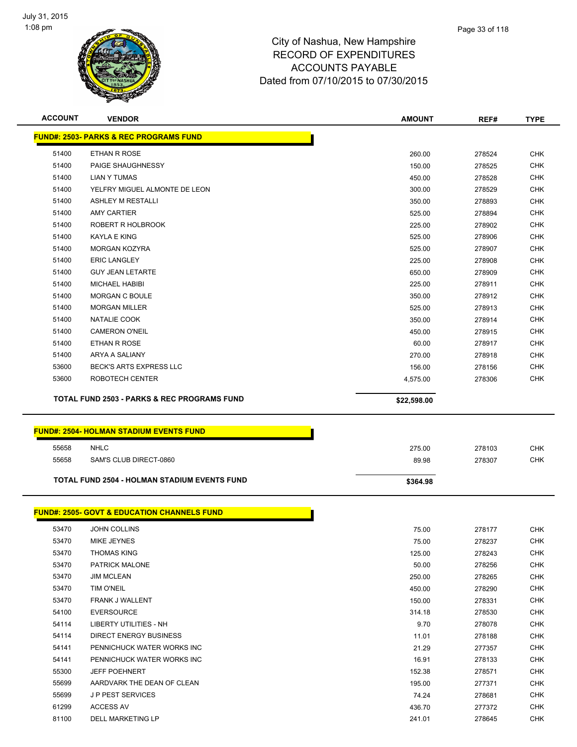July 31, 2015
1:08 pm

# City of Nashua, New Hampshire
## RECORD OF EXPENDITURES
## ACCOUNTS PAYABLE
## Dated from 07/10/2015 to 07/30/2015

| ACCOUNT | VENDOR | AMOUNT | REF# | TYPE |
|---|---|---|---|---|
| **FUND#: 2503- PARKS & REC PROGRAMS FUND** | | | | |
| 51400 | ETHAN R ROSE | 260.00 | 278524 | CHK |
| 51400 | PAIGE SHAUGHNESSY | 150.00 | 278525 | CHK |
| 51400 | LIAN Y TUMAS | 450.00 | 278528 | CHK |
| 51400 | YELFRY MIGUEL ALMONTE DE LEON | 300.00 | 278529 | CHK |
| 51400 | ASHLEY M RESTALLI | 350.00 | 278893 | CHK |
| 51400 | AMY CARTIER | 525.00 | 278894 | CHK |
| 51400 | ROBERT R HOLBROOK | 225.00 | 278902 | CHK |
| 51400 | KAYLA E KING | 525.00 | 278906 | CHK |
| 51400 | MORGAN KOZYRA | 525.00 | 278907 | CHK |
| 51400 | ERIC LANGLEY | 225.00 | 278908 | CHK |
| 51400 | GUY JEAN LETARTE | 650.00 | 278909 | CHK |
| 51400 | MICHAEL HABIBI | 225.00 | 278911 | CHK |
| 51400 | MORGAN C BOULE | 350.00 | 278912 | CHK |
| 51400 | MORGAN MILLER | 525.00 | 278913 | CHK |
| 51400 | NATALIE COOK | 350.00 | 278914 | CHK |
| 51400 | CAMERON O'NEIL | 450.00 | 278915 | CHK |
| 51400 | ETHAN R ROSE | 60.00 | 278917 | CHK |
| 51400 | ARYA A SALIANY | 270.00 | 278918 | CHK |
| 53600 | BECK'S ARTS EXPRESS LLC | 156.00 | 278156 | CHK |
| 53600 | ROBOTECH CENTER | 4,575.00 | 278306 | CHK |
| | **TOTAL FUND 2503 - PARKS & REC PROGRAMS FUND** | **$22,598.00** | | |

| ACCOUNT | VENDOR | AMOUNT | REF# | TYPE |
|---|---|---|---|---|
| **FUND#: 2504- HOLMAN STADIUM EVENTS FUND** | | | | |
| 55658 | NHLC | 275.00 | 278103 | CHK |
| 55658 | SAM'S CLUB DIRECT-0860 | 89.98 | 278307 | CHK |
| | **TOTAL FUND 2504 - HOLMAN STADIUM EVENTS FUND** | **$364.98** | | |

| ACCOUNT | VENDOR | AMOUNT | REF# | TYPE |
|---|---|---|---|---|
| **FUND#: 2505- GOVT & EDUCATION CHANNELS FUND** | | | | |
| 53470 | JOHN COLLINS | 75.00 | 278177 | CHK |
| 53470 | MIKE JEYNES | 75.00 | 278237 | CHK |
| 53470 | THOMAS KING | 125.00 | 278243 | CHK |
| 53470 | PATRICK MALONE | 50.00 | 278256 | CHK |
| 53470 | JIM MCLEAN | 250.00 | 278265 | CHK |
| 53470 | TIM O'NEIL | 450.00 | 278290 | CHK |
| 53470 | FRANK J WALLENT | 150.00 | 278331 | CHK |
| 54100 | EVERSOURCE | 314.18 | 278530 | CHK |
| 54114 | LIBERTY UTILITIES - NH | 9.70 | 278078 | CHK |
| 54114 | DIRECT ENERGY BUSINESS | 11.01 | 278188 | CHK |
| 54141 | PENNICHUCK WATER WORKS INC | 21.29 | 277357 | CHK |
| 54141 | PENNICHUCK WATER WORKS INC | 16.91 | 278133 | CHK |
| 55300 | JEFF POEHNERT | 152.38 | 278571 | CHK |
| 55699 | AARDVARK THE DEAN OF CLEAN | 195.00 | 277371 | CHK |
| 55699 | J P PEST SERVICES | 74.24 | 278681 | CHK |
| 61299 | ACCESS AV | 436.70 | 277372 | CHK |
| 81100 | DELL MARKETING LP | 241.01 | 278645 | CHK |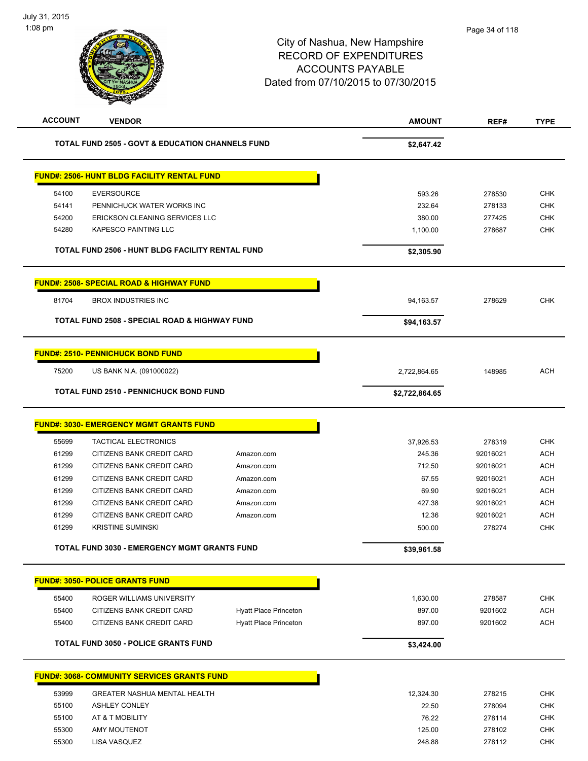City of Nashua, New Hampshire
RECORD OF EXPENDITURES
ACCOUNTS PAYABLE
Dated from 07/10/2015 to 07/30/2015

| ACCOUNT | VENDOR | | AMOUNT | REF# | TYPE |
|---|---|---|---|---|---|
| | **TOTAL FUND 2505 - GOVT & EDUCATION CHANNELS FUND** | | **$2,647.42** | | |
| | **FUND#: 2506- HUNT BLDG FACILITY RENTAL FUND** | | | | |
| 54100 | EVERSOURCE | | 593.26 | 278530 | CHK |
| 54141 | PENNICHUCK WATER WORKS INC | | 232.64 | 278133 | CHK |
| 54200 | ERICKSON CLEANING SERVICES LLC | | 380.00 | 277425 | CHK |
| 54280 | KAPESCO PAINTING LLC | | 1,100.00 | 278687 | CHK |
| | **TOTAL FUND 2506 - HUNT BLDG FACILITY RENTAL FUND** | | **$2,305.90** | | |
| | **FUND#: 2508- SPECIAL ROAD & HIGHWAY FUND** | | | | |
| 81704 | BROX INDUSTRIES INC | | 94,163.57 | 278629 | CHK |
| | **TOTAL FUND 2508 - SPECIAL ROAD & HIGHWAY FUND** | | **$94,163.57** | | |
| | **FUND#: 2510- PENNICHUCK BOND FUND** | | | | |
| 75200 | US BANK N.A. (091000022) | | 2,722,864.65 | 148985 | ACH |
| | **TOTAL FUND 2510 - PENNICHUCK BOND FUND** | | **$2,722,864.65** | | |
| | **FUND#: 3030- EMERGENCY MGMT GRANTS FUND** | | | | |
| 55699 | TACTICAL ELECTRONICS | | 37,926.53 | 278319 | CHK |
| 61299 | CITIZENS BANK CREDIT CARD | Amazon.com | 245.36 | 92016021 | ACH |
| 61299 | CITIZENS BANK CREDIT CARD | Amazon.com | 712.50 | 92016021 | ACH |
| 61299 | CITIZENS BANK CREDIT CARD | Amazon.com | 67.55 | 92016021 | ACH |
| 61299 | CITIZENS BANK CREDIT CARD | Amazon.com | 69.90 | 92016021 | ACH |
| 61299 | CITIZENS BANK CREDIT CARD | Amazon.com | 427.38 | 92016021 | ACH |
| 61299 | CITIZENS BANK CREDIT CARD | Amazon.com | 12.36 | 92016021 | ACH |
| 61299 | KRISTINE SUMINSKI | | 500.00 | 278274 | CHK |
| | **TOTAL FUND 3030 - EMERGENCY MGMT GRANTS FUND** | | **$39,961.58** | | |
| | **FUND#: 3050- POLICE GRANTS FUND** | | | | |
| 55400 | ROGER WILLIAMS UNIVERSITY | | 1,630.00 | 278587 | CHK |
| 55400 | CITIZENS BANK CREDIT CARD | Hyatt Place Princeton | 897.00 | 9201602 | ACH |
| 55400 | CITIZENS BANK CREDIT CARD | Hyatt Place Princeton | 897.00 | 9201602 | ACH |
| | **TOTAL FUND 3050 - POLICE GRANTS FUND** | | **$3,424.00** | | |
| | **FUND#: 3068- COMMUNITY SERVICES GRANTS FUND** | | | | |
| 53999 | GREATER NASHUA MENTAL HEALTH | | 12,324.30 | 278215 | CHK |
| 55100 | ASHLEY CONLEY | | 22.50 | 278094 | CHK |
| 55100 | AT & T MOBILITY | | 76.22 | 278114 | CHK |
| 55300 | AMY MOUTENOT | | 125.00 | 278102 | CHK |
| 55300 | LISA VASQUEZ | | 248.88 | 278112 | CHK |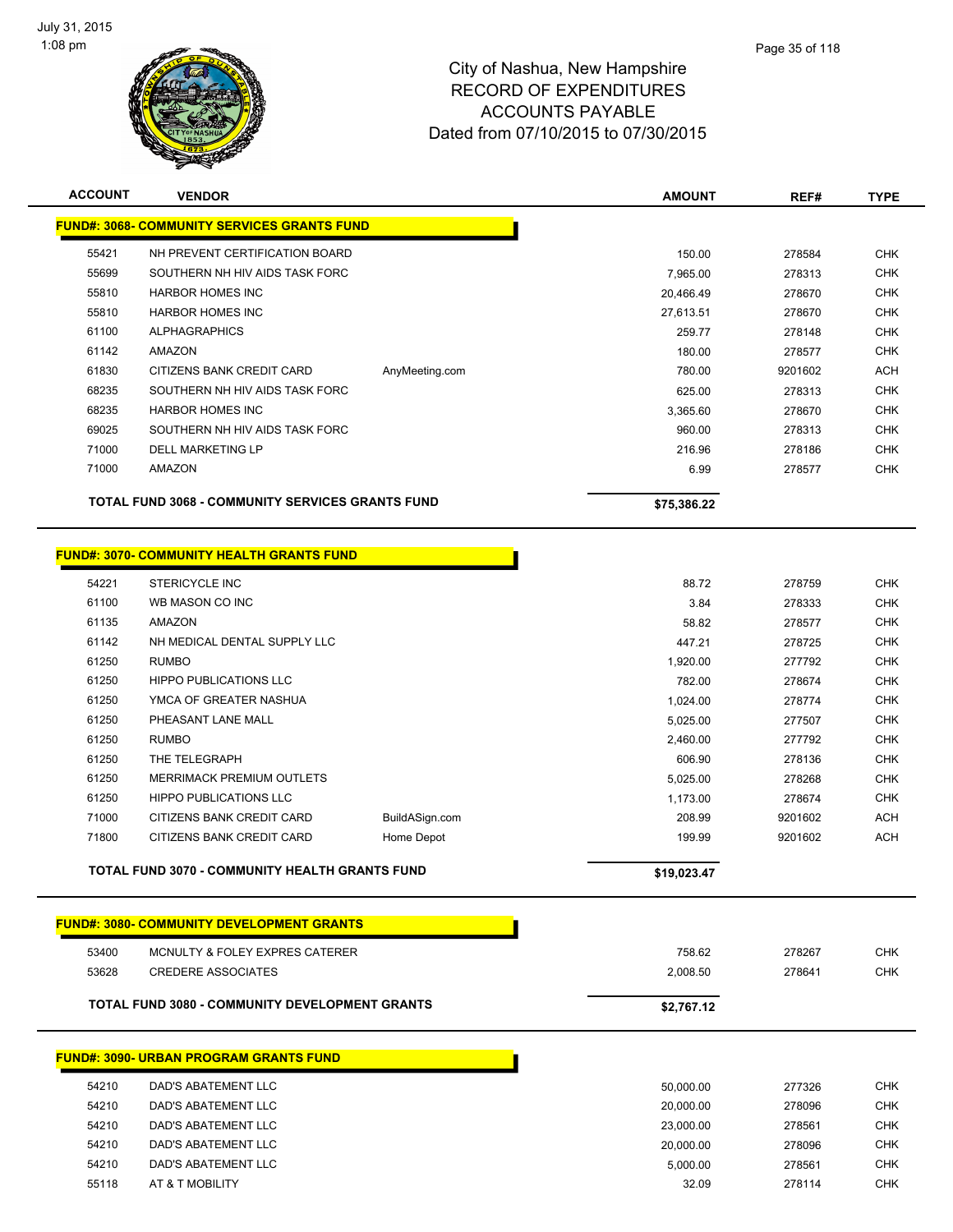# City of Nashua, New Hampshire
# RECORD OF EXPENDITURES
# ACCOUNTS PAYABLE
# Dated from 07/10/2015 to 07/30/2015

| ACCOUNT | VENDOR | | AMOUNT | REF# | TYPE |
|---|---|---|---|---|---|
| **FUND#: 3068- COMMUNITY SERVICES GRANTS FUND** | | | | | |
| 55421 | NH PREVENT CERTIFICATION BOARD | | 150.00 | 278584 | CHK |
| 55699 | SOUTHERN NH HIV AIDS TASK FORC | | 7,965.00 | 278313 | CHK |
| 55810 | HARBOR HOMES INC | | 20,466.49 | 278670 | CHK |
| 55810 | HARBOR HOMES INC | | 27,613.51 | 278670 | CHK |
| 61100 | ALPHAGRAPHICS | | 259.77 | 278148 | CHK |
| 61142 | AMAZON | | 180.00 | 278577 | CHK |
| 61830 | CITIZENS BANK CREDIT CARD | AnyMeeting.com | 780.00 | 9201602 | ACH |
| 68235 | SOUTHERN NH HIV AIDS TASK FORC | | 625.00 | 278313 | CHK |
| 68235 | HARBOR HOMES INC | | 3,365.60 | 278670 | CHK |
| 69025 | SOUTHERN NH HIV AIDS TASK FORC | | 960.00 | 278313 | CHK |
| 71000 | DELL MARKETING LP | | 216.96 | 278186 | CHK |
| 71000 | AMAZON | | 6.99 | 278577 | CHK |
| **TOTAL FUND 3068 - COMMUNITY SERVICES GRANTS FUND** | | | **$75,386.22** | | |
| **FUND#: 3070- COMMUNITY HEALTH GRANTS FUND** | | | | | |
| 54221 | STERICYCLE INC | | 88.72 | 278759 | CHK |
| 61100 | WB MASON CO INC | | 3.84 | 278333 | CHK |
| 61135 | AMAZON | | 58.82 | 278577 | CHK |
| 61142 | NH MEDICAL DENTAL SUPPLY LLC | | 447.21 | 278725 | CHK |
| 61250 | RUMBO | | 1,920.00 | 277792 | CHK |
| 61250 | HIPPO PUBLICATIONS LLC | | 782.00 | 278674 | CHK |
| 61250 | YMCA OF GREATER NASHUA | | 1,024.00 | 278774 | CHK |
| 61250 | PHEASANT LANE MALL | | 5,025.00 | 277507 | CHK |
| 61250 | RUMBO | | 2,460.00 | 277792 | CHK |
| 61250 | THE TELEGRAPH | | 606.90 | 278136 | CHK |
| 61250 | MERRIMACK PREMIUM OUTLETS | | 5,025.00 | 278268 | CHK |
| 61250 | HIPPO PUBLICATIONS LLC | | 1,173.00 | 278674 | CHK |
| 71000 | CITIZENS BANK CREDIT CARD | BuildASign.com | 208.99 | 9201602 | ACH |
| 71800 | CITIZENS BANK CREDIT CARD | Home Depot | 199.99 | 9201602 | ACH |
| **TOTAL FUND 3070 - COMMUNITY HEALTH GRANTS FUND** | | | **$19,023.47** | | |
| **FUND#: 3080- COMMUNITY DEVELOPMENT GRANTS** | | | | | |
| 53400 | MCNULTY & FOLEY EXPRES CATERER | | 758.62 | 278267 | CHK |
| 53628 | CREDERE ASSOCIATES | | 2,008.50 | 278641 | CHK |
| **TOTAL FUND 3080 - COMMUNITY DEVELOPMENT GRANTS** | | | **$2,767.12** | | |
| **FUND#: 3090- URBAN PROGRAM GRANTS FUND** | | | | | |
| 54210 | DAD'S ABATEMENT LLC | | 50,000.00 | 277326 | CHK |
| 54210 | DAD'S ABATEMENT LLC | | 20,000.00 | 278096 | CHK |
| 54210 | DAD'S ABATEMENT LLC | | 23,000.00 | 278561 | CHK |
| 54210 | DAD'S ABATEMENT LLC | | 20,000.00 | 278096 | CHK |
| 54210 | DAD'S ABATEMENT LLC | | 5,000.00 | 278561 | CHK |
| 55118 | AT & T MOBILITY | | 32.09 | 278114 | CHK |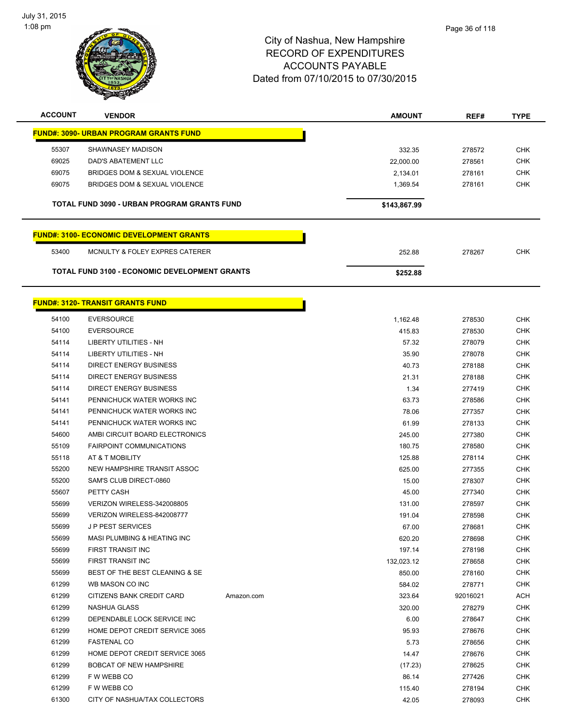# City of Nashua, New Hampshire
## RECORD OF EXPENDITURES
## ACCOUNTS PAYABLE
## Dated from 07/10/2015 to 07/30/2015

| ACCOUNT | VENDOR | | AMOUNT | REF# | TYPE |
|---|---|---|---|---|---|
| **FUND#: 3090- URBAN PROGRAM GRANTS FUND** | | | | | |
| 55307 | SHAWNASEY MADISON | | 332.35 | 278572 | CHK |
| 69025 | DAD'S ABATEMENT LLC | | 22,000.00 | 278561 | CHK |
| 69075 | BRIDGES DOM & SEXUAL VIOLENCE | | 2,134.01 | 278161 | CHK |
| 69075 | BRIDGES DOM & SEXUAL VIOLENCE | | 1,369.54 | 278161 | CHK |
| **TOTAL FUND 3090 - URBAN PROGRAM GRANTS FUND** | | | **$143,867.99** | | |
| **FUND#: 3100- ECONOMIC DEVELOPMENT GRANTS** | | | | | |
| 53400 | MCNULTY & FOLEY EXPRES CATERER | | 252.88 | 278267 | CHK |
| **TOTAL FUND 3100 - ECONOMIC DEVELOPMENT GRANTS** | | | **$252.88** | | |
| **FUND#: 3120- TRANSIT GRANTS FUND** | | | | | |
| 54100 | EVERSOURCE | | 1,162.48 | 278530 | CHK |
| 54100 | EVERSOURCE | | 415.83 | 278530 | CHK |
| 54114 | LIBERTY UTILITIES - NH | | 57.32 | 278079 | CHK |
| 54114 | LIBERTY UTILITIES - NH | | 35.90 | 278078 | CHK |
| 54114 | DIRECT ENERGY BUSINESS | | 40.73 | 278188 | CHK |
| 54114 | DIRECT ENERGY BUSINESS | | 21.31 | 278188 | CHK |
| 54114 | DIRECT ENERGY BUSINESS | | 1.34 | 277419 | CHK |
| 54141 | PENNICHUCK WATER WORKS INC | | 63.73 | 278586 | CHK |
| 54141 | PENNICHUCK WATER WORKS INC | | 78.06 | 277357 | CHK |
| 54141 | PENNICHUCK WATER WORKS INC | | 61.99 | 278133 | CHK |
| 54600 | AMBI CIRCUIT BOARD ELECTRONICS | | 245.00 | 277380 | CHK |
| 55109 | FAIRPOINT COMMUNICATIONS | | 180.75 | 278580 | CHK |
| 55118 | AT & T MOBILITY | | 125.88 | 278114 | CHK |
| 55200 | NEW HAMPSHIRE TRANSIT ASSOC | | 625.00 | 277355 | CHK |
| 55200 | SAM'S CLUB DIRECT-0860 | | 15.00 | 278307 | CHK |
| 55607 | PETTY CASH | | 45.00 | 277340 | CHK |
| 55699 | VERIZON WIRELESS-342008805 | | 131.00 | 278597 | CHK |
| 55699 | VERIZON WIRELESS-842008777 | | 191.04 | 278598 | CHK |
| 55699 | J P PEST SERVICES | | 67.00 | 278681 | CHK |
| 55699 | MASI PLUMBING & HEATING INC | | 620.20 | 278698 | CHK |
| 55699 | FIRST TRANSIT INC | | 197.14 | 278198 | CHK |
| 55699 | FIRST TRANSIT INC | | 132,023.12 | 278658 | CHK |
| 55699 | BEST OF THE BEST CLEANING & SE | | 850.00 | 278160 | CHK |
| 61299 | WB MASON CO INC | | 584.02 | 278771 | CHK |
| 61299 | CITIZENS BANK CREDIT CARD | Amazon.com | 323.64 | 92016021 | ACH |
| 61299 | NASHUA GLASS | | 320.00 | 278279 | CHK |
| 61299 | DEPENDABLE LOCK SERVICE INC | | 6.00 | 278647 | CHK |
| 61299 | HOME DEPOT CREDIT SERVICE 3065 | | 95.93 | 278676 | CHK |
| 61299 | FASTENAL CO | | 5.73 | 278656 | CHK |
| 61299 | HOME DEPOT CREDIT SERVICE 3065 | | 14.47 | 278676 | CHK |
| 61299 | BOBCAT OF NEW HAMPSHIRE | | (17.23) | 278625 | CHK |
| 61299 | F W WEBB CO | | 86.14 | 277426 | CHK |
| 61299 | F W WEBB CO | | 115.40 | 278194 | CHK |
| 61300 | CITY OF NASHUA/TAX COLLECTORS | | 42.05 | 278093 | CHK |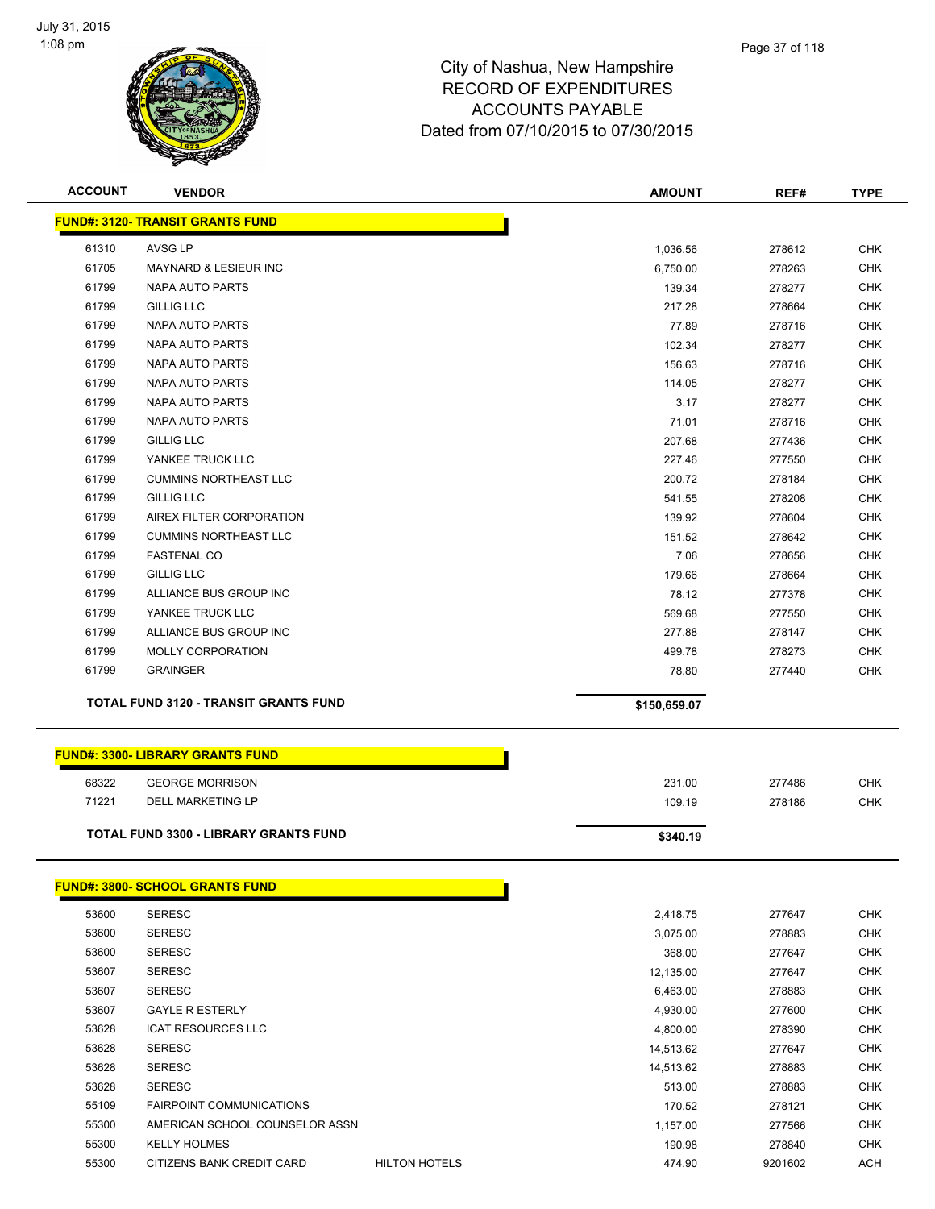July 31, 2015
1:08 pm

# City of Nashua, New Hampshire
## RECORD OF EXPENDITURES
## ACCOUNTS PAYABLE
## Dated from 07/10/2015 to 07/30/2015

| ACCOUNT | VENDOR | | AMOUNT | REF# | TYPE |
|---|---|---|---|---|---|
| **FUND#: 3120- TRANSIT GRANTS FUND** | | | | | |
| 61310 | AVSG LP | | 1,036.56 | 278612 | CHK |
| 61705 | MAYNARD & LESIEUR INC | | 6,750.00 | 278263 | CHK |
| 61799 | NAPA AUTO PARTS | | 139.34 | 278277 | CHK |
| 61799 | GILLIG LLC | | 217.28 | 278664 | CHK |
| 61799 | NAPA AUTO PARTS | | 77.89 | 278716 | CHK |
| 61799 | NAPA AUTO PARTS | | 102.34 | 278277 | CHK |
| 61799 | NAPA AUTO PARTS | | 156.63 | 278716 | CHK |
| 61799 | NAPA AUTO PARTS | | 114.05 | 278277 | CHK |
| 61799 | NAPA AUTO PARTS | | 3.17 | 278277 | CHK |
| 61799 | NAPA AUTO PARTS | | 71.01 | 278716 | CHK |
| 61799 | GILLIG LLC | | 207.68 | 277436 | CHK |
| 61799 | YANKEE TRUCK LLC | | 227.46 | 277550 | CHK |
| 61799 | CUMMINS NORTHEAST LLC | | 200.72 | 278184 | CHK |
| 61799 | GILLIG LLC | | 541.55 | 278208 | CHK |
| 61799 | AIREX FILTER CORPORATION | | 139.92 | 278604 | CHK |
| 61799 | CUMMINS NORTHEAST LLC | | 151.52 | 278642 | CHK |
| 61799 | FASTENAL CO | | 7.06 | 278656 | CHK |
| 61799 | GILLIG LLC | | 179.66 | 278664 | CHK |
| 61799 | ALLIANCE BUS GROUP INC | | 78.12 | 277378 | CHK |
| 61799 | YANKEE TRUCK LLC | | 569.68 | 277550 | CHK |
| 61799 | ALLIANCE BUS GROUP INC | | 277.88 | 278147 | CHK |
| 61799 | MOLLY CORPORATION | | 499.78 | 278273 | CHK |
| 61799 | GRAINGER | | 78.80 | 277440 | CHK |
| **TOTAL FUND 3120 - TRANSIT GRANTS FUND** | | | **$150,659.07** | | |
| **FUND#: 3300- LIBRARY GRANTS FUND** | | | | | |
| 68322 | GEORGE MORRISON | | 231.00 | 277486 | CHK |
| 71221 | DELL MARKETING LP | | 109.19 | 278186 | CHK |
| **TOTAL FUND 3300 - LIBRARY GRANTS FUND** | | | **$340.19** | | |
| **FUND#: 3800- SCHOOL GRANTS FUND** | | | | | |
| 53600 | SERESC | | 2,418.75 | 277647 | CHK |
| 53600 | SERESC | | 3,075.00 | 278883 | CHK |
| 53600 | SERESC | | 368.00 | 277647 | CHK |
| 53607 | SERESC | | 12,135.00 | 277647 | CHK |
| 53607 | SERESC | | 6,463.00 | 278883 | CHK |
| 53607 | GAYLE R ESTERLY | | 4,930.00 | 277600 | CHK |
| 53628 | ICAT RESOURCES LLC | | 4,800.00 | 278390 | CHK |
| 53628 | SERESC | | 14,513.62 | 277647 | CHK |
| 53628 | SERESC | | 14,513.62 | 278883 | CHK |
| 53628 | SERESC | | 513.00 | 278883 | CHK |
| 55109 | FAIRPOINT COMMUNICATIONS | | 170.52 | 278121 | CHK |
| 55300 | AMERICAN SCHOOL COUNSELOR ASSN | | 1,157.00 | 277566 | CHK |
| 55300 | KELLY HOLMES | | 190.98 | 278840 | CHK |
| 55300 | CITIZENS BANK CREDIT CARD | HILTON HOTELS | 474.90 | 9201602 | ACH |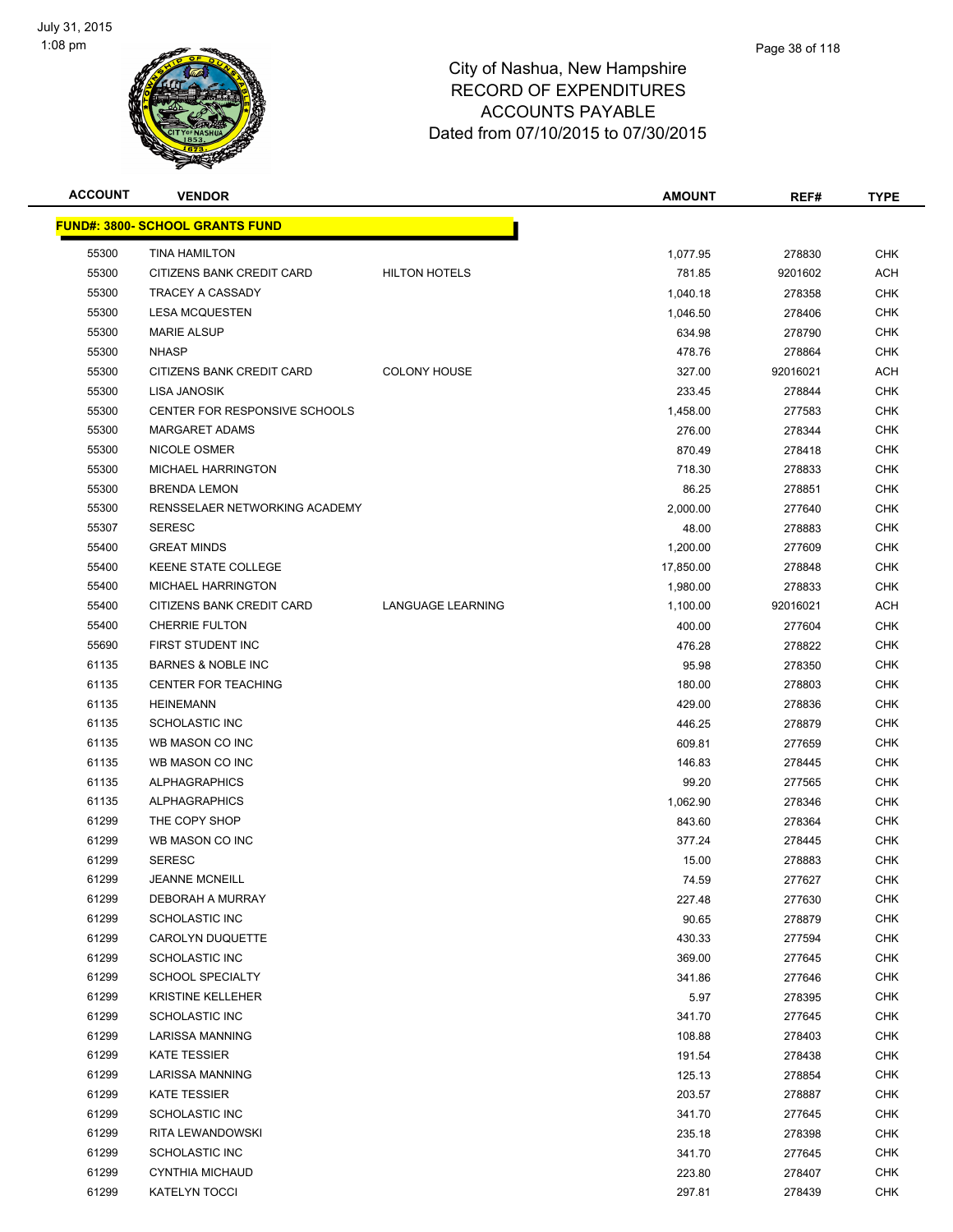# City of Nashua, New Hampshire
## RECORD OF EXPENDITURES
## ACCOUNTS PAYABLE
## Dated from 07/10/2015 to 07/30/2015

July 31, 2015
1:08 pm

| ACCOUNT | VENDOR | | AMOUNT | REF# | TYPE |
|---|---|---|---|---|---|
| **FUND#: 3800- SCHOOL GRANTS FUND** | | | | | |
| 55300 | TINA HAMILTON | | 1,077.95 | 278830 | CHK |
| 55300 | CITIZENS BANK CREDIT CARD | HILTON HOTELS | 781.85 | 9201602 | ACH |
| 55300 | TRACEY A CASSADY | | 1,040.18 | 278358 | CHK |
| 55300 | LESA MCQUESTEN | | 1,046.50 | 278406 | CHK |
| 55300 | MARIE ALSUP | | 634.98 | 278790 | CHK |
| 55300 | NHASP | | 478.76 | 278864 | CHK |
| 55300 | CITIZENS BANK CREDIT CARD | COLONY HOUSE | 327.00 | 92016021 | ACH |
| 55300 | LISA JANOSIK | | 233.45 | 278844 | CHK |
| 55300 | CENTER FOR RESPONSIVE SCHOOLS | | 1,458.00 | 277583 | CHK |
| 55300 | MARGARET ADAMS | | 276.00 | 278344 | CHK |
| 55300 | NICOLE OSMER | | 870.49 | 278418 | CHK |
| 55300 | MICHAEL HARRINGTON | | 718.30 | 278833 | CHK |
| 55300 | BRENDA LEMON | | 86.25 | 278851 | CHK |
| 55300 | RENSSELAER NETWORKING ACADEMY | | 2,000.00 | 277640 | CHK |
| 55307 | SERESC | | 48.00 | 278883 | CHK |
| 55400 | GREAT MINDS | | 1,200.00 | 277609 | CHK |
| 55400 | KEENE STATE COLLEGE | | 17,850.00 | 278848 | CHK |
| 55400 | MICHAEL HARRINGTON | | 1,980.00 | 278833 | CHK |
| 55400 | CITIZENS BANK CREDIT CARD | LANGUAGE LEARNING | 1,100.00 | 92016021 | ACH |
| 55400 | CHERRIE FULTON | | 400.00 | 277604 | CHK |
| 55690 | FIRST STUDENT INC | | 476.28 | 278822 | CHK |
| 61135 | BARNES & NOBLE INC | | 95.98 | 278350 | CHK |
| 61135 | CENTER FOR TEACHING | | 180.00 | 278803 | CHK |
| 61135 | HEINEMANN | | 429.00 | 278836 | CHK |
| 61135 | SCHOLASTIC INC | | 446.25 | 278879 | CHK |
| 61135 | WB MASON CO INC | | 609.81 | 277659 | CHK |
| 61135 | WB MASON CO INC | | 146.83 | 278445 | CHK |
| 61135 | ALPHAGRAPHICS | | 99.20 | 277565 | CHK |
| 61135 | ALPHAGRAPHICS | | 1,062.90 | 278346 | CHK |
| 61299 | THE COPY SHOP | | 843.60 | 278364 | CHK |
| 61299 | WB MASON CO INC | | 377.24 | 278445 | CHK |
| 61299 | SERESC | | 15.00 | 278883 | CHK |
| 61299 | JEANNE MCNEILL | | 74.59 | 277627 | CHK |
| 61299 | DEBORAH A MURRAY | | 227.48 | 277630 | CHK |
| 61299 | SCHOLASTIC INC | | 90.65 | 278879 | CHK |
| 61299 | CAROLYN DUQUETTE | | 430.33 | 277594 | CHK |
| 61299 | SCHOLASTIC INC | | 369.00 | 277645 | CHK |
| 61299 | SCHOOL SPECIALTY | | 341.86 | 277646 | CHK |
| 61299 | KRISTINE KELLEHER | | 5.97 | 278395 | CHK |
| 61299 | SCHOLASTIC INC | | 341.70 | 277645 | CHK |
| 61299 | LARISSA MANNING | | 108.88 | 278403 | CHK |
| 61299 | KATE TESSIER | | 191.54 | 278438 | CHK |
| 61299 | LARISSA MANNING | | 125.13 | 278854 | CHK |
| 61299 | KATE TESSIER | | 203.57 | 278887 | CHK |
| 61299 | SCHOLASTIC INC | | 341.70 | 277645 | CHK |
| 61299 | RITA LEWANDOWSKI | | 235.18 | 278398 | CHK |
| 61299 | SCHOLASTIC INC | | 341.70 | 277645 | CHK |
| 61299 | CYNTHIA MICHAUD | | 223.80 | 278407 | CHK |
| 61299 | KATELYN TOCCI | | 297.81 | 278439 | CHK |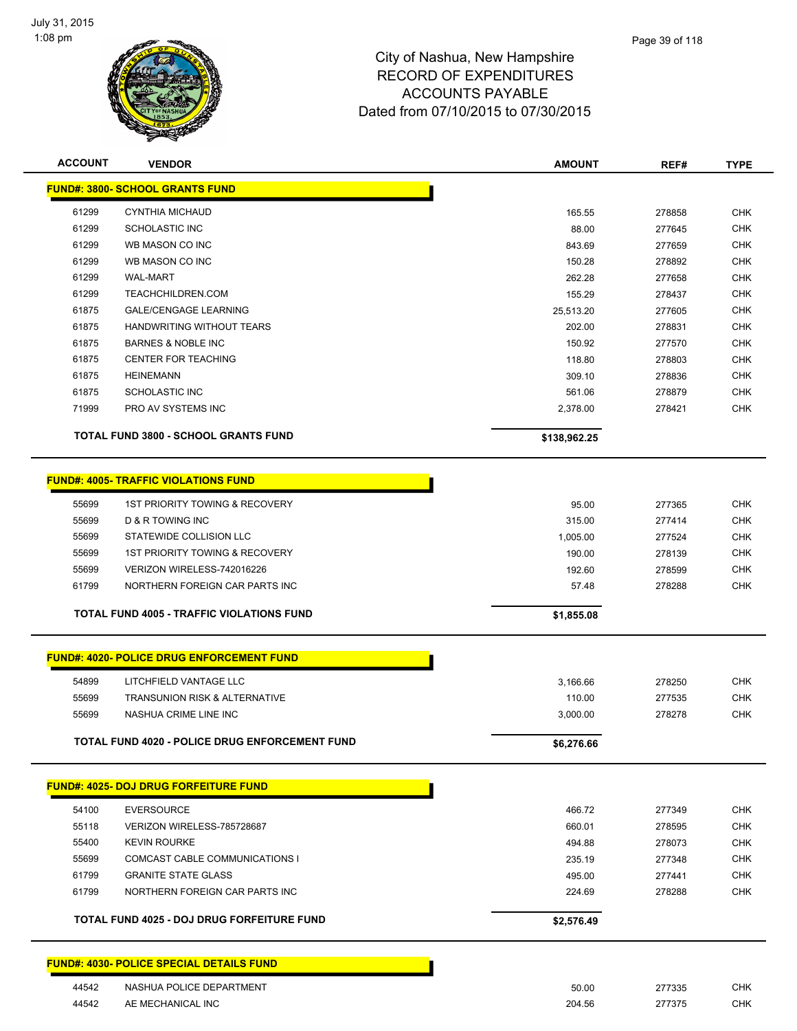City of Nashua, New Hampshire
RECORD OF EXPENDITURES
ACCOUNTS PAYABLE
Dated from 07/10/2015 to 07/30/2015

| ACCOUNT | VENDOR | AMOUNT | REF# | TYPE |
|---|---|---|---|---|
| **FUND#: 3800- SCHOOL GRANTS FUND** | | | | |
| 61299 | CYNTHIA MICHAUD | 165.55 | 278858 | CHK |
| 61299 | SCHOLASTIC INC | 88.00 | 277645 | CHK |
| 61299 | WB MASON CO INC | 843.69 | 277659 | CHK |
| 61299 | WB MASON CO INC | 150.28 | 278892 | CHK |
| 61299 | WAL-MART | 262.28 | 277658 | CHK |
| 61299 | TEACHCHILDREN.COM | 155.29 | 278437 | CHK |
| 61875 | GALE/CENGAGE LEARNING | 25,513.20 | 277605 | CHK |
| 61875 | HANDWRITING WITHOUT TEARS | 202.00 | 278831 | CHK |
| 61875 | BARNES & NOBLE INC | 150.92 | 277570 | CHK |
| 61875 | CENTER FOR TEACHING | 118.80 | 278803 | CHK |
| 61875 | HEINEMANN | 309.10 | 278836 | CHK |
| 61875 | SCHOLASTIC INC | 561.06 | 278879 | CHK |
| 71999 | PRO AV SYSTEMS INC | 2,378.00 | 278421 | CHK |
| | **TOTAL FUND 3800 - SCHOOL GRANTS FUND** | **$138,962.25** | | |
| **FUND#: 4005- TRAFFIC VIOLATIONS FUND** | | | | |
| 55699 | 1ST PRIORITY TOWING & RECOVERY | 95.00 | 277365 | CHK |
| 55699 | D & R TOWING INC | 315.00 | 277414 | CHK |
| 55699 | STATEWIDE COLLISION LLC | 1,005.00 | 277524 | CHK |
| 55699 | 1ST PRIORITY TOWING & RECOVERY | 190.00 | 278139 | CHK |
| 55699 | VERIZON WIRELESS-742016226 | 192.60 | 278599 | CHK |
| 61799 | NORTHERN FOREIGN CAR PARTS INC | 57.48 | 278288 | CHK |
| | **TOTAL FUND 4005 - TRAFFIC VIOLATIONS FUND** | **$1,855.08** | | |
| **FUND#: 4020- POLICE DRUG ENFORCEMENT FUND** | | | | |
| 54899 | LITCHFIELD VANTAGE LLC | 3,166.66 | 278250 | CHK |
| 55699 | TRANSUNION RISK & ALTERNATIVE | 110.00 | 277535 | CHK |
| 55699 | NASHUA CRIME LINE INC | 3,000.00 | 278278 | CHK |
| | **TOTAL FUND 4020 - POLICE DRUG ENFORCEMENT FUND** | **$6,276.66** | | |
| **FUND#: 4025- DOJ DRUG FORFEITURE FUND** | | | | |
| 54100 | EVERSOURCE | 466.72 | 277349 | CHK |
| 55118 | VERIZON WIRELESS-785728687 | 660.01 | 278595 | CHK |
| 55400 | KEVIN ROURKE | 494.88 | 278073 | CHK |
| 55699 | COMCAST CABLE COMMUNICATIONS I | 235.19 | 277348 | CHK |
| 61799 | GRANITE STATE GLASS | 495.00 | 277441 | CHK |
| 61799 | NORTHERN FOREIGN CAR PARTS INC | 224.69 | 278288 | CHK |
| | **TOTAL FUND 4025 - DOJ DRUG FORFEITURE FUND** | **$2,576.49** | | |
| **FUND#: 4030- POLICE SPECIAL DETAILS FUND** | | | | |
| 44542 | NASHUA POLICE DEPARTMENT | 50.00 | 277335 | CHK |
| 44542 | AE MECHANICAL INC | 204.56 | 277375 | CHK |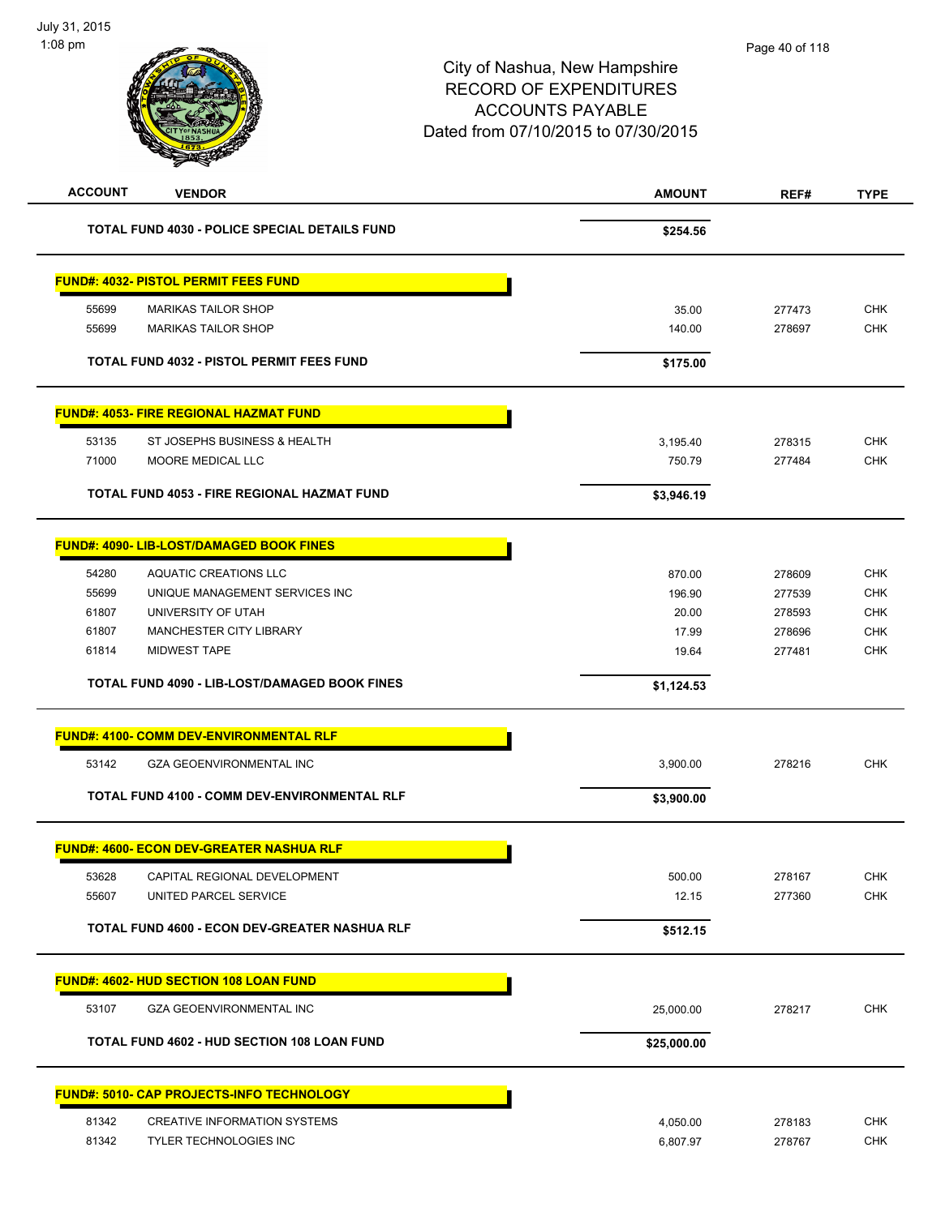City of Nashua, New Hampshire
RECORD OF EXPENDITURES
ACCOUNTS PAYABLE
Dated from 07/10/2015 to 07/30/2015

| ACCOUNT | VENDOR | AMOUNT | REF# | TYPE |
|---|---|---|---|---|
| | **TOTAL FUND 4030 - POLICE SPECIAL DETAILS FUND** | **$254.56** | | |
| **FUND#: 4032- PISTOL PERMIT FEES FUND** | | | | |
| 55699 | MARIKAS TAILOR SHOP | 35.00 | 277473 | CHK |
| 55699 | MARIKAS TAILOR SHOP | 140.00 | 278697 | CHK |
| | **TOTAL FUND 4032 - PISTOL PERMIT FEES FUND** | **$175.00** | | |
| **FUND#: 4053- FIRE REGIONAL HAZMAT FUND** | | | | |
| 53135 | ST JOSEPHS BUSINESS & HEALTH | 3,195.40 | 278315 | CHK |
| 71000 | MOORE MEDICAL LLC | 750.79 | 277484 | CHK |
| | **TOTAL FUND 4053 - FIRE REGIONAL HAZMAT FUND** | **$3,946.19** | | |
| **FUND#: 4090- LIB-LOST/DAMAGED BOOK FINES** | | | | |
| 54280 | AQUATIC CREATIONS LLC | 870.00 | 278609 | CHK |
| 55699 | UNIQUE MANAGEMENT SERVICES INC | 196.90 | 277539 | CHK |
| 61807 | UNIVERSITY OF UTAH | 20.00 | 278593 | CHK |
| 61807 | MANCHESTER CITY LIBRARY | 17.99 | 278696 | CHK |
| 61814 | MIDWEST TAPE | 19.64 | 277481 | CHK |
| | **TOTAL FUND 4090 - LIB-LOST/DAMAGED BOOK FINES** | **$1,124.53** | | |
| **FUND#: 4100- COMM DEV-ENVIRONMENTAL RLF** | | | | |
| 53142 | GZA GEOENVIRONMENTAL INC | 3,900.00 | 278216 | CHK |
| | **TOTAL FUND 4100 - COMM DEV-ENVIRONMENTAL RLF** | **$3,900.00** | | |
| **FUND#: 4600- ECON DEV-GREATER NASHUA RLF** | | | | |
| 53628 | CAPITAL REGIONAL DEVELOPMENT | 500.00 | 278167 | CHK |
| 55607 | UNITED PARCEL SERVICE | 12.15 | 277360 | CHK |
| | **TOTAL FUND 4600 - ECON DEV-GREATER NASHUA RLF** | **$512.15** | | |
| **FUND#: 4602- HUD SECTION 108 LOAN FUND** | | | | |
| 53107 | GZA GEOENVIRONMENTAL INC | 25,000.00 | 278217 | CHK |
| | **TOTAL FUND 4602 - HUD SECTION 108 LOAN FUND** | **$25,000.00** | | |
| **FUND#: 5010- CAP PROJECTS-INFO TECHNOLOGY** | | | | |
| 81342 | CREATIVE INFORMATION SYSTEMS | 4,050.00 | 278183 | CHK |
| 81342 | TYLER TECHNOLOGIES INC | 6,807.97 | 278767 | CHK |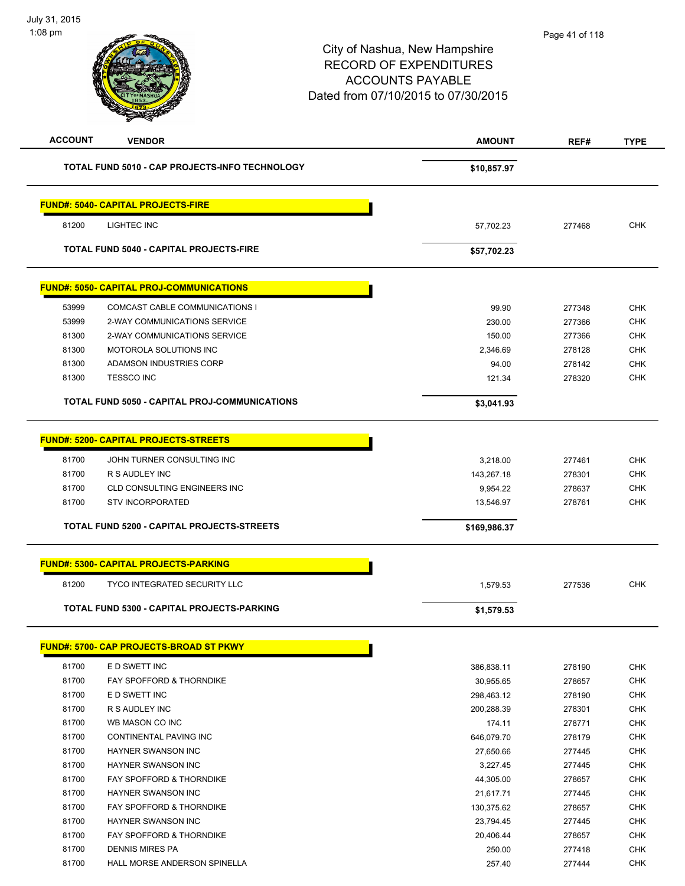City of Nashua, New Hampshire
RECORD OF EXPENDITURES
ACCOUNTS PAYABLE
Dated from 07/10/2015 to 07/30/2015

| ACCOUNT | VENDOR | AMOUNT | REF# | TYPE |
|---|---|---|---|---|
| | **TOTAL FUND 5010 - CAP PROJECTS-INFO TECHNOLOGY** | **$10,857.97** | | |

**FUND#: 5040- CAPITAL PROJECTS-FIRE**

| ACCOUNT | VENDOR | AMOUNT | REF# | TYPE |
|---|---|---|---|---|
| 81200 | LIGHTEC INC | 57,702.23 | 277468 | CHK |
| | **TOTAL FUND 5040 - CAPITAL PROJECTS-FIRE** | **$57,702.23** | | |

**FUND#: 5050- CAPITAL PROJ-COMMUNICATIONS**

| ACCOUNT | VENDOR | AMOUNT | REF# | TYPE |
|---|---|---|---|---|
| 53999 | COMCAST CABLE COMMUNICATIONS I | 99.90 | 277348 | CHK |
| 53999 | 2-WAY COMMUNICATIONS SERVICE | 230.00 | 277366 | CHK |
| 81300 | 2-WAY COMMUNICATIONS SERVICE | 150.00 | 277366 | CHK |
| 81300 | MOTOROLA SOLUTIONS INC | 2,346.69 | 278128 | CHK |
| 81300 | ADAMSON INDUSTRIES CORP | 94.00 | 278142 | CHK |
| 81300 | TESSCO INC | 121.34 | 278320 | CHK |
| | **TOTAL FUND 5050 - CAPITAL PROJ-COMMUNICATIONS** | **$3,041.93** | | |

**FUND#: 5200- CAPITAL PROJECTS-STREETS**

| ACCOUNT | VENDOR | AMOUNT | REF# | TYPE |
|---|---|---|---|---|
| 81700 | JOHN TURNER CONSULTING INC | 3,218.00 | 277461 | CHK |
| 81700 | R S AUDLEY INC | 143,267.18 | 278301 | CHK |
| 81700 | CLD CONSULTING ENGINEERS INC | 9,954.22 | 278637 | CHK |
| 81700 | STV INCORPORATED | 13,546.97 | 278761 | CHK |
| | **TOTAL FUND 5200 - CAPITAL PROJECTS-STREETS** | **$169,986.37** | | |

**FUND#: 5300- CAPITAL PROJECTS-PARKING**

| ACCOUNT | VENDOR | AMOUNT | REF# | TYPE |
|---|---|---|---|---|
| 81200 | TYCO INTEGRATED SECURITY LLC | 1,579.53 | 277536 | CHK |
| | **TOTAL FUND 5300 - CAPITAL PROJECTS-PARKING** | **$1,579.53** | | |

**FUND#: 5700- CAP PROJECTS-BROAD ST PKWY**

| ACCOUNT | VENDOR | AMOUNT | REF# | TYPE |
|---|---|---|---|---|
| 81700 | E D SWETT INC | 386,838.11 | 278190 | CHK |
| 81700 | FAY SPOFFORD & THORNDIKE | 30,955.65 | 278657 | CHK |
| 81700 | E D SWETT INC | 298,463.12 | 278190 | CHK |
| 81700 | R S AUDLEY INC | 200,288.39 | 278301 | CHK |
| 81700 | WB MASON CO INC | 174.11 | 278771 | CHK |
| 81700 | CONTINENTAL PAVING INC | 646,079.70 | 278179 | CHK |
| 81700 | HAYNER SWANSON INC | 27,650.66 | 277445 | CHK |
| 81700 | HAYNER SWANSON INC | 3,227.45 | 277445 | CHK |
| 81700 | FAY SPOFFORD & THORNDIKE | 44,305.00 | 278657 | CHK |
| 81700 | HAYNER SWANSON INC | 21,617.71 | 277445 | CHK |
| 81700 | FAY SPOFFORD & THORNDIKE | 130,375.62 | 278657 | CHK |
| 81700 | HAYNER SWANSON INC | 23,794.45 | 277445 | CHK |
| 81700 | FAY SPOFFORD & THORNDIKE | 20,406.44 | 278657 | CHK |
| 81700 | DENNIS MIRES PA | 250.00 | 277418 | CHK |
| 81700 | HALL MORSE ANDERSON SPINELLA | 257.40 | 277444 | CHK |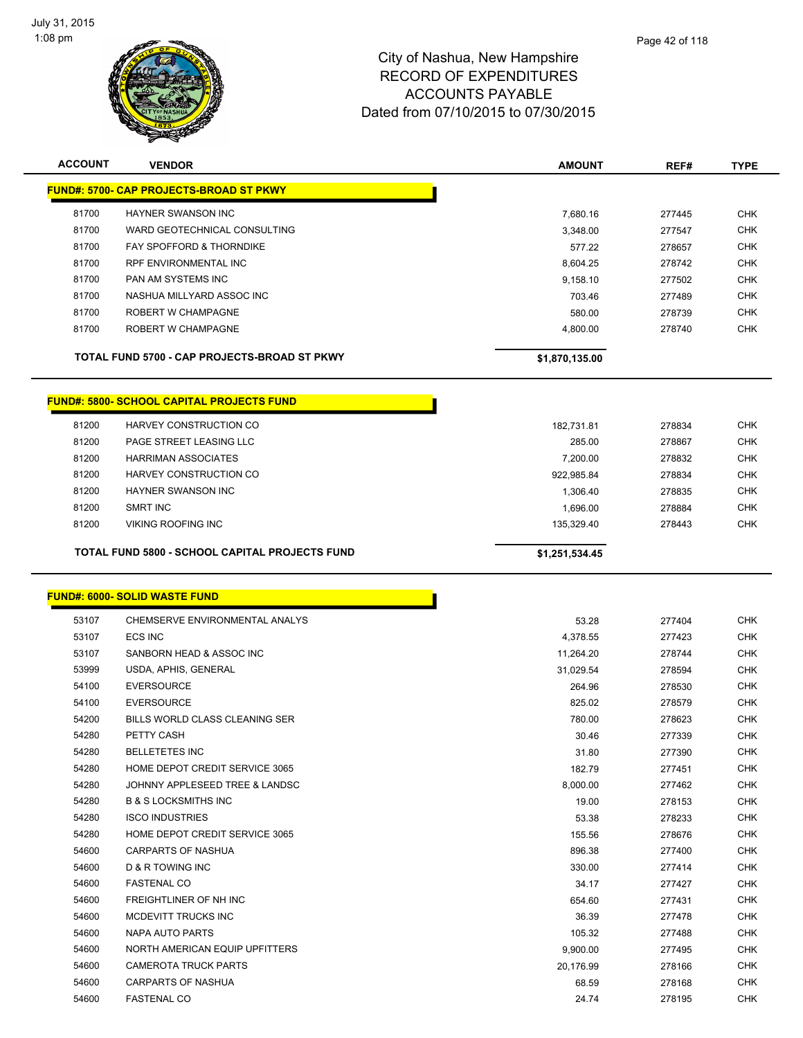City of Nashua, New Hampshire
RECORD OF EXPENDITURES
ACCOUNTS PAYABLE
Dated from 07/10/2015 to 07/30/2015

| ACCOUNT | VENDOR | AMOUNT | REF# | TYPE |
|---|---|---|---|---|
| **FUND#: 5700- CAP PROJECTS-BROAD ST PKWY** | | | | |
| 81700 | HAYNER SWANSON INC | 7,680.16 | 277445 | CHK |
| 81700 | WARD GEOTECHNICAL CONSULTING | 3,348.00 | 277547 | CHK |
| 81700 | FAY SPOFFORD & THORNDIKE | 577.22 | 278657 | CHK |
| 81700 | RPF ENVIRONMENTAL INC | 8,604.25 | 278742 | CHK |
| 81700 | PAN AM SYSTEMS INC | 9,158.10 | 277502 | CHK |
| 81700 | NASHUA MILLYARD ASSOC INC | 703.46 | 277489 | CHK |
| 81700 | ROBERT W CHAMPAGNE | 580.00 | 278739 | CHK |
| 81700 | ROBERT W CHAMPAGNE | 4,800.00 | 278740 | CHK |
| | **TOTAL FUND 5700 - CAP PROJECTS-BROAD ST PKWY** | **$1,870,135.00** | | |
| **FUND#: 5800- SCHOOL CAPITAL PROJECTS FUND** | | | | |
| 81200 | HARVEY CONSTRUCTION CO | 182,731.81 | 278834 | CHK |
| 81200 | PAGE STREET LEASING LLC | 285.00 | 278867 | CHK |
| 81200 | HARRIMAN ASSOCIATES | 7,200.00 | 278832 | CHK |
| 81200 | HARVEY CONSTRUCTION CO | 922,985.84 | 278834 | CHK |
| 81200 | HAYNER SWANSON INC | 1,306.40 | 278835 | CHK |
| 81200 | SMRT INC | 1,696.00 | 278884 | CHK |
| 81200 | VIKING ROOFING INC | 135,329.40 | 278443 | CHK |
| | **TOTAL FUND 5800 - SCHOOL CAPITAL PROJECTS FUND** | **$1,251,534.45** | | |
| **FUND#: 6000- SOLID WASTE FUND** | | | | |
| 53107 | CHEMSERVE ENVIRONMENTAL ANALYS | 53.28 | 277404 | CHK |
| 53107 | ECS INC | 4,378.55 | 277423 | CHK |
| 53107 | SANBORN HEAD & ASSOC INC | 11,264.20 | 278744 | CHK |
| 53999 | USDA, APHIS, GENERAL | 31,029.54 | 278594 | CHK |
| 54100 | EVERSOURCE | 264.96 | 278530 | CHK |
| 54100 | EVERSOURCE | 825.02 | 278579 | CHK |
| 54200 | BILLS WORLD CLASS CLEANING SER | 780.00 | 278623 | CHK |
| 54280 | PETTY CASH | 30.46 | 277339 | CHK |
| 54280 | BELLETETES INC | 31.80 | 277390 | CHK |
| 54280 | HOME DEPOT CREDIT SERVICE 3065 | 182.79 | 277451 | CHK |
| 54280 | JOHNNY APPLESEED TREE & LANDSC | 8,000.00 | 277462 | CHK |
| 54280 | B & S LOCKSMITHS INC | 19.00 | 278153 | CHK |
| 54280 | ISCO INDUSTRIES | 53.38 | 278233 | CHK |
| 54280 | HOME DEPOT CREDIT SERVICE 3065 | 155.56 | 278676 | CHK |
| 54600 | CARPARTS OF NASHUA | 896.38 | 277400 | CHK |
| 54600 | D & R TOWING INC | 330.00 | 277414 | CHK |
| 54600 | FASTENAL CO | 34.17 | 277427 | CHK |
| 54600 | FREIGHTLINER OF NH INC | 654.60 | 277431 | CHK |
| 54600 | MCDEVITT TRUCKS INC | 36.39 | 277478 | CHK |
| 54600 | NAPA AUTO PARTS | 105.32 | 277488 | CHK |
| 54600 | NORTH AMERICAN EQUIP UPFITTERS | 9,900.00 | 277495 | CHK |
| 54600 | CAMEROTA TRUCK PARTS | 20,176.99 | 278166 | CHK |
| 54600 | CARPARTS OF NASHUA | 68.59 | 278168 | CHK |
| 54600 | FASTENAL CO | 24.74 | 278195 | CHK |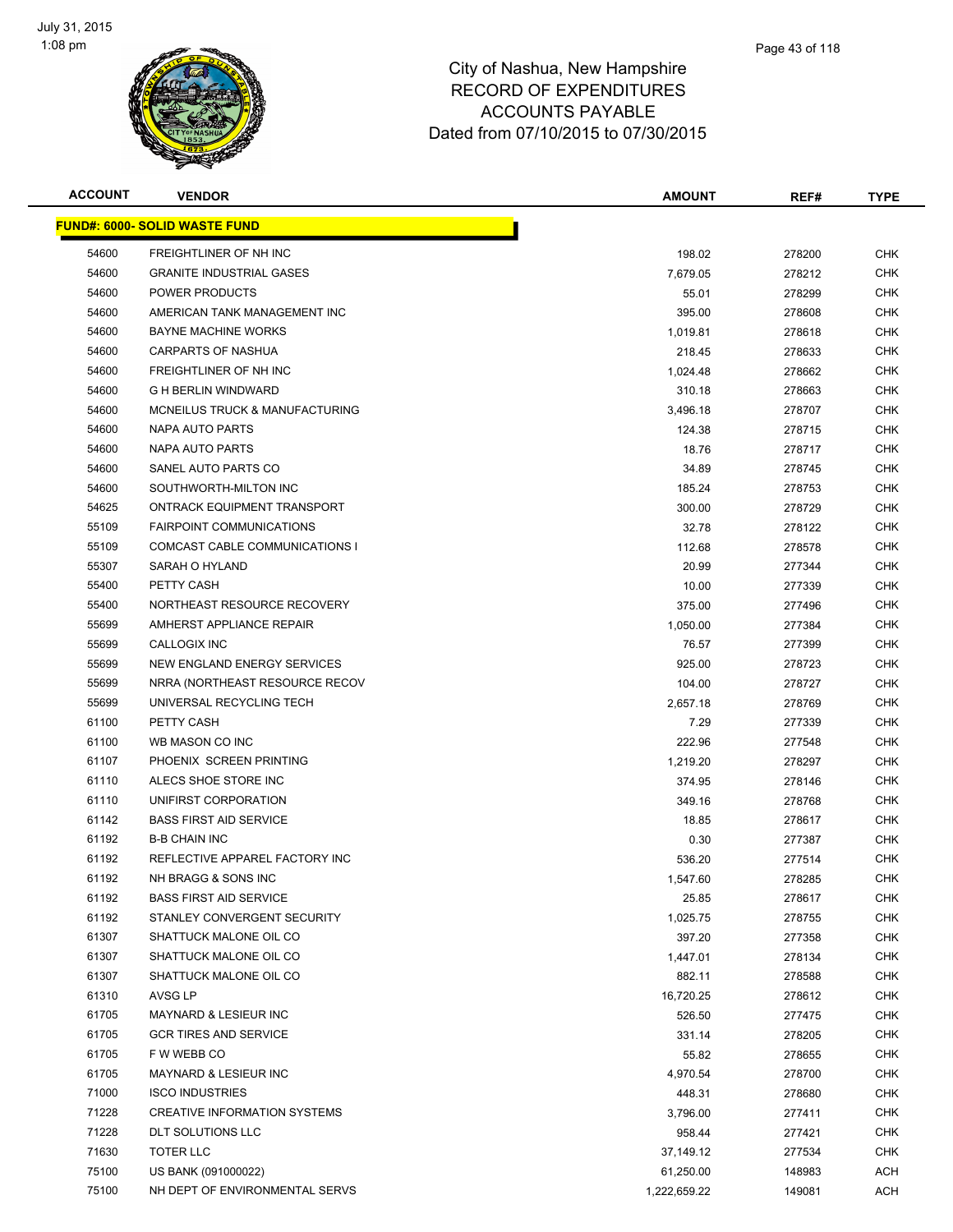City of Nashua, New Hampshire
RECORD OF EXPENDITURES
ACCOUNTS PAYABLE
Dated from 07/10/2015 to 07/30/2015

| ACCOUNT | VENDOR | AMOUNT | REF# | TYPE |
|---|---|---|---|---|
| **FUND#: 6000- SOLID WASTE FUND** | | | | |
| 54600 | FREIGHTLINER OF NH INC | 198.02 | 278200 | CHK |
| 54600 | GRANITE INDUSTRIAL GASES | 7,679.05 | 278212 | CHK |
| 54600 | POWER PRODUCTS | 55.01 | 278299 | CHK |
| 54600 | AMERICAN TANK MANAGEMENT INC | 395.00 | 278608 | CHK |
| 54600 | BAYNE MACHINE WORKS | 1,019.81 | 278618 | CHK |
| 54600 | CARPARTS OF NASHUA | 218.45 | 278633 | CHK |
| 54600 | FREIGHTLINER OF NH INC | 1,024.48 | 278662 | CHK |
| 54600 | G H BERLIN WINDWARD | 310.18 | 278663 | CHK |
| 54600 | MCNEILUS TRUCK & MANUFACTURING | 3,496.18 | 278707 | CHK |
| 54600 | NAPA AUTO PARTS | 124.38 | 278715 | CHK |
| 54600 | NAPA AUTO PARTS | 18.76 | 278717 | CHK |
| 54600 | SANEL AUTO PARTS CO | 34.89 | 278745 | CHK |
| 54600 | SOUTHWORTH-MILTON INC | 185.24 | 278753 | CHK |
| 54625 | ONTRACK EQUIPMENT TRANSPORT | 300.00 | 278729 | CHK |
| 55109 | FAIRPOINT COMMUNICATIONS | 32.78 | 278122 | CHK |
| 55109 | COMCAST CABLE COMMUNICATIONS I | 112.68 | 278578 | CHK |
| 55307 | SARAH O HYLAND | 20.99 | 277344 | CHK |
| 55400 | PETTY CASH | 10.00 | 277339 | CHK |
| 55400 | NORTHEAST RESOURCE RECOVERY | 375.00 | 277496 | CHK |
| 55699 | AMHERST APPLIANCE REPAIR | 1,050.00 | 277384 | CHK |
| 55699 | CALLOGIX INC | 76.57 | 277399 | CHK |
| 55699 | NEW ENGLAND ENERGY SERVICES | 925.00 | 278723 | CHK |
| 55699 | NRRA (NORTHEAST RESOURCE RECOV | 104.00 | 278727 | CHK |
| 55699 | UNIVERSAL RECYCLING TECH | 2,657.18 | 278769 | CHK |
| 61100 | PETTY CASH | 7.29 | 277339 | CHK |
| 61100 | WB MASON CO INC | 222.96 | 277548 | CHK |
| 61107 | PHOENIX SCREEN PRINTING | 1,219.20 | 278297 | CHK |
| 61110 | ALECS SHOE STORE INC | 374.95 | 278146 | CHK |
| 61110 | UNIFIRST CORPORATION | 349.16 | 278768 | CHK |
| 61142 | BASS FIRST AID SERVICE | 18.85 | 278617 | CHK |
| 61192 | B-B CHAIN INC | 0.30 | 277387 | CHK |
| 61192 | REFLECTIVE APPAREL FACTORY INC | 536.20 | 277514 | CHK |
| 61192 | NH BRAGG & SONS INC | 1,547.60 | 278285 | CHK |
| 61192 | BASS FIRST AID SERVICE | 25.85 | 278617 | CHK |
| 61192 | STANLEY CONVERGENT SECURITY | 1,025.75 | 278755 | CHK |
| 61307 | SHATTUCK MALONE OIL CO | 397.20 | 277358 | CHK |
| 61307 | SHATTUCK MALONE OIL CO | 1,447.01 | 278134 | CHK |
| 61307 | SHATTUCK MALONE OIL CO | 882.11 | 278588 | CHK |
| 61310 | AVSG LP | 16,720.25 | 278612 | CHK |
| 61705 | MAYNARD & LESIEUR INC | 526.50 | 277475 | CHK |
| 61705 | GCR TIRES AND SERVICE | 331.14 | 278205 | CHK |
| 61705 | F W WEBB CO | 55.82 | 278655 | CHK |
| 61705 | MAYNARD & LESIEUR INC | 4,970.54 | 278700 | CHK |
| 71000 | ISCO INDUSTRIES | 448.31 | 278680 | CHK |
| 71228 | CREATIVE INFORMATION SYSTEMS | 3,796.00 | 277411 | CHK |
| 71228 | DLT SOLUTIONS LLC | 958.44 | 277421 | CHK |
| 71630 | TOTER LLC | 37,149.12 | 277534 | CHK |
| 75100 | US BANK (091000022) | 61,250.00 | 148983 | ACH |
| 75100 | NH DEPT OF ENVIRONMENTAL SERVS | 1,222,659.22 | 149081 | ACH |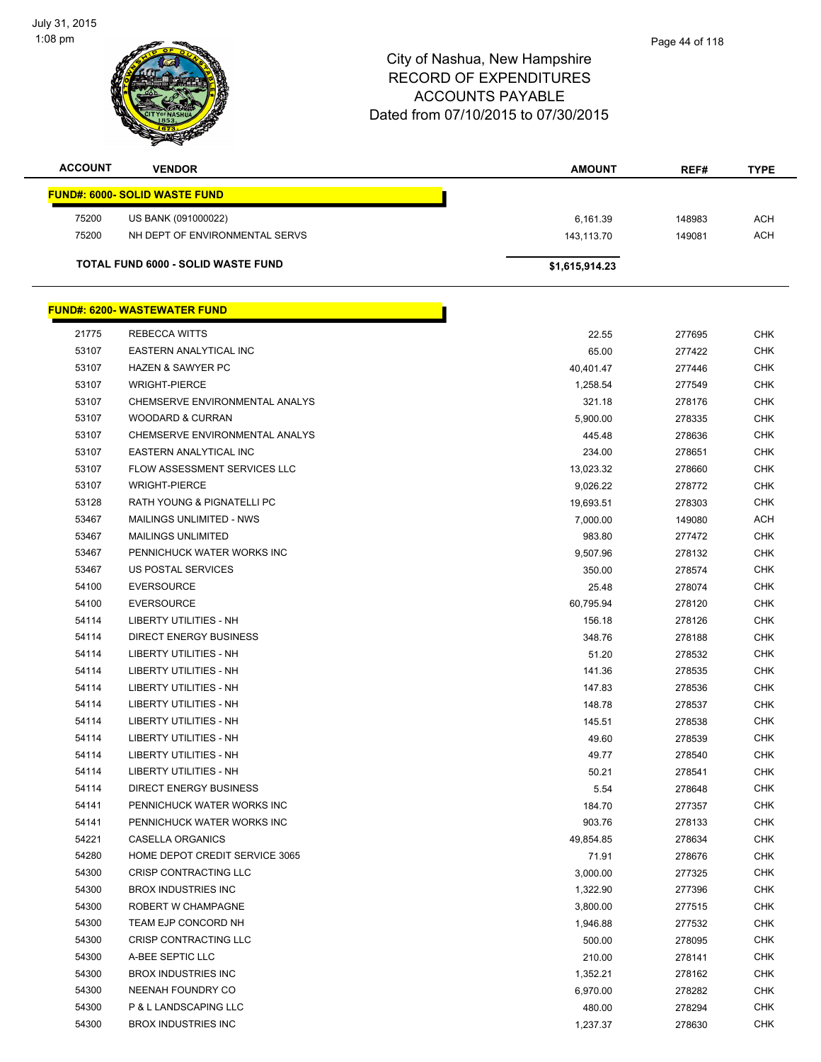City of Nashua, New Hampshire
RECORD OF EXPENDITURES
ACCOUNTS PAYABLE
Dated from 07/10/2015 to 07/30/2015

| ACCOUNT | VENDOR | AMOUNT | REF# | TYPE |
|---|---|---|---|---|
| **FUND#: 6000- SOLID WASTE FUND** | | | | |
| 75200 | US BANK (091000022) | 6,161.39 | 148983 | ACH |
| 75200 | NH DEPT OF ENVIRONMENTAL SERVS | 143,113.70 | 149081 | ACH |
| **TOTAL FUND 6000 - SOLID WASTE FUND** | | **$1,615,914.23** | | |
| **FUND#: 6200- WASTEWATER FUND** | | | | |
| 21775 | REBECCA WITTS | 22.55 | 277695 | CHK |
| 53107 | EASTERN ANALYTICAL INC | 65.00 | 277422 | CHK |
| 53107 | HAZEN & SAWYER PC | 40,401.47 | 277446 | CHK |
| 53107 | WRIGHT-PIERCE | 1,258.54 | 277549 | CHK |
| 53107 | CHEMSERVE ENVIRONMENTAL ANALYS | 321.18 | 278176 | CHK |
| 53107 | WOODARD & CURRAN | 5,900.00 | 278335 | CHK |
| 53107 | CHEMSERVE ENVIRONMENTAL ANALYS | 445.48 | 278636 | CHK |
| 53107 | EASTERN ANALYTICAL INC | 234.00 | 278651 | CHK |
| 53107 | FLOW ASSESSMENT SERVICES LLC | 13,023.32 | 278660 | CHK |
| 53107 | WRIGHT-PIERCE | 9,026.22 | 278772 | CHK |
| 53128 | RATH YOUNG & PIGNATELLI PC | 19,693.51 | 278303 | CHK |
| 53467 | MAILINGS UNLIMITED - NWS | 7,000.00 | 149080 | ACH |
| 53467 | MAILINGS UNLIMITED | 983.80 | 277472 | CHK |
| 53467 | PENNICHUCK WATER WORKS INC | 9,507.96 | 278132 | CHK |
| 53467 | US POSTAL SERVICES | 350.00 | 278574 | CHK |
| 54100 | EVERSOURCE | 25.48 | 278074 | CHK |
| 54100 | EVERSOURCE | 60,795.94 | 278120 | CHK |
| 54114 | LIBERTY UTILITIES - NH | 156.18 | 278126 | CHK |
| 54114 | DIRECT ENERGY BUSINESS | 348.76 | 278188 | CHK |
| 54114 | LIBERTY UTILITIES - NH | 51.20 | 278532 | CHK |
| 54114 | LIBERTY UTILITIES - NH | 141.36 | 278535 | CHK |
| 54114 | LIBERTY UTILITIES - NH | 147.83 | 278536 | CHK |
| 54114 | LIBERTY UTILITIES - NH | 148.78 | 278537 | CHK |
| 54114 | LIBERTY UTILITIES - NH | 145.51 | 278538 | CHK |
| 54114 | LIBERTY UTILITIES - NH | 49.60 | 278539 | CHK |
| 54114 | LIBERTY UTILITIES - NH | 49.77 | 278540 | CHK |
| 54114 | LIBERTY UTILITIES - NH | 50.21 | 278541 | CHK |
| 54114 | DIRECT ENERGY BUSINESS | 5.54 | 278648 | CHK |
| 54141 | PENNICHUCK WATER WORKS INC | 184.70 | 277357 | CHK |
| 54141 | PENNICHUCK WATER WORKS INC | 903.76 | 278133 | CHK |
| 54221 | CASELLA ORGANICS | 49,854.85 | 278634 | CHK |
| 54280 | HOME DEPOT CREDIT SERVICE 3065 | 71.91 | 278676 | CHK |
| 54300 | CRISP CONTRACTING LLC | 3,000.00 | 277325 | CHK |
| 54300 | BROX INDUSTRIES INC | 1,322.90 | 277396 | CHK |
| 54300 | ROBERT W CHAMPAGNE | 3,800.00 | 277515 | CHK |
| 54300 | TEAM EJP CONCORD NH | 1,946.88 | 277532 | CHK |
| 54300 | CRISP CONTRACTING LLC | 500.00 | 278095 | CHK |
| 54300 | A-BEE SEPTIC LLC | 210.00 | 278141 | CHK |
| 54300 | BROX INDUSTRIES INC | 1,352.21 | 278162 | CHK |
| 54300 | NEENAH FOUNDRY CO | 6,970.00 | 278282 | CHK |
| 54300 | P & L LANDSCAPING LLC | 480.00 | 278294 | CHK |
| 54300 | BROX INDUSTRIES INC | 1,237.37 | 278630 | CHK |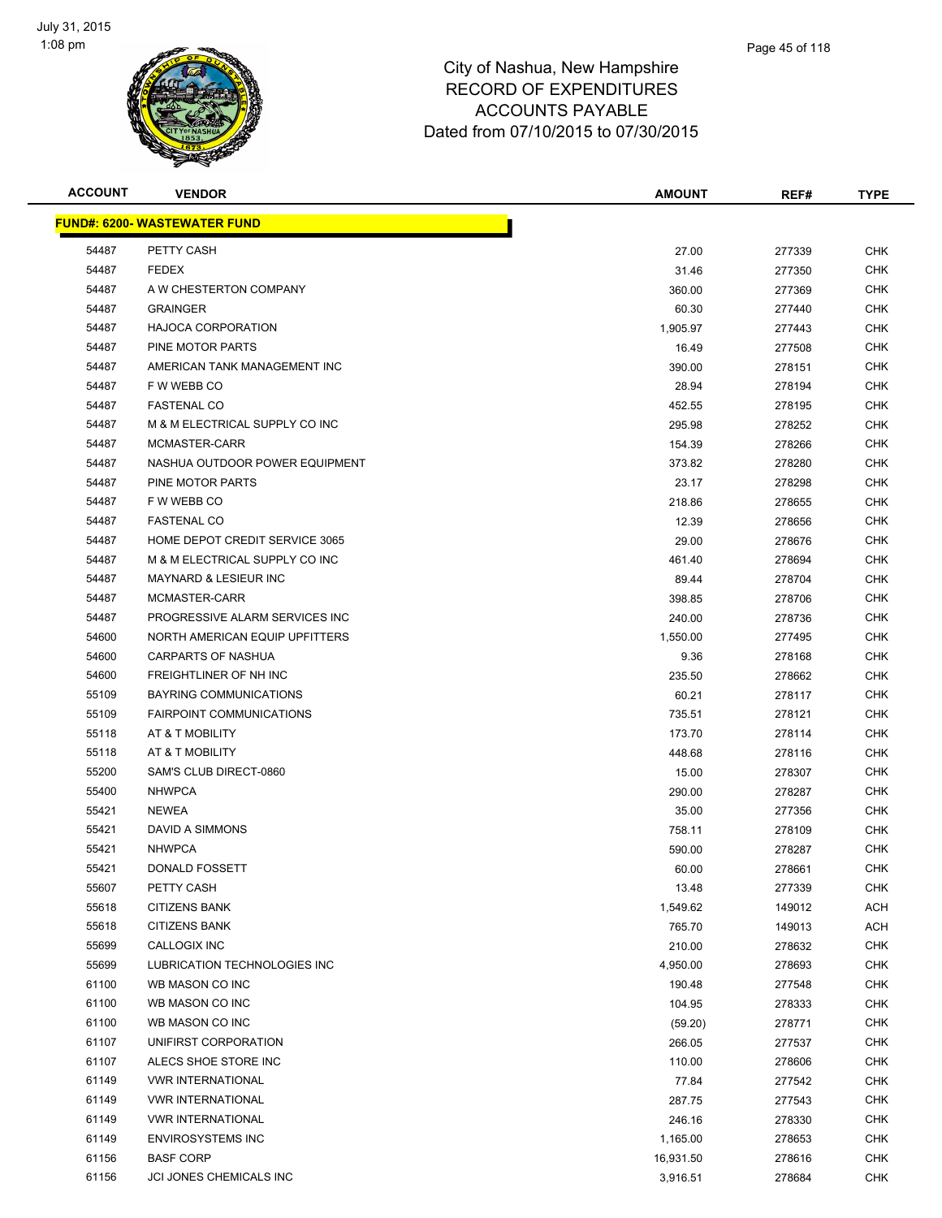July 31, 2015
1:08 pm

# City of Nashua, New Hampshire
## RECORD OF EXPENDITURES
## ACCOUNTS PAYABLE
## Dated from 07/10/2015 to 07/30/2015

| ACCOUNT | VENDOR | AMOUNT | REF# | TYPE |
|---|---|---|---|---|
| **FUND#: 6200- WASTEWATER FUND** | | | | |
| 54487 | PETTY CASH | 27.00 | 277339 | CHK |
| 54487 | FEDEX | 31.46 | 277350 | CHK |
| 54487 | A W CHESTERTON COMPANY | 360.00 | 277369 | CHK |
| 54487 | GRAINGER | 60.30 | 277440 | CHK |
| 54487 | HAJOCA CORPORATION | 1,905.97 | 277443 | CHK |
| 54487 | PINE MOTOR PARTS | 16.49 | 277508 | CHK |
| 54487 | AMERICAN TANK MANAGEMENT INC | 390.00 | 278151 | CHK |
| 54487 | F W WEBB CO | 28.94 | 278194 | CHK |
| 54487 | FASTENAL CO | 452.55 | 278195 | CHK |
| 54487 | M & M ELECTRICAL SUPPLY CO INC | 295.98 | 278252 | CHK |
| 54487 | MCMASTER-CARR | 154.39 | 278266 | CHK |
| 54487 | NASHUA OUTDOOR POWER EQUIPMENT | 373.82 | 278280 | CHK |
| 54487 | PINE MOTOR PARTS | 23.17 | 278298 | CHK |
| 54487 | F W WEBB CO | 218.86 | 278655 | CHK |
| 54487 | FASTENAL CO | 12.39 | 278656 | CHK |
| 54487 | HOME DEPOT CREDIT SERVICE 3065 | 29.00 | 278676 | CHK |
| 54487 | M & M ELECTRICAL SUPPLY CO INC | 461.40 | 278694 | CHK |
| 54487 | MAYNARD & LESIEUR INC | 89.44 | 278704 | CHK |
| 54487 | MCMASTER-CARR | 398.85 | 278706 | CHK |
| 54487 | PROGRESSIVE ALARM SERVICES INC | 240.00 | 278736 | CHK |
| 54600 | NORTH AMERICAN EQUIP UPFITTERS | 1,550.00 | 277495 | CHK |
| 54600 | CARPARTS OF NASHUA | 9.36 | 278168 | CHK |
| 54600 | FREIGHTLINER OF NH INC | 235.50 | 278662 | CHK |
| 55109 | BAYRING COMMUNICATIONS | 60.21 | 278117 | CHK |
| 55109 | FAIRPOINT COMMUNICATIONS | 735.51 | 278121 | CHK |
| 55118 | AT & T MOBILITY | 173.70 | 278114 | CHK |
| 55118 | AT & T MOBILITY | 448.68 | 278116 | CHK |
| 55200 | SAM'S CLUB DIRECT-0860 | 15.00 | 278307 | CHK |
| 55400 | NHWPCA | 290.00 | 278287 | CHK |
| 55421 | NEWEA | 35.00 | 277356 | CHK |
| 55421 | DAVID A SIMMONS | 758.11 | 278109 | CHK |
| 55421 | NHWPCA | 590.00 | 278287 | CHK |
| 55421 | DONALD FOSSETT | 60.00 | 278661 | CHK |
| 55607 | PETTY CASH | 13.48 | 277339 | CHK |
| 55618 | CITIZENS BANK | 1,549.62 | 149012 | ACH |
| 55618 | CITIZENS BANK | 765.70 | 149013 | ACH |
| 55699 | CALLOGIX INC | 210.00 | 278632 | CHK |
| 55699 | LUBRICATION TECHNOLOGIES INC | 4,950.00 | 278693 | CHK |
| 61100 | WB MASON CO INC | 190.48 | 277548 | CHK |
| 61100 | WB MASON CO INC | 104.95 | 278333 | CHK |
| 61100 | WB MASON CO INC | (59.20) | 278771 | CHK |
| 61107 | UNIFIRST CORPORATION | 266.05 | 277537 | CHK |
| 61107 | ALECS SHOE STORE INC | 110.00 | 278606 | CHK |
| 61149 | VWR INTERNATIONAL | 77.84 | 277542 | CHK |
| 61149 | VWR INTERNATIONAL | 287.75 | 277543 | CHK |
| 61149 | VWR INTERNATIONAL | 246.16 | 278330 | CHK |
| 61149 | ENVIROSYSTEMS INC | 1,165.00 | 278653 | CHK |
| 61156 | BASF CORP | 16,931.50 | 278616 | CHK |
| 61156 | JCI JONES CHEMICALS INC | 3,916.51 | 278684 | CHK |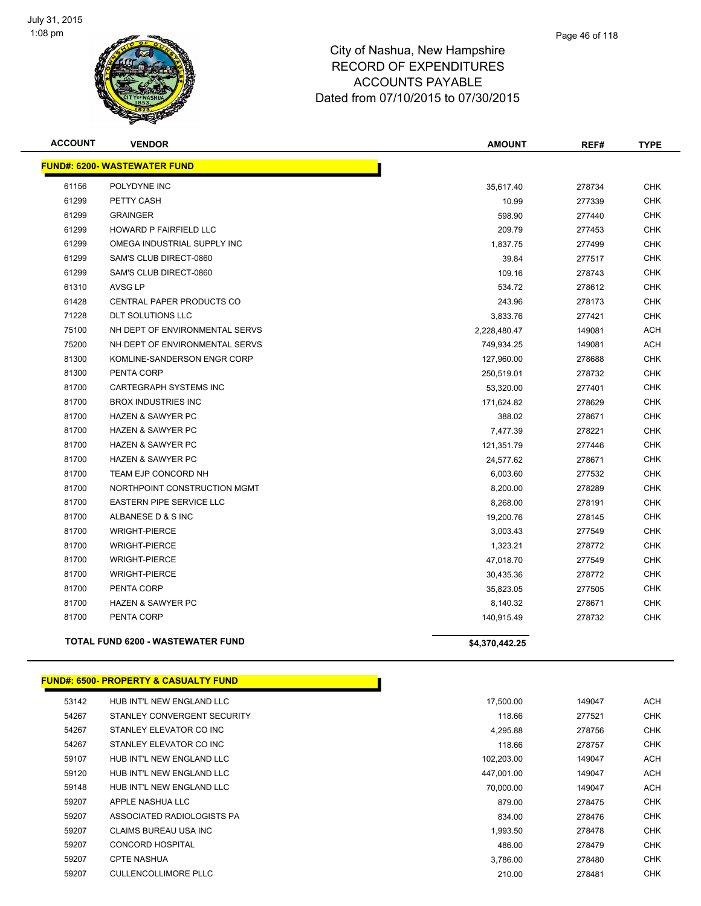# City of Nashua, New Hampshire
## RECORD OF EXPENDITURES
## ACCOUNTS PAYABLE
## Dated from 07/10/2015 to 07/30/2015

July 31, 2015
1:08 pm

| ACCOUNT | VENDOR | AMOUNT | REF# | TYPE |
|---|---|---|---|---|
| **FUND#: 6200- WASTEWATER FUND** | | | | |
| 61156 | POLYDYNE INC | 35,617.40 | 278734 | CHK |
| 61299 | PETTY CASH | 10.99 | 277339 | CHK |
| 61299 | GRAINGER | 598.90 | 277440 | CHK |
| 61299 | HOWARD P FAIRFIELD LLC | 209.79 | 277453 | CHK |
| 61299 | OMEGA INDUSTRIAL SUPPLY INC | 1,837.75 | 277499 | CHK |
| 61299 | SAM'S CLUB DIRECT-0860 | 39.84 | 277517 | CHK |
| 61299 | SAM'S CLUB DIRECT-0860 | 109.16 | 278743 | CHK |
| 61310 | AVSG LP | 534.72 | 278612 | CHK |
| 61428 | CENTRAL PAPER PRODUCTS CO | 243.96 | 278173 | CHK |
| 71228 | DLT SOLUTIONS LLC | 3,833.76 | 277421 | CHK |
| 75100 | NH DEPT OF ENVIRONMENTAL SERVS | 2,228,480.47 | 149081 | ACH |
| 75200 | NH DEPT OF ENVIRONMENTAL SERVS | 749,934.25 | 149081 | ACH |
| 81300 | KOMLINE-SANDERSON ENGR CORP | 127,960.00 | 278688 | CHK |
| 81300 | PENTA CORP | 250,519.01 | 278732 | CHK |
| 81700 | CARTEGRAPH SYSTEMS INC | 53,320.00 | 277401 | CHK |
| 81700 | BROX INDUSTRIES INC | 171,624.82 | 278629 | CHK |
| 81700 | HAZEN & SAWYER PC | 388.02 | 278671 | CHK |
| 81700 | HAZEN & SAWYER PC | 7,477.39 | 278221 | CHK |
| 81700 | HAZEN & SAWYER PC | 121,351.79 | 277446 | CHK |
| 81700 | HAZEN & SAWYER PC | 24,577.62 | 278671 | CHK |
| 81700 | TEAM EJP CONCORD NH | 6,003.60 | 277532 | CHK |
| 81700 | NORTHPOINT CONSTRUCTION MGMT | 8,200.00 | 278289 | CHK |
| 81700 | EASTERN PIPE SERVICE LLC | 8,268.00 | 278191 | CHK |
| 81700 | ALBANESE D & S INC | 19,200.76 | 278145 | CHK |
| 81700 | WRIGHT-PIERCE | 3,003.43 | 277549 | CHK |
| 81700 | WRIGHT-PIERCE | 1,323.21 | 278772 | CHK |
| 81700 | WRIGHT-PIERCE | 47,018.70 | 277549 | CHK |
| 81700 | WRIGHT-PIERCE | 30,435.36 | 278772 | CHK |
| 81700 | PENTA CORP | 35,823.05 | 277505 | CHK |
| 81700 | HAZEN & SAWYER PC | 8,140.32 | 278671 | CHK |
| 81700 | PENTA CORP | 140,915.49 | 278732 | CHK |
| **TOTAL FUND 6200 - WASTEWATER FUND** | | **$4,370,442.25** | | |

| ACCOUNT | VENDOR | AMOUNT | REF# | TYPE |
|---|---|---|---|---|
| **FUND#: 6500- PROPERTY & CASUALTY FUND** | | | | |
| 53142 | HUB INT'L NEW ENGLAND LLC | 17,500.00 | 149047 | ACH |
| 54267 | STANLEY CONVERGENT SECURITY | 118.66 | 277521 | CHK |
| 54267 | STANLEY ELEVATOR CO INC | 4,295.88 | 278756 | CHK |
| 54267 | STANLEY ELEVATOR CO INC | 118.66 | 278757 | CHK |
| 59107 | HUB INT'L NEW ENGLAND LLC | 102,203.00 | 149047 | ACH |
| 59120 | HUB INT'L NEW ENGLAND LLC | 447,001.00 | 149047 | ACH |
| 59148 | HUB INT'L NEW ENGLAND LLC | 70,000.00 | 149047 | ACH |
| 59207 | APPLE NASHUA LLC | 879.00 | 278475 | CHK |
| 59207 | ASSOCIATED RADIOLOGISTS PA | 834.00 | 278476 | CHK |
| 59207 | CLAIMS BUREAU USA INC | 1,993.50 | 278478 | CHK |
| 59207 | CONCORD HOSPITAL | 486.00 | 278479 | CHK |
| 59207 | CPTE NASHUA | 3,786.00 | 278480 | CHK |
| 59207 | CULLENCOLLIMORE PLLC | 210.00 | 278481 | CHK |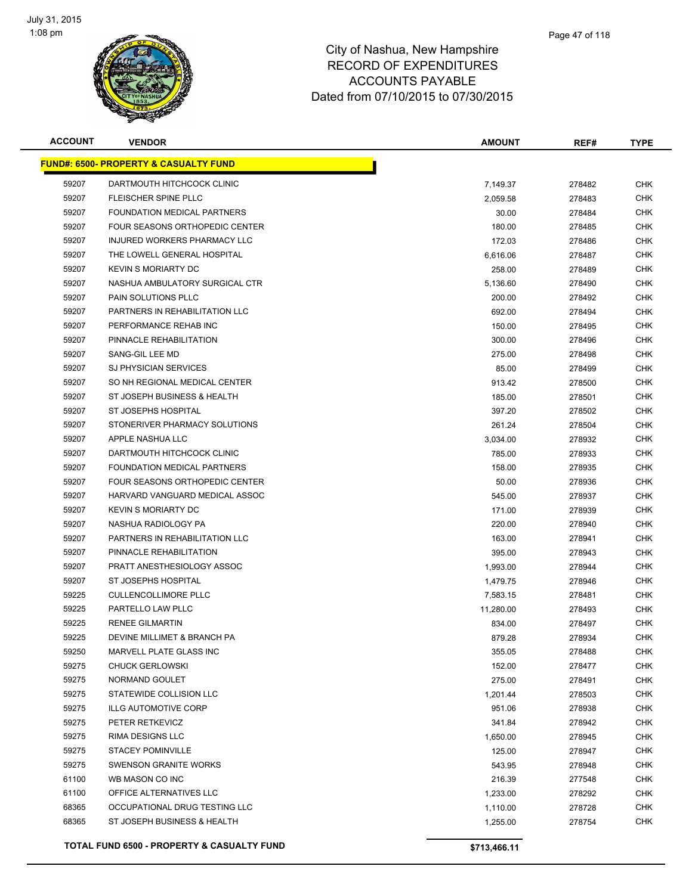# City of Nashua, New Hampshire
# RECORD OF EXPENDITURES
# ACCOUNTS PAYABLE
# Dated from 07/10/2015 to 07/30/2015

| ACCOUNT | VENDOR | AMOUNT | REF# | TYPE |
|---|---|---|---|---|
| **FUND#: 6500- PROPERTY & CASUALTY FUND** | | | | |
| 59207 | DARTMOUTH HITCHCOCK CLINIC | 7,149.37 | 278482 | CHK |
| 59207 | FLEISCHER SPINE PLLC | 2,059.58 | 278483 | CHK |
| 59207 | FOUNDATION MEDICAL PARTNERS | 30.00 | 278484 | CHK |
| 59207 | FOUR SEASONS ORTHOPEDIC CENTER | 180.00 | 278485 | CHK |
| 59207 | INJURED WORKERS PHARMACY LLC | 172.03 | 278486 | CHK |
| 59207 | THE LOWELL GENERAL HOSPITAL | 6,616.06 | 278487 | CHK |
| 59207 | KEVIN S MORIARTY DC | 258.00 | 278489 | CHK |
| 59207 | NASHUA AMBULATORY SURGICAL CTR | 5,136.60 | 278490 | CHK |
| 59207 | PAIN SOLUTIONS PLLC | 200.00 | 278492 | CHK |
| 59207 | PARTNERS IN REHABILITATION LLC | 692.00 | 278494 | CHK |
| 59207 | PERFORMANCE REHAB INC | 150.00 | 278495 | CHK |
| 59207 | PINNACLE REHABILITATION | 300.00 | 278496 | CHK |
| 59207 | SANG-GIL LEE MD | 275.00 | 278498 | CHK |
| 59207 | SJ PHYSICIAN SERVICES | 85.00 | 278499 | CHK |
| 59207 | SO NH REGIONAL MEDICAL CENTER | 913.42 | 278500 | CHK |
| 59207 | ST JOSEPH BUSINESS & HEALTH | 185.00 | 278501 | CHK |
| 59207 | ST JOSEPHS HOSPITAL | 397.20 | 278502 | CHK |
| 59207 | STONERIVER PHARMACY SOLUTIONS | 261.24 | 278504 | CHK |
| 59207 | APPLE NASHUA LLC | 3,034.00 | 278932 | CHK |
| 59207 | DARTMOUTH HITCHCOCK CLINIC | 785.00 | 278933 | CHK |
| 59207 | FOUNDATION MEDICAL PARTNERS | 158.00 | 278935 | CHK |
| 59207 | FOUR SEASONS ORTHOPEDIC CENTER | 50.00 | 278936 | CHK |
| 59207 | HARVARD VANGUARD MEDICAL ASSOC | 545.00 | 278937 | CHK |
| 59207 | KEVIN S MORIARTY DC | 171.00 | 278939 | CHK |
| 59207 | NASHUA RADIOLOGY PA | 220.00 | 278940 | CHK |
| 59207 | PARTNERS IN REHABILITATION LLC | 163.00 | 278941 | CHK |
| 59207 | PINNACLE REHABILITATION | 395.00 | 278943 | CHK |
| 59207 | PRATT ANESTHESIOLOGY ASSOC | 1,993.00 | 278944 | CHK |
| 59207 | ST JOSEPHS HOSPITAL | 1,479.75 | 278946 | CHK |
| 59225 | CULLENCOLLIMORE PLLC | 7,583.15 | 278481 | CHK |
| 59225 | PARTELLO LAW PLLC | 11,280.00 | 278493 | CHK |
| 59225 | RENEE GILMARTIN | 834.00 | 278497 | CHK |
| 59225 | DEVINE MILLIMET & BRANCH PA | 879.28 | 278934 | CHK |
| 59250 | MARVELL PLATE GLASS INC | 355.05 | 278488 | CHK |
| 59275 | CHUCK GERLOWSKI | 152.00 | 278477 | CHK |
| 59275 | NORMAND GOULET | 275.00 | 278491 | CHK |
| 59275 | STATEWIDE COLLISION LLC | 1,201.44 | 278503 | CHK |
| 59275 | ILLG AUTOMOTIVE CORP | 951.06 | 278938 | CHK |
| 59275 | PETER RETKEVICZ | 341.84 | 278942 | CHK |
| 59275 | RIMA DESIGNS LLC | 1,650.00 | 278945 | CHK |
| 59275 | STACEY POMINVILLE | 125.00 | 278947 | CHK |
| 59275 | SWENSON GRANITE WORKS | 543.95 | 278948 | CHK |
| 61100 | WB MASON CO INC | 216.39 | 277548 | CHK |
| 61100 | OFFICE ALTERNATIVES LLC | 1,233.00 | 278292 | CHK |
| 68365 | OCCUPATIONAL DRUG TESTING LLC | 1,110.00 | 278728 | CHK |
| 68365 | ST JOSEPH BUSINESS & HEALTH | 1,255.00 | 278754 | CHK |
| **TOTAL FUND 6500 - PROPERTY & CASUALTY FUND** | | **$713,466.11** | | |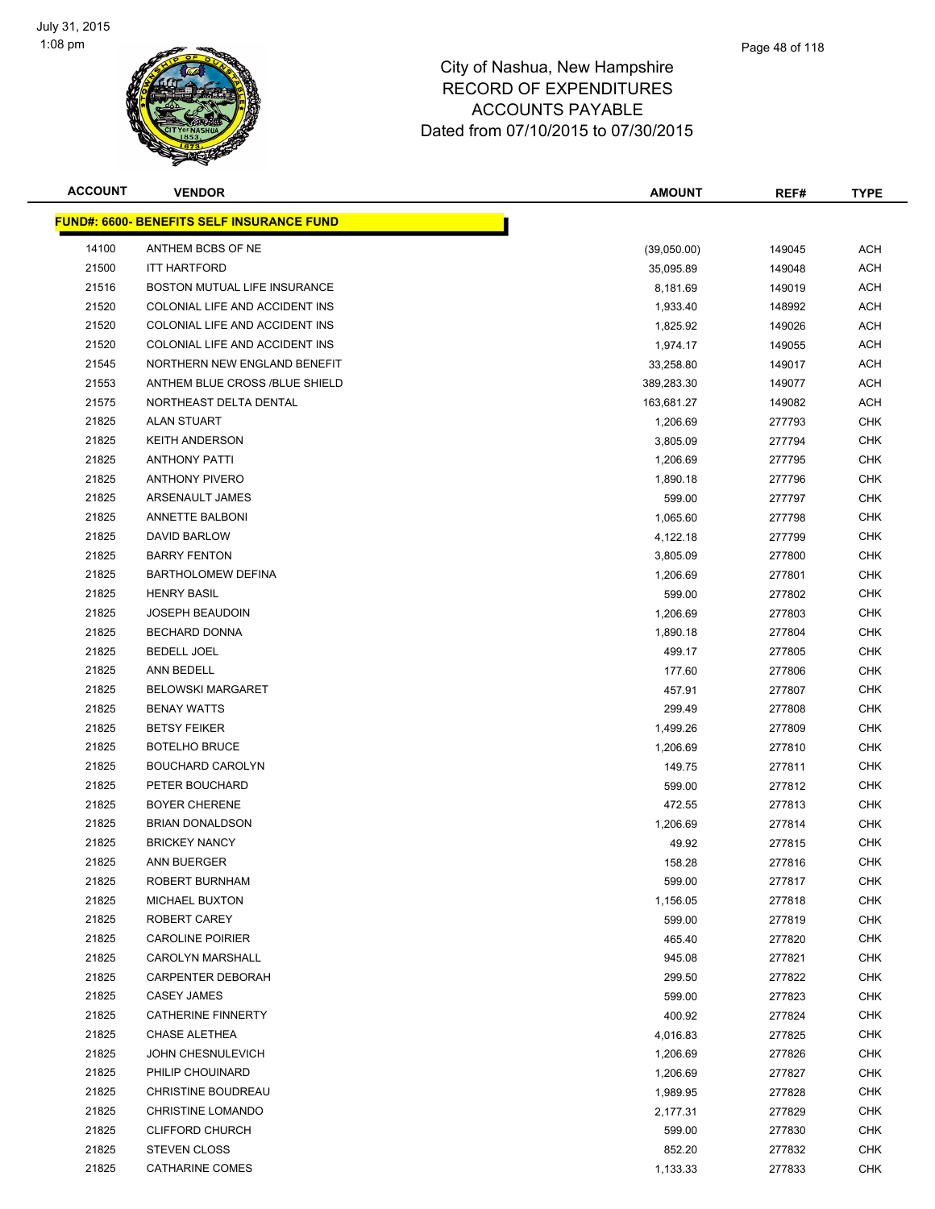# City of Nashua, New Hampshire
## RECORD OF EXPENDITURES
## ACCOUNTS PAYABLE
## Dated from 07/10/2015 to 07/30/2015

| ACCOUNT | VENDOR | AMOUNT | REF# | TYPE |
|---|---|---|---|---|
| **FUND#: 6600- BENEFITS SELF INSURANCE FUND** | | | | |
| 14100 | ANTHEM BCBS OF NE | (39,050.00) | 149045 | ACH |
| 21500 | ITT HARTFORD | 35,095.89 | 149048 | ACH |
| 21516 | BOSTON MUTUAL LIFE INSURANCE | 8,181.69 | 149019 | ACH |
| 21520 | COLONIAL LIFE AND ACCIDENT INS | 1,933.40 | 148992 | ACH |
| 21520 | COLONIAL LIFE AND ACCIDENT INS | 1,825.92 | 149026 | ACH |
| 21520 | COLONIAL LIFE AND ACCIDENT INS | 1,974.17 | 149055 | ACH |
| 21545 | NORTHERN NEW ENGLAND BENEFIT | 33,258.80 | 149017 | ACH |
| 21553 | ANTHEM BLUE CROSS /BLUE SHIELD | 389,283.30 | 149077 | ACH |
| 21575 | NORTHEAST DELTA DENTAL | 163,681.27 | 149082 | ACH |
| 21825 | ALAN STUART | 1,206.69 | 277793 | CHK |
| 21825 | KEITH ANDERSON | 3,805.09 | 277794 | CHK |
| 21825 | ANTHONY PATTI | 1,206.69 | 277795 | CHK |
| 21825 | ANTHONY PIVERO | 1,890.18 | 277796 | CHK |
| 21825 | ARSENAULT JAMES | 599.00 | 277797 | CHK |
| 21825 | ANNETTE BALBONI | 1,065.60 | 277798 | CHK |
| 21825 | DAVID BARLOW | 4,122.18 | 277799 | CHK |
| 21825 | BARRY FENTON | 3,805.09 | 277800 | CHK |
| 21825 | BARTHOLOMEW DEFINA | 1,206.69 | 277801 | CHK |
| 21825 | HENRY BASIL | 599.00 | 277802 | CHK |
| 21825 | JOSEPH BEAUDOIN | 1,206.69 | 277803 | CHK |
| 21825 | BECHARD DONNA | 1,890.18 | 277804 | CHK |
| 21825 | BEDELL JOEL | 499.17 | 277805 | CHK |
| 21825 | ANN BEDELL | 177.60 | 277806 | CHK |
| 21825 | BELOWSKI MARGARET | 457.91 | 277807 | CHK |
| 21825 | BENAY WATTS | 299.49 | 277808 | CHK |
| 21825 | BETSY FEIKER | 1,499.26 | 277809 | CHK |
| 21825 | BOTELHO BRUCE | 1,206.69 | 277810 | CHK |
| 21825 | BOUCHARD CAROLYN | 149.75 | 277811 | CHK |
| 21825 | PETER BOUCHARD | 599.00 | 277812 | CHK |
| 21825 | BOYER CHERENE | 472.55 | 277813 | CHK |
| 21825 | BRIAN DONALDSON | 1,206.69 | 277814 | CHK |
| 21825 | BRICKEY NANCY | 49.92 | 277815 | CHK |
| 21825 | ANN BUERGER | 158.28 | 277816 | CHK |
| 21825 | ROBERT BURNHAM | 599.00 | 277817 | CHK |
| 21825 | MICHAEL BUXTON | 1,156.05 | 277818 | CHK |
| 21825 | ROBERT CAREY | 599.00 | 277819 | CHK |
| 21825 | CAROLINE POIRIER | 465.40 | 277820 | CHK |
| 21825 | CAROLYN MARSHALL | 945.08 | 277821 | CHK |
| 21825 | CARPENTER DEBORAH | 299.50 | 277822 | CHK |
| 21825 | CASEY JAMES | 599.00 | 277823 | CHK |
| 21825 | CATHERINE FINNERTY | 400.92 | 277824 | CHK |
| 21825 | CHASE ALETHEA | 4,016.83 | 277825 | CHK |
| 21825 | JOHN CHESNULEVICH | 1,206.69 | 277826 | CHK |
| 21825 | PHILIP CHOUINARD | 1,206.69 | 277827 | CHK |
| 21825 | CHRISTINE BOUDREAU | 1,989.95 | 277828 | CHK |
| 21825 | CHRISTINE LOMANDO | 2,177.31 | 277829 | CHK |
| 21825 | CLIFFORD CHURCH | 599.00 | 277830 | CHK |
| 21825 | STEVEN CLOSS | 852.20 | 277832 | CHK |
| 21825 | CATHARINE COMES | 1,133.33 | 277833 | CHK |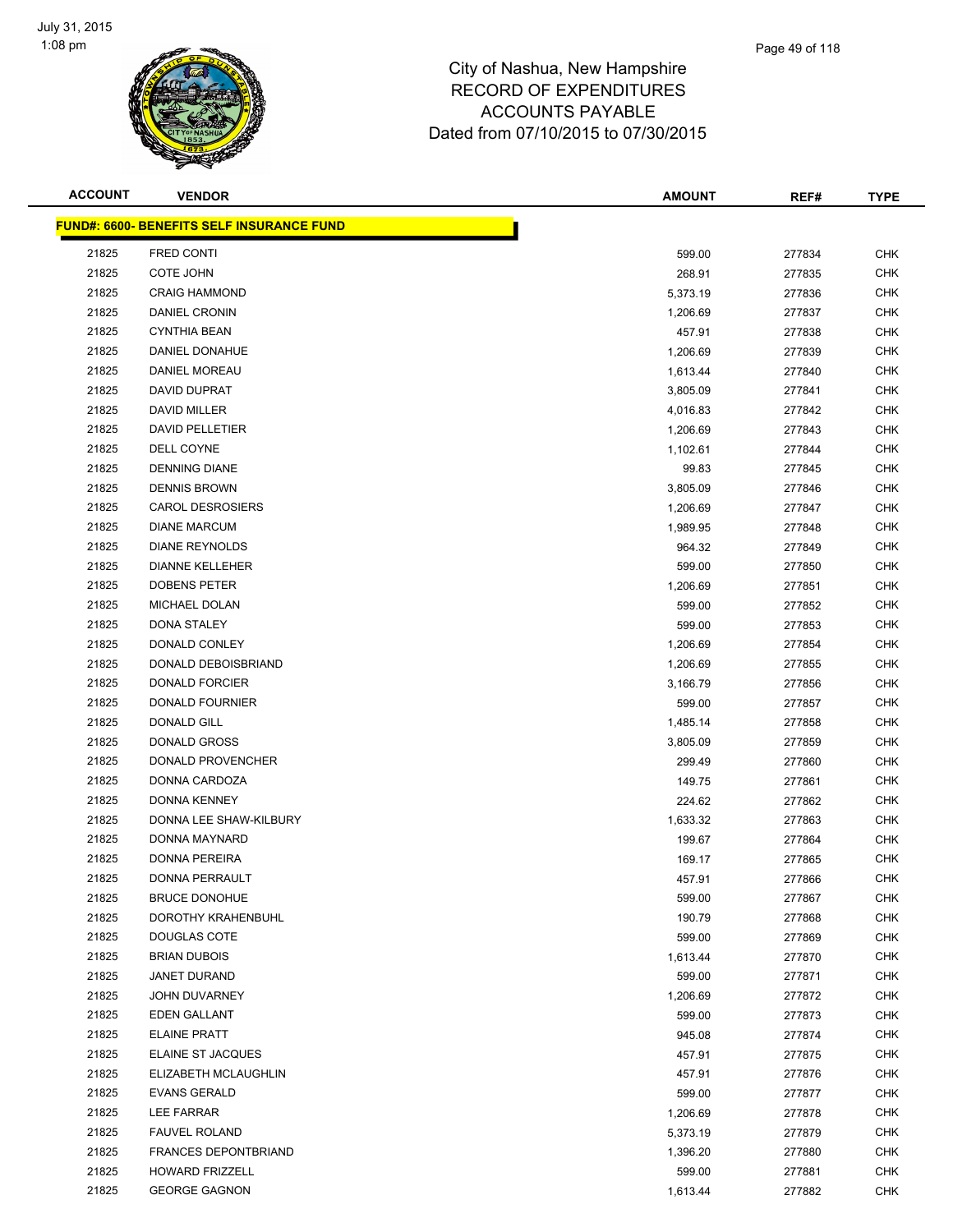City of Nashua, New Hampshire
RECORD OF EXPENDITURES
ACCOUNTS PAYABLE
Dated from 07/10/2015 to 07/30/2015

| ACCOUNT | VENDOR | AMOUNT | REF# | TYPE |
|---|---|---|---|---|
| **FUND#: 6600- BENEFITS SELF INSURANCE FUND** | | | | |
| 21825 | FRED CONTI | 599.00 | 277834 | CHK |
| 21825 | COTE JOHN | 268.91 | 277835 | CHK |
| 21825 | CRAIG HAMMOND | 5,373.19 | 277836 | CHK |
| 21825 | DANIEL CRONIN | 1,206.69 | 277837 | CHK |
| 21825 | CYNTHIA BEAN | 457.91 | 277838 | CHK |
| 21825 | DANIEL DONAHUE | 1,206.69 | 277839 | CHK |
| 21825 | DANIEL MOREAU | 1,613.44 | 277840 | CHK |
| 21825 | DAVID DUPRAT | 3,805.09 | 277841 | CHK |
| 21825 | DAVID MILLER | 4,016.83 | 277842 | CHK |
| 21825 | DAVID PELLETIER | 1,206.69 | 277843 | CHK |
| 21825 | DELL COYNE | 1,102.61 | 277844 | CHK |
| 21825 | DENNING DIANE | 99.83 | 277845 | CHK |
| 21825 | DENNIS BROWN | 3,805.09 | 277846 | CHK |
| 21825 | CAROL DESROSIERS | 1,206.69 | 277847 | CHK |
| 21825 | DIANE MARCUM | 1,989.95 | 277848 | CHK |
| 21825 | DIANE REYNOLDS | 964.32 | 277849 | CHK |
| 21825 | DIANNE KELLEHER | 599.00 | 277850 | CHK |
| 21825 | DOBENS PETER | 1,206.69 | 277851 | CHK |
| 21825 | MICHAEL DOLAN | 599.00 | 277852 | CHK |
| 21825 | DONA STALEY | 599.00 | 277853 | CHK |
| 21825 | DONALD CONLEY | 1,206.69 | 277854 | CHK |
| 21825 | DONALD DEBOISBRIAND | 1,206.69 | 277855 | CHK |
| 21825 | DONALD FORCIER | 3,166.79 | 277856 | CHK |
| 21825 | DONALD FOURNIER | 599.00 | 277857 | CHK |
| 21825 | DONALD GILL | 1,485.14 | 277858 | CHK |
| 21825 | DONALD GROSS | 3,805.09 | 277859 | CHK |
| 21825 | DONALD PROVENCHER | 299.49 | 277860 | CHK |
| 21825 | DONNA CARDOZA | 149.75 | 277861 | CHK |
| 21825 | DONNA KENNEY | 224.62 | 277862 | CHK |
| 21825 | DONNA LEE SHAW-KILBURY | 1,633.32 | 277863 | CHK |
| 21825 | DONNA MAYNARD | 199.67 | 277864 | CHK |
| 21825 | DONNA PEREIRA | 169.17 | 277865 | CHK |
| 21825 | DONNA PERRAULT | 457.91 | 277866 | CHK |
| 21825 | BRUCE DONOHUE | 599.00 | 277867 | CHK |
| 21825 | DOROTHY KRAHENBUHL | 190.79 | 277868 | CHK |
| 21825 | DOUGLAS COTE | 599.00 | 277869 | CHK |
| 21825 | BRIAN DUBOIS | 1,613.44 | 277870 | CHK |
| 21825 | JANET DURAND | 599.00 | 277871 | CHK |
| 21825 | JOHN DUVARNEY | 1,206.69 | 277872 | CHK |
| 21825 | EDEN GALLANT | 599.00 | 277873 | CHK |
| 21825 | ELAINE PRATT | 945.08 | 277874 | CHK |
| 21825 | ELAINE ST JACQUES | 457.91 | 277875 | CHK |
| 21825 | ELIZABETH MCLAUGHLIN | 457.91 | 277876 | CHK |
| 21825 | EVANS GERALD | 599.00 | 277877 | CHK |
| 21825 | LEE FARRAR | 1,206.69 | 277878 | CHK |
| 21825 | FAUVEL ROLAND | 5,373.19 | 277879 | CHK |
| 21825 | FRANCES DEPONTBRIAND | 1,396.20 | 277880 | CHK |
| 21825 | HOWARD FRIZZELL | 599.00 | 277881 | CHK |
| 21825 | GEORGE GAGNON | 1,613.44 | 277882 | CHK |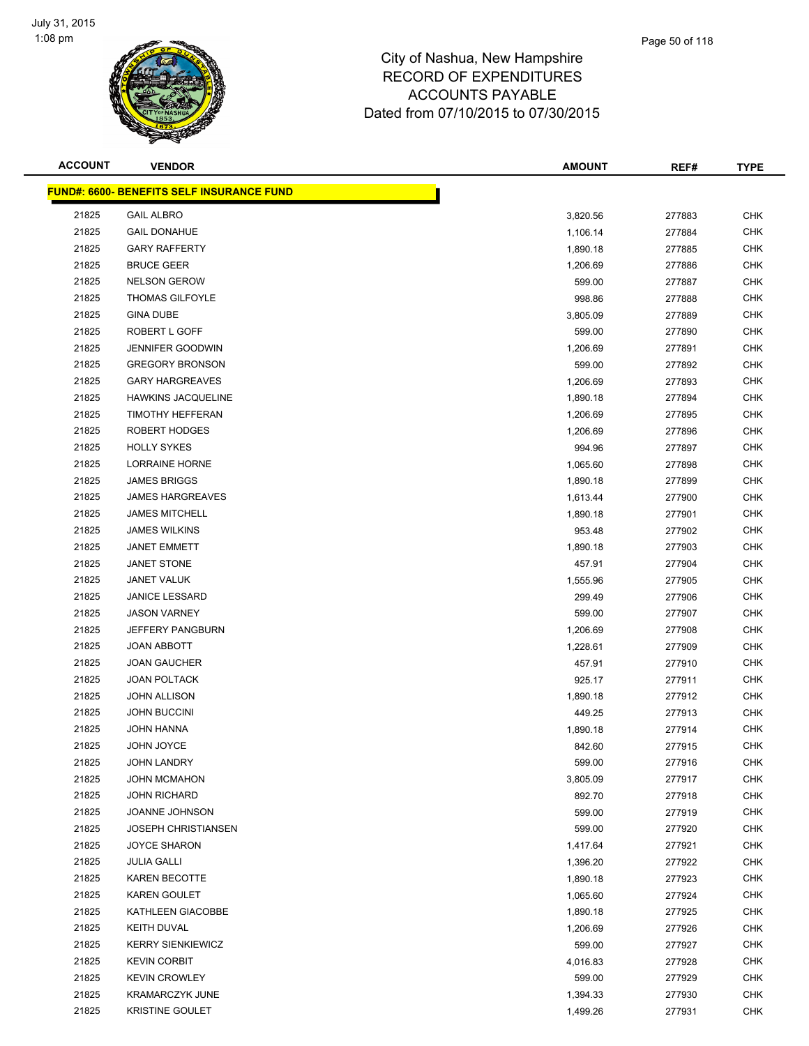# City of Nashua, New Hampshire
## RECORD OF EXPENDITURES
## ACCOUNTS PAYABLE
## Dated from 07/10/2015 to 07/30/2015

| ACCOUNT | VENDOR | AMOUNT | REF# | TYPE |
|---|---|---|---|---|
| **FUND#: 6600- BENEFITS SELF INSURANCE FUND** | | | | |
| 21825 | GAIL ALBRO | 3,820.56 | 277883 | CHK |
| 21825 | GAIL DONAHUE | 1,106.14 | 277884 | CHK |
| 21825 | GARY RAFFERTY | 1,890.18 | 277885 | CHK |
| 21825 | BRUCE GEER | 1,206.69 | 277886 | CHK |
| 21825 | NELSON GEROW | 599.00 | 277887 | CHK |
| 21825 | THOMAS GILFOYLE | 998.86 | 277888 | CHK |
| 21825 | GINA DUBE | 3,805.09 | 277889 | CHK |
| 21825 | ROBERT L GOFF | 599.00 | 277890 | CHK |
| 21825 | JENNIFER GOODWIN | 1,206.69 | 277891 | CHK |
| 21825 | GREGORY BRONSON | 599.00 | 277892 | CHK |
| 21825 | GARY HARGREAVES | 1,206.69 | 277893 | CHK |
| 21825 | HAWKINS JACQUELINE | 1,890.18 | 277894 | CHK |
| 21825 | TIMOTHY HEFFERAN | 1,206.69 | 277895 | CHK |
| 21825 | ROBERT HODGES | 1,206.69 | 277896 | CHK |
| 21825 | HOLLY SYKES | 994.96 | 277897 | CHK |
| 21825 | LORRAINE HORNE | 1,065.60 | 277898 | CHK |
| 21825 | JAMES BRIGGS | 1,890.18 | 277899 | CHK |
| 21825 | JAMES HARGREAVES | 1,613.44 | 277900 | CHK |
| 21825 | JAMES MITCHELL | 1,890.18 | 277901 | CHK |
| 21825 | JAMES WILKINS | 953.48 | 277902 | CHK |
| 21825 | JANET EMMETT | 1,890.18 | 277903 | CHK |
| 21825 | JANET STONE | 457.91 | 277904 | CHK |
| 21825 | JANET VALUK | 1,555.96 | 277905 | CHK |
| 21825 | JANICE LESSARD | 299.49 | 277906 | CHK |
| 21825 | JASON VARNEY | 599.00 | 277907 | CHK |
| 21825 | JEFFERY PANGBURN | 1,206.69 | 277908 | CHK |
| 21825 | JOAN ABBOTT | 1,228.61 | 277909 | CHK |
| 21825 | JOAN GAUCHER | 457.91 | 277910 | CHK |
| 21825 | JOAN POLTACK | 925.17 | 277911 | CHK |
| 21825 | JOHN ALLISON | 1,890.18 | 277912 | CHK |
| 21825 | JOHN BUCCINI | 449.25 | 277913 | CHK |
| 21825 | JOHN HANNA | 1,890.18 | 277914 | CHK |
| 21825 | JOHN JOYCE | 842.60 | 277915 | CHK |
| 21825 | JOHN LANDRY | 599.00 | 277916 | CHK |
| 21825 | JOHN MCMAHON | 3,805.09 | 277917 | CHK |
| 21825 | JOHN RICHARD | 892.70 | 277918 | CHK |
| 21825 | JOANNE JOHNSON | 599.00 | 277919 | CHK |
| 21825 | JOSEPH CHRISTIANSEN | 599.00 | 277920 | CHK |
| 21825 | JOYCE SHARON | 1,417.64 | 277921 | CHK |
| 21825 | JULIA GALLI | 1,396.20 | 277922 | CHK |
| 21825 | KAREN BECOTTE | 1,890.18 | 277923 | CHK |
| 21825 | KAREN GOULET | 1,065.60 | 277924 | CHK |
| 21825 | KATHLEEN GIACOBBE | 1,890.18 | 277925 | CHK |
| 21825 | KEITH DUVAL | 1,206.69 | 277926 | CHK |
| 21825 | KERRY SIENKIEWICZ | 599.00 | 277927 | CHK |
| 21825 | KEVIN CORBIT | 4,016.83 | 277928 | CHK |
| 21825 | KEVIN CROWLEY | 599.00 | 277929 | CHK |
| 21825 | KRAMARCZYK JUNE | 1,394.33 | 277930 | CHK |
| 21825 | KRISTINE GOULET | 1,499.26 | 277931 | CHK |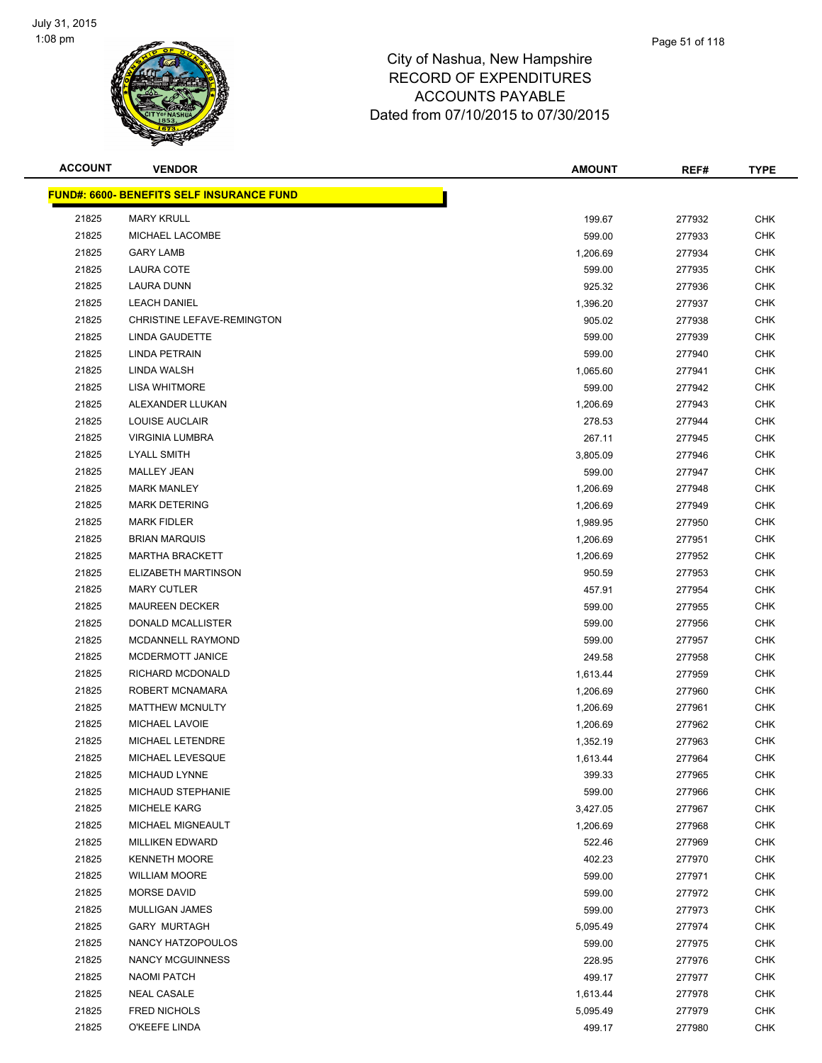# City of Nashua, New Hampshire
## RECORD OF EXPENDITURES
## ACCOUNTS PAYABLE
## Dated from 07/10/2015 to 07/30/2015

| ACCOUNT | VENDOR | AMOUNT | REF# | TYPE |
|---|---|---|---|---|
| **FUND#: 6600- BENEFITS SELF INSURANCE FUND** | | | | |
| 21825 | MARY KRULL | 199.67 | 277932 | CHK |
| 21825 | MICHAEL LACOMBE | 599.00 | 277933 | CHK |
| 21825 | GARY LAMB | 1,206.69 | 277934 | CHK |
| 21825 | LAURA COTE | 599.00 | 277935 | CHK |
| 21825 | LAURA DUNN | 925.32 | 277936 | CHK |
| 21825 | LEACH DANIEL | 1,396.20 | 277937 | CHK |
| 21825 | CHRISTINE LEFAVE-REMINGTON | 905.02 | 277938 | CHK |
| 21825 | LINDA GAUDETTE | 599.00 | 277939 | CHK |
| 21825 | LINDA PETRAIN | 599.00 | 277940 | CHK |
| 21825 | LINDA WALSH | 1,065.60 | 277941 | CHK |
| 21825 | LISA WHITMORE | 599.00 | 277942 | CHK |
| 21825 | ALEXANDER LLUKAN | 1,206.69 | 277943 | CHK |
| 21825 | LOUISE AUCLAIR | 278.53 | 277944 | CHK |
| 21825 | VIRGINIA LUMBRA | 267.11 | 277945 | CHK |
| 21825 | LYALL SMITH | 3,805.09 | 277946 | CHK |
| 21825 | MALLEY JEAN | 599.00 | 277947 | CHK |
| 21825 | MARK MANLEY | 1,206.69 | 277948 | CHK |
| 21825 | MARK DETERING | 1,206.69 | 277949 | CHK |
| 21825 | MARK FIDLER | 1,989.95 | 277950 | CHK |
| 21825 | BRIAN MARQUIS | 1,206.69 | 277951 | CHK |
| 21825 | MARTHA BRACKETT | 1,206.69 | 277952 | CHK |
| 21825 | ELIZABETH MARTINSON | 950.59 | 277953 | CHK |
| 21825 | MARY CUTLER | 457.91 | 277954 | CHK |
| 21825 | MAUREEN DECKER | 599.00 | 277955 | CHK |
| 21825 | DONALD MCALLISTER | 599.00 | 277956 | CHK |
| 21825 | MCDANNELL RAYMOND | 599.00 | 277957 | CHK |
| 21825 | MCDERMOTT JANICE | 249.58 | 277958 | CHK |
| 21825 | RICHARD MCDONALD | 1,613.44 | 277959 | CHK |
| 21825 | ROBERT MCNAMARA | 1,206.69 | 277960 | CHK |
| 21825 | MATTHEW MCNULTY | 1,206.69 | 277961 | CHK |
| 21825 | MICHAEL LAVOIE | 1,206.69 | 277962 | CHK |
| 21825 | MICHAEL LETENDRE | 1,352.19 | 277963 | CHK |
| 21825 | MICHAEL LEVESQUE | 1,613.44 | 277964 | CHK |
| 21825 | MICHAUD LYNNE | 399.33 | 277965 | CHK |
| 21825 | MICHAUD STEPHANIE | 599.00 | 277966 | CHK |
| 21825 | MICHELE KARG | 3,427.05 | 277967 | CHK |
| 21825 | MICHAEL MIGNEAULT | 1,206.69 | 277968 | CHK |
| 21825 | MILLIKEN EDWARD | 522.46 | 277969 | CHK |
| 21825 | KENNETH MOORE | 402.23 | 277970 | CHK |
| 21825 | WILLIAM MOORE | 599.00 | 277971 | CHK |
| 21825 | MORSE DAVID | 599.00 | 277972 | CHK |
| 21825 | MULLIGAN JAMES | 599.00 | 277973 | CHK |
| 21825 | GARY MURTAGH | 5,095.49 | 277974 | CHK |
| 21825 | NANCY HATZOPOULOS | 599.00 | 277975 | CHK |
| 21825 | NANCY MCGUINNESS | 228.95 | 277976 | CHK |
| 21825 | NAOMI PATCH | 499.17 | 277977 | CHK |
| 21825 | NEAL CASALE | 1,613.44 | 277978 | CHK |
| 21825 | FRED NICHOLS | 5,095.49 | 277979 | CHK |
| 21825 | O'KEEFE LINDA | 499.17 | 277980 | CHK |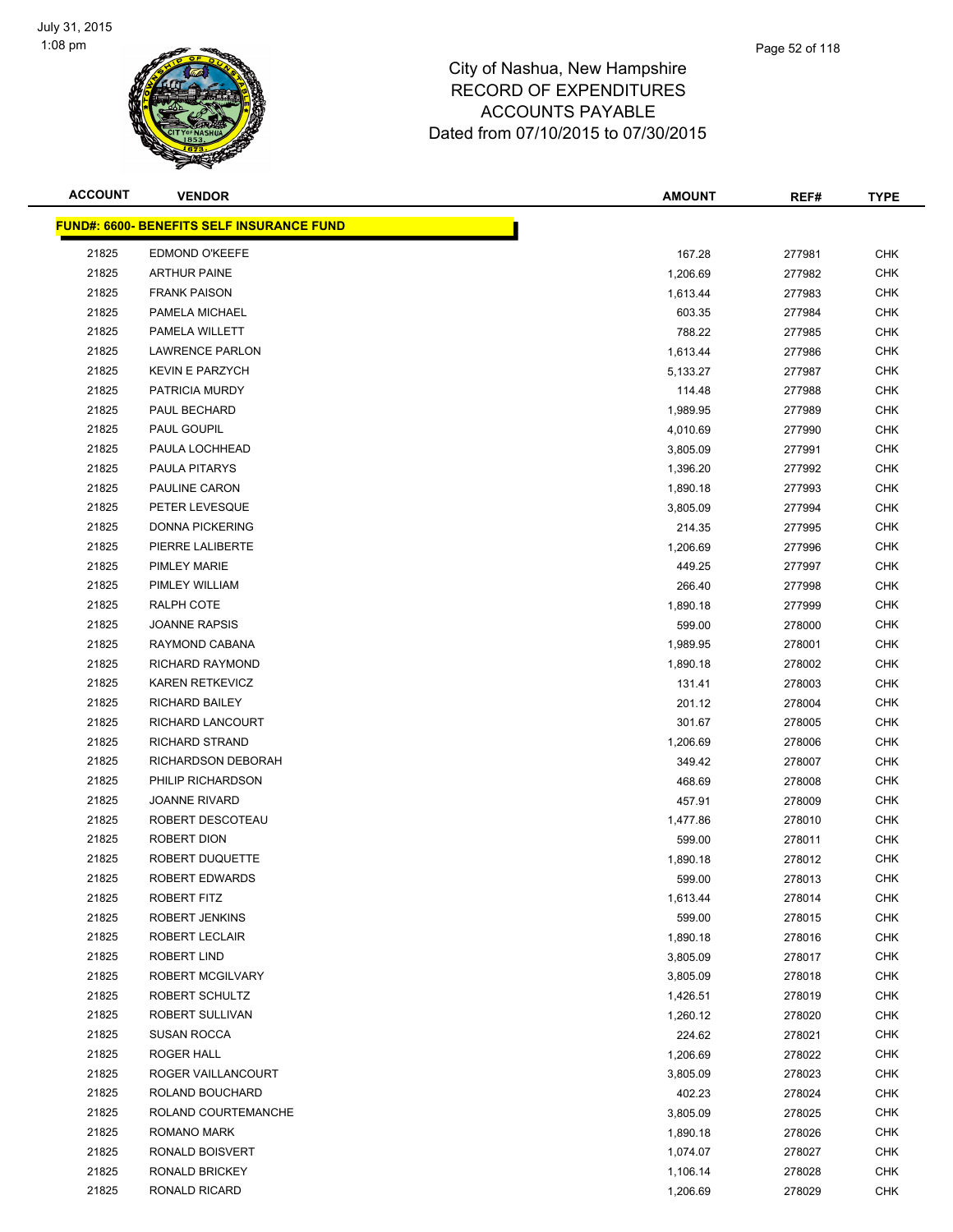# City of Nashua, New Hampshire
## RECORD OF EXPENDITURES
## ACCOUNTS PAYABLE
## Dated from 07/10/2015 to 07/30/2015

| ACCOUNT | VENDOR | AMOUNT | REF# | TYPE |
|---|---|---|---|---|
| **FUND#: 6600- BENEFITS SELF INSURANCE FUND** | | | | |
| 21825 | EDMOND O'KEEFE | 167.28 | 277981 | CHK |
| 21825 | ARTHUR PAINE | 1,206.69 | 277982 | CHK |
| 21825 | FRANK PAISON | 1,613.44 | 277983 | CHK |
| 21825 | PAMELA MICHAEL | 603.35 | 277984 | CHK |
| 21825 | PAMELA WILLETT | 788.22 | 277985 | CHK |
| 21825 | LAWRENCE PARLON | 1,613.44 | 277986 | CHK |
| 21825 | KEVIN E PARZYCH | 5,133.27 | 277987 | CHK |
| 21825 | PATRICIA MURDY | 114.48 | 277988 | CHK |
| 21825 | PAUL BECHARD | 1,989.95 | 277989 | CHK |
| 21825 | PAUL GOUPIL | 4,010.69 | 277990 | CHK |
| 21825 | PAULA LOCHHEAD | 3,805.09 | 277991 | CHK |
| 21825 | PAULA PITARYS | 1,396.20 | 277992 | CHK |
| 21825 | PAULINE CARON | 1,890.18 | 277993 | CHK |
| 21825 | PETER LEVESQUE | 3,805.09 | 277994 | CHK |
| 21825 | DONNA PICKERING | 214.35 | 277995 | CHK |
| 21825 | PIERRE LALIBERTE | 1,206.69 | 277996 | CHK |
| 21825 | PIMLEY MARIE | 449.25 | 277997 | CHK |
| 21825 | PIMLEY WILLIAM | 266.40 | 277998 | CHK |
| 21825 | RALPH COTE | 1,890.18 | 277999 | CHK |
| 21825 | JOANNE RAPSIS | 599.00 | 278000 | CHK |
| 21825 | RAYMOND CABANA | 1,989.95 | 278001 | CHK |
| 21825 | RICHARD RAYMOND | 1,890.18 | 278002 | CHK |
| 21825 | KAREN RETKEVICZ | 131.41 | 278003 | CHK |
| 21825 | RICHARD BAILEY | 201.12 | 278004 | CHK |
| 21825 | RICHARD LANCOURT | 301.67 | 278005 | CHK |
| 21825 | RICHARD STRAND | 1,206.69 | 278006 | CHK |
| 21825 | RICHARDSON DEBORAH | 349.42 | 278007 | CHK |
| 21825 | PHILIP RICHARDSON | 468.69 | 278008 | CHK |
| 21825 | JOANNE RIVARD | 457.91 | 278009 | CHK |
| 21825 | ROBERT DESCOTEAU | 1,477.86 | 278010 | CHK |
| 21825 | ROBERT DION | 599.00 | 278011 | CHK |
| 21825 | ROBERT DUQUETTE | 1,890.18 | 278012 | CHK |
| 21825 | ROBERT EDWARDS | 599.00 | 278013 | CHK |
| 21825 | ROBERT FITZ | 1,613.44 | 278014 | CHK |
| 21825 | ROBERT JENKINS | 599.00 | 278015 | CHK |
| 21825 | ROBERT LECLAIR | 1,890.18 | 278016 | CHK |
| 21825 | ROBERT LIND | 3,805.09 | 278017 | CHK |
| 21825 | ROBERT MCGILVARY | 3,805.09 | 278018 | CHK |
| 21825 | ROBERT SCHULTZ | 1,426.51 | 278019 | CHK |
| 21825 | ROBERT SULLIVAN | 1,260.12 | 278020 | CHK |
| 21825 | SUSAN ROCCA | 224.62 | 278021 | CHK |
| 21825 | ROGER HALL | 1,206.69 | 278022 | CHK |
| 21825 | ROGER VAILLANCOURT | 3,805.09 | 278023 | CHK |
| 21825 | ROLAND BOUCHARD | 402.23 | 278024 | CHK |
| 21825 | ROLAND COURTEMANCHE | 3,805.09 | 278025 | CHK |
| 21825 | ROMANO MARK | 1,890.18 | 278026 | CHK |
| 21825 | RONALD BOISVERT | 1,074.07 | 278027 | CHK |
| 21825 | RONALD BRICKEY | 1,106.14 | 278028 | CHK |
| 21825 | RONALD RICARD | 1,206.69 | 278029 | CHK |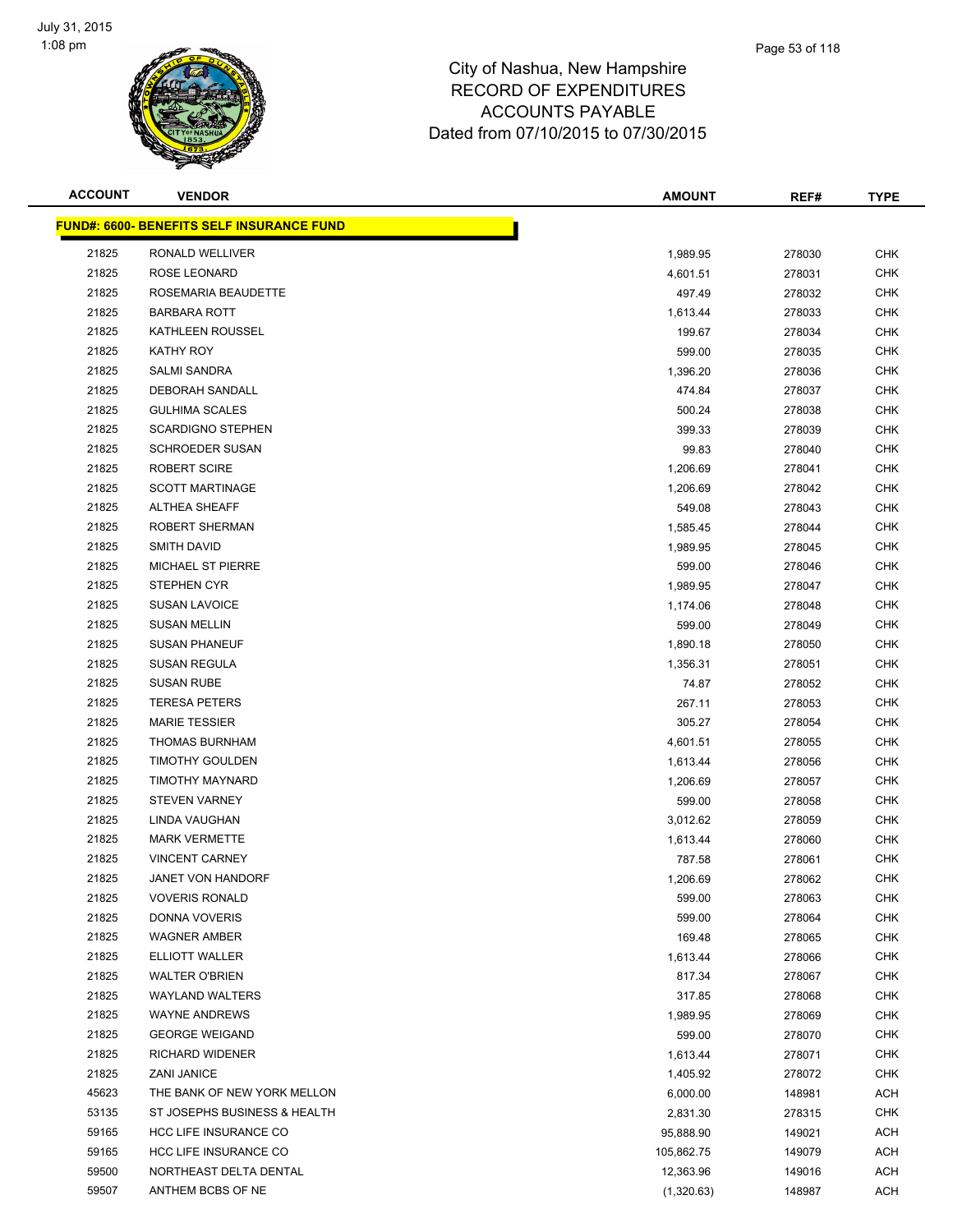# City of Nashua, New Hampshire
## RECORD OF EXPENDITURES
## ACCOUNTS PAYABLE
## Dated from 07/10/2015 to 07/30/2015

July 31, 2015
1:08 pm

| ACCOUNT | VENDOR | AMOUNT | REF# | TYPE |
|---|---|---|---|---|
| **FUND#: 6600- BENEFITS SELF INSURANCE FUND** | | | | |
| 21825 | RONALD WELLIVER | 1,989.95 | 278030 | CHK |
| 21825 | ROSE LEONARD | 4,601.51 | 278031 | CHK |
| 21825 | ROSEMARIA BEAUDETTE | 497.49 | 278032 | CHK |
| 21825 | BARBARA ROTT | 1,613.44 | 278033 | CHK |
| 21825 | KATHLEEN ROUSSEL | 199.67 | 278034 | CHK |
| 21825 | KATHY ROY | 599.00 | 278035 | CHK |
| 21825 | SALMI SANDRA | 1,396.20 | 278036 | CHK |
| 21825 | DEBORAH SANDALL | 474.84 | 278037 | CHK |
| 21825 | GULHIMA SCALES | 500.24 | 278038 | CHK |
| 21825 | SCARDIGNO STEPHEN | 399.33 | 278039 | CHK |
| 21825 | SCHROEDER SUSAN | 99.83 | 278040 | CHK |
| 21825 | ROBERT SCIRE | 1,206.69 | 278041 | CHK |
| 21825 | SCOTT MARTINAGE | 1,206.69 | 278042 | CHK |
| 21825 | ALTHEA SHEAFF | 549.08 | 278043 | CHK |
| 21825 | ROBERT SHERMAN | 1,585.45 | 278044 | CHK |
| 21825 | SMITH DAVID | 1,989.95 | 278045 | CHK |
| 21825 | MICHAEL ST PIERRE | 599.00 | 278046 | CHK |
| 21825 | STEPHEN CYR | 1,989.95 | 278047 | CHK |
| 21825 | SUSAN LAVOICE | 1,174.06 | 278048 | CHK |
| 21825 | SUSAN MELLIN | 599.00 | 278049 | CHK |
| 21825 | SUSAN PHANEUF | 1,890.18 | 278050 | CHK |
| 21825 | SUSAN REGULA | 1,356.31 | 278051 | CHK |
| 21825 | SUSAN RUBE | 74.87 | 278052 | CHK |
| 21825 | TERESA PETERS | 267.11 | 278053 | CHK |
| 21825 | MARIE TESSIER | 305.27 | 278054 | CHK |
| 21825 | THOMAS BURNHAM | 4,601.51 | 278055 | CHK |
| 21825 | TIMOTHY GOULDEN | 1,613.44 | 278056 | CHK |
| 21825 | TIMOTHY MAYNARD | 1,206.69 | 278057 | CHK |
| 21825 | STEVEN VARNEY | 599.00 | 278058 | CHK |
| 21825 | LINDA VAUGHAN | 3,012.62 | 278059 | CHK |
| 21825 | MARK VERMETTE | 1,613.44 | 278060 | CHK |
| 21825 | VINCENT CARNEY | 787.58 | 278061 | CHK |
| 21825 | JANET VON HANDORF | 1,206.69 | 278062 | CHK |
| 21825 | VOVERIS RONALD | 599.00 | 278063 | CHK |
| 21825 | DONNA VOVERIS | 599.00 | 278064 | CHK |
| 21825 | WAGNER AMBER | 169.48 | 278065 | CHK |
| 21825 | ELLIOTT WALLER | 1,613.44 | 278066 | CHK |
| 21825 | WALTER O'BRIEN | 817.34 | 278067 | CHK |
| 21825 | WAYLAND WALTERS | 317.85 | 278068 | CHK |
| 21825 | WAYNE ANDREWS | 1,989.95 | 278069 | CHK |
| 21825 | GEORGE WEIGAND | 599.00 | 278070 | CHK |
| 21825 | RICHARD WIDENER | 1,613.44 | 278071 | CHK |
| 21825 | ZANI JANICE | 1,405.92 | 278072 | CHK |
| 45623 | THE BANK OF NEW YORK MELLON | 6,000.00 | 148981 | ACH |
| 53135 | ST JOSEPHS BUSINESS & HEALTH | 2,831.30 | 278315 | CHK |
| 59165 | HCC LIFE INSURANCE CO | 95,888.90 | 149021 | ACH |
| 59165 | HCC LIFE INSURANCE CO | 105,862.75 | 149079 | ACH |
| 59500 | NORTHEAST DELTA DENTAL | 12,363.96 | 149016 | ACH |
| 59507 | ANTHEM BCBS OF NE | (1,320.63) | 148987 | ACH |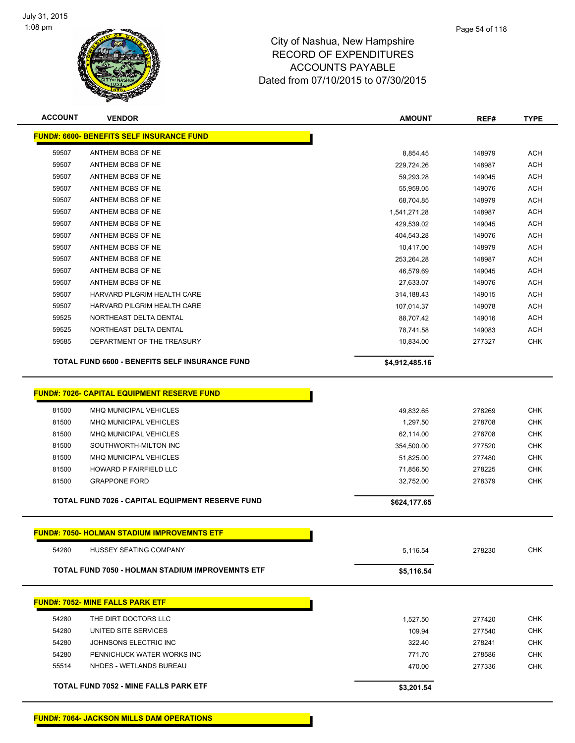July 31, 2015
1:08 pm

City of Nashua, New Hampshire
RECORD OF EXPENDITURES
ACCOUNTS PAYABLE
Dated from 07/10/2015 to 07/30/2015

| ACCOUNT | VENDOR | AMOUNT | REF# | TYPE |
|---|---|---|---|---|
| **FUND#: 6600- BENEFITS SELF INSURANCE FUND** | | | | |
| 59507 | ANTHEM BCBS OF NE | 8,854.45 | 148979 | ACH |
| 59507 | ANTHEM BCBS OF NE | 229,724.26 | 148987 | ACH |
| 59507 | ANTHEM BCBS OF NE | 59,293.28 | 149045 | ACH |
| 59507 | ANTHEM BCBS OF NE | 55,959.05 | 149076 | ACH |
| 59507 | ANTHEM BCBS OF NE | 68,704.85 | 148979 | ACH |
| 59507 | ANTHEM BCBS OF NE | 1,541,271.28 | 148987 | ACH |
| 59507 | ANTHEM BCBS OF NE | 429,539.02 | 149045 | ACH |
| 59507 | ANTHEM BCBS OF NE | 404,543.28 | 149076 | ACH |
| 59507 | ANTHEM BCBS OF NE | 10,417.00 | 148979 | ACH |
| 59507 | ANTHEM BCBS OF NE | 253,264.28 | 148987 | ACH |
| 59507 | ANTHEM BCBS OF NE | 46,579.69 | 149045 | ACH |
| 59507 | ANTHEM BCBS OF NE | 27,633.07 | 149076 | ACH |
| 59507 | HARVARD PILGRIM HEALTH CARE | 314,188.43 | 149015 | ACH |
| 59507 | HARVARD PILGRIM HEALTH CARE | 107,014.37 | 149078 | ACH |
| 59525 | NORTHEAST DELTA DENTAL | 88,707.42 | 149016 | ACH |
| 59525 | NORTHEAST DELTA DENTAL | 78,741.58 | 149083 | ACH |
| 59585 | DEPARTMENT OF THE TREASURY | 10,834.00 | 277327 | CHK |
| **TOTAL FUND 6600 - BENEFITS SELF INSURANCE FUND** | | **$4,912,485.16** | | |
| **FUND#: 7026- CAPITAL EQUIPMENT RESERVE FUND** | | | | |
| 81500 | MHQ MUNICIPAL VEHICLES | 49,832.65 | 278269 | CHK |
| 81500 | MHQ MUNICIPAL VEHICLES | 1,297.50 | 278708 | CHK |
| 81500 | MHQ MUNICIPAL VEHICLES | 62,114.00 | 278708 | CHK |
| 81500 | SOUTHWORTH-MILTON INC | 354,500.00 | 277520 | CHK |
| 81500 | MHQ MUNICIPAL VEHICLES | 51,825.00 | 277480 | CHK |
| 81500 | HOWARD P FAIRFIELD LLC | 71,856.50 | 278225 | CHK |
| 81500 | GRAPPONE FORD | 32,752.00 | 278379 | CHK |
| **TOTAL FUND 7026 - CAPITAL EQUIPMENT RESERVE FUND** | | **$624,177.65** | | |
| **FUND#: 7050- HOLMAN STADIUM IMPROVEMNTS ETF** | | | | |
| 54280 | HUSSEY SEATING COMPANY | 5,116.54 | 278230 | CHK |
| **TOTAL FUND 7050 - HOLMAN STADIUM IMPROVEMNTS ETF** | | **$5,116.54** | | |
| **FUND#: 7052- MINE FALLS PARK ETF** | | | | |
| 54280 | THE DIRT DOCTORS LLC | 1,527.50 | 277420 | CHK |
| 54280 | UNITED SITE SERVICES | 109.94 | 277540 | CHK |
| 54280 | JOHNSONS ELECTRIC INC | 322.40 | 278241 | CHK |
| 54280 | PENNICHUCK WATER WORKS INC | 771.70 | 278586 | CHK |
| 55514 | NHDES - WETLANDS BUREAU | 470.00 | 277336 | CHK |
| **TOTAL FUND 7052 - MINE FALLS PARK ETF** | | **$3,201.54** | | |
| **FUND#: 7064- JACKSON MILLS DAM OPERATIONS** | | | | |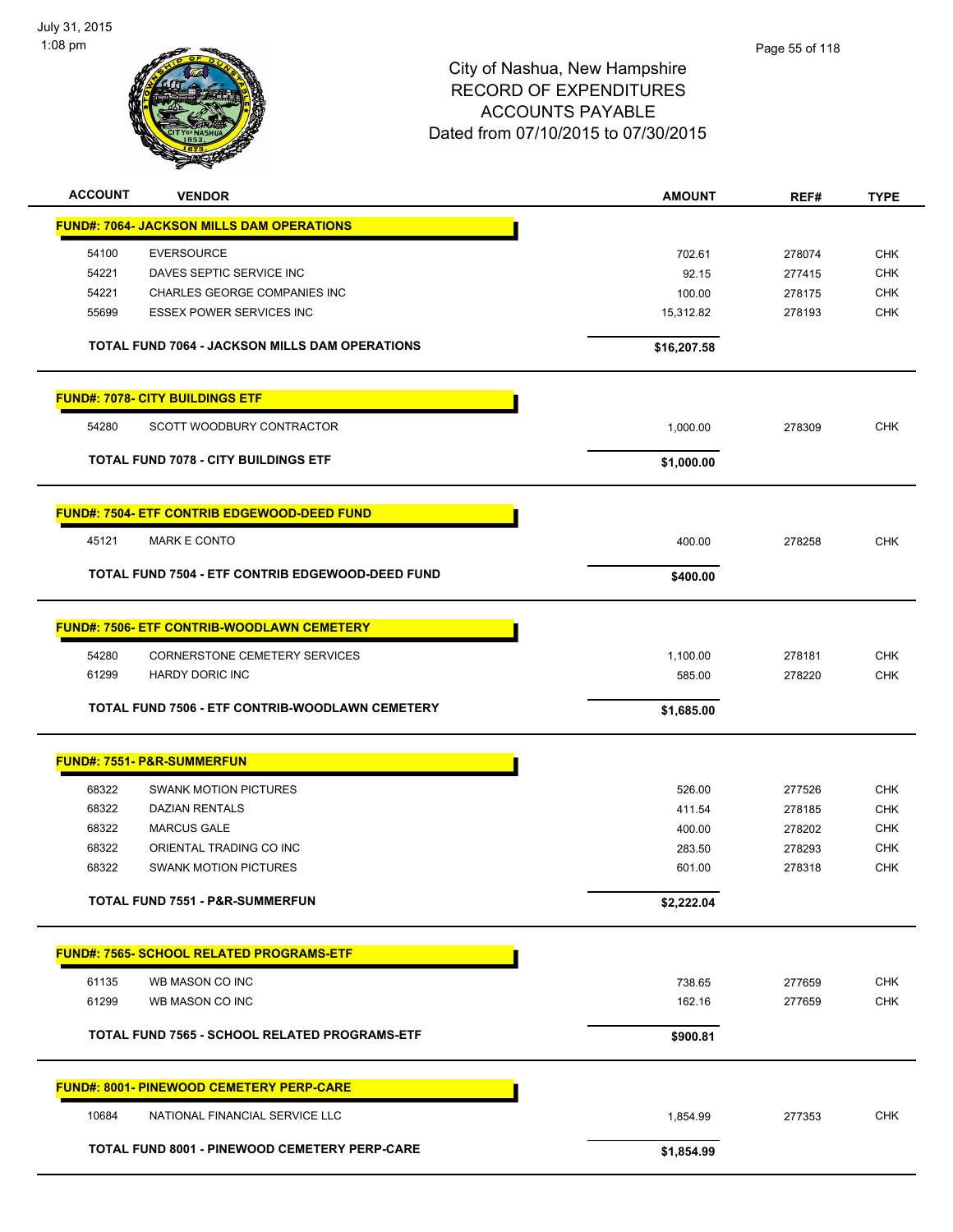City of Nashua, New Hampshire
RECORD OF EXPENDITURES
ACCOUNTS PAYABLE
Dated from 07/10/2015 to 07/30/2015

| ACCOUNT | VENDOR | AMOUNT | REF# | TYPE |
|---|---|---|---|---|
| **FUND#: 7064- JACKSON MILLS DAM OPERATIONS** | | | | |
| 54100 | EVERSOURCE | 702.61 | 278074 | CHK |
| 54221 | DAVES SEPTIC SERVICE INC | 92.15 | 277415 | CHK |
| 54221 | CHARLES GEORGE COMPANIES INC | 100.00 | 278175 | CHK |
| 55699 | ESSEX POWER SERVICES INC | 15,312.82 | 278193 | CHK |
| | **TOTAL FUND 7064 - JACKSON MILLS DAM OPERATIONS** | **$16,207.58** | | |
| **FUND#: 7078- CITY BUILDINGS ETF** | | | | |
| 54280 | SCOTT WOODBURY CONTRACTOR | 1,000.00 | 278309 | CHK |
| | **TOTAL FUND 7078 - CITY BUILDINGS ETF** | **$1,000.00** | | |
| **FUND#: 7504- ETF CONTRIB EDGEWOOD-DEED FUND** | | | | |
| 45121 | MARK E CONTO | 400.00 | 278258 | CHK |
| | **TOTAL FUND 7504 - ETF CONTRIB EDGEWOOD-DEED FUND** | **$400.00** | | |
| **FUND#: 7506- ETF CONTRIB-WOODLAWN CEMETERY** | | | | |
| 54280 | CORNERSTONE CEMETERY SERVICES | 1,100.00 | 278181 | CHK |
| 61299 | HARDY DORIC INC | 585.00 | 278220 | CHK |
| | **TOTAL FUND 7506 - ETF CONTRIB-WOODLAWN CEMETERY** | **$1,685.00** | | |
| **FUND#: 7551- P&R-SUMMERFUN** | | | | |
| 68322 | SWANK MOTION PICTURES | 526.00 | 277526 | CHK |
| 68322 | DAZIAN RENTALS | 411.54 | 278185 | CHK |
| 68322 | MARCUS GALE | 400.00 | 278202 | CHK |
| 68322 | ORIENTAL TRADING CO INC | 283.50 | 278293 | CHK |
| 68322 | SWANK MOTION PICTURES | 601.00 | 278318 | CHK |
| | **TOTAL FUND 7551 - P&R-SUMMERFUN** | **$2,222.04** | | |
| **FUND#: 7565- SCHOOL RELATED PROGRAMS-ETF** | | | | |
| 61135 | WB MASON CO INC | 738.65 | 277659 | CHK |
| 61299 | WB MASON CO INC | 162.16 | 277659 | CHK |
| | **TOTAL FUND 7565 - SCHOOL RELATED PROGRAMS-ETF** | **$900.81** | | |
| **FUND#: 8001- PINEWOOD CEMETERY PERP-CARE** | | | | |
| 10684 | NATIONAL FINANCIAL SERVICE LLC | 1,854.99 | 277353 | CHK |
| | **TOTAL FUND 8001 - PINEWOOD CEMETERY PERP-CARE** | **$1,854.99** | | |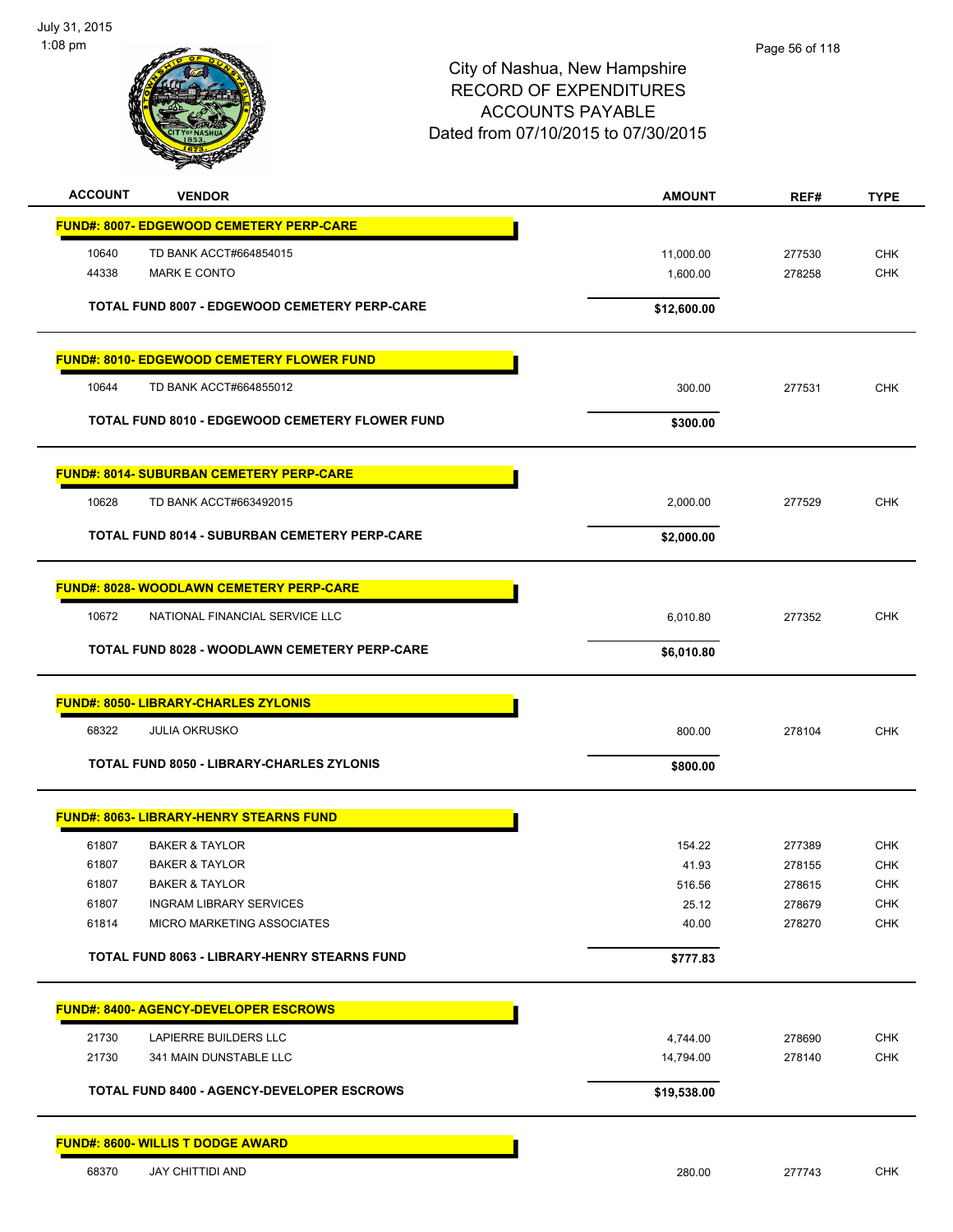City of Nashua, New Hampshire
RECORD OF EXPENDITURES
ACCOUNTS PAYABLE
Dated from 07/10/2015 to 07/30/2015

| ACCOUNT | VENDOR | AMOUNT | REF# | TYPE |
|---|---|---|---|---|
| **FUND#: 8007- EDGEWOOD CEMETERY PERP-CARE** | | | | |
| 10640 | TD BANK ACCT#664854015 | 11,000.00 | 277530 | CHK |
| 44338 | MARK E CONTO | 1,600.00 | 278258 | CHK |
| | **TOTAL FUND 8007 - EDGEWOOD CEMETERY PERP-CARE** | **$12,600.00** | | |
| **FUND#: 8010- EDGEWOOD CEMETERY FLOWER FUND** | | | | |
| 10644 | TD BANK ACCT#664855012 | 300.00 | 277531 | CHK |
| | **TOTAL FUND 8010 - EDGEWOOD CEMETERY FLOWER FUND** | **$300.00** | | |
| **FUND#: 8014- SUBURBAN CEMETERY PERP-CARE** | | | | |
| 10628 | TD BANK ACCT#663492015 | 2,000.00 | 277529 | CHK |
| | **TOTAL FUND 8014 - SUBURBAN CEMETERY PERP-CARE** | **$2,000.00** | | |
| **FUND#: 8028- WOODLAWN CEMETERY PERP-CARE** | | | | |
| 10672 | NATIONAL FINANCIAL SERVICE LLC | 6,010.80 | 277352 | CHK |
| | **TOTAL FUND 8028 - WOODLAWN CEMETERY PERP-CARE** | **$6,010.80** | | |
| **FUND#: 8050- LIBRARY-CHARLES ZYLONIS** | | | | |
| 68322 | JULIA OKRUSKO | 800.00 | 278104 | CHK |
| | **TOTAL FUND 8050 - LIBRARY-CHARLES ZYLONIS** | **$800.00** | | |
| **FUND#: 8063- LIBRARY-HENRY STEARNS FUND** | | | | |
| 61807 | BAKER & TAYLOR | 154.22 | 277389 | CHK |
| 61807 | BAKER & TAYLOR | 41.93 | 278155 | CHK |
| 61807 | BAKER & TAYLOR | 516.56 | 278615 | CHK |
| 61807 | INGRAM LIBRARY SERVICES | 25.12 | 278679 | CHK |
| 61814 | MICRO MARKETING ASSOCIATES | 40.00 | 278270 | CHK |
| | **TOTAL FUND 8063 - LIBRARY-HENRY STEARNS FUND** | **$777.83** | | |
| **FUND#: 8400- AGENCY-DEVELOPER ESCROWS** | | | | |
| 21730 | LAPIERRE BUILDERS LLC | 4,744.00 | 278690 | CHK |
| 21730 | 341 MAIN DUNSTABLE LLC | 14,794.00 | 278140 | CHK |
| | **TOTAL FUND 8400 - AGENCY-DEVELOPER ESCROWS** | **$19,538.00** | | |
| **FUND#: 8600- WILLIS T DODGE AWARD** | | | | |
| 68370 | JAY CHITTIDI AND | 280.00 | 277743 | CHK |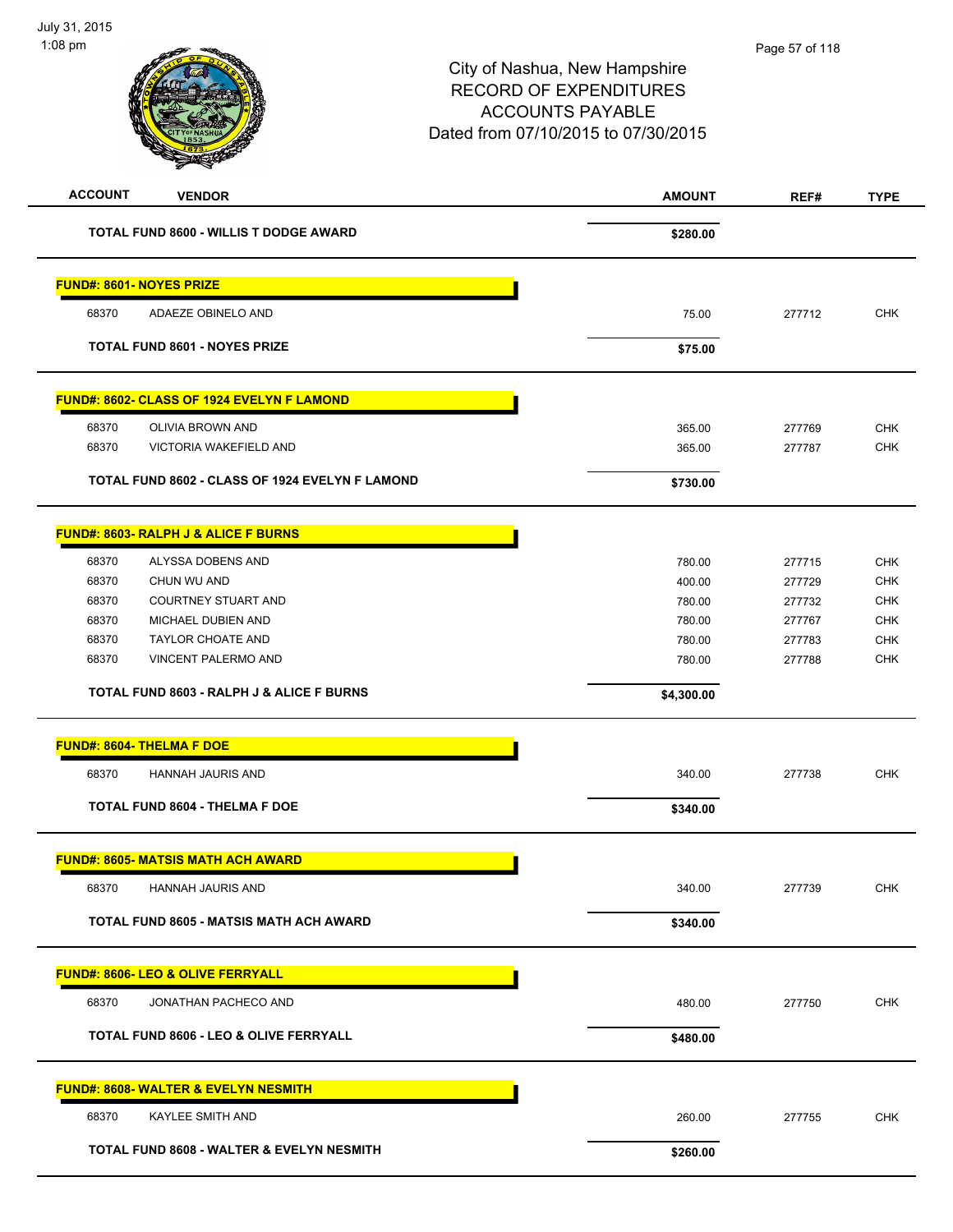# City of Nashua, New Hampshire
## RECORD OF EXPENDITURES
## ACCOUNTS PAYABLE
## Dated from 07/10/2015 to 07/30/2015

July 31, 2015
1:08 pm

| ACCOUNT | VENDOR | AMOUNT | REF# | TYPE |
|---|---|---|---|---|
| | **TOTAL FUND 8600 - WILLIS T DODGE AWARD** | **$280.00** | | |
| **FUND#: 8601- NOYES PRIZE** | | | | |
| 68370 | ADAEZE OBINELO AND | 75.00 | 277712 | CHK |
| | **TOTAL FUND 8601 - NOYES PRIZE** | **$75.00** | | |
| **FUND#: 8602- CLASS OF 1924 EVELYN F LAMOND** | | | | |
| 68370 | OLIVIA BROWN AND | 365.00 | 277769 | CHK |
| 68370 | VICTORIA WAKEFIELD AND | 365.00 | 277787 | CHK |
| | **TOTAL FUND 8602 - CLASS OF 1924 EVELYN F LAMOND** | **$730.00** | | |
| **FUND#: 8603- RALPH J & ALICE F BURNS** | | | | |
| 68370 | ALYSSA DOBENS AND | 780.00 | 277715 | CHK |
| 68370 | CHUN WU AND | 400.00 | 277729 | CHK |
| 68370 | COURTNEY STUART AND | 780.00 | 277732 | CHK |
| 68370 | MICHAEL DUBIEN AND | 780.00 | 277767 | CHK |
| 68370 | TAYLOR CHOATE AND | 780.00 | 277783 | CHK |
| 68370 | VINCENT PALERMO AND | 780.00 | 277788 | CHK |
| | **TOTAL FUND 8603 - RALPH J & ALICE F BURNS** | **$4,300.00** | | |
| **FUND#: 8604- THELMA F DOE** | | | | |
| 68370 | HANNAH JAURIS AND | 340.00 | 277738 | CHK |
| | **TOTAL FUND 8604 - THELMA F DOE** | **$340.00** | | |
| **FUND#: 8605- MATSIS MATH ACH AWARD** | | | | |
| 68370 | HANNAH JAURIS AND | 340.00 | 277739 | CHK |
| | **TOTAL FUND 8605 - MATSIS MATH ACH AWARD** | **$340.00** | | |
| **FUND#: 8606- LEO & OLIVE FERRYALL** | | | | |
| 68370 | JONATHAN PACHECO AND | 480.00 | 277750 | CHK |
| | **TOTAL FUND 8606 - LEO & OLIVE FERRYALL** | **$480.00** | | |
| **FUND#: 8608- WALTER & EVELYN NESMITH** | | | | |
| 68370 | KAYLEE SMITH AND | 260.00 | 277755 | CHK |
| | **TOTAL FUND 8608 - WALTER & EVELYN NESMITH** | **$260.00** | | |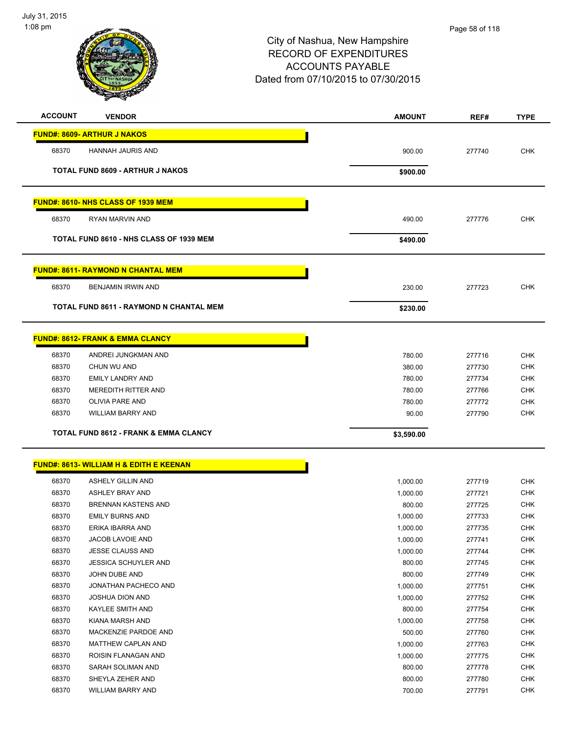# City of Nashua, New Hampshire
## RECORD OF EXPENDITURES
## ACCOUNTS PAYABLE
## Dated from 07/10/2015 to 07/30/2015

July 31, 2015
1:08 pm

| ACCOUNT | VENDOR | AMOUNT | REF# | TYPE |
|---|---|---|---|---|
| **FUND#: 8609- ARTHUR J NAKOS** | | | | |
| 68370 | HANNAH JAURIS AND | 900.00 | 277740 | CHK |
| | **TOTAL FUND 8609 - ARTHUR J NAKOS** | **$900.00** | | |
| **FUND#: 8610- NHS CLASS OF 1939 MEM** | | | | |
| 68370 | RYAN MARVIN AND | 490.00 | 277776 | CHK |
| | **TOTAL FUND 8610 - NHS CLASS OF 1939 MEM** | **$490.00** | | |
| **FUND#: 8611- RAYMOND N CHANTAL MEM** | | | | |
| 68370 | BENJAMIN IRWIN AND | 230.00 | 277723 | CHK |
| | **TOTAL FUND 8611 - RAYMOND N CHANTAL MEM** | **$230.00** | | |
| **FUND#: 8612- FRANK & EMMA CLANCY** | | | | |
| 68370 | ANDREI JUNGKMAN AND | 780.00 | 277716 | CHK |
| 68370 | CHUN WU AND | 380.00 | 277730 | CHK |
| 68370 | EMILY LANDRY AND | 780.00 | 277734 | CHK |
| 68370 | MEREDITH RITTER AND | 780.00 | 277766 | CHK |
| 68370 | OLIVIA PARE AND | 780.00 | 277772 | CHK |
| 68370 | WILLIAM BARRY AND | 90.00 | 277790 | CHK |
| | **TOTAL FUND 8612 - FRANK & EMMA CLANCY** | **$3,590.00** | | |
| **FUND#: 8613- WILLIAM H & EDITH E KEENAN** | | | | |
| 68370 | ASHELY GILLIN AND | 1,000.00 | 277719 | CHK |
| 68370 | ASHLEY BRAY AND | 1,000.00 | 277721 | CHK |
| 68370 | BRENNAN KASTENS AND | 800.00 | 277725 | CHK |
| 68370 | EMILY BURNS AND | 1,000.00 | 277733 | CHK |
| 68370 | ERIKA IBARRA AND | 1,000.00 | 277735 | CHK |
| 68370 | JACOB LAVOIE AND | 1,000.00 | 277741 | CHK |
| 68370 | JESSE CLAUSS AND | 1,000.00 | 277744 | CHK |
| 68370 | JESSICA SCHUYLER AND | 800.00 | 277745 | CHK |
| 68370 | JOHN DUBE AND | 800.00 | 277749 | CHK |
| 68370 | JONATHAN PACHECO AND | 1,000.00 | 277751 | CHK |
| 68370 | JOSHUA DION AND | 1,000.00 | 277752 | CHK |
| 68370 | KAYLEE SMITH AND | 800.00 | 277754 | CHK |
| 68370 | KIANA MARSH AND | 1,000.00 | 277758 | CHK |
| 68370 | MACKENZIE PARDOE AND | 500.00 | 277760 | CHK |
| 68370 | MATTHEW CAPLAN AND | 1,000.00 | 277763 | CHK |
| 68370 | ROISIN FLANAGAN AND | 1,000.00 | 277775 | CHK |
| 68370 | SARAH SOLIMAN AND | 800.00 | 277778 | CHK |
| 68370 | SHEYLA ZEHER AND | 800.00 | 277780 | CHK |
| 68370 | WILLIAM BARRY AND | 700.00 | 277791 | CHK |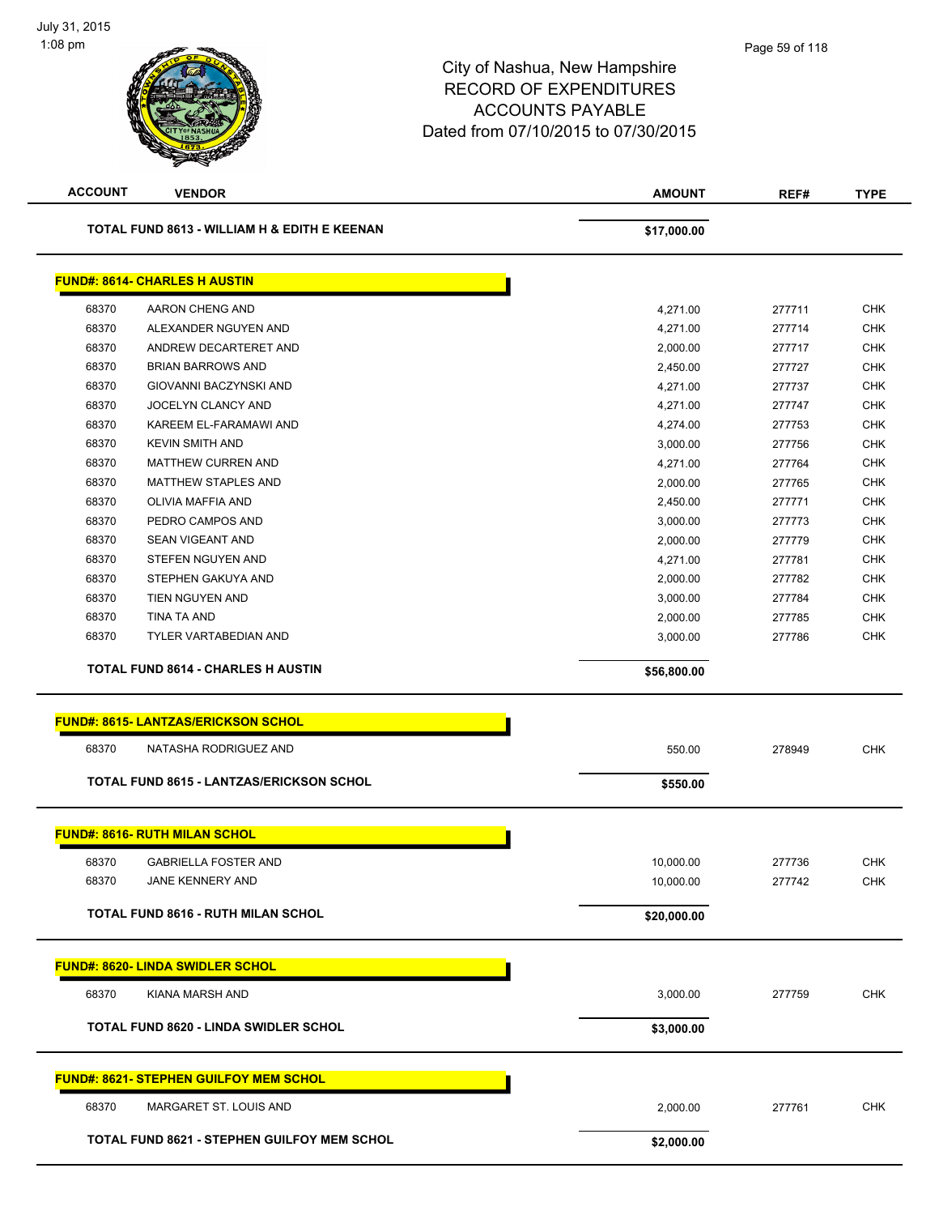City of Nashua, New Hampshire
RECORD OF EXPENDITURES
ACCOUNTS PAYABLE
Dated from 07/10/2015 to 07/30/2015

| ACCOUNT | VENDOR | AMOUNT | REF# | TYPE |
|---|---|---|---|---|
| | **TOTAL FUND 8613 - WILLIAM H & EDITH E KEENAN** | **$17,000.00** | | |

**FUND#: 8614- CHARLES H AUSTIN**

| ACCOUNT | VENDOR | AMOUNT | REF# | TYPE |
|---|---|---|---|---|
| 68370 | AARON CHENG AND | 4,271.00 | 277711 | CHK |
| 68370 | ALEXANDER NGUYEN AND | 4,271.00 | 277714 | CHK |
| 68370 | ANDREW DECARTERET AND | 2,000.00 | 277717 | CHK |
| 68370 | BRIAN BARROWS AND | 2,450.00 | 277727 | CHK |
| 68370 | GIOVANNI BACZYNSKI AND | 4,271.00 | 277737 | CHK |
| 68370 | JOCELYN CLANCY AND | 4,271.00 | 277747 | CHK |
| 68370 | KAREEM EL-FARAMAWI AND | 4,274.00 | 277753 | CHK |
| 68370 | KEVIN SMITH AND | 3,000.00 | 277756 | CHK |
| 68370 | MATTHEW CURREN AND | 4,271.00 | 277764 | CHK |
| 68370 | MATTHEW STAPLES AND | 2,000.00 | 277765 | CHK |
| 68370 | OLIVIA MAFFIA AND | 2,450.00 | 277771 | CHK |
| 68370 | PEDRO CAMPOS AND | 3,000.00 | 277773 | CHK |
| 68370 | SEAN VIGEANT AND | 2,000.00 | 277779 | CHK |
| 68370 | STEFEN NGUYEN AND | 4,271.00 | 277781 | CHK |
| 68370 | STEPHEN GAKUYA AND | 2,000.00 | 277782 | CHK |
| 68370 | TIEN NGUYEN AND | 3,000.00 | 277784 | CHK |
| 68370 | TINA TA AND | 2,000.00 | 277785 | CHK |
| 68370 | TYLER VARTABEDIAN AND | 3,000.00 | 277786 | CHK |
| | **TOTAL FUND 8614 - CHARLES H AUSTIN** | **$56,800.00** | | |

**FUND#: 8615- LANTZAS/ERICKSON SCHOL**

| ACCOUNT | VENDOR | AMOUNT | REF# | TYPE |
|---|---|---|---|---|
| 68370 | NATASHA RODRIGUEZ AND | 550.00 | 278949 | CHK |
| | **TOTAL FUND 8615 - LANTZAS/ERICKSON SCHOL** | **$550.00** | | |

**FUND#: 8616- RUTH MILAN SCHOL**

| ACCOUNT | VENDOR | AMOUNT | REF# | TYPE |
|---|---|---|---|---|
| 68370 | GABRIELLA FOSTER AND | 10,000.00 | 277736 | CHK |
| 68370 | JANE KENNERY AND | 10,000.00 | 277742 | CHK |
| | **TOTAL FUND 8616 - RUTH MILAN SCHOL** | **$20,000.00** | | |

**FUND#: 8620- LINDA SWIDLER SCHOL**

| ACCOUNT | VENDOR | AMOUNT | REF# | TYPE |
|---|---|---|---|---|
| 68370 | KIANA MARSH AND | 3,000.00 | 277759 | CHK |
| | **TOTAL FUND 8620 - LINDA SWIDLER SCHOL** | **$3,000.00** | | |

**FUND#: 8621- STEPHEN GUILFOY MEM SCHOL**

| ACCOUNT | VENDOR | AMOUNT | REF# | TYPE |
|---|---|---|---|---|
| 68370 | MARGARET ST. LOUIS AND | 2,000.00 | 277761 | CHK |
| | **TOTAL FUND 8621 - STEPHEN GUILFOY MEM SCHOL** | **$2,000.00** | | |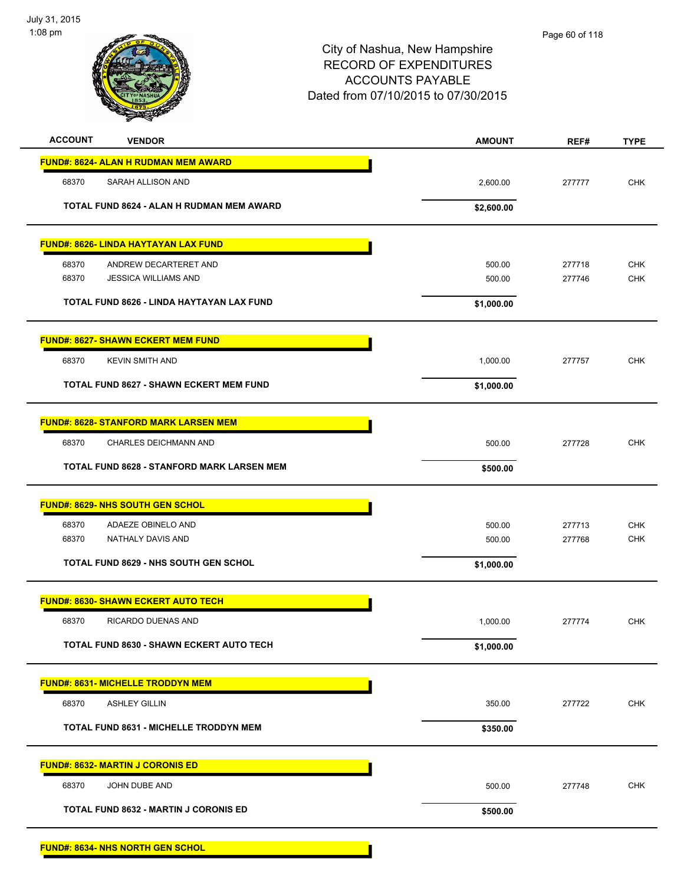City of Nashua, New Hampshire
RECORD OF EXPENDITURES
ACCOUNTS PAYABLE
Dated from 07/10/2015 to 07/30/2015

| ACCOUNT | VENDOR | AMOUNT | REF# | TYPE |
|---|---|---|---|---|
| **FUND#: 8624- ALAN H RUDMAN MEM AWARD** | | | | |
| 68370 | SARAH ALLISON AND | 2,600.00 | 277777 | CHK |
| | **TOTAL FUND 8624 - ALAN H RUDMAN MEM AWARD** | **$2,600.00** | | |
| **FUND#: 8626- LINDA HAYTAYAN LAX FUND** | | | | |
| 68370 | ANDREW DECARTERET AND | 500.00 | 277718 | CHK |
| 68370 | JESSICA WILLIAMS AND | 500.00 | 277746 | CHK |
| | **TOTAL FUND 8626 - LINDA HAYTAYAN LAX FUND** | **$1,000.00** | | |
| **FUND#: 8627- SHAWN ECKERT MEM FUND** | | | | |
| 68370 | KEVIN SMITH AND | 1,000.00 | 277757 | CHK |
| | **TOTAL FUND 8627 - SHAWN ECKERT MEM FUND** | **$1,000.00** | | |
| **FUND#: 8628- STANFORD MARK LARSEN MEM** | | | | |
| 68370 | CHARLES DEICHMANN AND | 500.00 | 277728 | CHK |
| | **TOTAL FUND 8628 - STANFORD MARK LARSEN MEM** | **$500.00** | | |
| **FUND#: 8629- NHS SOUTH GEN SCHOL** | | | | |
| 68370 | ADAEZE OBINELO AND | 500.00 | 277713 | CHK |
| 68370 | NATHALY DAVIS AND | 500.00 | 277768 | CHK |
| | **TOTAL FUND 8629 - NHS SOUTH GEN SCHOL** | **$1,000.00** | | |
| **FUND#: 8630- SHAWN ECKERT AUTO TECH** | | | | |
| 68370 | RICARDO DUENAS AND | 1,000.00 | 277774 | CHK |
| | **TOTAL FUND 8630 - SHAWN ECKERT AUTO TECH** | **$1,000.00** | | |
| **FUND#: 8631- MICHELLE TRODDYN MEM** | | | | |
| 68370 | ASHLEY GILLIN | 350.00 | 277722 | CHK |
| | **TOTAL FUND 8631 - MICHELLE TRODDYN MEM** | **$350.00** | | |
| **FUND#: 8632- MARTIN J CORONIS ED** | | | | |
| 68370 | JOHN DUBE AND | 500.00 | 277748 | CHK |
| | **TOTAL FUND 8632 - MARTIN J CORONIS ED** | **$500.00** | | |
| **FUND#: 8634- NHS NORTH GEN SCHOL** | | | | |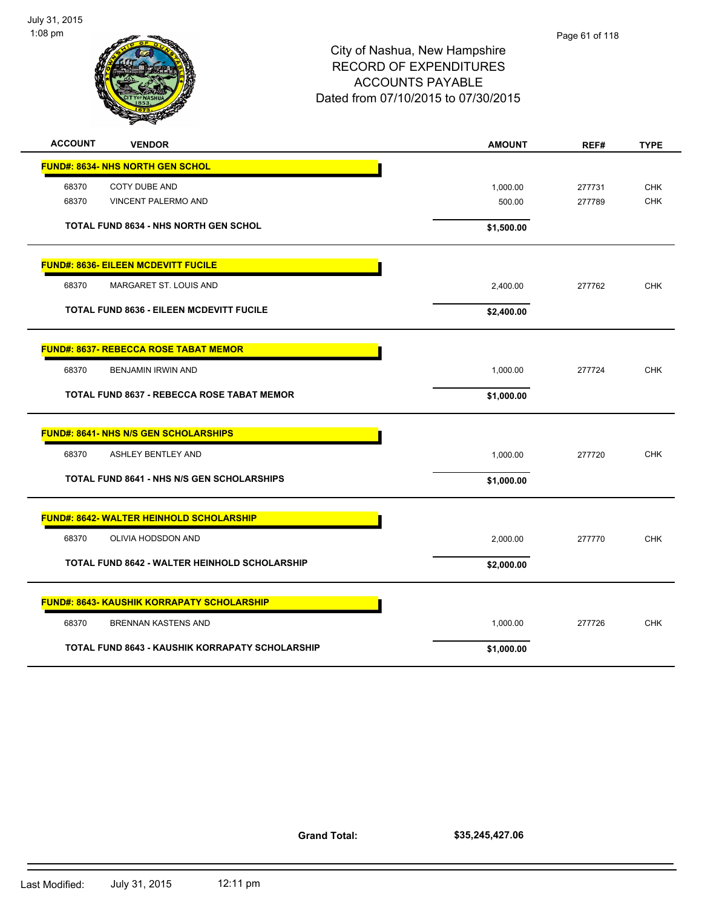| ACCOUNT | VENDOR | AMOUNT | REF# | TYPE |
|---|---|---|---|---|
| **FUND#: 8634- NHS NORTH GEN SCHOL** | | | | |
| 68370 | COTY DUBE AND | 1,000.00 | 277731 | CHK |
| 68370 | VINCENT PALERMO AND | 500.00 | 277789 | CHK |
| | **TOTAL FUND 8634 - NHS NORTH GEN SCHOL** | **$1,500.00** | | |
| **FUND#: 8636- EILEEN MCDEVITT FUCILE** | | | | |
| 68370 | MARGARET ST. LOUIS AND | 2,400.00 | 277762 | CHK |
| | **TOTAL FUND 8636 - EILEEN MCDEVITT FUCILE** | **$2,400.00** | | |
| **FUND#: 8637- REBECCA ROSE TABAT MEMOR** | | | | |
| 68370 | BENJAMIN IRWIN AND | 1,000.00 | 277724 | CHK |
| | **TOTAL FUND 8637 - REBECCA ROSE TABAT MEMOR** | **$1,000.00** | | |
| **FUND#: 8641- NHS N/S GEN SCHOLARSHIPS** | | | | |
| 68370 | ASHLEY BENTLEY AND | 1,000.00 | 277720 | CHK |
| | **TOTAL FUND 8641 - NHS N/S GEN SCHOLARSHIPS** | **$1,000.00** | | |
| **FUND#: 8642- WALTER HEINHOLD SCHOLARSHIP** | | | | |
| 68370 | OLIVIA HODSDON AND | 2,000.00 | 277770 | CHK |
| | **TOTAL FUND 8642 - WALTER HEINHOLD SCHOLARSHIP** | **$2,000.00** | | |
| **FUND#: 8643- KAUSHIK KORRAPATY SCHOLARSHIP** | | | | |
| 68370 | BRENNAN KASTENS AND | 1,000.00 | 277726 | CHK |
| | **TOTAL FUND 8643 - KAUSHIK KORRAPATY SCHOLARSHIP** | **$1,000.00** | | |

**Grand Total: $35,245,427.06**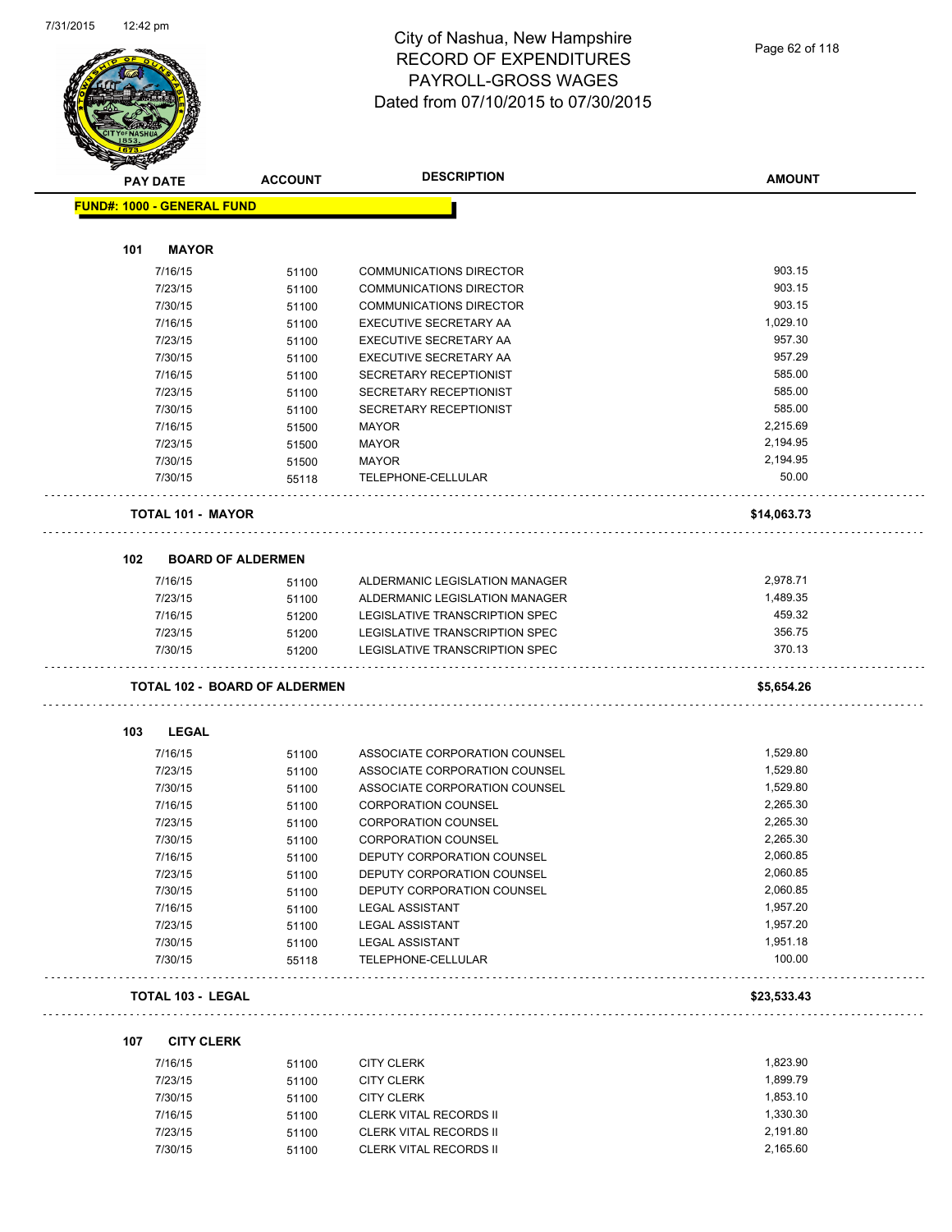# City of Nashua, New Hampshire
## RECORD OF EXPENDITURES
## PAYROLL-GROSS WAGES
## Dated from 07/10/2015 to 07/30/2015

| PAY DATE | ACCOUNT | DESCRIPTION | AMOUNT |
|---|---|---|---|
| **FUND#: 1000 - GENERAL FUND** | | | |
| **101 MAYOR** | | | |
| 7/16/15 | 51100 | COMMUNICATIONS DIRECTOR | 903.15 |
| 7/23/15 | 51100 | COMMUNICATIONS DIRECTOR | 903.15 |
| 7/30/15 | 51100 | COMMUNICATIONS DIRECTOR | 903.15 |
| 7/16/15 | 51100 | EXECUTIVE SECRETARY AA | 1,029.10 |
| 7/23/15 | 51100 | EXECUTIVE SECRETARY AA | 957.30 |
| 7/30/15 | 51100 | EXECUTIVE SECRETARY AA | 957.29 |
| 7/16/15 | 51100 | SECRETARY RECEPTIONIST | 585.00 |
| 7/23/15 | 51100 | SECRETARY RECEPTIONIST | 585.00 |
| 7/30/15 | 51100 | SECRETARY RECEPTIONIST | 585.00 |
| 7/16/15 | 51500 | MAYOR | 2,215.69 |
| 7/23/15 | 51500 | MAYOR | 2,194.95 |
| 7/30/15 | 51500 | MAYOR | 2,194.95 |
| 7/30/15 | 55118 | TELEPHONE-CELLULAR | 50.00 |
| **TOTAL 101 - MAYOR** | | | **$14,063.73** |
| **102 BOARD OF ALDERMEN** | | | |
| 7/16/15 | 51100 | ALDERMANIC LEGISLATION MANAGER | 2,978.71 |
| 7/23/15 | 51100 | ALDERMANIC LEGISLATION MANAGER | 1,489.35 |
| 7/16/15 | 51200 | LEGISLATIVE TRANSCRIPTION SPEC | 459.32 |
| 7/23/15 | 51200 | LEGISLATIVE TRANSCRIPTION SPEC | 356.75 |
| 7/30/15 | 51200 | LEGISLATIVE TRANSCRIPTION SPEC | 370.13 |
| **TOTAL 102 - BOARD OF ALDERMEN** | | | **$5,654.26** |
| **103 LEGAL** | | | |
| 7/16/15 | 51100 | ASSOCIATE CORPORATION COUNSEL | 1,529.80 |
| 7/23/15 | 51100 | ASSOCIATE CORPORATION COUNSEL | 1,529.80 |
| 7/30/15 | 51100 | ASSOCIATE CORPORATION COUNSEL | 1,529.80 |
| 7/16/15 | 51100 | CORPORATION COUNSEL | 2,265.30 |
| 7/23/15 | 51100 | CORPORATION COUNSEL | 2,265.30 |
| 7/30/15 | 51100 | CORPORATION COUNSEL | 2,265.30 |
| 7/16/15 | 51100 | DEPUTY CORPORATION COUNSEL | 2,060.85 |
| 7/23/15 | 51100 | DEPUTY CORPORATION COUNSEL | 2,060.85 |
| 7/30/15 | 51100 | DEPUTY CORPORATION COUNSEL | 2,060.85 |
| 7/16/15 | 51100 | LEGAL ASSISTANT | 1,957.20 |
| 7/23/15 | 51100 | LEGAL ASSISTANT | 1,957.20 |
| 7/30/15 | 51100 | LEGAL ASSISTANT | 1,951.18 |
| 7/30/15 | 55118 | TELEPHONE-CELLULAR | 100.00 |
| **TOTAL 103 - LEGAL** | | | **$23,533.43** |
| **107 CITY CLERK** | | | |
| 7/16/15 | 51100 | CITY CLERK | 1,823.90 |
| 7/23/15 | 51100 | CITY CLERK | 1,899.79 |
| 7/30/15 | 51100 | CITY CLERK | 1,853.10 |
| 7/16/15 | 51100 | CLERK VITAL RECORDS II | 1,330.30 |
| 7/23/15 | 51100 | CLERK VITAL RECORDS II | 2,191.80 |
| 7/30/15 | 51100 | CLERK VITAL RECORDS II | 2,165.60 |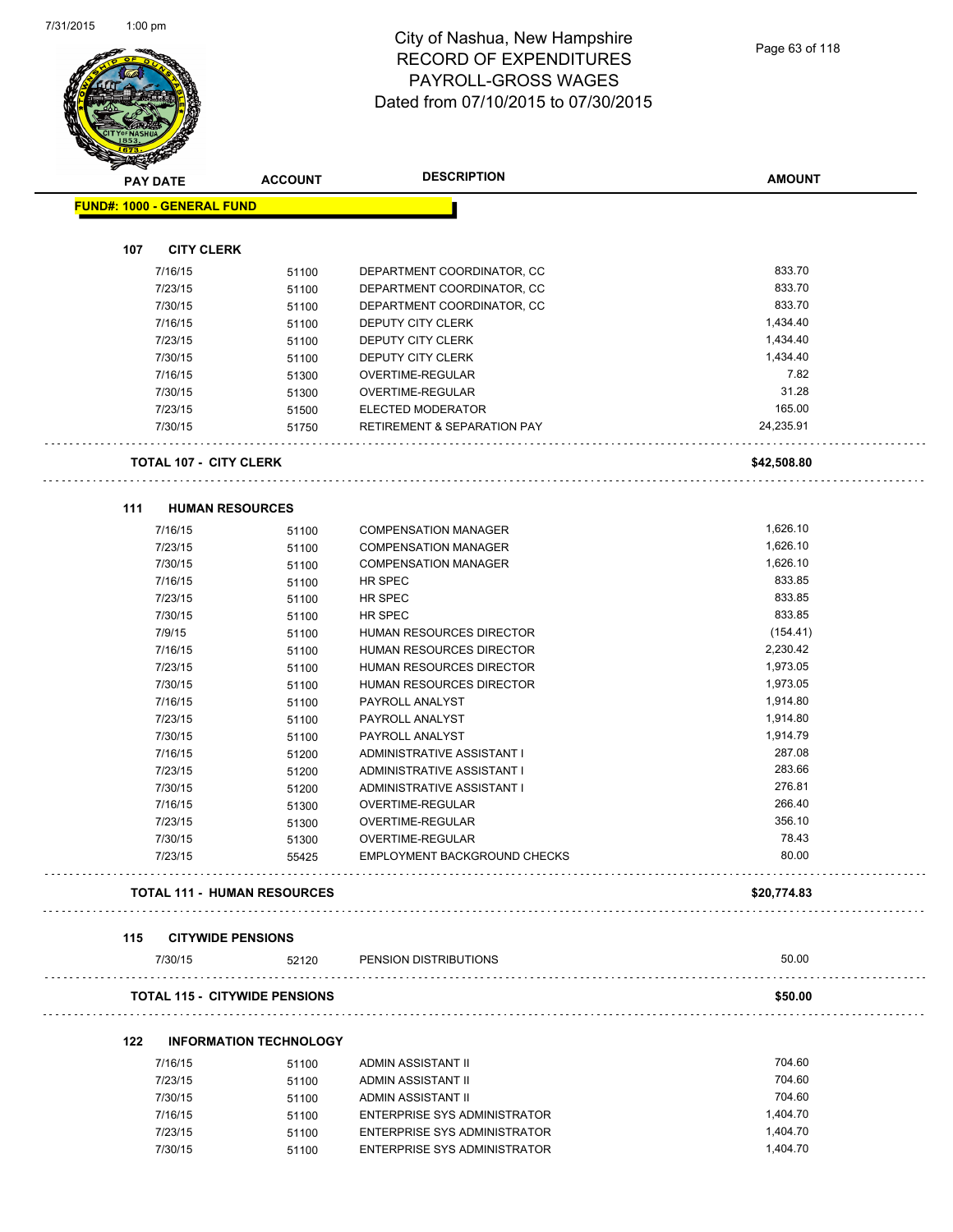# City of Nashua, New Hampshire
## RECORD OF EXPENDITURES
## PAYROLL-GROSS WAGES
## Dated from 07/10/2015 to 07/30/2015

| PAY DATE | ACCOUNT | DESCRIPTION | AMOUNT |
|---|---|---|---|
| **FUND#: 1000 - GENERAL FUND** | | | |
| **107 CITY CLERK** | | | |
| 7/16/15 | 51100 | DEPARTMENT COORDINATOR, CC | 833.70 |
| 7/23/15 | 51100 | DEPARTMENT COORDINATOR, CC | 833.70 |
| 7/30/15 | 51100 | DEPARTMENT COORDINATOR, CC | 833.70 |
| 7/16/15 | 51100 | DEPUTY CITY CLERK | 1,434.40 |
| 7/23/15 | 51100 | DEPUTY CITY CLERK | 1,434.40 |
| 7/30/15 | 51100 | DEPUTY CITY CLERK | 1,434.40 |
| 7/16/15 | 51300 | OVERTIME-REGULAR | 7.82 |
| 7/30/15 | 51300 | OVERTIME-REGULAR | 31.28 |
| 7/23/15 | 51500 | ELECTED MODERATOR | 165.00 |
| 7/30/15 | 51750 | RETIREMENT & SEPARATION PAY | 24,235.91 |
| **TOTAL 107 - CITY CLERK** | | | **$42,508.80** |
| **111 HUMAN RESOURCES** | | | |
| 7/16/15 | 51100 | COMPENSATION MANAGER | 1,626.10 |
| 7/23/15 | 51100 | COMPENSATION MANAGER | 1,626.10 |
| 7/30/15 | 51100 | COMPENSATION MANAGER | 1,626.10 |
| 7/16/15 | 51100 | HR SPEC | 833.85 |
| 7/23/15 | 51100 | HR SPEC | 833.85 |
| 7/30/15 | 51100 | HR SPEC | 833.85 |
| 7/9/15 | 51100 | HUMAN RESOURCES DIRECTOR | (154.41) |
| 7/16/15 | 51100 | HUMAN RESOURCES DIRECTOR | 2,230.42 |
| 7/23/15 | 51100 | HUMAN RESOURCES DIRECTOR | 1,973.05 |
| 7/30/15 | 51100 | HUMAN RESOURCES DIRECTOR | 1,973.05 |
| 7/16/15 | 51100 | PAYROLL ANALYST | 1,914.80 |
| 7/23/15 | 51100 | PAYROLL ANALYST | 1,914.80 |
| 7/30/15 | 51100 | PAYROLL ANALYST | 1,914.79 |
| 7/16/15 | 51200 | ADMINISTRATIVE ASSISTANT I | 287.08 |
| 7/23/15 | 51200 | ADMINISTRATIVE ASSISTANT I | 283.66 |
| 7/30/15 | 51200 | ADMINISTRATIVE ASSISTANT I | 276.81 |
| 7/16/15 | 51300 | OVERTIME-REGULAR | 266.40 |
| 7/23/15 | 51300 | OVERTIME-REGULAR | 356.10 |
| 7/30/15 | 51300 | OVERTIME-REGULAR | 78.43 |
| 7/23/15 | 55425 | EMPLOYMENT BACKGROUND CHECKS | 80.00 |
| **TOTAL 111 - HUMAN RESOURCES** | | | **$20,774.83** |
| **115 CITYWIDE PENSIONS** | | | |
| 7/30/15 | 52120 | PENSION DISTRIBUTIONS | 50.00 |
| **TOTAL 115 - CITYWIDE PENSIONS** | | | **$50.00** |
| **122 INFORMATION TECHNOLOGY** | | | |
| 7/16/15 | 51100 | ADMIN ASSISTANT II | 704.60 |
| 7/23/15 | 51100 | ADMIN ASSISTANT II | 704.60 |
| 7/30/15 | 51100 | ADMIN ASSISTANT II | 704.60 |
| 7/16/15 | 51100 | ENTERPRISE SYS ADMINISTRATOR | 1,404.70 |
| 7/23/15 | 51100 | ENTERPRISE SYS ADMINISTRATOR | 1,404.70 |
| 7/30/15 | 51100 | ENTERPRISE SYS ADMINISTRATOR | 1,404.70 |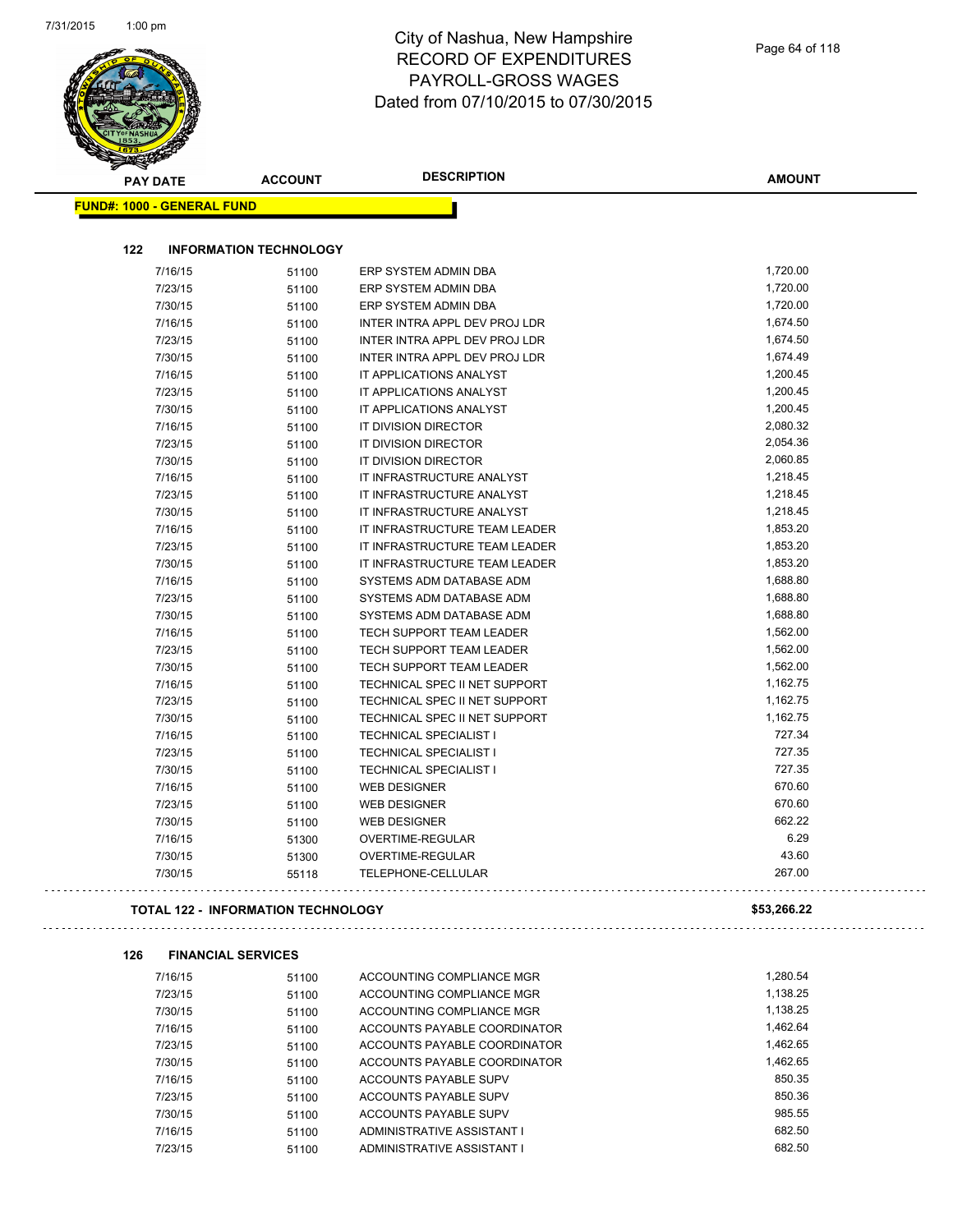# City of Nashua, New Hampshire
# RECORD OF EXPENDITURES
# PAYROLL-GROSS WAGES
# Dated from 07/10/2015 to 07/30/2015

| PAY DATE | ACCOUNT | DESCRIPTION | AMOUNT |
|---|---|---|---|

**FUND#: 1000 - GENERAL FUND**

### 122 INFORMATION TECHNOLOGY

| PAY DATE | ACCOUNT | DESCRIPTION | AMOUNT |
|---|---|---|---|
| 7/16/15 | 51100 | ERP SYSTEM ADMIN DBA | 1,720.00 |
| 7/23/15 | 51100 | ERP SYSTEM ADMIN DBA | 1,720.00 |
| 7/30/15 | 51100 | ERP SYSTEM ADMIN DBA | 1,720.00 |
| 7/16/15 | 51100 | INTER INTRA APPL DEV PROJ LDR | 1,674.50 |
| 7/23/15 | 51100 | INTER INTRA APPL DEV PROJ LDR | 1,674.50 |
| 7/30/15 | 51100 | INTER INTRA APPL DEV PROJ LDR | 1,674.49 |
| 7/16/15 | 51100 | IT APPLICATIONS ANALYST | 1,200.45 |
| 7/23/15 | 51100 | IT APPLICATIONS ANALYST | 1,200.45 |
| 7/30/15 | 51100 | IT APPLICATIONS ANALYST | 1,200.45 |
| 7/16/15 | 51100 | IT DIVISION DIRECTOR | 2,080.32 |
| 7/23/15 | 51100 | IT DIVISION DIRECTOR | 2,054.36 |
| 7/30/15 | 51100 | IT DIVISION DIRECTOR | 2,060.85 |
| 7/16/15 | 51100 | IT INFRASTRUCTURE ANALYST | 1,218.45 |
| 7/23/15 | 51100 | IT INFRASTRUCTURE ANALYST | 1,218.45 |
| 7/30/15 | 51100 | IT INFRASTRUCTURE ANALYST | 1,218.45 |
| 7/16/15 | 51100 | IT INFRASTRUCTURE TEAM LEADER | 1,853.20 |
| 7/23/15 | 51100 | IT INFRASTRUCTURE TEAM LEADER | 1,853.20 |
| 7/30/15 | 51100 | IT INFRASTRUCTURE TEAM LEADER | 1,853.20 |
| 7/16/15 | 51100 | SYSTEMS ADM DATABASE ADM | 1,688.80 |
| 7/23/15 | 51100 | SYSTEMS ADM DATABASE ADM | 1,688.80 |
| 7/30/15 | 51100 | SYSTEMS ADM DATABASE ADM | 1,688.80 |
| 7/16/15 | 51100 | TECH SUPPORT TEAM LEADER | 1,562.00 |
| 7/23/15 | 51100 | TECH SUPPORT TEAM LEADER | 1,562.00 |
| 7/30/15 | 51100 | TECH SUPPORT TEAM LEADER | 1,562.00 |
| 7/16/15 | 51100 | TECHNICAL SPEC II NET SUPPORT | 1,162.75 |
| 7/23/15 | 51100 | TECHNICAL SPEC II NET SUPPORT | 1,162.75 |
| 7/30/15 | 51100 | TECHNICAL SPEC II NET SUPPORT | 1,162.75 |
| 7/16/15 | 51100 | TECHNICAL SPECIALIST I | 727.34 |
| 7/23/15 | 51100 | TECHNICAL SPECIALIST I | 727.35 |
| 7/30/15 | 51100 | TECHNICAL SPECIALIST I | 727.35 |
| 7/16/15 | 51100 | WEB DESIGNER | 670.60 |
| 7/23/15 | 51100 | WEB DESIGNER | 670.60 |
| 7/30/15 | 51100 | WEB DESIGNER | 662.22 |
| 7/16/15 | 51300 | OVERTIME-REGULAR | 6.29 |
| 7/30/15 | 51300 | OVERTIME-REGULAR | 43.60 |
| 7/30/15 | 55118 | TELEPHONE-CELLULAR | 267.00 |

**TOTAL 122 - INFORMATION TECHNOLOGY** **$53,266.22**

### 126 FINANCIAL SERVICES

| PAY DATE | ACCOUNT | DESCRIPTION | AMOUNT |
|---|---|---|---|
| 7/16/15 | 51100 | ACCOUNTING COMPLIANCE MGR | 1,280.54 |
| 7/23/15 | 51100 | ACCOUNTING COMPLIANCE MGR | 1,138.25 |
| 7/30/15 | 51100 | ACCOUNTING COMPLIANCE MGR | 1,138.25 |
| 7/16/15 | 51100 | ACCOUNTS PAYABLE COORDINATOR | 1,462.64 |
| 7/23/15 | 51100 | ACCOUNTS PAYABLE COORDINATOR | 1,462.65 |
| 7/30/15 | 51100 | ACCOUNTS PAYABLE COORDINATOR | 1,462.65 |
| 7/16/15 | 51100 | ACCOUNTS PAYABLE SUPV | 850.35 |
| 7/23/15 | 51100 | ACCOUNTS PAYABLE SUPV | 850.36 |
| 7/30/15 | 51100 | ACCOUNTS PAYABLE SUPV | 985.55 |
| 7/16/15 | 51100 | ADMINISTRATIVE ASSISTANT I | 682.50 |
| 7/23/15 | 51100 | ADMINISTRATIVE ASSISTANT I | 682.50 |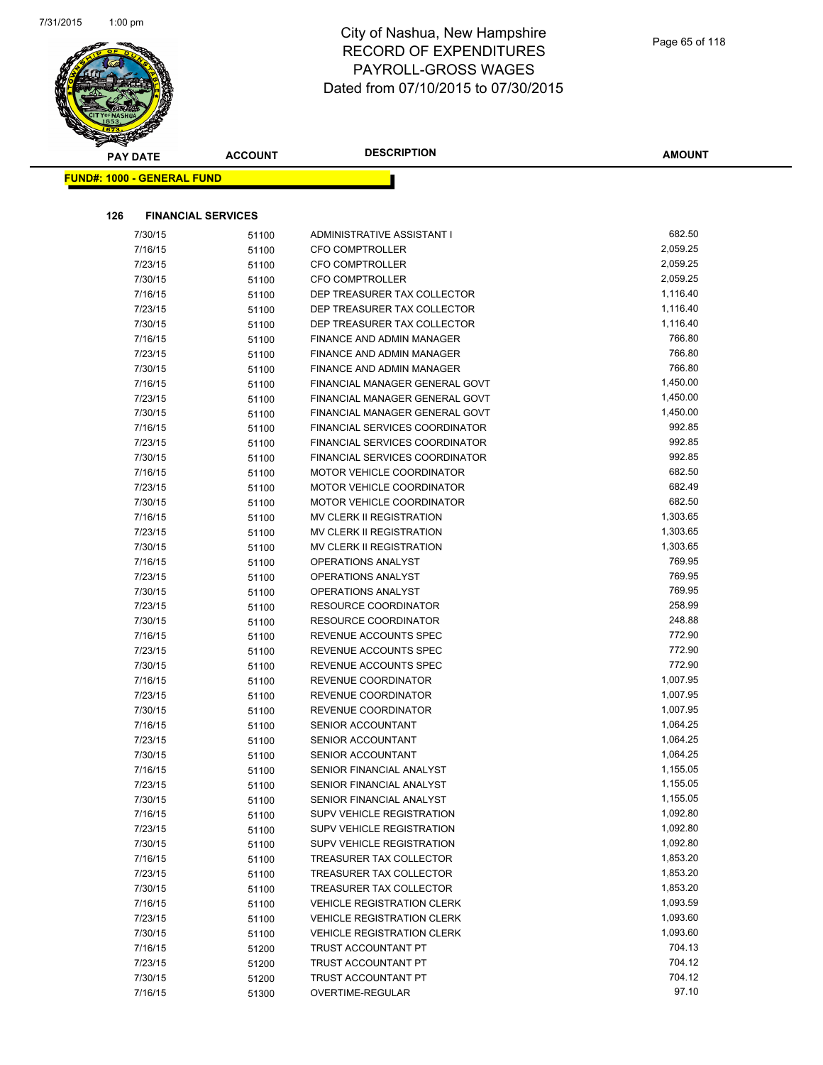# City of Nashua, New Hampshire
## RECORD OF EXPENDITURES
## PAYROLL-GROSS WAGES
## Dated from 07/10/2015 to 07/30/2015

**FUND#: 1000 - GENERAL FUND**

**126 FINANCIAL SERVICES**

| PAY DATE | ACCOUNT | DESCRIPTION | AMOUNT |
|---|---|---|---|
| 7/30/15 | 51100 | ADMINISTRATIVE ASSISTANT I | 682.50 |
| 7/16/15 | 51100 | CFO COMPTROLLER | 2,059.25 |
| 7/23/15 | 51100 | CFO COMPTROLLER | 2,059.25 |
| 7/30/15 | 51100 | CFO COMPTROLLER | 2,059.25 |
| 7/16/15 | 51100 | DEP TREASURER TAX COLLECTOR | 1,116.40 |
| 7/23/15 | 51100 | DEP TREASURER TAX COLLECTOR | 1,116.40 |
| 7/30/15 | 51100 | DEP TREASURER TAX COLLECTOR | 1,116.40 |
| 7/16/15 | 51100 | FINANCE AND ADMIN MANAGER | 766.80 |
| 7/23/15 | 51100 | FINANCE AND ADMIN MANAGER | 766.80 |
| 7/30/15 | 51100 | FINANCE AND ADMIN MANAGER | 766.80 |
| 7/16/15 | 51100 | FINANCIAL MANAGER GENERAL GOVT | 1,450.00 |
| 7/23/15 | 51100 | FINANCIAL MANAGER GENERAL GOVT | 1,450.00 |
| 7/30/15 | 51100 | FINANCIAL MANAGER GENERAL GOVT | 1,450.00 |
| 7/16/15 | 51100 | FINANCIAL SERVICES COORDINATOR | 992.85 |
| 7/23/15 | 51100 | FINANCIAL SERVICES COORDINATOR | 992.85 |
| 7/30/15 | 51100 | FINANCIAL SERVICES COORDINATOR | 992.85 |
| 7/16/15 | 51100 | MOTOR VEHICLE COORDINATOR | 682.50 |
| 7/23/15 | 51100 | MOTOR VEHICLE COORDINATOR | 682.49 |
| 7/30/15 | 51100 | MOTOR VEHICLE COORDINATOR | 682.50 |
| 7/16/15 | 51100 | MV CLERK II REGISTRATION | 1,303.65 |
| 7/23/15 | 51100 | MV CLERK II REGISTRATION | 1,303.65 |
| 7/30/15 | 51100 | MV CLERK II REGISTRATION | 1,303.65 |
| 7/16/15 | 51100 | OPERATIONS ANALYST | 769.95 |
| 7/23/15 | 51100 | OPERATIONS ANALYST | 769.95 |
| 7/30/15 | 51100 | OPERATIONS ANALYST | 769.95 |
| 7/23/15 | 51100 | RESOURCE COORDINATOR | 258.99 |
| 7/30/15 | 51100 | RESOURCE COORDINATOR | 248.88 |
| 7/16/15 | 51100 | REVENUE ACCOUNTS SPEC | 772.90 |
| 7/23/15 | 51100 | REVENUE ACCOUNTS SPEC | 772.90 |
| 7/30/15 | 51100 | REVENUE ACCOUNTS SPEC | 772.90 |
| 7/16/15 | 51100 | REVENUE COORDINATOR | 1,007.95 |
| 7/23/15 | 51100 | REVENUE COORDINATOR | 1,007.95 |
| 7/30/15 | 51100 | REVENUE COORDINATOR | 1,007.95 |
| 7/16/15 | 51100 | SENIOR ACCOUNTANT | 1,064.25 |
| 7/23/15 | 51100 | SENIOR ACCOUNTANT | 1,064.25 |
| 7/30/15 | 51100 | SENIOR ACCOUNTANT | 1,064.25 |
| 7/16/15 | 51100 | SENIOR FINANCIAL ANALYST | 1,155.05 |
| 7/23/15 | 51100 | SENIOR FINANCIAL ANALYST | 1,155.05 |
| 7/30/15 | 51100 | SENIOR FINANCIAL ANALYST | 1,155.05 |
| 7/16/15 | 51100 | SUPV VEHICLE REGISTRATION | 1,092.80 |
| 7/23/15 | 51100 | SUPV VEHICLE REGISTRATION | 1,092.80 |
| 7/30/15 | 51100 | SUPV VEHICLE REGISTRATION | 1,092.80 |
| 7/16/15 | 51100 | TREASURER TAX COLLECTOR | 1,853.20 |
| 7/23/15 | 51100 | TREASURER TAX COLLECTOR | 1,853.20 |
| 7/30/15 | 51100 | TREASURER TAX COLLECTOR | 1,853.20 |
| 7/16/15 | 51100 | VEHICLE REGISTRATION CLERK | 1,093.59 |
| 7/23/15 | 51100 | VEHICLE REGISTRATION CLERK | 1,093.60 |
| 7/30/15 | 51100 | VEHICLE REGISTRATION CLERK | 1,093.60 |
| 7/16/15 | 51200 | TRUST ACCOUNTANT PT | 704.13 |
| 7/23/15 | 51200 | TRUST ACCOUNTANT PT | 704.12 |
| 7/30/15 | 51200 | TRUST ACCOUNTANT PT | 704.12 |
| 7/16/15 | 51300 | OVERTIME-REGULAR | 97.10 |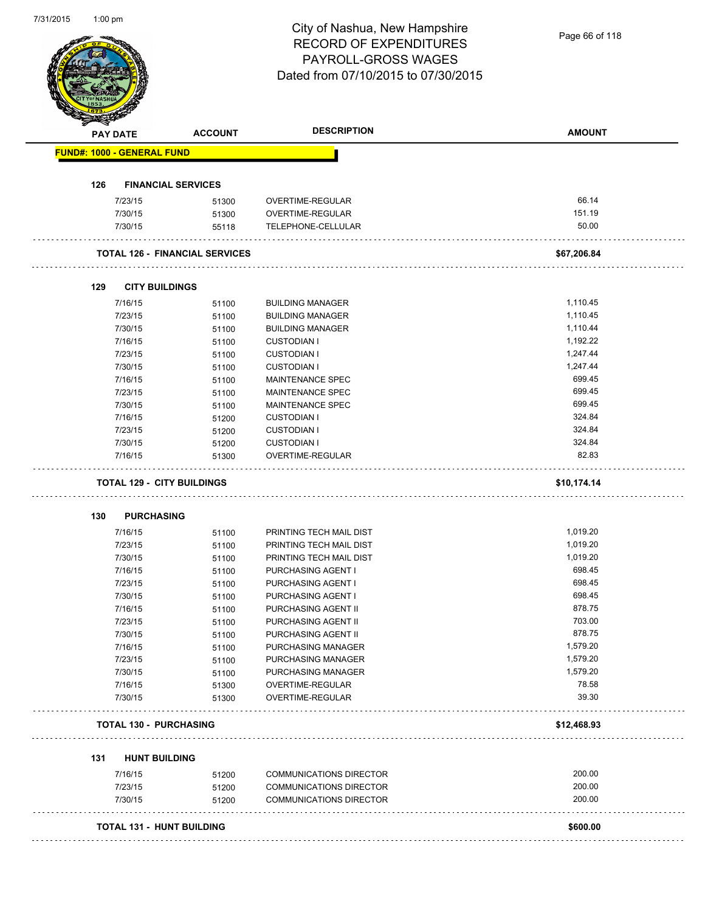# City of Nashua, New Hampshire
## RECORD OF EXPENDITURES
## PAYROLL-GROSS WAGES
## Dated from 07/10/2015 to 07/30/2015

**FUND#: 1000 - GENERAL FUND**

### 126 FINANCIAL SERVICES

| PAY DATE | ACCOUNT | DESCRIPTION | AMOUNT |
|---|---|---|---|
| 7/23/15 | 51300 | OVERTIME-REGULAR | 66.14 |
| 7/30/15 | 51300 | OVERTIME-REGULAR | 151.19 |
| 7/30/15 | 55118 | TELEPHONE-CELLULAR | 50.00 |
| **TOTAL 126 - FINANCIAL SERVICES** | | | **$67,206.84** |

### 129 CITY BUILDINGS

| PAY DATE | ACCOUNT | DESCRIPTION | AMOUNT |
|---|---|---|---|
| 7/16/15 | 51100 | BUILDING MANAGER | 1,110.45 |
| 7/23/15 | 51100 | BUILDING MANAGER | 1,110.45 |
| 7/30/15 | 51100 | BUILDING MANAGER | 1,110.44 |
| 7/16/15 | 51100 | CUSTODIAN I | 1,192.22 |
| 7/23/15 | 51100 | CUSTODIAN I | 1,247.44 |
| 7/30/15 | 51100 | CUSTODIAN I | 1,247.44 |
| 7/16/15 | 51100 | MAINTENANCE SPEC | 699.45 |
| 7/23/15 | 51100 | MAINTENANCE SPEC | 699.45 |
| 7/30/15 | 51100 | MAINTENANCE SPEC | 699.45 |
| 7/16/15 | 51200 | CUSTODIAN I | 324.84 |
| 7/23/15 | 51200 | CUSTODIAN I | 324.84 |
| 7/30/15 | 51200 | CUSTODIAN I | 324.84 |
| 7/16/15 | 51300 | OVERTIME-REGULAR | 82.83 |
| **TOTAL 129 - CITY BUILDINGS** | | | **$10,174.14** |

### 130 PURCHASING

| PAY DATE | ACCOUNT | DESCRIPTION | AMOUNT |
|---|---|---|---|
| 7/16/15 | 51100 | PRINTING TECH MAIL DIST | 1,019.20 |
| 7/23/15 | 51100 | PRINTING TECH MAIL DIST | 1,019.20 |
| 7/30/15 | 51100 | PRINTING TECH MAIL DIST | 1,019.20 |
| 7/16/15 | 51100 | PURCHASING AGENT I | 698.45 |
| 7/23/15 | 51100 | PURCHASING AGENT I | 698.45 |
| 7/30/15 | 51100 | PURCHASING AGENT I | 698.45 |
| 7/16/15 | 51100 | PURCHASING AGENT II | 878.75 |
| 7/23/15 | 51100 | PURCHASING AGENT II | 703.00 |
| 7/30/15 | 51100 | PURCHASING AGENT II | 878.75 |
| 7/16/15 | 51100 | PURCHASING MANAGER | 1,579.20 |
| 7/23/15 | 51100 | PURCHASING MANAGER | 1,579.20 |
| 7/30/15 | 51100 | PURCHASING MANAGER | 1,579.20 |
| 7/16/15 | 51300 | OVERTIME-REGULAR | 78.58 |
| 7/30/15 | 51300 | OVERTIME-REGULAR | 39.30 |
| **TOTAL 130 - PURCHASING** | | | **$12,468.93** |

### 131 HUNT BUILDING

| PAY DATE | ACCOUNT | DESCRIPTION | AMOUNT |
|---|---|---|---|
| 7/16/15 | 51200 | COMMUNICATIONS DIRECTOR | 200.00 |
| 7/23/15 | 51200 | COMMUNICATIONS DIRECTOR | 200.00 |
| 7/30/15 | 51200 | COMMUNICATIONS DIRECTOR | 200.00 |
| **TOTAL 131 - HUNT BUILDING** | | | **$600.00** |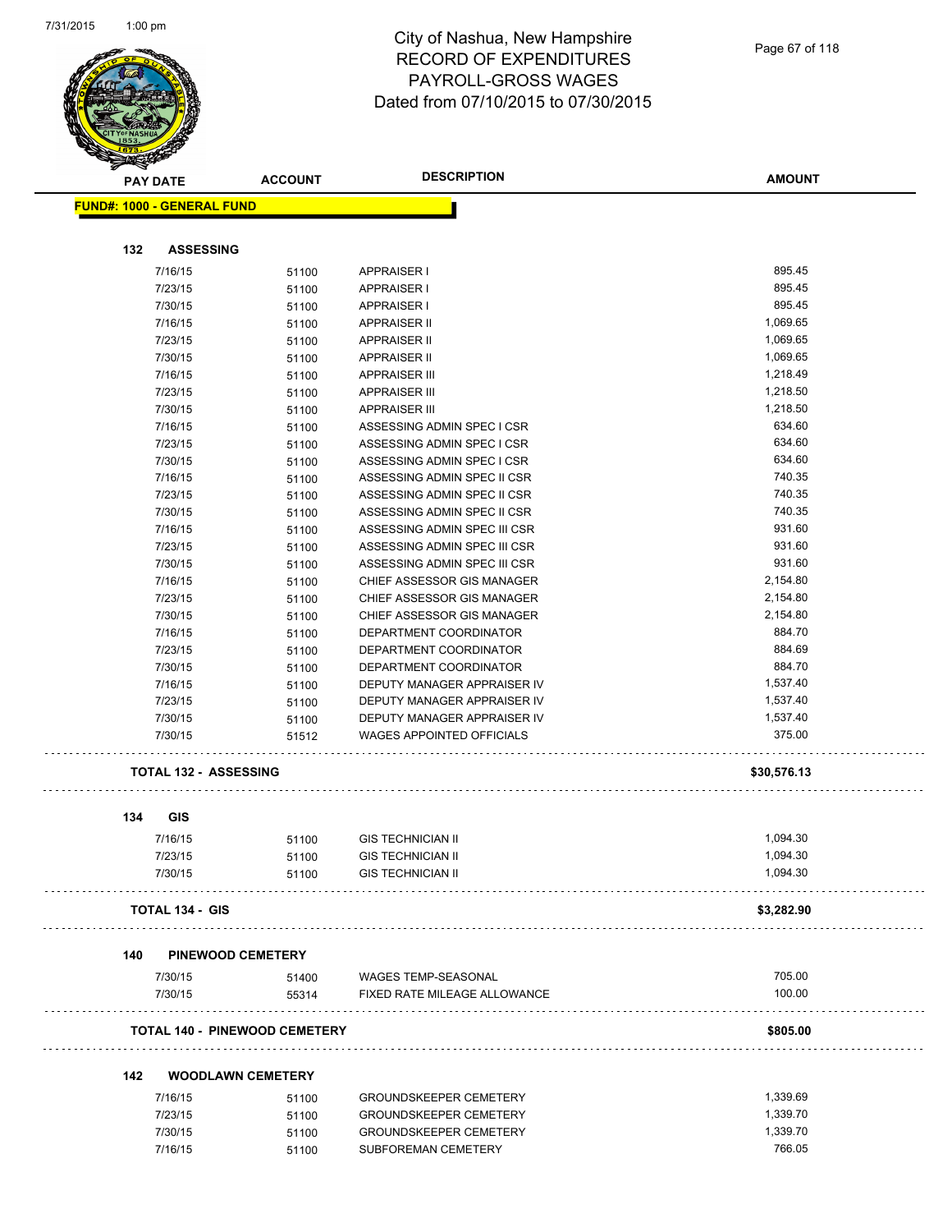# City of Nashua, New Hampshire
## RECORD OF EXPENDITURES
## PAYROLL-GROSS WAGES
## Dated from 07/10/2015 to 07/30/2015

| PAY DATE | ACCOUNT | DESCRIPTION | AMOUNT |
|---|---|---|---|
| **FUND#: 1000 - GENERAL FUND** | | | |
| **132 ASSESSING** | | | |
| 7/16/15 | 51100 | APPRAISER I | 895.45 |
| 7/23/15 | 51100 | APPRAISER I | 895.45 |
| 7/30/15 | 51100 | APPRAISER I | 895.45 |
| 7/16/15 | 51100 | APPRAISER II | 1,069.65 |
| 7/23/15 | 51100 | APPRAISER II | 1,069.65 |
| 7/30/15 | 51100 | APPRAISER II | 1,069.65 |
| 7/16/15 | 51100 | APPRAISER III | 1,218.49 |
| 7/23/15 | 51100 | APPRAISER III | 1,218.50 |
| 7/30/15 | 51100 | APPRAISER III | 1,218.50 |
| 7/16/15 | 51100 | ASSESSING ADMIN SPEC I CSR | 634.60 |
| 7/23/15 | 51100 | ASSESSING ADMIN SPEC I CSR | 634.60 |
| 7/30/15 | 51100 | ASSESSING ADMIN SPEC I CSR | 634.60 |
| 7/16/15 | 51100 | ASSESSING ADMIN SPEC II CSR | 740.35 |
| 7/23/15 | 51100 | ASSESSING ADMIN SPEC II CSR | 740.35 |
| 7/30/15 | 51100 | ASSESSING ADMIN SPEC II CSR | 740.35 |
| 7/16/15 | 51100 | ASSESSING ADMIN SPEC III CSR | 931.60 |
| 7/23/15 | 51100 | ASSESSING ADMIN SPEC III CSR | 931.60 |
| 7/30/15 | 51100 | ASSESSING ADMIN SPEC III CSR | 931.60 |
| 7/16/15 | 51100 | CHIEF ASSESSOR GIS MANAGER | 2,154.80 |
| 7/23/15 | 51100 | CHIEF ASSESSOR GIS MANAGER | 2,154.80 |
| 7/30/15 | 51100 | CHIEF ASSESSOR GIS MANAGER | 2,154.80 |
| 7/16/15 | 51100 | DEPARTMENT COORDINATOR | 884.70 |
| 7/23/15 | 51100 | DEPARTMENT COORDINATOR | 884.69 |
| 7/30/15 | 51100 | DEPARTMENT COORDINATOR | 884.70 |
| 7/16/15 | 51100 | DEPUTY MANAGER APPRAISER IV | 1,537.40 |
| 7/23/15 | 51100 | DEPUTY MANAGER APPRAISER IV | 1,537.40 |
| 7/30/15 | 51100 | DEPUTY MANAGER APPRAISER IV | 1,537.40 |
| 7/30/15 | 51512 | WAGES APPOINTED OFFICIALS | 375.00 |
| **TOTAL 132 - ASSESSING** | | | **$30,576.13** |
| **134 GIS** | | | |
| 7/16/15 | 51100 | GIS TECHNICIAN II | 1,094.30 |
| 7/23/15 | 51100 | GIS TECHNICIAN II | 1,094.30 |
| 7/30/15 | 51100 | GIS TECHNICIAN II | 1,094.30 |
| **TOTAL 134 - GIS** | | | **$3,282.90** |
| **140 PINEWOOD CEMETERY** | | | |
| 7/30/15 | 51400 | WAGES TEMP-SEASONAL | 705.00 |
| 7/30/15 | 55314 | FIXED RATE MILEAGE ALLOWANCE | 100.00 |
| **TOTAL 140 - PINEWOOD CEMETERY** | | | **$805.00** |
| **142 WOODLAWN CEMETERY** | | | |
| 7/16/15 | 51100 | GROUNDSKEEPER CEMETERY | 1,339.69 |
| 7/23/15 | 51100 | GROUNDSKEEPER CEMETERY | 1,339.70 |
| 7/30/15 | 51100 | GROUNDSKEEPER CEMETERY | 1,339.70 |
| 7/16/15 | 51100 | SUBFOREMAN CEMETERY | 766.05 |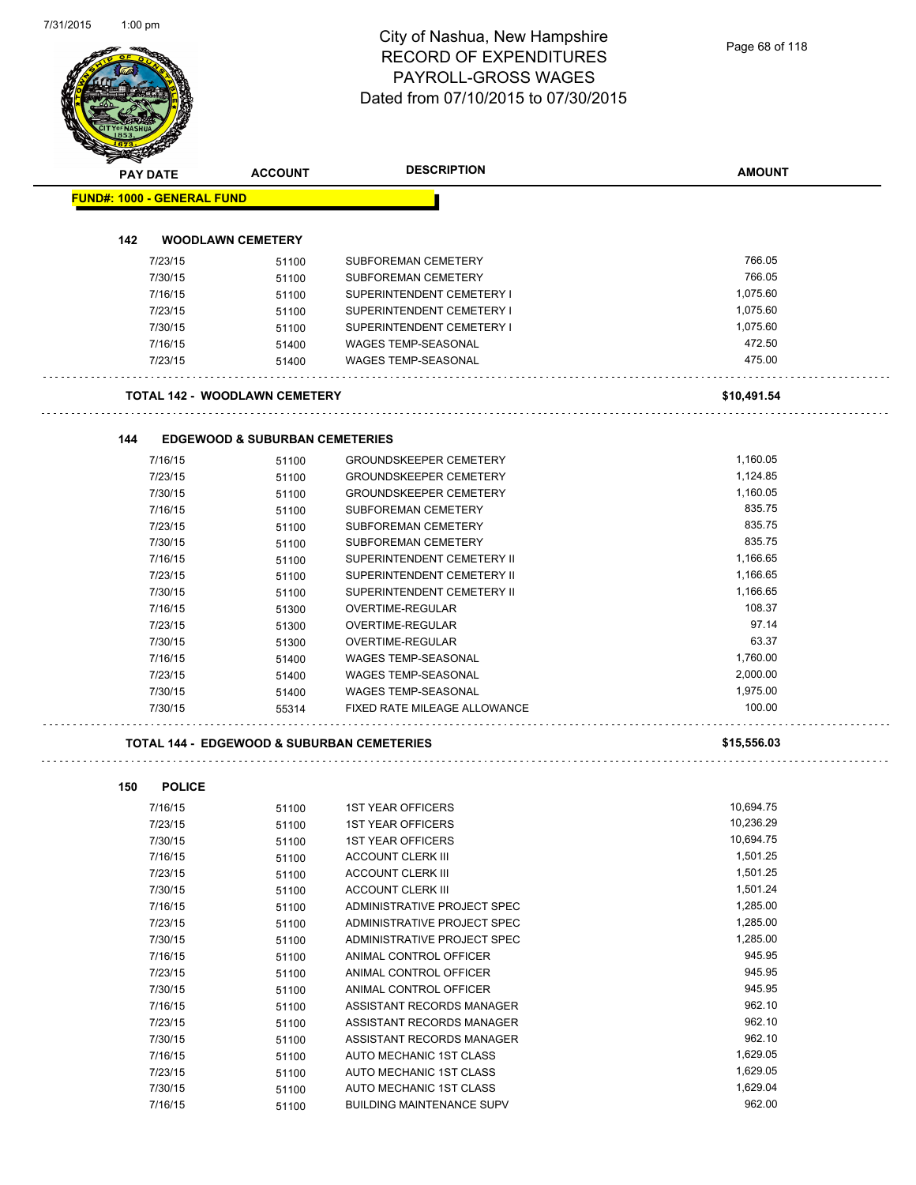# City of Nashua, New Hampshire
## RECORD OF EXPENDITURES
## PAYROLL-GROSS WAGES
## Dated from 07/10/2015 to 07/30/2015

| PAY DATE | ACCOUNT | DESCRIPTION | AMOUNT |
|---|---|---|---|

**FUND#: 1000 - GENERAL FUND**

### 142 WOODLAWN CEMETERY

| PAY DATE | ACCOUNT | DESCRIPTION | AMOUNT |
|---|---|---|---|
| 7/23/15 | 51100 | SUBFOREMAN CEMETERY | 766.05 |
| 7/30/15 | 51100 | SUBFOREMAN CEMETERY | 766.05 |
| 7/16/15 | 51100 | SUPERINTENDENT CEMETERY I | 1,075.60 |
| 7/23/15 | 51100 | SUPERINTENDENT CEMETERY I | 1,075.60 |
| 7/30/15 | 51100 | SUPERINTENDENT CEMETERY I | 1,075.60 |
| 7/16/15 | 51400 | WAGES TEMP-SEASONAL | 472.50 |
| 7/23/15 | 51400 | WAGES TEMP-SEASONAL | 475.00 |

**TOTAL 142 - WOODLAWN CEMETERY** **$10,491.54**

### 144 EDGEWOOD & SUBURBAN CEMETERIES

| PAY DATE | ACCOUNT | DESCRIPTION | AMOUNT |
|---|---|---|---|
| 7/16/15 | 51100 | GROUNDSKEEPER CEMETERY | 1,160.05 |
| 7/23/15 | 51100 | GROUNDSKEEPER CEMETERY | 1,124.85 |
| 7/30/15 | 51100 | GROUNDSKEEPER CEMETERY | 1,160.05 |
| 7/16/15 | 51100 | SUBFOREMAN CEMETERY | 835.75 |
| 7/23/15 | 51100 | SUBFOREMAN CEMETERY | 835.75 |
| 7/30/15 | 51100 | SUBFOREMAN CEMETERY | 835.75 |
| 7/16/15 | 51100 | SUPERINTENDENT CEMETERY II | 1,166.65 |
| 7/23/15 | 51100 | SUPERINTENDENT CEMETERY II | 1,166.65 |
| 7/30/15 | 51100 | SUPERINTENDENT CEMETERY II | 1,166.65 |
| 7/16/15 | 51300 | OVERTIME-REGULAR | 108.37 |
| 7/23/15 | 51300 | OVERTIME-REGULAR | 97.14 |
| 7/30/15 | 51300 | OVERTIME-REGULAR | 63.37 |
| 7/16/15 | 51400 | WAGES TEMP-SEASONAL | 1,760.00 |
| 7/23/15 | 51400 | WAGES TEMP-SEASONAL | 2,000.00 |
| 7/30/15 | 51400 | WAGES TEMP-SEASONAL | 1,975.00 |
| 7/30/15 | 55314 | FIXED RATE MILEAGE ALLOWANCE | 100.00 |

**TOTAL 144 - EDGEWOOD & SUBURBAN CEMETERIES** **$15,556.03**

### 150 POLICE

| PAY DATE | ACCOUNT | DESCRIPTION | AMOUNT |
|---|---|---|---|
| 7/16/15 | 51100 | 1ST YEAR OFFICERS | 10,694.75 |
| 7/23/15 | 51100 | 1ST YEAR OFFICERS | 10,236.29 |
| 7/30/15 | 51100 | 1ST YEAR OFFICERS | 10,694.75 |
| 7/16/15 | 51100 | ACCOUNT CLERK III | 1,501.25 |
| 7/23/15 | 51100 | ACCOUNT CLERK III | 1,501.25 |
| 7/30/15 | 51100 | ACCOUNT CLERK III | 1,501.24 |
| 7/16/15 | 51100 | ADMINISTRATIVE PROJECT SPEC | 1,285.00 |
| 7/23/15 | 51100 | ADMINISTRATIVE PROJECT SPEC | 1,285.00 |
| 7/30/15 | 51100 | ADMINISTRATIVE PROJECT SPEC | 1,285.00 |
| 7/16/15 | 51100 | ANIMAL CONTROL OFFICER | 945.95 |
| 7/23/15 | 51100 | ANIMAL CONTROL OFFICER | 945.95 |
| 7/30/15 | 51100 | ANIMAL CONTROL OFFICER | 945.95 |
| 7/16/15 | 51100 | ASSISTANT RECORDS MANAGER | 962.10 |
| 7/23/15 | 51100 | ASSISTANT RECORDS MANAGER | 962.10 |
| 7/30/15 | 51100 | ASSISTANT RECORDS MANAGER | 962.10 |
| 7/16/15 | 51100 | AUTO MECHANIC 1ST CLASS | 1,629.05 |
| 7/23/15 | 51100 | AUTO MECHANIC 1ST CLASS | 1,629.05 |
| 7/30/15 | 51100 | AUTO MECHANIC 1ST CLASS | 1,629.04 |
| 7/16/15 | 51100 | BUILDING MAINTENANCE SUPV | 962.00 |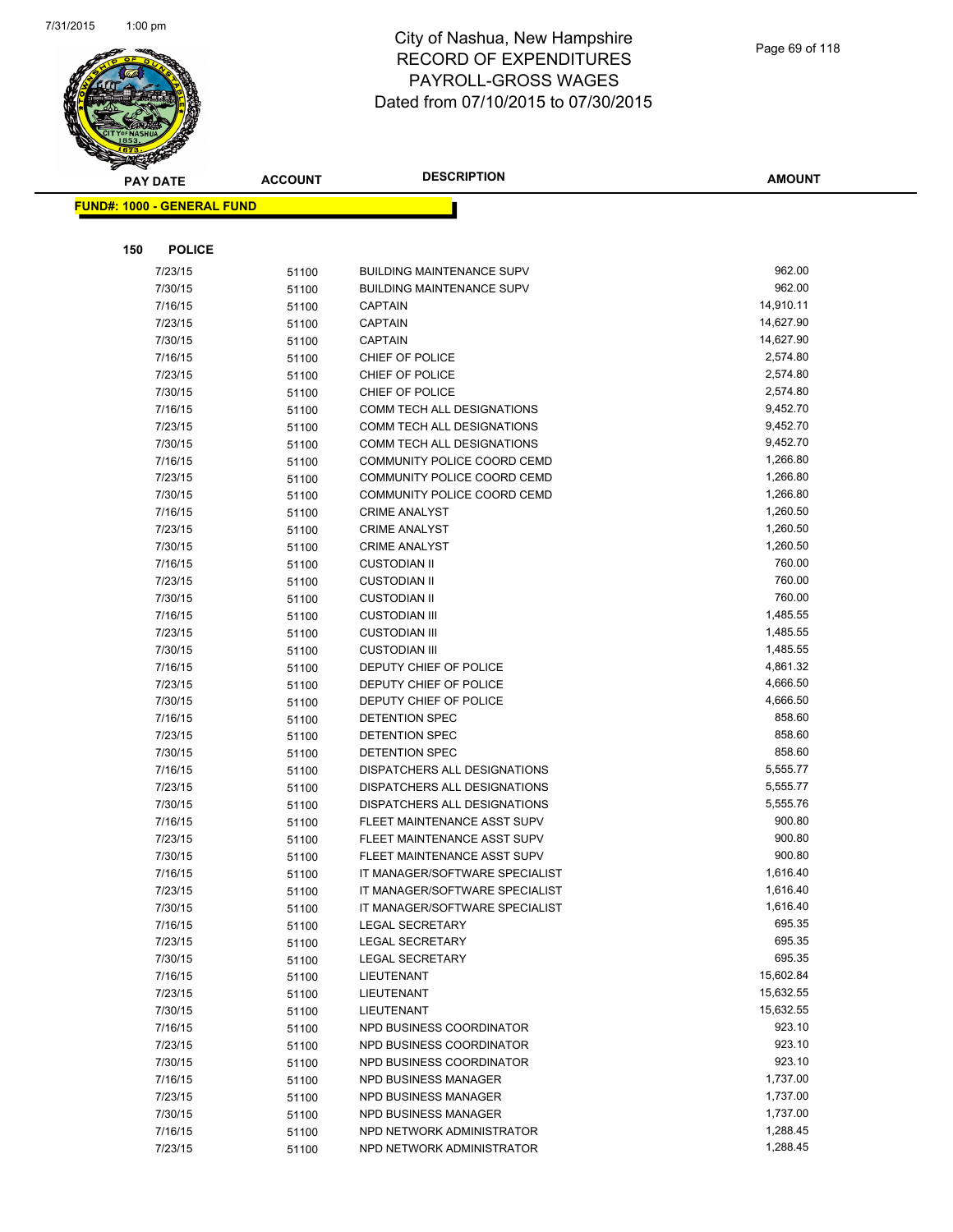# City of Nashua, New Hampshire
# RECORD OF EXPENDITURES
# PAYROLL-GROSS WAGES
# Dated from 07/10/2015 to 07/30/2015

| PAY DATE | ACCOUNT | DESCRIPTION | AMOUNT |
|---|---|---|---|

**FUND#: 1000 - GENERAL FUND**

**150 POLICE**

| PAY DATE | ACCOUNT | DESCRIPTION | AMOUNT |
|---|---|---|---|
| 7/23/15 | 51100 | BUILDING MAINTENANCE SUPV | 962.00 |
| 7/30/15 | 51100 | BUILDING MAINTENANCE SUPV | 962.00 |
| 7/16/15 | 51100 | CAPTAIN | 14,910.11 |
| 7/23/15 | 51100 | CAPTAIN | 14,627.90 |
| 7/30/15 | 51100 | CAPTAIN | 14,627.90 |
| 7/16/15 | 51100 | CHIEF OF POLICE | 2,574.80 |
| 7/23/15 | 51100 | CHIEF OF POLICE | 2,574.80 |
| 7/30/15 | 51100 | CHIEF OF POLICE | 2,574.80 |
| 7/16/15 | 51100 | COMM TECH ALL DESIGNATIONS | 9,452.70 |
| 7/23/15 | 51100 | COMM TECH ALL DESIGNATIONS | 9,452.70 |
| 7/30/15 | 51100 | COMM TECH ALL DESIGNATIONS | 9,452.70 |
| 7/16/15 | 51100 | COMMUNITY POLICE COORD CEMD | 1,266.80 |
| 7/23/15 | 51100 | COMMUNITY POLICE COORD CEMD | 1,266.80 |
| 7/30/15 | 51100 | COMMUNITY POLICE COORD CEMD | 1,266.80 |
| 7/16/15 | 51100 | CRIME ANALYST | 1,260.50 |
| 7/23/15 | 51100 | CRIME ANALYST | 1,260.50 |
| 7/30/15 | 51100 | CRIME ANALYST | 1,260.50 |
| 7/16/15 | 51100 | CUSTODIAN II | 760.00 |
| 7/23/15 | 51100 | CUSTODIAN II | 760.00 |
| 7/30/15 | 51100 | CUSTODIAN II | 760.00 |
| 7/16/15 | 51100 | CUSTODIAN III | 1,485.55 |
| 7/23/15 | 51100 | CUSTODIAN III | 1,485.55 |
| 7/30/15 | 51100 | CUSTODIAN III | 1,485.55 |
| 7/16/15 | 51100 | DEPUTY CHIEF OF POLICE | 4,861.32 |
| 7/23/15 | 51100 | DEPUTY CHIEF OF POLICE | 4,666.50 |
| 7/30/15 | 51100 | DEPUTY CHIEF OF POLICE | 4,666.50 |
| 7/16/15 | 51100 | DETENTION SPEC | 858.60 |
| 7/23/15 | 51100 | DETENTION SPEC | 858.60 |
| 7/30/15 | 51100 | DETENTION SPEC | 858.60 |
| 7/16/15 | 51100 | DISPATCHERS ALL DESIGNATIONS | 5,555.77 |
| 7/23/15 | 51100 | DISPATCHERS ALL DESIGNATIONS | 5,555.77 |
| 7/30/15 | 51100 | DISPATCHERS ALL DESIGNATIONS | 5,555.76 |
| 7/16/15 | 51100 | FLEET MAINTENANCE ASST SUPV | 900.80 |
| 7/23/15 | 51100 | FLEET MAINTENANCE ASST SUPV | 900.80 |
| 7/30/15 | 51100 | FLEET MAINTENANCE ASST SUPV | 900.80 |
| 7/16/15 | 51100 | IT MANAGER/SOFTWARE SPECIALIST | 1,616.40 |
| 7/23/15 | 51100 | IT MANAGER/SOFTWARE SPECIALIST | 1,616.40 |
| 7/30/15 | 51100 | IT MANAGER/SOFTWARE SPECIALIST | 1,616.40 |
| 7/16/15 | 51100 | LEGAL SECRETARY | 695.35 |
| 7/23/15 | 51100 | LEGAL SECRETARY | 695.35 |
| 7/30/15 | 51100 | LEGAL SECRETARY | 695.35 |
| 7/16/15 | 51100 | LIEUTENANT | 15,602.84 |
| 7/23/15 | 51100 | LIEUTENANT | 15,632.55 |
| 7/30/15 | 51100 | LIEUTENANT | 15,632.55 |
| 7/16/15 | 51100 | NPD BUSINESS COORDINATOR | 923.10 |
| 7/23/15 | 51100 | NPD BUSINESS COORDINATOR | 923.10 |
| 7/30/15 | 51100 | NPD BUSINESS COORDINATOR | 923.10 |
| 7/16/15 | 51100 | NPD BUSINESS MANAGER | 1,737.00 |
| 7/23/15 | 51100 | NPD BUSINESS MANAGER | 1,737.00 |
| 7/30/15 | 51100 | NPD BUSINESS MANAGER | 1,737.00 |
| 7/16/15 | 51100 | NPD NETWORK ADMINISTRATOR | 1,288.45 |
| 7/23/15 | 51100 | NPD NETWORK ADMINISTRATOR | 1,288.45 |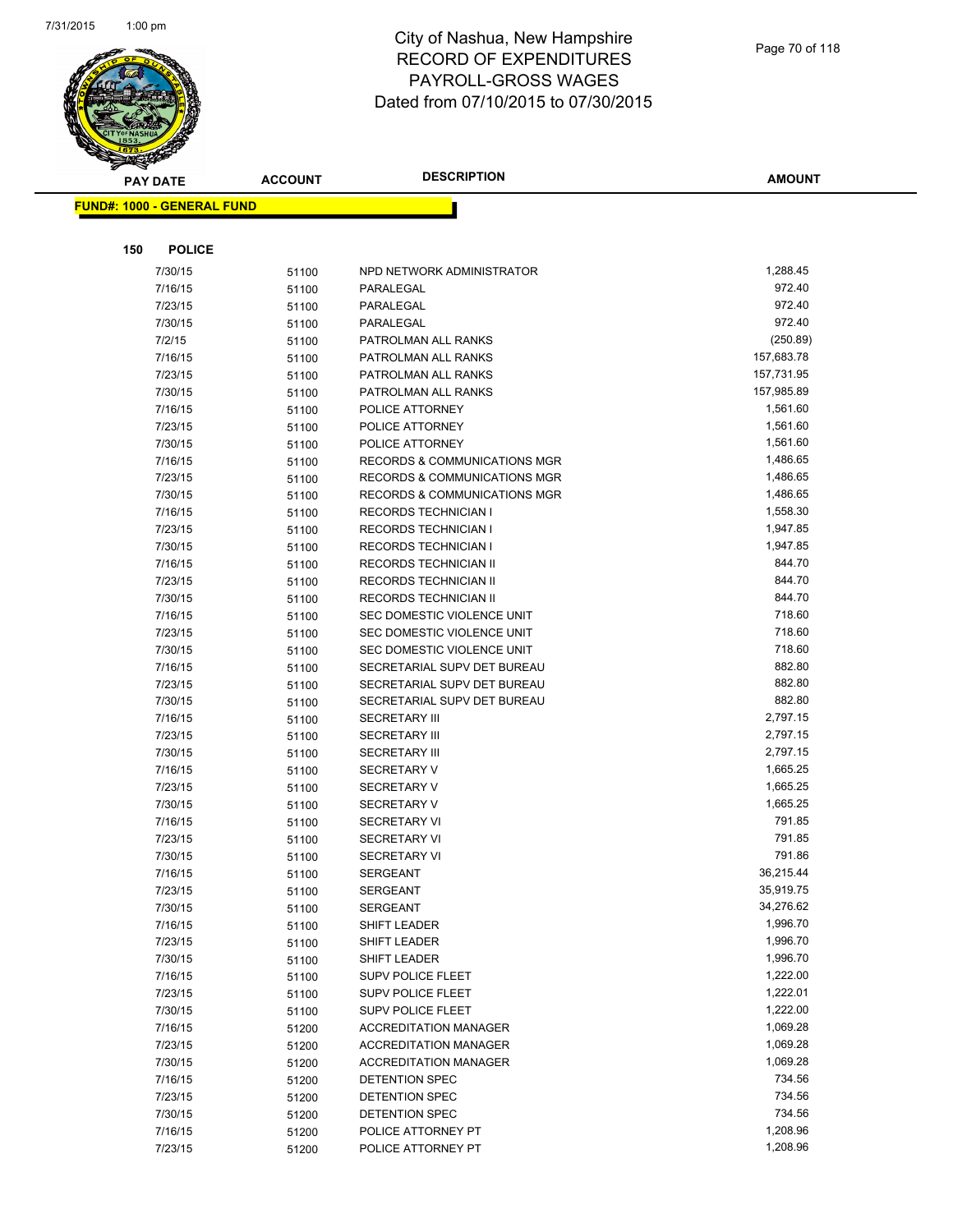# City of Nashua, New Hampshire
## RECORD OF EXPENDITURES
## PAYROLL-GROSS WAGES
## Dated from 07/10/2015 to 07/30/2015

**FUND#: 1000 - GENERAL FUND**

**150 POLICE**

| PAY DATE | ACCOUNT | DESCRIPTION | AMOUNT |
|---|---|---|---|
| 7/30/15 | 51100 | NPD NETWORK ADMINISTRATOR | 1,288.45 |
| 7/16/15 | 51100 | PARALEGAL | 972.40 |
| 7/23/15 | 51100 | PARALEGAL | 972.40 |
| 7/30/15 | 51100 | PARALEGAL | 972.40 |
| 7/2/15 | 51100 | PATROLMAN ALL RANKS | (250.89) |
| 7/16/15 | 51100 | PATROLMAN ALL RANKS | 157,683.78 |
| 7/23/15 | 51100 | PATROLMAN ALL RANKS | 157,731.95 |
| 7/30/15 | 51100 | PATROLMAN ALL RANKS | 157,985.89 |
| 7/16/15 | 51100 | POLICE ATTORNEY | 1,561.60 |
| 7/23/15 | 51100 | POLICE ATTORNEY | 1,561.60 |
| 7/30/15 | 51100 | POLICE ATTORNEY | 1,561.60 |
| 7/16/15 | 51100 | RECORDS & COMMUNICATIONS MGR | 1,486.65 |
| 7/23/15 | 51100 | RECORDS & COMMUNICATIONS MGR | 1,486.65 |
| 7/30/15 | 51100 | RECORDS & COMMUNICATIONS MGR | 1,486.65 |
| 7/16/15 | 51100 | RECORDS TECHNICIAN I | 1,558.30 |
| 7/23/15 | 51100 | RECORDS TECHNICIAN I | 1,947.85 |
| 7/30/15 | 51100 | RECORDS TECHNICIAN I | 1,947.85 |
| 7/16/15 | 51100 | RECORDS TECHNICIAN II | 844.70 |
| 7/23/15 | 51100 | RECORDS TECHNICIAN II | 844.70 |
| 7/30/15 | 51100 | RECORDS TECHNICIAN II | 844.70 |
| 7/16/15 | 51100 | SEC DOMESTIC VIOLENCE UNIT | 718.60 |
| 7/23/15 | 51100 | SEC DOMESTIC VIOLENCE UNIT | 718.60 |
| 7/30/15 | 51100 | SEC DOMESTIC VIOLENCE UNIT | 718.60 |
| 7/16/15 | 51100 | SECRETARIAL SUPV DET BUREAU | 882.80 |
| 7/23/15 | 51100 | SECRETARIAL SUPV DET BUREAU | 882.80 |
| 7/30/15 | 51100 | SECRETARIAL SUPV DET BUREAU | 882.80 |
| 7/16/15 | 51100 | SECRETARY III | 2,797.15 |
| 7/23/15 | 51100 | SECRETARY III | 2,797.15 |
| 7/30/15 | 51100 | SECRETARY III | 2,797.15 |
| 7/16/15 | 51100 | SECRETARY V | 1,665.25 |
| 7/23/15 | 51100 | SECRETARY V | 1,665.25 |
| 7/30/15 | 51100 | SECRETARY V | 1,665.25 |
| 7/16/15 | 51100 | SECRETARY VI | 791.85 |
| 7/23/15 | 51100 | SECRETARY VI | 791.85 |
| 7/30/15 | 51100 | SECRETARY VI | 791.86 |
| 7/16/15 | 51100 | SERGEANT | 36,215.44 |
| 7/23/15 | 51100 | SERGEANT | 35,919.75 |
| 7/30/15 | 51100 | SERGEANT | 34,276.62 |
| 7/16/15 | 51100 | SHIFT LEADER | 1,996.70 |
| 7/23/15 | 51100 | SHIFT LEADER | 1,996.70 |
| 7/30/15 | 51100 | SHIFT LEADER | 1,996.70 |
| 7/16/15 | 51100 | SUPV POLICE FLEET | 1,222.00 |
| 7/23/15 | 51100 | SUPV POLICE FLEET | 1,222.01 |
| 7/30/15 | 51100 | SUPV POLICE FLEET | 1,222.00 |
| 7/16/15 | 51200 | ACCREDITATION MANAGER | 1,069.28 |
| 7/23/15 | 51200 | ACCREDITATION MANAGER | 1,069.28 |
| 7/30/15 | 51200 | ACCREDITATION MANAGER | 1,069.28 |
| 7/16/15 | 51200 | DETENTION SPEC | 734.56 |
| 7/23/15 | 51200 | DETENTION SPEC | 734.56 |
| 7/30/15 | 51200 | DETENTION SPEC | 734.56 |
| 7/16/15 | 51200 | POLICE ATTORNEY PT | 1,208.96 |
| 7/23/15 | 51200 | POLICE ATTORNEY PT | 1,208.96 |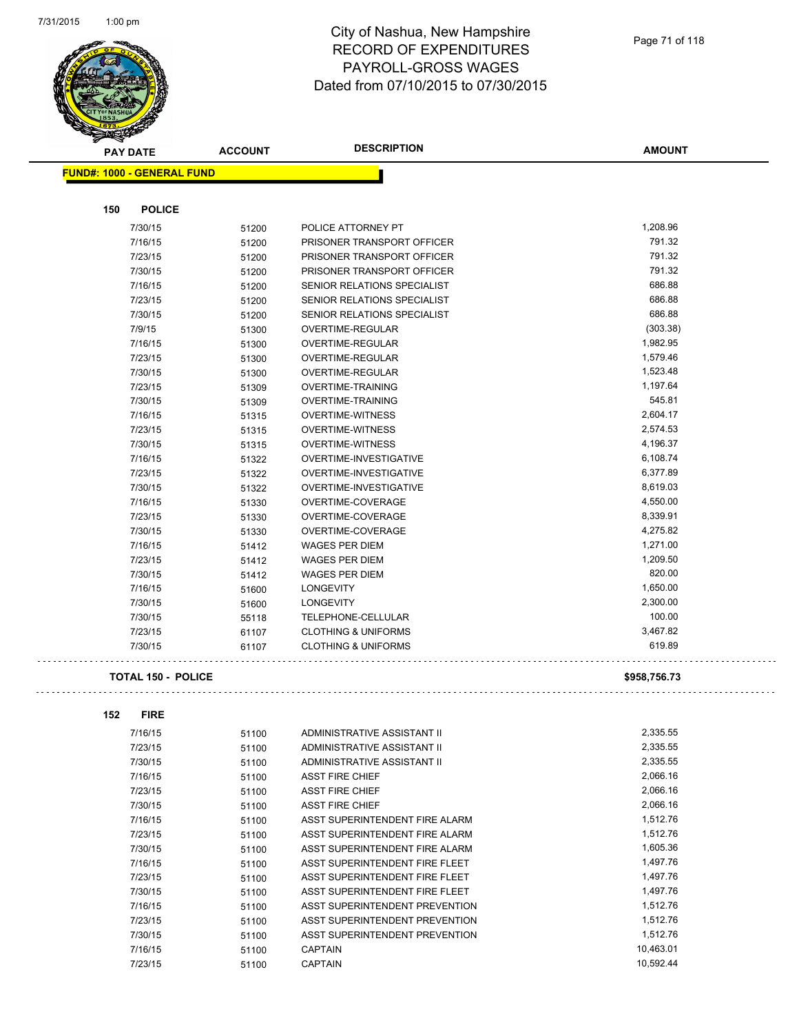# City of Nashua, New Hampshire
# RECORD OF EXPENDITURES
# PAYROLL-GROSS WAGES
# Dated from 07/10/2015 to 07/30/2015

**FUND#: 1000 - GENERAL FUND**

**150 POLICE**

| PAY DATE | ACCOUNT | DESCRIPTION | AMOUNT |
|---|---|---|---|
| 7/30/15 | 51200 | POLICE ATTORNEY PT | 1,208.96 |
| 7/16/15 | 51200 | PRISONER TRANSPORT OFFICER | 791.32 |
| 7/23/15 | 51200 | PRISONER TRANSPORT OFFICER | 791.32 |
| 7/30/15 | 51200 | PRISONER TRANSPORT OFFICER | 791.32 |
| 7/16/15 | 51200 | SENIOR RELATIONS SPECIALIST | 686.88 |
| 7/23/15 | 51200 | SENIOR RELATIONS SPECIALIST | 686.88 |
| 7/30/15 | 51200 | SENIOR RELATIONS SPECIALIST | 686.88 |
| 7/9/15 | 51300 | OVERTIME-REGULAR | (303.38) |
| 7/16/15 | 51300 | OVERTIME-REGULAR | 1,982.95 |
| 7/23/15 | 51300 | OVERTIME-REGULAR | 1,579.46 |
| 7/30/15 | 51300 | OVERTIME-REGULAR | 1,523.48 |
| 7/23/15 | 51309 | OVERTIME-TRAINING | 1,197.64 |
| 7/30/15 | 51309 | OVERTIME-TRAINING | 545.81 |
| 7/16/15 | 51315 | OVERTIME-WITNESS | 2,604.17 |
| 7/23/15 | 51315 | OVERTIME-WITNESS | 2,574.53 |
| 7/30/15 | 51315 | OVERTIME-WITNESS | 4,196.37 |
| 7/16/15 | 51322 | OVERTIME-INVESTIGATIVE | 6,108.74 |
| 7/23/15 | 51322 | OVERTIME-INVESTIGATIVE | 6,377.89 |
| 7/30/15 | 51322 | OVERTIME-INVESTIGATIVE | 8,619.03 |
| 7/16/15 | 51330 | OVERTIME-COVERAGE | 4,550.00 |
| 7/23/15 | 51330 | OVERTIME-COVERAGE | 8,339.91 |
| 7/30/15 | 51330 | OVERTIME-COVERAGE | 4,275.82 |
| 7/16/15 | 51412 | WAGES PER DIEM | 1,271.00 |
| 7/23/15 | 51412 | WAGES PER DIEM | 1,209.50 |
| 7/30/15 | 51412 | WAGES PER DIEM | 820.00 |
| 7/16/15 | 51600 | LONGEVITY | 1,650.00 |
| 7/30/15 | 51600 | LONGEVITY | 2,300.00 |
| 7/30/15 | 55118 | TELEPHONE-CELLULAR | 100.00 |
| 7/23/15 | 61107 | CLOTHING & UNIFORMS | 3,467.82 |
| 7/30/15 | 61107 | CLOTHING & UNIFORMS | 619.89 |

**TOTAL 150 - POLICE** **$958,756.73**

**152 FIRE**

| PAY DATE | ACCOUNT | DESCRIPTION | AMOUNT |
|---|---|---|---|
| 7/16/15 | 51100 | ADMINISTRATIVE ASSISTANT II | 2,335.55 |
| 7/23/15 | 51100 | ADMINISTRATIVE ASSISTANT II | 2,335.55 |
| 7/30/15 | 51100 | ADMINISTRATIVE ASSISTANT II | 2,335.55 |
| 7/16/15 | 51100 | ASST FIRE CHIEF | 2,066.16 |
| 7/23/15 | 51100 | ASST FIRE CHIEF | 2,066.16 |
| 7/30/15 | 51100 | ASST FIRE CHIEF | 2,066.16 |
| 7/16/15 | 51100 | ASST SUPERINTENDENT FIRE ALARM | 1,512.76 |
| 7/23/15 | 51100 | ASST SUPERINTENDENT FIRE ALARM | 1,512.76 |
| 7/30/15 | 51100 | ASST SUPERINTENDENT FIRE ALARM | 1,605.36 |
| 7/16/15 | 51100 | ASST SUPERINTENDENT FIRE FLEET | 1,497.76 |
| 7/23/15 | 51100 | ASST SUPERINTENDENT FIRE FLEET | 1,497.76 |
| 7/30/15 | 51100 | ASST SUPERINTENDENT FIRE FLEET | 1,497.76 |
| 7/16/15 | 51100 | ASST SUPERINTENDENT PREVENTION | 1,512.76 |
| 7/23/15 | 51100 | ASST SUPERINTENDENT PREVENTION | 1,512.76 |
| 7/30/15 | 51100 | ASST SUPERINTENDENT PREVENTION | 1,512.76 |
| 7/16/15 | 51100 | CAPTAIN | 10,463.01 |
| 7/23/15 | 51100 | CAPTAIN | 10,592.44 |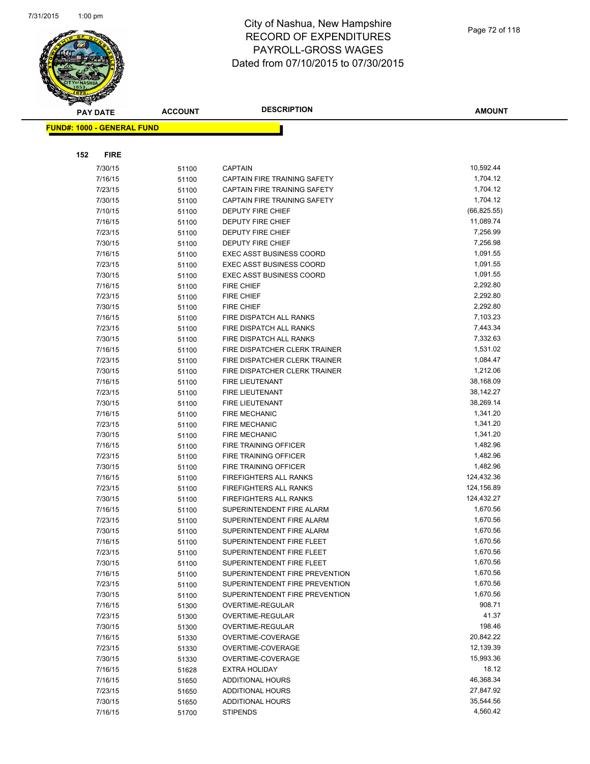# City of Nashua, New Hampshire
## RECORD OF EXPENDITURES
## PAYROLL-GROSS WAGES
## Dated from 07/10/2015 to 07/30/2015

| PAY DATE | ACCOUNT | DESCRIPTION | AMOUNT |
|---|---|---|---|

**FUND#: 1000 - GENERAL FUND**

**152 FIRE**

| PAY DATE | ACCOUNT | DESCRIPTION | AMOUNT |
|---|---|---|---|
| 7/30/15 | 51100 | CAPTAIN | 10,592.44 |
| 7/16/15 | 51100 | CAPTAIN FIRE TRAINING SAFETY | 1,704.12 |
| 7/23/15 | 51100 | CAPTAIN FIRE TRAINING SAFETY | 1,704.12 |
| 7/30/15 | 51100 | CAPTAIN FIRE TRAINING SAFETY | 1,704.12 |
| 7/10/15 | 51100 | DEPUTY FIRE CHIEF | (66,825.55) |
| 7/16/15 | 51100 | DEPUTY FIRE CHIEF | 11,089.74 |
| 7/23/15 | 51100 | DEPUTY FIRE CHIEF | 7,256.99 |
| 7/30/15 | 51100 | DEPUTY FIRE CHIEF | 7,256.98 |
| 7/16/15 | 51100 | EXEC ASST BUSINESS COORD | 1,091.55 |
| 7/23/15 | 51100 | EXEC ASST BUSINESS COORD | 1,091.55 |
| 7/30/15 | 51100 | EXEC ASST BUSINESS COORD | 1,091.55 |
| 7/16/15 | 51100 | FIRE CHIEF | 2,292.80 |
| 7/23/15 | 51100 | FIRE CHIEF | 2,292.80 |
| 7/30/15 | 51100 | FIRE CHIEF | 2,292.80 |
| 7/16/15 | 51100 | FIRE DISPATCH ALL RANKS | 7,103.23 |
| 7/23/15 | 51100 | FIRE DISPATCH ALL RANKS | 7,443.34 |
| 7/30/15 | 51100 | FIRE DISPATCH ALL RANKS | 7,332.63 |
| 7/16/15 | 51100 | FIRE DISPATCHER CLERK TRAINER | 1,531.02 |
| 7/23/15 | 51100 | FIRE DISPATCHER CLERK TRAINER | 1,084.47 |
| 7/30/15 | 51100 | FIRE DISPATCHER CLERK TRAINER | 1,212.06 |
| 7/16/15 | 51100 | FIRE LIEUTENANT | 38,168.09 |
| 7/23/15 | 51100 | FIRE LIEUTENANT | 38,142.27 |
| 7/30/15 | 51100 | FIRE LIEUTENANT | 38,269.14 |
| 7/16/15 | 51100 | FIRE MECHANIC | 1,341.20 |
| 7/23/15 | 51100 | FIRE MECHANIC | 1,341.20 |
| 7/30/15 | 51100 | FIRE MECHANIC | 1,341.20 |
| 7/16/15 | 51100 | FIRE TRAINING OFFICER | 1,482.96 |
| 7/23/15 | 51100 | FIRE TRAINING OFFICER | 1,482.96 |
| 7/30/15 | 51100 | FIRE TRAINING OFFICER | 1,482.96 |
| 7/16/15 | 51100 | FIREFIGHTERS ALL RANKS | 124,432.36 |
| 7/23/15 | 51100 | FIREFIGHTERS ALL RANKS | 124,156.89 |
| 7/30/15 | 51100 | FIREFIGHTERS ALL RANKS | 124,432.27 |
| 7/16/15 | 51100 | SUPERINTENDENT FIRE ALARM | 1,670.56 |
| 7/23/15 | 51100 | SUPERINTENDENT FIRE ALARM | 1,670.56 |
| 7/30/15 | 51100 | SUPERINTENDENT FIRE ALARM | 1,670.56 |
| 7/16/15 | 51100 | SUPERINTENDENT FIRE FLEET | 1,670.56 |
| 7/23/15 | 51100 | SUPERINTENDENT FIRE FLEET | 1,670.56 |
| 7/30/15 | 51100 | SUPERINTENDENT FIRE FLEET | 1,670.56 |
| 7/16/15 | 51100 | SUPERINTENDENT FIRE PREVENTION | 1,670.56 |
| 7/23/15 | 51100 | SUPERINTENDENT FIRE PREVENTION | 1,670.56 |
| 7/30/15 | 51100 | SUPERINTENDENT FIRE PREVENTION | 1,670.56 |
| 7/16/15 | 51300 | OVERTIME-REGULAR | 908.71 |
| 7/23/15 | 51300 | OVERTIME-REGULAR | 41.37 |
| 7/30/15 | 51300 | OVERTIME-REGULAR | 198.46 |
| 7/16/15 | 51330 | OVERTIME-COVERAGE | 20,842.22 |
| 7/23/15 | 51330 | OVERTIME-COVERAGE | 12,139.39 |
| 7/30/15 | 51330 | OVERTIME-COVERAGE | 15,993.36 |
| 7/16/15 | 51628 | EXTRA HOLIDAY | 18.12 |
| 7/16/15 | 51650 | ADDITIONAL HOURS | 46,368.34 |
| 7/23/15 | 51650 | ADDITIONAL HOURS | 27,847.92 |
| 7/30/15 | 51650 | ADDITIONAL HOURS | 35,544.56 |
| 7/16/15 | 51700 | STIPENDS | 4,560.42 |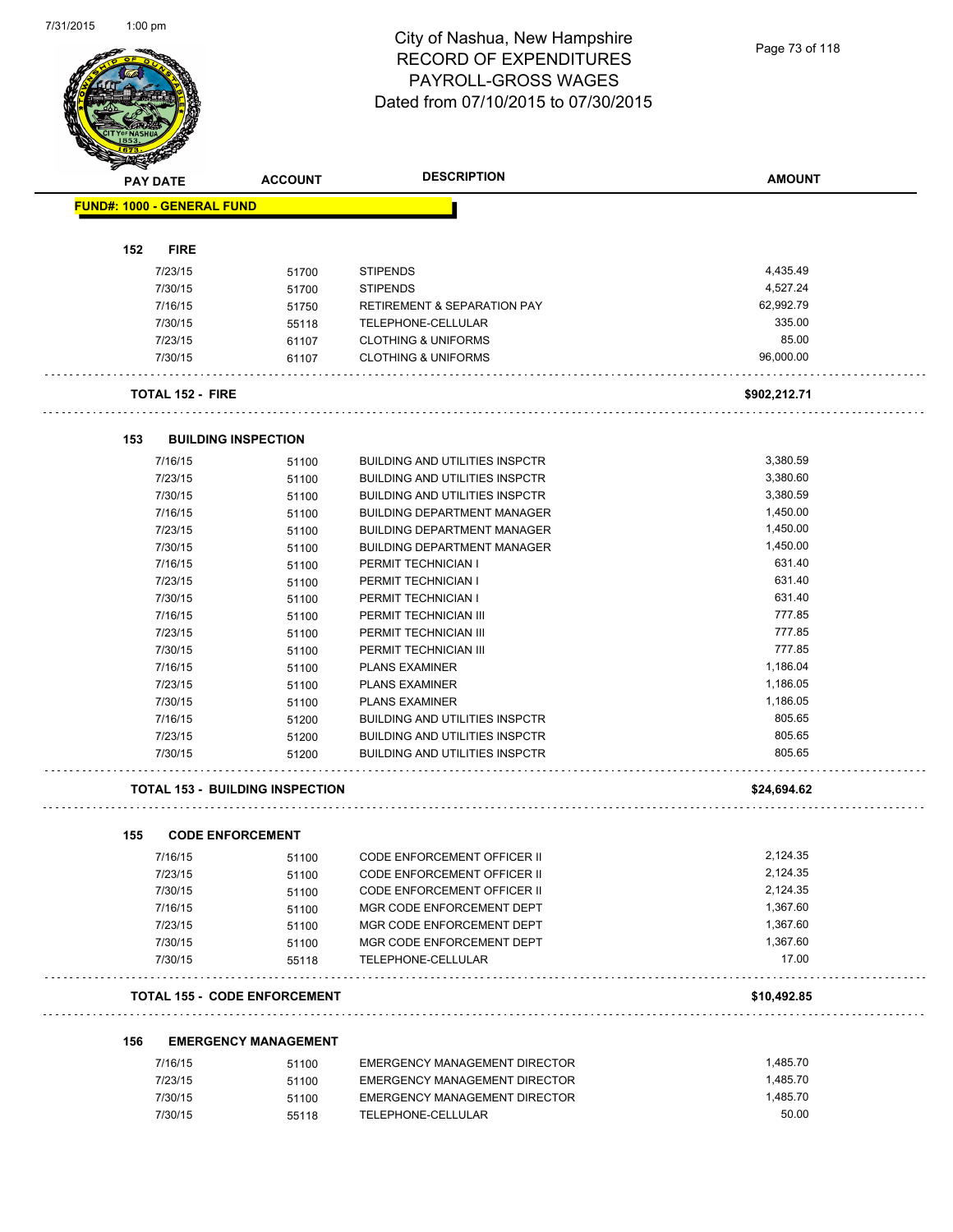# City of Nashua, New Hampshire
## RECORD OF EXPENDITURES
## PAYROLL-GROSS WAGES
## Dated from 07/10/2015 to 07/30/2015

| PAY DATE | ACCOUNT | DESCRIPTION | AMOUNT |
|---|---|---|---|
| **FUND#: 1000 - GENERAL FUND** | | | |
| **152 FIRE** | | | |
| 7/23/15 | 51700 | STIPENDS | 4,435.49 |
| 7/30/15 | 51700 | STIPENDS | 4,527.24 |
| 7/16/15 | 51750 | RETIREMENT & SEPARATION PAY | 62,992.79 |
| 7/30/15 | 55118 | TELEPHONE-CELLULAR | 335.00 |
| 7/23/15 | 61107 | CLOTHING & UNIFORMS | 85.00 |
| 7/30/15 | 61107 | CLOTHING & UNIFORMS | 96,000.00 |
| **TOTAL 152 - FIRE** | | | **$902,212.71** |
| **153 BUILDING INSPECTION** | | | |
| 7/16/15 | 51100 | BUILDING AND UTILITIES INSPCTR | 3,380.59 |
| 7/23/15 | 51100 | BUILDING AND UTILITIES INSPCTR | 3,380.60 |
| 7/30/15 | 51100 | BUILDING AND UTILITIES INSPCTR | 3,380.59 |
| 7/16/15 | 51100 | BUILDING DEPARTMENT MANAGER | 1,450.00 |
| 7/23/15 | 51100 | BUILDING DEPARTMENT MANAGER | 1,450.00 |
| 7/30/15 | 51100 | BUILDING DEPARTMENT MANAGER | 1,450.00 |
| 7/16/15 | 51100 | PERMIT TECHNICIAN I | 631.40 |
| 7/23/15 | 51100 | PERMIT TECHNICIAN I | 631.40 |
| 7/30/15 | 51100 | PERMIT TECHNICIAN I | 631.40 |
| 7/16/15 | 51100 | PERMIT TECHNICIAN III | 777.85 |
| 7/23/15 | 51100 | PERMIT TECHNICIAN III | 777.85 |
| 7/30/15 | 51100 | PERMIT TECHNICIAN III | 777.85 |
| 7/16/15 | 51100 | PLANS EXAMINER | 1,186.04 |
| 7/23/15 | 51100 | PLANS EXAMINER | 1,186.05 |
| 7/30/15 | 51100 | PLANS EXAMINER | 1,186.05 |
| 7/16/15 | 51200 | BUILDING AND UTILITIES INSPCTR | 805.65 |
| 7/23/15 | 51200 | BUILDING AND UTILITIES INSPCTR | 805.65 |
| 7/30/15 | 51200 | BUILDING AND UTILITIES INSPCTR | 805.65 |
| **TOTAL 153 - BUILDING INSPECTION** | | | **$24,694.62** |
| **155 CODE ENFORCEMENT** | | | |
| 7/16/15 | 51100 | CODE ENFORCEMENT OFFICER II | 2,124.35 |
| 7/23/15 | 51100 | CODE ENFORCEMENT OFFICER II | 2,124.35 |
| 7/30/15 | 51100 | CODE ENFORCEMENT OFFICER II | 2,124.35 |
| 7/16/15 | 51100 | MGR CODE ENFORCEMENT DEPT | 1,367.60 |
| 7/23/15 | 51100 | MGR CODE ENFORCEMENT DEPT | 1,367.60 |
| 7/30/15 | 51100 | MGR CODE ENFORCEMENT DEPT | 1,367.60 |
| 7/30/15 | 55118 | TELEPHONE-CELLULAR | 17.00 |
| **TOTAL 155 - CODE ENFORCEMENT** | | | **$10,492.85** |
| **156 EMERGENCY MANAGEMENT** | | | |
| 7/16/15 | 51100 | EMERGENCY MANAGEMENT DIRECTOR | 1,485.70 |
| 7/23/15 | 51100 | EMERGENCY MANAGEMENT DIRECTOR | 1,485.70 |
| 7/30/15 | 51100 | EMERGENCY MANAGEMENT DIRECTOR | 1,485.70 |
| 7/30/15 | 55118 | TELEPHONE-CELLULAR | 50.00 |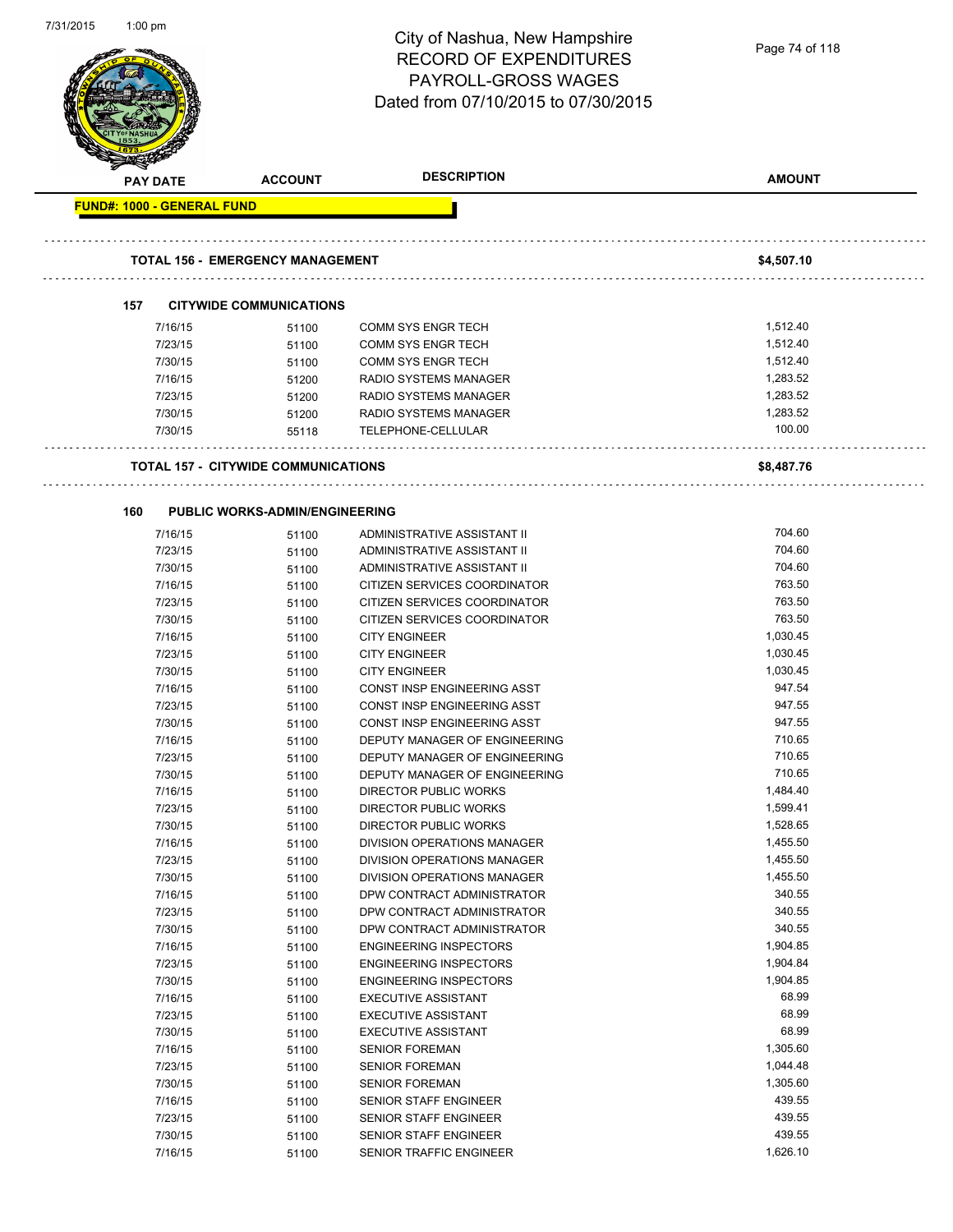# City of Nashua, New Hampshire
# RECORD OF EXPENDITURES
# PAYROLL-GROSS WAGES
# Dated from 07/10/2015 to 07/30/2015

| PAY DATE | ACCOUNT | DESCRIPTION | AMOUNT |
|---|---|---|---|
| **FUND#: 1000 - GENERAL FUND** | | | |
| **TOTAL 156 - EMERGENCY MANAGEMENT** | | | **$4,507.10** |
| **157 CITYWIDE COMMUNICATIONS** | | | |
| 7/16/15 | 51100 | COMM SYS ENGR TECH | 1,512.40 |
| 7/23/15 | 51100 | COMM SYS ENGR TECH | 1,512.40 |
| 7/30/15 | 51100 | COMM SYS ENGR TECH | 1,512.40 |
| 7/16/15 | 51200 | RADIO SYSTEMS MANAGER | 1,283.52 |
| 7/23/15 | 51200 | RADIO SYSTEMS MANAGER | 1,283.52 |
| 7/30/15 | 51200 | RADIO SYSTEMS MANAGER | 1,283.52 |
| 7/30/15 | 55118 | TELEPHONE-CELLULAR | 100.00 |
| **TOTAL 157 - CITYWIDE COMMUNICATIONS** | | | **$8,487.76** |
| **160 PUBLIC WORKS-ADMIN/ENGINEERING** | | | |
| 7/16/15 | 51100 | ADMINISTRATIVE ASSISTANT II | 704.60 |
| 7/23/15 | 51100 | ADMINISTRATIVE ASSISTANT II | 704.60 |
| 7/30/15 | 51100 | ADMINISTRATIVE ASSISTANT II | 704.60 |
| 7/16/15 | 51100 | CITIZEN SERVICES COORDINATOR | 763.50 |
| 7/23/15 | 51100 | CITIZEN SERVICES COORDINATOR | 763.50 |
| 7/30/15 | 51100 | CITIZEN SERVICES COORDINATOR | 763.50 |
| 7/16/15 | 51100 | CITY ENGINEER | 1,030.45 |
| 7/23/15 | 51100 | CITY ENGINEER | 1,030.45 |
| 7/30/15 | 51100 | CITY ENGINEER | 1,030.45 |
| 7/16/15 | 51100 | CONST INSP ENGINEERING ASST | 947.54 |
| 7/23/15 | 51100 | CONST INSP ENGINEERING ASST | 947.55 |
| 7/30/15 | 51100 | CONST INSP ENGINEERING ASST | 947.55 |
| 7/16/15 | 51100 | DEPUTY MANAGER OF ENGINEERING | 710.65 |
| 7/23/15 | 51100 | DEPUTY MANAGER OF ENGINEERING | 710.65 |
| 7/30/15 | 51100 | DEPUTY MANAGER OF ENGINEERING | 710.65 |
| 7/16/15 | 51100 | DIRECTOR PUBLIC WORKS | 1,484.40 |
| 7/23/15 | 51100 | DIRECTOR PUBLIC WORKS | 1,599.41 |
| 7/30/15 | 51100 | DIRECTOR PUBLIC WORKS | 1,528.65 |
| 7/16/15 | 51100 | DIVISION OPERATIONS MANAGER | 1,455.50 |
| 7/23/15 | 51100 | DIVISION OPERATIONS MANAGER | 1,455.50 |
| 7/30/15 | 51100 | DIVISION OPERATIONS MANAGER | 1,455.50 |
| 7/16/15 | 51100 | DPW CONTRACT ADMINISTRATOR | 340.55 |
| 7/23/15 | 51100 | DPW CONTRACT ADMINISTRATOR | 340.55 |
| 7/30/15 | 51100 | DPW CONTRACT ADMINISTRATOR | 340.55 |
| 7/16/15 | 51100 | ENGINEERING INSPECTORS | 1,904.85 |
| 7/23/15 | 51100 | ENGINEERING INSPECTORS | 1,904.84 |
| 7/30/15 | 51100 | ENGINEERING INSPECTORS | 1,904.85 |
| 7/16/15 | 51100 | EXECUTIVE ASSISTANT | 68.99 |
| 7/23/15 | 51100 | EXECUTIVE ASSISTANT | 68.99 |
| 7/30/15 | 51100 | EXECUTIVE ASSISTANT | 68.99 |
| 7/16/15 | 51100 | SENIOR FOREMAN | 1,305.60 |
| 7/23/15 | 51100 | SENIOR FOREMAN | 1,044.48 |
| 7/30/15 | 51100 | SENIOR FOREMAN | 1,305.60 |
| 7/16/15 | 51100 | SENIOR STAFF ENGINEER | 439.55 |
| 7/23/15 | 51100 | SENIOR STAFF ENGINEER | 439.55 |
| 7/30/15 | 51100 | SENIOR STAFF ENGINEER | 439.55 |
| 7/16/15 | 51100 | SENIOR TRAFFIC ENGINEER | 1,626.10 |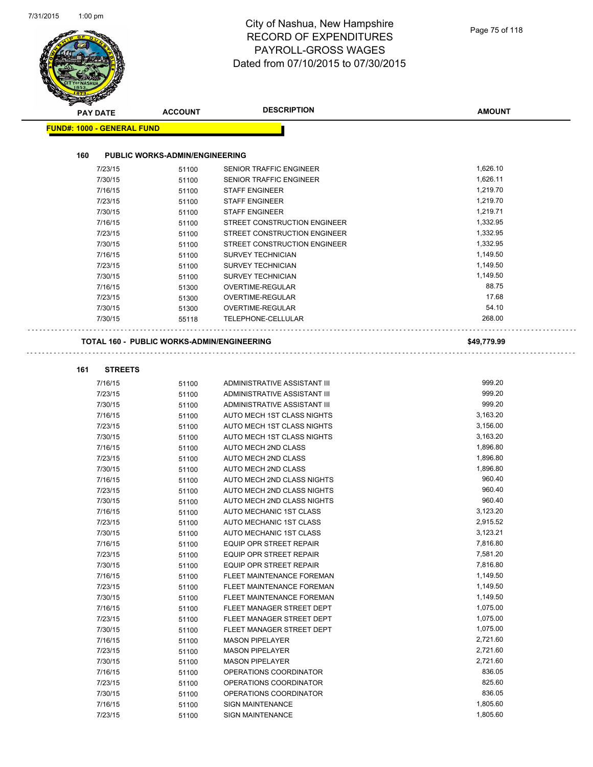# City of Nashua, New Hampshire
# RECORD OF EXPENDITURES
# PAYROLL-GROSS WAGES
# Dated from 07/10/2015 to 07/30/2015

| PAY DATE | ACCOUNT | DESCRIPTION | AMOUNT |
|---|---|---|---|

**FUND#: 1000 - GENERAL FUND**

**160 PUBLIC WORKS-ADMIN/ENGINEERING**

| PAY DATE | ACCOUNT | DESCRIPTION | AMOUNT |
|---|---|---|---|
| 7/23/15 | 51100 | SENIOR TRAFFIC ENGINEER | 1,626.10 |
| 7/30/15 | 51100 | SENIOR TRAFFIC ENGINEER | 1,626.11 |
| 7/16/15 | 51100 | STAFF ENGINEER | 1,219.70 |
| 7/23/15 | 51100 | STAFF ENGINEER | 1,219.70 |
| 7/30/15 | 51100 | STAFF ENGINEER | 1,219.71 |
| 7/16/15 | 51100 | STREET CONSTRUCTION ENGINEER | 1,332.95 |
| 7/23/15 | 51100 | STREET CONSTRUCTION ENGINEER | 1,332.95 |
| 7/30/15 | 51100 | STREET CONSTRUCTION ENGINEER | 1,332.95 |
| 7/16/15 | 51100 | SURVEY TECHNICIAN | 1,149.50 |
| 7/23/15 | 51100 | SURVEY TECHNICIAN | 1,149.50 |
| 7/30/15 | 51100 | SURVEY TECHNICIAN | 1,149.50 |
| 7/16/15 | 51300 | OVERTIME-REGULAR | 88.75 |
| 7/23/15 | 51300 | OVERTIME-REGULAR | 17.68 |
| 7/30/15 | 51300 | OVERTIME-REGULAR | 54.10 |
| 7/30/15 | 55118 | TELEPHONE-CELLULAR | 268.00 |

**TOTAL 160 - PUBLIC WORKS-ADMIN/ENGINEERING** **$49,779.99**

**161 STREETS**

| PAY DATE | ACCOUNT | DESCRIPTION | AMOUNT |
|---|---|---|---|
| 7/16/15 | 51100 | ADMINISTRATIVE ASSISTANT III | 999.20 |
| 7/23/15 | 51100 | ADMINISTRATIVE ASSISTANT III | 999.20 |
| 7/30/15 | 51100 | ADMINISTRATIVE ASSISTANT III | 999.20 |
| 7/16/15 | 51100 | AUTO MECH 1ST CLASS NIGHTS | 3,163.20 |
| 7/23/15 | 51100 | AUTO MECH 1ST CLASS NIGHTS | 3,156.00 |
| 7/30/15 | 51100 | AUTO MECH 1ST CLASS NIGHTS | 3,163.20 |
| 7/16/15 | 51100 | AUTO MECH 2ND CLASS | 1,896.80 |
| 7/23/15 | 51100 | AUTO MECH 2ND CLASS | 1,896.80 |
| 7/30/15 | 51100 | AUTO MECH 2ND CLASS | 1,896.80 |
| 7/16/15 | 51100 | AUTO MECH 2ND CLASS NIGHTS | 960.40 |
| 7/23/15 | 51100 | AUTO MECH 2ND CLASS NIGHTS | 960.40 |
| 7/30/15 | 51100 | AUTO MECH 2ND CLASS NIGHTS | 960.40 |
| 7/16/15 | 51100 | AUTO MECHANIC 1ST CLASS | 3,123.20 |
| 7/23/15 | 51100 | AUTO MECHANIC 1ST CLASS | 2,915.52 |
| 7/30/15 | 51100 | AUTO MECHANIC 1ST CLASS | 3,123.21 |
| 7/16/15 | 51100 | EQUIP OPR STREET REPAIR | 7,816.80 |
| 7/23/15 | 51100 | EQUIP OPR STREET REPAIR | 7,581.20 |
| 7/30/15 | 51100 | EQUIP OPR STREET REPAIR | 7,816.80 |
| 7/16/15 | 51100 | FLEET MAINTENANCE FOREMAN | 1,149.50 |
| 7/23/15 | 51100 | FLEET MAINTENANCE FOREMAN | 1,149.50 |
| 7/30/15 | 51100 | FLEET MAINTENANCE FOREMAN | 1,149.50 |
| 7/16/15 | 51100 | FLEET MANAGER STREET DEPT | 1,075.00 |
| 7/23/15 | 51100 | FLEET MANAGER STREET DEPT | 1,075.00 |
| 7/30/15 | 51100 | FLEET MANAGER STREET DEPT | 1,075.00 |
| 7/16/15 | 51100 | MASON PIPELAYER | 2,721.60 |
| 7/23/15 | 51100 | MASON PIPELAYER | 2,721.60 |
| 7/30/15 | 51100 | MASON PIPELAYER | 2,721.60 |
| 7/16/15 | 51100 | OPERATIONS COORDINATOR | 836.05 |
| 7/23/15 | 51100 | OPERATIONS COORDINATOR | 825.60 |
| 7/30/15 | 51100 | OPERATIONS COORDINATOR | 836.05 |
| 7/16/15 | 51100 | SIGN MAINTENANCE | 1,805.60 |
| 7/23/15 | 51100 | SIGN MAINTENANCE | 1,805.60 |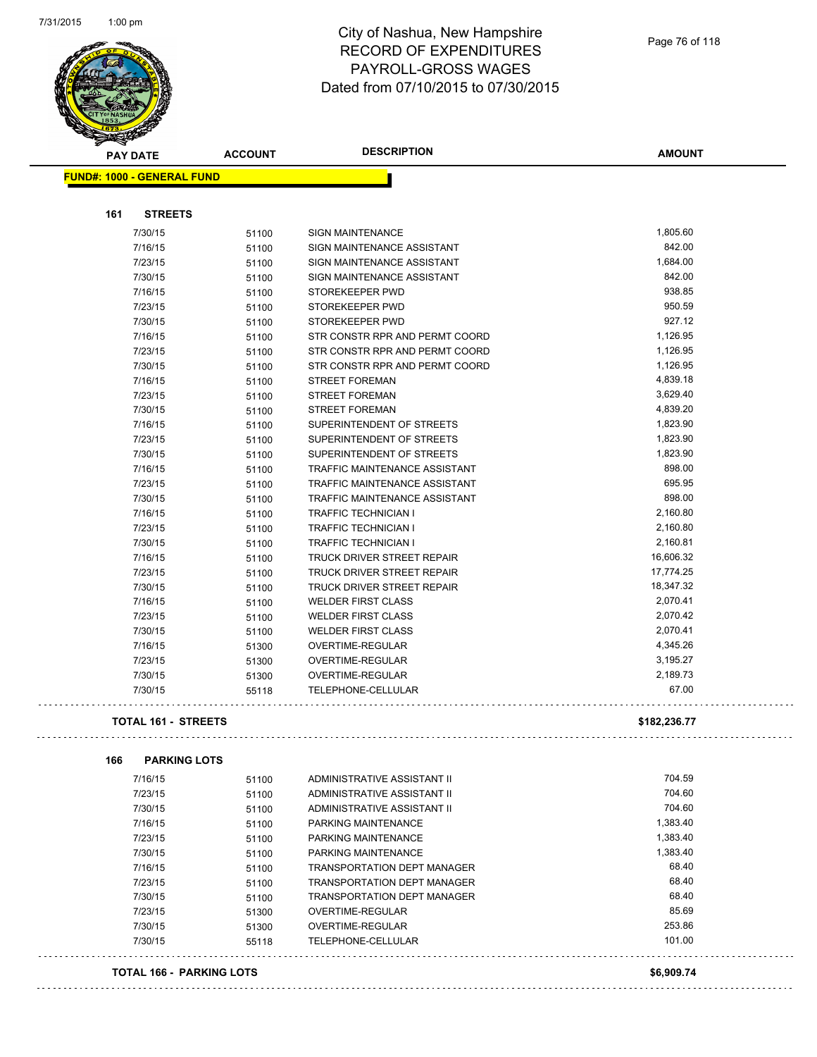# City of Nashua, New Hampshire
## RECORD OF EXPENDITURES
## PAYROLL-GROSS WAGES
## Dated from 07/10/2015 to 07/30/2015

**FUND#: 1000 - GENERAL FUND**

### 161 STREETS

| PAY DATE | ACCOUNT | DESCRIPTION | AMOUNT |
|---|---|---|---|
| 7/30/15 | 51100 | SIGN MAINTENANCE | 1,805.60 |
| 7/16/15 | 51100 | SIGN MAINTENANCE ASSISTANT | 842.00 |
| 7/23/15 | 51100 | SIGN MAINTENANCE ASSISTANT | 1,684.00 |
| 7/30/15 | 51100 | SIGN MAINTENANCE ASSISTANT | 842.00 |
| 7/16/15 | 51100 | STOREKEEPER PWD | 938.85 |
| 7/23/15 | 51100 | STOREKEEPER PWD | 950.59 |
| 7/30/15 | 51100 | STOREKEEPER PWD | 927.12 |
| 7/16/15 | 51100 | STR CONSTR RPR AND PERMT COORD | 1,126.95 |
| 7/23/15 | 51100 | STR CONSTR RPR AND PERMT COORD | 1,126.95 |
| 7/30/15 | 51100 | STR CONSTR RPR AND PERMT COORD | 1,126.95 |
| 7/16/15 | 51100 | STREET FOREMAN | 4,839.18 |
| 7/23/15 | 51100 | STREET FOREMAN | 3,629.40 |
| 7/30/15 | 51100 | STREET FOREMAN | 4,839.20 |
| 7/16/15 | 51100 | SUPERINTENDENT OF STREETS | 1,823.90 |
| 7/23/15 | 51100 | SUPERINTENDENT OF STREETS | 1,823.90 |
| 7/30/15 | 51100 | SUPERINTENDENT OF STREETS | 1,823.90 |
| 7/16/15 | 51100 | TRAFFIC MAINTENANCE ASSISTANT | 898.00 |
| 7/23/15 | 51100 | TRAFFIC MAINTENANCE ASSISTANT | 695.95 |
| 7/30/15 | 51100 | TRAFFIC MAINTENANCE ASSISTANT | 898.00 |
| 7/16/15 | 51100 | TRAFFIC TECHNICIAN I | 2,160.80 |
| 7/23/15 | 51100 | TRAFFIC TECHNICIAN I | 2,160.80 |
| 7/30/15 | 51100 | TRAFFIC TECHNICIAN I | 2,160.81 |
| 7/16/15 | 51100 | TRUCK DRIVER STREET REPAIR | 16,606.32 |
| 7/23/15 | 51100 | TRUCK DRIVER STREET REPAIR | 17,774.25 |
| 7/30/15 | 51100 | TRUCK DRIVER STREET REPAIR | 18,347.32 |
| 7/16/15 | 51100 | WELDER FIRST CLASS | 2,070.41 |
| 7/23/15 | 51100 | WELDER FIRST CLASS | 2,070.42 |
| 7/30/15 | 51100 | WELDER FIRST CLASS | 2,070.41 |
| 7/16/15 | 51300 | OVERTIME-REGULAR | 4,345.26 |
| 7/23/15 | 51300 | OVERTIME-REGULAR | 3,195.27 |
| 7/30/15 | 51300 | OVERTIME-REGULAR | 2,189.73 |
| 7/30/15 | 55118 | TELEPHONE-CELLULAR | 67.00 |

**TOTAL 161 - STREETS** **$182,236.77**

### 166 PARKING LOTS

| PAY DATE | ACCOUNT | DESCRIPTION | AMOUNT |
|---|---|---|---|
| 7/16/15 | 51100 | ADMINISTRATIVE ASSISTANT II | 704.59 |
| 7/23/15 | 51100 | ADMINISTRATIVE ASSISTANT II | 704.60 |
| 7/30/15 | 51100 | ADMINISTRATIVE ASSISTANT II | 704.60 |
| 7/16/15 | 51100 | PARKING MAINTENANCE | 1,383.40 |
| 7/23/15 | 51100 | PARKING MAINTENANCE | 1,383.40 |
| 7/30/15 | 51100 | PARKING MAINTENANCE | 1,383.40 |
| 7/16/15 | 51100 | TRANSPORTATION DEPT MANAGER | 68.40 |
| 7/23/15 | 51100 | TRANSPORTATION DEPT MANAGER | 68.40 |
| 7/30/15 | 51100 | TRANSPORTATION DEPT MANAGER | 68.40 |
| 7/23/15 | 51300 | OVERTIME-REGULAR | 85.69 |
| 7/30/15 | 51300 | OVERTIME-REGULAR | 253.86 |
| 7/30/15 | 55118 | TELEPHONE-CELLULAR | 101.00 |

**TOTAL 166 - PARKING LOTS** **$6,909.74**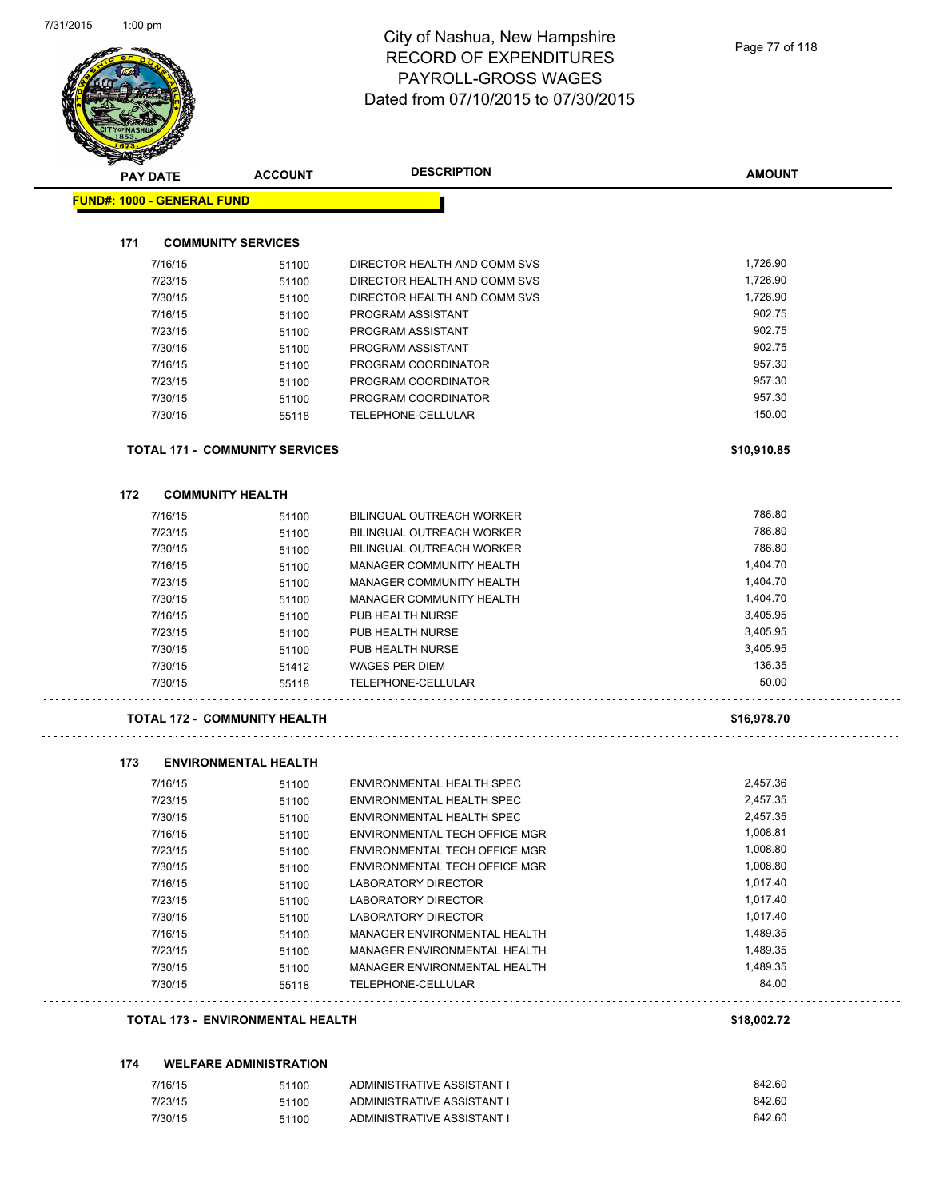# City of Nashua, New Hampshire
## RECORD OF EXPENDITURES
## PAYROLL-GROSS WAGES
## Dated from 07/10/2015 to 07/30/2015

| PAY DATE | ACCOUNT | DESCRIPTION | AMOUNT |
|---|---|---|---|
| **FUND#: 1000 - GENERAL FUND** | | | |
| **171 COMMUNITY SERVICES** | | | |
| 7/16/15 | 51100 | DIRECTOR HEALTH AND COMM SVS | 1,726.90 |
| 7/23/15 | 51100 | DIRECTOR HEALTH AND COMM SVS | 1,726.90 |
| 7/30/15 | 51100 | DIRECTOR HEALTH AND COMM SVS | 1,726.90 |
| 7/16/15 | 51100 | PROGRAM ASSISTANT | 902.75 |
| 7/23/15 | 51100 | PROGRAM ASSISTANT | 902.75 |
| 7/30/15 | 51100 | PROGRAM ASSISTANT | 902.75 |
| 7/16/15 | 51100 | PROGRAM COORDINATOR | 957.30 |
| 7/23/15 | 51100 | PROGRAM COORDINATOR | 957.30 |
| 7/30/15 | 51100 | PROGRAM COORDINATOR | 957.30 |
| 7/30/15 | 55118 | TELEPHONE-CELLULAR | 150.00 |
| **TOTAL 171 - COMMUNITY SERVICES** | | | **$10,910.85** |
| **172 COMMUNITY HEALTH** | | | |
| 7/16/15 | 51100 | BILINGUAL OUTREACH WORKER | 786.80 |
| 7/23/15 | 51100 | BILINGUAL OUTREACH WORKER | 786.80 |
| 7/30/15 | 51100 | BILINGUAL OUTREACH WORKER | 786.80 |
| 7/16/15 | 51100 | MANAGER COMMUNITY HEALTH | 1,404.70 |
| 7/23/15 | 51100 | MANAGER COMMUNITY HEALTH | 1,404.70 |
| 7/30/15 | 51100 | MANAGER COMMUNITY HEALTH | 1,404.70 |
| 7/16/15 | 51100 | PUB HEALTH NURSE | 3,405.95 |
| 7/23/15 | 51100 | PUB HEALTH NURSE | 3,405.95 |
| 7/30/15 | 51100 | PUB HEALTH NURSE | 3,405.95 |
| 7/30/15 | 51412 | WAGES PER DIEM | 136.35 |
| 7/30/15 | 55118 | TELEPHONE-CELLULAR | 50.00 |
| **TOTAL 172 - COMMUNITY HEALTH** | | | **$16,978.70** |
| **173 ENVIRONMENTAL HEALTH** | | | |
| 7/16/15 | 51100 | ENVIRONMENTAL HEALTH SPEC | 2,457.36 |
| 7/23/15 | 51100 | ENVIRONMENTAL HEALTH SPEC | 2,457.35 |
| 7/30/15 | 51100 | ENVIRONMENTAL HEALTH SPEC | 2,457.35 |
| 7/16/15 | 51100 | ENVIRONMENTAL TECH OFFICE MGR | 1,008.81 |
| 7/23/15 | 51100 | ENVIRONMENTAL TECH OFFICE MGR | 1,008.80 |
| 7/30/15 | 51100 | ENVIRONMENTAL TECH OFFICE MGR | 1,008.80 |
| 7/16/15 | 51100 | LABORATORY DIRECTOR | 1,017.40 |
| 7/23/15 | 51100 | LABORATORY DIRECTOR | 1,017.40 |
| 7/30/15 | 51100 | LABORATORY DIRECTOR | 1,017.40 |
| 7/16/15 | 51100 | MANAGER ENVIRONMENTAL HEALTH | 1,489.35 |
| 7/23/15 | 51100 | MANAGER ENVIRONMENTAL HEALTH | 1,489.35 |
| 7/30/15 | 51100 | MANAGER ENVIRONMENTAL HEALTH | 1,489.35 |
| 7/30/15 | 55118 | TELEPHONE-CELLULAR | 84.00 |
| **TOTAL 173 - ENVIRONMENTAL HEALTH** | | | **$18,002.72** |
| **174 WELFARE ADMINISTRATION** | | | |
| 7/16/15 | 51100 | ADMINISTRATIVE ASSISTANT I | 842.60 |
| 7/23/15 | 51100 | ADMINISTRATIVE ASSISTANT I | 842.60 |
| 7/30/15 | 51100 | ADMINISTRATIVE ASSISTANT I | 842.60 |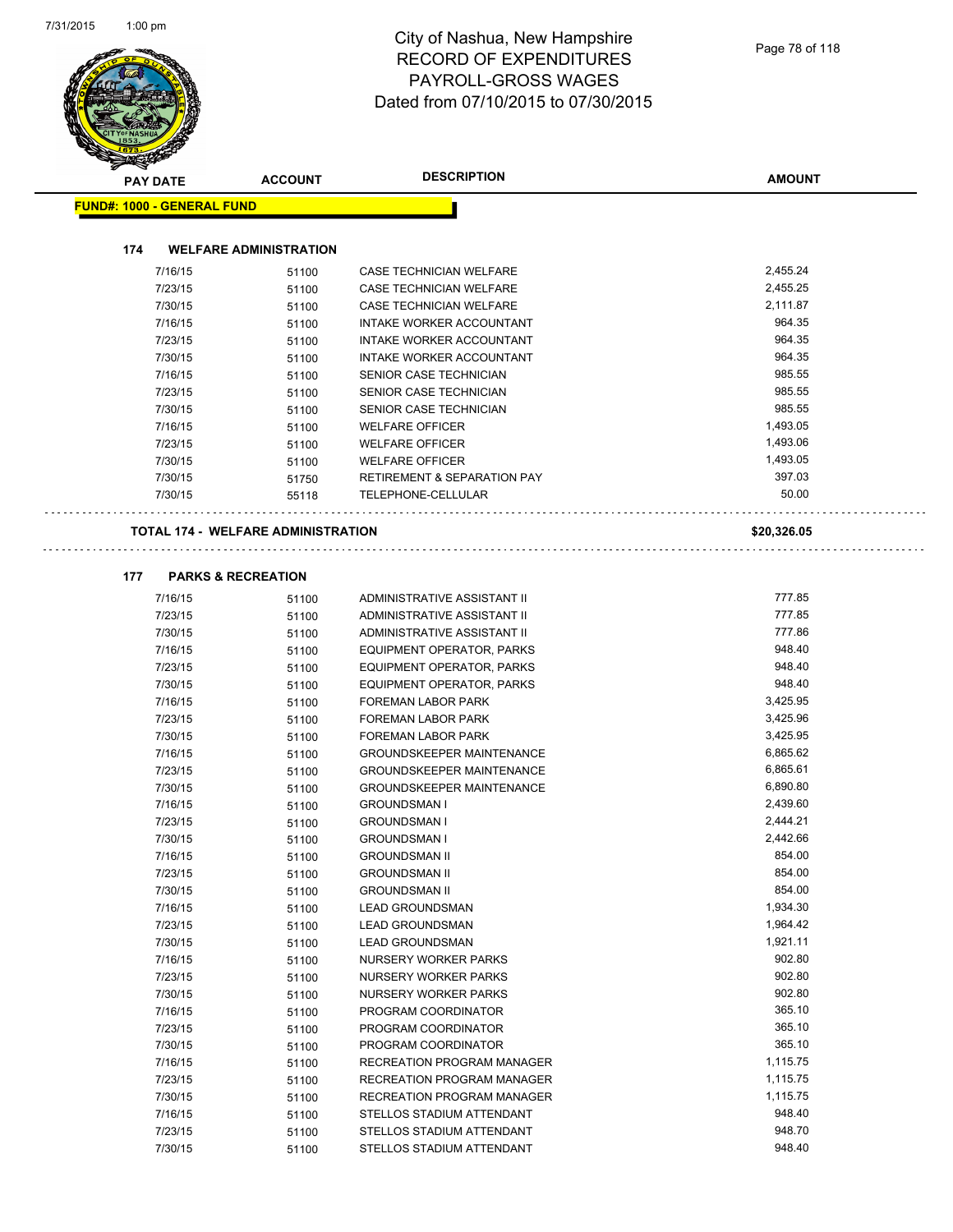# City of Nashua, New Hampshire
# RECORD OF EXPENDITURES
# PAYROLL-GROSS WAGES
# Dated from 07/10/2015 to 07/30/2015

**FUND#: 1000 - GENERAL FUND**

### 174 WELFARE ADMINISTRATION

| PAY DATE | ACCOUNT | DESCRIPTION | AMOUNT |
|---|---|---|---|
| 7/16/15 | 51100 | CASE TECHNICIAN WELFARE | 2,455.24 |
| 7/23/15 | 51100 | CASE TECHNICIAN WELFARE | 2,455.25 |
| 7/30/15 | 51100 | CASE TECHNICIAN WELFARE | 2,111.87 |
| 7/16/15 | 51100 | INTAKE WORKER ACCOUNTANT | 964.35 |
| 7/23/15 | 51100 | INTAKE WORKER ACCOUNTANT | 964.35 |
| 7/30/15 | 51100 | INTAKE WORKER ACCOUNTANT | 964.35 |
| 7/16/15 | 51100 | SENIOR CASE TECHNICIAN | 985.55 |
| 7/23/15 | 51100 | SENIOR CASE TECHNICIAN | 985.55 |
| 7/30/15 | 51100 | SENIOR CASE TECHNICIAN | 985.55 |
| 7/16/15 | 51100 | WELFARE OFFICER | 1,493.05 |
| 7/23/15 | 51100 | WELFARE OFFICER | 1,493.06 |
| 7/30/15 | 51100 | WELFARE OFFICER | 1,493.05 |
| 7/30/15 | 51750 | RETIREMENT & SEPARATION PAY | 397.03 |
| 7/30/15 | 55118 | TELEPHONE-CELLULAR | 50.00 |

**TOTAL 174 - WELFARE ADMINISTRATION** **$20,326.05**

### 177 PARKS & RECREATION

| PAY DATE | ACCOUNT | DESCRIPTION | AMOUNT |
|---|---|---|---|
| 7/16/15 | 51100 | ADMINISTRATIVE ASSISTANT II | 777.85 |
| 7/23/15 | 51100 | ADMINISTRATIVE ASSISTANT II | 777.85 |
| 7/30/15 | 51100 | ADMINISTRATIVE ASSISTANT II | 777.86 |
| 7/16/15 | 51100 | EQUIPMENT OPERATOR, PARKS | 948.40 |
| 7/23/15 | 51100 | EQUIPMENT OPERATOR, PARKS | 948.40 |
| 7/30/15 | 51100 | EQUIPMENT OPERATOR, PARKS | 948.40 |
| 7/16/15 | 51100 | FOREMAN LABOR PARK | 3,425.95 |
| 7/23/15 | 51100 | FOREMAN LABOR PARK | 3,425.96 |
| 7/30/15 | 51100 | FOREMAN LABOR PARK | 3,425.95 |
| 7/16/15 | 51100 | GROUNDSKEEPER MAINTENANCE | 6,865.62 |
| 7/23/15 | 51100 | GROUNDSKEEPER MAINTENANCE | 6,865.61 |
| 7/30/15 | 51100 | GROUNDSKEEPER MAINTENANCE | 6,890.80 |
| 7/16/15 | 51100 | GROUNDSMAN I | 2,439.60 |
| 7/23/15 | 51100 | GROUNDSMAN I | 2,444.21 |
| 7/30/15 | 51100 | GROUNDSMAN I | 2,442.66 |
| 7/16/15 | 51100 | GROUNDSMAN II | 854.00 |
| 7/23/15 | 51100 | GROUNDSMAN II | 854.00 |
| 7/30/15 | 51100 | GROUNDSMAN II | 854.00 |
| 7/16/15 | 51100 | LEAD GROUNDSMAN | 1,934.30 |
| 7/23/15 | 51100 | LEAD GROUNDSMAN | 1,964.42 |
| 7/30/15 | 51100 | LEAD GROUNDSMAN | 1,921.11 |
| 7/16/15 | 51100 | NURSERY WORKER PARKS | 902.80 |
| 7/23/15 | 51100 | NURSERY WORKER PARKS | 902.80 |
| 7/30/15 | 51100 | NURSERY WORKER PARKS | 902.80 |
| 7/16/15 | 51100 | PROGRAM COORDINATOR | 365.10 |
| 7/23/15 | 51100 | PROGRAM COORDINATOR | 365.10 |
| 7/30/15 | 51100 | PROGRAM COORDINATOR | 365.10 |
| 7/16/15 | 51100 | RECREATION PROGRAM MANAGER | 1,115.75 |
| 7/23/15 | 51100 | RECREATION PROGRAM MANAGER | 1,115.75 |
| 7/30/15 | 51100 | RECREATION PROGRAM MANAGER | 1,115.75 |
| 7/16/15 | 51100 | STELLOS STADIUM ATTENDANT | 948.40 |
| 7/23/15 | 51100 | STELLOS STADIUM ATTENDANT | 948.70 |
| 7/30/15 | 51100 | STELLOS STADIUM ATTENDANT | 948.40 |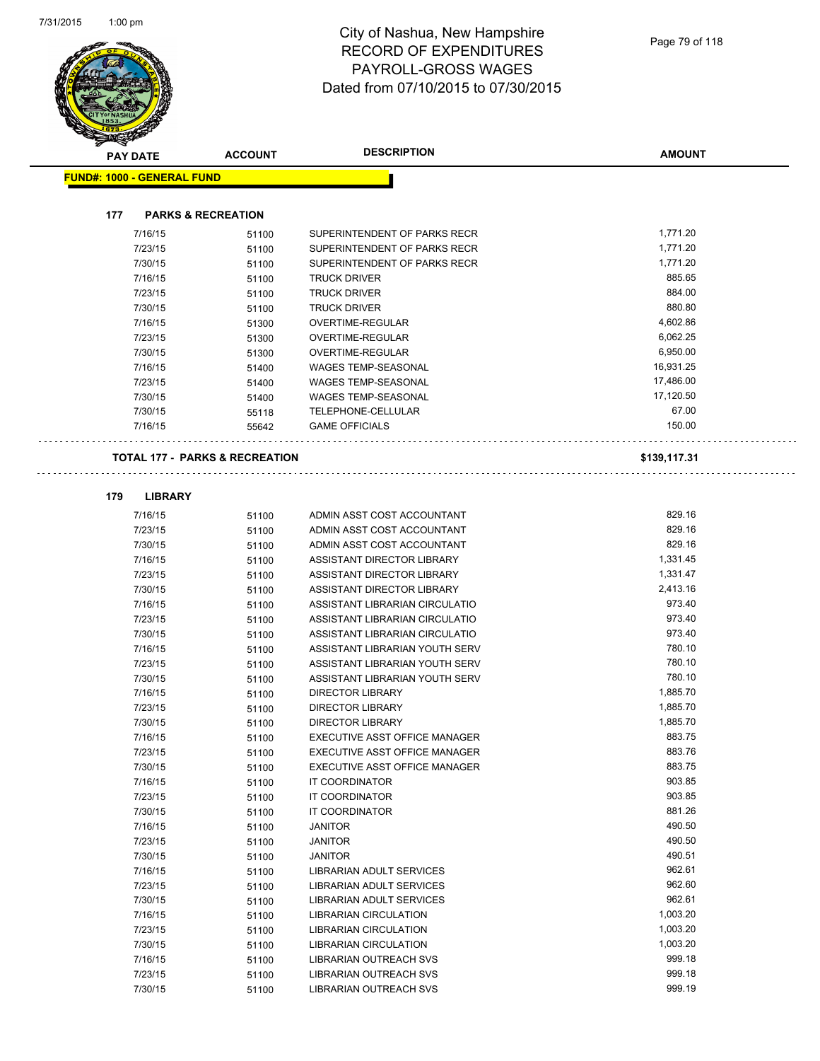# City of Nashua, New Hampshire
## RECORD OF EXPENDITURES
## PAYROLL-GROSS WAGES
## Dated from 07/10/2015 to 07/30/2015

| PAY DATE | ACCOUNT | DESCRIPTION | AMOUNT |
|---|---|---|---|
| **FUND#: 1000 - GENERAL FUND** | | | |
| **177 PARKS & RECREATION** | | | |
| 7/16/15 | 51100 | SUPERINTENDENT OF PARKS RECR | 1,771.20 |
| 7/23/15 | 51100 | SUPERINTENDENT OF PARKS RECR | 1,771.20 |
| 7/30/15 | 51100 | SUPERINTENDENT OF PARKS RECR | 1,771.20 |
| 7/16/15 | 51100 | TRUCK DRIVER | 885.65 |
| 7/23/15 | 51100 | TRUCK DRIVER | 884.00 |
| 7/30/15 | 51100 | TRUCK DRIVER | 880.80 |
| 7/16/15 | 51300 | OVERTIME-REGULAR | 4,602.86 |
| 7/23/15 | 51300 | OVERTIME-REGULAR | 6,062.25 |
| 7/30/15 | 51300 | OVERTIME-REGULAR | 6,950.00 |
| 7/16/15 | 51400 | WAGES TEMP-SEASONAL | 16,931.25 |
| 7/23/15 | 51400 | WAGES TEMP-SEASONAL | 17,486.00 |
| 7/30/15 | 51400 | WAGES TEMP-SEASONAL | 17,120.50 |
| 7/30/15 | 55118 | TELEPHONE-CELLULAR | 67.00 |
| 7/16/15 | 55642 | GAME OFFICIALS | 150.00 |
| **TOTAL 177 - PARKS & RECREATION** | | | **$139,117.31** |
| **179 LIBRARY** | | | |
| 7/16/15 | 51100 | ADMIN ASST COST ACCOUNTANT | 829.16 |
| 7/23/15 | 51100 | ADMIN ASST COST ACCOUNTANT | 829.16 |
| 7/30/15 | 51100 | ADMIN ASST COST ACCOUNTANT | 829.16 |
| 7/16/15 | 51100 | ASSISTANT DIRECTOR LIBRARY | 1,331.45 |
| 7/23/15 | 51100 | ASSISTANT DIRECTOR LIBRARY | 1,331.47 |
| 7/30/15 | 51100 | ASSISTANT DIRECTOR LIBRARY | 2,413.16 |
| 7/16/15 | 51100 | ASSISTANT LIBRARIAN CIRCULATIO | 973.40 |
| 7/23/15 | 51100 | ASSISTANT LIBRARIAN CIRCULATIO | 973.40 |
| 7/30/15 | 51100 | ASSISTANT LIBRARIAN CIRCULATIO | 973.40 |
| 7/16/15 | 51100 | ASSISTANT LIBRARIAN YOUTH SERV | 780.10 |
| 7/23/15 | 51100 | ASSISTANT LIBRARIAN YOUTH SERV | 780.10 |
| 7/30/15 | 51100 | ASSISTANT LIBRARIAN YOUTH SERV | 780.10 |
| 7/16/15 | 51100 | DIRECTOR LIBRARY | 1,885.70 |
| 7/23/15 | 51100 | DIRECTOR LIBRARY | 1,885.70 |
| 7/30/15 | 51100 | DIRECTOR LIBRARY | 1,885.70 |
| 7/16/15 | 51100 | EXECUTIVE ASST OFFICE MANAGER | 883.75 |
| 7/23/15 | 51100 | EXECUTIVE ASST OFFICE MANAGER | 883.76 |
| 7/30/15 | 51100 | EXECUTIVE ASST OFFICE MANAGER | 883.75 |
| 7/16/15 | 51100 | IT COORDINATOR | 903.85 |
| 7/23/15 | 51100 | IT COORDINATOR | 903.85 |
| 7/30/15 | 51100 | IT COORDINATOR | 881.26 |
| 7/16/15 | 51100 | JANITOR | 490.50 |
| 7/23/15 | 51100 | JANITOR | 490.50 |
| 7/30/15 | 51100 | JANITOR | 490.51 |
| 7/16/15 | 51100 | LIBRARIAN ADULT SERVICES | 962.61 |
| 7/23/15 | 51100 | LIBRARIAN ADULT SERVICES | 962.60 |
| 7/30/15 | 51100 | LIBRARIAN ADULT SERVICES | 962.61 |
| 7/16/15 | 51100 | LIBRARIAN CIRCULATION | 1,003.20 |
| 7/23/15 | 51100 | LIBRARIAN CIRCULATION | 1,003.20 |
| 7/30/15 | 51100 | LIBRARIAN CIRCULATION | 1,003.20 |
| 7/16/15 | 51100 | LIBRARIAN OUTREACH SVS | 999.18 |
| 7/23/15 | 51100 | LIBRARIAN OUTREACH SVS | 999.18 |
| 7/30/15 | 51100 | LIBRARIAN OUTREACH SVS | 999.19 |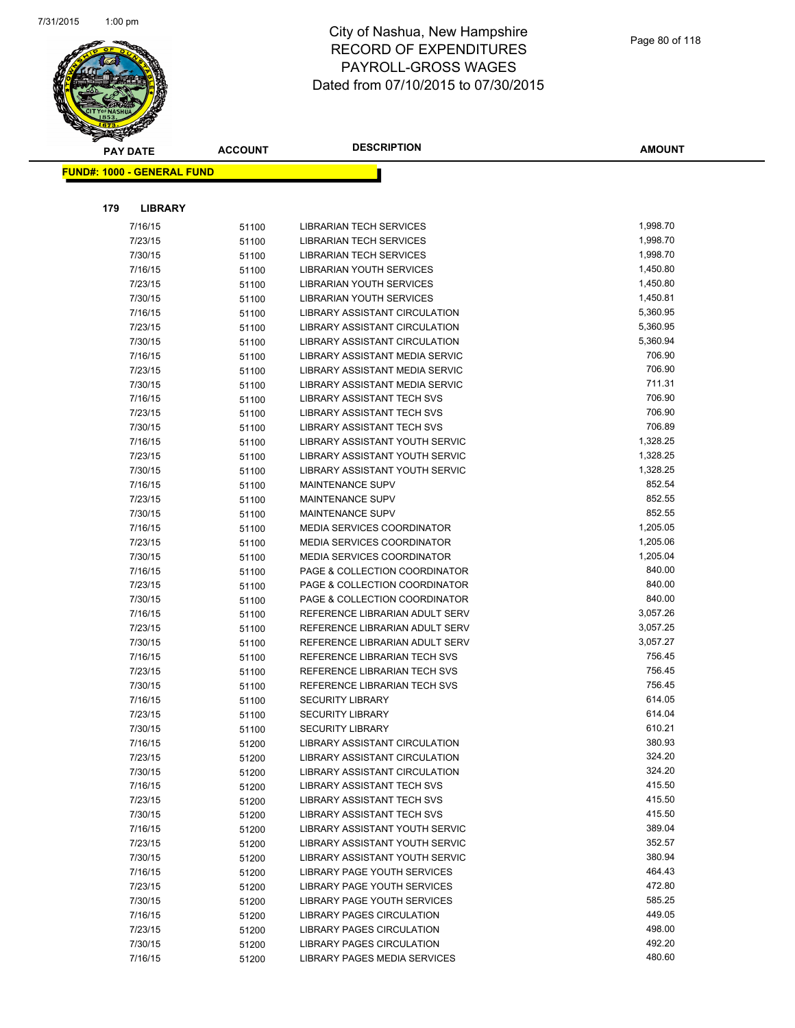# City of Nashua, New Hampshire
## RECORD OF EXPENDITURES
## PAYROLL-GROSS WAGES
## Dated from 07/10/2015 to 07/30/2015

| PAY DATE | ACCOUNT | DESCRIPTION | AMOUNT |
|---|---|---|---|

**FUND#: 1000 - GENERAL FUND**

**179 LIBRARY**

| PAY DATE | ACCOUNT | DESCRIPTION | AMOUNT |
|---|---|---|---|
| 7/16/15 | 51100 | LIBRARIAN TECH SERVICES | 1,998.70 |
| 7/23/15 | 51100 | LIBRARIAN TECH SERVICES | 1,998.70 |
| 7/30/15 | 51100 | LIBRARIAN TECH SERVICES | 1,998.70 |
| 7/16/15 | 51100 | LIBRARIAN YOUTH SERVICES | 1,450.80 |
| 7/23/15 | 51100 | LIBRARIAN YOUTH SERVICES | 1,450.80 |
| 7/30/15 | 51100 | LIBRARIAN YOUTH SERVICES | 1,450.81 |
| 7/16/15 | 51100 | LIBRARY ASSISTANT CIRCULATION | 5,360.95 |
| 7/23/15 | 51100 | LIBRARY ASSISTANT CIRCULATION | 5,360.95 |
| 7/30/15 | 51100 | LIBRARY ASSISTANT CIRCULATION | 5,360.94 |
| 7/16/15 | 51100 | LIBRARY ASSISTANT MEDIA SERVIC | 706.90 |
| 7/23/15 | 51100 | LIBRARY ASSISTANT MEDIA SERVIC | 706.90 |
| 7/30/15 | 51100 | LIBRARY ASSISTANT MEDIA SERVIC | 711.31 |
| 7/16/15 | 51100 | LIBRARY ASSISTANT TECH SVS | 706.90 |
| 7/23/15 | 51100 | LIBRARY ASSISTANT TECH SVS | 706.90 |
| 7/30/15 | 51100 | LIBRARY ASSISTANT TECH SVS | 706.89 |
| 7/16/15 | 51100 | LIBRARY ASSISTANT YOUTH SERVIC | 1,328.25 |
| 7/23/15 | 51100 | LIBRARY ASSISTANT YOUTH SERVIC | 1,328.25 |
| 7/30/15 | 51100 | LIBRARY ASSISTANT YOUTH SERVIC | 1,328.25 |
| 7/16/15 | 51100 | MAINTENANCE SUPV | 852.54 |
| 7/23/15 | 51100 | MAINTENANCE SUPV | 852.55 |
| 7/30/15 | 51100 | MAINTENANCE SUPV | 852.55 |
| 7/16/15 | 51100 | MEDIA SERVICES COORDINATOR | 1,205.05 |
| 7/23/15 | 51100 | MEDIA SERVICES COORDINATOR | 1,205.06 |
| 7/30/15 | 51100 | MEDIA SERVICES COORDINATOR | 1,205.04 |
| 7/16/15 | 51100 | PAGE & COLLECTION COORDINATOR | 840.00 |
| 7/23/15 | 51100 | PAGE & COLLECTION COORDINATOR | 840.00 |
| 7/30/15 | 51100 | PAGE & COLLECTION COORDINATOR | 840.00 |
| 7/16/15 | 51100 | REFERENCE LIBRARIAN ADULT SERV | 3,057.26 |
| 7/23/15 | 51100 | REFERENCE LIBRARIAN ADULT SERV | 3,057.25 |
| 7/30/15 | 51100 | REFERENCE LIBRARIAN ADULT SERV | 3,057.27 |
| 7/16/15 | 51100 | REFERENCE LIBRARIAN TECH SVS | 756.45 |
| 7/23/15 | 51100 | REFERENCE LIBRARIAN TECH SVS | 756.45 |
| 7/30/15 | 51100 | REFERENCE LIBRARIAN TECH SVS | 756.45 |
| 7/16/15 | 51100 | SECURITY LIBRARY | 614.05 |
| 7/23/15 | 51100 | SECURITY LIBRARY | 614.04 |
| 7/30/15 | 51100 | SECURITY LIBRARY | 610.21 |
| 7/16/15 | 51200 | LIBRARY ASSISTANT CIRCULATION | 380.93 |
| 7/23/15 | 51200 | LIBRARY ASSISTANT CIRCULATION | 324.20 |
| 7/30/15 | 51200 | LIBRARY ASSISTANT CIRCULATION | 324.20 |
| 7/16/15 | 51200 | LIBRARY ASSISTANT TECH SVS | 415.50 |
| 7/23/15 | 51200 | LIBRARY ASSISTANT TECH SVS | 415.50 |
| 7/30/15 | 51200 | LIBRARY ASSISTANT TECH SVS | 415.50 |
| 7/16/15 | 51200 | LIBRARY ASSISTANT YOUTH SERVIC | 389.04 |
| 7/23/15 | 51200 | LIBRARY ASSISTANT YOUTH SERVIC | 352.57 |
| 7/30/15 | 51200 | LIBRARY ASSISTANT YOUTH SERVIC | 380.94 |
| 7/16/15 | 51200 | LIBRARY PAGE YOUTH SERVICES | 464.43 |
| 7/23/15 | 51200 | LIBRARY PAGE YOUTH SERVICES | 472.80 |
| 7/30/15 | 51200 | LIBRARY PAGE YOUTH SERVICES | 585.25 |
| 7/16/15 | 51200 | LIBRARY PAGES CIRCULATION | 449.05 |
| 7/23/15 | 51200 | LIBRARY PAGES CIRCULATION | 498.00 |
| 7/30/15 | 51200 | LIBRARY PAGES CIRCULATION | 492.20 |
| 7/16/15 | 51200 | LIBRARY PAGES MEDIA SERVICES | 480.60 |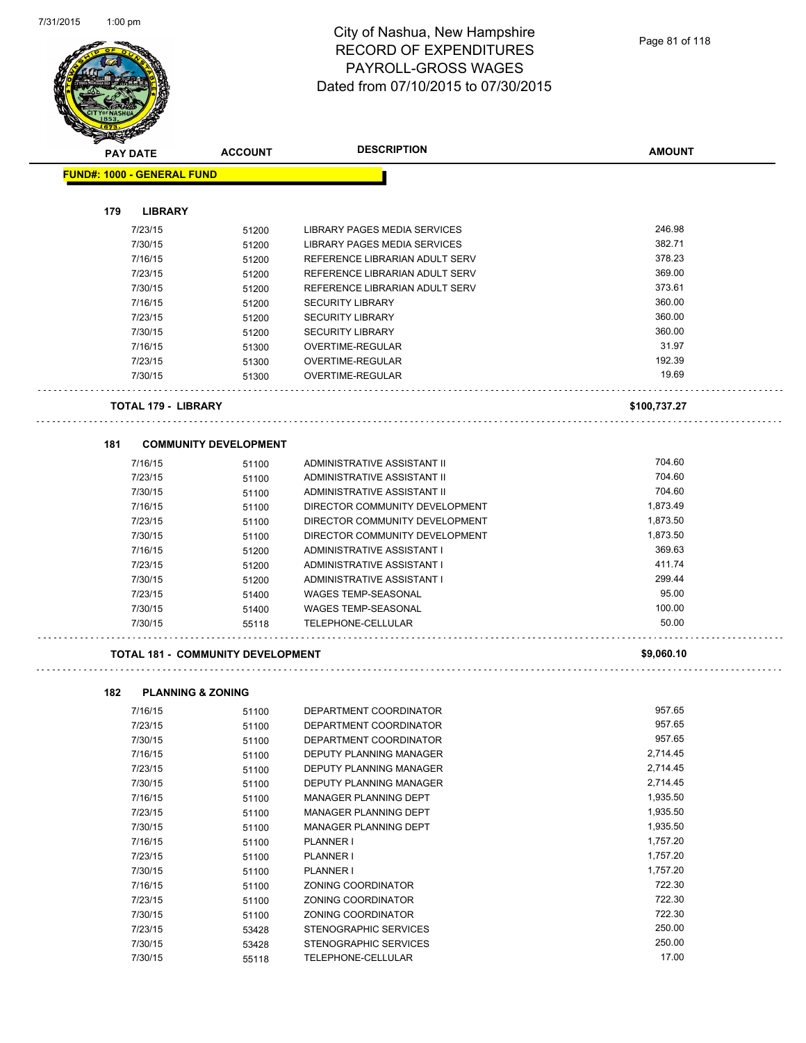# City of Nashua, New Hampshire
## RECORD OF EXPENDITURES
## PAYROLL-GROSS WAGES
## Dated from 07/10/2015 to 07/30/2015

| PAY DATE | ACCOUNT | DESCRIPTION | AMOUNT |
|---|---|---|---|
| **FUND#: 1000 - GENERAL FUND** | | | |
| **179 LIBRARY** | | | |
| 7/23/15 | 51200 | LIBRARY PAGES MEDIA SERVICES | 246.98 |
| 7/30/15 | 51200 | LIBRARY PAGES MEDIA SERVICES | 382.71 |
| 7/16/15 | 51200 | REFERENCE LIBRARIAN ADULT SERV | 378.23 |
| 7/23/15 | 51200 | REFERENCE LIBRARIAN ADULT SERV | 369.00 |
| 7/30/15 | 51200 | REFERENCE LIBRARIAN ADULT SERV | 373.61 |
| 7/16/15 | 51200 | SECURITY LIBRARY | 360.00 |
| 7/23/15 | 51200 | SECURITY LIBRARY | 360.00 |
| 7/30/15 | 51200 | SECURITY LIBRARY | 360.00 |
| 7/16/15 | 51300 | OVERTIME-REGULAR | 31.97 |
| 7/23/15 | 51300 | OVERTIME-REGULAR | 192.39 |
| 7/30/15 | 51300 | OVERTIME-REGULAR | 19.69 |
| **TOTAL 179 - LIBRARY** | | | **$100,737.27** |
| **181 COMMUNITY DEVELOPMENT** | | | |
| 7/16/15 | 51100 | ADMINISTRATIVE ASSISTANT II | 704.60 |
| 7/23/15 | 51100 | ADMINISTRATIVE ASSISTANT II | 704.60 |
| 7/30/15 | 51100 | ADMINISTRATIVE ASSISTANT II | 704.60 |
| 7/16/15 | 51100 | DIRECTOR COMMUNITY DEVELOPMENT | 1,873.49 |
| 7/23/15 | 51100 | DIRECTOR COMMUNITY DEVELOPMENT | 1,873.50 |
| 7/30/15 | 51100 | DIRECTOR COMMUNITY DEVELOPMENT | 1,873.50 |
| 7/16/15 | 51200 | ADMINISTRATIVE ASSISTANT I | 369.63 |
| 7/23/15 | 51200 | ADMINISTRATIVE ASSISTANT I | 411.74 |
| 7/30/15 | 51200 | ADMINISTRATIVE ASSISTANT I | 299.44 |
| 7/23/15 | 51400 | WAGES TEMP-SEASONAL | 95.00 |
| 7/30/15 | 51400 | WAGES TEMP-SEASONAL | 100.00 |
| 7/30/15 | 55118 | TELEPHONE-CELLULAR | 50.00 |
| **TOTAL 181 - COMMUNITY DEVELOPMENT** | | | **$9,060.10** |
| **182 PLANNING & ZONING** | | | |
| 7/16/15 | 51100 | DEPARTMENT COORDINATOR | 957.65 |
| 7/23/15 | 51100 | DEPARTMENT COORDINATOR | 957.65 |
| 7/30/15 | 51100 | DEPARTMENT COORDINATOR | 957.65 |
| 7/16/15 | 51100 | DEPUTY PLANNING MANAGER | 2,714.45 |
| 7/23/15 | 51100 | DEPUTY PLANNING MANAGER | 2,714.45 |
| 7/30/15 | 51100 | DEPUTY PLANNING MANAGER | 2,714.45 |
| 7/16/15 | 51100 | MANAGER PLANNING DEPT | 1,935.50 |
| 7/23/15 | 51100 | MANAGER PLANNING DEPT | 1,935.50 |
| 7/30/15 | 51100 | MANAGER PLANNING DEPT | 1,935.50 |
| 7/16/15 | 51100 | PLANNER I | 1,757.20 |
| 7/23/15 | 51100 | PLANNER I | 1,757.20 |
| 7/30/15 | 51100 | PLANNER I | 1,757.20 |
| 7/16/15 | 51100 | ZONING COORDINATOR | 722.30 |
| 7/23/15 | 51100 | ZONING COORDINATOR | 722.30 |
| 7/30/15 | 51100 | ZONING COORDINATOR | 722.30 |
| 7/23/15 | 53428 | STENOGRAPHIC SERVICES | 250.00 |
| 7/30/15 | 53428 | STENOGRAPHIC SERVICES | 250.00 |
| 7/30/15 | 55118 | TELEPHONE-CELLULAR | 17.00 |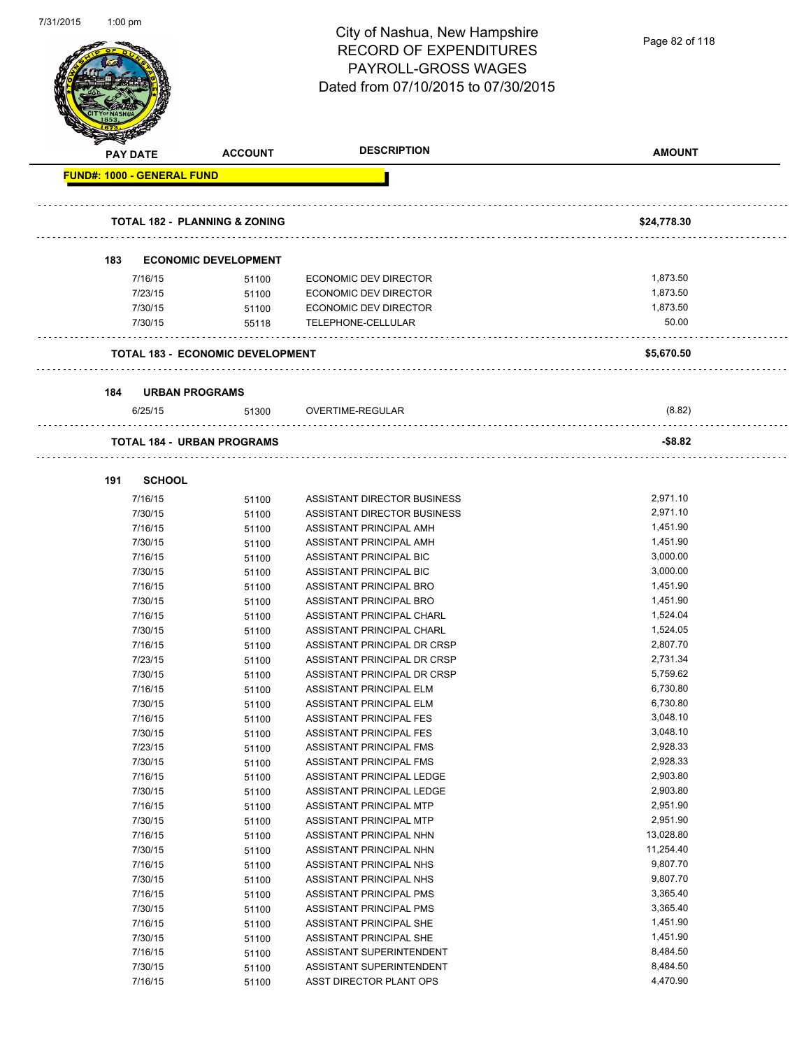# City of Nashua, New Hampshire
# RECORD OF EXPENDITURES
# PAYROLL-GROSS WAGES
# Dated from 07/10/2015 to 07/30/2015

| PAY DATE | ACCOUNT | DESCRIPTION | AMOUNT |
|---|---|---|---|
| **FUND#: 1000 - GENERAL FUND** | | | |
| **TOTAL 182 - PLANNING & ZONING** | | | **$24,778.30** |
| **183 ECONOMIC DEVELOPMENT** | | | |
| 7/16/15 | 51100 | ECONOMIC DEV DIRECTOR | 1,873.50 |
| 7/23/15 | 51100 | ECONOMIC DEV DIRECTOR | 1,873.50 |
| 7/30/15 | 51100 | ECONOMIC DEV DIRECTOR | 1,873.50 |
| 7/30/15 | 55118 | TELEPHONE-CELLULAR | 50.00 |
| **TOTAL 183 - ECONOMIC DEVELOPMENT** | | | **$5,670.50** |
| **184 URBAN PROGRAMS** | | | |
| 6/25/15 | 51300 | OVERTIME-REGULAR | (8.82) |
| **TOTAL 184 - URBAN PROGRAMS** | | | **-$8.82** |
| **191 SCHOOL** | | | |
| 7/16/15 | 51100 | ASSISTANT DIRECTOR BUSINESS | 2,971.10 |
| 7/30/15 | 51100 | ASSISTANT DIRECTOR BUSINESS | 2,971.10 |
| 7/16/15 | 51100 | ASSISTANT PRINCIPAL AMH | 1,451.90 |
| 7/30/15 | 51100 | ASSISTANT PRINCIPAL AMH | 1,451.90 |
| 7/16/15 | 51100 | ASSISTANT PRINCIPAL BIC | 3,000.00 |
| 7/30/15 | 51100 | ASSISTANT PRINCIPAL BIC | 3,000.00 |
| 7/16/15 | 51100 | ASSISTANT PRINCIPAL BRO | 1,451.90 |
| 7/30/15 | 51100 | ASSISTANT PRINCIPAL BRO | 1,451.90 |
| 7/16/15 | 51100 | ASSISTANT PRINCIPAL CHARL | 1,524.04 |
| 7/30/15 | 51100 | ASSISTANT PRINCIPAL CHARL | 1,524.05 |
| 7/16/15 | 51100 | ASSISTANT PRINCIPAL DR CRSP | 2,807.70 |
| 7/23/15 | 51100 | ASSISTANT PRINCIPAL DR CRSP | 2,731.34 |
| 7/30/15 | 51100 | ASSISTANT PRINCIPAL DR CRSP | 5,759.62 |
| 7/16/15 | 51100 | ASSISTANT PRINCIPAL ELM | 6,730.80 |
| 7/30/15 | 51100 | ASSISTANT PRINCIPAL ELM | 6,730.80 |
| 7/16/15 | 51100 | ASSISTANT PRINCIPAL FES | 3,048.10 |
| 7/30/15 | 51100 | ASSISTANT PRINCIPAL FES | 3,048.10 |
| 7/23/15 | 51100 | ASSISTANT PRINCIPAL FMS | 2,928.33 |
| 7/30/15 | 51100 | ASSISTANT PRINCIPAL FMS | 2,928.33 |
| 7/16/15 | 51100 | ASSISTANT PRINCIPAL LEDGE | 2,903.80 |
| 7/30/15 | 51100 | ASSISTANT PRINCIPAL LEDGE | 2,903.80 |
| 7/16/15 | 51100 | ASSISTANT PRINCIPAL MTP | 2,951.90 |
| 7/30/15 | 51100 | ASSISTANT PRINCIPAL MTP | 2,951.90 |
| 7/16/15 | 51100 | ASSISTANT PRINCIPAL NHN | 13,028.80 |
| 7/30/15 | 51100 | ASSISTANT PRINCIPAL NHN | 11,254.40 |
| 7/16/15 | 51100 | ASSISTANT PRINCIPAL NHS | 9,807.70 |
| 7/30/15 | 51100 | ASSISTANT PRINCIPAL NHS | 9,807.70 |
| 7/16/15 | 51100 | ASSISTANT PRINCIPAL PMS | 3,365.40 |
| 7/30/15 | 51100 | ASSISTANT PRINCIPAL PMS | 3,365.40 |
| 7/16/15 | 51100 | ASSISTANT PRINCIPAL SHE | 1,451.90 |
| 7/30/15 | 51100 | ASSISTANT PRINCIPAL SHE | 1,451.90 |
| 7/16/15 | 51100 | ASSISTANT SUPERINTENDENT | 8,484.50 |
| 7/30/15 | 51100 | ASSISTANT SUPERINTENDENT | 8,484.50 |
| 7/16/15 | 51100 | ASST DIRECTOR PLANT OPS | 4,470.90 |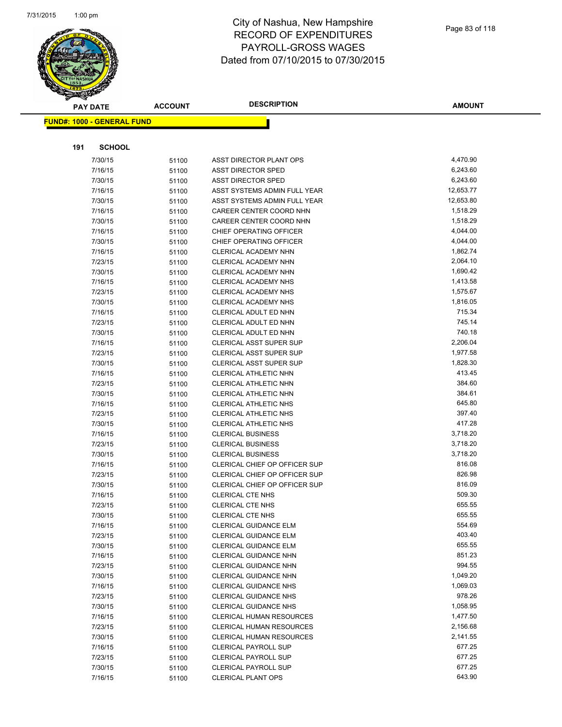# City of Nashua, New Hampshire
## RECORD OF EXPENDITURES
## PAYROLL-GROSS WAGES
## Dated from 07/10/2015 to 07/30/2015

| PAY DATE | ACCOUNT | DESCRIPTION | AMOUNT |
|---|---|---|---|

**FUND#: 1000 - GENERAL FUND**

**191 SCHOOL**

| PAY DATE | ACCOUNT | DESCRIPTION | AMOUNT |
|---|---|---|---|
| 7/30/15 | 51100 | ASST DIRECTOR PLANT OPS | 4,470.90 |
| 7/16/15 | 51100 | ASST DIRECTOR SPED | 6,243.60 |
| 7/30/15 | 51100 | ASST DIRECTOR SPED | 6,243.60 |
| 7/16/15 | 51100 | ASST SYSTEMS ADMIN FULL YEAR | 12,653.77 |
| 7/30/15 | 51100 | ASST SYSTEMS ADMIN FULL YEAR | 12,653.80 |
| 7/16/15 | 51100 | CAREER CENTER COORD NHN | 1,518.29 |
| 7/30/15 | 51100 | CAREER CENTER COORD NHN | 1,518.29 |
| 7/16/15 | 51100 | CHIEF OPERATING OFFICER | 4,044.00 |
| 7/30/15 | 51100 | CHIEF OPERATING OFFICER | 4,044.00 |
| 7/16/15 | 51100 | CLERICAL ACADEMY NHN | 1,862.74 |
| 7/23/15 | 51100 | CLERICAL ACADEMY NHN | 2,064.10 |
| 7/30/15 | 51100 | CLERICAL ACADEMY NHN | 1,690.42 |
| 7/16/15 | 51100 | CLERICAL ACADEMY NHS | 1,413.58 |
| 7/23/15 | 51100 | CLERICAL ACADEMY NHS | 1,575.67 |
| 7/30/15 | 51100 | CLERICAL ACADEMY NHS | 1,816.05 |
| 7/16/15 | 51100 | CLERICAL ADULT ED NHN | 715.34 |
| 7/23/15 | 51100 | CLERICAL ADULT ED NHN | 745.14 |
| 7/30/15 | 51100 | CLERICAL ADULT ED NHN | 740.18 |
| 7/16/15 | 51100 | CLERICAL ASST SUPER SUP | 2,206.04 |
| 7/23/15 | 51100 | CLERICAL ASST SUPER SUP | 1,977.58 |
| 7/30/15 | 51100 | CLERICAL ASST SUPER SUP | 1,828.30 |
| 7/16/15 | 51100 | CLERICAL ATHLETIC NHN | 413.45 |
| 7/23/15 | 51100 | CLERICAL ATHLETIC NHN | 384.60 |
| 7/30/15 | 51100 | CLERICAL ATHLETIC NHN | 384.61 |
| 7/16/15 | 51100 | CLERICAL ATHLETIC NHS | 645.80 |
| 7/23/15 | 51100 | CLERICAL ATHLETIC NHS | 397.40 |
| 7/30/15 | 51100 | CLERICAL ATHLETIC NHS | 417.28 |
| 7/16/15 | 51100 | CLERICAL BUSINESS | 3,718.20 |
| 7/23/15 | 51100 | CLERICAL BUSINESS | 3,718.20 |
| 7/30/15 | 51100 | CLERICAL BUSINESS | 3,718.20 |
| 7/16/15 | 51100 | CLERICAL CHIEF OP OFFICER SUP | 816.08 |
| 7/23/15 | 51100 | CLERICAL CHIEF OP OFFICER SUP | 826.98 |
| 7/30/15 | 51100 | CLERICAL CHIEF OP OFFICER SUP | 816.09 |
| 7/16/15 | 51100 | CLERICAL CTE NHS | 509.30 |
| 7/23/15 | 51100 | CLERICAL CTE NHS | 655.55 |
| 7/30/15 | 51100 | CLERICAL CTE NHS | 655.55 |
| 7/16/15 | 51100 | CLERICAL GUIDANCE ELM | 554.69 |
| 7/23/15 | 51100 | CLERICAL GUIDANCE ELM | 403.40 |
| 7/30/15 | 51100 | CLERICAL GUIDANCE ELM | 655.55 |
| 7/16/15 | 51100 | CLERICAL GUIDANCE NHN | 851.23 |
| 7/23/15 | 51100 | CLERICAL GUIDANCE NHN | 994.55 |
| 7/30/15 | 51100 | CLERICAL GUIDANCE NHN | 1,049.20 |
| 7/16/15 | 51100 | CLERICAL GUIDANCE NHS | 1,069.03 |
| 7/23/15 | 51100 | CLERICAL GUIDANCE NHS | 978.26 |
| 7/30/15 | 51100 | CLERICAL GUIDANCE NHS | 1,058.95 |
| 7/16/15 | 51100 | CLERICAL HUMAN RESOURCES | 1,477.50 |
| 7/23/15 | 51100 | CLERICAL HUMAN RESOURCES | 2,156.68 |
| 7/30/15 | 51100 | CLERICAL HUMAN RESOURCES | 2,141.55 |
| 7/16/15 | 51100 | CLERICAL PAYROLL SUP | 677.25 |
| 7/23/15 | 51100 | CLERICAL PAYROLL SUP | 677.25 |
| 7/30/15 | 51100 | CLERICAL PAYROLL SUP | 677.25 |
| 7/16/15 | 51100 | CLERICAL PLANT OPS | 643.90 |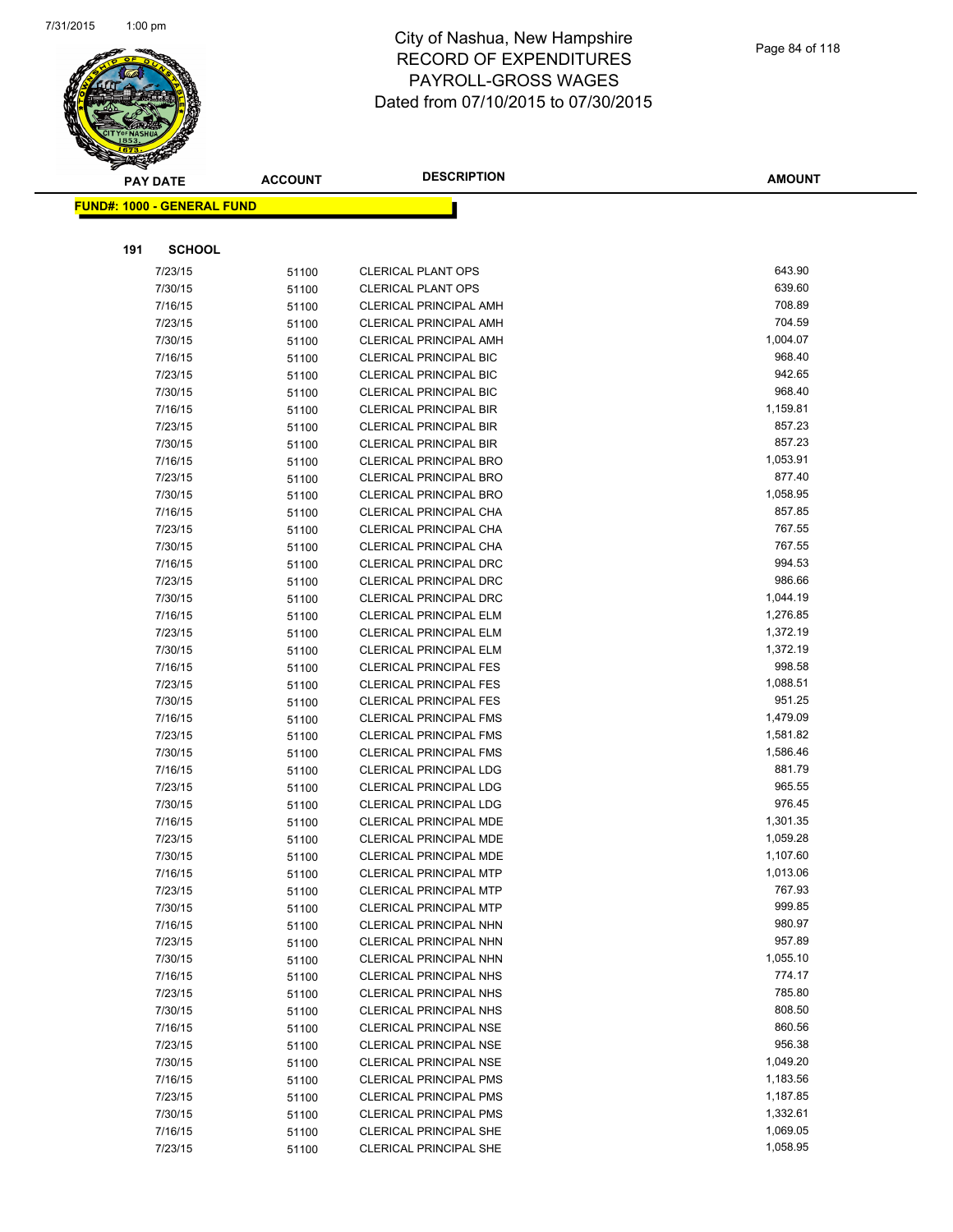# City of Nashua, New Hampshire
# RECORD OF EXPENDITURES
# PAYROLL-GROSS WAGES
# Dated from 07/10/2015 to 07/30/2015

**FUND#: 1000 - GENERAL FUND**

**191 SCHOOL**

| PAY DATE | ACCOUNT | DESCRIPTION | AMOUNT |
|---|---|---|---|
| 7/23/15 | 51100 | CLERICAL PLANT OPS | 643.90 |
| 7/30/15 | 51100 | CLERICAL PLANT OPS | 639.60 |
| 7/16/15 | 51100 | CLERICAL PRINCIPAL AMH | 708.89 |
| 7/23/15 | 51100 | CLERICAL PRINCIPAL AMH | 704.59 |
| 7/30/15 | 51100 | CLERICAL PRINCIPAL AMH | 1,004.07 |
| 7/16/15 | 51100 | CLERICAL PRINCIPAL BIC | 968.40 |
| 7/23/15 | 51100 | CLERICAL PRINCIPAL BIC | 942.65 |
| 7/30/15 | 51100 | CLERICAL PRINCIPAL BIC | 968.40 |
| 7/16/15 | 51100 | CLERICAL PRINCIPAL BIR | 1,159.81 |
| 7/23/15 | 51100 | CLERICAL PRINCIPAL BIR | 857.23 |
| 7/30/15 | 51100 | CLERICAL PRINCIPAL BIR | 857.23 |
| 7/16/15 | 51100 | CLERICAL PRINCIPAL BRO | 1,053.91 |
| 7/23/15 | 51100 | CLERICAL PRINCIPAL BRO | 877.40 |
| 7/30/15 | 51100 | CLERICAL PRINCIPAL BRO | 1,058.95 |
| 7/16/15 | 51100 | CLERICAL PRINCIPAL CHA | 857.85 |
| 7/23/15 | 51100 | CLERICAL PRINCIPAL CHA | 767.55 |
| 7/30/15 | 51100 | CLERICAL PRINCIPAL CHA | 767.55 |
| 7/16/15 | 51100 | CLERICAL PRINCIPAL DRC | 994.53 |
| 7/23/15 | 51100 | CLERICAL PRINCIPAL DRC | 986.66 |
| 7/30/15 | 51100 | CLERICAL PRINCIPAL DRC | 1,044.19 |
| 7/16/15 | 51100 | CLERICAL PRINCIPAL ELM | 1,276.85 |
| 7/23/15 | 51100 | CLERICAL PRINCIPAL ELM | 1,372.19 |
| 7/30/15 | 51100 | CLERICAL PRINCIPAL ELM | 1,372.19 |
| 7/16/15 | 51100 | CLERICAL PRINCIPAL FES | 998.58 |
| 7/23/15 | 51100 | CLERICAL PRINCIPAL FES | 1,088.51 |
| 7/30/15 | 51100 | CLERICAL PRINCIPAL FES | 951.25 |
| 7/16/15 | 51100 | CLERICAL PRINCIPAL FMS | 1,479.09 |
| 7/23/15 | 51100 | CLERICAL PRINCIPAL FMS | 1,581.82 |
| 7/30/15 | 51100 | CLERICAL PRINCIPAL FMS | 1,586.46 |
| 7/16/15 | 51100 | CLERICAL PRINCIPAL LDG | 881.79 |
| 7/23/15 | 51100 | CLERICAL PRINCIPAL LDG | 965.55 |
| 7/30/15 | 51100 | CLERICAL PRINCIPAL LDG | 976.45 |
| 7/16/15 | 51100 | CLERICAL PRINCIPAL MDE | 1,301.35 |
| 7/23/15 | 51100 | CLERICAL PRINCIPAL MDE | 1,059.28 |
| 7/30/15 | 51100 | CLERICAL PRINCIPAL MDE | 1,107.60 |
| 7/16/15 | 51100 | CLERICAL PRINCIPAL MTP | 1,013.06 |
| 7/23/15 | 51100 | CLERICAL PRINCIPAL MTP | 767.93 |
| 7/30/15 | 51100 | CLERICAL PRINCIPAL MTP | 999.85 |
| 7/16/15 | 51100 | CLERICAL PRINCIPAL NHN | 980.97 |
| 7/23/15 | 51100 | CLERICAL PRINCIPAL NHN | 957.89 |
| 7/30/15 | 51100 | CLERICAL PRINCIPAL NHN | 1,055.10 |
| 7/16/15 | 51100 | CLERICAL PRINCIPAL NHS | 774.17 |
| 7/23/15 | 51100 | CLERICAL PRINCIPAL NHS | 785.80 |
| 7/30/15 | 51100 | CLERICAL PRINCIPAL NHS | 808.50 |
| 7/16/15 | 51100 | CLERICAL PRINCIPAL NSE | 860.56 |
| 7/23/15 | 51100 | CLERICAL PRINCIPAL NSE | 956.38 |
| 7/30/15 | 51100 | CLERICAL PRINCIPAL NSE | 1,049.20 |
| 7/16/15 | 51100 | CLERICAL PRINCIPAL PMS | 1,183.56 |
| 7/23/15 | 51100 | CLERICAL PRINCIPAL PMS | 1,187.85 |
| 7/30/15 | 51100 | CLERICAL PRINCIPAL PMS | 1,332.61 |
| 7/16/15 | 51100 | CLERICAL PRINCIPAL SHE | 1,069.05 |
| 7/23/15 | 51100 | CLERICAL PRINCIPAL SHE | 1,058.95 |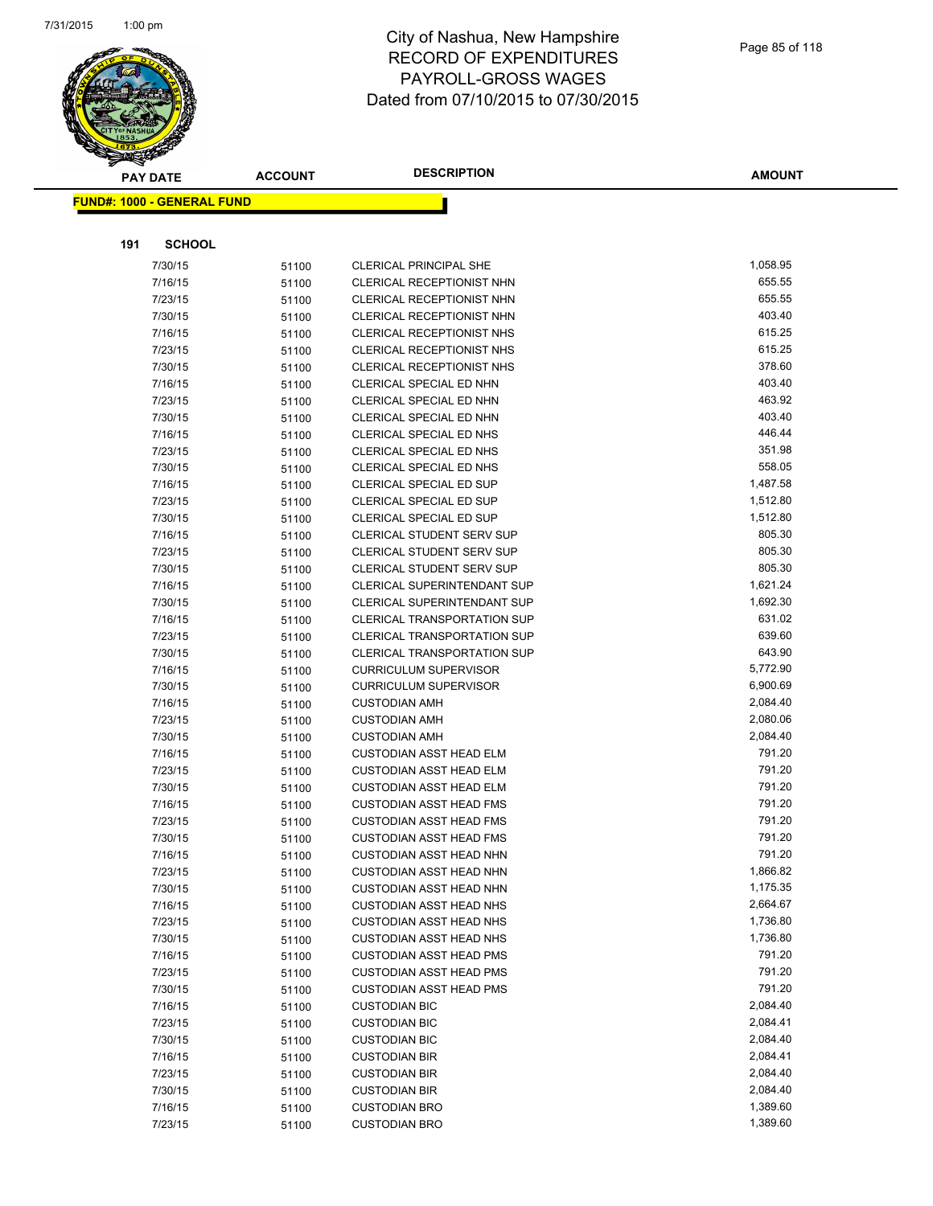# City of Nashua, New Hampshire
## RECORD OF EXPENDITURES
## PAYROLL-GROSS WAGES
### Dated from 07/10/2015 to 07/30/2015

**FUND#: 1000 - GENERAL FUND**

**191 SCHOOL**

| PAY DATE | ACCOUNT | DESCRIPTION | AMOUNT |
|---|---|---|---|
| 7/30/15 | 51100 | CLERICAL PRINCIPAL SHE | 1,058.95 |
| 7/16/15 | 51100 | CLERICAL RECEPTIONIST NHN | 655.55 |
| 7/23/15 | 51100 | CLERICAL RECEPTIONIST NHN | 655.55 |
| 7/30/15 | 51100 | CLERICAL RECEPTIONIST NHN | 403.40 |
| 7/16/15 | 51100 | CLERICAL RECEPTIONIST NHS | 615.25 |
| 7/23/15 | 51100 | CLERICAL RECEPTIONIST NHS | 615.25 |
| 7/30/15 | 51100 | CLERICAL RECEPTIONIST NHS | 378.60 |
| 7/16/15 | 51100 | CLERICAL SPECIAL ED NHN | 403.40 |
| 7/23/15 | 51100 | CLERICAL SPECIAL ED NHN | 463.92 |
| 7/30/15 | 51100 | CLERICAL SPECIAL ED NHN | 403.40 |
| 7/16/15 | 51100 | CLERICAL SPECIAL ED NHS | 446.44 |
| 7/23/15 | 51100 | CLERICAL SPECIAL ED NHS | 351.98 |
| 7/30/15 | 51100 | CLERICAL SPECIAL ED NHS | 558.05 |
| 7/16/15 | 51100 | CLERICAL SPECIAL ED SUP | 1,487.58 |
| 7/23/15 | 51100 | CLERICAL SPECIAL ED SUP | 1,512.80 |
| 7/30/15 | 51100 | CLERICAL SPECIAL ED SUP | 1,512.80 |
| 7/16/15 | 51100 | CLERICAL STUDENT SERV SUP | 805.30 |
| 7/23/15 | 51100 | CLERICAL STUDENT SERV SUP | 805.30 |
| 7/30/15 | 51100 | CLERICAL STUDENT SERV SUP | 805.30 |
| 7/16/15 | 51100 | CLERICAL SUPERINTENDANT SUP | 1,621.24 |
| 7/30/15 | 51100 | CLERICAL SUPERINTENDANT SUP | 1,692.30 |
| 7/16/15 | 51100 | CLERICAL TRANSPORTATION SUP | 631.02 |
| 7/23/15 | 51100 | CLERICAL TRANSPORTATION SUP | 639.60 |
| 7/30/15 | 51100 | CLERICAL TRANSPORTATION SUP | 643.90 |
| 7/16/15 | 51100 | CURRICULUM SUPERVISOR | 5,772.90 |
| 7/30/15 | 51100 | CURRICULUM SUPERVISOR | 6,900.69 |
| 7/16/15 | 51100 | CUSTODIAN AMH | 2,084.40 |
| 7/23/15 | 51100 | CUSTODIAN AMH | 2,080.06 |
| 7/30/15 | 51100 | CUSTODIAN AMH | 2,084.40 |
| 7/16/15 | 51100 | CUSTODIAN ASST HEAD ELM | 791.20 |
| 7/23/15 | 51100 | CUSTODIAN ASST HEAD ELM | 791.20 |
| 7/30/15 | 51100 | CUSTODIAN ASST HEAD ELM | 791.20 |
| 7/16/15 | 51100 | CUSTODIAN ASST HEAD FMS | 791.20 |
| 7/23/15 | 51100 | CUSTODIAN ASST HEAD FMS | 791.20 |
| 7/30/15 | 51100 | CUSTODIAN ASST HEAD FMS | 791.20 |
| 7/16/15 | 51100 | CUSTODIAN ASST HEAD NHN | 791.20 |
| 7/23/15 | 51100 | CUSTODIAN ASST HEAD NHN | 1,866.82 |
| 7/30/15 | 51100 | CUSTODIAN ASST HEAD NHN | 1,175.35 |
| 7/16/15 | 51100 | CUSTODIAN ASST HEAD NHS | 2,664.67 |
| 7/23/15 | 51100 | CUSTODIAN ASST HEAD NHS | 1,736.80 |
| 7/30/15 | 51100 | CUSTODIAN ASST HEAD NHS | 1,736.80 |
| 7/16/15 | 51100 | CUSTODIAN ASST HEAD PMS | 791.20 |
| 7/23/15 | 51100 | CUSTODIAN ASST HEAD PMS | 791.20 |
| 7/30/15 | 51100 | CUSTODIAN ASST HEAD PMS | 791.20 |
| 7/16/15 | 51100 | CUSTODIAN BIC | 2,084.40 |
| 7/23/15 | 51100 | CUSTODIAN BIC | 2,084.41 |
| 7/30/15 | 51100 | CUSTODIAN BIC | 2,084.40 |
| 7/16/15 | 51100 | CUSTODIAN BIR | 2,084.41 |
| 7/23/15 | 51100 | CUSTODIAN BIR | 2,084.40 |
| 7/30/15 | 51100 | CUSTODIAN BIR | 2,084.40 |
| 7/16/15 | 51100 | CUSTODIAN BRO | 1,389.60 |
| 7/23/15 | 51100 | CUSTODIAN BRO | 1,389.60 |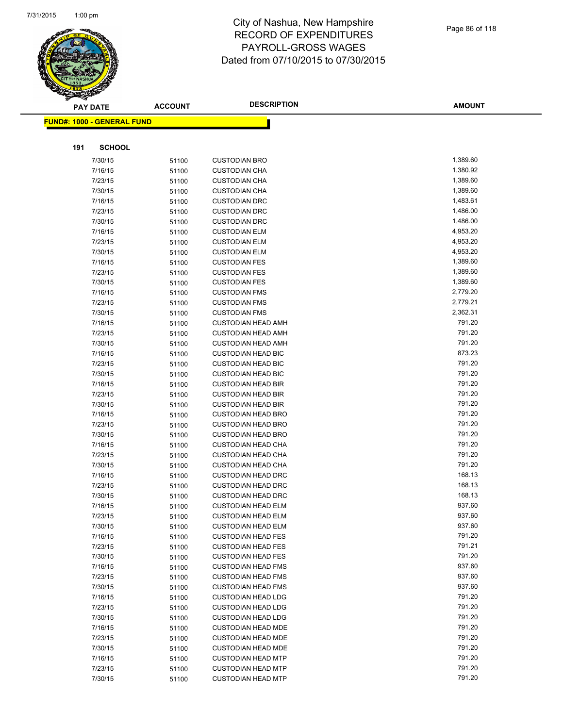# City of Nashua, New Hampshire
# RECORD OF EXPENDITURES
# PAYROLL-GROSS WAGES
# Dated from 07/10/2015 to 07/30/2015

**FUND#: 1000 - GENERAL FUND**

**191 SCHOOL**

| PAY DATE | ACCOUNT | DESCRIPTION | AMOUNT |
|---|---|---|---|
| 7/30/15 | 51100 | CUSTODIAN BRO | 1,389.60 |
| 7/16/15 | 51100 | CUSTODIAN CHA | 1,380.92 |
| 7/23/15 | 51100 | CUSTODIAN CHA | 1,389.60 |
| 7/30/15 | 51100 | CUSTODIAN CHA | 1,389.60 |
| 7/16/15 | 51100 | CUSTODIAN DRC | 1,483.61 |
| 7/23/15 | 51100 | CUSTODIAN DRC | 1,486.00 |
| 7/30/15 | 51100 | CUSTODIAN DRC | 1,486.00 |
| 7/16/15 | 51100 | CUSTODIAN ELM | 4,953.20 |
| 7/23/15 | 51100 | CUSTODIAN ELM | 4,953.20 |
| 7/30/15 | 51100 | CUSTODIAN ELM | 4,953.20 |
| 7/16/15 | 51100 | CUSTODIAN FES | 1,389.60 |
| 7/23/15 | 51100 | CUSTODIAN FES | 1,389.60 |
| 7/30/15 | 51100 | CUSTODIAN FES | 1,389.60 |
| 7/16/15 | 51100 | CUSTODIAN FMS | 2,779.20 |
| 7/23/15 | 51100 | CUSTODIAN FMS | 2,779.21 |
| 7/30/15 | 51100 | CUSTODIAN FMS | 2,362.31 |
| 7/16/15 | 51100 | CUSTODIAN HEAD AMH | 791.20 |
| 7/23/15 | 51100 | CUSTODIAN HEAD AMH | 791.20 |
| 7/30/15 | 51100 | CUSTODIAN HEAD AMH | 791.20 |
| 7/16/15 | 51100 | CUSTODIAN HEAD BIC | 873.23 |
| 7/23/15 | 51100 | CUSTODIAN HEAD BIC | 791.20 |
| 7/30/15 | 51100 | CUSTODIAN HEAD BIC | 791.20 |
| 7/16/15 | 51100 | CUSTODIAN HEAD BIR | 791.20 |
| 7/23/15 | 51100 | CUSTODIAN HEAD BIR | 791.20 |
| 7/30/15 | 51100 | CUSTODIAN HEAD BIR | 791.20 |
| 7/16/15 | 51100 | CUSTODIAN HEAD BRO | 791.20 |
| 7/23/15 | 51100 | CUSTODIAN HEAD BRO | 791.20 |
| 7/30/15 | 51100 | CUSTODIAN HEAD BRO | 791.20 |
| 7/16/15 | 51100 | CUSTODIAN HEAD CHA | 791.20 |
| 7/23/15 | 51100 | CUSTODIAN HEAD CHA | 791.20 |
| 7/30/15 | 51100 | CUSTODIAN HEAD CHA | 791.20 |
| 7/16/15 | 51100 | CUSTODIAN HEAD DRC | 168.13 |
| 7/23/15 | 51100 | CUSTODIAN HEAD DRC | 168.13 |
| 7/30/15 | 51100 | CUSTODIAN HEAD DRC | 168.13 |
| 7/16/15 | 51100 | CUSTODIAN HEAD ELM | 937.60 |
| 7/23/15 | 51100 | CUSTODIAN HEAD ELM | 937.60 |
| 7/30/15 | 51100 | CUSTODIAN HEAD ELM | 937.60 |
| 7/16/15 | 51100 | CUSTODIAN HEAD FES | 791.20 |
| 7/23/15 | 51100 | CUSTODIAN HEAD FES | 791.21 |
| 7/30/15 | 51100 | CUSTODIAN HEAD FES | 791.20 |
| 7/16/15 | 51100 | CUSTODIAN HEAD FMS | 937.60 |
| 7/23/15 | 51100 | CUSTODIAN HEAD FMS | 937.60 |
| 7/30/15 | 51100 | CUSTODIAN HEAD FMS | 937.60 |
| 7/16/15 | 51100 | CUSTODIAN HEAD LDG | 791.20 |
| 7/23/15 | 51100 | CUSTODIAN HEAD LDG | 791.20 |
| 7/30/15 | 51100 | CUSTODIAN HEAD LDG | 791.20 |
| 7/16/15 | 51100 | CUSTODIAN HEAD MDE | 791.20 |
| 7/23/15 | 51100 | CUSTODIAN HEAD MDE | 791.20 |
| 7/30/15 | 51100 | CUSTODIAN HEAD MDE | 791.20 |
| 7/16/15 | 51100 | CUSTODIAN HEAD MTP | 791.20 |
| 7/23/15 | 51100 | CUSTODIAN HEAD MTP | 791.20 |
| 7/30/15 | 51100 | CUSTODIAN HEAD MTP | 791.20 |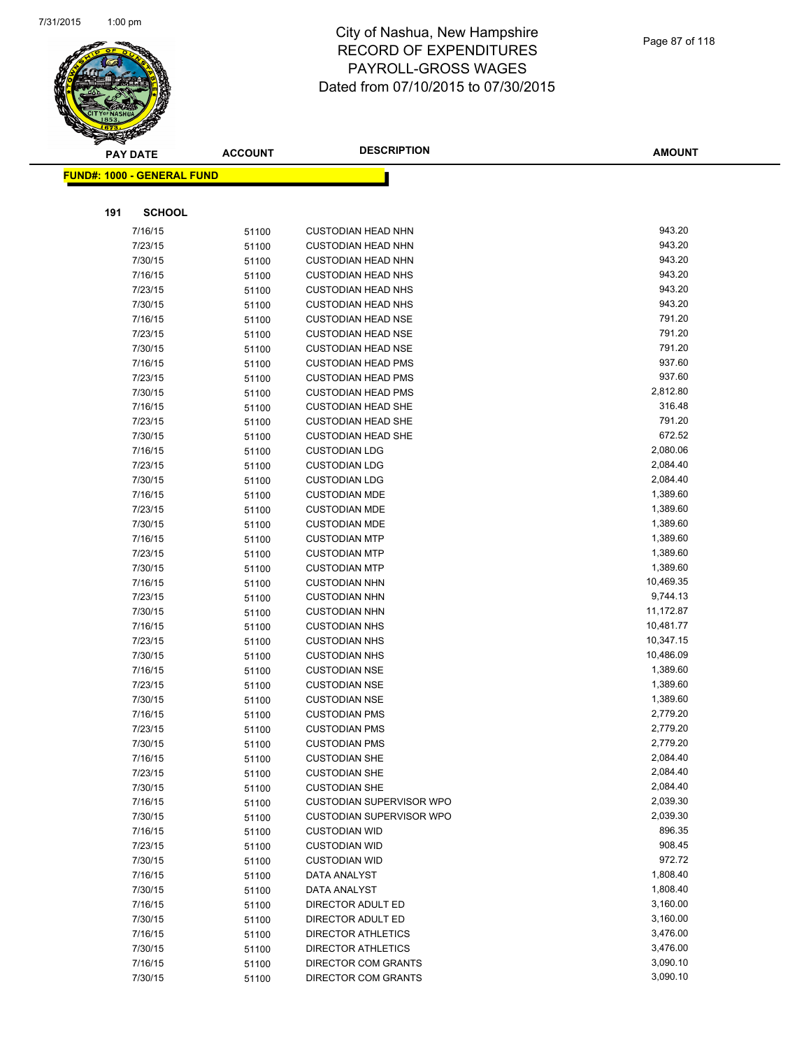# City of Nashua, New Hampshire
## RECORD OF EXPENDITURES
## PAYROLL-GROSS WAGES
## Dated from 07/10/2015 to 07/30/2015

| PAY DATE | ACCOUNT | DESCRIPTION | AMOUNT |
|---|---|---|---|

**FUND#: 1000 - GENERAL FUND**

**191 SCHOOL**

| PAY DATE | ACCOUNT | DESCRIPTION | AMOUNT |
|---|---|---|---|
| 7/16/15 | 51100 | CUSTODIAN HEAD NHN | 943.20 |
| 7/23/15 | 51100 | CUSTODIAN HEAD NHN | 943.20 |
| 7/30/15 | 51100 | CUSTODIAN HEAD NHN | 943.20 |
| 7/16/15 | 51100 | CUSTODIAN HEAD NHS | 943.20 |
| 7/23/15 | 51100 | CUSTODIAN HEAD NHS | 943.20 |
| 7/30/15 | 51100 | CUSTODIAN HEAD NHS | 943.20 |
| 7/16/15 | 51100 | CUSTODIAN HEAD NSE | 791.20 |
| 7/23/15 | 51100 | CUSTODIAN HEAD NSE | 791.20 |
| 7/30/15 | 51100 | CUSTODIAN HEAD NSE | 791.20 |
| 7/16/15 | 51100 | CUSTODIAN HEAD PMS | 937.60 |
| 7/23/15 | 51100 | CUSTODIAN HEAD PMS | 937.60 |
| 7/30/15 | 51100 | CUSTODIAN HEAD PMS | 2,812.80 |
| 7/16/15 | 51100 | CUSTODIAN HEAD SHE | 316.48 |
| 7/23/15 | 51100 | CUSTODIAN HEAD SHE | 791.20 |
| 7/30/15 | 51100 | CUSTODIAN HEAD SHE | 672.52 |
| 7/16/15 | 51100 | CUSTODIAN LDG | 2,080.06 |
| 7/23/15 | 51100 | CUSTODIAN LDG | 2,084.40 |
| 7/30/15 | 51100 | CUSTODIAN LDG | 2,084.40 |
| 7/16/15 | 51100 | CUSTODIAN MDE | 1,389.60 |
| 7/23/15 | 51100 | CUSTODIAN MDE | 1,389.60 |
| 7/30/15 | 51100 | CUSTODIAN MDE | 1,389.60 |
| 7/16/15 | 51100 | CUSTODIAN MTP | 1,389.60 |
| 7/23/15 | 51100 | CUSTODIAN MTP | 1,389.60 |
| 7/30/15 | 51100 | CUSTODIAN MTP | 1,389.60 |
| 7/16/15 | 51100 | CUSTODIAN NHN | 10,469.35 |
| 7/23/15 | 51100 | CUSTODIAN NHN | 9,744.13 |
| 7/30/15 | 51100 | CUSTODIAN NHN | 11,172.87 |
| 7/16/15 | 51100 | CUSTODIAN NHS | 10,481.77 |
| 7/23/15 | 51100 | CUSTODIAN NHS | 10,347.15 |
| 7/30/15 | 51100 | CUSTODIAN NHS | 10,486.09 |
| 7/16/15 | 51100 | CUSTODIAN NSE | 1,389.60 |
| 7/23/15 | 51100 | CUSTODIAN NSE | 1,389.60 |
| 7/30/15 | 51100 | CUSTODIAN NSE | 1,389.60 |
| 7/16/15 | 51100 | CUSTODIAN PMS | 2,779.20 |
| 7/23/15 | 51100 | CUSTODIAN PMS | 2,779.20 |
| 7/30/15 | 51100 | CUSTODIAN PMS | 2,779.20 |
| 7/16/15 | 51100 | CUSTODIAN SHE | 2,084.40 |
| 7/23/15 | 51100 | CUSTODIAN SHE | 2,084.40 |
| 7/30/15 | 51100 | CUSTODIAN SHE | 2,084.40 |
| 7/16/15 | 51100 | CUSTODIAN SUPERVISOR WPO | 2,039.30 |
| 7/30/15 | 51100 | CUSTODIAN SUPERVISOR WPO | 2,039.30 |
| 7/16/15 | 51100 | CUSTODIAN WID | 896.35 |
| 7/23/15 | 51100 | CUSTODIAN WID | 908.45 |
| 7/30/15 | 51100 | CUSTODIAN WID | 972.72 |
| 7/16/15 | 51100 | DATA ANALYST | 1,808.40 |
| 7/30/15 | 51100 | DATA ANALYST | 1,808.40 |
| 7/16/15 | 51100 | DIRECTOR ADULT ED | 3,160.00 |
| 7/30/15 | 51100 | DIRECTOR ADULT ED | 3,160.00 |
| 7/16/15 | 51100 | DIRECTOR ATHLETICS | 3,476.00 |
| 7/30/15 | 51100 | DIRECTOR ATHLETICS | 3,476.00 |
| 7/16/15 | 51100 | DIRECTOR COM GRANTS | 3,090.10 |
| 7/30/15 | 51100 | DIRECTOR COM GRANTS | 3,090.10 |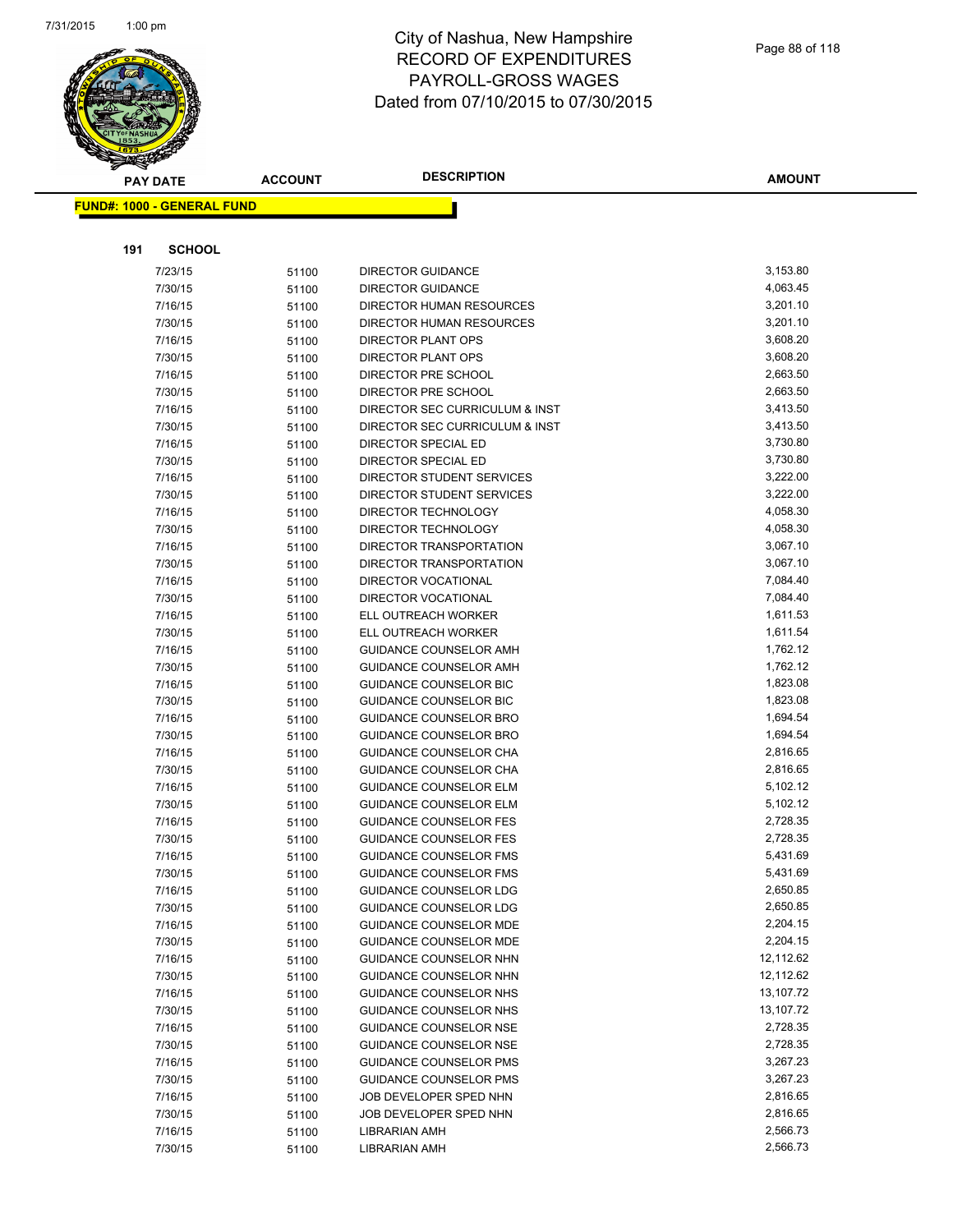# City of Nashua, New Hampshire
## RECORD OF EXPENDITURES
## PAYROLL-GROSS WAGES
## Dated from 07/10/2015 to 07/30/2015

**FUND#: 1000 - GENERAL FUND**

**191 SCHOOL**

| PAY DATE | ACCOUNT | DESCRIPTION | AMOUNT |
|---|---|---|---|
| 7/23/15 | 51100 | DIRECTOR GUIDANCE | 3,153.80 |
| 7/30/15 | 51100 | DIRECTOR GUIDANCE | 4,063.45 |
| 7/16/15 | 51100 | DIRECTOR HUMAN RESOURCES | 3,201.10 |
| 7/30/15 | 51100 | DIRECTOR HUMAN RESOURCES | 3,201.10 |
| 7/16/15 | 51100 | DIRECTOR PLANT OPS | 3,608.20 |
| 7/30/15 | 51100 | DIRECTOR PLANT OPS | 3,608.20 |
| 7/16/15 | 51100 | DIRECTOR PRE SCHOOL | 2,663.50 |
| 7/30/15 | 51100 | DIRECTOR PRE SCHOOL | 2,663.50 |
| 7/16/15 | 51100 | DIRECTOR SEC CURRICULUM & INST | 3,413.50 |
| 7/30/15 | 51100 | DIRECTOR SEC CURRICULUM & INST | 3,413.50 |
| 7/16/15 | 51100 | DIRECTOR SPECIAL ED | 3,730.80 |
| 7/30/15 | 51100 | DIRECTOR SPECIAL ED | 3,730.80 |
| 7/16/15 | 51100 | DIRECTOR STUDENT SERVICES | 3,222.00 |
| 7/30/15 | 51100 | DIRECTOR STUDENT SERVICES | 3,222.00 |
| 7/16/15 | 51100 | DIRECTOR TECHNOLOGY | 4,058.30 |
| 7/30/15 | 51100 | DIRECTOR TECHNOLOGY | 4,058.30 |
| 7/16/15 | 51100 | DIRECTOR TRANSPORTATION | 3,067.10 |
| 7/30/15 | 51100 | DIRECTOR TRANSPORTATION | 3,067.10 |
| 7/16/15 | 51100 | DIRECTOR VOCATIONAL | 7,084.40 |
| 7/30/15 | 51100 | DIRECTOR VOCATIONAL | 7,084.40 |
| 7/16/15 | 51100 | ELL OUTREACH WORKER | 1,611.53 |
| 7/30/15 | 51100 | ELL OUTREACH WORKER | 1,611.54 |
| 7/16/15 | 51100 | GUIDANCE COUNSELOR AMH | 1,762.12 |
| 7/30/15 | 51100 | GUIDANCE COUNSELOR AMH | 1,762.12 |
| 7/16/15 | 51100 | GUIDANCE COUNSELOR BIC | 1,823.08 |
| 7/30/15 | 51100 | GUIDANCE COUNSELOR BIC | 1,823.08 |
| 7/16/15 | 51100 | GUIDANCE COUNSELOR BRO | 1,694.54 |
| 7/30/15 | 51100 | GUIDANCE COUNSELOR BRO | 1,694.54 |
| 7/16/15 | 51100 | GUIDANCE COUNSELOR CHA | 2,816.65 |
| 7/30/15 | 51100 | GUIDANCE COUNSELOR CHA | 2,816.65 |
| 7/16/15 | 51100 | GUIDANCE COUNSELOR ELM | 5,102.12 |
| 7/30/15 | 51100 | GUIDANCE COUNSELOR ELM | 5,102.12 |
| 7/16/15 | 51100 | GUIDANCE COUNSELOR FES | 2,728.35 |
| 7/30/15 | 51100 | GUIDANCE COUNSELOR FES | 2,728.35 |
| 7/16/15 | 51100 | GUIDANCE COUNSELOR FMS | 5,431.69 |
| 7/30/15 | 51100 | GUIDANCE COUNSELOR FMS | 5,431.69 |
| 7/16/15 | 51100 | GUIDANCE COUNSELOR LDG | 2,650.85 |
| 7/30/15 | 51100 | GUIDANCE COUNSELOR LDG | 2,650.85 |
| 7/16/15 | 51100 | GUIDANCE COUNSELOR MDE | 2,204.15 |
| 7/30/15 | 51100 | GUIDANCE COUNSELOR MDE | 2,204.15 |
| 7/16/15 | 51100 | GUIDANCE COUNSELOR NHN | 12,112.62 |
| 7/30/15 | 51100 | GUIDANCE COUNSELOR NHN | 12,112.62 |
| 7/16/15 | 51100 | GUIDANCE COUNSELOR NHS | 13,107.72 |
| 7/30/15 | 51100 | GUIDANCE COUNSELOR NHS | 13,107.72 |
| 7/16/15 | 51100 | GUIDANCE COUNSELOR NSE | 2,728.35 |
| 7/30/15 | 51100 | GUIDANCE COUNSELOR NSE | 2,728.35 |
| 7/16/15 | 51100 | GUIDANCE COUNSELOR PMS | 3,267.23 |
| 7/30/15 | 51100 | GUIDANCE COUNSELOR PMS | 3,267.23 |
| 7/16/15 | 51100 | JOB DEVELOPER SPED NHN | 2,816.65 |
| 7/30/15 | 51100 | JOB DEVELOPER SPED NHN | 2,816.65 |
| 7/16/15 | 51100 | LIBRARIAN AMH | 2,566.73 |
| 7/30/15 | 51100 | LIBRARIAN AMH | 2,566.73 |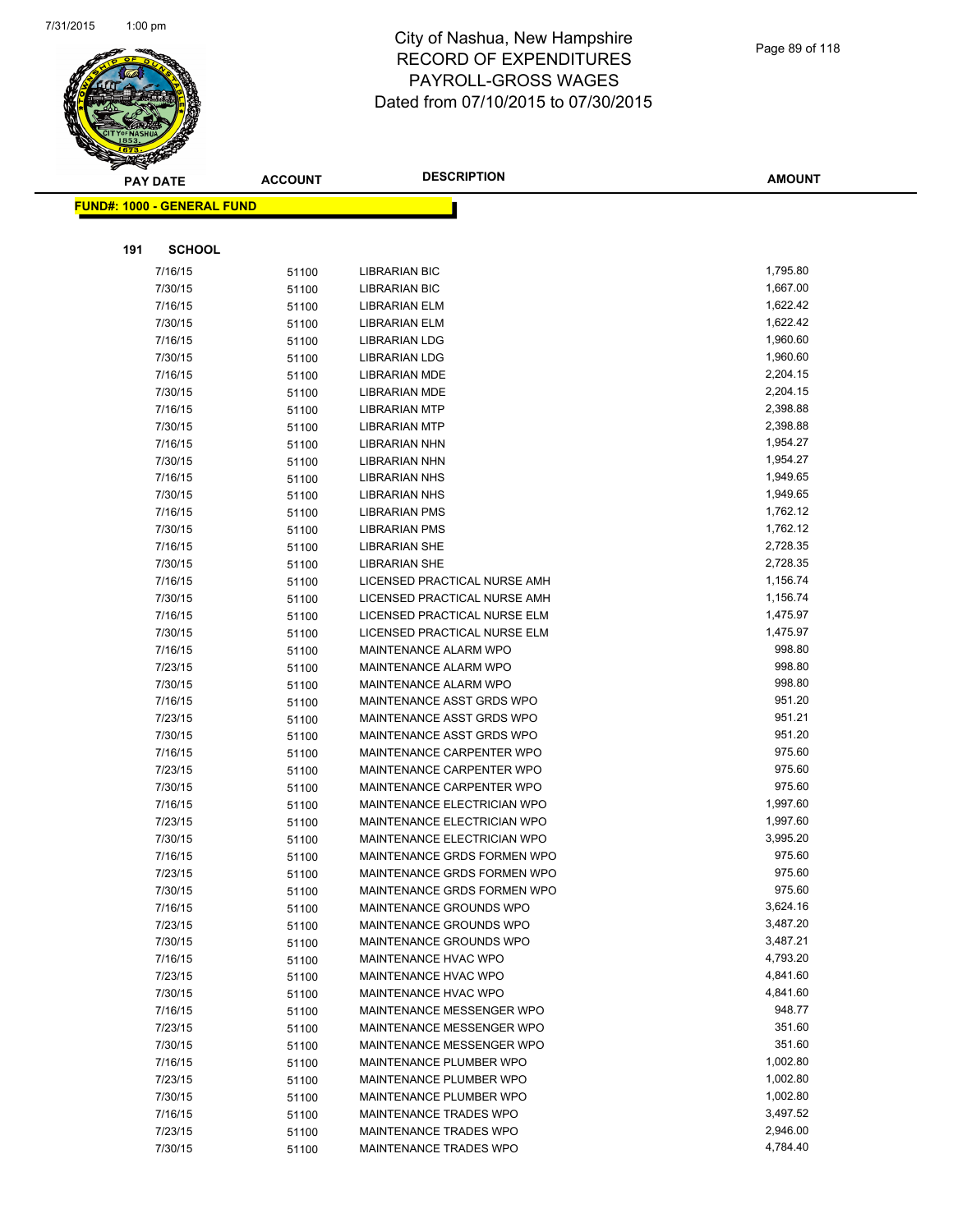# City of Nashua, New Hampshire
## RECORD OF EXPENDITURES
## PAYROLL-GROSS WAGES
## Dated from 07/10/2015 to 07/30/2015

**FUND#: 1000 - GENERAL FUND**

**191 SCHOOL**

| PAY DATE | ACCOUNT | DESCRIPTION | AMOUNT |
|---|---|---|---|
| 7/16/15 | 51100 | LIBRARIAN BIC | 1,795.80 |
| 7/30/15 | 51100 | LIBRARIAN BIC | 1,667.00 |
| 7/16/15 | 51100 | LIBRARIAN ELM | 1,622.42 |
| 7/30/15 | 51100 | LIBRARIAN ELM | 1,622.42 |
| 7/16/15 | 51100 | LIBRARIAN LDG | 1,960.60 |
| 7/30/15 | 51100 | LIBRARIAN LDG | 1,960.60 |
| 7/16/15 | 51100 | LIBRARIAN MDE | 2,204.15 |
| 7/30/15 | 51100 | LIBRARIAN MDE | 2,204.15 |
| 7/16/15 | 51100 | LIBRARIAN MTP | 2,398.88 |
| 7/30/15 | 51100 | LIBRARIAN MTP | 2,398.88 |
| 7/16/15 | 51100 | LIBRARIAN NHN | 1,954.27 |
| 7/30/15 | 51100 | LIBRARIAN NHN | 1,954.27 |
| 7/16/15 | 51100 | LIBRARIAN NHS | 1,949.65 |
| 7/30/15 | 51100 | LIBRARIAN NHS | 1,949.65 |
| 7/16/15 | 51100 | LIBRARIAN PMS | 1,762.12 |
| 7/30/15 | 51100 | LIBRARIAN PMS | 1,762.12 |
| 7/16/15 | 51100 | LIBRARIAN SHE | 2,728.35 |
| 7/30/15 | 51100 | LIBRARIAN SHE | 2,728.35 |
| 7/16/15 | 51100 | LICENSED PRACTICAL NURSE AMH | 1,156.74 |
| 7/30/15 | 51100 | LICENSED PRACTICAL NURSE AMH | 1,156.74 |
| 7/16/15 | 51100 | LICENSED PRACTICAL NURSE ELM | 1,475.97 |
| 7/30/15 | 51100 | LICENSED PRACTICAL NURSE ELM | 1,475.97 |
| 7/16/15 | 51100 | MAINTENANCE ALARM WPO | 998.80 |
| 7/23/15 | 51100 | MAINTENANCE ALARM WPO | 998.80 |
| 7/30/15 | 51100 | MAINTENANCE ALARM WPO | 998.80 |
| 7/16/15 | 51100 | MAINTENANCE ASST GRDS WPO | 951.20 |
| 7/23/15 | 51100 | MAINTENANCE ASST GRDS WPO | 951.21 |
| 7/30/15 | 51100 | MAINTENANCE ASST GRDS WPO | 951.20 |
| 7/16/15 | 51100 | MAINTENANCE CARPENTER WPO | 975.60 |
| 7/23/15 | 51100 | MAINTENANCE CARPENTER WPO | 975.60 |
| 7/30/15 | 51100 | MAINTENANCE CARPENTER WPO | 975.60 |
| 7/16/15 | 51100 | MAINTENANCE ELECTRICIAN WPO | 1,997.60 |
| 7/23/15 | 51100 | MAINTENANCE ELECTRICIAN WPO | 1,997.60 |
| 7/30/15 | 51100 | MAINTENANCE ELECTRICIAN WPO | 3,995.20 |
| 7/16/15 | 51100 | MAINTENANCE GRDS FORMEN WPO | 975.60 |
| 7/23/15 | 51100 | MAINTENANCE GRDS FORMEN WPO | 975.60 |
| 7/30/15 | 51100 | MAINTENANCE GRDS FORMEN WPO | 975.60 |
| 7/16/15 | 51100 | MAINTENANCE GROUNDS WPO | 3,624.16 |
| 7/23/15 | 51100 | MAINTENANCE GROUNDS WPO | 3,487.20 |
| 7/30/15 | 51100 | MAINTENANCE GROUNDS WPO | 3,487.21 |
| 7/16/15 | 51100 | MAINTENANCE HVAC WPO | 4,793.20 |
| 7/23/15 | 51100 | MAINTENANCE HVAC WPO | 4,841.60 |
| 7/30/15 | 51100 | MAINTENANCE HVAC WPO | 4,841.60 |
| 7/16/15 | 51100 | MAINTENANCE MESSENGER WPO | 948.77 |
| 7/23/15 | 51100 | MAINTENANCE MESSENGER WPO | 351.60 |
| 7/30/15 | 51100 | MAINTENANCE MESSENGER WPO | 351.60 |
| 7/16/15 | 51100 | MAINTENANCE PLUMBER WPO | 1,002.80 |
| 7/23/15 | 51100 | MAINTENANCE PLUMBER WPO | 1,002.80 |
| 7/30/15 | 51100 | MAINTENANCE PLUMBER WPO | 1,002.80 |
| 7/16/15 | 51100 | MAINTENANCE TRADES WPO | 3,497.52 |
| 7/23/15 | 51100 | MAINTENANCE TRADES WPO | 2,946.00 |
| 7/30/15 | 51100 | MAINTENANCE TRADES WPO | 4,784.40 |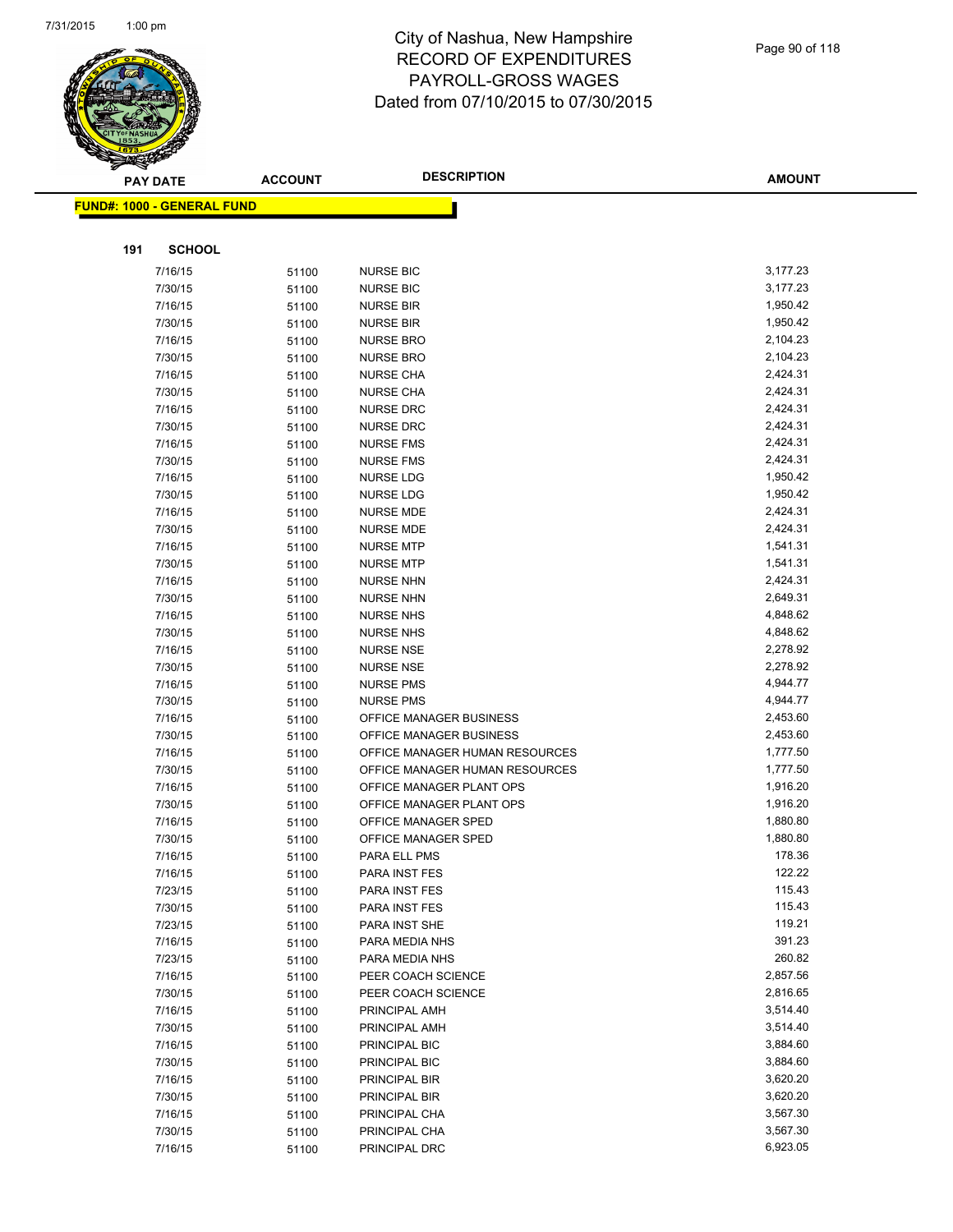# City of Nashua, New Hampshire
## RECORD OF EXPENDITURES
## PAYROLL-GROSS WAGES
## Dated from 07/10/2015 to 07/30/2015

**FUND#: 1000 - GENERAL FUND**

**191 SCHOOL**

| PAY DATE | ACCOUNT | DESCRIPTION | AMOUNT |
|---|---|---|---|
| 7/16/15 | 51100 | NURSE BIC | 3,177.23 |
| 7/30/15 | 51100 | NURSE BIC | 3,177.23 |
| 7/16/15 | 51100 | NURSE BIR | 1,950.42 |
| 7/30/15 | 51100 | NURSE BIR | 1,950.42 |
| 7/16/15 | 51100 | NURSE BRO | 2,104.23 |
| 7/30/15 | 51100 | NURSE BRO | 2,104.23 |
| 7/16/15 | 51100 | NURSE CHA | 2,424.31 |
| 7/30/15 | 51100 | NURSE CHA | 2,424.31 |
| 7/16/15 | 51100 | NURSE DRC | 2,424.31 |
| 7/30/15 | 51100 | NURSE DRC | 2,424.31 |
| 7/16/15 | 51100 | NURSE FMS | 2,424.31 |
| 7/30/15 | 51100 | NURSE FMS | 2,424.31 |
| 7/16/15 | 51100 | NURSE LDG | 1,950.42 |
| 7/30/15 | 51100 | NURSE LDG | 1,950.42 |
| 7/16/15 | 51100 | NURSE MDE | 2,424.31 |
| 7/30/15 | 51100 | NURSE MDE | 2,424.31 |
| 7/16/15 | 51100 | NURSE MTP | 1,541.31 |
| 7/30/15 | 51100 | NURSE MTP | 1,541.31 |
| 7/16/15 | 51100 | NURSE NHN | 2,424.31 |
| 7/30/15 | 51100 | NURSE NHN | 2,649.31 |
| 7/16/15 | 51100 | NURSE NHS | 4,848.62 |
| 7/30/15 | 51100 | NURSE NHS | 4,848.62 |
| 7/16/15 | 51100 | NURSE NSE | 2,278.92 |
| 7/30/15 | 51100 | NURSE NSE | 2,278.92 |
| 7/16/15 | 51100 | NURSE PMS | 4,944.77 |
| 7/30/15 | 51100 | NURSE PMS | 4,944.77 |
| 7/16/15 | 51100 | OFFICE MANAGER BUSINESS | 2,453.60 |
| 7/30/15 | 51100 | OFFICE MANAGER BUSINESS | 2,453.60 |
| 7/16/15 | 51100 | OFFICE MANAGER HUMAN RESOURCES | 1,777.50 |
| 7/30/15 | 51100 | OFFICE MANAGER HUMAN RESOURCES | 1,777.50 |
| 7/16/15 | 51100 | OFFICE MANAGER PLANT OPS | 1,916.20 |
| 7/30/15 | 51100 | OFFICE MANAGER PLANT OPS | 1,916.20 |
| 7/16/15 | 51100 | OFFICE MANAGER SPED | 1,880.80 |
| 7/30/15 | 51100 | OFFICE MANAGER SPED | 1,880.80 |
| 7/16/15 | 51100 | PARA ELL PMS | 178.36 |
| 7/16/15 | 51100 | PARA INST FES | 122.22 |
| 7/23/15 | 51100 | PARA INST FES | 115.43 |
| 7/30/15 | 51100 | PARA INST FES | 115.43 |
| 7/23/15 | 51100 | PARA INST SHE | 119.21 |
| 7/16/15 | 51100 | PARA MEDIA NHS | 391.23 |
| 7/23/15 | 51100 | PARA MEDIA NHS | 260.82 |
| 7/16/15 | 51100 | PEER COACH SCIENCE | 2,857.56 |
| 7/30/15 | 51100 | PEER COACH SCIENCE | 2,816.65 |
| 7/16/15 | 51100 | PRINCIPAL AMH | 3,514.40 |
| 7/30/15 | 51100 | PRINCIPAL AMH | 3,514.40 |
| 7/16/15 | 51100 | PRINCIPAL BIC | 3,884.60 |
| 7/30/15 | 51100 | PRINCIPAL BIC | 3,884.60 |
| 7/16/15 | 51100 | PRINCIPAL BIR | 3,620.20 |
| 7/30/15 | 51100 | PRINCIPAL BIR | 3,620.20 |
| 7/16/15 | 51100 | PRINCIPAL CHA | 3,567.30 |
| 7/30/15 | 51100 | PRINCIPAL CHA | 3,567.30 |
| 7/16/15 | 51100 | PRINCIPAL DRC | 6,923.05 |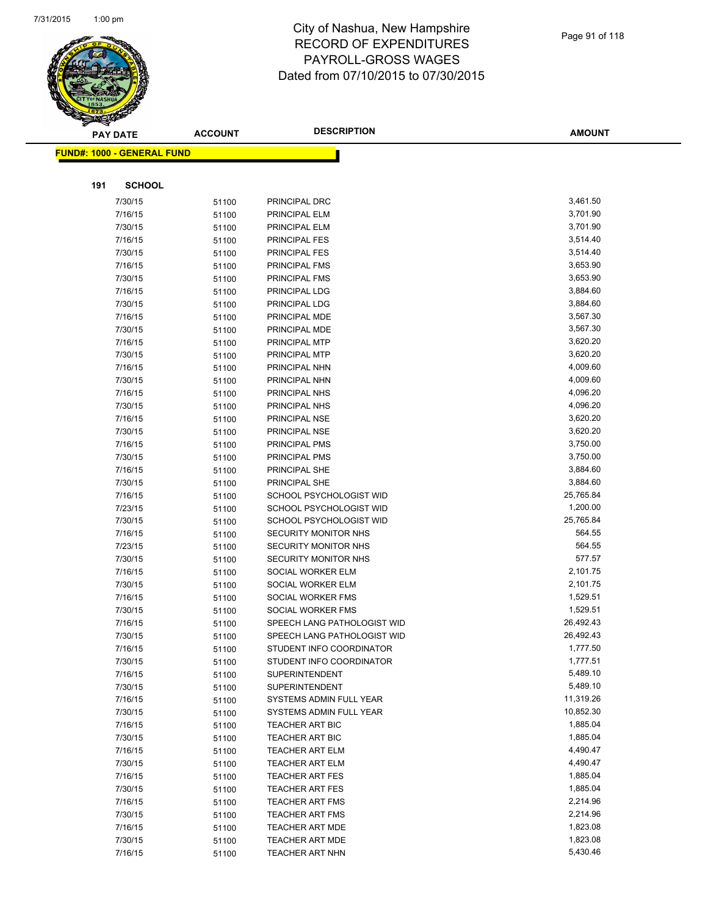# City of Nashua, New Hampshire
## RECORD OF EXPENDITURES
## PAYROLL-GROSS WAGES
## Dated from 07/10/2015 to 07/30/2015

**FUND#: 1000 - GENERAL FUND**

**191 SCHOOL**

| PAY DATE | ACCOUNT | DESCRIPTION | AMOUNT |
|---|---|---|---|
| 7/30/15 | 51100 | PRINCIPAL DRC | 3,461.50 |
| 7/16/15 | 51100 | PRINCIPAL ELM | 3,701.90 |
| 7/30/15 | 51100 | PRINCIPAL ELM | 3,701.90 |
| 7/16/15 | 51100 | PRINCIPAL FES | 3,514.40 |
| 7/30/15 | 51100 | PRINCIPAL FES | 3,514.40 |
| 7/16/15 | 51100 | PRINCIPAL FMS | 3,653.90 |
| 7/30/15 | 51100 | PRINCIPAL FMS | 3,653.90 |
| 7/16/15 | 51100 | PRINCIPAL LDG | 3,884.60 |
| 7/30/15 | 51100 | PRINCIPAL LDG | 3,884.60 |
| 7/16/15 | 51100 | PRINCIPAL MDE | 3,567.30 |
| 7/30/15 | 51100 | PRINCIPAL MDE | 3,567.30 |
| 7/16/15 | 51100 | PRINCIPAL MTP | 3,620.20 |
| 7/30/15 | 51100 | PRINCIPAL MTP | 3,620.20 |
| 7/16/15 | 51100 | PRINCIPAL NHN | 4,009.60 |
| 7/30/15 | 51100 | PRINCIPAL NHN | 4,009.60 |
| 7/16/15 | 51100 | PRINCIPAL NHS | 4,096.20 |
| 7/30/15 | 51100 | PRINCIPAL NHS | 4,096.20 |
| 7/16/15 | 51100 | PRINCIPAL NSE | 3,620.20 |
| 7/30/15 | 51100 | PRINCIPAL NSE | 3,620.20 |
| 7/16/15 | 51100 | PRINCIPAL PMS | 3,750.00 |
| 7/30/15 | 51100 | PRINCIPAL PMS | 3,750.00 |
| 7/16/15 | 51100 | PRINCIPAL SHE | 3,884.60 |
| 7/30/15 | 51100 | PRINCIPAL SHE | 3,884.60 |
| 7/16/15 | 51100 | SCHOOL PSYCHOLOGIST WID | 25,765.84 |
| 7/23/15 | 51100 | SCHOOL PSYCHOLOGIST WID | 1,200.00 |
| 7/30/15 | 51100 | SCHOOL PSYCHOLOGIST WID | 25,765.84 |
| 7/16/15 | 51100 | SECURITY MONITOR NHS | 564.55 |
| 7/23/15 | 51100 | SECURITY MONITOR NHS | 564.55 |
| 7/30/15 | 51100 | SECURITY MONITOR NHS | 577.57 |
| 7/16/15 | 51100 | SOCIAL WORKER ELM | 2,101.75 |
| 7/30/15 | 51100 | SOCIAL WORKER ELM | 2,101.75 |
| 7/16/15 | 51100 | SOCIAL WORKER FMS | 1,529.51 |
| 7/30/15 | 51100 | SOCIAL WORKER FMS | 1,529.51 |
| 7/16/15 | 51100 | SPEECH LANG PATHOLOGIST WID | 26,492.43 |
| 7/30/15 | 51100 | SPEECH LANG PATHOLOGIST WID | 26,492.43 |
| 7/16/15 | 51100 | STUDENT INFO COORDINATOR | 1,777.50 |
| 7/30/15 | 51100 | STUDENT INFO COORDINATOR | 1,777.51 |
| 7/16/15 | 51100 | SUPERINTENDENT | 5,489.10 |
| 7/30/15 | 51100 | SUPERINTENDENT | 5,489.10 |
| 7/16/15 | 51100 | SYSTEMS ADMIN FULL YEAR | 11,319.26 |
| 7/30/15 | 51100 | SYSTEMS ADMIN FULL YEAR | 10,852.30 |
| 7/16/15 | 51100 | TEACHER ART BIC | 1,885.04 |
| 7/30/15 | 51100 | TEACHER ART BIC | 1,885.04 |
| 7/16/15 | 51100 | TEACHER ART ELM | 4,490.47 |
| 7/30/15 | 51100 | TEACHER ART ELM | 4,490.47 |
| 7/16/15 | 51100 | TEACHER ART FES | 1,885.04 |
| 7/30/15 | 51100 | TEACHER ART FES | 1,885.04 |
| 7/16/15 | 51100 | TEACHER ART FMS | 2,214.96 |
| 7/30/15 | 51100 | TEACHER ART FMS | 2,214.96 |
| 7/16/15 | 51100 | TEACHER ART MDE | 1,823.08 |
| 7/30/15 | 51100 | TEACHER ART MDE | 1,823.08 |
| 7/16/15 | 51100 | TEACHER ART NHN | 5,430.46 |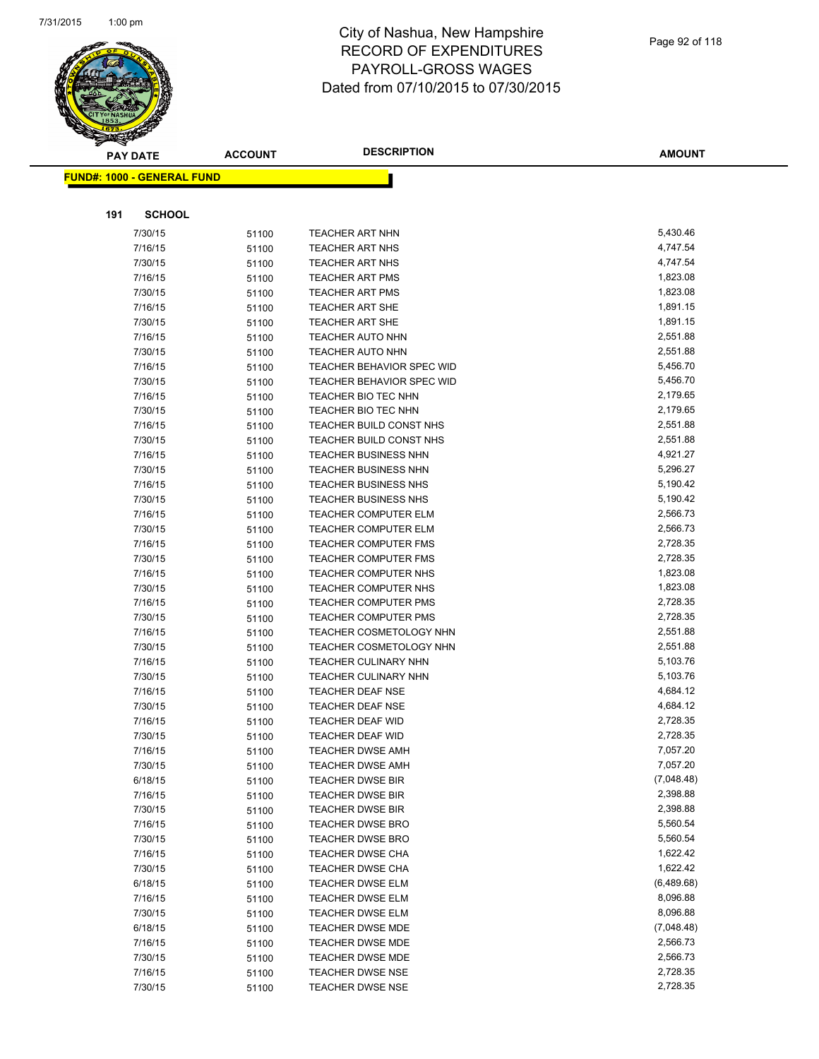# City of Nashua, New Hampshire
## RECORD OF EXPENDITURES
## PAYROLL-GROSS WAGES
## Dated from 07/10/2015 to 07/30/2015

**FUND#: 1000 - GENERAL FUND**

**191 SCHOOL**

| PAY DATE | ACCOUNT | DESCRIPTION | AMOUNT |
|---|---|---|---|
| 7/30/15 | 51100 | TEACHER ART NHN | 5,430.46 |
| 7/16/15 | 51100 | TEACHER ART NHS | 4,747.54 |
| 7/30/15 | 51100 | TEACHER ART NHS | 4,747.54 |
| 7/16/15 | 51100 | TEACHER ART PMS | 1,823.08 |
| 7/30/15 | 51100 | TEACHER ART PMS | 1,823.08 |
| 7/16/15 | 51100 | TEACHER ART SHE | 1,891.15 |
| 7/30/15 | 51100 | TEACHER ART SHE | 1,891.15 |
| 7/16/15 | 51100 | TEACHER AUTO NHN | 2,551.88 |
| 7/30/15 | 51100 | TEACHER AUTO NHN | 2,551.88 |
| 7/16/15 | 51100 | TEACHER BEHAVIOR SPEC WID | 5,456.70 |
| 7/30/15 | 51100 | TEACHER BEHAVIOR SPEC WID | 5,456.70 |
| 7/16/15 | 51100 | TEACHER BIO TEC NHN | 2,179.65 |
| 7/30/15 | 51100 | TEACHER BIO TEC NHN | 2,179.65 |
| 7/16/15 | 51100 | TEACHER BUILD CONST NHS | 2,551.88 |
| 7/30/15 | 51100 | TEACHER BUILD CONST NHS | 2,551.88 |
| 7/16/15 | 51100 | TEACHER BUSINESS NHN | 4,921.27 |
| 7/30/15 | 51100 | TEACHER BUSINESS NHN | 5,296.27 |
| 7/16/15 | 51100 | TEACHER BUSINESS NHS | 5,190.42 |
| 7/30/15 | 51100 | TEACHER BUSINESS NHS | 5,190.42 |
| 7/16/15 | 51100 | TEACHER COMPUTER ELM | 2,566.73 |
| 7/30/15 | 51100 | TEACHER COMPUTER ELM | 2,566.73 |
| 7/16/15 | 51100 | TEACHER COMPUTER FMS | 2,728.35 |
| 7/30/15 | 51100 | TEACHER COMPUTER FMS | 2,728.35 |
| 7/16/15 | 51100 | TEACHER COMPUTER NHS | 1,823.08 |
| 7/30/15 | 51100 | TEACHER COMPUTER NHS | 1,823.08 |
| 7/16/15 | 51100 | TEACHER COMPUTER PMS | 2,728.35 |
| 7/30/15 | 51100 | TEACHER COMPUTER PMS | 2,728.35 |
| 7/16/15 | 51100 | TEACHER COSMETOLOGY NHN | 2,551.88 |
| 7/30/15 | 51100 | TEACHER COSMETOLOGY NHN | 2,551.88 |
| 7/16/15 | 51100 | TEACHER CULINARY NHN | 5,103.76 |
| 7/30/15 | 51100 | TEACHER CULINARY NHN | 5,103.76 |
| 7/16/15 | 51100 | TEACHER DEAF NSE | 4,684.12 |
| 7/30/15 | 51100 | TEACHER DEAF NSE | 4,684.12 |
| 7/16/15 | 51100 | TEACHER DEAF WID | 2,728.35 |
| 7/30/15 | 51100 | TEACHER DEAF WID | 2,728.35 |
| 7/16/15 | 51100 | TEACHER DWSE AMH | 7,057.20 |
| 7/30/15 | 51100 | TEACHER DWSE AMH | 7,057.20 |
| 6/18/15 | 51100 | TEACHER DWSE BIR | (7,048.48) |
| 7/16/15 | 51100 | TEACHER DWSE BIR | 2,398.88 |
| 7/30/15 | 51100 | TEACHER DWSE BIR | 2,398.88 |
| 7/16/15 | 51100 | TEACHER DWSE BRO | 5,560.54 |
| 7/30/15 | 51100 | TEACHER DWSE BRO | 5,560.54 |
| 7/16/15 | 51100 | TEACHER DWSE CHA | 1,622.42 |
| 7/30/15 | 51100 | TEACHER DWSE CHA | 1,622.42 |
| 6/18/15 | 51100 | TEACHER DWSE ELM | (6,489.68) |
| 7/16/15 | 51100 | TEACHER DWSE ELM | 8,096.88 |
| 7/30/15 | 51100 | TEACHER DWSE ELM | 8,096.88 |
| 6/18/15 | 51100 | TEACHER DWSE MDE | (7,048.48) |
| 7/16/15 | 51100 | TEACHER DWSE MDE | 2,566.73 |
| 7/30/15 | 51100 | TEACHER DWSE MDE | 2,566.73 |
| 7/16/15 | 51100 | TEACHER DWSE NSE | 2,728.35 |
| 7/30/15 | 51100 | TEACHER DWSE NSE | 2,728.35 |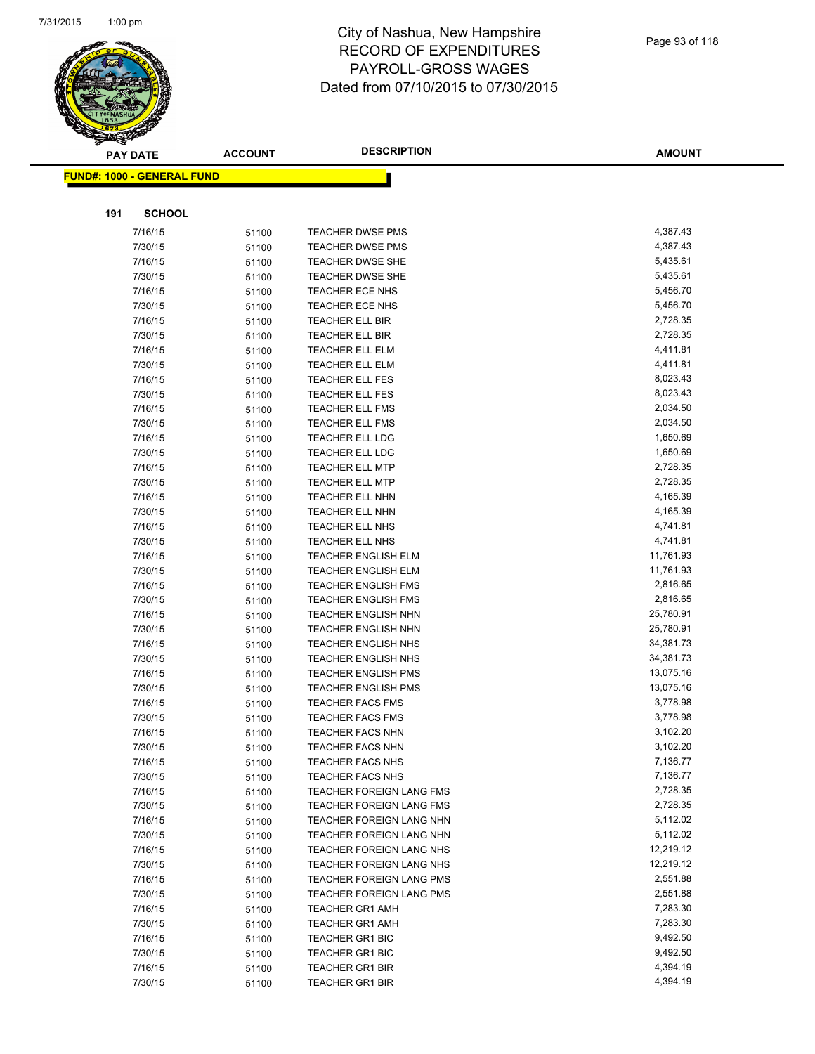# City of Nashua, New Hampshire
## RECORD OF EXPENDITURES
## PAYROLL-GROSS WAGES
## Dated from 07/10/2015 to 07/30/2015

**FUND#: 1000 - GENERAL FUND**

**191 SCHOOL**

| PAY DATE | ACCOUNT | DESCRIPTION | AMOUNT |
|---|---|---|---|
| 7/16/15 | 51100 | TEACHER DWSE PMS | 4,387.43 |
| 7/30/15 | 51100 | TEACHER DWSE PMS | 4,387.43 |
| 7/16/15 | 51100 | TEACHER DWSE SHE | 5,435.61 |
| 7/30/15 | 51100 | TEACHER DWSE SHE | 5,435.61 |
| 7/16/15 | 51100 | TEACHER ECE NHS | 5,456.70 |
| 7/30/15 | 51100 | TEACHER ECE NHS | 5,456.70 |
| 7/16/15 | 51100 | TEACHER ELL BIR | 2,728.35 |
| 7/30/15 | 51100 | TEACHER ELL BIR | 2,728.35 |
| 7/16/15 | 51100 | TEACHER ELL ELM | 4,411.81 |
| 7/30/15 | 51100 | TEACHER ELL ELM | 4,411.81 |
| 7/16/15 | 51100 | TEACHER ELL FES | 8,023.43 |
| 7/30/15 | 51100 | TEACHER ELL FES | 8,023.43 |
| 7/16/15 | 51100 | TEACHER ELL FMS | 2,034.50 |
| 7/30/15 | 51100 | TEACHER ELL FMS | 2,034.50 |
| 7/16/15 | 51100 | TEACHER ELL LDG | 1,650.69 |
| 7/30/15 | 51100 | TEACHER ELL LDG | 1,650.69 |
| 7/16/15 | 51100 | TEACHER ELL MTP | 2,728.35 |
| 7/30/15 | 51100 | TEACHER ELL MTP | 2,728.35 |
| 7/16/15 | 51100 | TEACHER ELL NHN | 4,165.39 |
| 7/30/15 | 51100 | TEACHER ELL NHN | 4,165.39 |
| 7/16/15 | 51100 | TEACHER ELL NHS | 4,741.81 |
| 7/30/15 | 51100 | TEACHER ELL NHS | 4,741.81 |
| 7/16/15 | 51100 | TEACHER ENGLISH ELM | 11,761.93 |
| 7/30/15 | 51100 | TEACHER ENGLISH ELM | 11,761.93 |
| 7/16/15 | 51100 | TEACHER ENGLISH FMS | 2,816.65 |
| 7/30/15 | 51100 | TEACHER ENGLISH FMS | 2,816.65 |
| 7/16/15 | 51100 | TEACHER ENGLISH NHN | 25,780.91 |
| 7/30/15 | 51100 | TEACHER ENGLISH NHN | 25,780.91 |
| 7/16/15 | 51100 | TEACHER ENGLISH NHS | 34,381.73 |
| 7/30/15 | 51100 | TEACHER ENGLISH NHS | 34,381.73 |
| 7/16/15 | 51100 | TEACHER ENGLISH PMS | 13,075.16 |
| 7/30/15 | 51100 | TEACHER ENGLISH PMS | 13,075.16 |
| 7/16/15 | 51100 | TEACHER FACS FMS | 3,778.98 |
| 7/30/15 | 51100 | TEACHER FACS FMS | 3,778.98 |
| 7/16/15 | 51100 | TEACHER FACS NHN | 3,102.20 |
| 7/30/15 | 51100 | TEACHER FACS NHN | 3,102.20 |
| 7/16/15 | 51100 | TEACHER FACS NHS | 7,136.77 |
| 7/30/15 | 51100 | TEACHER FACS NHS | 7,136.77 |
| 7/16/15 | 51100 | TEACHER FOREIGN LANG FMS | 2,728.35 |
| 7/30/15 | 51100 | TEACHER FOREIGN LANG FMS | 2,728.35 |
| 7/16/15 | 51100 | TEACHER FOREIGN LANG NHN | 5,112.02 |
| 7/30/15 | 51100 | TEACHER FOREIGN LANG NHN | 5,112.02 |
| 7/16/15 | 51100 | TEACHER FOREIGN LANG NHS | 12,219.12 |
| 7/30/15 | 51100 | TEACHER FOREIGN LANG NHS | 12,219.12 |
| 7/16/15 | 51100 | TEACHER FOREIGN LANG PMS | 2,551.88 |
| 7/30/15 | 51100 | TEACHER FOREIGN LANG PMS | 2,551.88 |
| 7/16/15 | 51100 | TEACHER GR1 AMH | 7,283.30 |
| 7/30/15 | 51100 | TEACHER GR1 AMH | 7,283.30 |
| 7/16/15 | 51100 | TEACHER GR1 BIC | 9,492.50 |
| 7/30/15 | 51100 | TEACHER GR1 BIC | 9,492.50 |
| 7/16/15 | 51100 | TEACHER GR1 BIR | 4,394.19 |
| 7/30/15 | 51100 | TEACHER GR1 BIR | 4,394.19 |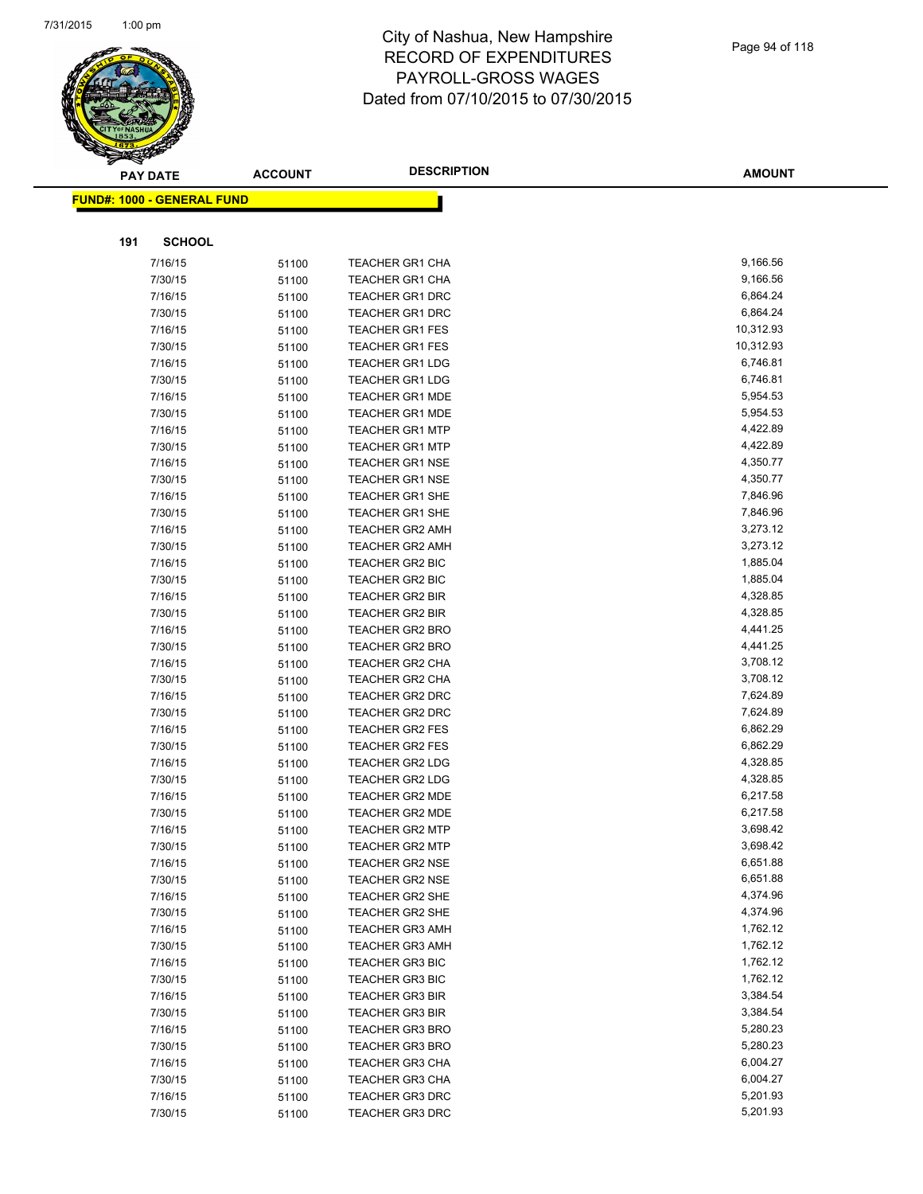# City of Nashua, New Hampshire
## RECORD OF EXPENDITURES
## PAYROLL-GROSS WAGES
## Dated from 07/10/2015 to 07/30/2015

**FUND#: 1000 - GENERAL FUND**

**191 SCHOOL**

| PAY DATE | ACCOUNT | DESCRIPTION | AMOUNT |
|---|---|---|---|
| 7/16/15 | 51100 | TEACHER GR1 CHA | 9,166.56 |
| 7/30/15 | 51100 | TEACHER GR1 CHA | 9,166.56 |
| 7/16/15 | 51100 | TEACHER GR1 DRC | 6,864.24 |
| 7/30/15 | 51100 | TEACHER GR1 DRC | 6,864.24 |
| 7/16/15 | 51100 | TEACHER GR1 FES | 10,312.93 |
| 7/30/15 | 51100 | TEACHER GR1 FES | 10,312.93 |
| 7/16/15 | 51100 | TEACHER GR1 LDG | 6,746.81 |
| 7/30/15 | 51100 | TEACHER GR1 LDG | 6,746.81 |
| 7/16/15 | 51100 | TEACHER GR1 MDE | 5,954.53 |
| 7/30/15 | 51100 | TEACHER GR1 MDE | 5,954.53 |
| 7/16/15 | 51100 | TEACHER GR1 MTP | 4,422.89 |
| 7/30/15 | 51100 | TEACHER GR1 MTP | 4,422.89 |
| 7/16/15 | 51100 | TEACHER GR1 NSE | 4,350.77 |
| 7/30/15 | 51100 | TEACHER GR1 NSE | 4,350.77 |
| 7/16/15 | 51100 | TEACHER GR1 SHE | 7,846.96 |
| 7/30/15 | 51100 | TEACHER GR1 SHE | 7,846.96 |
| 7/16/15 | 51100 | TEACHER GR2 AMH | 3,273.12 |
| 7/30/15 | 51100 | TEACHER GR2 AMH | 3,273.12 |
| 7/16/15 | 51100 | TEACHER GR2 BIC | 1,885.04 |
| 7/30/15 | 51100 | TEACHER GR2 BIC | 1,885.04 |
| 7/16/15 | 51100 | TEACHER GR2 BIR | 4,328.85 |
| 7/30/15 | 51100 | TEACHER GR2 BIR | 4,328.85 |
| 7/16/15 | 51100 | TEACHER GR2 BRO | 4,441.25 |
| 7/30/15 | 51100 | TEACHER GR2 BRO | 4,441.25 |
| 7/16/15 | 51100 | TEACHER GR2 CHA | 3,708.12 |
| 7/30/15 | 51100 | TEACHER GR2 CHA | 3,708.12 |
| 7/16/15 | 51100 | TEACHER GR2 DRC | 7,624.89 |
| 7/30/15 | 51100 | TEACHER GR2 DRC | 7,624.89 |
| 7/16/15 | 51100 | TEACHER GR2 FES | 6,862.29 |
| 7/30/15 | 51100 | TEACHER GR2 FES | 6,862.29 |
| 7/16/15 | 51100 | TEACHER GR2 LDG | 4,328.85 |
| 7/30/15 | 51100 | TEACHER GR2 LDG | 4,328.85 |
| 7/16/15 | 51100 | TEACHER GR2 MDE | 6,217.58 |
| 7/30/15 | 51100 | TEACHER GR2 MDE | 6,217.58 |
| 7/16/15 | 51100 | TEACHER GR2 MTP | 3,698.42 |
| 7/30/15 | 51100 | TEACHER GR2 MTP | 3,698.42 |
| 7/16/15 | 51100 | TEACHER GR2 NSE | 6,651.88 |
| 7/30/15 | 51100 | TEACHER GR2 NSE | 6,651.88 |
| 7/16/15 | 51100 | TEACHER GR2 SHE | 4,374.96 |
| 7/30/15 | 51100 | TEACHER GR2 SHE | 4,374.96 |
| 7/16/15 | 51100 | TEACHER GR3 AMH | 1,762.12 |
| 7/30/15 | 51100 | TEACHER GR3 AMH | 1,762.12 |
| 7/16/15 | 51100 | TEACHER GR3 BIC | 1,762.12 |
| 7/30/15 | 51100 | TEACHER GR3 BIC | 1,762.12 |
| 7/16/15 | 51100 | TEACHER GR3 BIR | 3,384.54 |
| 7/30/15 | 51100 | TEACHER GR3 BIR | 3,384.54 |
| 7/16/15 | 51100 | TEACHER GR3 BRO | 5,280.23 |
| 7/30/15 | 51100 | TEACHER GR3 BRO | 5,280.23 |
| 7/16/15 | 51100 | TEACHER GR3 CHA | 6,004.27 |
| 7/30/15 | 51100 | TEACHER GR3 CHA | 6,004.27 |
| 7/16/15 | 51100 | TEACHER GR3 DRC | 5,201.93 |
| 7/30/15 | 51100 | TEACHER GR3 DRC | 5,201.93 |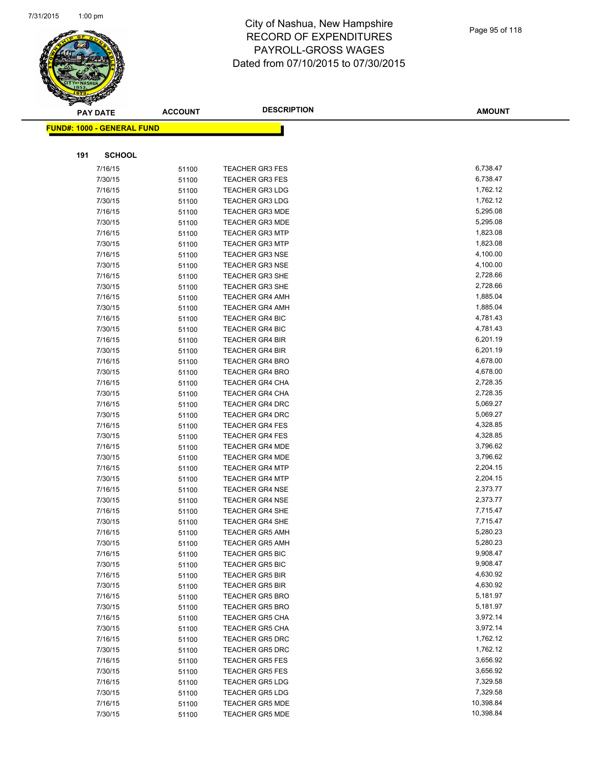# City of Nashua, New Hampshire
# RECORD OF EXPENDITURES
# PAYROLL-GROSS WAGES
# Dated from 07/10/2015 to 07/30/2015

**FUND#: 1000 - GENERAL FUND**

**191 SCHOOL**

| PAY DATE | ACCOUNT | DESCRIPTION | AMOUNT |
|---|---|---|---|
| 7/16/15 | 51100 | TEACHER GR3 FES | 6,738.47 |
| 7/30/15 | 51100 | TEACHER GR3 FES | 6,738.47 |
| 7/16/15 | 51100 | TEACHER GR3 LDG | 1,762.12 |
| 7/30/15 | 51100 | TEACHER GR3 LDG | 1,762.12 |
| 7/16/15 | 51100 | TEACHER GR3 MDE | 5,295.08 |
| 7/30/15 | 51100 | TEACHER GR3 MDE | 5,295.08 |
| 7/16/15 | 51100 | TEACHER GR3 MTP | 1,823.08 |
| 7/30/15 | 51100 | TEACHER GR3 MTP | 1,823.08 |
| 7/16/15 | 51100 | TEACHER GR3 NSE | 4,100.00 |
| 7/30/15 | 51100 | TEACHER GR3 NSE | 4,100.00 |
| 7/16/15 | 51100 | TEACHER GR3 SHE | 2,728.66 |
| 7/30/15 | 51100 | TEACHER GR3 SHE | 2,728.66 |
| 7/16/15 | 51100 | TEACHER GR4 AMH | 1,885.04 |
| 7/30/15 | 51100 | TEACHER GR4 AMH | 1,885.04 |
| 7/16/15 | 51100 | TEACHER GR4 BIC | 4,781.43 |
| 7/30/15 | 51100 | TEACHER GR4 BIC | 4,781.43 |
| 7/16/15 | 51100 | TEACHER GR4 BIR | 6,201.19 |
| 7/30/15 | 51100 | TEACHER GR4 BIR | 6,201.19 |
| 7/16/15 | 51100 | TEACHER GR4 BRO | 4,678.00 |
| 7/30/15 | 51100 | TEACHER GR4 BRO | 4,678.00 |
| 7/16/15 | 51100 | TEACHER GR4 CHA | 2,728.35 |
| 7/30/15 | 51100 | TEACHER GR4 CHA | 2,728.35 |
| 7/16/15 | 51100 | TEACHER GR4 DRC | 5,069.27 |
| 7/30/15 | 51100 | TEACHER GR4 DRC | 5,069.27 |
| 7/16/15 | 51100 | TEACHER GR4 FES | 4,328.85 |
| 7/30/15 | 51100 | TEACHER GR4 FES | 4,328.85 |
| 7/16/15 | 51100 | TEACHER GR4 MDE | 3,796.62 |
| 7/30/15 | 51100 | TEACHER GR4 MDE | 3,796.62 |
| 7/16/15 | 51100 | TEACHER GR4 MTP | 2,204.15 |
| 7/30/15 | 51100 | TEACHER GR4 MTP | 2,204.15 |
| 7/16/15 | 51100 | TEACHER GR4 NSE | 2,373.77 |
| 7/30/15 | 51100 | TEACHER GR4 NSE | 2,373.77 |
| 7/16/15 | 51100 | TEACHER GR4 SHE | 7,715.47 |
| 7/30/15 | 51100 | TEACHER GR4 SHE | 7,715.47 |
| 7/16/15 | 51100 | TEACHER GR5 AMH | 5,280.23 |
| 7/30/15 | 51100 | TEACHER GR5 AMH | 5,280.23 |
| 7/16/15 | 51100 | TEACHER GR5 BIC | 9,908.47 |
| 7/30/15 | 51100 | TEACHER GR5 BIC | 9,908.47 |
| 7/16/15 | 51100 | TEACHER GR5 BIR | 4,630.92 |
| 7/30/15 | 51100 | TEACHER GR5 BIR | 4,630.92 |
| 7/16/15 | 51100 | TEACHER GR5 BRO | 5,181.97 |
| 7/30/15 | 51100 | TEACHER GR5 BRO | 5,181.97 |
| 7/16/15 | 51100 | TEACHER GR5 CHA | 3,972.14 |
| 7/30/15 | 51100 | TEACHER GR5 CHA | 3,972.14 |
| 7/16/15 | 51100 | TEACHER GR5 DRC | 1,762.12 |
| 7/30/15 | 51100 | TEACHER GR5 DRC | 1,762.12 |
| 7/16/15 | 51100 | TEACHER GR5 FES | 3,656.92 |
| 7/30/15 | 51100 | TEACHER GR5 FES | 3,656.92 |
| 7/16/15 | 51100 | TEACHER GR5 LDG | 7,329.58 |
| 7/30/15 | 51100 | TEACHER GR5 LDG | 7,329.58 |
| 7/16/15 | 51100 | TEACHER GR5 MDE | 10,398.84 |
| 7/30/15 | 51100 | TEACHER GR5 MDE | 10,398.84 |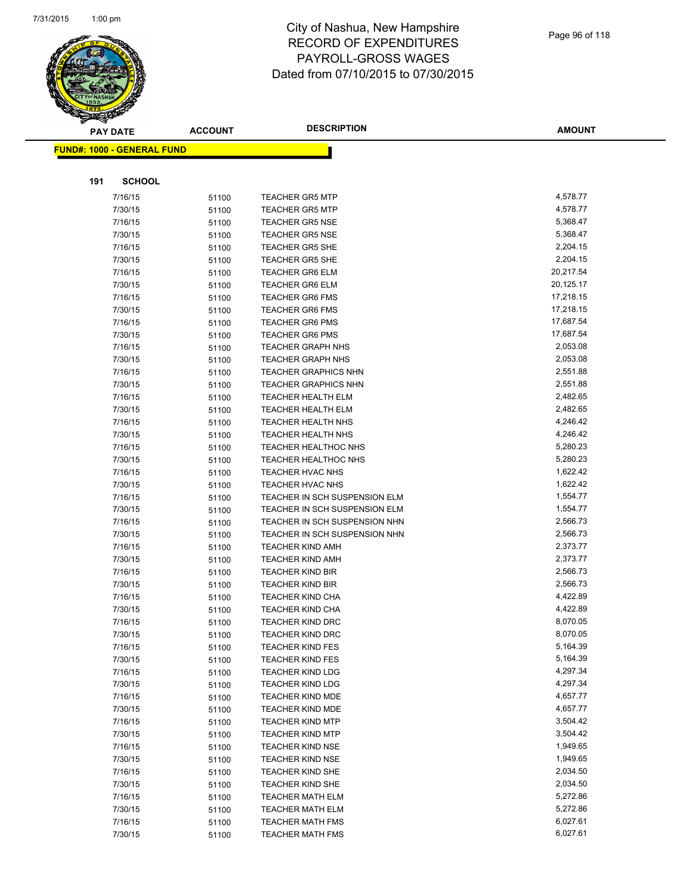# City of Nashua, New Hampshire
## RECORD OF EXPENDITURES
## PAYROLL-GROSS WAGES
## Dated from 07/10/2015 to 07/30/2015

**FUND#: 1000 - GENERAL FUND**

**191 SCHOOL**

| PAY DATE | ACCOUNT | DESCRIPTION | AMOUNT |
|---|---|---|---|
| 7/16/15 | 51100 | TEACHER GR5 MTP | 4,578.77 |
| 7/30/15 | 51100 | TEACHER GR5 MTP | 4,578.77 |
| 7/16/15 | 51100 | TEACHER GR5 NSE | 5,368.47 |
| 7/30/15 | 51100 | TEACHER GR5 NSE | 5,368.47 |
| 7/16/15 | 51100 | TEACHER GR5 SHE | 2,204.15 |
| 7/30/15 | 51100 | TEACHER GR5 SHE | 2,204.15 |
| 7/16/15 | 51100 | TEACHER GR6 ELM | 20,217.54 |
| 7/30/15 | 51100 | TEACHER GR6 ELM | 20,125.17 |
| 7/16/15 | 51100 | TEACHER GR6 FMS | 17,218.15 |
| 7/30/15 | 51100 | TEACHER GR6 FMS | 17,218.15 |
| 7/16/15 | 51100 | TEACHER GR6 PMS | 17,687.54 |
| 7/30/15 | 51100 | TEACHER GR6 PMS | 17,687.54 |
| 7/16/15 | 51100 | TEACHER GRAPH NHS | 2,053.08 |
| 7/30/15 | 51100 | TEACHER GRAPH NHS | 2,053.08 |
| 7/16/15 | 51100 | TEACHER GRAPHICS NHN | 2,551.88 |
| 7/30/15 | 51100 | TEACHER GRAPHICS NHN | 2,551.88 |
| 7/16/15 | 51100 | TEACHER HEALTH ELM | 2,482.65 |
| 7/30/15 | 51100 | TEACHER HEALTH ELM | 2,482.65 |
| 7/16/15 | 51100 | TEACHER HEALTH NHS | 4,246.42 |
| 7/30/15 | 51100 | TEACHER HEALTH NHS | 4,246.42 |
| 7/16/15 | 51100 | TEACHER HEALTHOC NHS | 5,280.23 |
| 7/30/15 | 51100 | TEACHER HEALTHOC NHS | 5,280.23 |
| 7/16/15 | 51100 | TEACHER HVAC NHS | 1,622.42 |
| 7/30/15 | 51100 | TEACHER HVAC NHS | 1,622.42 |
| 7/16/15 | 51100 | TEACHER IN SCH SUSPENSION ELM | 1,554.77 |
| 7/30/15 | 51100 | TEACHER IN SCH SUSPENSION ELM | 1,554.77 |
| 7/16/15 | 51100 | TEACHER IN SCH SUSPENSION NHN | 2,566.73 |
| 7/30/15 | 51100 | TEACHER IN SCH SUSPENSION NHN | 2,566.73 |
| 7/16/15 | 51100 | TEACHER KIND AMH | 2,373.77 |
| 7/30/15 | 51100 | TEACHER KIND AMH | 2,373.77 |
| 7/16/15 | 51100 | TEACHER KIND BIR | 2,566.73 |
| 7/30/15 | 51100 | TEACHER KIND BIR | 2,566.73 |
| 7/16/15 | 51100 | TEACHER KIND CHA | 4,422.89 |
| 7/30/15 | 51100 | TEACHER KIND CHA | 4,422.89 |
| 7/16/15 | 51100 | TEACHER KIND DRC | 8,070.05 |
| 7/30/15 | 51100 | TEACHER KIND DRC | 8,070.05 |
| 7/16/15 | 51100 | TEACHER KIND FES | 5,164.39 |
| 7/30/15 | 51100 | TEACHER KIND FES | 5,164.39 |
| 7/16/15 | 51100 | TEACHER KIND LDG | 4,297.34 |
| 7/30/15 | 51100 | TEACHER KIND LDG | 4,297.34 |
| 7/16/15 | 51100 | TEACHER KIND MDE | 4,657.77 |
| 7/30/15 | 51100 | TEACHER KIND MDE | 4,657.77 |
| 7/16/15 | 51100 | TEACHER KIND MTP | 3,504.42 |
| 7/30/15 | 51100 | TEACHER KIND MTP | 3,504.42 |
| 7/16/15 | 51100 | TEACHER KIND NSE | 1,949.65 |
| 7/30/15 | 51100 | TEACHER KIND NSE | 1,949.65 |
| 7/16/15 | 51100 | TEACHER KIND SHE | 2,034.50 |
| 7/30/15 | 51100 | TEACHER KIND SHE | 2,034.50 |
| 7/16/15 | 51100 | TEACHER MATH ELM | 5,272.86 |
| 7/30/15 | 51100 | TEACHER MATH ELM | 5,272.86 |
| 7/16/15 | 51100 | TEACHER MATH FMS | 6,027.61 |
| 7/30/15 | 51100 | TEACHER MATH FMS | 6,027.61 |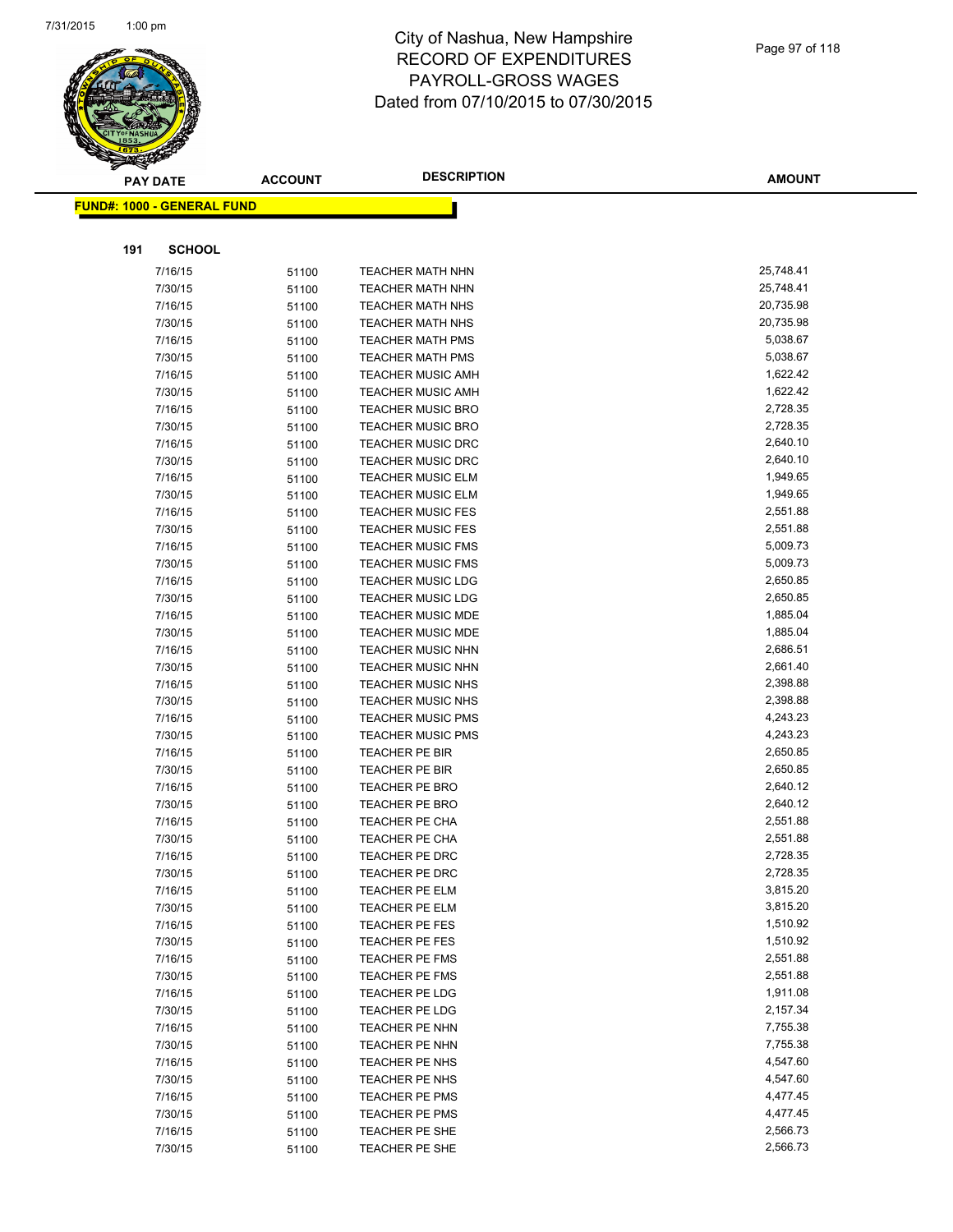# City of Nashua, New Hampshire
## RECORD OF EXPENDITURES
## PAYROLL-GROSS WAGES
## Dated from 07/10/2015 to 07/30/2015

**FUND#: 1000 - GENERAL FUND**

**191 SCHOOL**

| PAY DATE | ACCOUNT | DESCRIPTION | AMOUNT |
|---|---|---|---|
| 7/16/15 | 51100 | TEACHER MATH NHN | 25,748.41 |
| 7/30/15 | 51100 | TEACHER MATH NHN | 25,748.41 |
| 7/16/15 | 51100 | TEACHER MATH NHS | 20,735.98 |
| 7/30/15 | 51100 | TEACHER MATH NHS | 20,735.98 |
| 7/16/15 | 51100 | TEACHER MATH PMS | 5,038.67 |
| 7/30/15 | 51100 | TEACHER MATH PMS | 5,038.67 |
| 7/16/15 | 51100 | TEACHER MUSIC AMH | 1,622.42 |
| 7/30/15 | 51100 | TEACHER MUSIC AMH | 1,622.42 |
| 7/16/15 | 51100 | TEACHER MUSIC BRO | 2,728.35 |
| 7/30/15 | 51100 | TEACHER MUSIC BRO | 2,728.35 |
| 7/16/15 | 51100 | TEACHER MUSIC DRC | 2,640.10 |
| 7/30/15 | 51100 | TEACHER MUSIC DRC | 2,640.10 |
| 7/16/15 | 51100 | TEACHER MUSIC ELM | 1,949.65 |
| 7/30/15 | 51100 | TEACHER MUSIC ELM | 1,949.65 |
| 7/16/15 | 51100 | TEACHER MUSIC FES | 2,551.88 |
| 7/30/15 | 51100 | TEACHER MUSIC FES | 2,551.88 |
| 7/16/15 | 51100 | TEACHER MUSIC FMS | 5,009.73 |
| 7/30/15 | 51100 | TEACHER MUSIC FMS | 5,009.73 |
| 7/16/15 | 51100 | TEACHER MUSIC LDG | 2,650.85 |
| 7/30/15 | 51100 | TEACHER MUSIC LDG | 2,650.85 |
| 7/16/15 | 51100 | TEACHER MUSIC MDE | 1,885.04 |
| 7/30/15 | 51100 | TEACHER MUSIC MDE | 1,885.04 |
| 7/16/15 | 51100 | TEACHER MUSIC NHN | 2,686.51 |
| 7/30/15 | 51100 | TEACHER MUSIC NHN | 2,661.40 |
| 7/16/15 | 51100 | TEACHER MUSIC NHS | 2,398.88 |
| 7/30/15 | 51100 | TEACHER MUSIC NHS | 2,398.88 |
| 7/16/15 | 51100 | TEACHER MUSIC PMS | 4,243.23 |
| 7/30/15 | 51100 | TEACHER MUSIC PMS | 4,243.23 |
| 7/16/15 | 51100 | TEACHER PE BIR | 2,650.85 |
| 7/30/15 | 51100 | TEACHER PE BIR | 2,650.85 |
| 7/16/15 | 51100 | TEACHER PE BRO | 2,640.12 |
| 7/30/15 | 51100 | TEACHER PE BRO | 2,640.12 |
| 7/16/15 | 51100 | TEACHER PE CHA | 2,551.88 |
| 7/30/15 | 51100 | TEACHER PE CHA | 2,551.88 |
| 7/16/15 | 51100 | TEACHER PE DRC | 2,728.35 |
| 7/30/15 | 51100 | TEACHER PE DRC | 2,728.35 |
| 7/16/15 | 51100 | TEACHER PE ELM | 3,815.20 |
| 7/30/15 | 51100 | TEACHER PE ELM | 3,815.20 |
| 7/16/15 | 51100 | TEACHER PE FES | 1,510.92 |
| 7/30/15 | 51100 | TEACHER PE FES | 1,510.92 |
| 7/16/15 | 51100 | TEACHER PE FMS | 2,551.88 |
| 7/30/15 | 51100 | TEACHER PE FMS | 2,551.88 |
| 7/16/15 | 51100 | TEACHER PE LDG | 1,911.08 |
| 7/30/15 | 51100 | TEACHER PE LDG | 2,157.34 |
| 7/16/15 | 51100 | TEACHER PE NHN | 7,755.38 |
| 7/30/15 | 51100 | TEACHER PE NHN | 7,755.38 |
| 7/16/15 | 51100 | TEACHER PE NHS | 4,547.60 |
| 7/30/15 | 51100 | TEACHER PE NHS | 4,547.60 |
| 7/16/15 | 51100 | TEACHER PE PMS | 4,477.45 |
| 7/30/15 | 51100 | TEACHER PE PMS | 4,477.45 |
| 7/16/15 | 51100 | TEACHER PE SHE | 2,566.73 |
| 7/30/15 | 51100 | TEACHER PE SHE | 2,566.73 |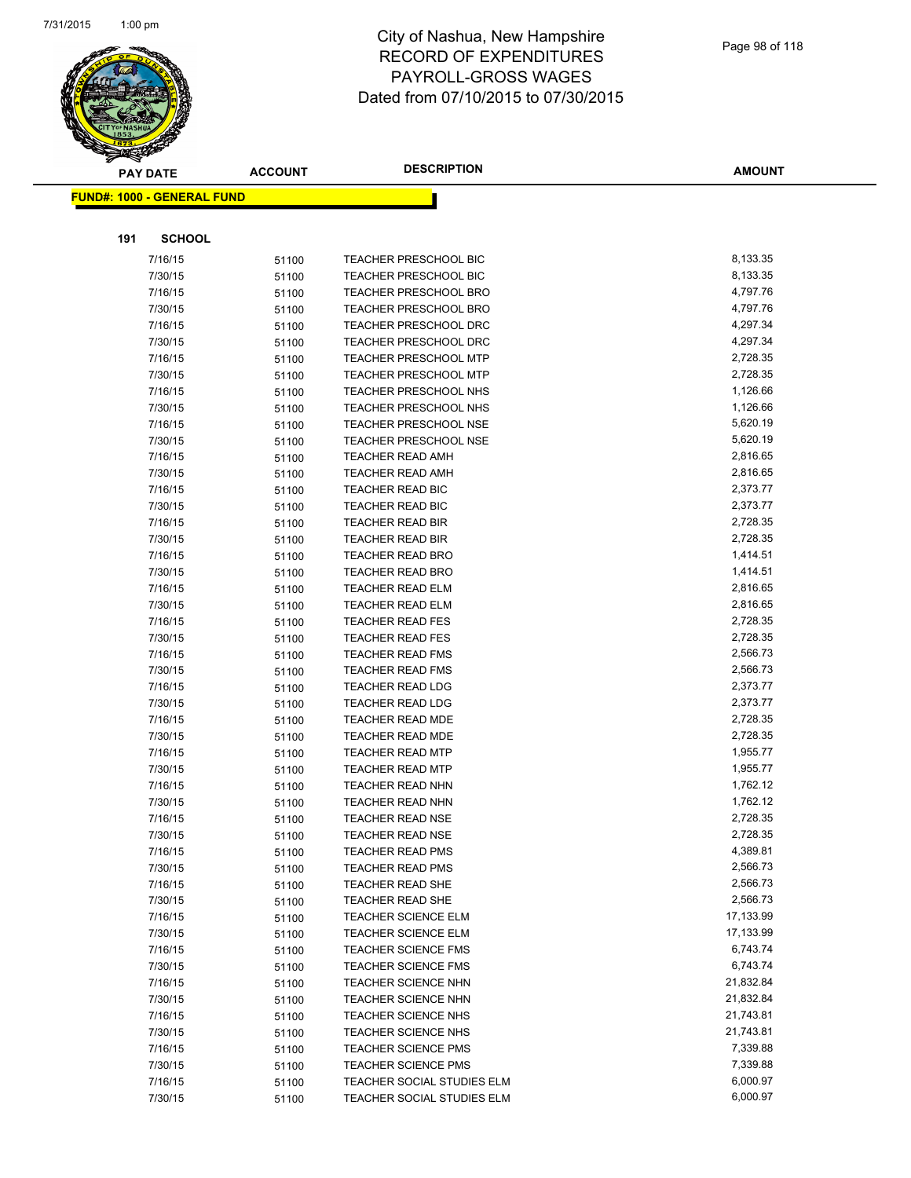# City of Nashua, New Hampshire
## RECORD OF EXPENDITURES
## PAYROLL-GROSS WAGES
## Dated from 07/10/2015 to 07/30/2015

**FUND#: 1000 - GENERAL FUND**

**191 SCHOOL**

| PAY DATE | ACCOUNT | DESCRIPTION | AMOUNT |
|---|---|---|---|
| 7/16/15 | 51100 | TEACHER PRESCHOOL BIC | 8,133.35 |
| 7/30/15 | 51100 | TEACHER PRESCHOOL BIC | 8,133.35 |
| 7/16/15 | 51100 | TEACHER PRESCHOOL BRO | 4,797.76 |
| 7/30/15 | 51100 | TEACHER PRESCHOOL BRO | 4,797.76 |
| 7/16/15 | 51100 | TEACHER PRESCHOOL DRC | 4,297.34 |
| 7/30/15 | 51100 | TEACHER PRESCHOOL DRC | 4,297.34 |
| 7/16/15 | 51100 | TEACHER PRESCHOOL MTP | 2,728.35 |
| 7/30/15 | 51100 | TEACHER PRESCHOOL MTP | 2,728.35 |
| 7/16/15 | 51100 | TEACHER PRESCHOOL NHS | 1,126.66 |
| 7/30/15 | 51100 | TEACHER PRESCHOOL NHS | 1,126.66 |
| 7/16/15 | 51100 | TEACHER PRESCHOOL NSE | 5,620.19 |
| 7/30/15 | 51100 | TEACHER PRESCHOOL NSE | 5,620.19 |
| 7/16/15 | 51100 | TEACHER READ AMH | 2,816.65 |
| 7/30/15 | 51100 | TEACHER READ AMH | 2,816.65 |
| 7/16/15 | 51100 | TEACHER READ BIC | 2,373.77 |
| 7/30/15 | 51100 | TEACHER READ BIC | 2,373.77 |
| 7/16/15 | 51100 | TEACHER READ BIR | 2,728.35 |
| 7/30/15 | 51100 | TEACHER READ BIR | 2,728.35 |
| 7/16/15 | 51100 | TEACHER READ BRO | 1,414.51 |
| 7/30/15 | 51100 | TEACHER READ BRO | 1,414.51 |
| 7/16/15 | 51100 | TEACHER READ ELM | 2,816.65 |
| 7/30/15 | 51100 | TEACHER READ ELM | 2,816.65 |
| 7/16/15 | 51100 | TEACHER READ FES | 2,728.35 |
| 7/30/15 | 51100 | TEACHER READ FES | 2,728.35 |
| 7/16/15 | 51100 | TEACHER READ FMS | 2,566.73 |
| 7/30/15 | 51100 | TEACHER READ FMS | 2,566.73 |
| 7/16/15 | 51100 | TEACHER READ LDG | 2,373.77 |
| 7/30/15 | 51100 | TEACHER READ LDG | 2,373.77 |
| 7/16/15 | 51100 | TEACHER READ MDE | 2,728.35 |
| 7/30/15 | 51100 | TEACHER READ MDE | 2,728.35 |
| 7/16/15 | 51100 | TEACHER READ MTP | 1,955.77 |
| 7/30/15 | 51100 | TEACHER READ MTP | 1,955.77 |
| 7/16/15 | 51100 | TEACHER READ NHN | 1,762.12 |
| 7/30/15 | 51100 | TEACHER READ NHN | 1,762.12 |
| 7/16/15 | 51100 | TEACHER READ NSE | 2,728.35 |
| 7/30/15 | 51100 | TEACHER READ NSE | 2,728.35 |
| 7/16/15 | 51100 | TEACHER READ PMS | 4,389.81 |
| 7/30/15 | 51100 | TEACHER READ PMS | 2,566.73 |
| 7/16/15 | 51100 | TEACHER READ SHE | 2,566.73 |
| 7/30/15 | 51100 | TEACHER READ SHE | 2,566.73 |
| 7/16/15 | 51100 | TEACHER SCIENCE ELM | 17,133.99 |
| 7/30/15 | 51100 | TEACHER SCIENCE ELM | 17,133.99 |
| 7/16/15 | 51100 | TEACHER SCIENCE FMS | 6,743.74 |
| 7/30/15 | 51100 | TEACHER SCIENCE FMS | 6,743.74 |
| 7/16/15 | 51100 | TEACHER SCIENCE NHN | 21,832.84 |
| 7/30/15 | 51100 | TEACHER SCIENCE NHN | 21,832.84 |
| 7/16/15 | 51100 | TEACHER SCIENCE NHS | 21,743.81 |
| 7/30/15 | 51100 | TEACHER SCIENCE NHS | 21,743.81 |
| 7/16/15 | 51100 | TEACHER SCIENCE PMS | 7,339.88 |
| 7/30/15 | 51100 | TEACHER SCIENCE PMS | 7,339.88 |
| 7/16/15 | 51100 | TEACHER SOCIAL STUDIES ELM | 6,000.97 |
| 7/30/15 | 51100 | TEACHER SOCIAL STUDIES ELM | 6,000.97 |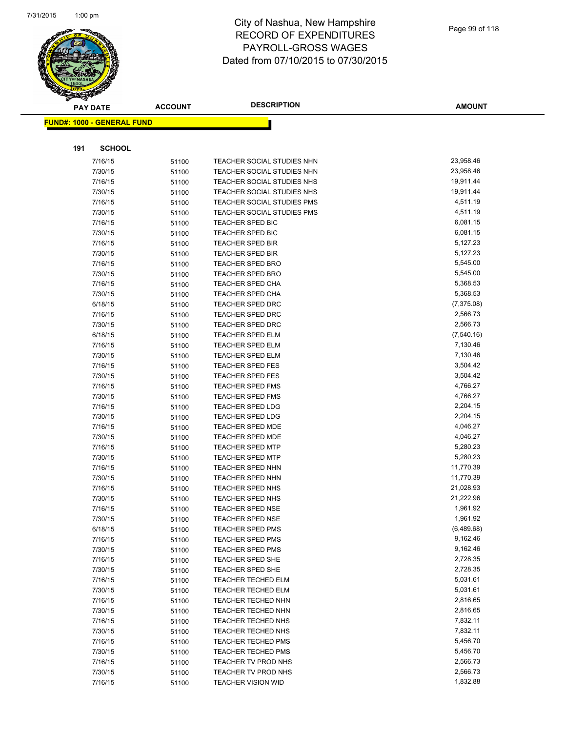# City of Nashua, New Hampshire
## RECORD OF EXPENDITURES
## PAYROLL-GROSS WAGES
## Dated from 07/10/2015 to 07/30/2015

**FUND#: 1000 - GENERAL FUND**

**191 SCHOOL**

| PAY DATE | ACCOUNT | DESCRIPTION | AMOUNT |
|---|---|---|---|
| 7/16/15 | 51100 | TEACHER SOCIAL STUDIES NHN | 23,958.46 |
| 7/30/15 | 51100 | TEACHER SOCIAL STUDIES NHN | 23,958.46 |
| 7/16/15 | 51100 | TEACHER SOCIAL STUDIES NHS | 19,911.44 |
| 7/30/15 | 51100 | TEACHER SOCIAL STUDIES NHS | 19,911.44 |
| 7/16/15 | 51100 | TEACHER SOCIAL STUDIES PMS | 4,511.19 |
| 7/30/15 | 51100 | TEACHER SOCIAL STUDIES PMS | 4,511.19 |
| 7/16/15 | 51100 | TEACHER SPED BIC | 6,081.15 |
| 7/30/15 | 51100 | TEACHER SPED BIC | 6,081.15 |
| 7/16/15 | 51100 | TEACHER SPED BIR | 5,127.23 |
| 7/30/15 | 51100 | TEACHER SPED BIR | 5,127.23 |
| 7/16/15 | 51100 | TEACHER SPED BRO | 5,545.00 |
| 7/30/15 | 51100 | TEACHER SPED BRO | 5,545.00 |
| 7/16/15 | 51100 | TEACHER SPED CHA | 5,368.53 |
| 7/30/15 | 51100 | TEACHER SPED CHA | 5,368.53 |
| 6/18/15 | 51100 | TEACHER SPED DRC | (7,375.08) |
| 7/16/15 | 51100 | TEACHER SPED DRC | 2,566.73 |
| 7/30/15 | 51100 | TEACHER SPED DRC | 2,566.73 |
| 6/18/15 | 51100 | TEACHER SPED ELM | (7,540.16) |
| 7/16/15 | 51100 | TEACHER SPED ELM | 7,130.46 |
| 7/30/15 | 51100 | TEACHER SPED ELM | 7,130.46 |
| 7/16/15 | 51100 | TEACHER SPED FES | 3,504.42 |
| 7/30/15 | 51100 | TEACHER SPED FES | 3,504.42 |
| 7/16/15 | 51100 | TEACHER SPED FMS | 4,766.27 |
| 7/30/15 | 51100 | TEACHER SPED FMS | 4,766.27 |
| 7/16/15 | 51100 | TEACHER SPED LDG | 2,204.15 |
| 7/30/15 | 51100 | TEACHER SPED LDG | 2,204.15 |
| 7/16/15 | 51100 | TEACHER SPED MDE | 4,046.27 |
| 7/30/15 | 51100 | TEACHER SPED MDE | 4,046.27 |
| 7/16/15 | 51100 | TEACHER SPED MTP | 5,280.23 |
| 7/30/15 | 51100 | TEACHER SPED MTP | 5,280.23 |
| 7/16/15 | 51100 | TEACHER SPED NHN | 11,770.39 |
| 7/30/15 | 51100 | TEACHER SPED NHN | 11,770.39 |
| 7/16/15 | 51100 | TEACHER SPED NHS | 21,028.93 |
| 7/30/15 | 51100 | TEACHER SPED NHS | 21,222.96 |
| 7/16/15 | 51100 | TEACHER SPED NSE | 1,961.92 |
| 7/30/15 | 51100 | TEACHER SPED NSE | 1,961.92 |
| 6/18/15 | 51100 | TEACHER SPED PMS | (6,489.68) |
| 7/16/15 | 51100 | TEACHER SPED PMS | 9,162.46 |
| 7/30/15 | 51100 | TEACHER SPED PMS | 9,162.46 |
| 7/16/15 | 51100 | TEACHER SPED SHE | 2,728.35 |
| 7/30/15 | 51100 | TEACHER SPED SHE | 2,728.35 |
| 7/16/15 | 51100 | TEACHER TECHED ELM | 5,031.61 |
| 7/30/15 | 51100 | TEACHER TECHED ELM | 5,031.61 |
| 7/16/15 | 51100 | TEACHER TECHED NHN | 2,816.65 |
| 7/30/15 | 51100 | TEACHER TECHED NHN | 2,816.65 |
| 7/16/15 | 51100 | TEACHER TECHED NHS | 7,832.11 |
| 7/30/15 | 51100 | TEACHER TECHED NHS | 7,832.11 |
| 7/16/15 | 51100 | TEACHER TECHED PMS | 5,456.70 |
| 7/30/15 | 51100 | TEACHER TECHED PMS | 5,456.70 |
| 7/16/15 | 51100 | TEACHER TV PROD NHS | 2,566.73 |
| 7/30/15 | 51100 | TEACHER TV PROD NHS | 2,566.73 |
| 7/16/15 | 51100 | TEACHER VISION WID | 1,832.88 |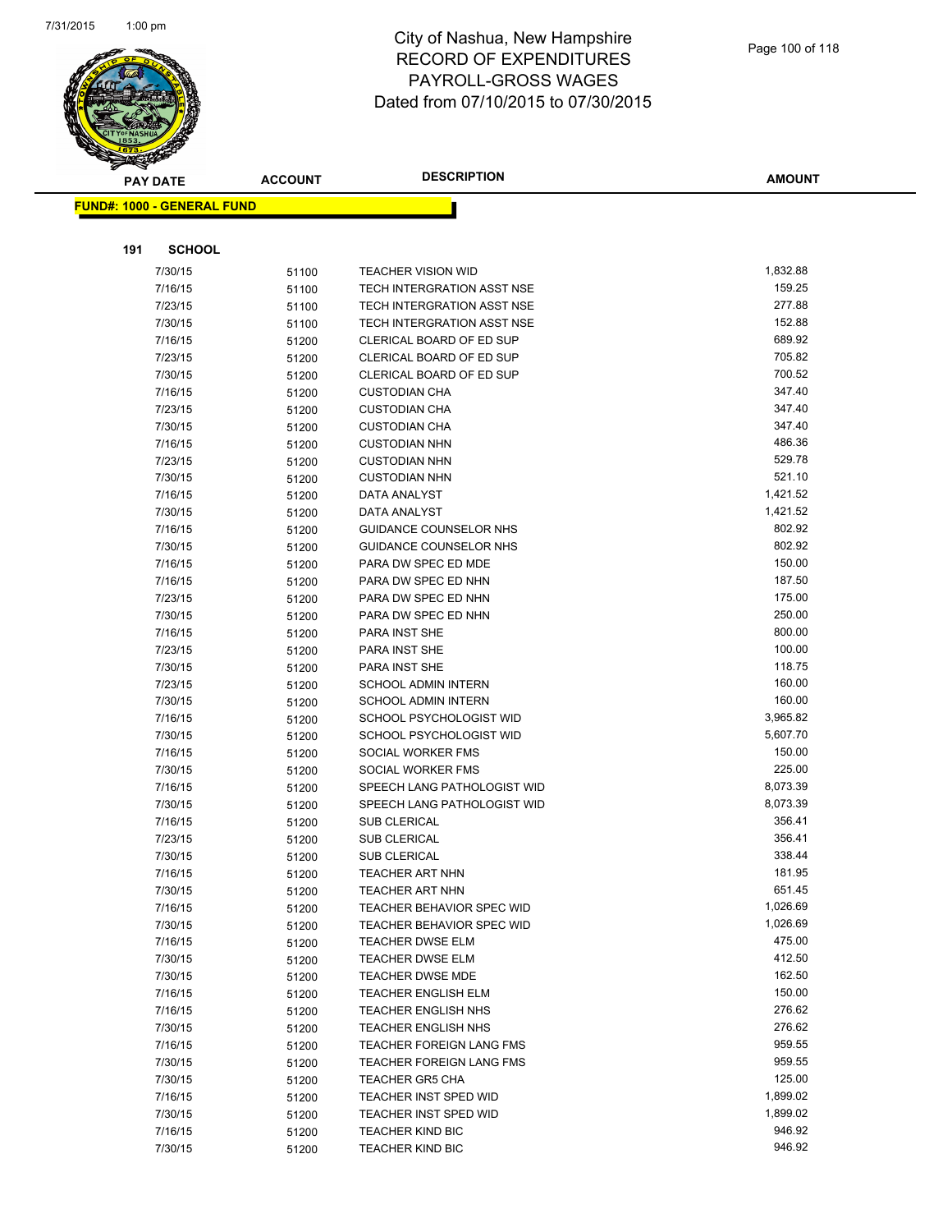# City of Nashua, New Hampshire
# RECORD OF EXPENDITURES
# PAYROLL-GROSS WAGES
# Dated from 07/10/2015 to 07/30/2015

**FUND#: 1000 - GENERAL FUND**

**191 SCHOOL**

| PAY DATE | ACCOUNT | DESCRIPTION | AMOUNT |
|---|---|---|---|
| 7/30/15 | 51100 | TEACHER VISION WID | 1,832.88 |
| 7/16/15 | 51100 | TECH INTERGRATION ASST NSE | 159.25 |
| 7/23/15 | 51100 | TECH INTERGRATION ASST NSE | 277.88 |
| 7/30/15 | 51100 | TECH INTERGRATION ASST NSE | 152.88 |
| 7/16/15 | 51200 | CLERICAL BOARD OF ED SUP | 689.92 |
| 7/23/15 | 51200 | CLERICAL BOARD OF ED SUP | 705.82 |
| 7/30/15 | 51200 | CLERICAL BOARD OF ED SUP | 700.52 |
| 7/16/15 | 51200 | CUSTODIAN CHA | 347.40 |
| 7/23/15 | 51200 | CUSTODIAN CHA | 347.40 |
| 7/30/15 | 51200 | CUSTODIAN CHA | 347.40 |
| 7/16/15 | 51200 | CUSTODIAN NHN | 486.36 |
| 7/23/15 | 51200 | CUSTODIAN NHN | 529.78 |
| 7/30/15 | 51200 | CUSTODIAN NHN | 521.10 |
| 7/16/15 | 51200 | DATA ANALYST | 1,421.52 |
| 7/30/15 | 51200 | DATA ANALYST | 1,421.52 |
| 7/16/15 | 51200 | GUIDANCE COUNSELOR NHS | 802.92 |
| 7/30/15 | 51200 | GUIDANCE COUNSELOR NHS | 802.92 |
| 7/16/15 | 51200 | PARA DW SPEC ED MDE | 150.00 |
| 7/16/15 | 51200 | PARA DW SPEC ED NHN | 187.50 |
| 7/23/15 | 51200 | PARA DW SPEC ED NHN | 175.00 |
| 7/30/15 | 51200 | PARA DW SPEC ED NHN | 250.00 |
| 7/16/15 | 51200 | PARA INST SHE | 800.00 |
| 7/23/15 | 51200 | PARA INST SHE | 100.00 |
| 7/30/15 | 51200 | PARA INST SHE | 118.75 |
| 7/23/15 | 51200 | SCHOOL ADMIN INTERN | 160.00 |
| 7/30/15 | 51200 | SCHOOL ADMIN INTERN | 160.00 |
| 7/16/15 | 51200 | SCHOOL PSYCHOLOGIST WID | 3,965.82 |
| 7/30/15 | 51200 | SCHOOL PSYCHOLOGIST WID | 5,607.70 |
| 7/16/15 | 51200 | SOCIAL WORKER FMS | 150.00 |
| 7/30/15 | 51200 | SOCIAL WORKER FMS | 225.00 |
| 7/16/15 | 51200 | SPEECH LANG PATHOLOGIST WID | 8,073.39 |
| 7/30/15 | 51200 | SPEECH LANG PATHOLOGIST WID | 8,073.39 |
| 7/16/15 | 51200 | SUB CLERICAL | 356.41 |
| 7/23/15 | 51200 | SUB CLERICAL | 356.41 |
| 7/30/15 | 51200 | SUB CLERICAL | 338.44 |
| 7/16/15 | 51200 | TEACHER ART NHN | 181.95 |
| 7/30/15 | 51200 | TEACHER ART NHN | 651.45 |
| 7/16/15 | 51200 | TEACHER BEHAVIOR SPEC WID | 1,026.69 |
| 7/30/15 | 51200 | TEACHER BEHAVIOR SPEC WID | 1,026.69 |
| 7/16/15 | 51200 | TEACHER DWSE ELM | 475.00 |
| 7/30/15 | 51200 | TEACHER DWSE ELM | 412.50 |
| 7/30/15 | 51200 | TEACHER DWSE MDE | 162.50 |
| 7/16/15 | 51200 | TEACHER ENGLISH ELM | 150.00 |
| 7/16/15 | 51200 | TEACHER ENGLISH NHS | 276.62 |
| 7/30/15 | 51200 | TEACHER ENGLISH NHS | 276.62 |
| 7/16/15 | 51200 | TEACHER FOREIGN LANG FMS | 959.55 |
| 7/30/15 | 51200 | TEACHER FOREIGN LANG FMS | 959.55 |
| 7/30/15 | 51200 | TEACHER GR5 CHA | 125.00 |
| 7/16/15 | 51200 | TEACHER INST SPED WID | 1,899.02 |
| 7/30/15 | 51200 | TEACHER INST SPED WID | 1,899.02 |
| 7/16/15 | 51200 | TEACHER KIND BIC | 946.92 |
| 7/30/15 | 51200 | TEACHER KIND BIC | 946.92 |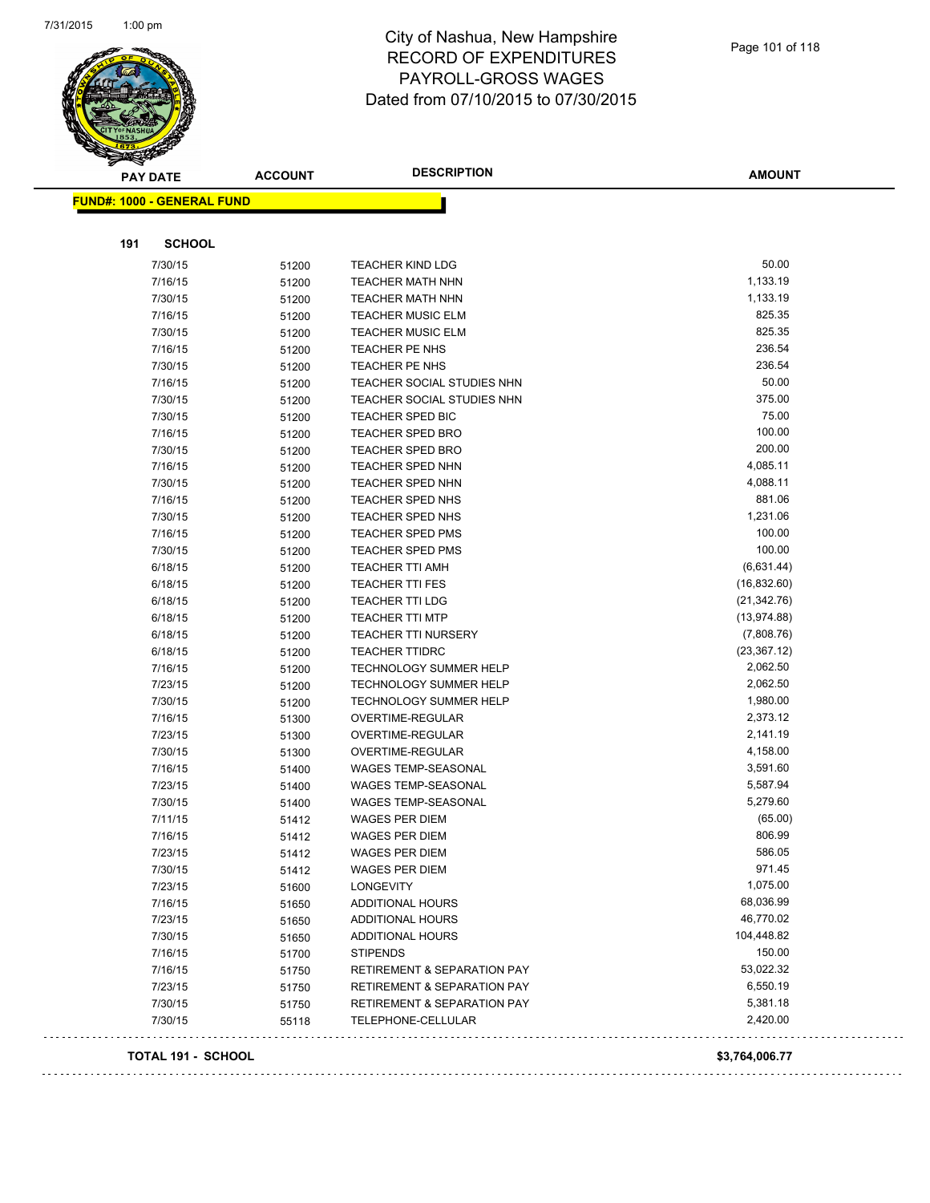City of Nashua, New Hampshire
RECORD OF EXPENDITURES
PAYROLL-GROSS WAGES
Dated from 07/10/2015 to 07/30/2015

**FUND#: 1000 - GENERAL FUND**

**191 SCHOOL**

| PAY DATE | ACCOUNT | DESCRIPTION | AMOUNT |
|---|---|---|---|
| 7/30/15 | 51200 | TEACHER KIND LDG | 50.00 |
| 7/16/15 | 51200 | TEACHER MATH NHN | 1,133.19 |
| 7/30/15 | 51200 | TEACHER MATH NHN | 1,133.19 |
| 7/16/15 | 51200 | TEACHER MUSIC ELM | 825.35 |
| 7/30/15 | 51200 | TEACHER MUSIC ELM | 825.35 |
| 7/16/15 | 51200 | TEACHER PE NHS | 236.54 |
| 7/30/15 | 51200 | TEACHER PE NHS | 236.54 |
| 7/16/15 | 51200 | TEACHER SOCIAL STUDIES NHN | 50.00 |
| 7/30/15 | 51200 | TEACHER SOCIAL STUDIES NHN | 375.00 |
| 7/30/15 | 51200 | TEACHER SPED BIC | 75.00 |
| 7/16/15 | 51200 | TEACHER SPED BRO | 100.00 |
| 7/30/15 | 51200 | TEACHER SPED BRO | 200.00 |
| 7/16/15 | 51200 | TEACHER SPED NHN | 4,085.11 |
| 7/30/15 | 51200 | TEACHER SPED NHN | 4,088.11 |
| 7/16/15 | 51200 | TEACHER SPED NHS | 881.06 |
| 7/30/15 | 51200 | TEACHER SPED NHS | 1,231.06 |
| 7/16/15 | 51200 | TEACHER SPED PMS | 100.00 |
| 7/30/15 | 51200 | TEACHER SPED PMS | 100.00 |
| 6/18/15 | 51200 | TEACHER TTI AMH | (6,631.44) |
| 6/18/15 | 51200 | TEACHER TTI FES | (16,832.60) |
| 6/18/15 | 51200 | TEACHER TTI LDG | (21,342.76) |
| 6/18/15 | 51200 | TEACHER TTI MTP | (13,974.88) |
| 6/18/15 | 51200 | TEACHER TTI NURSERY | (7,808.76) |
| 6/18/15 | 51200 | TEACHER TTIDRC | (23,367.12) |
| 7/16/15 | 51200 | TECHNOLOGY SUMMER HELP | 2,062.50 |
| 7/23/15 | 51200 | TECHNOLOGY SUMMER HELP | 2,062.50 |
| 7/30/15 | 51200 | TECHNOLOGY SUMMER HELP | 1,980.00 |
| 7/16/15 | 51300 | OVERTIME-REGULAR | 2,373.12 |
| 7/23/15 | 51300 | OVERTIME-REGULAR | 2,141.19 |
| 7/30/15 | 51300 | OVERTIME-REGULAR | 4,158.00 |
| 7/16/15 | 51400 | WAGES TEMP-SEASONAL | 3,591.60 |
| 7/23/15 | 51400 | WAGES TEMP-SEASONAL | 5,587.94 |
| 7/30/15 | 51400 | WAGES TEMP-SEASONAL | 5,279.60 |
| 7/11/15 | 51412 | WAGES PER DIEM | (65.00) |
| 7/16/15 | 51412 | WAGES PER DIEM | 806.99 |
| 7/23/15 | 51412 | WAGES PER DIEM | 586.05 |
| 7/30/15 | 51412 | WAGES PER DIEM | 971.45 |
| 7/23/15 | 51600 | LONGEVITY | 1,075.00 |
| 7/16/15 | 51650 | ADDITIONAL HOURS | 68,036.99 |
| 7/23/15 | 51650 | ADDITIONAL HOURS | 46,770.02 |
| 7/30/15 | 51650 | ADDITIONAL HOURS | 104,448.82 |
| 7/16/15 | 51700 | STIPENDS | 150.00 |
| 7/16/15 | 51750 | RETIREMENT & SEPARATION PAY | 53,022.32 |
| 7/23/15 | 51750 | RETIREMENT & SEPARATION PAY | 6,550.19 |
| 7/30/15 | 51750 | RETIREMENT & SEPARATION PAY | 5,381.18 |
| 7/30/15 | 55118 | TELEPHONE-CELLULAR | 2,420.00 |

**TOTAL 191 - SCHOOL** **$3,764,006.77**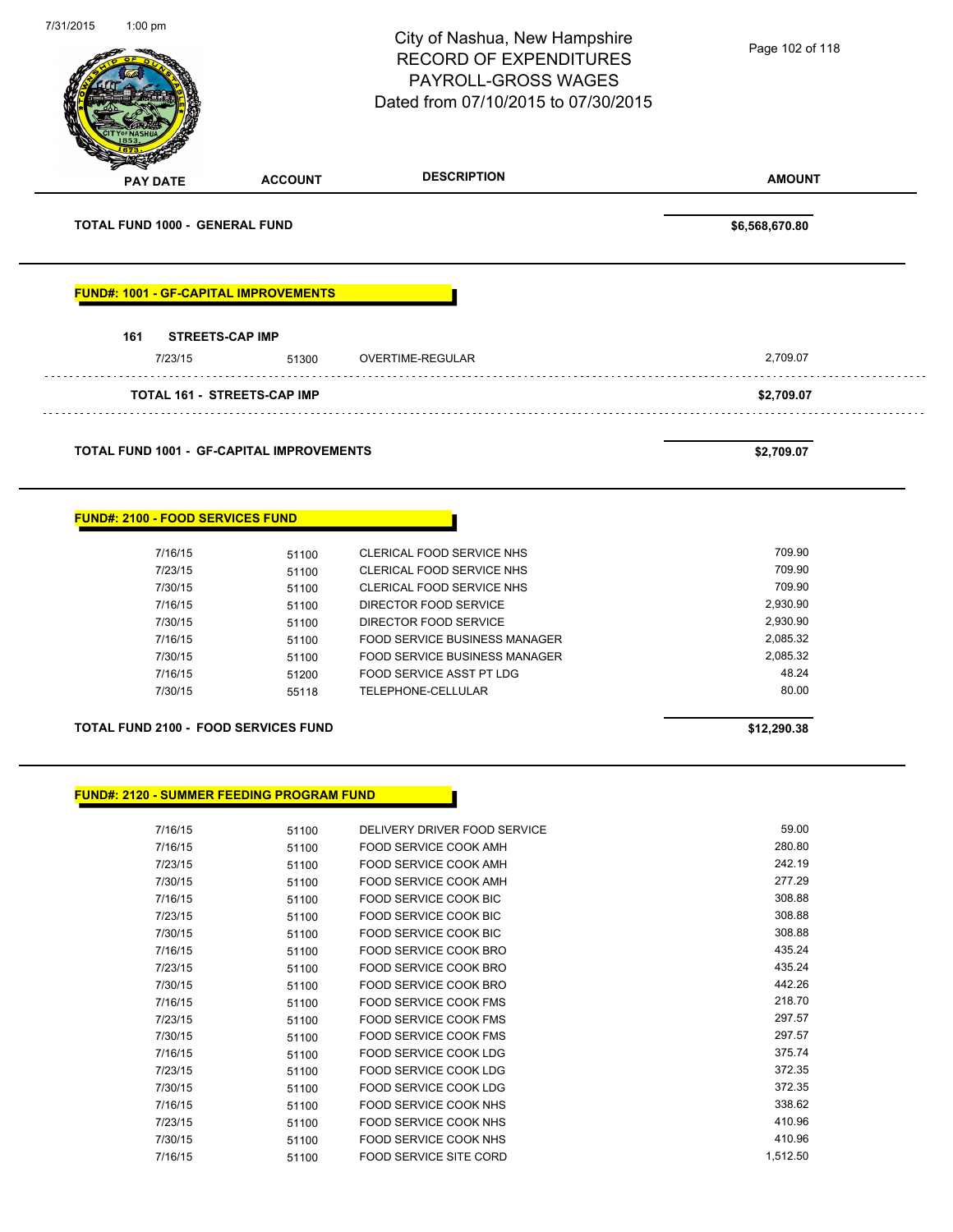| PAY DATE | ACCOUNT | DESCRIPTION | AMOUNT |
|---|---|---|---|

**TOTAL FUND 1000 - GENERAL FUND** **$6,568,670.80**

## FUND#: 1001 - GF-CAPITAL IMPROVEMENTS

### 161 STREETS-CAP IMP

| PAY DATE | ACCOUNT | DESCRIPTION | AMOUNT |
|---|---|---|---|
| 7/23/15 | 51300 | OVERTIME-REGULAR | 2,709.07 |
| **TOTAL 161 - STREETS-CAP IMP** | | | **$2,709.07** |

**TOTAL FUND 1001 - GF-CAPITAL IMPROVEMENTS** **$2,709.07**

## FUND#: 2100 - FOOD SERVICES FUND

| PAY DATE | ACCOUNT | DESCRIPTION | AMOUNT |
|---|---|---|---|
| 7/16/15 | 51100 | CLERICAL FOOD SERVICE NHS | 709.90 |
| 7/23/15 | 51100 | CLERICAL FOOD SERVICE NHS | 709.90 |
| 7/30/15 | 51100 | CLERICAL FOOD SERVICE NHS | 709.90 |
| 7/16/15 | 51100 | DIRECTOR FOOD SERVICE | 2,930.90 |
| 7/30/15 | 51100 | DIRECTOR FOOD SERVICE | 2,930.90 |
| 7/16/15 | 51100 | FOOD SERVICE BUSINESS MANAGER | 2,085.32 |
| 7/30/15 | 51100 | FOOD SERVICE BUSINESS MANAGER | 2,085.32 |
| 7/16/15 | 51200 | FOOD SERVICE ASST PT LDG | 48.24 |
| 7/30/15 | 55118 | TELEPHONE-CELLULAR | 80.00 |

**TOTAL FUND 2100 - FOOD SERVICES FUND** **$12,290.38**

## FUND#: 2120 - SUMMER FEEDING PROGRAM FUND

| PAY DATE | ACCOUNT | DESCRIPTION | AMOUNT |
|---|---|---|---|
| 7/16/15 | 51100 | DELIVERY DRIVER FOOD SERVICE | 59.00 |
| 7/16/15 | 51100 | FOOD SERVICE COOK AMH | 280.80 |
| 7/23/15 | 51100 | FOOD SERVICE COOK AMH | 242.19 |
| 7/30/15 | 51100 | FOOD SERVICE COOK AMH | 277.29 |
| 7/16/15 | 51100 | FOOD SERVICE COOK BIC | 308.88 |
| 7/23/15 | 51100 | FOOD SERVICE COOK BIC | 308.88 |
| 7/30/15 | 51100 | FOOD SERVICE COOK BIC | 308.88 |
| 7/16/15 | 51100 | FOOD SERVICE COOK BRO | 435.24 |
| 7/23/15 | 51100 | FOOD SERVICE COOK BRO | 435.24 |
| 7/30/15 | 51100 | FOOD SERVICE COOK BRO | 442.26 |
| 7/16/15 | 51100 | FOOD SERVICE COOK FMS | 218.70 |
| 7/23/15 | 51100 | FOOD SERVICE COOK FMS | 297.57 |
| 7/30/15 | 51100 | FOOD SERVICE COOK FMS | 297.57 |
| 7/16/15 | 51100 | FOOD SERVICE COOK LDG | 375.74 |
| 7/23/15 | 51100 | FOOD SERVICE COOK LDG | 372.35 |
| 7/30/15 | 51100 | FOOD SERVICE COOK LDG | 372.35 |
| 7/16/15 | 51100 | FOOD SERVICE COOK NHS | 338.62 |
| 7/23/15 | 51100 | FOOD SERVICE COOK NHS | 410.96 |
| 7/30/15 | 51100 | FOOD SERVICE COOK NHS | 410.96 |
| 7/16/15 | 51100 | FOOD SERVICE SITE CORD | 1,512.50 |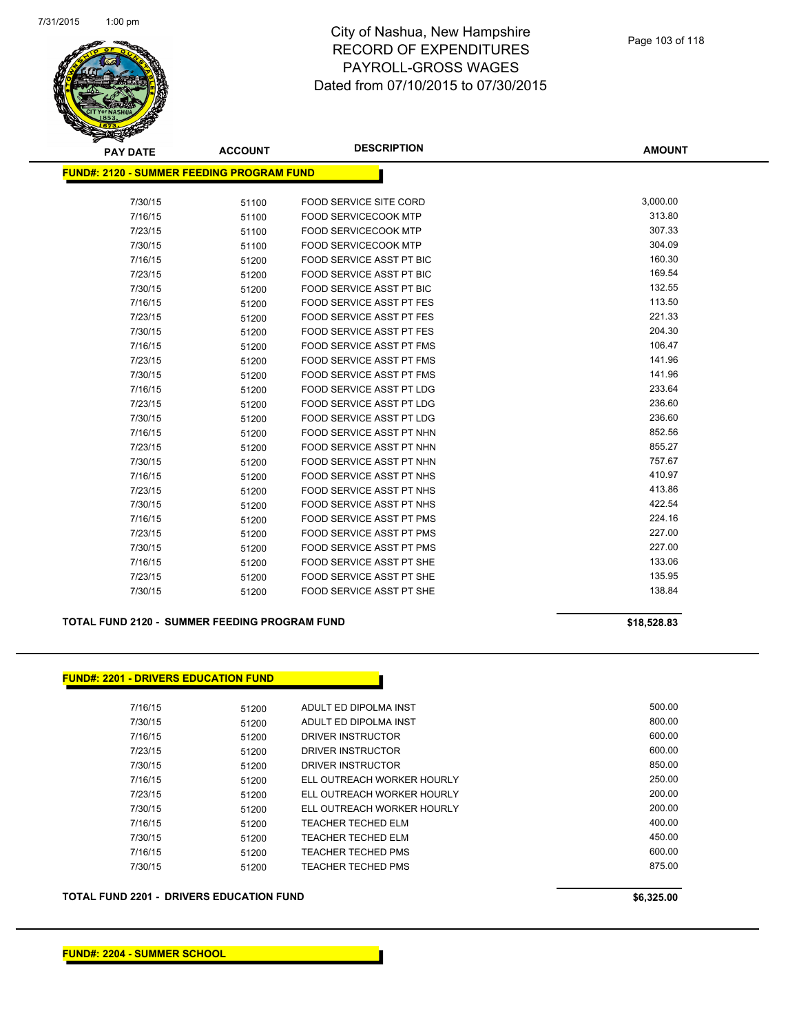# City of Nashua, New Hampshire
## RECORD OF EXPENDITURES
## PAYROLL-GROSS WAGES
## Dated from 07/10/2015 to 07/30/2015

7/31/2015 1:00 pm

**FUND#: 2120 - SUMMER FEEDING PROGRAM FUND**

| PAY DATE | ACCOUNT | DESCRIPTION | AMOUNT |
|---|---|---|---|
| 7/30/15 | 51100 | FOOD SERVICE SITE CORD | 3,000.00 |
| 7/16/15 | 51100 | FOOD SERVICECOOK MTP | 313.80 |
| 7/23/15 | 51100 | FOOD SERVICECOOK MTP | 307.33 |
| 7/30/15 | 51100 | FOOD SERVICECOOK MTP | 304.09 |
| 7/16/15 | 51200 | FOOD SERVICE ASST PT BIC | 160.30 |
| 7/23/15 | 51200 | FOOD SERVICE ASST PT BIC | 169.54 |
| 7/30/15 | 51200 | FOOD SERVICE ASST PT BIC | 132.55 |
| 7/16/15 | 51200 | FOOD SERVICE ASST PT FES | 113.50 |
| 7/23/15 | 51200 | FOOD SERVICE ASST PT FES | 221.33 |
| 7/30/15 | 51200 | FOOD SERVICE ASST PT FES | 204.30 |
| 7/16/15 | 51200 | FOOD SERVICE ASST PT FMS | 106.47 |
| 7/23/15 | 51200 | FOOD SERVICE ASST PT FMS | 141.96 |
| 7/30/15 | 51200 | FOOD SERVICE ASST PT FMS | 141.96 |
| 7/16/15 | 51200 | FOOD SERVICE ASST PT LDG | 233.64 |
| 7/23/15 | 51200 | FOOD SERVICE ASST PT LDG | 236.60 |
| 7/30/15 | 51200 | FOOD SERVICE ASST PT LDG | 236.60 |
| 7/16/15 | 51200 | FOOD SERVICE ASST PT NHN | 852.56 |
| 7/23/15 | 51200 | FOOD SERVICE ASST PT NHN | 855.27 |
| 7/30/15 | 51200 | FOOD SERVICE ASST PT NHN | 757.67 |
| 7/16/15 | 51200 | FOOD SERVICE ASST PT NHS | 410.97 |
| 7/23/15 | 51200 | FOOD SERVICE ASST PT NHS | 413.86 |
| 7/30/15 | 51200 | FOOD SERVICE ASST PT NHS | 422.54 |
| 7/16/15 | 51200 | FOOD SERVICE ASST PT PMS | 224.16 |
| 7/23/15 | 51200 | FOOD SERVICE ASST PT PMS | 227.00 |
| 7/30/15 | 51200 | FOOD SERVICE ASST PT PMS | 227.00 |
| 7/16/15 | 51200 | FOOD SERVICE ASST PT SHE | 133.06 |
| 7/23/15 | 51200 | FOOD SERVICE ASST PT SHE | 135.95 |
| 7/30/15 | 51200 | FOOD SERVICE ASST PT SHE | 138.84 |

**TOTAL FUND 2120 - SUMMER FEEDING PROGRAM FUND** **$18,528.83**

**FUND#: 2201 - DRIVERS EDUCATION FUND**

| PAY DATE | ACCOUNT | DESCRIPTION | AMOUNT |
|---|---|---|---|
| 7/16/15 | 51200 | ADULT ED DIPOLMA INST | 500.00 |
| 7/30/15 | 51200 | ADULT ED DIPOLMA INST | 800.00 |
| 7/16/15 | 51200 | DRIVER INSTRUCTOR | 600.00 |
| 7/23/15 | 51200 | DRIVER INSTRUCTOR | 600.00 |
| 7/30/15 | 51200 | DRIVER INSTRUCTOR | 850.00 |
| 7/16/15 | 51200 | ELL OUTREACH WORKER HOURLY | 250.00 |
| 7/23/15 | 51200 | ELL OUTREACH WORKER HOURLY | 200.00 |
| 7/30/15 | 51200 | ELL OUTREACH WORKER HOURLY | 200.00 |
| 7/16/15 | 51200 | TEACHER TECHED ELM | 400.00 |
| 7/30/15 | 51200 | TEACHER TECHED ELM | 450.00 |
| 7/16/15 | 51200 | TEACHER TECHED PMS | 600.00 |
| 7/30/15 | 51200 | TEACHER TECHED PMS | 875.00 |

**TOTAL FUND 2201 - DRIVERS EDUCATION FUND** **$6,325.00**

**FUND#: 2204 - SUMMER SCHOOL**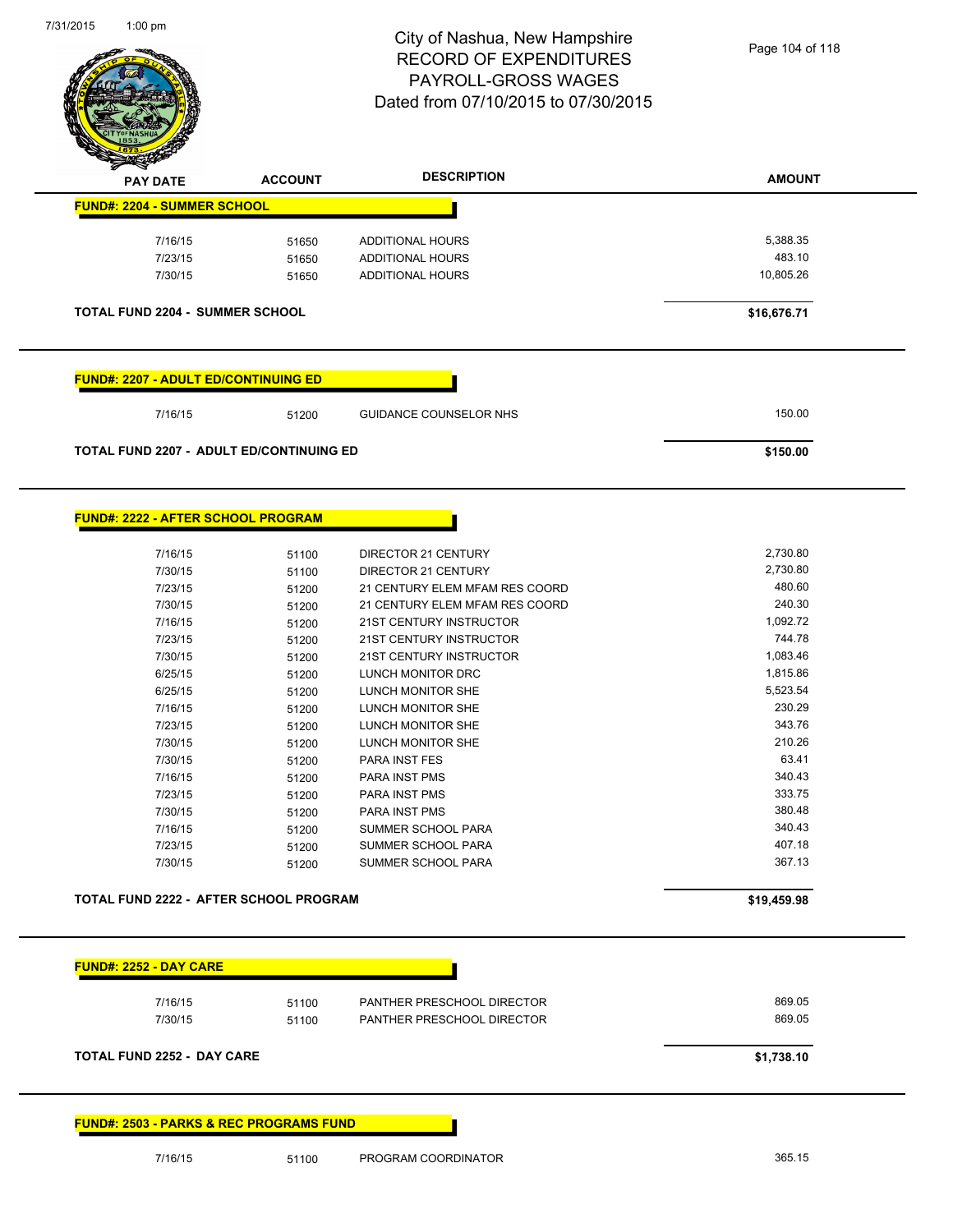# City of Nashua, New Hampshire
## RECORD OF EXPENDITURES
## PAYROLL-GROSS WAGES
## Dated from 07/10/2015 to 07/30/2015

| PAY DATE | ACCOUNT | DESCRIPTION | AMOUNT |
|---|---|---|---|
| **FUND#: 2204 - SUMMER SCHOOL** | | | |
| 7/16/15 | 51650 | ADDITIONAL HOURS | 5,388.35 |
| 7/23/15 | 51650 | ADDITIONAL HOURS | 483.10 |
| 7/30/15 | 51650 | ADDITIONAL HOURS | 10,805.26 |
| **TOTAL FUND 2204 - SUMMER SCHOOL** | | | **$16,676.71** |
| **FUND#: 2207 - ADULT ED/CONTINUING ED** | | | |
| 7/16/15 | 51200 | GUIDANCE COUNSELOR NHS | 150.00 |
| **TOTAL FUND 2207 - ADULT ED/CONTINUING ED** | | | **$150.00** |
| **FUND#: 2222 - AFTER SCHOOL PROGRAM** | | | |
| 7/16/15 | 51100 | DIRECTOR 21 CENTURY | 2,730.80 |
| 7/30/15 | 51100 | DIRECTOR 21 CENTURY | 2,730.80 |
| 7/23/15 | 51200 | 21 CENTURY ELEM MFAM RES COORD | 480.60 |
| 7/30/15 | 51200 | 21 CENTURY ELEM MFAM RES COORD | 240.30 |
| 7/16/15 | 51200 | 21ST CENTURY INSTRUCTOR | 1,092.72 |
| 7/23/15 | 51200 | 21ST CENTURY INSTRUCTOR | 744.78 |
| 7/30/15 | 51200 | 21ST CENTURY INSTRUCTOR | 1,083.46 |
| 6/25/15 | 51200 | LUNCH MONITOR DRC | 1,815.86 |
| 6/25/15 | 51200 | LUNCH MONITOR SHE | 5,523.54 |
| 7/16/15 | 51200 | LUNCH MONITOR SHE | 230.29 |
| 7/23/15 | 51200 | LUNCH MONITOR SHE | 343.76 |
| 7/30/15 | 51200 | LUNCH MONITOR SHE | 210.26 |
| 7/30/15 | 51200 | PARA INST FES | 63.41 |
| 7/16/15 | 51200 | PARA INST PMS | 340.43 |
| 7/23/15 | 51200 | PARA INST PMS | 333.75 |
| 7/30/15 | 51200 | PARA INST PMS | 380.48 |
| 7/16/15 | 51200 | SUMMER SCHOOL PARA | 340.43 |
| 7/23/15 | 51200 | SUMMER SCHOOL PARA | 407.18 |
| 7/30/15 | 51200 | SUMMER SCHOOL PARA | 367.13 |
| **TOTAL FUND 2222 - AFTER SCHOOL PROGRAM** | | | **$19,459.98** |
| **FUND#: 2252 - DAY CARE** | | | |
| 7/16/15 | 51100 | PANTHER PRESCHOOL DIRECTOR | 869.05 |
| 7/30/15 | 51100 | PANTHER PRESCHOOL DIRECTOR | 869.05 |
| **TOTAL FUND 2252 - DAY CARE** | | | **$1,738.10** |
| **FUND#: 2503 - PARKS & REC PROGRAMS FUND** | | | |
| 7/16/15 | 51100 | PROGRAM COORDINATOR | 365.15 |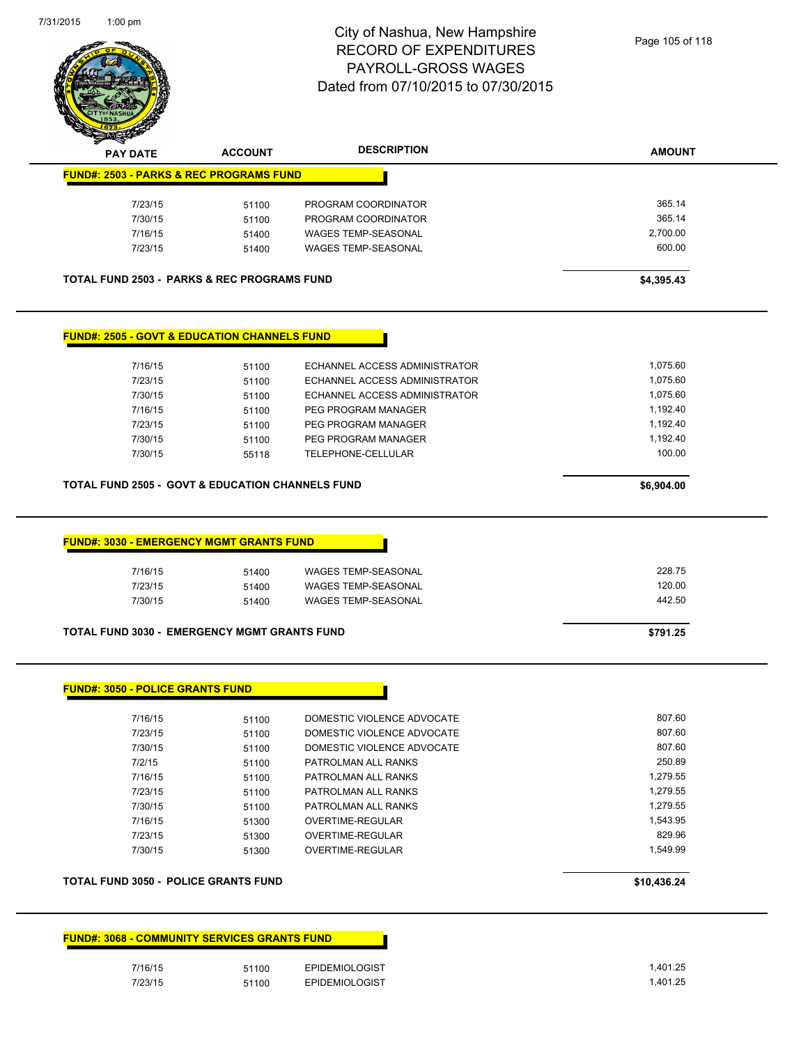# City of Nashua, New Hampshire
## RECORD OF EXPENDITURES
## PAYROLL-GROSS WAGES
## Dated from 07/10/2015 to 07/30/2015

| PAY DATE | ACCOUNT | DESCRIPTION | AMOUNT |
|---|---|---|---|
| **FUND#: 2503 - PARKS & REC PROGRAMS FUND** | | | |
| 7/23/15 | 51100 | PROGRAM COORDINATOR | 365.14 |
| 7/30/15 | 51100 | PROGRAM COORDINATOR | 365.14 |
| 7/16/15 | 51400 | WAGES TEMP-SEASONAL | 2,700.00 |
| 7/23/15 | 51400 | WAGES TEMP-SEASONAL | 600.00 |
| **TOTAL FUND 2503 - PARKS & REC PROGRAMS FUND** | | | **$4,395.43** |
| **FUND#: 2505 - GOVT & EDUCATION CHANNELS FUND** | | | |
| 7/16/15 | 51100 | ECHANNEL ACCESS ADMINISTRATOR | 1,075.60 |
| 7/23/15 | 51100 | ECHANNEL ACCESS ADMINISTRATOR | 1,075.60 |
| 7/30/15 | 51100 | ECHANNEL ACCESS ADMINISTRATOR | 1,075.60 |
| 7/16/15 | 51100 | PEG PROGRAM MANAGER | 1,192.40 |
| 7/23/15 | 51100 | PEG PROGRAM MANAGER | 1,192.40 |
| 7/30/15 | 51100 | PEG PROGRAM MANAGER | 1,192.40 |
| 7/30/15 | 55118 | TELEPHONE-CELLULAR | 100.00 |
| **TOTAL FUND 2505 - GOVT & EDUCATION CHANNELS FUND** | | | **$6,904.00** |
| **FUND#: 3030 - EMERGENCY MGMT GRANTS FUND** | | | |
| 7/16/15 | 51400 | WAGES TEMP-SEASONAL | 228.75 |
| 7/23/15 | 51400 | WAGES TEMP-SEASONAL | 120.00 |
| 7/30/15 | 51400 | WAGES TEMP-SEASONAL | 442.50 |
| **TOTAL FUND 3030 - EMERGENCY MGMT GRANTS FUND** | | | **$791.25** |
| **FUND#: 3050 - POLICE GRANTS FUND** | | | |
| 7/16/15 | 51100 | DOMESTIC VIOLENCE ADVOCATE | 807.60 |
| 7/23/15 | 51100 | DOMESTIC VIOLENCE ADVOCATE | 807.60 |
| 7/30/15 | 51100 | DOMESTIC VIOLENCE ADVOCATE | 807.60 |
| 7/2/15 | 51100 | PATROLMAN ALL RANKS | 250.89 |
| 7/16/15 | 51100 | PATROLMAN ALL RANKS | 1,279.55 |
| 7/23/15 | 51100 | PATROLMAN ALL RANKS | 1,279.55 |
| 7/30/15 | 51100 | PATROLMAN ALL RANKS | 1,279.55 |
| 7/16/15 | 51300 | OVERTIME-REGULAR | 1,543.95 |
| 7/23/15 | 51300 | OVERTIME-REGULAR | 829.96 |
| 7/30/15 | 51300 | OVERTIME-REGULAR | 1,549.99 |
| **TOTAL FUND 3050 - POLICE GRANTS FUND** | | | **$10,436.24** |
| **FUND#: 3068 - COMMUNITY SERVICES GRANTS FUND** | | | |
| 7/16/15 | 51100 | EPIDEMIOLOGIST | 1,401.25 |
| 7/23/15 | 51100 | EPIDEMIOLOGIST | 1,401.25 |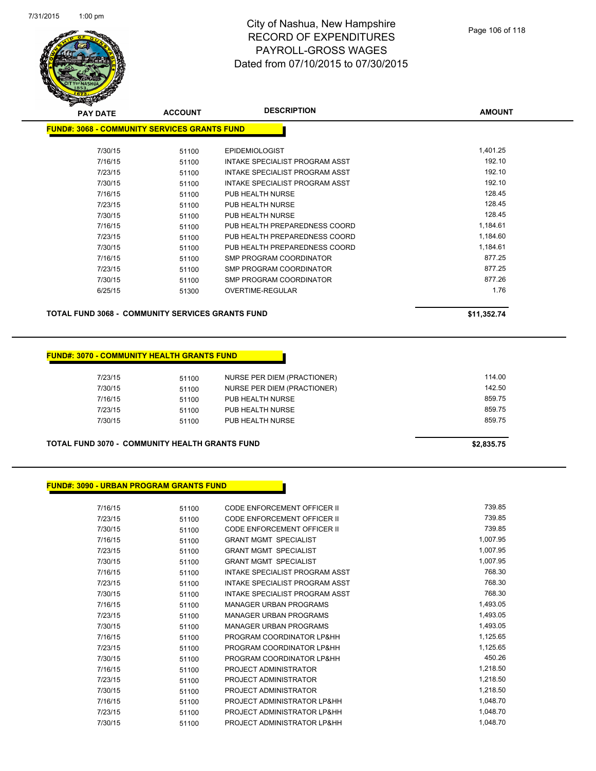# City of Nashua, New Hampshire
## RECORD OF EXPENDITURES
## PAYROLL-GROSS WAGES
### Dated from 07/10/2015 to 07/30/2015

| PAY DATE | ACCOUNT | DESCRIPTION | AMOUNT |
|---|---|---|---|
| **FUND#: 3068 - COMMUNITY SERVICES GRANTS FUND** | | | |
| 7/30/15 | 51100 | EPIDEMIOLOGIST | 1,401.25 |
| 7/16/15 | 51100 | INTAKE SPECIALIST PROGRAM ASST | 192.10 |
| 7/23/15 | 51100 | INTAKE SPECIALIST PROGRAM ASST | 192.10 |
| 7/30/15 | 51100 | INTAKE SPECIALIST PROGRAM ASST | 192.10 |
| 7/16/15 | 51100 | PUB HEALTH NURSE | 128.45 |
| 7/23/15 | 51100 | PUB HEALTH NURSE | 128.45 |
| 7/30/15 | 51100 | PUB HEALTH NURSE | 128.45 |
| 7/16/15 | 51100 | PUB HEALTH PREPAREDNESS COORD | 1,184.61 |
| 7/23/15 | 51100 | PUB HEALTH PREPAREDNESS COORD | 1,184.60 |
| 7/30/15 | 51100 | PUB HEALTH PREPAREDNESS COORD | 1,184.61 |
| 7/16/15 | 51100 | SMP PROGRAM COORDINATOR | 877.25 |
| 7/23/15 | 51100 | SMP PROGRAM COORDINATOR | 877.25 |
| 7/30/15 | 51100 | SMP PROGRAM COORDINATOR | 877.26 |
| 6/25/15 | 51300 | OVERTIME-REGULAR | 1.76 |
| **TOTAL FUND 3068 - COMMUNITY SERVICES GRANTS FUND** | | | **$11,352.74** |

| PAY DATE | ACCOUNT | DESCRIPTION | AMOUNT |
|---|---|---|---|
| **FUND#: 3070 - COMMUNITY HEALTH GRANTS FUND** | | | |
| 7/23/15 | 51100 | NURSE PER DIEM (PRACTIONER) | 114.00 |
| 7/30/15 | 51100 | NURSE PER DIEM (PRACTIONER) | 142.50 |
| 7/16/15 | 51100 | PUB HEALTH NURSE | 859.75 |
| 7/23/15 | 51100 | PUB HEALTH NURSE | 859.75 |
| 7/30/15 | 51100 | PUB HEALTH NURSE | 859.75 |
| **TOTAL FUND 3070 - COMMUNITY HEALTH GRANTS FUND** | | | **$2,835.75** |

| PAY DATE | ACCOUNT | DESCRIPTION | AMOUNT |
|---|---|---|---|
| **FUND#: 3090 - URBAN PROGRAM GRANTS FUND** | | | |
| 7/16/15 | 51100 | CODE ENFORCEMENT OFFICER II | 739.85 |
| 7/23/15 | 51100 | CODE ENFORCEMENT OFFICER II | 739.85 |
| 7/30/15 | 51100 | CODE ENFORCEMENT OFFICER II | 739.85 |
| 7/16/15 | 51100 | GRANT MGMT SPECIALIST | 1,007.95 |
| 7/23/15 | 51100 | GRANT MGMT SPECIALIST | 1,007.95 |
| 7/30/15 | 51100 | GRANT MGMT SPECIALIST | 1,007.95 |
| 7/16/15 | 51100 | INTAKE SPECIALIST PROGRAM ASST | 768.30 |
| 7/23/15 | 51100 | INTAKE SPECIALIST PROGRAM ASST | 768.30 |
| 7/30/15 | 51100 | INTAKE SPECIALIST PROGRAM ASST | 768.30 |
| 7/16/15 | 51100 | MANAGER URBAN PROGRAMS | 1,493.05 |
| 7/23/15 | 51100 | MANAGER URBAN PROGRAMS | 1,493.05 |
| 7/30/15 | 51100 | MANAGER URBAN PROGRAMS | 1,493.05 |
| 7/16/15 | 51100 | PROGRAM COORDINATOR LP&HH | 1,125.65 |
| 7/23/15 | 51100 | PROGRAM COORDINATOR LP&HH | 1,125.65 |
| 7/30/15 | 51100 | PROGRAM COORDINATOR LP&HH | 450.26 |
| 7/16/15 | 51100 | PROJECT ADMINISTRATOR | 1,218.50 |
| 7/23/15 | 51100 | PROJECT ADMINISTRATOR | 1,218.50 |
| 7/30/15 | 51100 | PROJECT ADMINISTRATOR | 1,218.50 |
| 7/16/15 | 51100 | PROJECT ADMINISTRATOR LP&HH | 1,048.70 |
| 7/23/15 | 51100 | PROJECT ADMINISTRATOR LP&HH | 1,048.70 |
| 7/30/15 | 51100 | PROJECT ADMINISTRATOR LP&HH | 1,048.70 |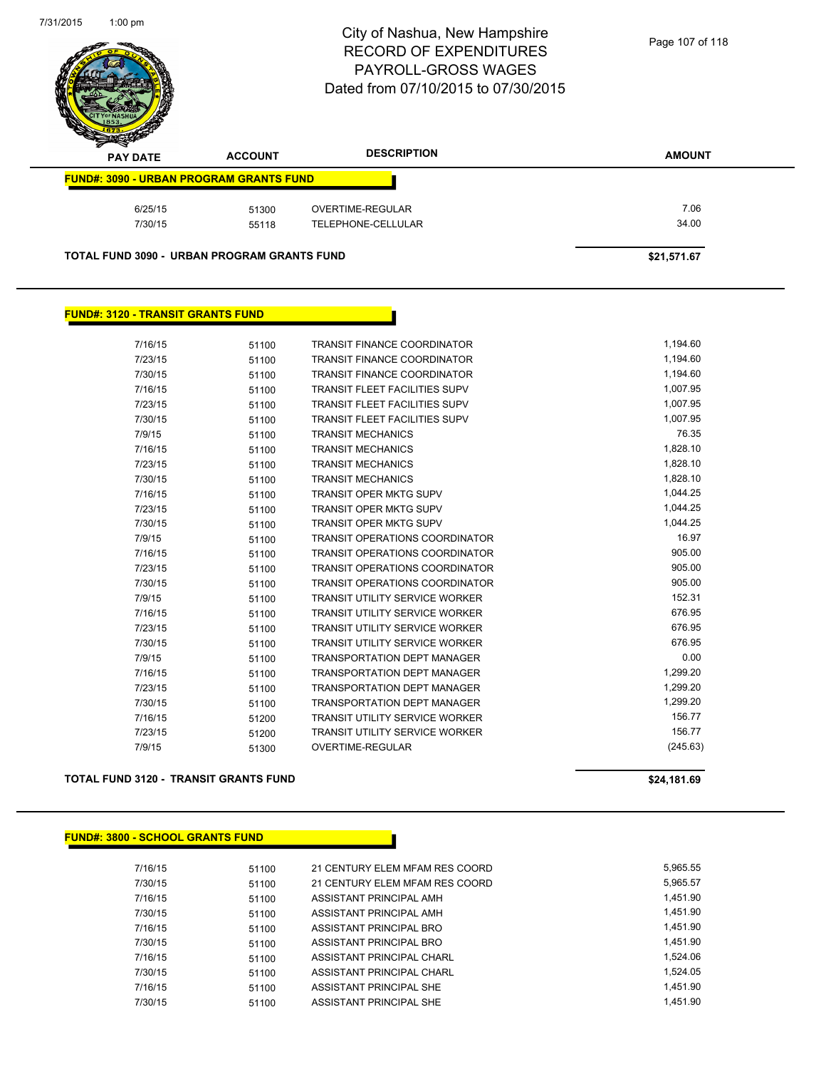# City of Nashua, New Hampshire
## RECORD OF EXPENDITURES
## PAYROLL-GROSS WAGES
## Dated from 07/10/2015 to 07/30/2015

| PAY DATE | ACCOUNT | DESCRIPTION | AMOUNT |
|---|---|---|---|
| **FUND#: 3090 - URBAN PROGRAM GRANTS FUND** | | | |
| 6/25/15 | 51300 | OVERTIME-REGULAR | 7.06 |
| 7/30/15 | 55118 | TELEPHONE-CELLULAR | 34.00 |
| **TOTAL FUND 3090 - URBAN PROGRAM GRANTS FUND** | | | **$21,571.67** |

**FUND#: 3120 - TRANSIT GRANTS FUND**

| PAY DATE | ACCOUNT | DESCRIPTION | AMOUNT |
|---|---|---|---|
| 7/16/15 | 51100 | TRANSIT FINANCE COORDINATOR | 1,194.60 |
| 7/23/15 | 51100 | TRANSIT FINANCE COORDINATOR | 1,194.60 |
| 7/30/15 | 51100 | TRANSIT FINANCE COORDINATOR | 1,194.60 |
| 7/16/15 | 51100 | TRANSIT FLEET FACILITIES SUPV | 1,007.95 |
| 7/23/15 | 51100 | TRANSIT FLEET FACILITIES SUPV | 1,007.95 |
| 7/30/15 | 51100 | TRANSIT FLEET FACILITIES SUPV | 1,007.95 |
| 7/9/15 | 51100 | TRANSIT MECHANICS | 76.35 |
| 7/16/15 | 51100 | TRANSIT MECHANICS | 1,828.10 |
| 7/23/15 | 51100 | TRANSIT MECHANICS | 1,828.10 |
| 7/30/15 | 51100 | TRANSIT MECHANICS | 1,828.10 |
| 7/16/15 | 51100 | TRANSIT OPER MKTG SUPV | 1,044.25 |
| 7/23/15 | 51100 | TRANSIT OPER MKTG SUPV | 1,044.25 |
| 7/30/15 | 51100 | TRANSIT OPER MKTG SUPV | 1,044.25 |
| 7/9/15 | 51100 | TRANSIT OPERATIONS COORDINATOR | 16.97 |
| 7/16/15 | 51100 | TRANSIT OPERATIONS COORDINATOR | 905.00 |
| 7/23/15 | 51100 | TRANSIT OPERATIONS COORDINATOR | 905.00 |
| 7/30/15 | 51100 | TRANSIT OPERATIONS COORDINATOR | 905.00 |
| 7/9/15 | 51100 | TRANSIT UTILITY SERVICE WORKER | 152.31 |
| 7/16/15 | 51100 | TRANSIT UTILITY SERVICE WORKER | 676.95 |
| 7/23/15 | 51100 | TRANSIT UTILITY SERVICE WORKER | 676.95 |
| 7/30/15 | 51100 | TRANSIT UTILITY SERVICE WORKER | 676.95 |
| 7/9/15 | 51100 | TRANSPORTATION DEPT MANAGER | 0.00 |
| 7/16/15 | 51100 | TRANSPORTATION DEPT MANAGER | 1,299.20 |
| 7/23/15 | 51100 | TRANSPORTATION DEPT MANAGER | 1,299.20 |
| 7/30/15 | 51100 | TRANSPORTATION DEPT MANAGER | 1,299.20 |
| 7/16/15 | 51200 | TRANSIT UTILITY SERVICE WORKER | 156.77 |
| 7/23/15 | 51200 | TRANSIT UTILITY SERVICE WORKER | 156.77 |
| 7/9/15 | 51300 | OVERTIME-REGULAR | (245.63) |
| **TOTAL FUND 3120 - TRANSIT GRANTS FUND** | | | **$24,181.69** |

**FUND#: 3800 - SCHOOL GRANTS FUND**

| PAY DATE | ACCOUNT | DESCRIPTION | AMOUNT |
|---|---|---|---|
| 7/16/15 | 51100 | 21 CENTURY ELEM MFAM RES COORD | 5,965.55 |
| 7/30/15 | 51100 | 21 CENTURY ELEM MFAM RES COORD | 5,965.57 |
| 7/16/15 | 51100 | ASSISTANT PRINCIPAL AMH | 1,451.90 |
| 7/30/15 | 51100 | ASSISTANT PRINCIPAL AMH | 1,451.90 |
| 7/16/15 | 51100 | ASSISTANT PRINCIPAL BRO | 1,451.90 |
| 7/30/15 | 51100 | ASSISTANT PRINCIPAL BRO | 1,451.90 |
| 7/16/15 | 51100 | ASSISTANT PRINCIPAL CHARL | 1,524.06 |
| 7/30/15 | 51100 | ASSISTANT PRINCIPAL CHARL | 1,524.05 |
| 7/16/15 | 51100 | ASSISTANT PRINCIPAL SHE | 1,451.90 |
| 7/30/15 | 51100 | ASSISTANT PRINCIPAL SHE | 1,451.90 |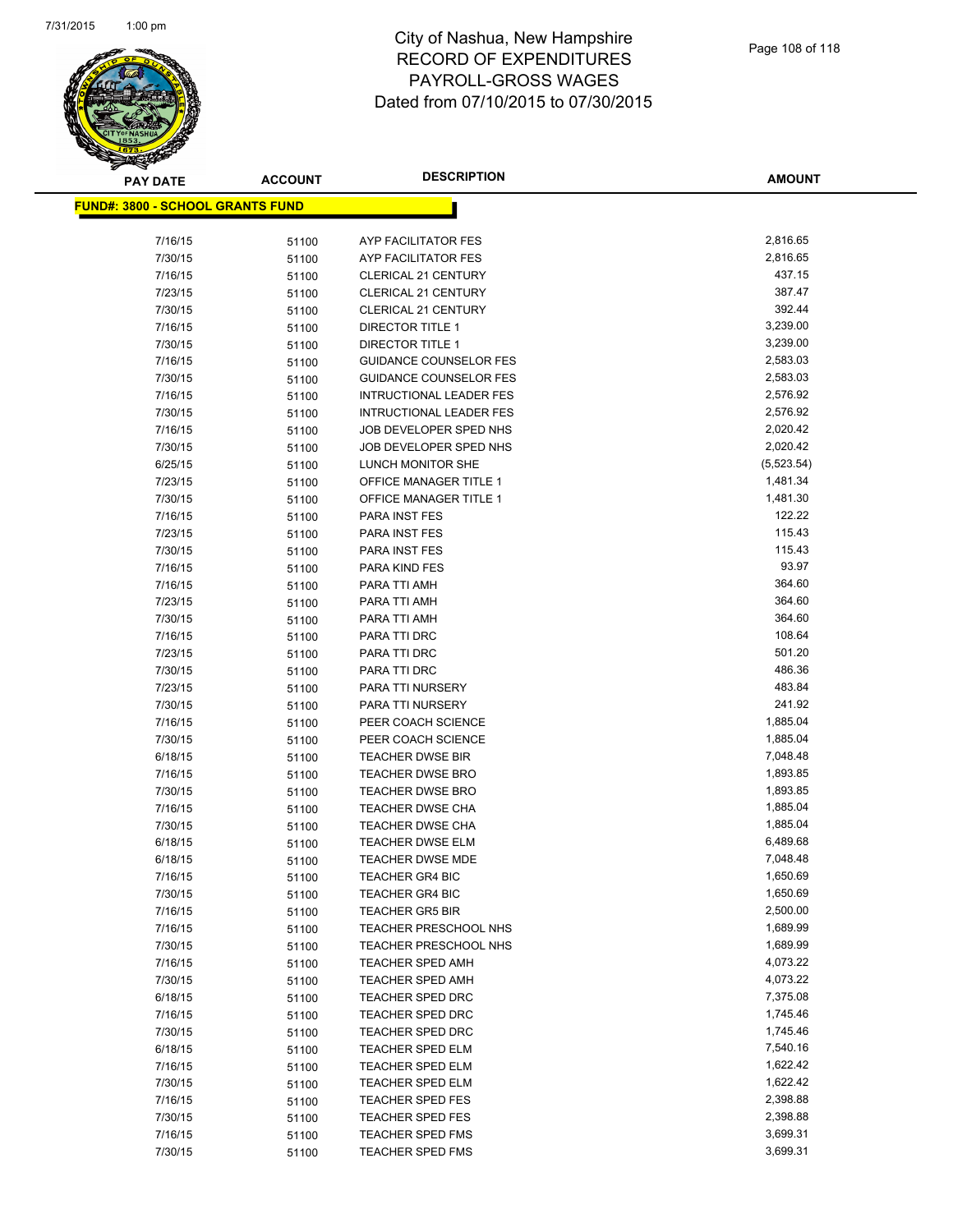# City of Nashua, New Hampshire
## RECORD OF EXPENDITURES
## PAYROLL-GROSS WAGES
## Dated from 07/10/2015 to 07/30/2015

**FUND#: 3800 - SCHOOL GRANTS FUND**

| PAY DATE | ACCOUNT | DESCRIPTION | AMOUNT |
|---|---|---|---|
| 7/16/15 | 51100 | AYP FACILITATOR FES | 2,816.65 |
| 7/30/15 | 51100 | AYP FACILITATOR FES | 2,816.65 |
| 7/16/15 | 51100 | CLERICAL 21 CENTURY | 437.15 |
| 7/23/15 | 51100 | CLERICAL 21 CENTURY | 387.47 |
| 7/30/15 | 51100 | CLERICAL 21 CENTURY | 392.44 |
| 7/16/15 | 51100 | DIRECTOR TITLE 1 | 3,239.00 |
| 7/30/15 | 51100 | DIRECTOR TITLE 1 | 3,239.00 |
| 7/16/15 | 51100 | GUIDANCE COUNSELOR FES | 2,583.03 |
| 7/30/15 | 51100 | GUIDANCE COUNSELOR FES | 2,583.03 |
| 7/16/15 | 51100 | INTRUCTIONAL LEADER FES | 2,576.92 |
| 7/30/15 | 51100 | INTRUCTIONAL LEADER FES | 2,576.92 |
| 7/16/15 | 51100 | JOB DEVELOPER SPED NHS | 2,020.42 |
| 7/30/15 | 51100 | JOB DEVELOPER SPED NHS | 2,020.42 |
| 6/25/15 | 51100 | LUNCH MONITOR SHE | (5,523.54) |
| 7/23/15 | 51100 | OFFICE MANAGER TITLE 1 | 1,481.34 |
| 7/30/15 | 51100 | OFFICE MANAGER TITLE 1 | 1,481.30 |
| 7/16/15 | 51100 | PARA INST FES | 122.22 |
| 7/23/15 | 51100 | PARA INST FES | 115.43 |
| 7/30/15 | 51100 | PARA INST FES | 115.43 |
| 7/16/15 | 51100 | PARA KIND FES | 93.97 |
| 7/16/15 | 51100 | PARA TTI AMH | 364.60 |
| 7/23/15 | 51100 | PARA TTI AMH | 364.60 |
| 7/30/15 | 51100 | PARA TTI AMH | 364.60 |
| 7/16/15 | 51100 | PARA TTI DRC | 108.64 |
| 7/23/15 | 51100 | PARA TTI DRC | 501.20 |
| 7/30/15 | 51100 | PARA TTI DRC | 486.36 |
| 7/23/15 | 51100 | PARA TTI NURSERY | 483.84 |
| 7/30/15 | 51100 | PARA TTI NURSERY | 241.92 |
| 7/16/15 | 51100 | PEER COACH SCIENCE | 1,885.04 |
| 7/30/15 | 51100 | PEER COACH SCIENCE | 1,885.04 |
| 6/18/15 | 51100 | TEACHER DWSE BIR | 7,048.48 |
| 7/16/15 | 51100 | TEACHER DWSE BRO | 1,893.85 |
| 7/30/15 | 51100 | TEACHER DWSE BRO | 1,893.85 |
| 7/16/15 | 51100 | TEACHER DWSE CHA | 1,885.04 |
| 7/30/15 | 51100 | TEACHER DWSE CHA | 1,885.04 |
| 6/18/15 | 51100 | TEACHER DWSE ELM | 6,489.68 |
| 6/18/15 | 51100 | TEACHER DWSE MDE | 7,048.48 |
| 7/16/15 | 51100 | TEACHER GR4 BIC | 1,650.69 |
| 7/30/15 | 51100 | TEACHER GR4 BIC | 1,650.69 |
| 7/16/15 | 51100 | TEACHER GR5 BIR | 2,500.00 |
| 7/16/15 | 51100 | TEACHER PRESCHOOL NHS | 1,689.99 |
| 7/30/15 | 51100 | TEACHER PRESCHOOL NHS | 1,689.99 |
| 7/16/15 | 51100 | TEACHER SPED AMH | 4,073.22 |
| 7/30/15 | 51100 | TEACHER SPED AMH | 4,073.22 |
| 6/18/15 | 51100 | TEACHER SPED DRC | 7,375.08 |
| 7/16/15 | 51100 | TEACHER SPED DRC | 1,745.46 |
| 7/30/15 | 51100 | TEACHER SPED DRC | 1,745.46 |
| 6/18/15 | 51100 | TEACHER SPED ELM | 7,540.16 |
| 7/16/15 | 51100 | TEACHER SPED ELM | 1,622.42 |
| 7/30/15 | 51100 | TEACHER SPED ELM | 1,622.42 |
| 7/16/15 | 51100 | TEACHER SPED FES | 2,398.88 |
| 7/30/15 | 51100 | TEACHER SPED FES | 2,398.88 |
| 7/16/15 | 51100 | TEACHER SPED FMS | 3,699.31 |
| 7/30/15 | 51100 | TEACHER SPED FMS | 3,699.31 |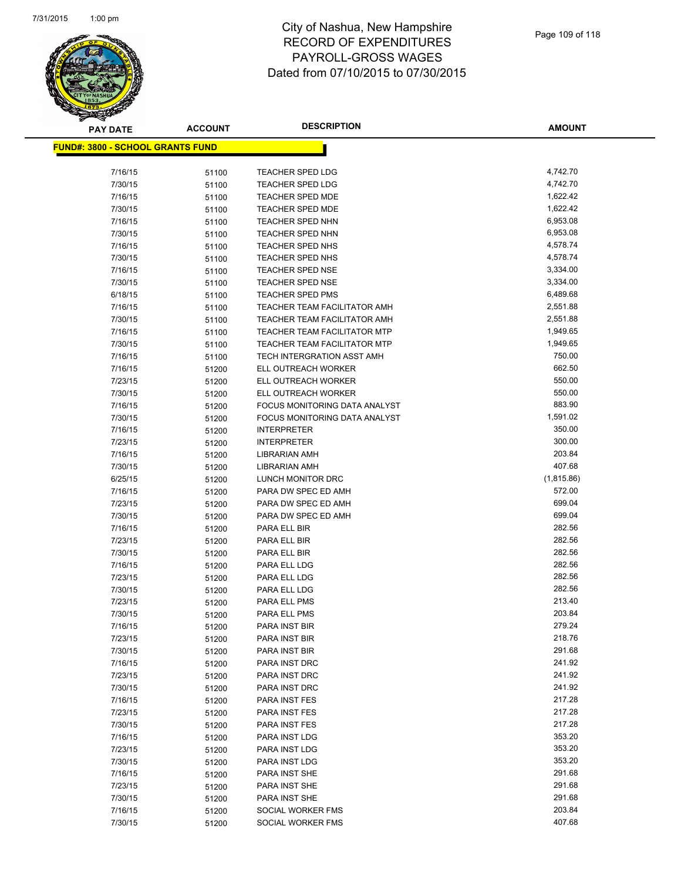# City of Nashua, New Hampshire
## RECORD OF EXPENDITURES
## PAYROLL-GROSS WAGES
## Dated from 07/10/2015 to 07/30/2015

| PAY DATE | ACCOUNT | DESCRIPTION | AMOUNT |
|---|---|---|---|
| **FUND#: 3800 - SCHOOL GRANTS FUND** | | | |
| 7/16/15 | 51100 | TEACHER SPED LDG | 4,742.70 |
| 7/30/15 | 51100 | TEACHER SPED LDG | 4,742.70 |
| 7/16/15 | 51100 | TEACHER SPED MDE | 1,622.42 |
| 7/30/15 | 51100 | TEACHER SPED MDE | 1,622.42 |
| 7/16/15 | 51100 | TEACHER SPED NHN | 6,953.08 |
| 7/30/15 | 51100 | TEACHER SPED NHN | 6,953.08 |
| 7/16/15 | 51100 | TEACHER SPED NHS | 4,578.74 |
| 7/30/15 | 51100 | TEACHER SPED NHS | 4,578.74 |
| 7/16/15 | 51100 | TEACHER SPED NSE | 3,334.00 |
| 7/30/15 | 51100 | TEACHER SPED NSE | 3,334.00 |
| 6/18/15 | 51100 | TEACHER SPED PMS | 6,489.68 |
| 7/16/15 | 51100 | TEACHER TEAM FACILITATOR AMH | 2,551.88 |
| 7/30/15 | 51100 | TEACHER TEAM FACILITATOR AMH | 2,551.88 |
| 7/16/15 | 51100 | TEACHER TEAM FACILITATOR MTP | 1,949.65 |
| 7/30/15 | 51100 | TEACHER TEAM FACILITATOR MTP | 1,949.65 |
| 7/16/15 | 51100 | TECH INTERGRATION ASST AMH | 750.00 |
| 7/16/15 | 51200 | ELL OUTREACH WORKER | 662.50 |
| 7/23/15 | 51200 | ELL OUTREACH WORKER | 550.00 |
| 7/30/15 | 51200 | ELL OUTREACH WORKER | 550.00 |
| 7/16/15 | 51200 | FOCUS MONITORING DATA ANALYST | 883.90 |
| 7/30/15 | 51200 | FOCUS MONITORING DATA ANALYST | 1,591.02 |
| 7/16/15 | 51200 | INTERPRETER | 350.00 |
| 7/23/15 | 51200 | INTERPRETER | 300.00 |
| 7/16/15 | 51200 | LIBRARIAN AMH | 203.84 |
| 7/30/15 | 51200 | LIBRARIAN AMH | 407.68 |
| 6/25/15 | 51200 | LUNCH MONITOR DRC | (1,815.86) |
| 7/16/15 | 51200 | PARA DW SPEC ED AMH | 572.00 |
| 7/23/15 | 51200 | PARA DW SPEC ED AMH | 699.04 |
| 7/30/15 | 51200 | PARA DW SPEC ED AMH | 699.04 |
| 7/16/15 | 51200 | PARA ELL BIR | 282.56 |
| 7/23/15 | 51200 | PARA ELL BIR | 282.56 |
| 7/30/15 | 51200 | PARA ELL BIR | 282.56 |
| 7/16/15 | 51200 | PARA ELL LDG | 282.56 |
| 7/23/15 | 51200 | PARA ELL LDG | 282.56 |
| 7/30/15 | 51200 | PARA ELL LDG | 282.56 |
| 7/23/15 | 51200 | PARA ELL PMS | 213.40 |
| 7/30/15 | 51200 | PARA ELL PMS | 203.84 |
| 7/16/15 | 51200 | PARA INST BIR | 279.24 |
| 7/23/15 | 51200 | PARA INST BIR | 218.76 |
| 7/30/15 | 51200 | PARA INST BIR | 291.68 |
| 7/16/15 | 51200 | PARA INST DRC | 241.92 |
| 7/23/15 | 51200 | PARA INST DRC | 241.92 |
| 7/30/15 | 51200 | PARA INST DRC | 241.92 |
| 7/16/15 | 51200 | PARA INST FES | 217.28 |
| 7/23/15 | 51200 | PARA INST FES | 217.28 |
| 7/30/15 | 51200 | PARA INST FES | 217.28 |
| 7/16/15 | 51200 | PARA INST LDG | 353.20 |
| 7/23/15 | 51200 | PARA INST LDG | 353.20 |
| 7/30/15 | 51200 | PARA INST LDG | 353.20 |
| 7/16/15 | 51200 | PARA INST SHE | 291.68 |
| 7/23/15 | 51200 | PARA INST SHE | 291.68 |
| 7/30/15 | 51200 | PARA INST SHE | 291.68 |
| 7/16/15 | 51200 | SOCIAL WORKER FMS | 203.84 |
| 7/30/15 | 51200 | SOCIAL WORKER FMS | 407.68 |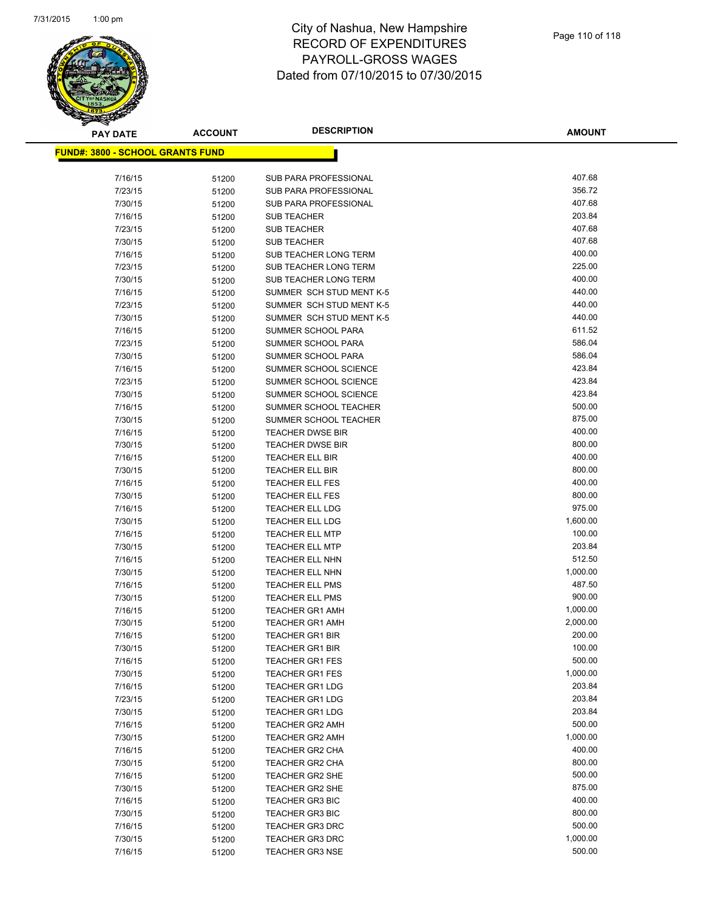# City of Nashua, New Hampshire
## RECORD OF EXPENDITURES
## PAYROLL-GROSS WAGES
## Dated from 07/10/2015 to 07/30/2015

**FUND#: 3800 - SCHOOL GRANTS FUND**

| PAY DATE | ACCOUNT | DESCRIPTION | AMOUNT |
|---|---|---|---|
| 7/16/15 | 51200 | SUB PARA PROFESSIONAL | 407.68 |
| 7/23/15 | 51200 | SUB PARA PROFESSIONAL | 356.72 |
| 7/30/15 | 51200 | SUB PARA PROFESSIONAL | 407.68 |
| 7/16/15 | 51200 | SUB TEACHER | 203.84 |
| 7/23/15 | 51200 | SUB TEACHER | 407.68 |
| 7/30/15 | 51200 | SUB TEACHER | 407.68 |
| 7/16/15 | 51200 | SUB TEACHER LONG TERM | 400.00 |
| 7/23/15 | 51200 | SUB TEACHER LONG TERM | 225.00 |
| 7/30/15 | 51200 | SUB TEACHER LONG TERM | 400.00 |
| 7/16/15 | 51200 | SUMMER SCH STUD MENT K-5 | 440.00 |
| 7/23/15 | 51200 | SUMMER SCH STUD MENT K-5 | 440.00 |
| 7/30/15 | 51200 | SUMMER SCH STUD MENT K-5 | 440.00 |
| 7/16/15 | 51200 | SUMMER SCHOOL PARA | 611.52 |
| 7/23/15 | 51200 | SUMMER SCHOOL PARA | 586.04 |
| 7/30/15 | 51200 | SUMMER SCHOOL PARA | 586.04 |
| 7/16/15 | 51200 | SUMMER SCHOOL SCIENCE | 423.84 |
| 7/23/15 | 51200 | SUMMER SCHOOL SCIENCE | 423.84 |
| 7/30/15 | 51200 | SUMMER SCHOOL SCIENCE | 423.84 |
| 7/16/15 | 51200 | SUMMER SCHOOL TEACHER | 500.00 |
| 7/30/15 | 51200 | SUMMER SCHOOL TEACHER | 875.00 |
| 7/16/15 | 51200 | TEACHER DWSE BIR | 400.00 |
| 7/30/15 | 51200 | TEACHER DWSE BIR | 800.00 |
| 7/16/15 | 51200 | TEACHER ELL BIR | 400.00 |
| 7/30/15 | 51200 | TEACHER ELL BIR | 800.00 |
| 7/16/15 | 51200 | TEACHER ELL FES | 400.00 |
| 7/30/15 | 51200 | TEACHER ELL FES | 800.00 |
| 7/16/15 | 51200 | TEACHER ELL LDG | 975.00 |
| 7/30/15 | 51200 | TEACHER ELL LDG | 1,600.00 |
| 7/16/15 | 51200 | TEACHER ELL MTP | 100.00 |
| 7/30/15 | 51200 | TEACHER ELL MTP | 203.84 |
| 7/16/15 | 51200 | TEACHER ELL NHN | 512.50 |
| 7/30/15 | 51200 | TEACHER ELL NHN | 1,000.00 |
| 7/16/15 | 51200 | TEACHER ELL PMS | 487.50 |
| 7/30/15 | 51200 | TEACHER ELL PMS | 900.00 |
| 7/16/15 | 51200 | TEACHER GR1 AMH | 1,000.00 |
| 7/30/15 | 51200 | TEACHER GR1 AMH | 2,000.00 |
| 7/16/15 | 51200 | TEACHER GR1 BIR | 200.00 |
| 7/30/15 | 51200 | TEACHER GR1 BIR | 100.00 |
| 7/16/15 | 51200 | TEACHER GR1 FES | 500.00 |
| 7/30/15 | 51200 | TEACHER GR1 FES | 1,000.00 |
| 7/16/15 | 51200 | TEACHER GR1 LDG | 203.84 |
| 7/23/15 | 51200 | TEACHER GR1 LDG | 203.84 |
| 7/30/15 | 51200 | TEACHER GR1 LDG | 203.84 |
| 7/16/15 | 51200 | TEACHER GR2 AMH | 500.00 |
| 7/30/15 | 51200 | TEACHER GR2 AMH | 1,000.00 |
| 7/16/15 | 51200 | TEACHER GR2 CHA | 400.00 |
| 7/30/15 | 51200 | TEACHER GR2 CHA | 800.00 |
| 7/16/15 | 51200 | TEACHER GR2 SHE | 500.00 |
| 7/30/15 | 51200 | TEACHER GR2 SHE | 875.00 |
| 7/16/15 | 51200 | TEACHER GR3 BIC | 400.00 |
| 7/30/15 | 51200 | TEACHER GR3 BIC | 800.00 |
| 7/16/15 | 51200 | TEACHER GR3 DRC | 500.00 |
| 7/30/15 | 51200 | TEACHER GR3 DRC | 1,000.00 |
| 7/16/15 | 51200 | TEACHER GR3 NSE | 500.00 |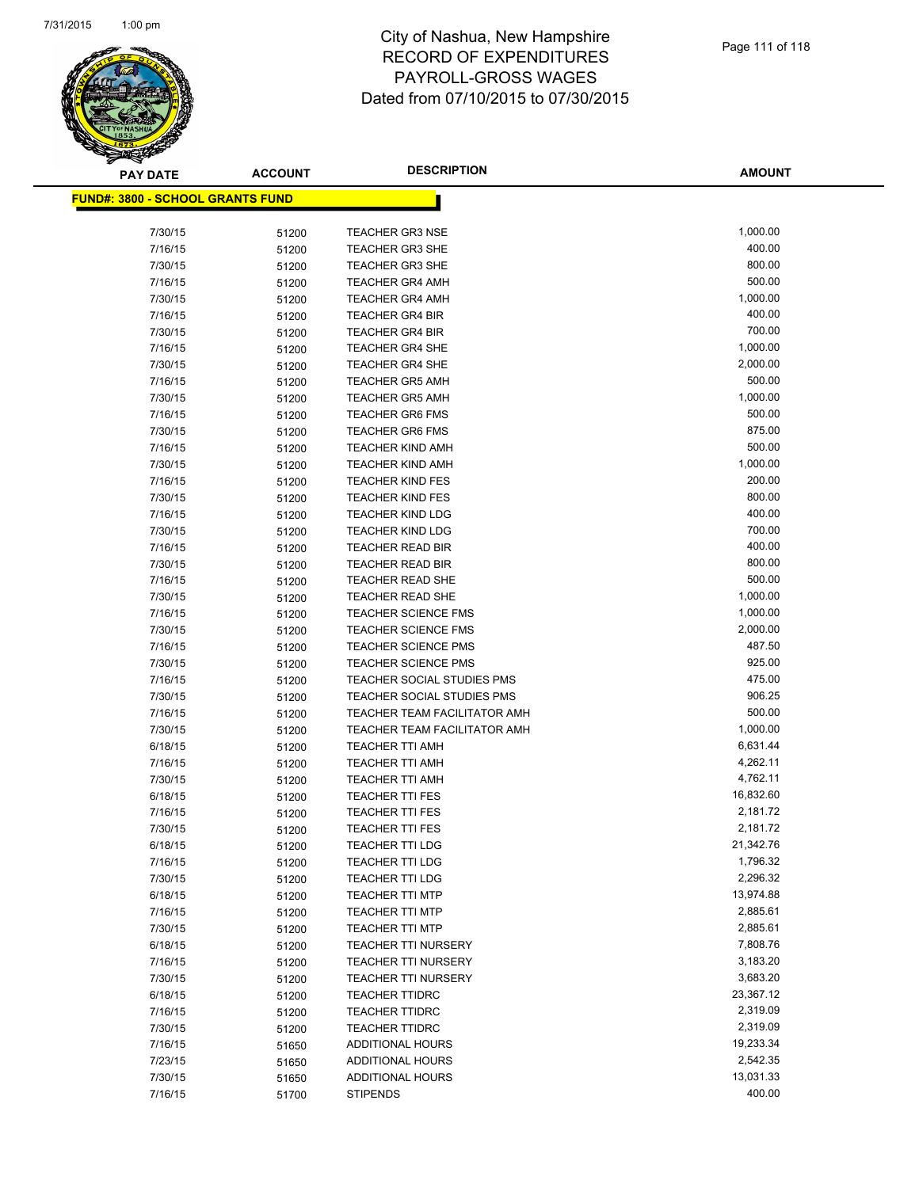# City of Nashua, New Hampshire
## RECORD OF EXPENDITURES
## PAYROLL-GROSS WAGES
## Dated from 07/10/2015 to 07/30/2015

**FUND#: 3800 - SCHOOL GRANTS FUND**

| PAY DATE | ACCOUNT | DESCRIPTION | AMOUNT |
|---|---|---|---|
| 7/30/15 | 51200 | TEACHER GR3 NSE | 1,000.00 |
| 7/16/15 | 51200 | TEACHER GR3 SHE | 400.00 |
| 7/30/15 | 51200 | TEACHER GR3 SHE | 800.00 |
| 7/16/15 | 51200 | TEACHER GR4 AMH | 500.00 |
| 7/30/15 | 51200 | TEACHER GR4 AMH | 1,000.00 |
| 7/16/15 | 51200 | TEACHER GR4 BIR | 400.00 |
| 7/30/15 | 51200 | TEACHER GR4 BIR | 700.00 |
| 7/16/15 | 51200 | TEACHER GR4 SHE | 1,000.00 |
| 7/30/15 | 51200 | TEACHER GR4 SHE | 2,000.00 |
| 7/16/15 | 51200 | TEACHER GR5 AMH | 500.00 |
| 7/30/15 | 51200 | TEACHER GR5 AMH | 1,000.00 |
| 7/16/15 | 51200 | TEACHER GR6 FMS | 500.00 |
| 7/30/15 | 51200 | TEACHER GR6 FMS | 875.00 |
| 7/16/15 | 51200 | TEACHER KIND AMH | 500.00 |
| 7/30/15 | 51200 | TEACHER KIND AMH | 1,000.00 |
| 7/16/15 | 51200 | TEACHER KIND FES | 200.00 |
| 7/30/15 | 51200 | TEACHER KIND FES | 800.00 |
| 7/16/15 | 51200 | TEACHER KIND LDG | 400.00 |
| 7/30/15 | 51200 | TEACHER KIND LDG | 700.00 |
| 7/16/15 | 51200 | TEACHER READ BIR | 400.00 |
| 7/30/15 | 51200 | TEACHER READ BIR | 800.00 |
| 7/16/15 | 51200 | TEACHER READ SHE | 500.00 |
| 7/30/15 | 51200 | TEACHER READ SHE | 1,000.00 |
| 7/16/15 | 51200 | TEACHER SCIENCE FMS | 1,000.00 |
| 7/30/15 | 51200 | TEACHER SCIENCE FMS | 2,000.00 |
| 7/16/15 | 51200 | TEACHER SCIENCE PMS | 487.50 |
| 7/30/15 | 51200 | TEACHER SCIENCE PMS | 925.00 |
| 7/16/15 | 51200 | TEACHER SOCIAL STUDIES PMS | 475.00 |
| 7/30/15 | 51200 | TEACHER SOCIAL STUDIES PMS | 906.25 |
| 7/16/15 | 51200 | TEACHER TEAM FACILITATOR AMH | 500.00 |
| 7/30/15 | 51200 | TEACHER TEAM FACILITATOR AMH | 1,000.00 |
| 6/18/15 | 51200 | TEACHER TTI AMH | 6,631.44 |
| 7/16/15 | 51200 | TEACHER TTI AMH | 4,262.11 |
| 7/30/15 | 51200 | TEACHER TTI AMH | 4,762.11 |
| 6/18/15 | 51200 | TEACHER TTI FES | 16,832.60 |
| 7/16/15 | 51200 | TEACHER TTI FES | 2,181.72 |
| 7/30/15 | 51200 | TEACHER TTI FES | 2,181.72 |
| 6/18/15 | 51200 | TEACHER TTI LDG | 21,342.76 |
| 7/16/15 | 51200 | TEACHER TTI LDG | 1,796.32 |
| 7/30/15 | 51200 | TEACHER TTI LDG | 2,296.32 |
| 6/18/15 | 51200 | TEACHER TTI MTP | 13,974.88 |
| 7/16/15 | 51200 | TEACHER TTI MTP | 2,885.61 |
| 7/30/15 | 51200 | TEACHER TTI MTP | 2,885.61 |
| 6/18/15 | 51200 | TEACHER TTI NURSERY | 7,808.76 |
| 7/16/15 | 51200 | TEACHER TTI NURSERY | 3,183.20 |
| 7/30/15 | 51200 | TEACHER TTI NURSERY | 3,683.20 |
| 6/18/15 | 51200 | TEACHER TTIDRC | 23,367.12 |
| 7/16/15 | 51200 | TEACHER TTIDRC | 2,319.09 |
| 7/30/15 | 51200 | TEACHER TTIDRC | 2,319.09 |
| 7/16/15 | 51650 | ADDITIONAL HOURS | 19,233.34 |
| 7/23/15 | 51650 | ADDITIONAL HOURS | 2,542.35 |
| 7/30/15 | 51650 | ADDITIONAL HOURS | 13,031.33 |
| 7/16/15 | 51700 | STIPENDS | 400.00 |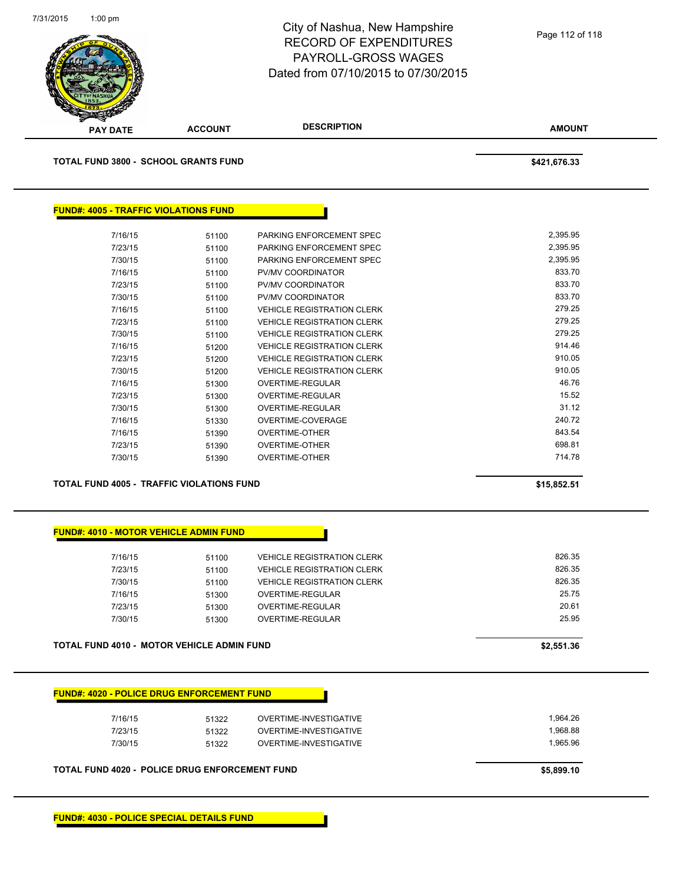| PAY DATE | ACCOUNT | DESCRIPTION | AMOUNT |
|---|---|---|---|

**TOTAL FUND 3800 - SCHOOL GRANTS FUND** **$421,676.33**

**FUND#: 4005 - TRAFFIC VIOLATIONS FUND**

| PAY DATE | ACCOUNT | DESCRIPTION | AMOUNT |
|---|---|---|---|
| 7/16/15 | 51100 | PARKING ENFORCEMENT SPEC | 2,395.95 |
| 7/23/15 | 51100 | PARKING ENFORCEMENT SPEC | 2,395.95 |
| 7/30/15 | 51100 | PARKING ENFORCEMENT SPEC | 2,395.95 |
| 7/16/15 | 51100 | PV/MV COORDINATOR | 833.70 |
| 7/23/15 | 51100 | PV/MV COORDINATOR | 833.70 |
| 7/30/15 | 51100 | PV/MV COORDINATOR | 833.70 |
| 7/16/15 | 51100 | VEHICLE REGISTRATION CLERK | 279.25 |
| 7/23/15 | 51100 | VEHICLE REGISTRATION CLERK | 279.25 |
| 7/30/15 | 51100 | VEHICLE REGISTRATION CLERK | 279.25 |
| 7/16/15 | 51200 | VEHICLE REGISTRATION CLERK | 914.46 |
| 7/23/15 | 51200 | VEHICLE REGISTRATION CLERK | 910.05 |
| 7/30/15 | 51200 | VEHICLE REGISTRATION CLERK | 910.05 |
| 7/16/15 | 51300 | OVERTIME-REGULAR | 46.76 |
| 7/23/15 | 51300 | OVERTIME-REGULAR | 15.52 |
| 7/30/15 | 51300 | OVERTIME-REGULAR | 31.12 |
| 7/16/15 | 51330 | OVERTIME-COVERAGE | 240.72 |
| 7/16/15 | 51390 | OVERTIME-OTHER | 843.54 |
| 7/23/15 | 51390 | OVERTIME-OTHER | 698.81 |
| 7/30/15 | 51390 | OVERTIME-OTHER | 714.78 |

**TOTAL FUND 4005 - TRAFFIC VIOLATIONS FUND** **$15,852.51**

**FUND#: 4010 - MOTOR VEHICLE ADMIN FUND**

| PAY DATE | ACCOUNT | DESCRIPTION | AMOUNT |
|---|---|---|---|
| 7/16/15 | 51100 | VEHICLE REGISTRATION CLERK | 826.35 |
| 7/23/15 | 51100 | VEHICLE REGISTRATION CLERK | 826.35 |
| 7/30/15 | 51100 | VEHICLE REGISTRATION CLERK | 826.35 |
| 7/16/15 | 51300 | OVERTIME-REGULAR | 25.75 |
| 7/23/15 | 51300 | OVERTIME-REGULAR | 20.61 |
| 7/30/15 | 51300 | OVERTIME-REGULAR | 25.95 |

**TOTAL FUND 4010 - MOTOR VEHICLE ADMIN FUND** **$2,551.36**

**FUND#: 4020 - POLICE DRUG ENFORCEMENT FUND**

| PAY DATE | ACCOUNT | DESCRIPTION | AMOUNT |
|---|---|---|---|
| 7/16/15 | 51322 | OVERTIME-INVESTIGATIVE | 1,964.26 |
| 7/23/15 | 51322 | OVERTIME-INVESTIGATIVE | 1,968.88 |
| 7/30/15 | 51322 | OVERTIME-INVESTIGATIVE | 1,965.96 |

**TOTAL FUND 4020 - POLICE DRUG ENFORCEMENT FUND** **$5,899.10**

**FUND#: 4030 - POLICE SPECIAL DETAILS FUND**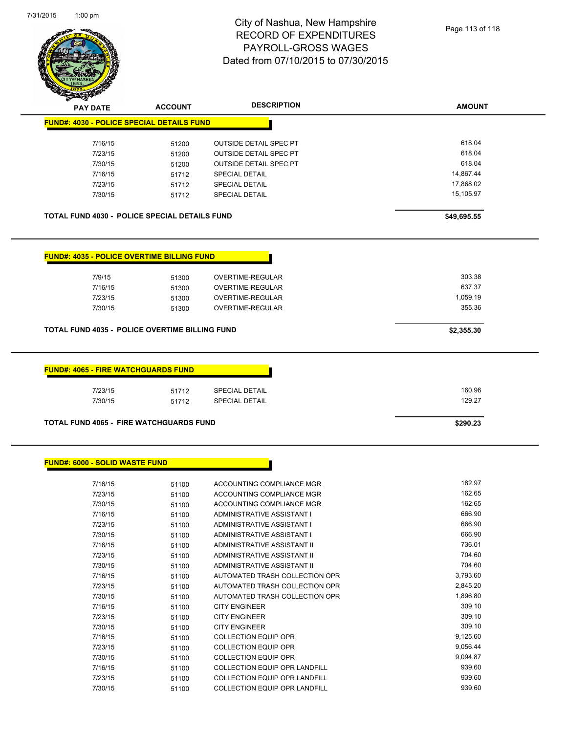# City of Nashua, New Hampshire
# RECORD OF EXPENDITURES
# PAYROLL-GROSS WAGES
# Dated from 07/10/2015 to 07/30/2015

| PAY DATE | ACCOUNT | DESCRIPTION | AMOUNT |
|---|---|---|---|
| **FUND#: 4030 - POLICE SPECIAL DETAILS FUND** | | | |
| 7/16/15 | 51200 | OUTSIDE DETAIL SPEC PT | 618.04 |
| 7/23/15 | 51200 | OUTSIDE DETAIL SPEC PT | 618.04 |
| 7/30/15 | 51200 | OUTSIDE DETAIL SPEC PT | 618.04 |
| 7/16/15 | 51712 | SPECIAL DETAIL | 14,867.44 |
| 7/23/15 | 51712 | SPECIAL DETAIL | 17,868.02 |
| 7/30/15 | 51712 | SPECIAL DETAIL | 15,105.97 |
| **TOTAL FUND 4030 - POLICE SPECIAL DETAILS FUND** | | | **$49,695.55** |

| PAY DATE | ACCOUNT | DESCRIPTION | AMOUNT |
|---|---|---|---|
| **FUND#: 4035 - POLICE OVERTIME BILLING FUND** | | | |
| 7/9/15 | 51300 | OVERTIME-REGULAR | 303.38 |
| 7/16/15 | 51300 | OVERTIME-REGULAR | 637.37 |
| 7/23/15 | 51300 | OVERTIME-REGULAR | 1,059.19 |
| 7/30/15 | 51300 | OVERTIME-REGULAR | 355.36 |
| **TOTAL FUND 4035 - POLICE OVERTIME BILLING FUND** | | | **$2,355.30** |

| PAY DATE | ACCOUNT | DESCRIPTION | AMOUNT |
|---|---|---|---|
| **FUND#: 4065 - FIRE WATCHGUARDS FUND** | | | |
| 7/23/15 | 51712 | SPECIAL DETAIL | 160.96 |
| 7/30/15 | 51712 | SPECIAL DETAIL | 129.27 |
| **TOTAL FUND 4065 - FIRE WATCHGUARDS FUND** | | | **$290.23** |

| PAY DATE | ACCOUNT | DESCRIPTION | AMOUNT |
|---|---|---|---|
| **FUND#: 6000 - SOLID WASTE FUND** | | | |
| 7/16/15 | 51100 | ACCOUNTING COMPLIANCE MGR | 182.97 |
| 7/23/15 | 51100 | ACCOUNTING COMPLIANCE MGR | 162.65 |
| 7/30/15 | 51100 | ACCOUNTING COMPLIANCE MGR | 162.65 |
| 7/16/15 | 51100 | ADMINISTRATIVE ASSISTANT I | 666.90 |
| 7/23/15 | 51100 | ADMINISTRATIVE ASSISTANT I | 666.90 |
| 7/30/15 | 51100 | ADMINISTRATIVE ASSISTANT I | 666.90 |
| 7/16/15 | 51100 | ADMINISTRATIVE ASSISTANT II | 736.01 |
| 7/23/15 | 51100 | ADMINISTRATIVE ASSISTANT II | 704.60 |
| 7/30/15 | 51100 | ADMINISTRATIVE ASSISTANT II | 704.60 |
| 7/16/15 | 51100 | AUTOMATED TRASH COLLECTION OPR | 3,793.60 |
| 7/23/15 | 51100 | AUTOMATED TRASH COLLECTION OPR | 2,845.20 |
| 7/30/15 | 51100 | AUTOMATED TRASH COLLECTION OPR | 1,896.80 |
| 7/16/15 | 51100 | CITY ENGINEER | 309.10 |
| 7/23/15 | 51100 | CITY ENGINEER | 309.10 |
| 7/30/15 | 51100 | CITY ENGINEER | 309.10 |
| 7/16/15 | 51100 | COLLECTION EQUIP OPR | 9,125.60 |
| 7/23/15 | 51100 | COLLECTION EQUIP OPR | 9,056.44 |
| 7/30/15 | 51100 | COLLECTION EQUIP OPR | 9,094.87 |
| 7/16/15 | 51100 | COLLECTION EQUIP OPR LANDFILL | 939.60 |
| 7/23/15 | 51100 | COLLECTION EQUIP OPR LANDFILL | 939.60 |
| 7/30/15 | 51100 | COLLECTION EQUIP OPR LANDFILL | 939.60 |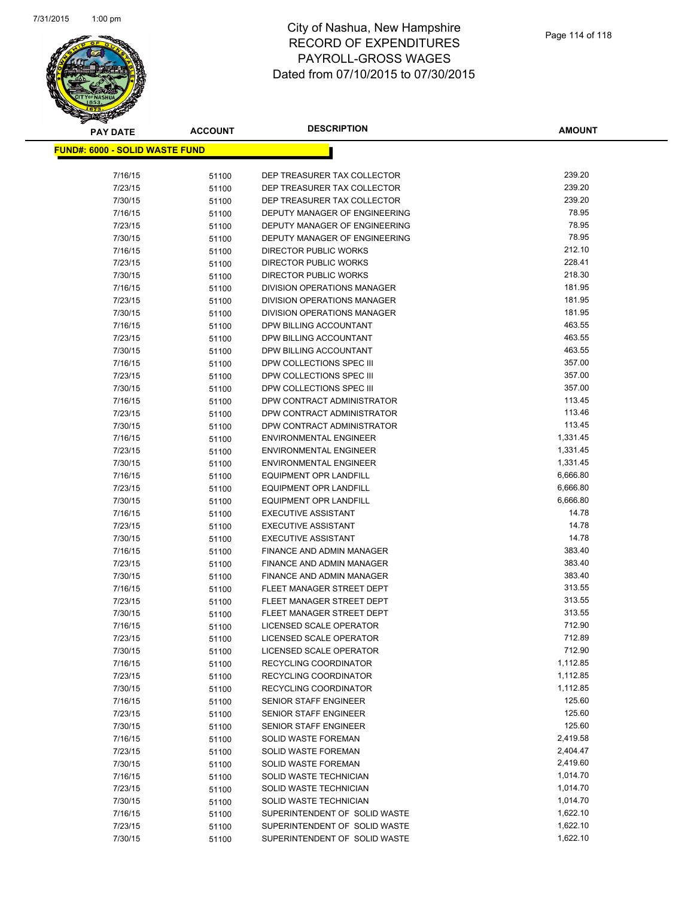# City of Nashua, New Hampshire
## RECORD OF EXPENDITURES
## PAYROLL-GROSS WAGES
## Dated from 07/10/2015 to 07/30/2015

**FUND#: 6000 - SOLID WASTE FUND**

| PAY DATE | ACCOUNT | DESCRIPTION | AMOUNT |
|---|---|---|---|
| 7/16/15 | 51100 | DEP TREASURER TAX COLLECTOR | 239.20 |
| 7/23/15 | 51100 | DEP TREASURER TAX COLLECTOR | 239.20 |
| 7/30/15 | 51100 | DEP TREASURER TAX COLLECTOR | 239.20 |
| 7/16/15 | 51100 | DEPUTY MANAGER OF ENGINEERING | 78.95 |
| 7/23/15 | 51100 | DEPUTY MANAGER OF ENGINEERING | 78.95 |
| 7/30/15 | 51100 | DEPUTY MANAGER OF ENGINEERING | 78.95 |
| 7/16/15 | 51100 | DIRECTOR PUBLIC WORKS | 212.10 |
| 7/23/15 | 51100 | DIRECTOR PUBLIC WORKS | 228.41 |
| 7/30/15 | 51100 | DIRECTOR PUBLIC WORKS | 218.30 |
| 7/16/15 | 51100 | DIVISION OPERATIONS MANAGER | 181.95 |
| 7/23/15 | 51100 | DIVISION OPERATIONS MANAGER | 181.95 |
| 7/30/15 | 51100 | DIVISION OPERATIONS MANAGER | 181.95 |
| 7/16/15 | 51100 | DPW BILLING ACCOUNTANT | 463.55 |
| 7/23/15 | 51100 | DPW BILLING ACCOUNTANT | 463.55 |
| 7/30/15 | 51100 | DPW BILLING ACCOUNTANT | 463.55 |
| 7/16/15 | 51100 | DPW COLLECTIONS SPEC III | 357.00 |
| 7/23/15 | 51100 | DPW COLLECTIONS SPEC III | 357.00 |
| 7/30/15 | 51100 | DPW COLLECTIONS SPEC III | 357.00 |
| 7/16/15 | 51100 | DPW CONTRACT ADMINISTRATOR | 113.45 |
| 7/23/15 | 51100 | DPW CONTRACT ADMINISTRATOR | 113.46 |
| 7/30/15 | 51100 | DPW CONTRACT ADMINISTRATOR | 113.45 |
| 7/16/15 | 51100 | ENVIRONMENTAL ENGINEER | 1,331.45 |
| 7/23/15 | 51100 | ENVIRONMENTAL ENGINEER | 1,331.45 |
| 7/30/15 | 51100 | ENVIRONMENTAL ENGINEER | 1,331.45 |
| 7/16/15 | 51100 | EQUIPMENT OPR LANDFILL | 6,666.80 |
| 7/23/15 | 51100 | EQUIPMENT OPR LANDFILL | 6,666.80 |
| 7/30/15 | 51100 | EQUIPMENT OPR LANDFILL | 6,666.80 |
| 7/16/15 | 51100 | EXECUTIVE ASSISTANT | 14.78 |
| 7/23/15 | 51100 | EXECUTIVE ASSISTANT | 14.78 |
| 7/30/15 | 51100 | EXECUTIVE ASSISTANT | 14.78 |
| 7/16/15 | 51100 | FINANCE AND ADMIN MANAGER | 383.40 |
| 7/23/15 | 51100 | FINANCE AND ADMIN MANAGER | 383.40 |
| 7/30/15 | 51100 | FINANCE AND ADMIN MANAGER | 383.40 |
| 7/16/15 | 51100 | FLEET MANAGER STREET DEPT | 313.55 |
| 7/23/15 | 51100 | FLEET MANAGER STREET DEPT | 313.55 |
| 7/30/15 | 51100 | FLEET MANAGER STREET DEPT | 313.55 |
| 7/16/15 | 51100 | LICENSED SCALE OPERATOR | 712.90 |
| 7/23/15 | 51100 | LICENSED SCALE OPERATOR | 712.89 |
| 7/30/15 | 51100 | LICENSED SCALE OPERATOR | 712.90 |
| 7/16/15 | 51100 | RECYCLING COORDINATOR | 1,112.85 |
| 7/23/15 | 51100 | RECYCLING COORDINATOR | 1,112.85 |
| 7/30/15 | 51100 | RECYCLING COORDINATOR | 1,112.85 |
| 7/16/15 | 51100 | SENIOR STAFF ENGINEER | 125.60 |
| 7/23/15 | 51100 | SENIOR STAFF ENGINEER | 125.60 |
| 7/30/15 | 51100 | SENIOR STAFF ENGINEER | 125.60 |
| 7/16/15 | 51100 | SOLID WASTE FOREMAN | 2,419.58 |
| 7/23/15 | 51100 | SOLID WASTE FOREMAN | 2,404.47 |
| 7/30/15 | 51100 | SOLID WASTE FOREMAN | 2,419.60 |
| 7/16/15 | 51100 | SOLID WASTE TECHNICIAN | 1,014.70 |
| 7/23/15 | 51100 | SOLID WASTE TECHNICIAN | 1,014.70 |
| 7/30/15 | 51100 | SOLID WASTE TECHNICIAN | 1,014.70 |
| 7/16/15 | 51100 | SUPERINTENDENT OF SOLID WASTE | 1,622.10 |
| 7/23/15 | 51100 | SUPERINTENDENT OF SOLID WASTE | 1,622.10 |
| 7/30/15 | 51100 | SUPERINTENDENT OF SOLID WASTE | 1,622.10 |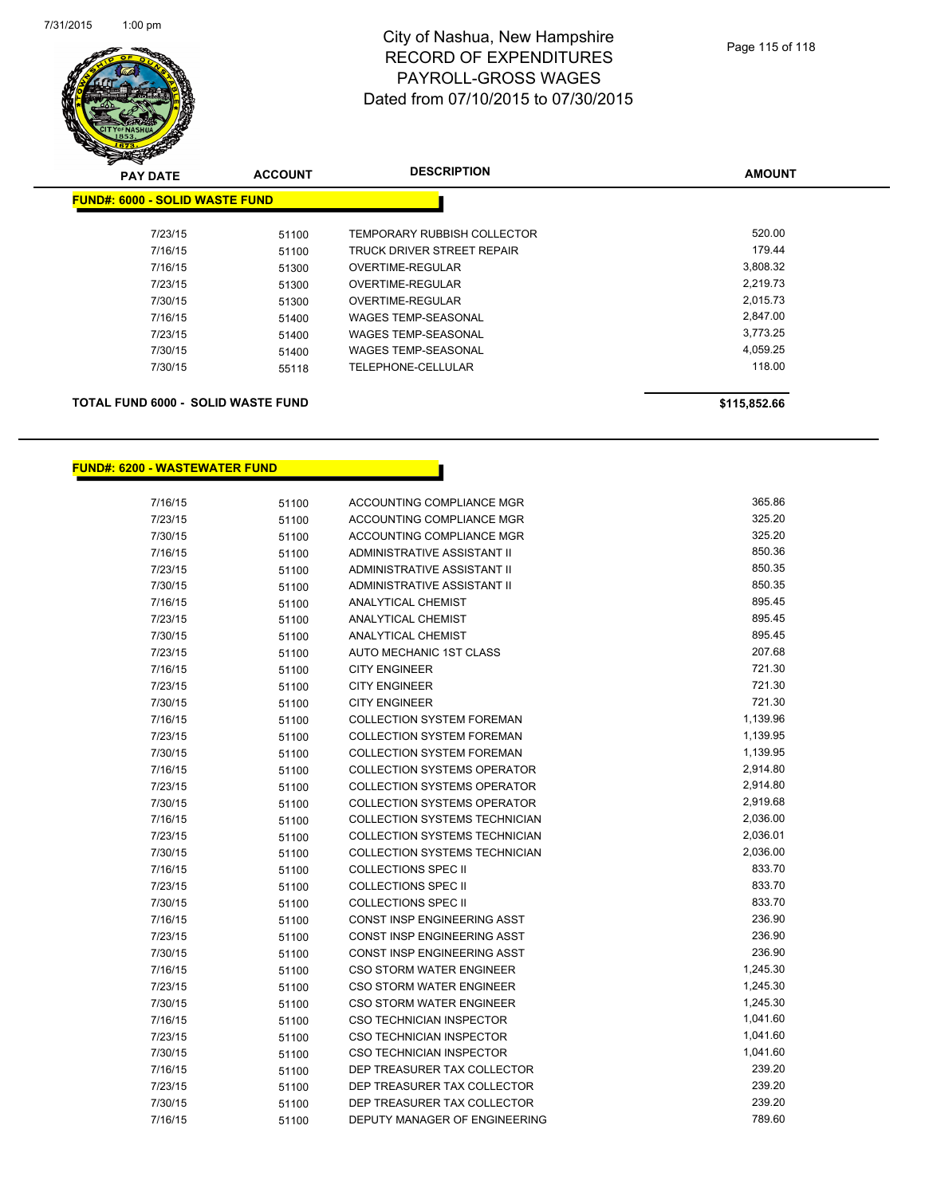# City of Nashua, New Hampshire
## RECORD OF EXPENDITURES
## PAYROLL-GROSS WAGES
## Dated from 07/10/2015 to 07/30/2015

| PAY DATE | ACCOUNT | DESCRIPTION | AMOUNT |
|---|---|---|---|
| **FUND#: 6000 - SOLID WASTE FUND** | | | |
| 7/23/15 | 51100 | TEMPORARY RUBBISH COLLECTOR | 520.00 |
| 7/16/15 | 51100 | TRUCK DRIVER STREET REPAIR | 179.44 |
| 7/16/15 | 51300 | OVERTIME-REGULAR | 3,808.32 |
| 7/23/15 | 51300 | OVERTIME-REGULAR | 2,219.73 |
| 7/30/15 | 51300 | OVERTIME-REGULAR | 2,015.73 |
| 7/16/15 | 51400 | WAGES TEMP-SEASONAL | 2,847.00 |
| 7/23/15 | 51400 | WAGES TEMP-SEASONAL | 3,773.25 |
| 7/30/15 | 51400 | WAGES TEMP-SEASONAL | 4,059.25 |
| 7/30/15 | 55118 | TELEPHONE-CELLULAR | 118.00 |
| **TOTAL FUND 6000 - SOLID WASTE FUND** | | | **$115,852.66** |

| PAY DATE | ACCOUNT | DESCRIPTION | AMOUNT |
|---|---|---|---|
| **FUND#: 6200 - WASTEWATER FUND** | | | |
| 7/16/15 | 51100 | ACCOUNTING COMPLIANCE MGR | 365.86 |
| 7/23/15 | 51100 | ACCOUNTING COMPLIANCE MGR | 325.20 |
| 7/30/15 | 51100 | ACCOUNTING COMPLIANCE MGR | 325.20 |
| 7/16/15 | 51100 | ADMINISTRATIVE ASSISTANT II | 850.36 |
| 7/23/15 | 51100 | ADMINISTRATIVE ASSISTANT II | 850.35 |
| 7/30/15 | 51100 | ADMINISTRATIVE ASSISTANT II | 850.35 |
| 7/16/15 | 51100 | ANALYTICAL CHEMIST | 895.45 |
| 7/23/15 | 51100 | ANALYTICAL CHEMIST | 895.45 |
| 7/30/15 | 51100 | ANALYTICAL CHEMIST | 895.45 |
| 7/23/15 | 51100 | AUTO MECHANIC 1ST CLASS | 207.68 |
| 7/16/15 | 51100 | CITY ENGINEER | 721.30 |
| 7/23/15 | 51100 | CITY ENGINEER | 721.30 |
| 7/30/15 | 51100 | CITY ENGINEER | 721.30 |
| 7/16/15 | 51100 | COLLECTION SYSTEM FOREMAN | 1,139.96 |
| 7/23/15 | 51100 | COLLECTION SYSTEM FOREMAN | 1,139.95 |
| 7/30/15 | 51100 | COLLECTION SYSTEM FOREMAN | 1,139.95 |
| 7/16/15 | 51100 | COLLECTION SYSTEMS OPERATOR | 2,914.80 |
| 7/23/15 | 51100 | COLLECTION SYSTEMS OPERATOR | 2,914.80 |
| 7/30/15 | 51100 | COLLECTION SYSTEMS OPERATOR | 2,919.68 |
| 7/16/15 | 51100 | COLLECTION SYSTEMS TECHNICIAN | 2,036.00 |
| 7/23/15 | 51100 | COLLECTION SYSTEMS TECHNICIAN | 2,036.01 |
| 7/30/15 | 51100 | COLLECTION SYSTEMS TECHNICIAN | 2,036.00 |
| 7/16/15 | 51100 | COLLECTIONS SPEC II | 833.70 |
| 7/23/15 | 51100 | COLLECTIONS SPEC II | 833.70 |
| 7/30/15 | 51100 | COLLECTIONS SPEC II | 833.70 |
| 7/16/15 | 51100 | CONST INSP ENGINEERING ASST | 236.90 |
| 7/23/15 | 51100 | CONST INSP ENGINEERING ASST | 236.90 |
| 7/30/15 | 51100 | CONST INSP ENGINEERING ASST | 236.90 |
| 7/16/15 | 51100 | CSO STORM WATER ENGINEER | 1,245.30 |
| 7/23/15 | 51100 | CSO STORM WATER ENGINEER | 1,245.30 |
| 7/30/15 | 51100 | CSO STORM WATER ENGINEER | 1,245.30 |
| 7/16/15 | 51100 | CSO TECHNICIAN INSPECTOR | 1,041.60 |
| 7/23/15 | 51100 | CSO TECHNICIAN INSPECTOR | 1,041.60 |
| 7/30/15 | 51100 | CSO TECHNICIAN INSPECTOR | 1,041.60 |
| 7/16/15 | 51100 | DEP TREASURER TAX COLLECTOR | 239.20 |
| 7/23/15 | 51100 | DEP TREASURER TAX COLLECTOR | 239.20 |
| 7/30/15 | 51100 | DEP TREASURER TAX COLLECTOR | 239.20 |
| 7/16/15 | 51100 | DEPUTY MANAGER OF ENGINEERING | 789.60 |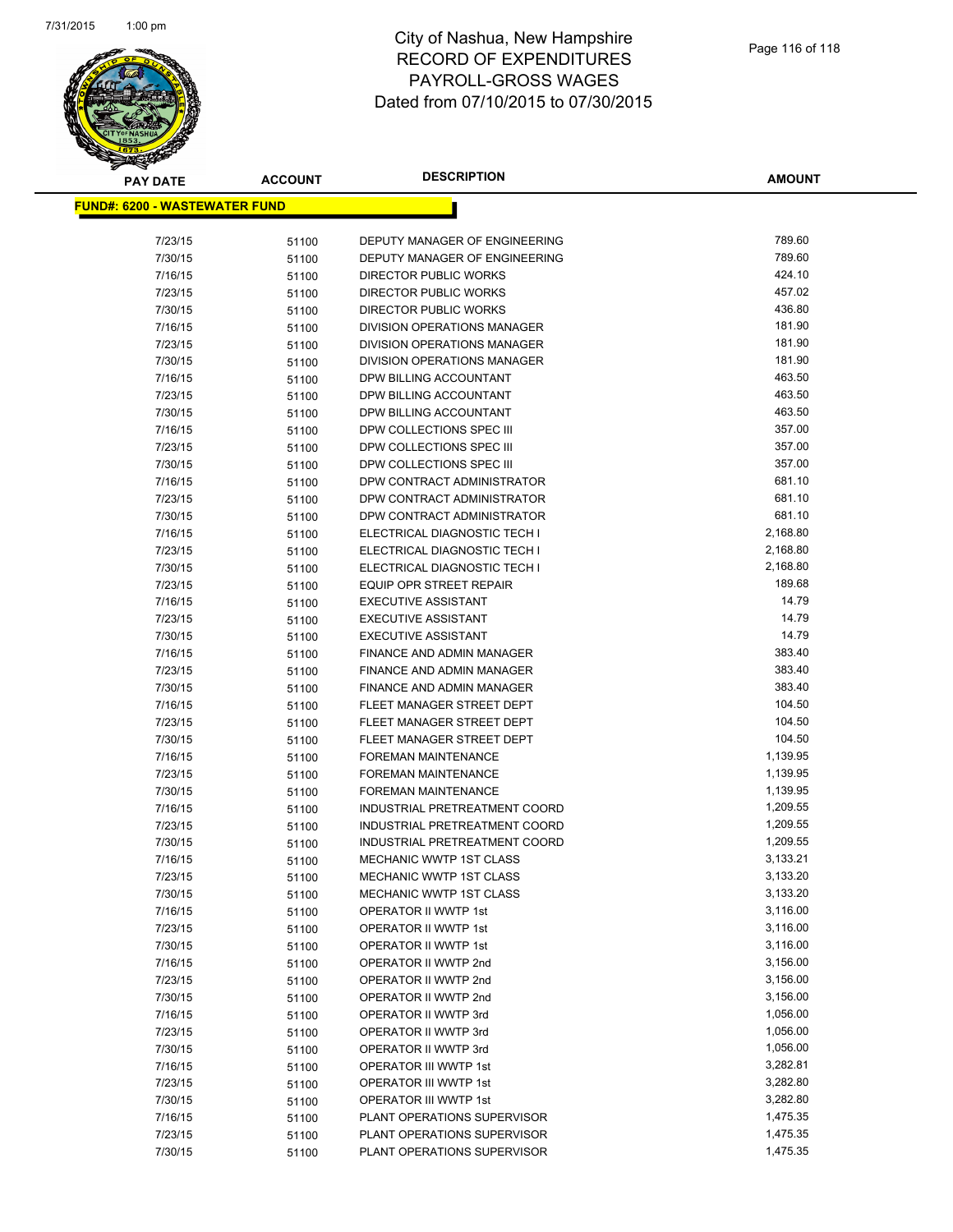# City of Nashua, New Hampshire
## RECORD OF EXPENDITURES
## PAYROLL-GROSS WAGES
## Dated from 07/10/2015 to 07/30/2015

| PAY DATE | ACCOUNT | DESCRIPTION | AMOUNT |
|---|---|---|---|
| **FUND#: 6200 - WASTEWATER FUND** | | | |
| 7/23/15 | 51100 | DEPUTY MANAGER OF ENGINEERING | 789.60 |
| 7/30/15 | 51100 | DEPUTY MANAGER OF ENGINEERING | 789.60 |
| 7/16/15 | 51100 | DIRECTOR PUBLIC WORKS | 424.10 |
| 7/23/15 | 51100 | DIRECTOR PUBLIC WORKS | 457.02 |
| 7/30/15 | 51100 | DIRECTOR PUBLIC WORKS | 436.80 |
| 7/16/15 | 51100 | DIVISION OPERATIONS MANAGER | 181.90 |
| 7/23/15 | 51100 | DIVISION OPERATIONS MANAGER | 181.90 |
| 7/30/15 | 51100 | DIVISION OPERATIONS MANAGER | 181.90 |
| 7/16/15 | 51100 | DPW BILLING ACCOUNTANT | 463.50 |
| 7/23/15 | 51100 | DPW BILLING ACCOUNTANT | 463.50 |
| 7/30/15 | 51100 | DPW BILLING ACCOUNTANT | 463.50 |
| 7/16/15 | 51100 | DPW COLLECTIONS SPEC III | 357.00 |
| 7/23/15 | 51100 | DPW COLLECTIONS SPEC III | 357.00 |
| 7/30/15 | 51100 | DPW COLLECTIONS SPEC III | 357.00 |
| 7/16/15 | 51100 | DPW CONTRACT ADMINISTRATOR | 681.10 |
| 7/23/15 | 51100 | DPW CONTRACT ADMINISTRATOR | 681.10 |
| 7/30/15 | 51100 | DPW CONTRACT ADMINISTRATOR | 681.10 |
| 7/16/15 | 51100 | ELECTRICAL DIAGNOSTIC TECH I | 2,168.80 |
| 7/23/15 | 51100 | ELECTRICAL DIAGNOSTIC TECH I | 2,168.80 |
| 7/30/15 | 51100 | ELECTRICAL DIAGNOSTIC TECH I | 2,168.80 |
| 7/23/15 | 51100 | EQUIP OPR STREET REPAIR | 189.68 |
| 7/16/15 | 51100 | EXECUTIVE ASSISTANT | 14.79 |
| 7/23/15 | 51100 | EXECUTIVE ASSISTANT | 14.79 |
| 7/30/15 | 51100 | EXECUTIVE ASSISTANT | 14.79 |
| 7/16/15 | 51100 | FINANCE AND ADMIN MANAGER | 383.40 |
| 7/23/15 | 51100 | FINANCE AND ADMIN MANAGER | 383.40 |
| 7/30/15 | 51100 | FINANCE AND ADMIN MANAGER | 383.40 |
| 7/16/15 | 51100 | FLEET MANAGER STREET DEPT | 104.50 |
| 7/23/15 | 51100 | FLEET MANAGER STREET DEPT | 104.50 |
| 7/30/15 | 51100 | FLEET MANAGER STREET DEPT | 104.50 |
| 7/16/15 | 51100 | FOREMAN MAINTENANCE | 1,139.95 |
| 7/23/15 | 51100 | FOREMAN MAINTENANCE | 1,139.95 |
| 7/30/15 | 51100 | FOREMAN MAINTENANCE | 1,139.95 |
| 7/16/15 | 51100 | INDUSTRIAL PRETREATMENT COORD | 1,209.55 |
| 7/23/15 | 51100 | INDUSTRIAL PRETREATMENT COORD | 1,209.55 |
| 7/30/15 | 51100 | INDUSTRIAL PRETREATMENT COORD | 1,209.55 |
| 7/16/15 | 51100 | MECHANIC WWTP 1ST CLASS | 3,133.21 |
| 7/23/15 | 51100 | MECHANIC WWTP 1ST CLASS | 3,133.20 |
| 7/30/15 | 51100 | MECHANIC WWTP 1ST CLASS | 3,133.20 |
| 7/16/15 | 51100 | OPERATOR II WWTP 1st | 3,116.00 |
| 7/23/15 | 51100 | OPERATOR II WWTP 1st | 3,116.00 |
| 7/30/15 | 51100 | OPERATOR II WWTP 1st | 3,116.00 |
| 7/16/15 | 51100 | OPERATOR II WWTP 2nd | 3,156.00 |
| 7/23/15 | 51100 | OPERATOR II WWTP 2nd | 3,156.00 |
| 7/30/15 | 51100 | OPERATOR II WWTP 2nd | 3,156.00 |
| 7/16/15 | 51100 | OPERATOR II WWTP 3rd | 1,056.00 |
| 7/23/15 | 51100 | OPERATOR II WWTP 3rd | 1,056.00 |
| 7/30/15 | 51100 | OPERATOR II WWTP 3rd | 1,056.00 |
| 7/16/15 | 51100 | OPERATOR III WWTP 1st | 3,282.81 |
| 7/23/15 | 51100 | OPERATOR III WWTP 1st | 3,282.80 |
| 7/30/15 | 51100 | OPERATOR III WWTP 1st | 3,282.80 |
| 7/16/15 | 51100 | PLANT OPERATIONS SUPERVISOR | 1,475.35 |
| 7/23/15 | 51100 | PLANT OPERATIONS SUPERVISOR | 1,475.35 |
| 7/30/15 | 51100 | PLANT OPERATIONS SUPERVISOR | 1,475.35 |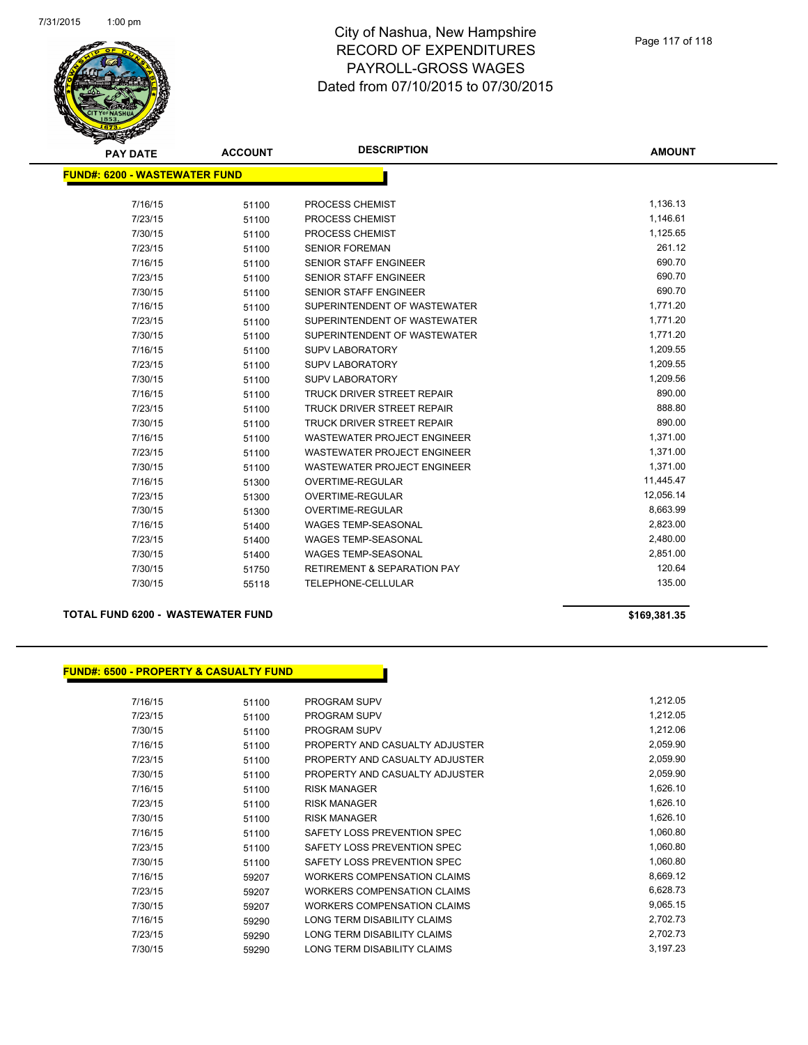# City of Nashua, New Hampshire
## RECORD OF EXPENDITURES
## PAYROLL-GROSS WAGES
## Dated from 07/10/2015 to 07/30/2015

**FUND#: 6200 - WASTEWATER FUND**

| PAY DATE | ACCOUNT | DESCRIPTION | AMOUNT |
|---|---|---|---|
| 7/16/15 | 51100 | PROCESS CHEMIST | 1,136.13 |
| 7/23/15 | 51100 | PROCESS CHEMIST | 1,146.61 |
| 7/30/15 | 51100 | PROCESS CHEMIST | 1,125.65 |
| 7/23/15 | 51100 | SENIOR FOREMAN | 261.12 |
| 7/16/15 | 51100 | SENIOR STAFF ENGINEER | 690.70 |
| 7/23/15 | 51100 | SENIOR STAFF ENGINEER | 690.70 |
| 7/30/15 | 51100 | SENIOR STAFF ENGINEER | 690.70 |
| 7/16/15 | 51100 | SUPERINTENDENT OF WASTEWATER | 1,771.20 |
| 7/23/15 | 51100 | SUPERINTENDENT OF WASTEWATER | 1,771.20 |
| 7/30/15 | 51100 | SUPERINTENDENT OF WASTEWATER | 1,771.20 |
| 7/16/15 | 51100 | SUPV LABORATORY | 1,209.55 |
| 7/23/15 | 51100 | SUPV LABORATORY | 1,209.55 |
| 7/30/15 | 51100 | SUPV LABORATORY | 1,209.56 |
| 7/16/15 | 51100 | TRUCK DRIVER STREET REPAIR | 890.00 |
| 7/23/15 | 51100 | TRUCK DRIVER STREET REPAIR | 888.80 |
| 7/30/15 | 51100 | TRUCK DRIVER STREET REPAIR | 890.00 |
| 7/16/15 | 51100 | WASTEWATER PROJECT ENGINEER | 1,371.00 |
| 7/23/15 | 51100 | WASTEWATER PROJECT ENGINEER | 1,371.00 |
| 7/30/15 | 51100 | WASTEWATER PROJECT ENGINEER | 1,371.00 |
| 7/16/15 | 51300 | OVERTIME-REGULAR | 11,445.47 |
| 7/23/15 | 51300 | OVERTIME-REGULAR | 12,056.14 |
| 7/30/15 | 51300 | OVERTIME-REGULAR | 8,663.99 |
| 7/16/15 | 51400 | WAGES TEMP-SEASONAL | 2,823.00 |
| 7/23/15 | 51400 | WAGES TEMP-SEASONAL | 2,480.00 |
| 7/30/15 | 51400 | WAGES TEMP-SEASONAL | 2,851.00 |
| 7/30/15 | 51750 | RETIREMENT & SEPARATION PAY | 120.64 |
| 7/30/15 | 55118 | TELEPHONE-CELLULAR | 135.00 |

**TOTAL FUND 6200 - WASTEWATER FUND** **$169,381.35**

**FUND#: 6500 - PROPERTY & CASUALTY FUND**

| PAY DATE | ACCOUNT | DESCRIPTION | AMOUNT |
|---|---|---|---|
| 7/16/15 | 51100 | PROGRAM SUPV | 1,212.05 |
| 7/23/15 | 51100 | PROGRAM SUPV | 1,212.05 |
| 7/30/15 | 51100 | PROGRAM SUPV | 1,212.06 |
| 7/16/15 | 51100 | PROPERTY AND CASUALTY ADJUSTER | 2,059.90 |
| 7/23/15 | 51100 | PROPERTY AND CASUALTY ADJUSTER | 2,059.90 |
| 7/30/15 | 51100 | PROPERTY AND CASUALTY ADJUSTER | 2,059.90 |
| 7/16/15 | 51100 | RISK MANAGER | 1,626.10 |
| 7/23/15 | 51100 | RISK MANAGER | 1,626.10 |
| 7/30/15 | 51100 | RISK MANAGER | 1,626.10 |
| 7/16/15 | 51100 | SAFETY LOSS PREVENTION SPEC | 1,060.80 |
| 7/23/15 | 51100 | SAFETY LOSS PREVENTION SPEC | 1,060.80 |
| 7/30/15 | 51100 | SAFETY LOSS PREVENTION SPEC | 1,060.80 |
| 7/16/15 | 59207 | WORKERS COMPENSATION CLAIMS | 8,669.12 |
| 7/23/15 | 59207 | WORKERS COMPENSATION CLAIMS | 6,628.73 |
| 7/30/15 | 59207 | WORKERS COMPENSATION CLAIMS | 9,065.15 |
| 7/16/15 | 59290 | LONG TERM DISABILITY CLAIMS | 2,702.73 |
| 7/23/15 | 59290 | LONG TERM DISABILITY CLAIMS | 2,702.73 |
| 7/30/15 | 59290 | LONG TERM DISABILITY CLAIMS | 3,197.23 |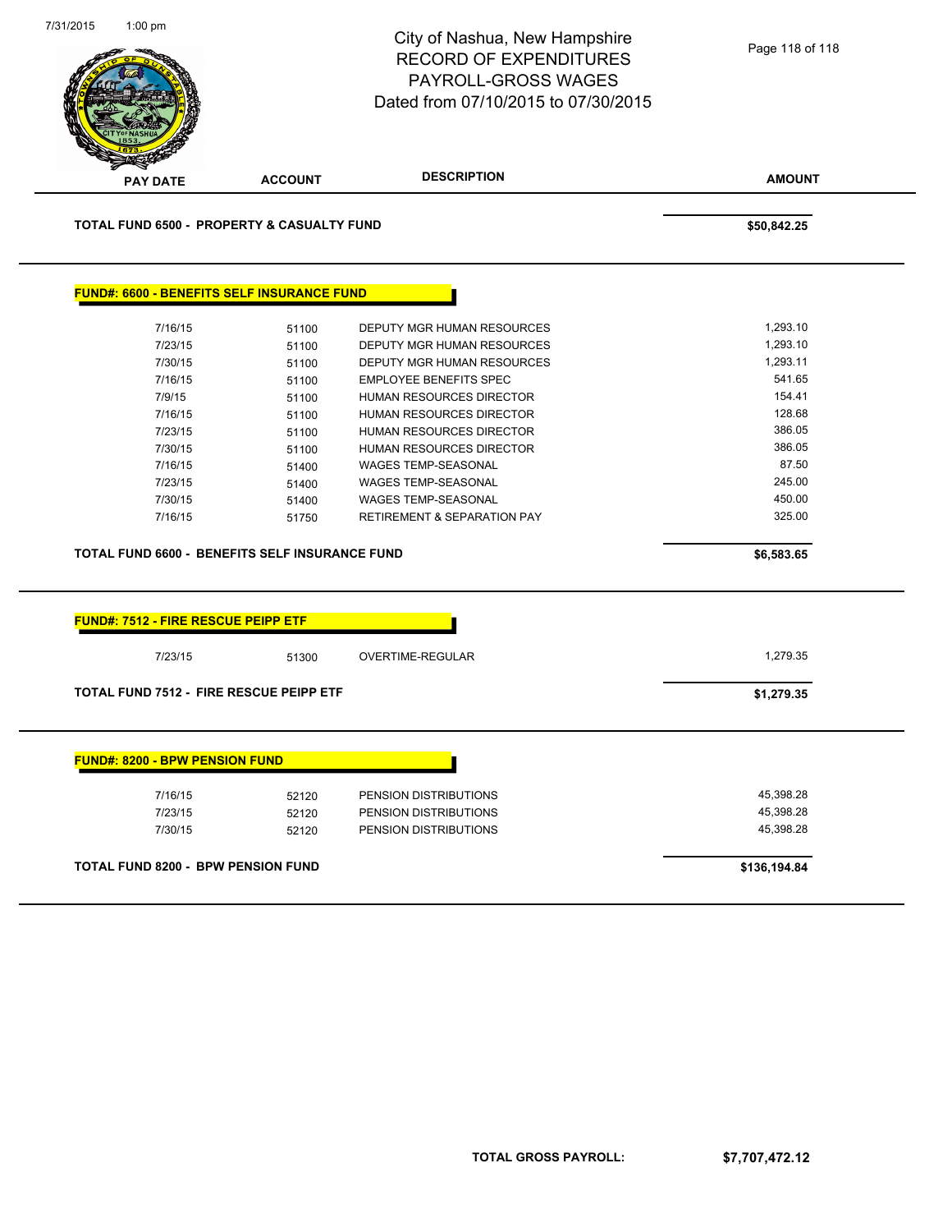# City of Nashua, New Hampshire
## RECORD OF EXPENDITURES
## PAYROLL-GROSS WAGES
## Dated from 07/10/2015 to 07/30/2015

| PAY DATE | ACCOUNT | DESCRIPTION | AMOUNT |
|---|---|---|---|
| **TOTAL FUND 6500 - PROPERTY & CASUALTY FUND** | | | **$50,842.25** |

**FUND#: 6600 - BENEFITS SELF INSURANCE FUND**

| PAY DATE | ACCOUNT | DESCRIPTION | AMOUNT |
|---|---|---|---|
| 7/16/15 | 51100 | DEPUTY MGR HUMAN RESOURCES | 1,293.10 |
| 7/23/15 | 51100 | DEPUTY MGR HUMAN RESOURCES | 1,293.10 |
| 7/30/15 | 51100 | DEPUTY MGR HUMAN RESOURCES | 1,293.11 |
| 7/16/15 | 51100 | EMPLOYEE BENEFITS SPEC | 541.65 |
| 7/9/15 | 51100 | HUMAN RESOURCES DIRECTOR | 154.41 |
| 7/16/15 | 51100 | HUMAN RESOURCES DIRECTOR | 128.68 |
| 7/23/15 | 51100 | HUMAN RESOURCES DIRECTOR | 386.05 |
| 7/30/15 | 51100 | HUMAN RESOURCES DIRECTOR | 386.05 |
| 7/16/15 | 51400 | WAGES TEMP-SEASONAL | 87.50 |
| 7/23/15 | 51400 | WAGES TEMP-SEASONAL | 245.00 |
| 7/30/15 | 51400 | WAGES TEMP-SEASONAL | 450.00 |
| 7/16/15 | 51750 | RETIREMENT & SEPARATION PAY | 325.00 |
| **TOTAL FUND 6600 - BENEFITS SELF INSURANCE FUND** | | | **$6,583.65** |

**FUND#: 7512 - FIRE RESCUE PEIPP ETF**

| PAY DATE | ACCOUNT | DESCRIPTION | AMOUNT |
|---|---|---|---|
| 7/23/15 | 51300 | OVERTIME-REGULAR | 1,279.35 |
| **TOTAL FUND 7512 - FIRE RESCUE PEIPP ETF** | | | **$1,279.35** |

**FUND#: 8200 - BPW PENSION FUND**

| PAY DATE | ACCOUNT | DESCRIPTION | AMOUNT |
|---|---|---|---|
| 7/16/15 | 52120 | PENSION DISTRIBUTIONS | 45,398.28 |
| 7/23/15 | 52120 | PENSION DISTRIBUTIONS | 45,398.28 |
| 7/30/15 | 52120 | PENSION DISTRIBUTIONS | 45,398.28 |
| **TOTAL FUND 8200 - BPW PENSION FUND** | | | **$136,194.84** |

**TOTAL GROSS PAYROLL: $7,707,472.12**